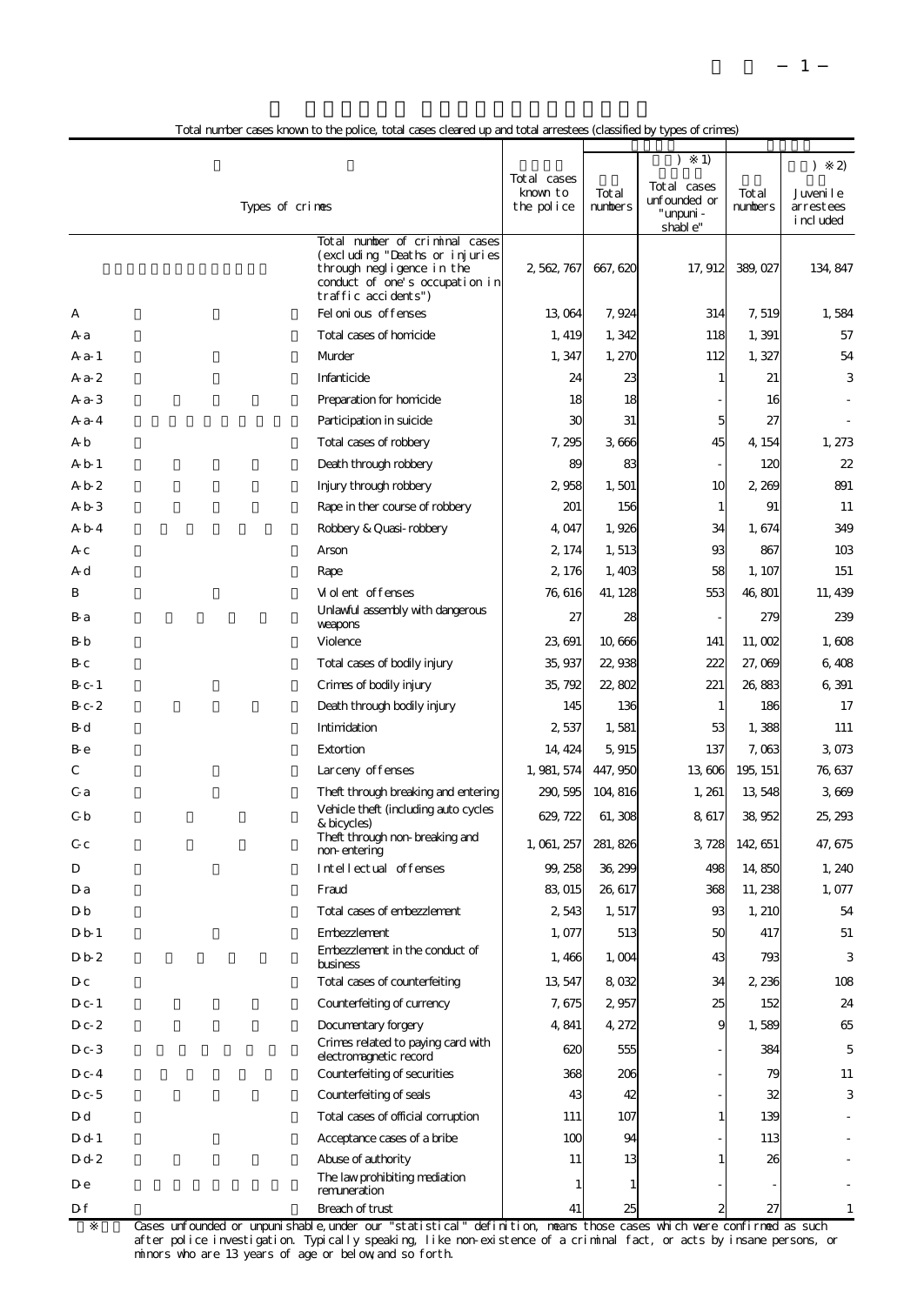Total number cases known to the police, total cases cleared up and total arrestees (classified by types of crimes)

| | Types of crimes | Total cases known to the police | Total numbers | ※1) Total cases unfounded or "unpunishable" | Total numbers | ※2) Juvenile arrestees included |
|---|---|---|---|---|---|---|
| | Total number of criminal cases (excluding "Deaths or injuries through negligence in the conduct of one's occupation in traffic accidents") | 2,562,767 | 667,620 | 17,912 | 389,027 | 134,847 |
| A | Felonious offenses | 13,064 | 7,924 | 314 | 7,519 | 1,584 |
| A-a | Total cases of homicide | 1,419 | 1,342 | 118 | 1,391 | 57 |
| A-a-1 | Murder | 1,347 | 1,270 | 112 | 1,327 | 54 |
| A-a-2 | Infanticide | 24 | 23 | 1 | 21 | 3 |
| A-a-3 | Preparation for homicide | 18 | 18 | - | 16 | - |
| A-a-4 | Participation in suicide | 30 | 31 | 5 | 27 | - |
| A-b | Total cases of robbery | 7,295 | 3,666 | 45 | 4,154 | 1,273 |
| A-b-1 | Death through robbery | 89 | 83 | - | 120 | 22 |
| A-b-2 | Injury through robbery | 2,958 | 1,501 | 10 | 2,269 | 891 |
| A-b-3 | Rape in ther course of robbery | 201 | 156 | 1 | 91 | 11 |
| A-b-4 | Robbery & Quasi-robbery | 4,047 | 1,926 | 34 | 1,674 | 349 |
| A-c | Arson | 2,174 | 1,513 | 93 | 867 | 103 |
| A-d | Rape | 2,176 | 1,403 | 58 | 1,107 | 151 |
| B | Violent offenses | 76,616 | 41,128 | 553 | 46,801 | 11,439 |
| B-a | Unlawful assembly with dangerous weapons | 27 | 28 | - | 279 | 239 |
| B-b | Violence | 23,691 | 10,666 | 141 | 11,002 | 1,608 |
| B-c | Total cases of bodily injury | 35,937 | 22,938 | 222 | 27,069 | 6,408 |
| B-c-1 | Crimes of bodily injury | 35,792 | 22,802 | 221 | 26,883 | 6,391 |
| B-c-2 | Death through bodily injury | 145 | 136 | 1 | 186 | 17 |
| B-d | Intimidation | 2,537 | 1,581 | 53 | 1,388 | 111 |
| B-e | Extortion | 14,424 | 5,915 | 137 | 7,063 | 3,073 |
| C | Larceny offenses | 1,981,574 | 447,950 | 13,606 | 195,151 | 76,637 |
| C-a | Theft through breaking and entering | 290,595 | 104,816 | 1,261 | 13,548 | 3,669 |
| C-b | Vehicle theft (including auto cycles & bicycles) | 629,722 | 61,308 | 8,617 | 38,952 | 25,293 |
| C-c | Theft through non-breaking and non-entering | 1,061,257 | 281,826 | 3,728 | 142,651 | 47,675 |
| D | Intellectual offenses | 99,258 | 36,299 | 498 | 14,850 | 1,240 |
| D-a | Fraud | 83,015 | 26,617 | 368 | 11,238 | 1,077 |
| D-b | Total cases of embezzlement | 2,543 | 1,517 | 93 | 1,210 | 54 |
| D-b-1 | Embezzlement | 1,077 | 513 | 50 | 417 | 51 |
| D-b-2 | Embezzlement in the conduct of business | 1,466 | 1,004 | 43 | 793 | 3 |
| D-c | Total cases of counterfeiting | 13,547 | 8,032 | 34 | 2,236 | 108 |
| D-c-1 | Counterfeiting of currency | 7,675 | 2,957 | 25 | 152 | 24 |
| D-c-2 | Documentary forgery | 4,841 | 4,272 | 9 | 1,589 | 65 |
| D-c-3 | Crimes related to paying card with electromagnetic record | 620 | 555 | - | 384 | 5 |
| D-c-4 | Counterfeiting of securities | 368 | 206 | - | 79 | 11 |
| D-c-5 | Counterfeiting of seals | 43 | 42 | - | 32 | 3 |
| D-d | Total cases of official corruption | 111 | 107 | 1 | 139 | - |
| D-d-1 | Acceptance cases of a bribe | 100 | 94 | - | 113 | - |
| D-d-2 | Abuse of authority | 11 | 13 | 1 | 26 | - |
| D-e | The law prohibiting mediation remuneration | 1 | 1 | - | - | - |
| D-f | Breach of trust | 41 | 25 | 2 | 27 | 1 |

※ Cases unfounded or unpunishable, under our "statistical" definition, means those cases which were confirmed as such after police investigation. Typically speaking, like non-existence of a criminal fact, or acts by insane persons, or minors who are 13 years of age or below, and so forth.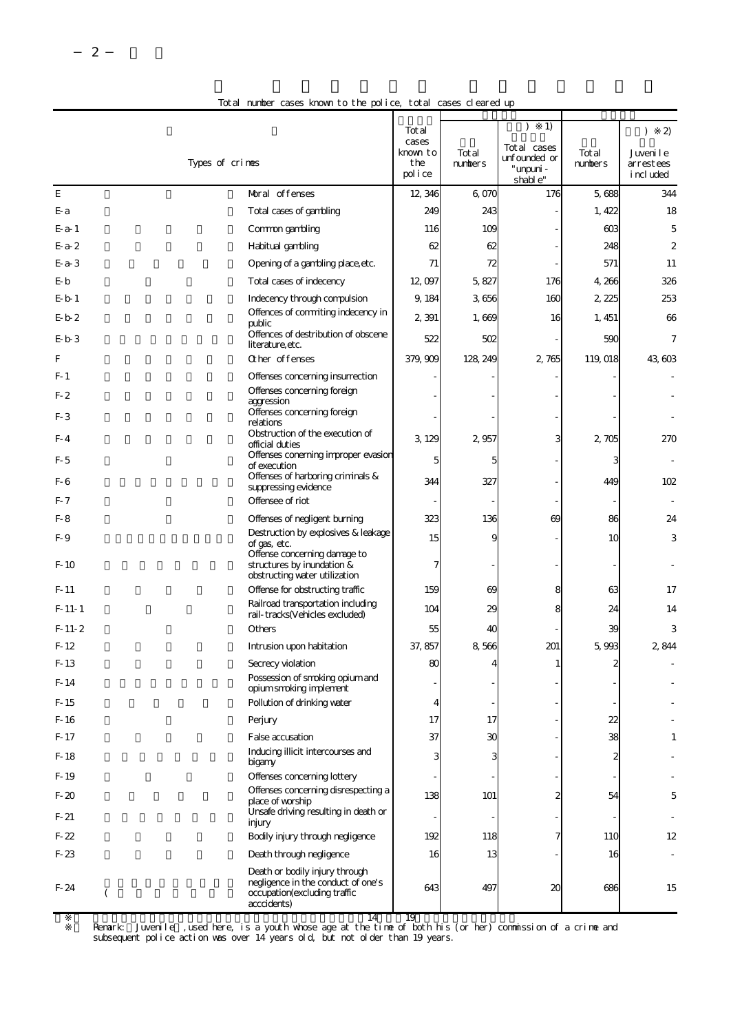Total number cases known to the police, total cases cleared up

| | Types of crimes | Total cases known to the police | Total numbers | ) ※1) Total cases unfounded or "unpunishable" | Total numbers | ) ※2) Juvenile arrestees included |
|---|---|---|---|---|---|---|
| E | Moral offenses | 12,346 | 6,070 | 176 | 5,688 | 344 |
| E-a | Total cases of gambling | 249 | 243 | - | 1,422 | 18 |
| E-a-1 | Common gambling | 116 | 109 | - | 603 | 5 |
| E-a-2 | Habitual gambling | 62 | 62 | - | 248 | 2 |
| E-a-3 | Opening of a gambling place,etc. | 71 | 72 | - | 571 | 11 |
| E-b | Total cases of indecency | 12,097 | 5,827 | 176 | 4,266 | 326 |
| E-b-1 | Indecency through compulsion | 9,184 | 3,656 | 160 | 2,225 | 253 |
| E-b-2 | Offences of commiting indecency in public | 2,391 | 1,669 | 16 | 1,451 | 66 |
| E-b-3 | Offences of destribution of obscene literature,etc. | 522 | 502 | - | 590 | 7 |
| F | Other offenses | 379,909 | 128,249 | 2,765 | 119,018 | 43,603 |
| F-1 | Offenses concerning insurrection | - | - | - | - | - |
| F-2 | Offenses concerning foreign aggression | - | - | - | - | - |
| F-3 | Offenses concerning foreign relations | - | - | - | - | - |
| F-4 | Obstruction of the execution of official duties | 3,129 | 2,957 | 3 | 2,705 | 270 |
| F-5 | Offenses conerning improper evasion of execution | 5 | 5 | - | 3 | - |
| F-6 | Offenses of harboring criminals & suppressing evidence | 344 | 327 | - | 449 | 102 |
| F-7 | Offensee of riot | - | - | - | - | - |
| F-8 | Offenses of negligent burning | 323 | 136 | 69 | 86 | 24 |
| F-9 | Destruction by explosives & leakage of gas, etc. | 15 | 9 | - | 10 | 3 |
| F-10 | Offense concerning damage to structures by inundation & obstructing water utilization | 7 | - | - | - | - |
| F-11 | Offense for obstructing traffic | 159 | 69 | 8 | 63 | 17 |
| F-11-1 | Railroad transportation including rail-tracks(Vehicles excluded) | 104 | 29 | 8 | 24 | 14 |
| F-11-2 | Others | 55 | 40 | - | 39 | 3 |
| F-12 | Intrusion upon habitation | 37,857 | 8,566 | 201 | 5,993 | 2,844 |
| F-13 | Secrecy violation | 80 | 4 | 1 | 2 | - |
| F-14 | Possession of smoking opium and opium smoking implement | - | - | - | - | - |
| F-15 | Pollution of drinking water | 4 | - | - | - | - |
| F-16 | Perjury | 17 | 17 | - | 22 | - |
| F-17 | False accusation | 37 | 30 | - | 38 | 1 |
| F-18 | Inducing illicit intercourses and bigamy | 3 | 3 | - | 2 | - |
| F-19 | Offenses concerning lottery | - | - | - | - | - |
| F-20 | Offenses concerning disrespecting a place of worship | 138 | 101 | 2 | 54 | 5 |
| F-21 | Unsafe driving resulting in death or injury | - | - | - | - | - |
| F-22 | Bodily injury through negligence | 192 | 118 | 7 | 110 | 12 |
| F-23 | Death through negligence | 16 | 13 | - | 16 | - |
| F-24 | Death or bodily injury through negligence in the conduct of one's occupation(excluding traffic acccidents) | 643 | 497 | 20 | 686 | 15 |

※ 14 19

※ Remark: Juvenile ,used here, is a youth whose age at the time of both his (or her) commission of a crime and subsequent police action was over 14 years old, but not older than 19 years.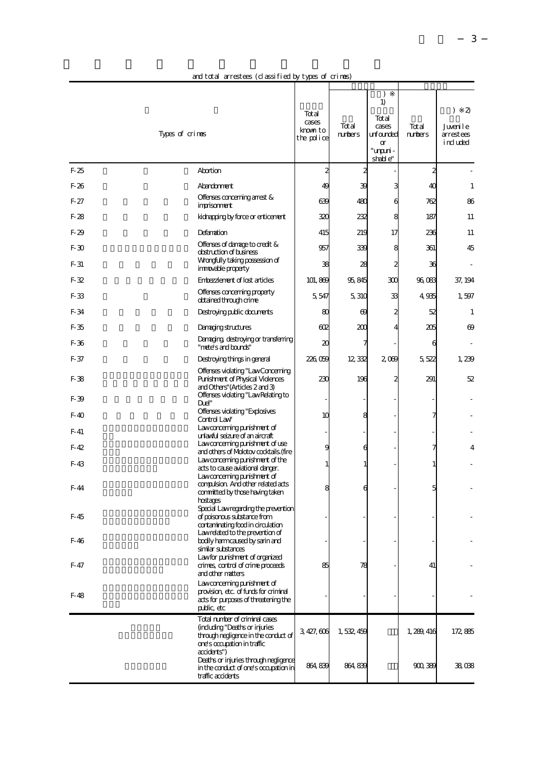and total arrestees (classified by types of crimes)

| | | Types of crimes | Total cases known to the police | Total numbers | 1) Total cases unfounded or "unpunishable" | Total numbers | 2) Juvenile arrestees included |
|---|---|---|---|---|---|---|---|
| F-25 | | Abortion | 2 | 2 | - | 2 | - |
| F-26 | | Abandonment | 49 | 39 | 3 | 40 | 1 |
| F-27 | | Offenses concerning arrest & imprisonment | 639 | 480 | 6 | 762 | 86 |
| F-28 | | kidnapping by force or enticement | 320 | 232 | 8 | 187 | 11 |
| F-29 | | Defamation | 415 | 219 | 17 | 236 | 11 |
| F-30 | | Offenses of damage to credit & obstruction of business | 957 | 339 | 8 | 361 | 45 |
| F-31 | | Wrongfully taking possession of immovable property | 38 | 28 | 2 | 36 | - |
| F-32 | | Embezzlement of lost articles | 101,869 | 95,845 | 300 | 96,083 | 37,194 |
| F-33 | | Offenses concerning property obtained through crime | 5,547 | 5,310 | 33 | 4,935 | 1,597 |
| F-34 | | Destroying public documents | 80 | 69 | 2 | 52 | 1 |
| F-35 | | Damaging structures | 602 | 200 | 4 | 205 | 69 |
| F-36 | | Damaging, destroying or transferring "mete's and bounds" | 20 | 7 | - | 6 | - |
| F-37 | | Destroying things in general | 226,059 | 12,332 | 2,069 | 5,522 | 1,239 |
| F-38 | | Offenses violating "Law Concerning Punishment of Physical Violences and Others"(Articles 2 and 3) | 230 | 196 | 2 | 291 | 52 |
| F-39 | | Offenses violating "Law Relating to Duel" | - | - | - | - | - |
| F-40 | | Offenses violating "Explosives Control Law" | 10 | 8 | - | 7 | - |
| F-41 | | Law concerning punishment of unlawful seizure of an aircraft | - | - | - | - | - |
| F-42 | | Law concerning punishment of use and others of Molotov cocktails.(fire | 9 | 6 | - | 7 | 4 |
| F-43 | | Law concerning punishment of the acts to cause aviational danger. | 1 | 1 | - | 1 | - |
| F-44 | | Law concerning punishment of compulsion. And other related acts committed by those having taken hostages | 8 | 6 | - | 5 | - |
| F-45 | | Special Law regarding the prevention of poisonous substance from contaminating food in circulation | - | - | - | - | - |
| F-46 | | Law related to the prevention of bodily harm caused by sarin and similar substances | - | - | - | - | - |
| F-47 | | Law for punishment of organized crimes, control of crime proceeds and other matters | 85 | 78 | - | 41 | - |
| F-48 | | Law concerning punishment of provision, etc. of funds for criminal acts for purposes of threatening the public, etc | - | - | - | - | - |
| | | Total number of criminal cases (including "Deaths or injuries through negligence in the conduct of one's occupation in traffic accidents") | 3,427,606 | 1,532,459 | | 1,289,416 | 172,885 |
| | | Deaths or injuries through negligence in the conduct of one's occupation in traffic accidents | 864,839 | 864,839 | | 900,389 | 38,038 |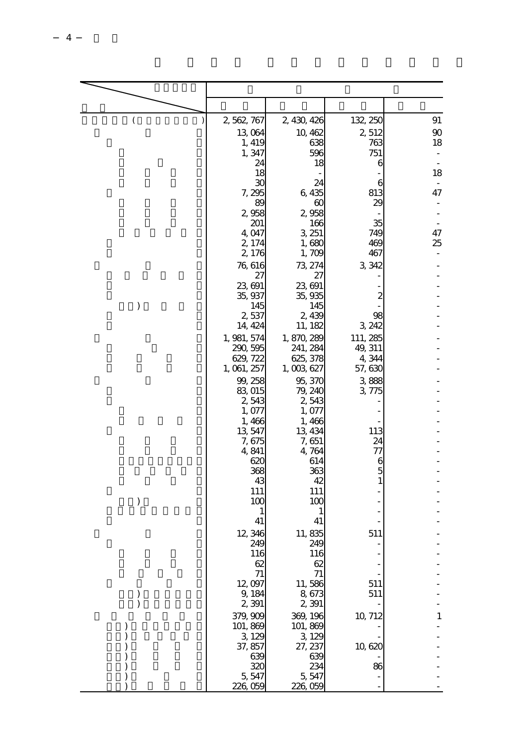| | | | | |
|---|---|---|---|---|
| ( ) | 2,562,767 | 2,430,426 | 132,250 | 91 |
| | 13,064 | 10,462 | 2,512 | 90 |
| | 1,419 | 638 | 763 | 18 |
| | 1,347 | 596 | 751 | - |
| | 24 | 18 | 6 | - |
| | 18 | - | - | 18 |
| | 30 | 24 | 6 | - |
| | 7,295 | 6,435 | 813 | 47 |
| | 89 | 60 | 29 | - |
| | 2,958 | 2,958 | - | - |
| | 201 | 166 | 35 | - |
| | 4,047 | 3,251 | 749 | 47 |
| | 2,174 | 1,680 | 469 | 25 |
| | 2,176 | 1,709 | 467 | - |
| | 76,616 | 73,274 | 3,342 | - |
| | 27 | 27 | - | - |
| | 23,691 | 23,691 | - | - |
| | 35,937 | 35,935 | 2 | - |
| ) | 145 | 145 | - | - |
| | 2,537 | 2,439 | 98 | - |
| | 14,424 | 11,182 | 3,242 | - |
| | 1,981,574 | 1,870,289 | 111,285 | - |
| | 290,595 | 241,284 | 49,311 | - |
| | 629,722 | 625,378 | 4,344 | - |
| | 1,061,257 | 1,003,627 | 57,630 | - |
| | 99,258 | 95,370 | 3,888 | - |
| | 83,015 | 79,240 | 3,775 | - |
| | 2,543 | 2,543 | - | - |
| | 1,077 | 1,077 | - | - |
| | 1,466 | 1,466 | - | - |
| | 13,547 | 13,434 | 113 | - |
| | 7,675 | 7,651 | 24 | - |
| | 4,841 | 4,764 | 77 | - |
| | 620 | 614 | 6 | - |
| | 368 | 363 | 5 | - |
| | 43 | 42 | 1 | - |
| | 111 | 111 | - | - |
| ) | 100 | 100 | - | - |
| | 1 | 1 | - | - |
| | 41 | 41 | - | - |
| | 12,346 | 11,835 | 511 | - |
| | 249 | 249 | - | - |
| | 116 | 116 | - | - |
| | 62 | 62 | - | - |
| | 71 | 71 | - | - |
| | 12,097 | 11,586 | 511 | - |
| ) | 9,184 | 8,673 | 511 | - |
| ) | 2,391 | 2,391 | - | - |
| | 379,909 | 369,196 | 10,712 | 1 |
| ) | 101,869 | 101,869 | - | - |
| ) | 3,129 | 3,129 | - | - |
| ) | 37,857 | 27,237 | 10,620 | - |
| ) | 639 | 639 | - | - |
| ) | 320 | 234 | 86 | - |
| ) | 5,547 | 5,547 | - | - |
| ) | 226,059 | 226,059 | - | - |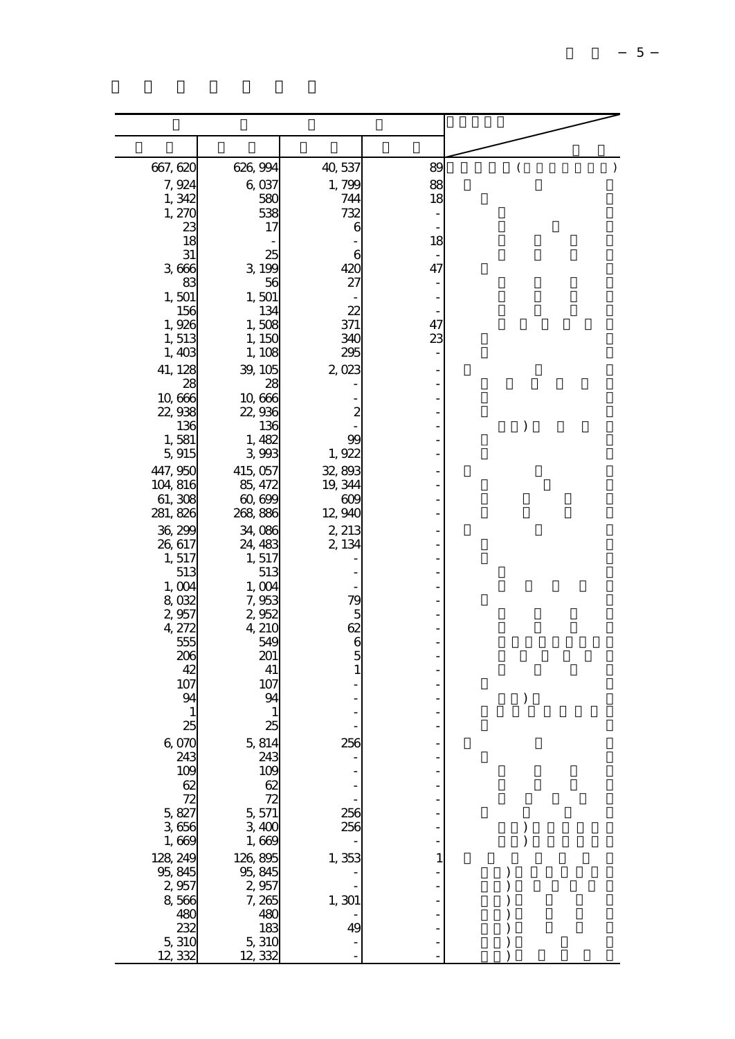| | | | | |
|---|---|---|---|---|
| 667,620 | 626,994 | 40,537 | 89 | ( ) |
| 7,924 | 6,037 | 1,799 | 88 | |
| 1,342 | 580 | 744 | 18 | |
| 1,270 | 538 | 732 | - | |
| 23 | 17 | 6 | - | |
| 18 | - | - | 18 | |
| 31 | 25 | 6 | - | |
| 3,666 | 3,199 | 420 | 47 | |
| 83 | 56 | 27 | - | |
| 1,501 | 1,501 | - | - | |
| 156 | 134 | 22 | - | |
| 1,926 | 1,508 | 371 | 47 | |
| 1,513 | 1,150 | 340 | 23 | |
| 1,403 | 1,108 | 295 | - | |
| 41,128 | 39,105 | 2,023 | - | |
| 28 | 28 | - | - | |
| 10,666 | 10,666 | - | - | |
| 22,938 | 22,936 | 2 | - | |
| 136 | 136 | - | - | ) |
| 1,581 | 1,482 | 99 | - | |
| 5,915 | 3,993 | 1,922 | - | |
| 447,950 | 415,057 | 32,893 | - | |
| 104,816 | 85,472 | 19,344 | - | |
| 61,308 | 60,699 | 609 | - | |
| 281,826 | 268,886 | 12,940 | - | |
| 36,299 | 34,086 | 2,213 | - | |
| 26,617 | 24,483 | 2,134 | - | |
| 1,517 | 1,517 | - | - | |
| 513 | 513 | - | - | |
| 1,004 | 1,004 | - | - | |
| 8,032 | 7,953 | 79 | - | |
| 2,957 | 2,952 | 5 | - | |
| 4,272 | 4,210 | 62 | - | |
| 555 | 549 | 6 | - | |
| 206 | 201 | 5 | - | |
| 42 | 41 | 1 | - | |
| 107 | 107 | - | - | |
| 94 | 94 | - | - | ) |
| 1 | 1 | - | - | |
| 25 | 25 | - | - | |
| 6,070 | 5,814 | 256 | - | |
| 243 | 243 | - | - | |
| 109 | 109 | - | - | |
| 62 | 62 | - | - | |
| 72 | 72 | - | - | |
| 5,827 | 5,571 | 256 | - | |
| 3,656 | 3,400 | 256 | - | ) |
| 1,669 | 1,669 | - | - | ) |
| 128,249 | 126,895 | 1,353 | 1 | |
| 95,845 | 95,845 | - | - | ) |
| 2,957 | 2,957 | - | - | ) |
| 8,566 | 7,265 | 1,301 | - | ) |
| 480 | 480 | - | - | ) |
| 232 | 183 | 49 | - | ) |
| 5,310 | 5,310 | - | - | ) |
| 12,332 | 12,332 | - | - | ) |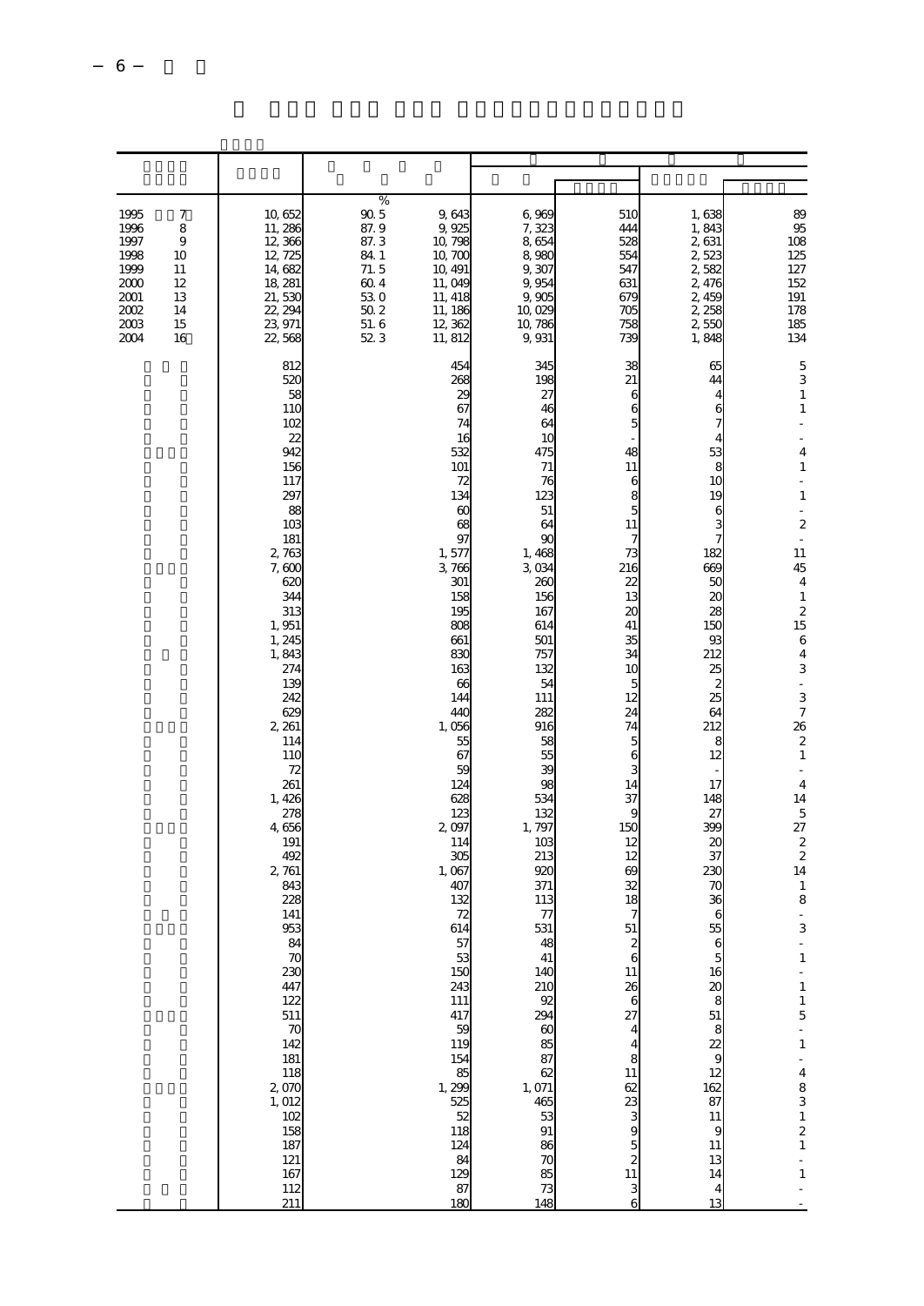| | | | | | | | |
|---|---|---|---|---|---|---|---|
| | | % | | | | | |
| 1995 7 | 10,652 | 90.5 | 9,643 | 6,969 | 510 | 1,638 | 89 |
| 1996 8 | 11,286 | 87.9 | 9,925 | 7,323 | 444 | 1,843 | 95 |
| 1997 9 | 12,366 | 87.3 | 10,798 | 8,654 | 528 | 2,631 | 108 |
| 1998 10 | 12,725 | 84.1 | 10,700 | 8,980 | 554 | 2,523 | 125 |
| 1999 11 | 14,682 | 71.5 | 10,491 | 9,307 | 547 | 2,582 | 127 |
| 2000 12 | 18,281 | 60.4 | 11,049 | 9,954 | 631 | 2,476 | 152 |
| 2001 13 | 21,530 | 53.0 | 11,418 | 9,905 | 679 | 2,459 | 191 |
| 2002 14 | 22,294 | 50.2 | 11,186 | 10,029 | 705 | 2,258 | 178 |
| 2003 15 | 23,971 | 51.6 | 12,362 | 10,786 | 758 | 2,550 | 185 |
| 2004 16 | 22,568 | 52.3 | 11,812 | 9,931 | 739 | 1,848 | 134 |
| | 812 | | 454 | 345 | 38 | 65 | 5 |
| | 520 | | 268 | 198 | 21 | 44 | 3 |
| | 58 | | 29 | 27 | 6 | 4 | 1 |
| | 110 | | 67 | 46 | 6 | 6 | 1 |
| | 102 | | 74 | 64 | 5 | 7 | - |
| | 22 | | 16 | 10 | - | 4 | - |
| | 942 | | 532 | 475 | 48 | 53 | 4 |
| | 156 | | 101 | 71 | 11 | 8 | 1 |
| | 117 | | 72 | 76 | 6 | 10 | - |
| | 297 | | 134 | 123 | 8 | 19 | 1 |
| | 88 | | 60 | 51 | 5 | 6 | - |
| | 103 | | 68 | 64 | 11 | 3 | 2 |
| | 181 | | 97 | 90 | 7 | 7 | - |
| | 2,763 | | 1,577 | 1,468 | 73 | 182 | 11 |
| | 7,600 | | 3,766 | 3,034 | 216 | 669 | 45 |
| | 620 | | 301 | 260 | 22 | 50 | 4 |
| | 344 | | 158 | 156 | 13 | 20 | 1 |
| | 313 | | 195 | 167 | 20 | 28 | 2 |
| | 1,951 | | 808 | 614 | 41 | 150 | 15 |
| | 1,245 | | 661 | 501 | 35 | 93 | 6 |
| | 1,843 | | 830 | 757 | 34 | 212 | 4 |
| | 274 | | 163 | 132 | 10 | 25 | 3 |
| | 139 | | 66 | 54 | 5 | 2 | - |
| | 242 | | 144 | 111 | 12 | 25 | 3 |
| | 629 | | 440 | 282 | 24 | 64 | 7 |
| | 2,261 | | 1,056 | 916 | 74 | 212 | 26 |
| | 114 | | 55 | 58 | 5 | 8 | 2 |
| | 110 | | 67 | 55 | 6 | 12 | 1 |
| | 72 | | 59 | 39 | 3 | - | - |
| | 261 | | 124 | 98 | 14 | 17 | 4 |
| | 1,426 | | 628 | 534 | 37 | 148 | 14 |
| | 278 | | 123 | 132 | 9 | 27 | 5 |
| | 4,656 | | 2,097 | 1,797 | 150 | 399 | 27 |
| | 191 | | 114 | 103 | 12 | 20 | 2 |
| | 492 | | 305 | 213 | 12 | 37 | 2 |
| | 2,761 | | 1,067 | 920 | 69 | 230 | 14 |
| | 843 | | 407 | 371 | 32 | 70 | 1 |
| | 228 | | 132 | 113 | 18 | 36 | 8 |
| | 141 | | 72 | 77 | 7 | 6 | - |
| | 953 | | 614 | 531 | 51 | 55 | 3 |
| | 84 | | 57 | 48 | 2 | 6 | - |
| | 70 | | 53 | 41 | 6 | 5 | 1 |
| | 230 | | 150 | 140 | 11 | 16 | - |
| | 447 | | 243 | 210 | 26 | 20 | 1 |
| | 122 | | 111 | 92 | 6 | 8 | 1 |
| | 511 | | 417 | 294 | 27 | 51 | 5 |
| | 70 | | 59 | 60 | 4 | 8 | - |
| | 142 | | 119 | 85 | 4 | 22 | 1 |
| | 181 | | 154 | 87 | 8 | 9 | - |
| | 118 | | 85 | 62 | 11 | 12 | 4 |
| | 2,070 | | 1,299 | 1,071 | 62 | 162 | 8 |
| | 1,012 | | 525 | 465 | 23 | 87 | 3 |
| | 102 | | 52 | 53 | 3 | 11 | 1 |
| | 158 | | 118 | 91 | 9 | 9 | 2 |
| | 187 | | 124 | 86 | 5 | 11 | 1 |
| | 121 | | 84 | 70 | 2 | 13 | - |
| | 167 | | 129 | 85 | 11 | 14 | 1 |
| | 112 | | 87 | 73 | 3 | 4 | - |
| | 211 | | 180 | 148 | 6 | 13 | - |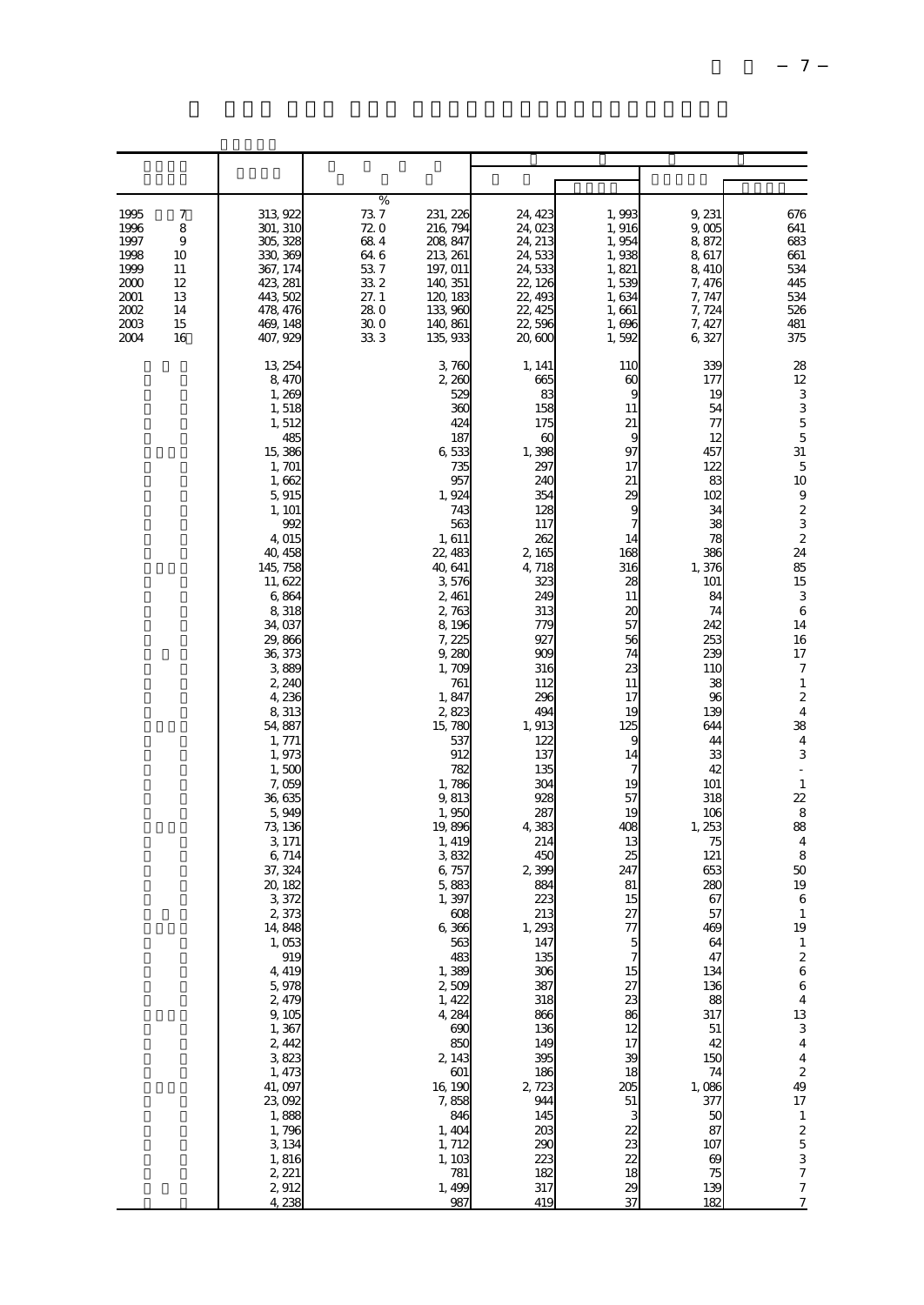| | | | | | | | |
|---|---|---|---|---|---|---|---|
| | | % | | | | | |
| 1995 7 | 313,922 | 73.7 | 231,226 | 24,423 | 1,993 | 9,231 | 676 |
| 1996 8 | 301,310 | 72.0 | 216,794 | 24,023 | 1,916 | 9,005 | 641 |
| 1997 9 | 305,328 | 68.4 | 208,847 | 24,213 | 1,954 | 8,872 | 683 |
| 1998 10 | 330,369 | 64.6 | 213,261 | 24,533 | 1,938 | 8,617 | 661 |
| 1999 11 | 367,174 | 53.7 | 197,011 | 24,533 | 1,821 | 8,410 | 534 |
| 2000 12 | 423,281 | 33.2 | 140,351 | 22,126 | 1,539 | 7,476 | 445 |
| 2001 13 | 443,502 | 27.1 | 120,183 | 22,493 | 1,634 | 7,747 | 534 |
| 2002 14 | 478,476 | 28.0 | 133,960 | 22,425 | 1,661 | 7,724 | 526 |
| 2003 15 | 469,148 | 30.0 | 140,861 | 22,596 | 1,696 | 7,427 | 481 |
| 2004 16 | 407,929 | 33.3 | 135,933 | 20,600 | 1,592 | 6,327 | 375 |
| | 13,254 | | 3,760 | 1,141 | 110 | 339 | 28 |
| | 8,470 | | 2,260 | 665 | 60 | 177 | 12 |
| | 1,269 | | 529 | 83 | 9 | 19 | 3 |
| | 1,518 | | 360 | 158 | 11 | 54 | 3 |
| | 1,512 | | 424 | 175 | 21 | 77 | 5 |
| | 485 | | 187 | 60 | 9 | 12 | 5 |
| | 15,386 | | 6,533 | 1,398 | 97 | 457 | 31 |
| | 1,701 | | 735 | 297 | 17 | 122 | 5 |
| | 1,662 | | 957 | 240 | 21 | 83 | 10 |
| | 5,915 | | 1,924 | 354 | 29 | 102 | 9 |
| | 1,101 | | 743 | 128 | 9 | 34 | 2 |
| | 992 | | 563 | 117 | 7 | 38 | 3 |
| | 4,015 | | 1,611 | 262 | 14 | 78 | 2 |
| | 40,458 | | 22,483 | 2,165 | 168 | 386 | 24 |
| | 145,758 | | 40,641 | 4,718 | 316 | 1,376 | 85 |
| | 11,622 | | 3,576 | 323 | 28 | 101 | 15 |
| | 6,864 | | 2,461 | 249 | 11 | 84 | 3 |
| | 8,318 | | 2,763 | 313 | 20 | 74 | 6 |
| | 34,037 | | 8,196 | 779 | 57 | 242 | 14 |
| | 29,866 | | 7,225 | 927 | 56 | 253 | 16 |
| | 36,373 | | 9,280 | 909 | 74 | 239 | 17 |
| | 3,889 | | 1,709 | 316 | 23 | 110 | 7 |
| | 2,240 | | 761 | 112 | 11 | 38 | 1 |
| | 4,236 | | 1,847 | 296 | 17 | 96 | 2 |
| | 8,313 | | 2,823 | 494 | 19 | 139 | 4 |
| | 54,887 | | 15,780 | 1,913 | 125 | 644 | 38 |
| | 1,771 | | 537 | 122 | 9 | 44 | 4 |
| | 1,973 | | 912 | 137 | 14 | 33 | 3 |
| | 1,500 | | 782 | 135 | 7 | 42 | - |
| | 7,059 | | 1,786 | 304 | 19 | 101 | 1 |
| | 36,635 | | 9,813 | 928 | 57 | 318 | 22 |
| | 5,949 | | 1,950 | 287 | 19 | 106 | 8 |
| | 73,136 | | 19,896 | 4,383 | 408 | 1,253 | 88 |
| | 3,171 | | 1,419 | 214 | 13 | 75 | 4 |
| | 6,714 | | 3,832 | 450 | 25 | 121 | 8 |
| | 37,324 | | 6,757 | 2,399 | 247 | 653 | 50 |
| | 20,182 | | 5,883 | 884 | 81 | 280 | 19 |
| | 3,372 | | 1,397 | 223 | 15 | 67 | 6 |
| | 2,373 | | 608 | 213 | 27 | 57 | 1 |
| | 14,848 | | 6,366 | 1,293 | 77 | 469 | 19 |
| | 1,053 | | 563 | 147 | 5 | 64 | 1 |
| | 919 | | 483 | 135 | 7 | 47 | 2 |
| | 4,419 | | 1,389 | 306 | 15 | 134 | 6 |
| | 5,978 | | 2,509 | 387 | 27 | 136 | 6 |
| | 2,479 | | 1,422 | 318 | 23 | 88 | 4 |
| | 9,105 | | 4,284 | 866 | 86 | 317 | 13 |
| | 1,367 | | 690 | 136 | 12 | 51 | 3 |
| | 2,442 | | 850 | 149 | 17 | 42 | 4 |
| | 3,823 | | 2,143 | 395 | 39 | 150 | 4 |
| | 1,473 | | 601 | 186 | 18 | 74 | 2 |
| | 41,097 | | 16,190 | 2,723 | 205 | 1,086 | 49 |
| | 23,092 | | 7,858 | 944 | 51 | 377 | 17 |
| | 1,888 | | 846 | 145 | 3 | 50 | 1 |
| | 1,796 | | 1,404 | 203 | 22 | 87 | 2 |
| | 3,134 | | 1,712 | 290 | 23 | 107 | 5 |
| | 1,816 | | 1,103 | 223 | 22 | 69 | 3 |
| | 2,221 | | 781 | 182 | 18 | 75 | 7 |
| | 2,912 | | 1,499 | 317 | 29 | 139 | 7 |
| | 4,238 | | 987 | 419 | 37 | 182 | 7 |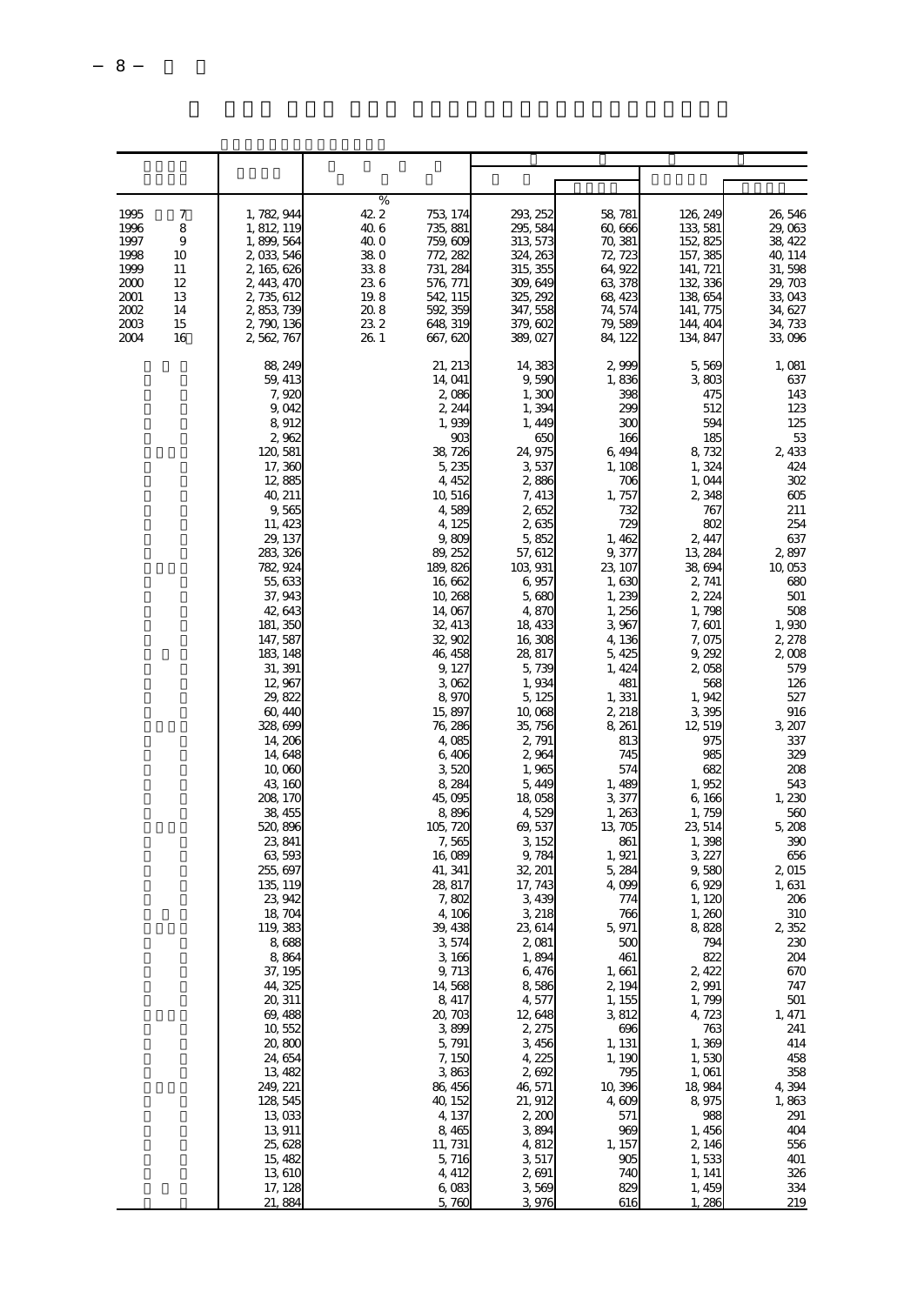| | | | | | | | |
|---|---|---|---|---|---|---|---|
| | | % | | | | | |
| 1995 7 | 1,782,944 | 42.2 | 753,174 | 293,252 | 58,781 | 126,249 | 26,546 |
| 1996 8 | 1,812,119 | 40.6 | 735,881 | 295,584 | 60,666 | 133,581 | 29,063 |
| 1997 9 | 1,899,564 | 40.0 | 759,609 | 313,573 | 70,381 | 152,825 | 38,422 |
| 1998 10 | 2,033,546 | 38.0 | 772,282 | 324,263 | 72,723 | 157,385 | 40,114 |
| 1999 11 | 2,165,626 | 33.8 | 731,284 | 315,355 | 64,922 | 141,721 | 31,598 |
| 2000 12 | 2,443,470 | 23.6 | 576,771 | 309,649 | 63,378 | 132,336 | 29,703 |
| 2001 13 | 2,735,612 | 19.8 | 542,115 | 325,292 | 68,423 | 138,654 | 33,043 |
| 2002 14 | 2,853,739 | 20.8 | 592,359 | 347,558 | 74,574 | 141,775 | 34,627 |
| 2003 15 | 2,790,136 | 23.2 | 648,319 | 379,602 | 79,589 | 144,404 | 34,733 |
| 2004 16 | 2,562,767 | 26.1 | 667,620 | 389,027 | 84,122 | 134,847 | 33,096 |
| | 88,249 | | 21,213 | 14,383 | 2,999 | 5,569 | 1,081 |
| | 59,413 | | 14,041 | 9,590 | 1,836 | 3,803 | 637 |
| | 7,920 | | 2,086 | 1,300 | 398 | 475 | 143 |
| | 9,042 | | 2,244 | 1,394 | 299 | 512 | 123 |
| | 8,912 | | 1,939 | 1,449 | 300 | 594 | 125 |
| | 2,962 | | 903 | 650 | 166 | 185 | 53 |
| | 120,581 | | 38,726 | 24,975 | 6,494 | 8,732 | 2,433 |
| | 17,360 | | 5,235 | 3,537 | 1,108 | 1,324 | 424 |
| | 12,885 | | 4,452 | 2,886 | 706 | 1,044 | 302 |
| | 40,211 | | 10,516 | 7,413 | 1,757 | 2,348 | 605 |
| | 9,565 | | 4,589 | 2,652 | 732 | 767 | 211 |
| | 11,423 | | 4,125 | 2,635 | 729 | 802 | 254 |
| | 29,137 | | 9,809 | 5,852 | 1,462 | 2,447 | 637 |
| | 283,326 | | 89,252 | 57,612 | 9,377 | 13,284 | 2,897 |
| | 782,924 | | 189,826 | 103,931 | 23,107 | 38,694 | 10,053 |
| | 55,633 | | 16,662 | 6,957 | 1,630 | 2,741 | 680 |
| | 37,943 | | 10,268 | 5,680 | 1,239 | 2,224 | 501 |
| | 42,643 | | 14,067 | 4,870 | 1,256 | 1,798 | 508 |
| | 181,350 | | 32,413 | 18,433 | 3,967 | 7,601 | 1,930 |
| | 147,587 | | 32,902 | 16,308 | 4,136 | 7,075 | 2,278 |
| | 183,148 | | 46,458 | 28,817 | 5,425 | 9,292 | 2,008 |
| | 31,391 | | 9,127 | 5,739 | 1,424 | 2,058 | 579 |
| | 12,967 | | 3,062 | 1,934 | 481 | 568 | 126 |
| | 29,822 | | 8,970 | 5,125 | 1,331 | 1,942 | 527 |
| | 60,440 | | 15,897 | 10,068 | 2,218 | 3,395 | 916 |
| | 328,699 | | 76,286 | 35,756 | 8,261 | 12,519 | 3,207 |
| | 14,206 | | 4,085 | 2,791 | 813 | 975 | 337 |
| | 14,648 | | 6,406 | 2,964 | 745 | 985 | 329 |
| | 10,060 | | 3,520 | 1,965 | 574 | 682 | 208 |
| | 43,160 | | 8,284 | 5,449 | 1,489 | 1,952 | 543 |
| | 208,170 | | 45,095 | 18,058 | 3,377 | 6,166 | 1,230 |
| | 38,455 | | 8,896 | 4,529 | 1,263 | 1,759 | 560 |
| | 520,896 | | 105,720 | 69,537 | 13,705 | 23,514 | 5,208 |
| | 23,841 | | 7,565 | 3,152 | 861 | 1,398 | 390 |
| | 63,593 | | 16,089 | 9,784 | 1,921 | 3,227 | 656 |
| | 255,697 | | 41,341 | 32,201 | 5,284 | 9,580 | 2,015 |
| | 135,119 | | 28,817 | 17,743 | 4,099 | 6,929 | 1,631 |
| | 23,942 | | 7,802 | 3,439 | 774 | 1,120 | 206 |
| | 18,704 | | 4,106 | 3,218 | 766 | 1,260 | 310 |
| | 119,383 | | 39,438 | 23,614 | 5,971 | 8,828 | 2,352 |
| | 8,688 | | 3,574 | 2,081 | 500 | 794 | 230 |
| | 8,864 | | 3,166 | 1,894 | 461 | 822 | 204 |
| | 37,195 | | 9,713 | 6,476 | 1,661 | 2,422 | 670 |
| | 44,325 | | 14,568 | 8,586 | 2,194 | 2,991 | 747 |
| | 20,311 | | 8,417 | 4,577 | 1,155 | 1,799 | 501 |
| | 69,488 | | 20,703 | 12,648 | 3,812 | 4,723 | 1,471 |
| | 10,552 | | 3,899 | 2,275 | 696 | 763 | 241 |
| | 20,800 | | 5,791 | 3,456 | 1,131 | 1,369 | 414 |
| | 24,654 | | 7,150 | 4,225 | 1,190 | 1,530 | 458 |
| | 13,482 | | 3,863 | 2,692 | 795 | 1,061 | 358 |
| | 249,221 | | 86,456 | 46,571 | 10,396 | 18,984 | 4,394 |
| | 128,545 | | 40,152 | 21,912 | 4,609 | 8,975 | 1,863 |
| | 13,033 | | 4,137 | 2,200 | 571 | 988 | 291 |
| | 13,911 | | 8,465 | 3,894 | 969 | 1,456 | 404 |
| | 25,628 | | 11,731 | 4,812 | 1,157 | 2,146 | 556 |
| | 15,482 | | 5,716 | 3,517 | 905 | 1,533 | 401 |
| | 13,610 | | 4,412 | 2,691 | 740 | 1,141 | 326 |
| | 17,128 | | 6,083 | 3,569 | 829 | 1,459 | 334 |
| | 21,884 | | 5,760 | 3,976 | 616 | 1,286 | 219 |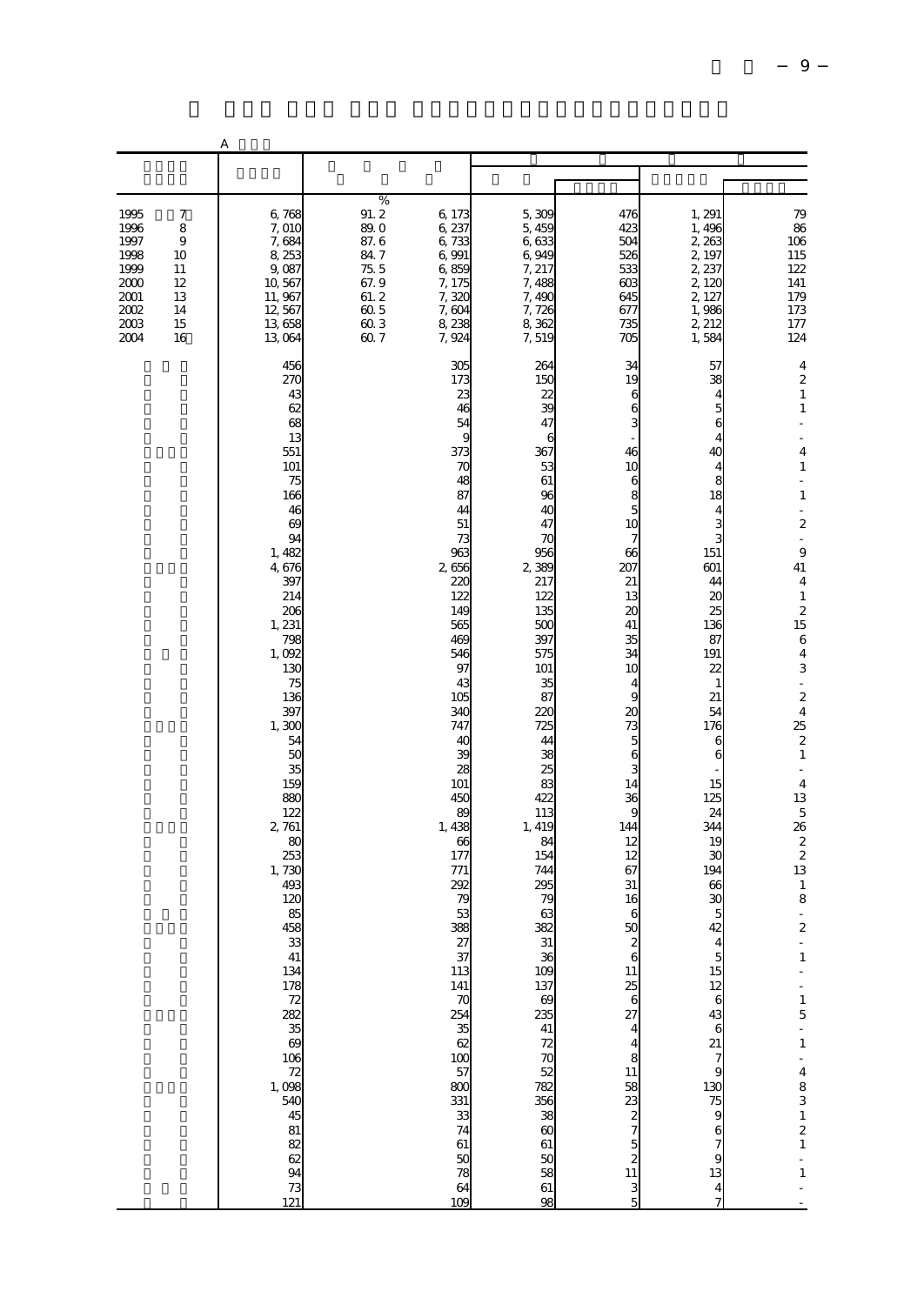A

| | | | | | | | |
|---|---|---|---|---|---|---|---|
| | | % | | | | | |
| 1995 7 | 6,768 | 91.2 | 6,173 | 5,309 | 476 | 1,291 | 79 |
| 1996 8 | 7,010 | 89.0 | 6,237 | 5,459 | 423 | 1,496 | 86 |
| 1997 9 | 7,684 | 87.6 | 6,733 | 6,633 | 504 | 2,263 | 106 |
| 1998 10 | 8,253 | 84.7 | 6,991 | 6,949 | 526 | 2,197 | 115 |
| 1999 11 | 9,087 | 75.5 | 6,859 | 7,217 | 533 | 2,237 | 122 |
| 2000 12 | 10,567 | 67.9 | 7,175 | 7,488 | 603 | 2,120 | 141 |
| 2001 13 | 11,967 | 61.2 | 7,320 | 7,490 | 645 | 2,127 | 179 |
| 2002 14 | 12,567 | 60.5 | 7,604 | 7,726 | 677 | 1,986 | 173 |
| 2003 15 | 13,658 | 60.3 | 8,238 | 8,362 | 735 | 2,212 | 177 |
| 2004 16 | 13,064 | 60.7 | 7,924 | 7,519 | 705 | 1,584 | 124 |
| | 456 | | 305 | 264 | 34 | 57 | 4 |
| | 270 | | 173 | 150 | 19 | 38 | 2 |
| | 43 | | 23 | 22 | 6 | 4 | 1 |
| | 62 | | 46 | 39 | 6 | 5 | 1 |
| | 68 | | 54 | 47 | 3 | 6 | - |
| | 13 | | 9 | 6 | - | 4 | - |
| | 551 | | 373 | 367 | 46 | 40 | 4 |
| | 101 | | 70 | 53 | 10 | 4 | 1 |
| | 75 | | 48 | 61 | 6 | 8 | - |
| | 166 | | 87 | 96 | 8 | 18 | 1 |
| | 46 | | 44 | 40 | 5 | 4 | - |
| | 69 | | 51 | 47 | 10 | 3 | 2 |
| | 94 | | 73 | 70 | 7 | 3 | - |
| | 1,482 | | 963 | 956 | 66 | 151 | 9 |
| | 4,676 | | 2,656 | 2,389 | 207 | 601 | 41 |
| | 397 | | 220 | 217 | 21 | 44 | 4 |
| | 214 | | 122 | 122 | 13 | 20 | 1 |
| | 206 | | 149 | 135 | 20 | 25 | 2 |
| | 1,231 | | 565 | 500 | 41 | 136 | 15 |
| | 798 | | 469 | 397 | 35 | 87 | 6 |
| | 1,092 | | 546 | 575 | 34 | 191 | 4 |
| | 130 | | 97 | 101 | 10 | 22 | 3 |
| | 75 | | 43 | 35 | 4 | 1 | - |
| | 136 | | 105 | 87 | 9 | 21 | 2 |
| | 397 | | 340 | 220 | 20 | 54 | 4 |
| | 1,300 | | 747 | 725 | 73 | 176 | 25 |
| | 54 | | 40 | 44 | 5 | 6 | 2 |
| | 50 | | 39 | 38 | 6 | 6 | 1 |
| | 35 | | 28 | 25 | 3 | - | - |
| | 159 | | 101 | 83 | 14 | 15 | 4 |
| | 880 | | 450 | 422 | 36 | 125 | 13 |
| | 122 | | 89 | 113 | 9 | 24 | 5 |
| | 2,761 | | 1,438 | 1,419 | 144 | 344 | 26 |
| | 80 | | 66 | 84 | 12 | 19 | 2 |
| | 253 | | 177 | 154 | 12 | 30 | 2 |
| | 1,730 | | 771 | 744 | 67 | 194 | 13 |
| | 493 | | 292 | 295 | 31 | 66 | 1 |
| | 120 | | 79 | 79 | 16 | 30 | 8 |
| | 85 | | 53 | 63 | 6 | 5 | - |
| | 458 | | 388 | 382 | 50 | 42 | 2 |
| | 33 | | 27 | 31 | 2 | 4 | - |
| | 41 | | 37 | 36 | 6 | 5 | 1 |
| | 134 | | 113 | 109 | 11 | 15 | - |
| | 178 | | 141 | 137 | 25 | 12 | - |
| | 72 | | 70 | 69 | 6 | 6 | 1 |
| | 282 | | 254 | 235 | 27 | 43 | 5 |
| | 35 | | 35 | 41 | 4 | 6 | - |
| | 69 | | 62 | 72 | 4 | 21 | 1 |
| | 106 | | 100 | 70 | 8 | 7 | - |
| | 72 | | 57 | 52 | 11 | 9 | 4 |
| | 1,098 | | 800 | 782 | 58 | 130 | 8 |
| | 540 | | 331 | 356 | 23 | 75 | 3 |
| | 45 | | 33 | 38 | 2 | 9 | 1 |
| | 81 | | 74 | 60 | 7 | 6 | 2 |
| | 82 | | 61 | 61 | 5 | 7 | 1 |
| | 62 | | 50 | 50 | 2 | 9 | - |
| | 94 | | 78 | 58 | 11 | 13 | 1 |
| | 73 | | 64 | 61 | 3 | 4 | - |
| | 121 | | 109 | 98 | 5 | 7 | - |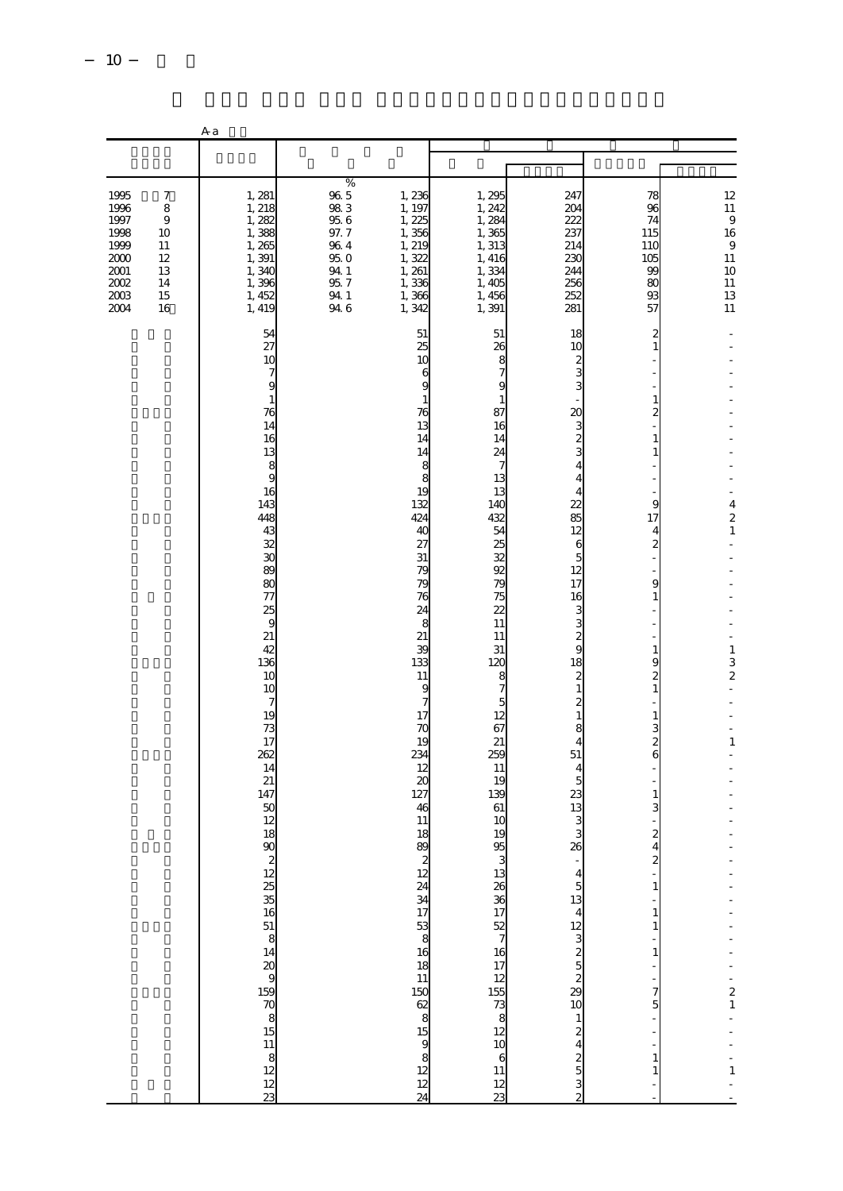A-a

| | | % | | | | | |
|---|---|---|---|---|---|---|---|
| 1995 7 | 1,281 | 96.5 | 1,236 | 1,295 | 247 | 78 | 12 |
| 1996 8 | 1,218 | 98.3 | 1,197 | 1,242 | 204 | 96 | 11 |
| 1997 9 | 1,282 | 95.6 | 1,225 | 1,284 | 222 | 74 | 9 |
| 1998 10 | 1,388 | 97.7 | 1,356 | 1,365 | 237 | 115 | 16 |
| 1999 11 | 1,265 | 96.4 | 1,219 | 1,313 | 214 | 110 | 9 |
| 2000 12 | 1,391 | 95.0 | 1,322 | 1,416 | 230 | 105 | 11 |
| 2001 13 | 1,340 | 94.1 | 1,261 | 1,334 | 244 | 99 | 10 |
| 2002 14 | 1,396 | 95.7 | 1,336 | 1,405 | 256 | 80 | 11 |
| 2003 15 | 1,452 | 94.1 | 1,366 | 1,456 | 252 | 93 | 13 |
| 2004 16 | 1,419 | 94.6 | 1,342 | 1,391 | 281 | 57 | 11 |
| | 54 | | 51 | 51 | 18 | 2 | - |
| | 27 | | 25 | 26 | 10 | 1 | - |
| | 10 | | 10 | 8 | 2 | - | - |
| | 7 | | 6 | 7 | 3 | - | - |
| | 9 | | 9 | 9 | 3 | - | - |
| | 1 | | 1 | 1 | - | 1 | - |
| | 76 | | 76 | 87 | 20 | 2 | - |
| | 14 | | 13 | 16 | 3 | - | - |
| | 16 | | 14 | 14 | 2 | 1 | - |
| | 13 | | 14 | 24 | 3 | 1 | - |
| | 8 | | 8 | 7 | 4 | - | - |
| | 9 | | 8 | 13 | 4 | - | - |
| | 16 | | 19 | 13 | 4 | - | - |
| | 143 | | 132 | 140 | 22 | 9 | 4 |
| | 448 | | 424 | 432 | 85 | 17 | 2 |
| | 43 | | 40 | 54 | 12 | 4 | 1 |
| | 32 | | 27 | 25 | 6 | 2 | - |
| | 30 | | 31 | 32 | 5 | - | - |
| | 89 | | 79 | 92 | 12 | - | - |
| | 80 | | 79 | 79 | 17 | 9 | - |
| | 77 | | 76 | 75 | 16 | 1 | - |
| | 25 | | 24 | 22 | 3 | - | - |
| | 9 | | 8 | 11 | 3 | - | - |
| | 21 | | 21 | 11 | 2 | - | - |
| | 42 | | 39 | 31 | 9 | 1 | 1 |
| | 136 | | 133 | 120 | 18 | 9 | 3 |
| | 10 | | 11 | 8 | 2 | 2 | 2 |
| | 10 | | 9 | 7 | 1 | 1 | - |
| | 7 | | 7 | 5 | 2 | - | - |
| | 19 | | 17 | 12 | 1 | 1 | - |
| | 73 | | 70 | 67 | 8 | 3 | - |
| | 17 | | 19 | 21 | 4 | 2 | - |
| | 262 | | 234 | 259 | 51 | 6 | 1 |
| | 14 | | 12 | 11 | 4 | - | - |
| | 21 | | 20 | 19 | 5 | - | - |
| | 147 | | 127 | 139 | 23 | 1 | - |
| | 50 | | 46 | 61 | 13 | 3 | - |
| | 12 | | 11 | 10 | 3 | - | - |
| | 18 | | 18 | 19 | 3 | 2 | - |
| | 90 | | 89 | 95 | 26 | 4 | - |
| | 2 | | 2 | 3 | - | 2 | - |
| | 12 | | 12 | 13 | 4 | - | - |
| | 25 | | 24 | 26 | 5 | 1 | - |
| | 35 | | 34 | 36 | 13 | - | - |
| | 16 | | 17 | 17 | 4 | 1 | - |
| | 51 | | 53 | 52 | 12 | 1 | - |
| | 8 | | 8 | 7 | 3 | - | - |
| | 14 | | 16 | 16 | 2 | 1 | - |
| | 20 | | 18 | 17 | 5 | - | - |
| | 9 | | 11 | 12 | 2 | - | - |
| | 159 | | 150 | 155 | 29 | 7 | 2 |
| | 70 | | 62 | 73 | 10 | 5 | 1 |
| | 8 | | 8 | 8 | 1 | - | - |
| | 15 | | 15 | 12 | 2 | - | - |
| | 11 | | 9 | 10 | 4 | - | - |
| | 8 | | 8 | 6 | 2 | 1 | - |
| | 12 | | 12 | 11 | 5 | 1 | 1 |
| | 12 | | 12 | 12 | 3 | - | - |
| | 23 | | 24 | 23 | 2 | - | - |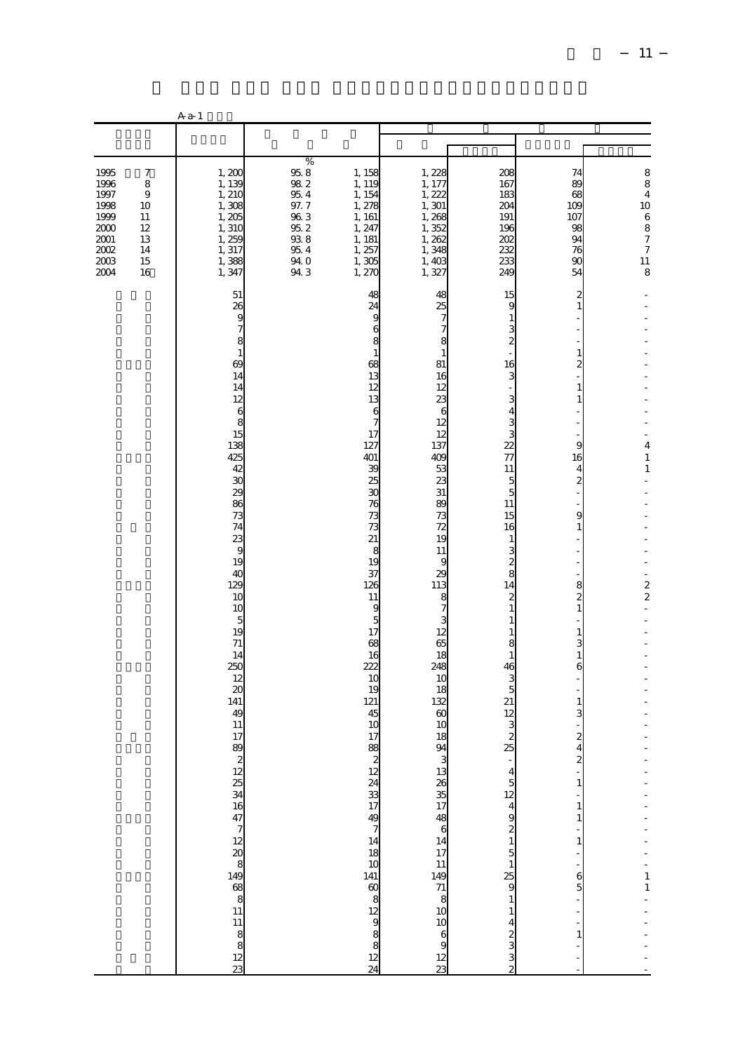A-a-1

| | | % | | | | | |
|---|---|---|---|---|---|---|---|
| 1995 7 | 1,200 | 95.8 | 1,158 | 1,228 | 208 | 74 | 8 |
| 1996 8 | 1,139 | 98.2 | 1,119 | 1,177 | 167 | 89 | 8 |
| 1997 9 | 1,210 | 95.4 | 1,154 | 1,222 | 183 | 68 | 4 |
| 1998 10 | 1,308 | 97.7 | 1,278 | 1,301 | 204 | 109 | 10 |
| 1999 11 | 1,205 | 96.3 | 1,161 | 1,268 | 191 | 107 | 6 |
| 2000 12 | 1,310 | 95.2 | 1,247 | 1,352 | 196 | 98 | 8 |
| 2001 13 | 1,259 | 93.8 | 1,181 | 1,262 | 202 | 94 | 7 |
| 2002 14 | 1,317 | 95.4 | 1,257 | 1,348 | 232 | 76 | 7 |
| 2003 15 | 1,388 | 94.0 | 1,305 | 1,403 | 233 | 90 | 11 |
| 2004 16 | 1,347 | 94.3 | 1,270 | 1,327 | 249 | 54 | 8 |
| | 51 | | 48 | 48 | 15 | 2 | - |
| | 26 | | 24 | 25 | 9 | 1 | - |
| | 9 | | 9 | 7 | 1 | - | - |
| | 7 | | 6 | 7 | 3 | - | - |
| | 8 | | 8 | 8 | 2 | - | - |
| | 1 | | 1 | 1 | - | 1 | - |
| | 69 | | 68 | 81 | 16 | 2 | - |
| | 14 | | 13 | 16 | 3 | - | - |
| | 14 | | 12 | 12 | - | 1 | - |
| | 12 | | 13 | 23 | 3 | 1 | - |
| | 6 | | 6 | 6 | 4 | - | - |
| | 8 | | 7 | 12 | 3 | - | - |
| | 15 | | 17 | 12 | 3 | - | - |
| | 138 | | 127 | 137 | 22 | 9 | 4 |
| | 425 | | 401 | 409 | 77 | 16 | 1 |
| | 42 | | 39 | 53 | 11 | 4 | 1 |
| | 30 | | 25 | 23 | 5 | 2 | - |
| | 29 | | 30 | 31 | 5 | - | - |
| | 86 | | 76 | 89 | 11 | - | - |
| | 73 | | 73 | 73 | 15 | 9 | - |
| | 74 | | 73 | 72 | 16 | 1 | - |
| | 23 | | 21 | 19 | 1 | - | - |
| | 9 | | 8 | 11 | 3 | - | - |
| | 19 | | 19 | 9 | 2 | - | - |
| | 40 | | 37 | 29 | 8 | - | - |
| | 129 | | 126 | 113 | 14 | 8 | 2 |
| | 10 | | 11 | 8 | 2 | 2 | 2 |
| | 10 | | 9 | 7 | 1 | 1 | - |
| | 5 | | 5 | 3 | 1 | - | - |
| | 19 | | 17 | 12 | 1 | 1 | - |
| | 71 | | 68 | 65 | 8 | 3 | - |
| | 14 | | 16 | 18 | 1 | 1 | - |
| | 250 | | 222 | 248 | 46 | 6 | - |
| | 12 | | 10 | 10 | 3 | - | - |
| | 20 | | 19 | 18 | 5 | - | - |
| | 141 | | 121 | 132 | 21 | 1 | - |
| | 49 | | 45 | 60 | 12 | 3 | - |
| | 11 | | 10 | 10 | 3 | - | - |
| | 17 | | 17 | 18 | 2 | 2 | - |
| | 89 | | 88 | 94 | 25 | 4 | - |
| | 2 | | 2 | 3 | - | 2 | - |
| | 12 | | 12 | 13 | 4 | - | - |
| | 25 | | 24 | 26 | 5 | 1 | - |
| | 34 | | 33 | 35 | 12 | - | - |
| | 16 | | 17 | 17 | 4 | 1 | - |
| | 47 | | 49 | 48 | 9 | 1 | - |
| | 7 | | 7 | 6 | 2 | - | - |
| | 12 | | 14 | 14 | 1 | 1 | - |
| | 20 | | 18 | 17 | 5 | - | - |
| | 8 | | 10 | 11 | 1 | - | - |
| | 149 | | 141 | 149 | 25 | 6 | 1 |
| | 68 | | 60 | 71 | 9 | 5 | 1 |
| | 8 | | 8 | 8 | 1 | - | - |
| | 11 | | 12 | 10 | 1 | - | - |
| | 11 | | 9 | 10 | 4 | - | - |
| | 8 | | 8 | 6 | 2 | 1 | - |
| | 8 | | 8 | 9 | 3 | - | - |
| | 12 | | 12 | 12 | 3 | - | - |
| | 23 | | 24 | 23 | 2 | - | - |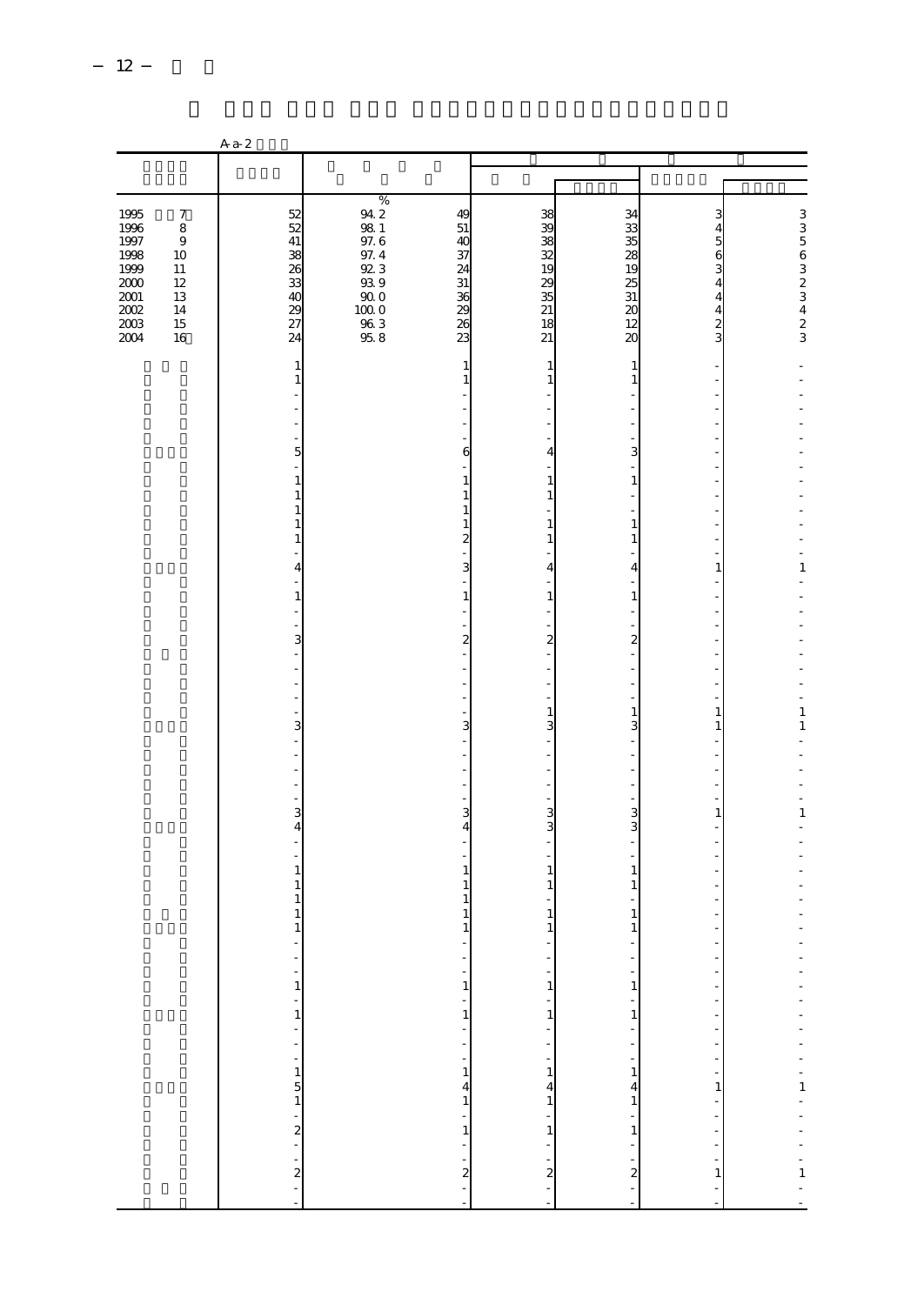A-a-2

| | | | | | | | |
|---|---|---|---|---|---|---|---|
| | | % | | | | | |
| 1995 7 | 52 | 94.2 | 49 | 38 | 34 | 3 | 3 |
| 1996 8 | 52 | 98.1 | 51 | 39 | 33 | 4 | 3 |
| 1997 9 | 41 | 97.6 | 40 | 38 | 35 | 5 | 5 |
| 1998 10 | 38 | 97.4 | 37 | 32 | 28 | 6 | 6 |
| 1999 11 | 26 | 92.3 | 24 | 19 | 19 | 3 | 3 |
| 2000 12 | 33 | 93.9 | 31 | 29 | 25 | 4 | 2 |
| 2001 13 | 40 | 90.0 | 36 | 35 | 31 | 4 | 3 |
| 2002 14 | 29 | 100.0 | 29 | 21 | 20 | 4 | 4 |
| 2003 15 | 27 | 96.3 | 26 | 18 | 12 | 2 | 2 |
| 2004 16 | 24 | 95.8 | 23 | 21 | 20 | 3 | 3 |
| | 1 | | 1 | 1 | 1 | - | - |
| | 1 | | 1 | 1 | 1 | - | - |
| | - | | - | - | - | - | - |
| | - | | - | - | - | - | - |
| | - | | - | - | - | - | - |
| | - | | - | - | - | - | - |
| | 5 | | 6 | 4 | 3 | - | - |
| | - | | - | - | - | - | - |
| | 1 | | 1 | 1 | 1 | - | - |
| | 1 | | 1 | 1 | - | - | - |
| | 1 | | 1 | - | - | - | - |
| | 1 | | 1 | 1 | 1 | - | - |
| | 1 | | 2 | 1 | 1 | - | - |
| | - | | - | - | - | - | - |
| | 4 | | 3 | 4 | 4 | 1 | 1 |
| | - | | - | - | - | - | - |
| | 1 | | 1 | 1 | 1 | - | - |
| | - | | - | - | - | - | - |
| | - | | - | - | - | - | - |
| | 3 | | 2 | 2 | 2 | - | - |
| | - | | - | - | - | - | - |
| | - | | - | - | - | - | - |
| | - | | - | - | - | - | - |
| | - | | - | - | - | - | - |
| | - | | - | 1 | 1 | 1 | 1 |
| | 3 | | 3 | 3 | 3 | 1 | 1 |
| | - | | - | - | - | - | - |
| | - | | - | - | - | - | - |
| | - | | - | - | - | - | - |
| | - | | - | - | - | - | - |
| | - | | - | - | - | - | - |
| | 3 | | 3 | 3 | 3 | 1 | 1 |
| | 4 | | 4 | 3 | 3 | - | - |
| | - | | - | - | - | - | - |
| | - | | - | - | - | - | - |
| | 1 | | 1 | 1 | 1 | - | - |
| | 1 | | 1 | 1 | 1 | - | - |
| | 1 | | 1 | - | - | - | - |
| | 1 | | 1 | 1 | 1 | - | - |
| | 1 | | 1 | 1 | 1 | - | - |
| | - | | - | - | - | - | - |
| | - | | - | - | - | - | - |
| | - | | - | - | - | - | - |
| | 1 | | 1 | 1 | 1 | - | - |
| | - | | - | - | - | - | - |
| | 1 | | 1 | 1 | 1 | - | - |
| | - | | - | - | - | - | - |
| | - | | - | - | - | - | - |
| | - | | - | - | - | - | - |
| | 1 | | 1 | 1 | 1 | - | - |
| | 5 | | 4 | 4 | 4 | 1 | 1 |
| | 1 | | 1 | 1 | 1 | - | - |
| | - | | - | - | - | - | - |
| | 2 | | 1 | 1 | 1 | - | - |
| | - | | - | - | - | - | - |
| | - | | - | - | - | - | - |
| | 2 | | 2 | 2 | 2 | 1 | 1 |
| | - | | - | - | - | - | - |
| | - | | - | - | - | - | - |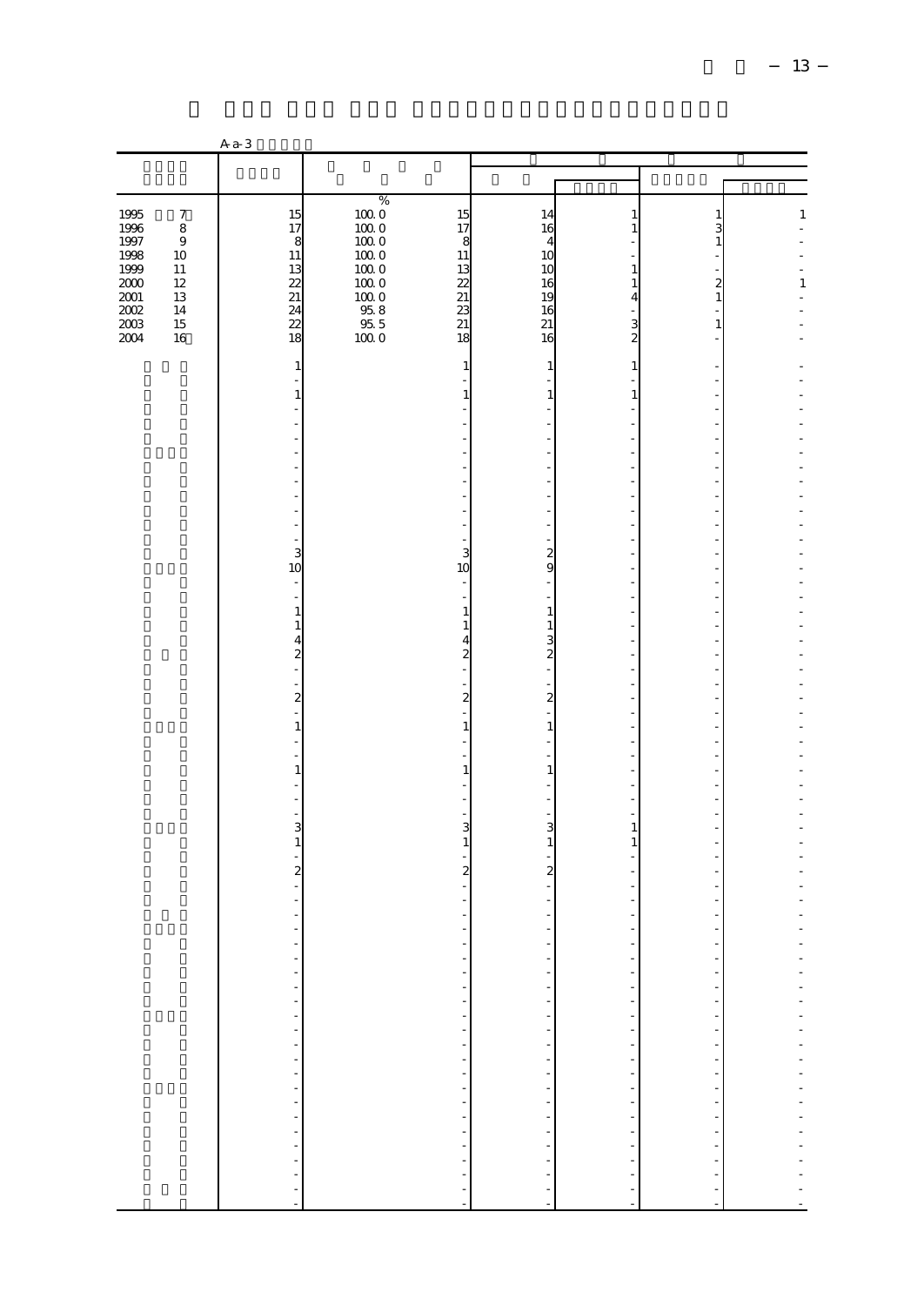A-a-3

| | | | | | | | |
|---|---|---|---|---|---|---|---|
| | | % | | | | | |
| 1995 7 | 15 | 100.0 | 15 | 14 | 1 | 1 | 1 |
| 1996 8 | 17 | 100.0 | 17 | 16 | 1 | 3 | - |
| 1997 9 | 8 | 100.0 | 8 | 4 | - | 1 | - |
| 1998 10 | 11 | 100.0 | 11 | 10 | - | - | - |
| 1999 11 | 13 | 100.0 | 13 | 10 | 1 | - | - |
| 2000 12 | 22 | 100.0 | 22 | 16 | 1 | 2 | 1 |
| 2001 13 | 21 | 100.0 | 21 | 19 | 4 | 1 | - |
| 2002 14 | 24 | 95.8 | 23 | 16 | - | - | - |
| 2003 15 | 22 | 95.5 | 21 | 21 | 3 | 1 | - |
| 2004 16 | 18 | 100.0 | 18 | 16 | 2 | - | - |
| | 1 | | 1 | 1 | 1 | - | - |
| | - | | - | - | - | - | - |
| | 1 | | 1 | 1 | 1 | - | - |
| | - | | - | - | - | - | - |
| | - | | - | - | - | - | - |
| | - | | - | - | - | - | - |
| | - | | - | - | - | - | - |
| | - | | - | - | - | - | - |
| | - | | - | - | - | - | - |
| | - | | - | - | - | - | - |
| | - | | - | - | - | - | - |
| | - | | - | - | - | - | - |
| | - | | - | - | - | - | - |
| | 3 | | 3 | 2 | - | - | - |
| | 10 | | 10 | 9 | - | - | - |
| | - | | - | - | - | - | - |
| | - | | - | - | - | - | - |
| | 1 | | 1 | 1 | - | - | - |
| | 1 | | 1 | 1 | - | - | - |
| | 4 | | 4 | 3 | - | - | - |
| | 2 | | 2 | 2 | - | - | - |
| | - | | - | - | - | - | - |
| | - | | - | - | - | - | - |
| | 2 | | 2 | 2 | - | - | - |
| | - | | - | - | - | - | - |
| | 1 | | 1 | 1 | - | - | - |
| | - | | - | - | - | - | - |
| | - | | - | - | - | - | - |
| | 1 | | 1 | 1 | - | - | - |
| | - | | - | - | - | - | - |
| | - | | - | - | - | - | - |
| | - | | - | - | - | - | - |
| | 3 | | 3 | 3 | 1 | - | - |
| | 1 | | 1 | 1 | 1 | - | - |
| | - | | - | - | - | - | - |
| | 2 | | 2 | 2 | - | - | - |
| | - | | - | - | - | - | - |
| | - | | - | - | - | - | - |
| | - | | - | - | - | - | - |
| | - | | - | - | - | - | - |
| | - | | - | - | - | - | - |
| | - | | - | - | - | - | - |
| | - | | - | - | - | - | - |
| | - | | - | - | - | - | - |
| | - | | - | - | - | - | - |
| | - | | - | - | - | - | - |
| | - | | - | - | - | - | - |
| | - | | - | - | - | - | - |
| | - | | - | - | - | - | - |
| | - | | - | - | - | - | - |
| | - | | - | - | - | - | - |
| | - | | - | - | - | - | - |
| | - | | - | - | - | - | - |
| | - | | - | - | - | - | - |
| | - | | - | - | - | - | - |
| | - | | - | - | - | - | - |
| | - | | - | - | - | - | - |
| | - | | - | - | - | - | - |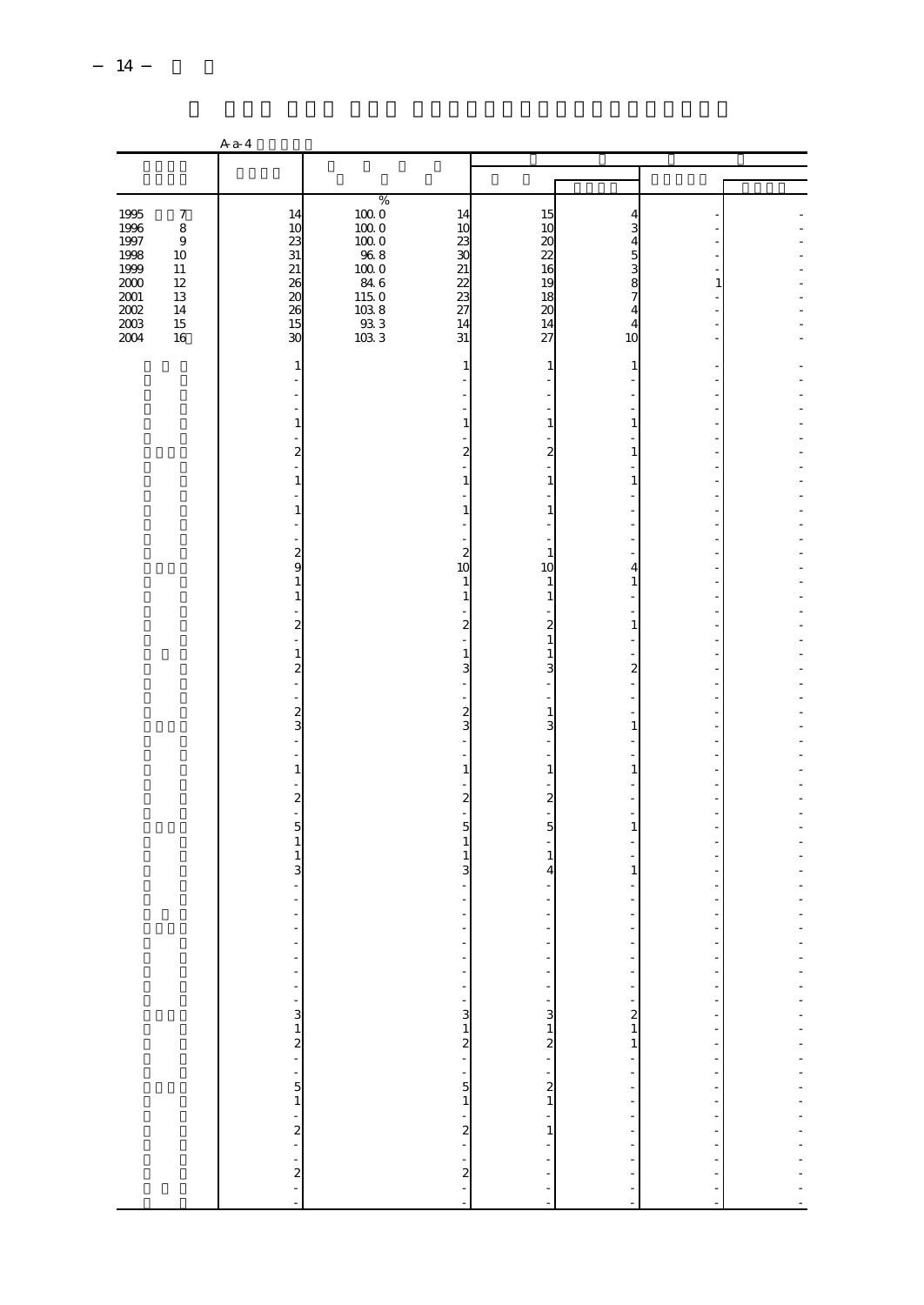A-a-4

| | | % | | | | | |
|---|---|---|---|---|---|---|---|
| 1995 7 | 14 | 100.0 | 14 | 15 | 4 | - | - |
| 1996 8 | 10 | 100.0 | 10 | 10 | 3 | - | - |
| 1997 9 | 23 | 100.0 | 23 | 20 | 4 | - | - |
| 1998 10 | 31 | 96.8 | 30 | 22 | 5 | - | - |
| 1999 11 | 21 | 100.0 | 21 | 16 | 3 | - | - |
| 2000 12 | 26 | 84.6 | 22 | 19 | 8 | 1 | - |
| 2001 13 | 20 | 115.0 | 23 | 18 | 7 | - | - |
| 2002 14 | 26 | 103.8 | 27 | 20 | 4 | - | - |
| 2003 15 | 15 | 93.3 | 14 | 14 | 4 | - | - |
| 2004 16 | 30 | 103.3 | 31 | 27 | 10 | - | - |
| | 1 | | 1 | 1 | 1 | - | - |
| | - | | - | - | - | - | - |
| | - | | - | - | - | - | - |
| | - | | - | - | - | - | - |
| | 1 | | 1 | 1 | 1 | - | - |
| | - | | - | - | - | - | - |
| | 2 | | 2 | 2 | 1 | - | - |
| | - | | - | - | - | - | - |
| | 1 | | 1 | 1 | 1 | - | - |
| | - | | - | - | - | - | - |
| | 1 | | 1 | 1 | - | - | - |
| | - | | - | - | - | - | - |
| | - | | - | - | - | - | - |
| | 2 | | 2 | 1 | - | - | - |
| | 9 | | 10 | 10 | 4 | - | - |
| | 1 | | 1 | 1 | 1 | - | - |
| | 1 | | 1 | 1 | - | - | - |
| | - | | - | - | - | - | - |
| | 2 | | 2 | 2 | 1 | - | - |
| | - | | - | 1 | - | - | - |
| | 1 | | 1 | 1 | - | - | - |
| | 2 | | 3 | 3 | 2 | - | - |
| | - | | - | - | - | - | - |
| | - | | - | - | - | - | - |
| | 2 | | 2 | 1 | - | - | - |
| | 3 | | 3 | 3 | 1 | - | - |
| | - | | - | - | - | - | - |
| | - | | - | - | - | - | - |
| | 1 | | 1 | 1 | 1 | - | - |
| | - | | - | - | - | - | - |
| | 2 | | 2 | 2 | - | - | - |
| | - | | - | - | - | - | - |
| | 5 | | 5 | 5 | 1 | - | - |
| | 1 | | 1 | - | - | - | - |
| | 1 | | 1 | 1 | - | - | - |
| | 3 | | 3 | 4 | 1 | - | - |
| | - | | - | - | - | - | - |
| | - | | - | - | - | - | - |
| | - | | - | - | - | - | - |
| | - | | - | - | - | - | - |
| | - | | - | - | - | - | - |
| | - | | - | - | - | - | - |
| | - | | - | - | - | - | - |
| | - | | - | - | - | - | - |
| | - | | - | - | - | - | - |
| | 3 | | 3 | 3 | 2 | - | - |
| | 1 | | 1 | 1 | 1 | - | - |
| | 2 | | 2 | 2 | 1 | - | - |
| | - | | - | - | - | - | - |
| | - | | - | - | - | - | - |
| | 5 | | 5 | 2 | - | - | - |
| | 1 | | 1 | 1 | - | - | - |
| | - | | - | - | - | - | - |
| | 2 | | 2 | 1 | - | - | - |
| | - | | - | - | - | - | - |
| | - | | - | - | - | - | - |
| | 2 | | 2 | - | - | - | - |
| | - | | - | - | - | - | - |
| | - | | - | - | - | - | - |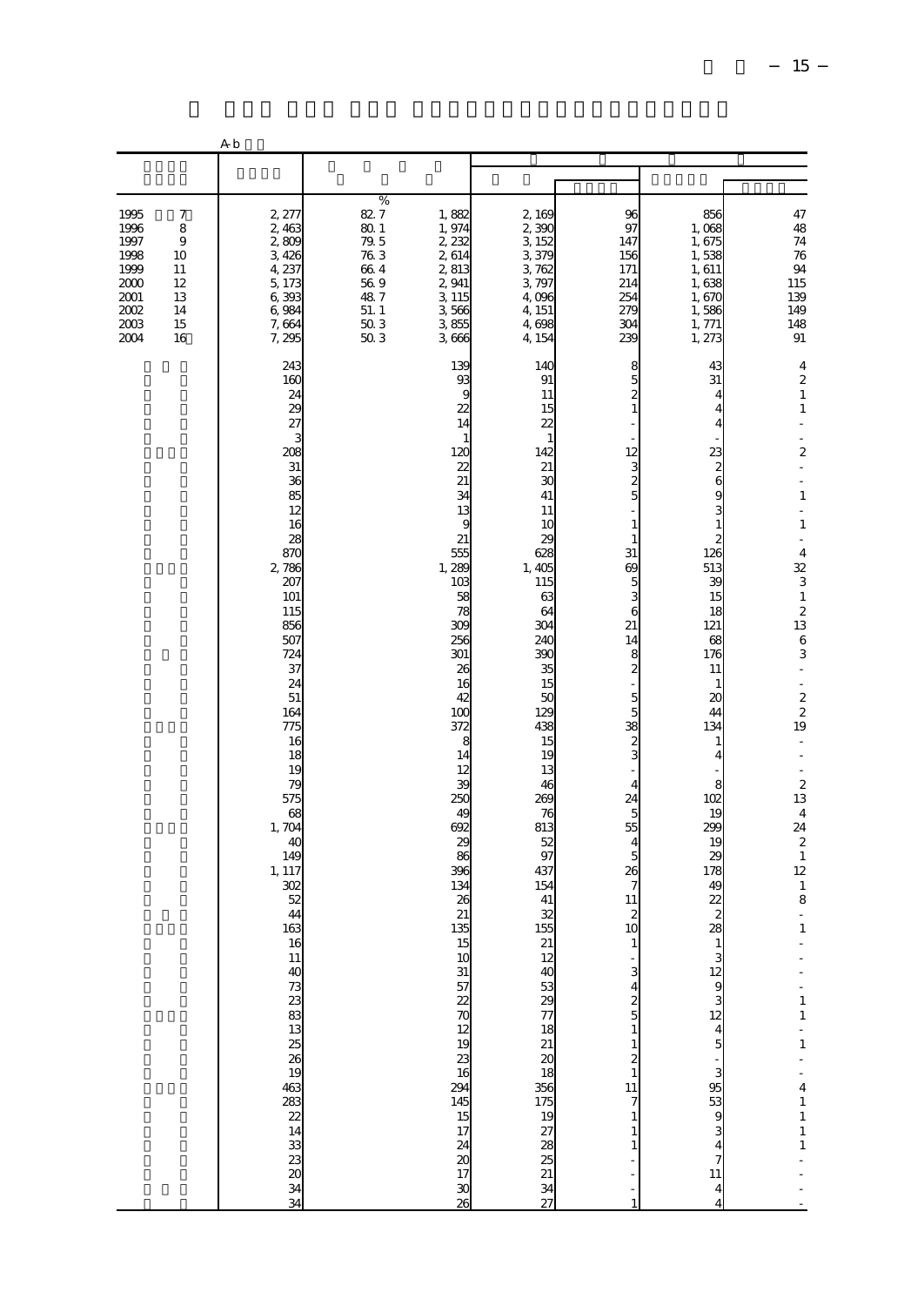A-b

| | | | | | | | | |
|---|---|---|---|---|---|---|---|---|
| | | | % | | | | | |
| 1995 | 7 | 2,277 | 82.7 | 1,882 | 2,169 | 96 | 856 | 47 |
| 1996 | 8 | 2,463 | 80.1 | 1,974 | 2,390 | 97 | 1,068 | 48 |
| 1997 | 9 | 2,809 | 79.5 | 2,232 | 3,152 | 147 | 1,675 | 74 |
| 1998 | 10 | 3,426 | 76.3 | 2,614 | 3,379 | 156 | 1,538 | 76 |
| 1999 | 11 | 4,237 | 66.4 | 2,813 | 3,762 | 171 | 1,611 | 94 |
| 2000 | 12 | 5,173 | 56.9 | 2,941 | 3,797 | 214 | 1,638 | 115 |
| 2001 | 13 | 6,393 | 48.7 | 3,115 | 4,096 | 254 | 1,670 | 139 |
| 2002 | 14 | 6,984 | 51.1 | 3,566 | 4,151 | 279 | 1,586 | 149 |
| 2003 | 15 | 7,664 | 50.3 | 3,855 | 4,698 | 304 | 1,771 | 148 |
| 2004 | 16 | 7,295 | 50.3 | 3,666 | 4,154 | 239 | 1,273 | 91 |
| | | 243 | | 139 | 140 | 8 | 43 | 4 |
| | | 160 | | 93 | 91 | 5 | 31 | 2 |
| | | 24 | | 9 | 11 | 2 | 4 | 1 |
| | | 29 | | 22 | 15 | 1 | 4 | 1 |
| | | 27 | | 14 | 22 | - | 4 | - |
| | | 3 | | 1 | 1 | - | - | - |
| | | 208 | | 120 | 142 | 12 | 23 | 2 |
| | | 31 | | 22 | 21 | 3 | 2 | - |
| | | 36 | | 21 | 30 | 2 | 6 | - |
| | | 85 | | 34 | 41 | 5 | 9 | 1 |
| | | 12 | | 13 | 11 | - | 3 | - |
| | | 16 | | 9 | 10 | 1 | 1 | 1 |
| | | 28 | | 21 | 29 | 1 | 2 | - |
| | | 870 | | 555 | 628 | 31 | 126 | 4 |
| | | 2,786 | | 1,289 | 1,405 | 69 | 513 | 32 |
| | | 207 | | 103 | 115 | 5 | 39 | 3 |
| | | 101 | | 58 | 63 | 3 | 15 | 1 |
| | | 115 | | 78 | 64 | 6 | 18 | 2 |
| | | 856 | | 309 | 304 | 21 | 121 | 13 |
| | | 507 | | 256 | 240 | 14 | 68 | 6 |
| | | 724 | | 301 | 390 | 8 | 176 | 3 |
| | | 37 | | 26 | 35 | 2 | 11 | - |
| | | 24 | | 16 | 15 | - | 1 | - |
| | | 51 | | 42 | 50 | 5 | 20 | 2 |
| | | 164 | | 100 | 129 | 5 | 44 | 2 |
| | | 775 | | 372 | 438 | 38 | 134 | 19 |
| | | 16 | | 8 | 15 | 2 | 1 | - |
| | | 18 | | 14 | 19 | 3 | 4 | - |
| | | 19 | | 12 | 13 | - | - | - |
| | | 79 | | 39 | 46 | 4 | 8 | 2 |
| | | 575 | | 250 | 269 | 24 | 102 | 13 |
| | | 68 | | 49 | 76 | 5 | 19 | 4 |
| | | 1,704 | | 692 | 813 | 55 | 299 | 24 |
| | | 40 | | 29 | 52 | 4 | 19 | 2 |
| | | 149 | | 86 | 97 | 5 | 29 | 1 |
| | | 1,117 | | 396 | 437 | 26 | 178 | 12 |
| | | 302 | | 134 | 154 | 7 | 49 | 1 |
| | | 52 | | 26 | 41 | 11 | 22 | 8 |
| | | 44 | | 21 | 32 | 2 | 2 | - |
| | | 163 | | 135 | 155 | 10 | 28 | 1 |
| | | 16 | | 15 | 21 | 1 | 1 | - |
| | | 11 | | 10 | 12 | - | 3 | - |
| | | 40 | | 31 | 40 | 3 | 12 | - |
| | | 73 | | 57 | 53 | 4 | 9 | - |
| | | 23 | | 22 | 29 | 2 | 3 | 1 |
| | | 83 | | 70 | 77 | 5 | 12 | 1 |
| | | 13 | | 12 | 18 | 1 | 4 | - |
| | | 25 | | 19 | 21 | 1 | 5 | 1 |
| | | 26 | | 23 | 20 | 2 | - | - |
| | | 19 | | 16 | 18 | 1 | 3 | - |
| | | 463 | | 294 | 356 | 11 | 95 | 4 |
| | | 283 | | 145 | 175 | 7 | 53 | 1 |
| | | 22 | | 15 | 19 | 1 | 9 | 1 |
| | | 14 | | 17 | 27 | 1 | 3 | 1 |
| | | 33 | | 24 | 28 | 1 | 4 | 1 |
| | | 23 | | 20 | 25 | - | 7 | - |
| | | 20 | | 17 | 21 | - | 11 | - |
| | | 34 | | 30 | 34 | - | 4 | - |
| | | 34 | | 26 | 27 | 1 | 4 | - |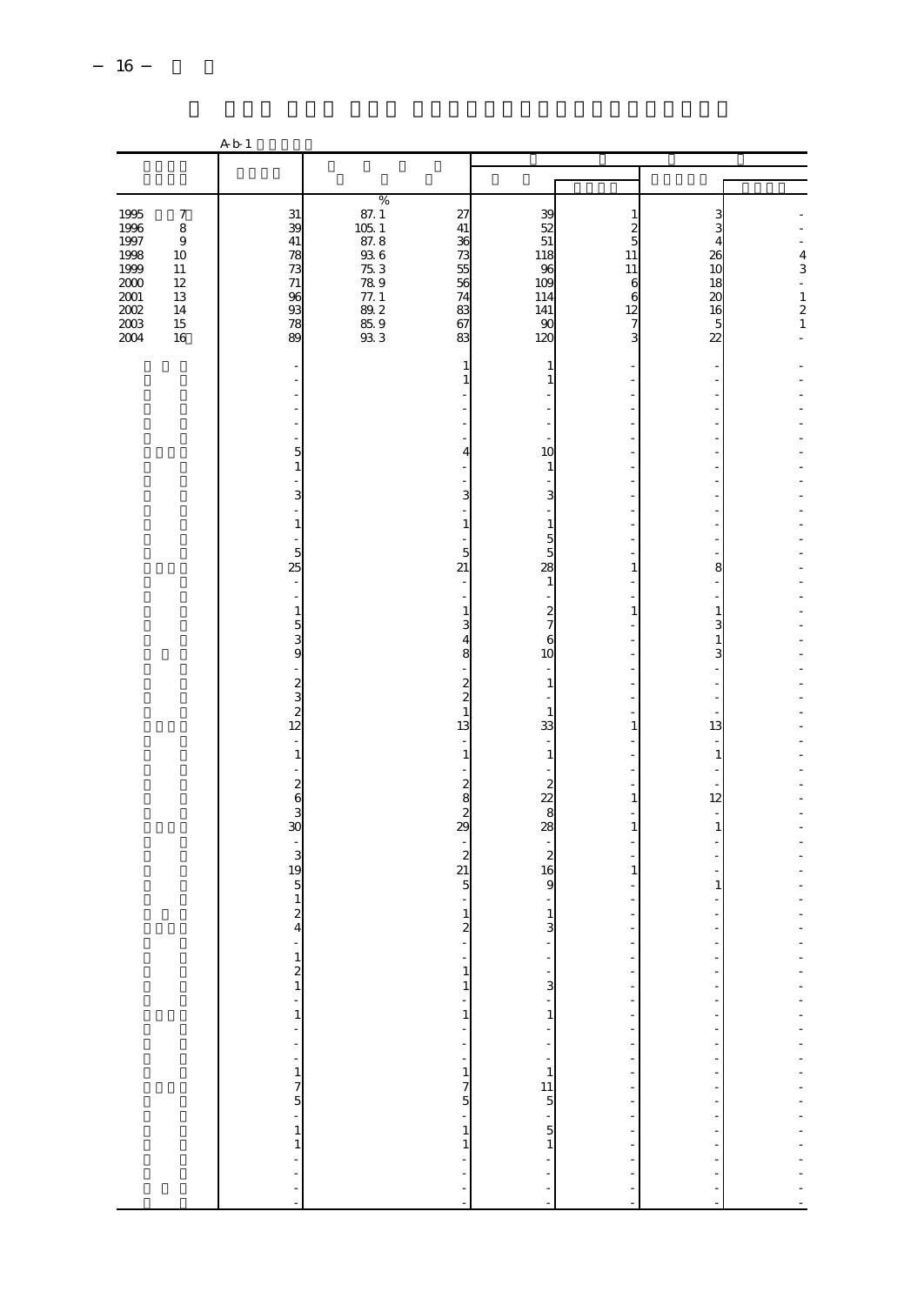A-b-1

| | | | | | | | |
|---|---|---|---|---|---|---|---|
| | | % | | | | | |
| 1995 7 | 31 | 87.1 | 27 | 39 | 1 | 3 | - |
| 1996 8 | 39 | 105.1 | 41 | 52 | 2 | 3 | - |
| 1997 9 | 41 | 87.8 | 36 | 51 | 5 | 4 | - |
| 1998 10 | 78 | 93.6 | 73 | 118 | 11 | 26 | 4 |
| 1999 11 | 73 | 75.3 | 55 | 96 | 11 | 10 | 3 |
| 2000 12 | 71 | 78.9 | 56 | 109 | 6 | 18 | - |
| 2001 13 | 96 | 77.1 | 74 | 114 | 6 | 20 | 1 |
| 2002 14 | 93 | 89.2 | 83 | 141 | 12 | 16 | 2 |
| 2003 15 | 78 | 85.9 | 67 | 90 | 7 | 5 | 1 |
| 2004 16 | 89 | 93.3 | 83 | 120 | 3 | 22 | - |
| | - | | 1 | 1 | - | - | - |
| | - | | 1 | 1 | - | - | - |
| | - | | - | - | - | - | - |
| | - | | - | - | - | - | - |
| | - | | - | - | - | - | - |
| | - | | - | - | - | - | - |
| | 5 | | 4 | 10 | - | - | - |
| | 1 | | - | 1 | - | - | - |
| | - | | - | - | - | - | - |
| | 3 | | 3 | 3 | - | - | - |
| | - | | - | - | - | - | - |
| | 1 | | 1 | 1 | - | - | - |
| | - | | - | 5 | - | - | - |
| | 5 | | 5 | 5 | - | - | - |
| | 25 | | 21 | 28 | 1 | 8 | - |
| | - | | - | 1 | - | - | - |
| | - | | - | - | - | - | - |
| | 1 | | 1 | 2 | 1 | 1 | - |
| | 5 | | 3 | 7 | - | 3 | - |
| | 3 | | 4 | 6 | - | 1 | - |
| | 9 | | 8 | 10 | - | 3 | - |
| | - | | - | - | - | - | - |
| | 2 | | 2 | 1 | - | - | - |
| | 3 | | 2 | - | - | - | - |
| | 2 | | 1 | 1 | - | - | - |
| | 12 | | 13 | 33 | 1 | 13 | - |
| | - | | - | - | - | - | - |
| | 1 | | 1 | 1 | - | 1 | - |
| | - | | - | - | - | - | - |
| | 2 | | 2 | 2 | - | - | - |
| | 6 | | 8 | 22 | 1 | 12 | - |
| | 3 | | 2 | 8 | - | - | - |
| | 30 | | 29 | 28 | 1 | 1 | - |
| | - | | - | - | - | - | - |
| | 3 | | 2 | 2 | - | - | - |
| | 19 | | 21 | 16 | 1 | - | - |
| | 5 | | 5 | 9 | - | 1 | - |
| | 1 | | - | - | - | - | - |
| | 2 | | 1 | 1 | - | - | - |
| | 4 | | 2 | 3 | - | - | - |
| | - | | - | - | - | - | - |
| | 1 | | - | - | - | - | - |
| | 2 | | 1 | - | - | - | - |
| | 1 | | 1 | 3 | - | - | - |
| | - | | - | - | - | - | - |
| | 1 | | 1 | 1 | - | - | - |
| | - | | - | - | - | - | - |
| | - | | - | - | - | - | - |
| | - | | - | - | - | - | - |
| | 1 | | 1 | 1 | - | - | - |
| | 7 | | 7 | 11 | - | - | - |
| | 5 | | 5 | 5 | - | - | - |
| | - | | - | - | - | - | - |
| | 1 | | 1 | 5 | - | - | - |
| | 1 | | 1 | 1 | - | - | - |
| | - | | - | - | - | - | - |
| | - | | - | - | - | - | - |
| | - | | - | - | - | - | - |
| | - | | - | - | - | - | - |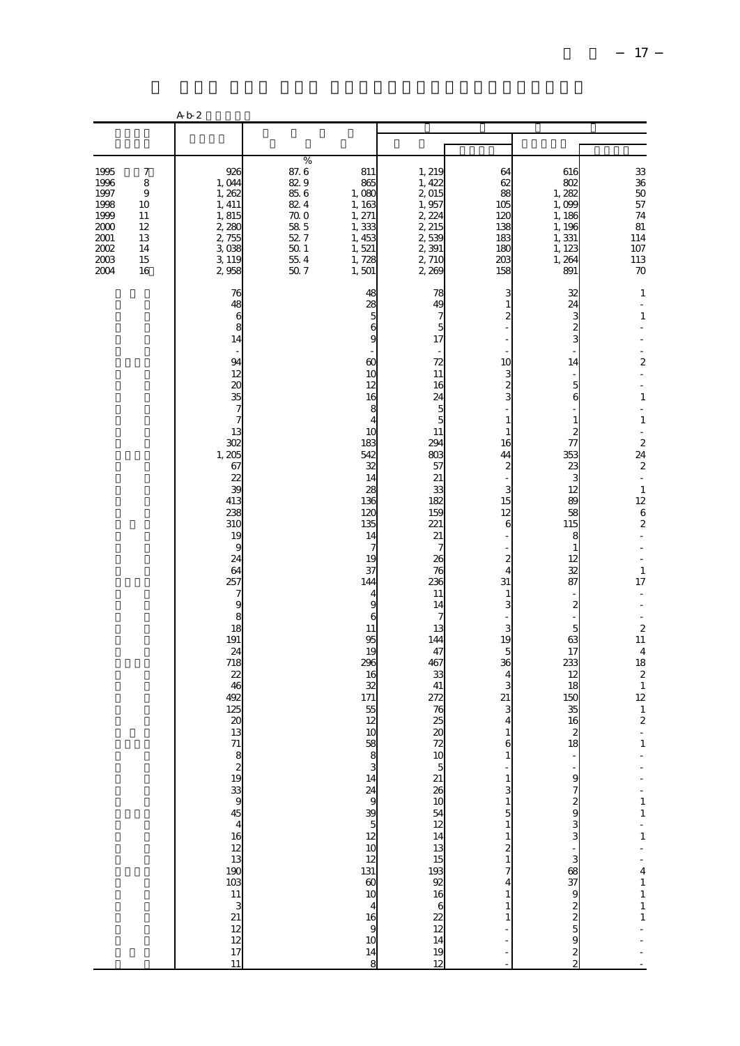A-b-2

| | | % | | | | | |
|---|---|---|---|---|---|---|---|
| 1995 7 | 926 | 87.6 | 811 | 1,219 | 64 | 616 | 33 |
| 1996 8 | 1,044 | 82.9 | 865 | 1,422 | 62 | 802 | 36 |
| 1997 9 | 1,262 | 85.6 | 1,080 | 2,015 | 88 | 1,282 | 50 |
| 1998 10 | 1,411 | 82.4 | 1,163 | 1,957 | 105 | 1,099 | 57 |
| 1999 11 | 1,815 | 70.0 | 1,271 | 2,224 | 120 | 1,186 | 74 |
| 2000 12 | 2,280 | 58.5 | 1,333 | 2,215 | 138 | 1,196 | 81 |
| 2001 13 | 2,755 | 52.7 | 1,453 | 2,539 | 183 | 1,331 | 114 |
| 2002 14 | 3,038 | 50.1 | 1,521 | 2,391 | 180 | 1,123 | 107 |
| 2003 15 | 3,119 | 55.4 | 1,728 | 2,710 | 203 | 1,264 | 113 |
| 2004 16 | 2,958 | 50.7 | 1,501 | 2,269 | 158 | 891 | 70 |
| | 76 | | 48 | 78 | 3 | 32 | 1 |
| | 48 | | 28 | 49 | 1 | 24 | - |
| | 6 | | 5 | 7 | 2 | 3 | 1 |
| | 8 | | 6 | 5 | - | 2 | - |
| | 14 | | 9 | 17 | - | 3 | - |
| | - | | - | - | - | - | - |
| | 94 | | 60 | 72 | 10 | 14 | 2 |
| | 12 | | 10 | 11 | 3 | - | - |
| | 20 | | 12 | 16 | 2 | 5 | - |
| | 35 | | 16 | 24 | 3 | 6 | 1 |
| | 7 | | 8 | 5 | - | - | - |
| | 7 | | 4 | 5 | 1 | 1 | 1 |
| | 13 | | 10 | 11 | 1 | 2 | - |
| | 302 | | 183 | 294 | 16 | 77 | 2 |
| | 1,205 | | 542 | 803 | 44 | 353 | 24 |
| | 67 | | 32 | 57 | 2 | 23 | 2 |
| | 22 | | 14 | 21 | - | 3 | - |
| | 39 | | 28 | 33 | 3 | 12 | 1 |
| | 413 | | 136 | 182 | 15 | 89 | 12 |
| | 238 | | 120 | 159 | 12 | 58 | 6 |
| | 310 | | 135 | 221 | 6 | 115 | 2 |
| | 19 | | 14 | 21 | - | 8 | - |
| | 9 | | 7 | 7 | - | 1 | - |
| | 24 | | 19 | 26 | 2 | 12 | - |
| | 64 | | 37 | 76 | 4 | 32 | 1 |
| | 257 | | 144 | 236 | 31 | 87 | 17 |
| | 7 | | 4 | 11 | 1 | - | - |
| | 9 | | 9 | 14 | 3 | 2 | - |
| | 8 | | 6 | 7 | - | - | - |
| | 18 | | 11 | 13 | 3 | 5 | 2 |
| | 191 | | 95 | 144 | 19 | 63 | 11 |
| | 24 | | 19 | 47 | 5 | 17 | 4 |
| | 718 | | 296 | 467 | 36 | 233 | 18 |
| | 22 | | 16 | 33 | 4 | 12 | 2 |
| | 46 | | 32 | 41 | 3 | 18 | 1 |
| | 492 | | 171 | 272 | 21 | 150 | 12 |
| | 125 | | 55 | 76 | 3 | 35 | 1 |
| | 20 | | 12 | 25 | 4 | 16 | 2 |
| | 13 | | 10 | 20 | 1 | 2 | - |
| | 71 | | 58 | 72 | 6 | 18 | 1 |
| | 8 | | 8 | 10 | 1 | - | - |
| | 2 | | 3 | 5 | - | - | - |
| | 19 | | 14 | 21 | 1 | 9 | - |
| | 33 | | 24 | 26 | 3 | 7 | - |
| | 9 | | 9 | 10 | 1 | 2 | 1 |
| | 45 | | 39 | 54 | 5 | 9 | 1 |
| | 4 | | 5 | 12 | 1 | 3 | - |
| | 16 | | 12 | 14 | 1 | 3 | 1 |
| | 12 | | 10 | 13 | 2 | - | - |
| | 13 | | 12 | 15 | 1 | 3 | - |
| | 190 | | 131 | 193 | 7 | 68 | 4 |
| | 103 | | 60 | 92 | 4 | 37 | 1 |
| | 11 | | 10 | 16 | 1 | 9 | 1 |
| | 3 | | 4 | 6 | 1 | 2 | 1 |
| | 21 | | 16 | 22 | 1 | 2 | 1 |
| | 12 | | 9 | 12 | - | 5 | - |
| | 12 | | 10 | 14 | - | 9 | - |
| | 17 | | 14 | 19 | - | 2 | - |
| | 11 | | 8 | 12 | - | 2 | - |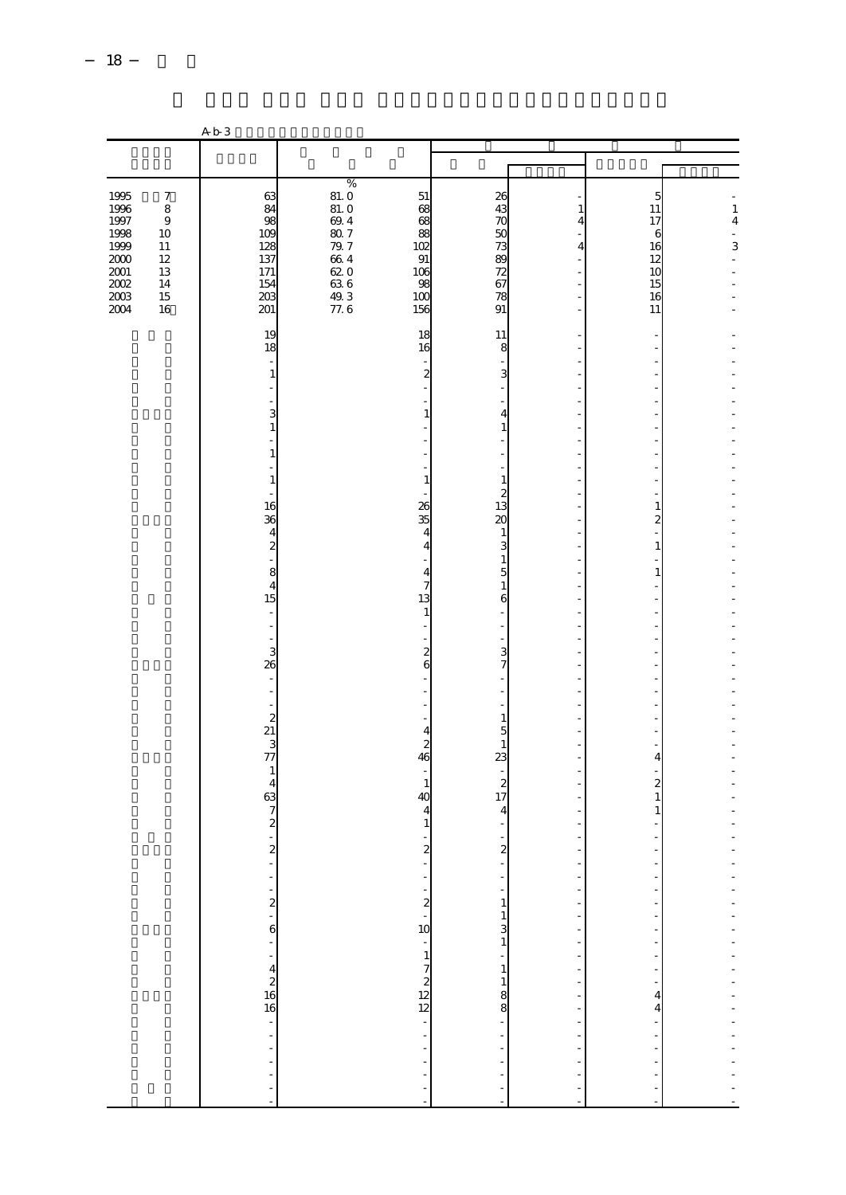A-b-3

| | | % | | | | | |
|---|---|---|---|---|---|---|---|
| 1995 7 | 63 | 81.0 | 51 | 26 | - | 5 | - |
| 1996 8 | 84 | 81.0 | 68 | 43 | 1 | 11 | 1 |
| 1997 9 | 98 | 69.4 | 68 | 70 | 4 | 17 | 4 |
| 1998 10 | 109 | 80.7 | 88 | 50 | - | 6 | - |
| 1999 11 | 128 | 79.7 | 102 | 73 | 4 | 16 | 3 |
| 2000 12 | 137 | 66.4 | 91 | 89 | - | 12 | - |
| 2001 13 | 171 | 62.0 | 106 | 72 | - | 10 | - |
| 2002 14 | 154 | 63.6 | 98 | 67 | - | 15 | - |
| 2003 15 | 203 | 49.3 | 100 | 78 | - | 16 | - |
| 2004 16 | 201 | 77.6 | 156 | 91 | - | 11 | - |
| | 19 | | 18 | 11 | - | - | - |
| | 18 | | 16 | 8 | - | - | - |
| | - | | - | - | - | - | - |
| | 1 | | 2 | 3 | - | - | - |
| | - | | - | - | - | - | - |
| | - | | - | - | - | - | - |
| | 3 | | 1 | 4 | - | - | - |
| | 1 | | - | 1 | - | - | - |
| | - | | - | - | - | - | - |
| | 1 | | - | - | - | - | - |
| | - | | - | - | - | - | - |
| | 1 | | 1 | 1 | - | - | - |
| | - | | - | 2 | - | - | - |
| | 16 | | 26 | 13 | - | 1 | - |
| | 36 | | 35 | 20 | - | 2 | - |
| | 4 | | 4 | 1 | - | - | - |
| | 2 | | 4 | 3 | - | 1 | - |
| | - | | - | 1 | - | - | - |
| | 8 | | 4 | 5 | - | 1 | - |
| | 4 | | 7 | 1 | - | - | - |
| | 15 | | 13 | 6 | - | - | - |
| | - | | 1 | - | - | - | - |
| | - | | - | - | - | - | - |
| | - | | - | - | - | - | - |
| | 3 | | 2 | 3 | - | - | - |
| | 26 | | 6 | 7 | - | - | - |
| | - | | - | - | - | - | - |
| | - | | - | - | - | - | - |
| | - | | - | - | - | - | - |
| | 2 | | - | 1 | - | - | - |
| | 21 | | 4 | 5 | - | - | - |
| | 3 | | 2 | 1 | - | - | - |
| | 77 | | 46 | 23 | - | 4 | - |
| | 1 | | - | - | - | - | - |
| | 4 | | 1 | 2 | - | 2 | - |
| | 63 | | 40 | 17 | - | 1 | - |
| | 7 | | 4 | 4 | - | 1 | - |
| | 2 | | 1 | - | - | - | - |
| | - | | - | - | - | - | - |
| | 2 | | 2 | 2 | - | - | - |
| | - | | - | - | - | - | - |
| | - | | - | - | - | - | - |
| | - | | - | - | - | - | - |
| | 2 | | 2 | 1 | - | - | - |
| | - | | - | 1 | - | - | - |
| | 6 | | 10 | 3 | - | - | - |
| | - | | - | 1 | - | - | - |
| | - | | 1 | - | - | - | - |
| | 4 | | 7 | 1 | - | - | - |
| | 2 | | 2 | 1 | - | - | - |
| | 16 | | 12 | 8 | - | 4 | - |
| | 16 | | 12 | 8 | - | 4 | - |
| | - | | - | - | - | - | - |
| | - | | - | - | - | - | - |
| | - | | - | - | - | - | - |
| | - | | - | - | - | - | - |
| | - | | - | - | - | - | - |
| | - | | - | - | - | - | - |
| | - | | - | - | - | - | - |
| | - | | - | - | - | - | - |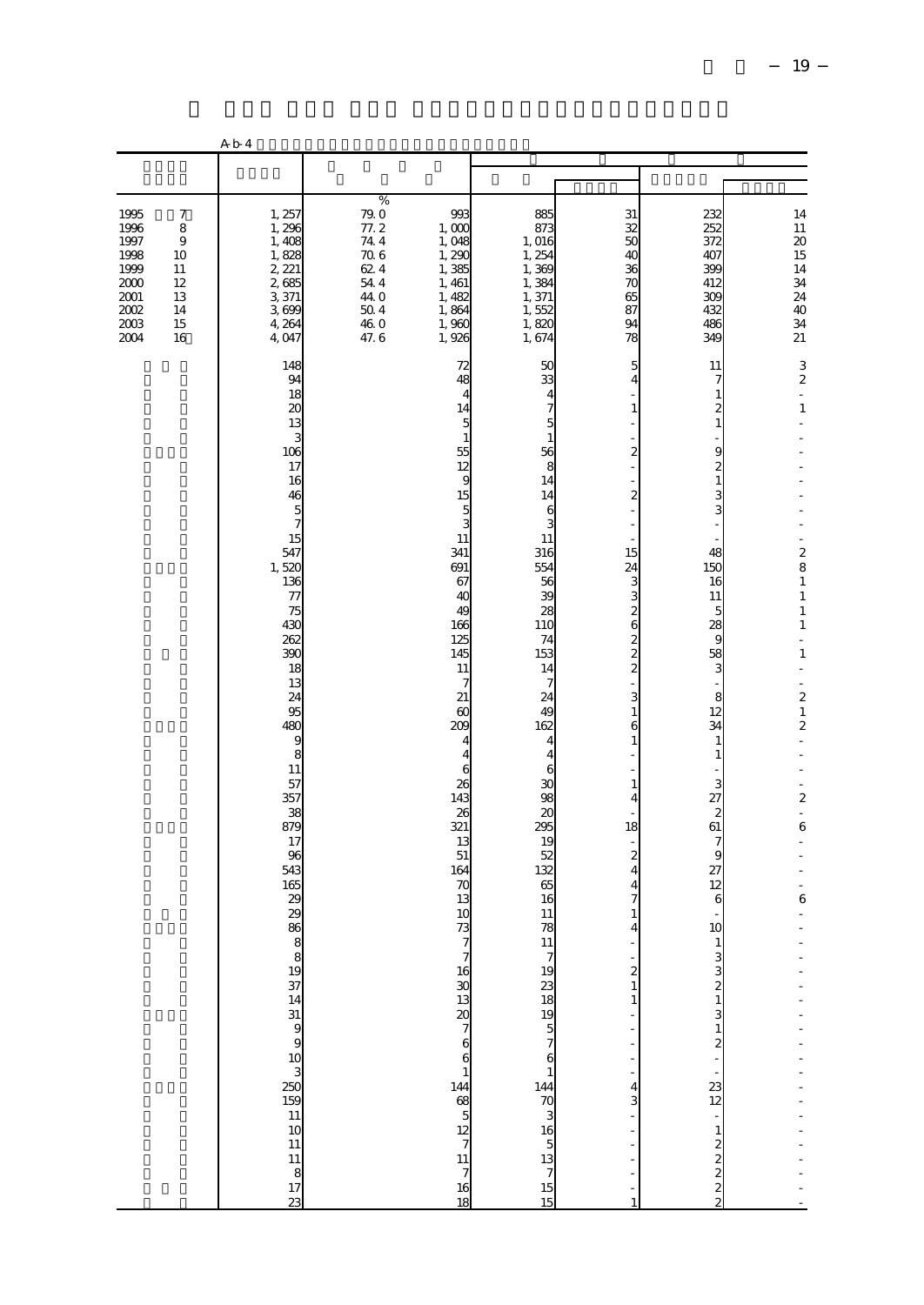A-b-4

| | | % | | | | | |
|---|---|---|---|---|---|---|---|
| 1995 7 | 1,257 | 79.0 | 993 | 885 | 31 | 232 | 14 |
| 1996 8 | 1,296 | 77.2 | 1,000 | 873 | 32 | 252 | 11 |
| 1997 9 | 1,408 | 74.4 | 1,048 | 1,016 | 50 | 372 | 20 |
| 1998 10 | 1,828 | 70.6 | 1,290 | 1,254 | 40 | 407 | 15 |
| 1999 11 | 2,221 | 62.4 | 1,385 | 1,369 | 36 | 399 | 14 |
| 2000 12 | 2,685 | 54.4 | 1,461 | 1,384 | 70 | 412 | 34 |
| 2001 13 | 3,371 | 44.0 | 1,482 | 1,371 | 65 | 309 | 24 |
| 2002 14 | 3,699 | 50.4 | 1,864 | 1,552 | 87 | 432 | 40 |
| 2003 15 | 4,264 | 46.0 | 1,960 | 1,820 | 94 | 486 | 34 |
| 2004 16 | 4,047 | 47.6 | 1,926 | 1,674 | 78 | 349 | 21 |
| | 148 | | 72 | 50 | 5 | 11 | 3 |
| | 94 | | 48 | 33 | 4 | 7 | 2 |
| | 18 | | 4 | 4 | - | 1 | - |
| | 20 | | 14 | 7 | 1 | 2 | 1 |
| | 13 | | 5 | 5 | - | 1 | - |
| | 3 | | 1 | 1 | - | - | - |
| | 106 | | 55 | 56 | 2 | 9 | - |
| | 17 | | 12 | 8 | - | 2 | - |
| | 16 | | 9 | 14 | - | 1 | - |
| | 46 | | 15 | 14 | 2 | 3 | - |
| | 5 | | 5 | 6 | - | 3 | - |
| | 7 | | 3 | 3 | - | - | - |
| | 15 | | 11 | 11 | - | - | - |
| | 547 | | 341 | 316 | 15 | 48 | 2 |
| | 1,520 | | 691 | 554 | 24 | 150 | 8 |
| | 136 | | 67 | 56 | 3 | 16 | 1 |
| | 77 | | 40 | 39 | 3 | 11 | 1 |
| | 75 | | 49 | 28 | 2 | 5 | 1 |
| | 430 | | 166 | 110 | 6 | 28 | 1 |
| | 262 | | 125 | 74 | 2 | 9 | - |
| | 390 | | 145 | 153 | 2 | 58 | 1 |
| | 18 | | 11 | 14 | 2 | 3 | - |
| | 13 | | 7 | 7 | - | - | - |
| | 24 | | 21 | 24 | 3 | 8 | 2 |
| | 95 | | 60 | 49 | 1 | 12 | 1 |
| | 480 | | 209 | 162 | 6 | 34 | 2 |
| | 9 | | 4 | 4 | 1 | 1 | - |
| | 8 | | 4 | 4 | - | 1 | - |
| | 11 | | 6 | 6 | - | - | - |
| | 57 | | 26 | 30 | 1 | 3 | - |
| | 357 | | 143 | 98 | 4 | 27 | 2 |
| | 38 | | 26 | 20 | - | 2 | - |
| | 879 | | 321 | 295 | 18 | 61 | 6 |
| | 17 | | 13 | 19 | - | 7 | - |
| | 96 | | 51 | 52 | 2 | 9 | - |
| | 543 | | 164 | 132 | 4 | 27 | - |
| | 165 | | 70 | 65 | 4 | 12 | - |
| | 29 | | 13 | 16 | 7 | 6 | 6 |
| | 29 | | 10 | 11 | 1 | - | - |
| | 86 | | 73 | 78 | 4 | 10 | - |
| | 8 | | 7 | 11 | - | 1 | - |
| | 8 | | 7 | 7 | - | 3 | - |
| | 19 | | 16 | 19 | 2 | 3 | - |
| | 37 | | 30 | 23 | 1 | 2 | - |
| | 14 | | 13 | 18 | 1 | 1 | - |
| | 31 | | 20 | 19 | - | 3 | - |
| | 9 | | 7 | 5 | - | 1 | - |
| | 9 | | 6 | 7 | - | 2 | - |
| | 10 | | 6 | 6 | - | - | - |
| | 3 | | 1 | 1 | - | - | - |
| | 250 | | 144 | 144 | 4 | 23 | - |
| | 159 | | 68 | 70 | 3 | 12 | - |
| | 11 | | 5 | 3 | - | - | - |
| | 10 | | 12 | 16 | - | 1 | - |
| | 11 | | 7 | 5 | - | 2 | - |
| | 11 | | 11 | 13 | - | 2 | - |
| | 8 | | 7 | 7 | - | 2 | - |
| | 17 | | 16 | 15 | - | 2 | - |
| | 23 | | 18 | 15 | 1 | 2 | - |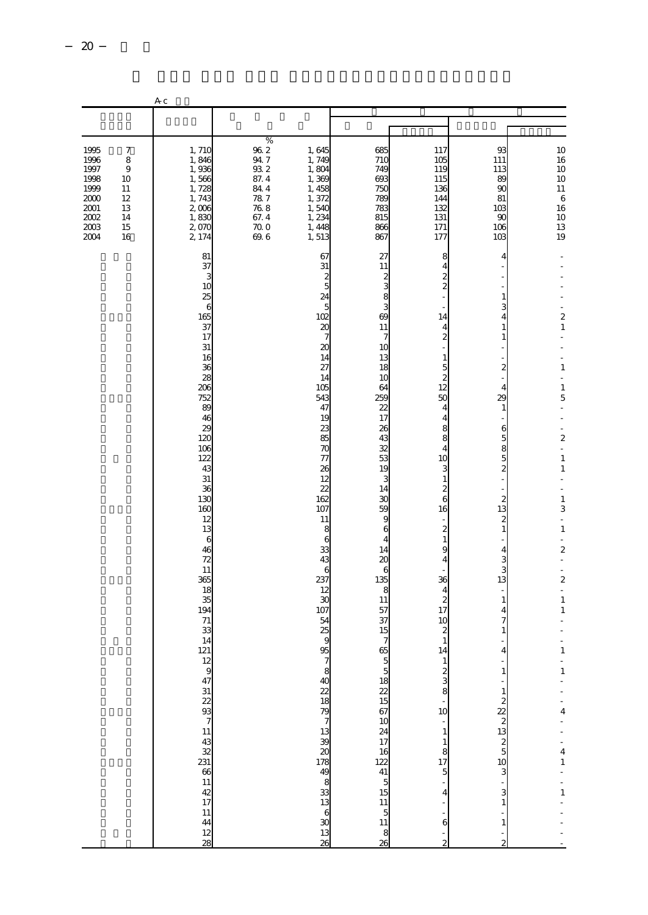A-c

| | | | | | | | |
|---|---|---|---|---|---|---|---|
| | | % | | | | | |
| 1995 7 | 1,710 | 96.2 | 1,645 | 685 | 117 | 93 | 10 |
| 1996 8 | 1,846 | 94.7 | 1,749 | 710 | 105 | 111 | 16 |
| 1997 9 | 1,936 | 93.2 | 1,804 | 749 | 119 | 113 | 10 |
| 1998 10 | 1,566 | 87.4 | 1,369 | 693 | 115 | 89 | 10 |
| 1999 11 | 1,728 | 84.4 | 1,458 | 750 | 136 | 90 | 11 |
| 2000 12 | 1,743 | 78.7 | 1,372 | 789 | 144 | 81 | 6 |
| 2001 13 | 2,006 | 76.8 | 1,540 | 783 | 132 | 103 | 16 |
| 2002 14 | 1,830 | 67.4 | 1,234 | 815 | 131 | 90 | 10 |
| 2003 15 | 2,070 | 70.0 | 1,448 | 866 | 171 | 106 | 13 |
| 2004 16 | 2,174 | 69.6 | 1,513 | 867 | 177 | 103 | 19 |
| | 81 | | 67 | 27 | 8 | 4 | - |
| | 37 | | 31 | 11 | 4 | - | - |
| | 3 | | 2 | 2 | 2 | - | - |
| | 10 | | 5 | 3 | 2 | - | - |
| | 25 | | 24 | 8 | - | 1 | - |
| | 6 | | 5 | 3 | - | 3 | - |
| | 165 | | 102 | 69 | 14 | 4 | 2 |
| | 37 | | 20 | 11 | 4 | 1 | 1 |
| | 17 | | 7 | 7 | 2 | 1 | - |
| | 31 | | 20 | 10 | - | - | - |
| | 16 | | 14 | 13 | 1 | - | - |
| | 36 | | 27 | 18 | 5 | 2 | 1 |
| | 28 | | 14 | 10 | 2 | - | - |
| | 206 | | 105 | 64 | 12 | 4 | 1 |
| | 752 | | 543 | 259 | 50 | 29 | 5 |
| | 89 | | 47 | 22 | 4 | 1 | - |
| | 46 | | 19 | 17 | 4 | - | - |
| | 29 | | 23 | 26 | 8 | 6 | - |
| | 120 | | 85 | 43 | 8 | 5 | 2 |
| | 106 | | 70 | 32 | 4 | 8 | - |
| | 122 | | 77 | 53 | 10 | 5 | 1 |
| | 43 | | 26 | 19 | 3 | 2 | 1 |
| | 31 | | 12 | 3 | 1 | - | - |
| | 36 | | 22 | 14 | 2 | - | - |
| | 130 | | 162 | 30 | 6 | 2 | 1 |
| | 160 | | 107 | 59 | 16 | 13 | 3 |
| | 12 | | 11 | 9 | - | 2 | - |
| | 13 | | 8 | 6 | 2 | 1 | 1 |
| | 6 | | 6 | 4 | 1 | - | - |
| | 46 | | 33 | 14 | 9 | 4 | 2 |
| | 72 | | 43 | 20 | 4 | 3 | - |
| | 11 | | 6 | 6 | - | 3 | - |
| | 365 | | 237 | 135 | 36 | 13 | 2 |
| | 18 | | 12 | 8 | 4 | - | - |
| | 35 | | 30 | 11 | 2 | 1 | 1 |
| | 194 | | 107 | 57 | 17 | 4 | 1 |
| | 71 | | 54 | 37 | 10 | 7 | - |
| | 33 | | 25 | 15 | 2 | 1 | - |
| | 14 | | 9 | 7 | 1 | - | - |
| | 121 | | 95 | 65 | 14 | 4 | 1 |
| | 12 | | 7 | 5 | 1 | - | - |
| | 9 | | 8 | 5 | 2 | 1 | 1 |
| | 47 | | 40 | 18 | 3 | - | - |
| | 31 | | 22 | 22 | 8 | 1 | - |
| | 22 | | 18 | 15 | - | 2 | - |
| | 93 | | 79 | 67 | 10 | 22 | 4 |
| | 7 | | 7 | 10 | - | 2 | - |
| | 11 | | 13 | 24 | 1 | 13 | - |
| | 43 | | 39 | 17 | 1 | 2 | - |
| | 32 | | 20 | 16 | 8 | 5 | 4 |
| | 231 | | 178 | 122 | 17 | 10 | 1 |
| | 66 | | 49 | 41 | 5 | 3 | - |
| | 11 | | 8 | 5 | - | - | - |
| | 42 | | 33 | 15 | 4 | 3 | 1 |
| | 17 | | 13 | 11 | - | 1 | - |
| | 11 | | 6 | 5 | - | - | - |
| | 44 | | 30 | 11 | 6 | 1 | - |
| | 12 | | 13 | 8 | - | - | - |
| | 28 | | 26 | 26 | 2 | 2 | - |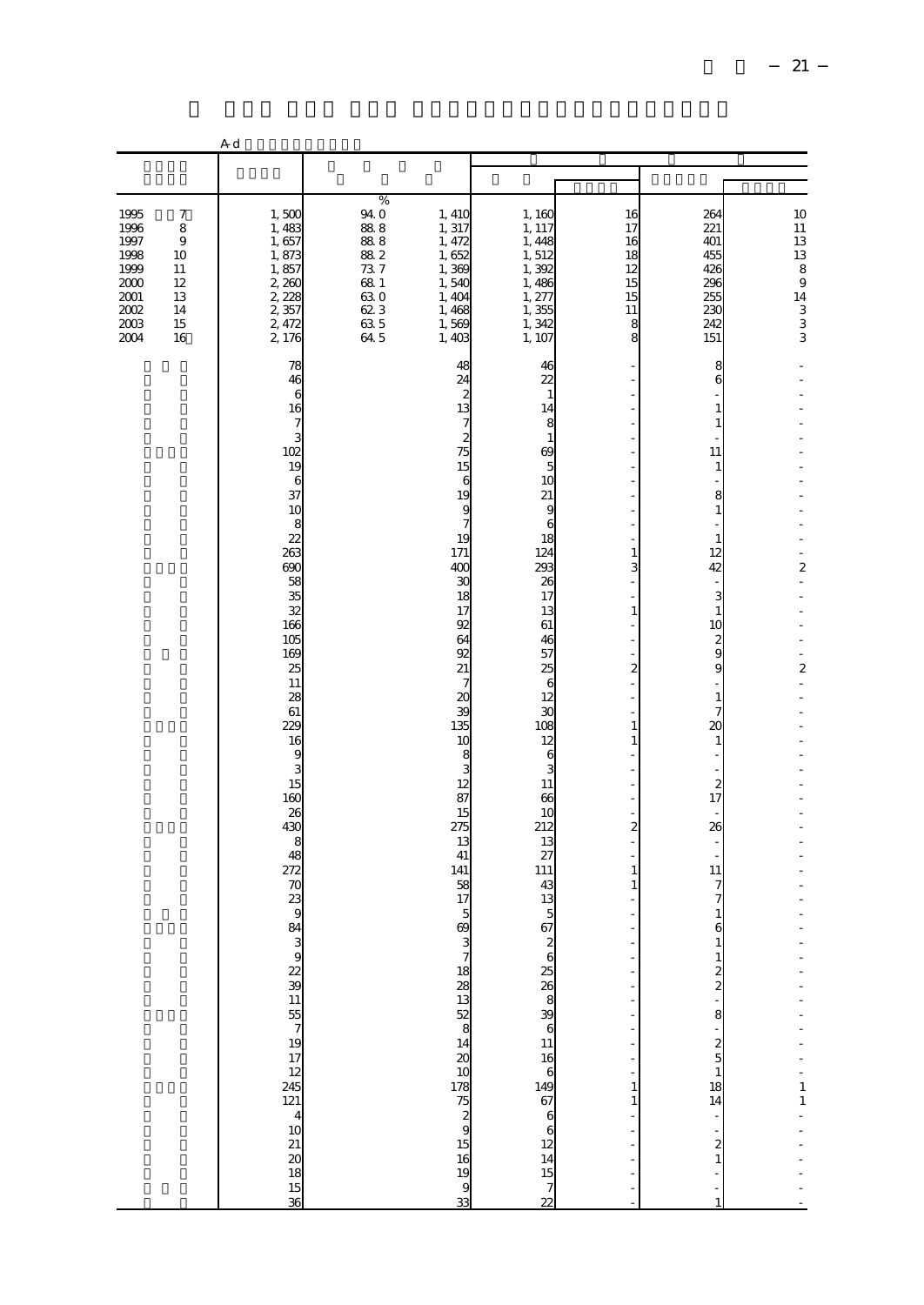A-d

| | | | | | | | |
|---|---|---|---|---|---|---|---|
| | | % | | | | | |
| 1995 7 | 1,500 | 94.0 | 1,410 | 1,160 | 16 | 264 | 10 |
| 1996 8 | 1,483 | 88.8 | 1,317 | 1,117 | 17 | 221 | 11 |
| 1997 9 | 1,657 | 88.8 | 1,472 | 1,448 | 16 | 401 | 13 |
| 1998 10 | 1,873 | 88.2 | 1,652 | 1,512 | 18 | 455 | 13 |
| 1999 11 | 1,857 | 73.7 | 1,369 | 1,392 | 12 | 426 | 8 |
| 2000 12 | 2,260 | 68.1 | 1,540 | 1,486 | 15 | 296 | 9 |
| 2001 13 | 2,228 | 63.0 | 1,404 | 1,277 | 15 | 255 | 14 |
| 2002 14 | 2,357 | 62.3 | 1,468 | 1,355 | 11 | 230 | 3 |
| 2003 15 | 2,472 | 63.5 | 1,569 | 1,342 | 8 | 242 | 3 |
| 2004 16 | 2,176 | 64.5 | 1,403 | 1,107 | 8 | 151 | 3 |
| | 78 | | 48 | 46 | - | 8 | - |
| | 46 | | 24 | 22 | - | 6 | - |
| | 6 | | 2 | 1 | - | - | - |
| | 16 | | 13 | 14 | - | 1 | - |
| | 7 | | 7 | 8 | - | 1 | - |
| | 3 | | 2 | 1 | - | - | - |
| | 102 | | 75 | 69 | - | 11 | - |
| | 19 | | 15 | 5 | - | 1 | - |
| | 6 | | 6 | 10 | - | - | - |
| | 37 | | 19 | 21 | - | 8 | - |
| | 10 | | 9 | 9 | - | 1 | - |
| | 8 | | 7 | 6 | - | - | - |
| | 22 | | 19 | 18 | - | 1 | - |
| | 263 | | 171 | 124 | 1 | 12 | - |
| | 690 | | 400 | 293 | 3 | 42 | 2 |
| | 58 | | 30 | 26 | - | - | - |
| | 35 | | 18 | 17 | - | 3 | - |
| | 32 | | 17 | 13 | 1 | 1 | - |
| | 166 | | 92 | 61 | - | 10 | - |
| | 105 | | 64 | 46 | - | 2 | - |
| | 169 | | 92 | 57 | - | 9 | - |
| | 25 | | 21 | 25 | 2 | 9 | 2 |
| | 11 | | 7 | 6 | - | - | - |
| | 28 | | 20 | 12 | - | 1 | - |
| | 61 | | 39 | 30 | - | 7 | - |
| | 229 | | 135 | 108 | 1 | 20 | - |
| | 16 | | 10 | 12 | 1 | 1 | - |
| | 9 | | 8 | 6 | - | - | - |
| | 3 | | 3 | 3 | - | - | - |
| | 15 | | 12 | 11 | - | 2 | - |
| | 160 | | 87 | 66 | - | 17 | - |
| | 26 | | 15 | 10 | - | - | - |
| | 430 | | 275 | 212 | 2 | 26 | - |
| | 8 | | 13 | 13 | - | - | - |
| | 48 | | 41 | 27 | - | - | - |
| | 272 | | 141 | 111 | 1 | 11 | - |
| | 70 | | 58 | 43 | 1 | 7 | - |
| | 23 | | 17 | 13 | - | 7 | - |
| | 9 | | 5 | 5 | - | 1 | - |
| | 84 | | 69 | 67 | - | 6 | - |
| | 3 | | 3 | 2 | - | 1 | - |
| | 9 | | 7 | 6 | - | 1 | - |
| | 22 | | 18 | 25 | - | 2 | - |
| | 39 | | 28 | 26 | - | 2 | - |
| | 11 | | 13 | 8 | - | - | - |
| | 55 | | 52 | 39 | - | 8 | - |
| | 7 | | 8 | 6 | - | - | - |
| | 19 | | 14 | 11 | - | 2 | - |
| | 17 | | 20 | 16 | - | 5 | - |
| | 12 | | 10 | 6 | - | 1 | - |
| | 245 | | 178 | 149 | 1 | 18 | 1 |
| | 121 | | 75 | 67 | 1 | 14 | 1 |
| | 4 | | 2 | 6 | - | - | - |
| | 10 | | 9 | 6 | - | - | - |
| | 21 | | 15 | 12 | - | 2 | - |
| | 20 | | 16 | 14 | - | 1 | - |
| | 18 | | 19 | 15 | - | - | - |
| | 15 | | 9 | 7 | - | - | - |
| | 36 | | 33 | 22 | - | 1 | - |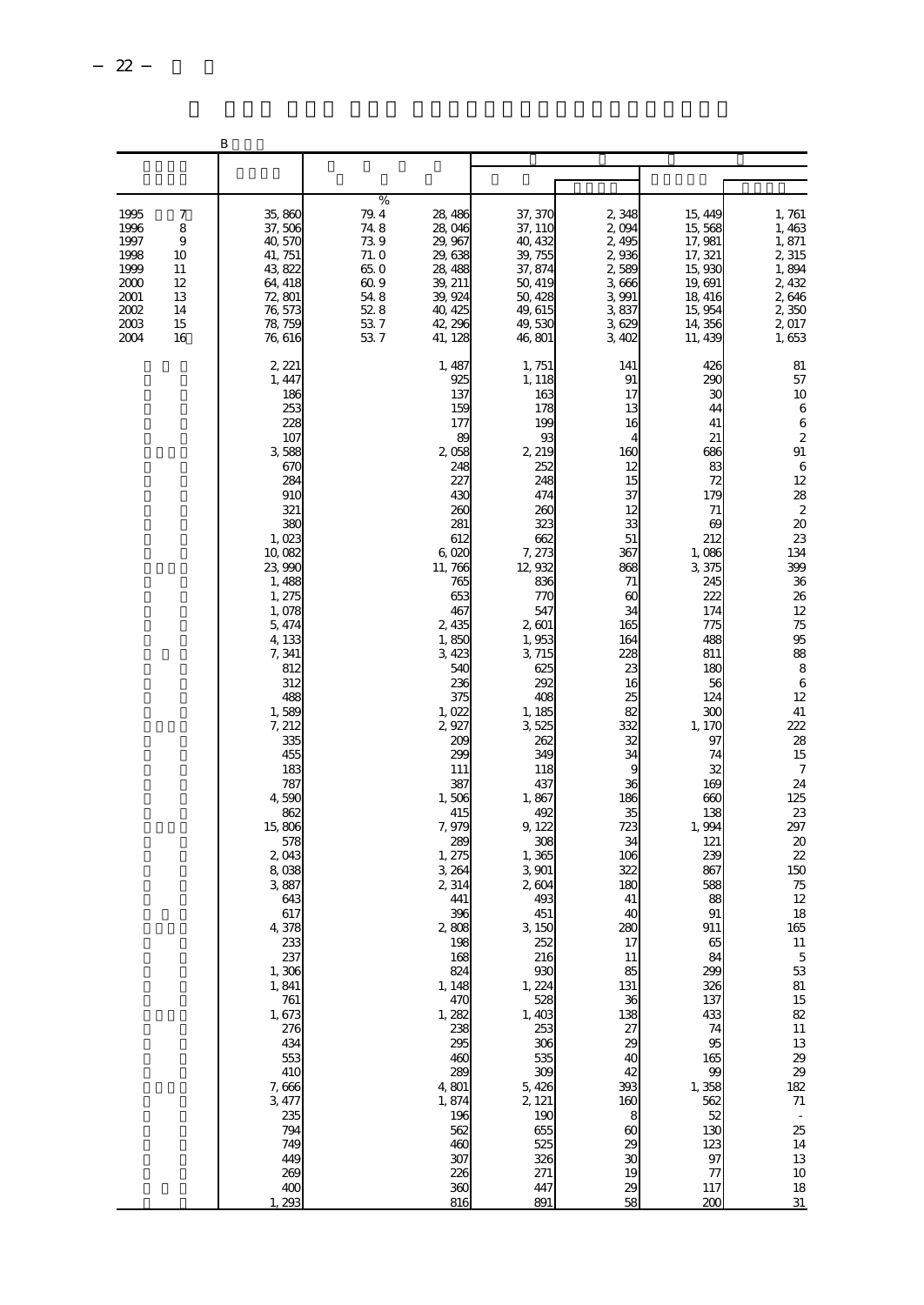B

| | | | | | | | | |
|---|---|---|---|---|---|---|---|---|
| | | | % | | | | | |
| 1995 7 | 35,860 | 79.4 | 28,486 | 37,370 | 2,348 | 15,449 | 1,761 |
| 1996 8 | 37,506 | 74.8 | 28,046 | 37,110 | 2,094 | 15,568 | 1,463 |
| 1997 9 | 40,570 | 73.9 | 29,967 | 40,432 | 2,495 | 17,981 | 1,871 |
| 1998 10 | 41,751 | 71.0 | 29,638 | 39,755 | 2,936 | 17,321 | 2,315 |
| 1999 11 | 43,822 | 65.0 | 28,488 | 37,874 | 2,589 | 15,930 | 1,894 |
| 2000 12 | 64,418 | 60.9 | 39,211 | 50,419 | 3,666 | 19,691 | 2,432 |
| 2001 13 | 72,801 | 54.8 | 39,924 | 50,428 | 3,991 | 18,416 | 2,646 |
| 2002 14 | 76,573 | 52.8 | 40,425 | 49,615 | 3,837 | 15,954 | 2,350 |
| 2003 15 | 78,759 | 53.7 | 42,296 | 49,530 | 3,629 | 14,356 | 2,017 |
| 2004 16 | 76,616 | 53.7 | 41,128 | 46,801 | 3,402 | 11,439 | 1,653 |
| | 2,221 | | 1,487 | 1,751 | 141 | 426 | 81 |
| | 1,447 | | 925 | 1,118 | 91 | 290 | 57 |
| | 186 | | 137 | 163 | 17 | 30 | 10 |
| | 253 | | 159 | 178 | 13 | 44 | 6 |
| | 228 | | 177 | 199 | 16 | 41 | 6 |
| | 107 | | 89 | 93 | 4 | 21 | 2 |
| | 3,588 | | 2,058 | 2,219 | 160 | 686 | 91 |
| | 670 | | 248 | 252 | 12 | 83 | 6 |
| | 284 | | 227 | 248 | 15 | 72 | 12 |
| | 910 | | 430 | 474 | 37 | 179 | 28 |
| | 321 | | 260 | 260 | 12 | 71 | 2 |
| | 380 | | 281 | 323 | 33 | 69 | 20 |
| | 1,023 | | 612 | 662 | 51 | 212 | 23 |
| | 10,082 | | 6,020 | 7,273 | 367 | 1,086 | 134 |
| | 23,990 | | 11,766 | 12,932 | 868 | 3,375 | 399 |
| | 1,488 | | 765 | 836 | 71 | 245 | 36 |
| | 1,275 | | 653 | 770 | 60 | 222 | 26 |
| | 1,078 | | 467 | 547 | 34 | 174 | 12 |
| | 5,474 | | 2,435 | 2,601 | 165 | 775 | 75 |
| | 4,133 | | 1,850 | 1,953 | 164 | 488 | 95 |
| | 7,341 | | 3,423 | 3,715 | 228 | 811 | 88 |
| | 812 | | 540 | 625 | 23 | 180 | 8 |
| | 312 | | 236 | 292 | 16 | 56 | 6 |
| | 488 | | 375 | 408 | 25 | 124 | 12 |
| | 1,589 | | 1,022 | 1,185 | 82 | 300 | 41 |
| | 7,212 | | 2,927 | 3,525 | 332 | 1,170 | 222 |
| | 335 | | 209 | 262 | 32 | 97 | 28 |
| | 455 | | 299 | 349 | 34 | 74 | 15 |
| | 183 | | 111 | 118 | 9 | 32 | 7 |
| | 787 | | 387 | 437 | 36 | 169 | 24 |
| | 4,590 | | 1,506 | 1,867 | 186 | 660 | 125 |
| | 862 | | 415 | 492 | 35 | 138 | 23 |
| | 15,806 | | 7,979 | 9,122 | 723 | 1,994 | 297 |
| | 578 | | 289 | 308 | 34 | 121 | 20 |
| | 2,043 | | 1,275 | 1,365 | 106 | 239 | 22 |
| | 8,038 | | 3,264 | 3,901 | 322 | 867 | 150 |
| | 3,887 | | 2,314 | 2,604 | 180 | 588 | 75 |
| | 643 | | 441 | 493 | 41 | 88 | 12 |
| | 617 | | 396 | 451 | 40 | 91 | 18 |
| | 4,378 | | 2,808 | 3,150 | 280 | 911 | 165 |
| | 233 | | 198 | 252 | 17 | 65 | 11 |
| | 237 | | 168 | 216 | 11 | 84 | 5 |
| | 1,306 | | 824 | 930 | 85 | 299 | 53 |
| | 1,841 | | 1,148 | 1,224 | 131 | 326 | 81 |
| | 761 | | 470 | 528 | 36 | 137 | 15 |
| | 1,673 | | 1,282 | 1,403 | 138 | 433 | 82 |
| | 276 | | 238 | 253 | 27 | 74 | 11 |
| | 434 | | 295 | 306 | 29 | 95 | 13 |
| | 553 | | 460 | 535 | 40 | 165 | 29 |
| | 410 | | 289 | 309 | 42 | 99 | 29 |
| | 7,666 | | 4,801 | 5,426 | 393 | 1,358 | 182 |
| | 3,477 | | 1,874 | 2,121 | 160 | 562 | 71 |
| | 235 | | 196 | 190 | 8 | 52 | - |
| | 794 | | 562 | 655 | 60 | 130 | 25 |
| | 749 | | 460 | 525 | 29 | 123 | 14 |
| | 449 | | 307 | 326 | 30 | 97 | 13 |
| | 269 | | 226 | 271 | 19 | 77 | 10 |
| | 400 | | 360 | 447 | 29 | 117 | 18 |
| | 1,293 | | 816 | 891 | 58 | 200 | 31 |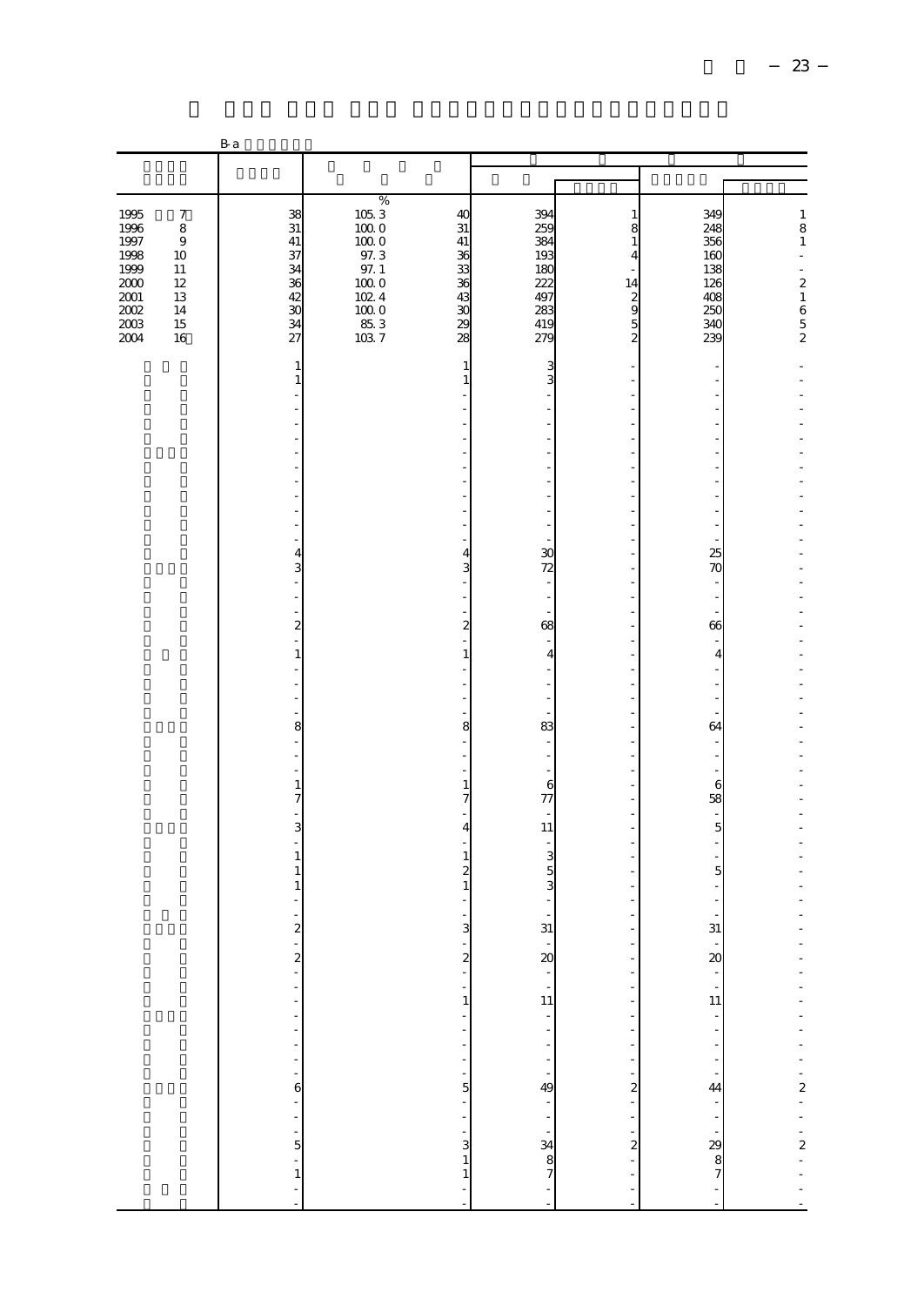B-a

| | | | | | | | |
|---|---|---|---|---|---|---|---|
| | | % | | | | | |
| 1995 7 | 38 | 105.3 | 40 | 394 | 1 | 349 | 1 |
| 1996 8 | 31 | 100.0 | 31 | 259 | 8 | 248 | 8 |
| 1997 9 | 41 | 100.0 | 41 | 384 | 1 | 356 | 1 |
| 1998 10 | 37 | 97.3 | 36 | 193 | 4 | 160 | - |
| 1999 11 | 34 | 97.1 | 33 | 180 | - | 138 | - |
| 2000 12 | 36 | 100.0 | 36 | 222 | 14 | 126 | 2 |
| 2001 13 | 42 | 102.4 | 43 | 497 | 2 | 408 | 1 |
| 2002 14 | 30 | 100.0 | 30 | 283 | 9 | 250 | 6 |
| 2003 15 | 34 | 85.3 | 29 | 419 | 5 | 340 | 5 |
| 2004 16 | 27 | 103.7 | 28 | 279 | 2 | 239 | 2 |
| | 1 | | 1 | 3 | - | - | - |
| | 1 | | 1 | 3 | - | - | - |
| | - | | - | - | - | - | - |
| | - | | - | - | - | - | - |
| | - | | - | - | - | - | - |
| | - | | - | - | - | - | - |
| | - | | - | - | - | - | - |
| | - | | - | - | - | - | - |
| | - | | - | - | - | - | - |
| | - | | - | - | - | - | - |
| | - | | - | - | - | - | - |
| | - | | - | - | - | - | - |
| | - | | - | - | - | - | - |
| | 4 | | 4 | 30 | - | 25 | - |
| | 3 | | 3 | 72 | - | 70 | - |
| | - | | - | - | - | - | - |
| | - | | - | - | - | - | - |
| | - | | - | - | - | - | - |
| | 2 | | 2 | 68 | - | 66 | - |
| | - | | - | - | - | - | - |
| | 1 | | 1 | 4 | - | 4 | - |
| | - | | - | - | - | - | - |
| | - | | - | - | - | - | - |
| | - | | - | - | - | - | - |
| | - | | - | - | - | - | - |
| | 8 | | 8 | 83 | - | 64 | - |
| | - | | - | - | - | - | - |
| | - | | - | - | - | - | - |
| | - | | - | - | - | - | - |
| | 1 | | 1 | 6 | - | 6 | - |
| | 7 | | 7 | 77 | - | 58 | - |
| | - | | - | - | - | - | - |
| | 3 | | 4 | 11 | - | 5 | - |
| | - | | - | - | - | - | - |
| | 1 | | 1 | 3 | - | - | - |
| | 1 | | 2 | 5 | - | 5 | - |
| | 1 | | 1 | 3 | - | - | - |
| | - | | - | - | - | - | - |
| | - | | - | - | - | - | - |
| | 2 | | 3 | 31 | - | 31 | - |
| | - | | - | - | - | - | - |
| | 2 | | 2 | 20 | - | 20 | - |
| | - | | - | - | - | - | - |
| | - | | - | - | - | - | - |
| | - | | 1 | 11 | - | 11 | - |
| | - | | - | - | - | - | - |
| | - | | - | - | - | - | - |
| | - | | - | - | - | - | - |
| | - | | - | - | - | - | - |
| | - | | - | - | - | - | - |
| | 6 | | 5 | 49 | 2 | 44 | 2 |
| | - | | - | - | - | - | - |
| | - | | - | - | - | - | - |
| | - | | - | - | - | - | - |
| | 5 | | 3 | 34 | 2 | 29 | 2 |
| | - | | 1 | 8 | - | 8 | - |
| | 1 | | 1 | 7 | - | 7 | - |
| | - | | - | - | - | - | - |
| | - | | - | - | - | - | - |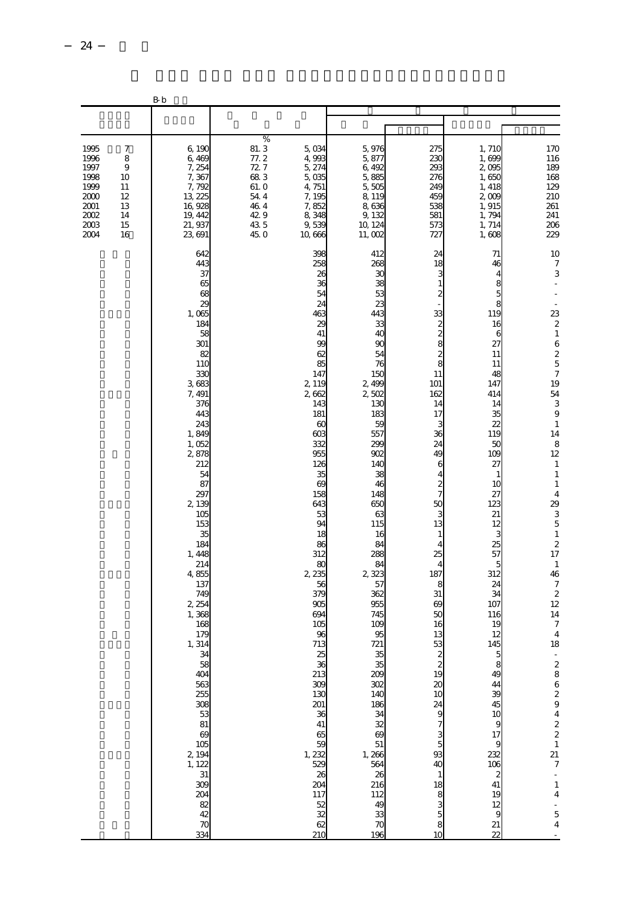B-b

| | | | | | | | |
|---|---|---|---|---|---|---|---|
| | | % | | | | | |
| 1995 7 | 6, 190 | 81. 3 | 5, 034 | 5, 976 | 275 | 1, 710 | 170 |
| 1996 8 | 6, 469 | 77. 2 | 4, 993 | 5, 877 | 230 | 1, 699 | 116 |
| 1997 9 | 7, 254 | 72. 7 | 5, 274 | 6, 492 | 293 | 2, 095 | 189 |
| 1998 10 | 7, 367 | 68. 3 | 5, 035 | 5, 885 | 276 | 1, 650 | 168 |
| 1999 11 | 7, 792 | 61. 0 | 4, 751 | 5, 505 | 249 | 1, 418 | 129 |
| 2000 12 | 13, 225 | 54. 4 | 7, 195 | 8, 119 | 459 | 2, 009 | 210 |
| 2001 13 | 16, 928 | 46. 4 | 7, 852 | 8, 636 | 538 | 1, 915 | 261 |
| 2002 14 | 19, 442 | 42. 9 | 8, 348 | 9, 132 | 581 | 1, 794 | 241 |
| 2003 15 | 21, 937 | 43. 5 | 9, 539 | 10, 124 | 573 | 1, 714 | 206 |
| 2004 16 | 23, 691 | 45. 0 | 10, 666 | 11, 002 | 727 | 1, 608 | 229 |
| | 642 | | 398 | 412 | 24 | 71 | 10 |
| | 443 | | 258 | 268 | 18 | 46 | 7 |
| | 37 | | 26 | 30 | 3 | 4 | 3 |
| | 65 | | 36 | 38 | 1 | 8 | - |
| | 68 | | 54 | 53 | 2 | 5 | - |
| | 29 | | 24 | 23 | - | 8 | - |
| | 1, 065 | | 463 | 443 | 33 | 119 | 23 |
| | 184 | | 29 | 33 | 2 | 16 | 2 |
| | 58 | | 41 | 40 | 2 | 6 | 1 |
| | 301 | | 99 | 90 | 8 | 27 | 6 |
| | 82 | | 62 | 54 | 2 | 11 | 2 |
| | 110 | | 85 | 76 | 8 | 11 | 5 |
| | 330 | | 147 | 150 | 11 | 48 | 7 |
| | 3, 683 | | 2, 119 | 2, 499 | 101 | 147 | 19 |
| | 7, 491 | | 2, 662 | 2, 502 | 162 | 414 | 54 |
| | 376 | | 143 | 130 | 14 | 14 | 3 |
| | 443 | | 181 | 183 | 17 | 35 | 9 |
| | 243 | | 60 | 59 | 3 | 22 | 1 |
| | 1, 849 | | 603 | 557 | 36 | 119 | 14 |
| | 1, 052 | | 332 | 299 | 24 | 50 | 8 |
| | 2, 878 | | 955 | 902 | 49 | 109 | 12 |
| | 212 | | 126 | 140 | 6 | 27 | 1 |
| | 54 | | 35 | 38 | 4 | 1 | 1 |
| | 87 | | 69 | 46 | 2 | 10 | 1 |
| | 297 | | 158 | 148 | 7 | 27 | 4 |
| | 2, 139 | | 643 | 650 | 50 | 123 | 29 |
| | 105 | | 53 | 63 | 3 | 21 | 3 |
| | 153 | | 94 | 115 | 13 | 12 | 5 |
| | 35 | | 18 | 16 | 1 | 3 | 1 |
| | 184 | | 86 | 84 | 4 | 25 | 2 |
| | 1, 448 | | 312 | 288 | 25 | 57 | 17 |
| | 214 | | 80 | 84 | 4 | 5 | 1 |
| | 4, 855 | | 2, 235 | 2, 323 | 187 | 312 | 46 |
| | 137 | | 56 | 57 | 8 | 24 | 7 |
| | 749 | | 379 | 362 | 31 | 34 | 2 |
| | 2, 254 | | 905 | 955 | 69 | 107 | 12 |
| | 1, 368 | | 694 | 745 | 50 | 116 | 14 |
| | 168 | | 105 | 109 | 16 | 19 | 7 |
| | 179 | | 96 | 95 | 13 | 12 | 4 |
| | 1, 314 | | 713 | 721 | 53 | 145 | 18 |
| | 34 | | 25 | 35 | 2 | 5 | - |
| | 58 | | 36 | 35 | 2 | 8 | 2 |
| | 404 | | 213 | 209 | 19 | 49 | 8 |
| | 563 | | 309 | 302 | 20 | 44 | 6 |
| | 255 | | 130 | 140 | 10 | 39 | 2 |
| | 308 | | 201 | 186 | 24 | 45 | 9 |
| | 53 | | 36 | 34 | 9 | 10 | 4 |
| | 81 | | 41 | 32 | 7 | 9 | 2 |
| | 69 | | 65 | 69 | 3 | 17 | 2 |
| | 105 | | 59 | 51 | 5 | 9 | 1 |
| | 2, 194 | | 1, 232 | 1, 266 | 93 | 232 | 21 |
| | 1, 122 | | 529 | 564 | 40 | 106 | 7 |
| | 31 | | 26 | 26 | 1 | 2 | - |
| | 309 | | 204 | 216 | 18 | 41 | 1 |
| | 204 | | 117 | 112 | 8 | 19 | 4 |
| | 82 | | 52 | 49 | 3 | 12 | - |
| | 42 | | 32 | 33 | 5 | 9 | 5 |
| | 70 | | 62 | 70 | 8 | 21 | 4 |
| | 334 | | 210 | 196 | 10 | 22 | - |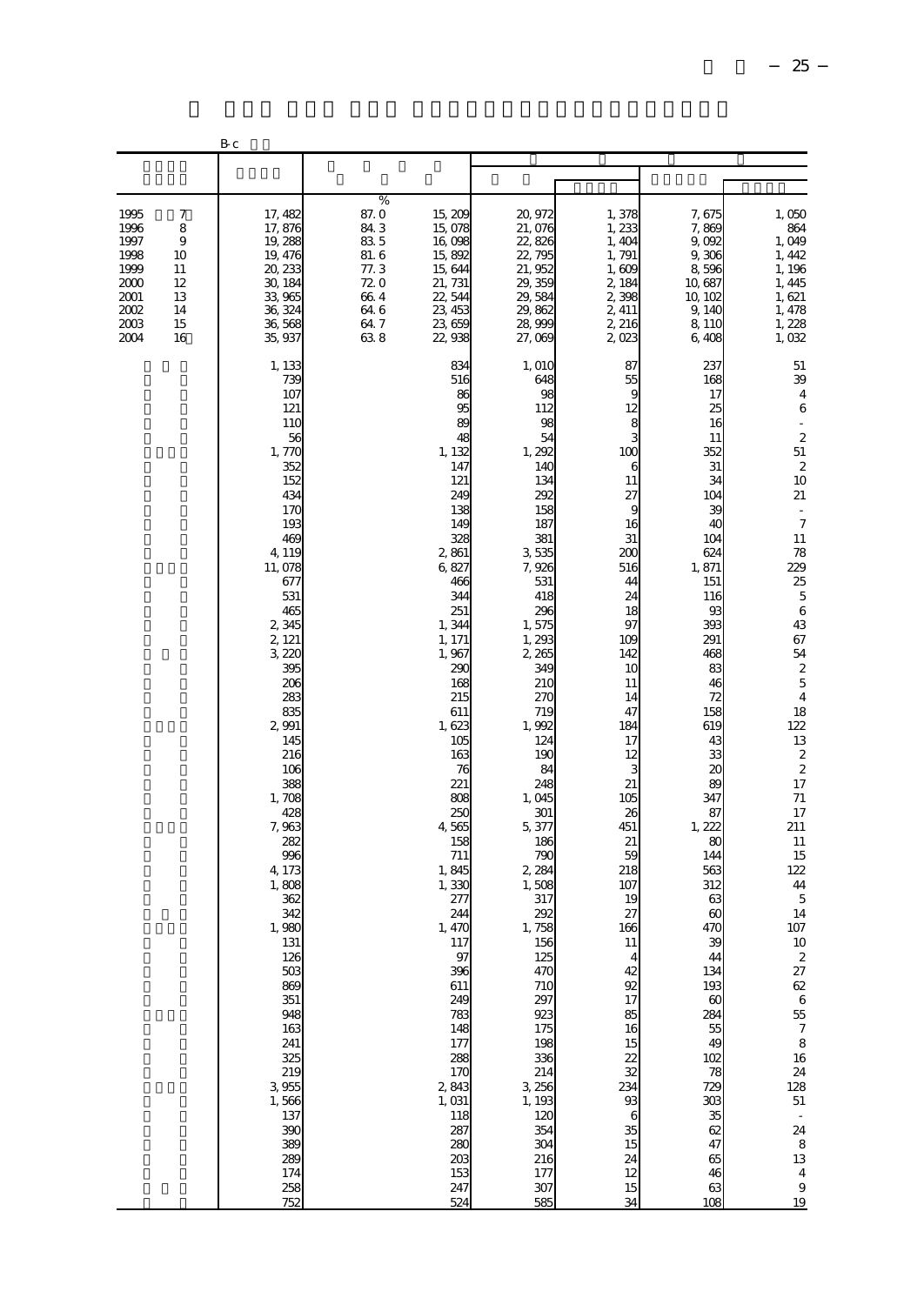B-c

| | | | % | | | | | |
|---|---|---|---|---|---|---|---|---|
| 1995 | 7 | 17,482 | 87.0 | 15,209 | 20,972 | 1,378 | 7,675 | 1,050 |
| 1996 | 8 | 17,876 | 84.3 | 15,078 | 21,076 | 1,233 | 7,869 | 864 |
| 1997 | 9 | 19,288 | 83.5 | 16,098 | 22,826 | 1,404 | 9,092 | 1,049 |
| 1998 | 10 | 19,476 | 81.6 | 15,892 | 22,795 | 1,791 | 9,306 | 1,442 |
| 1999 | 11 | 20,233 | 77.3 | 15,644 | 21,952 | 1,609 | 8,596 | 1,196 |
| 2000 | 12 | 30,184 | 72.0 | 21,731 | 29,359 | 2,184 | 10,687 | 1,445 |
| 2001 | 13 | 33,965 | 66.4 | 22,544 | 29,584 | 2,398 | 10,102 | 1,621 |
| 2002 | 14 | 36,324 | 64.6 | 23,453 | 29,862 | 2,411 | 9,140 | 1,478 |
| 2003 | 15 | 36,568 | 64.7 | 23,659 | 28,999 | 2,216 | 8,110 | 1,228 |
| 2004 | 16 | 35,937 | 63.8 | 22,938 | 27,069 | 2,023 | 6,408 | 1,032 |
| | | 1,133 | | 834 | 1,010 | 87 | 237 | 51 |
| | | 739 | | 516 | 648 | 55 | 168 | 39 |
| | | 107 | | 86 | 98 | 9 | 17 | 4 |
| | | 121 | | 95 | 112 | 12 | 25 | 6 |
| | | 110 | | 89 | 98 | 8 | 16 | - |
| | | 56 | | 48 | 54 | 3 | 11 | 2 |
| | | 1,770 | | 1,132 | 1,292 | 100 | 352 | 51 |
| | | 352 | | 147 | 140 | 6 | 31 | 2 |
| | | 152 | | 121 | 134 | 11 | 34 | 10 |
| | | 434 | | 249 | 292 | 27 | 104 | 21 |
| | | 170 | | 138 | 158 | 9 | 39 | - |
| | | 193 | | 149 | 187 | 16 | 40 | 7 |
| | | 469 | | 328 | 381 | 31 | 104 | 11 |
| | | 4,119 | | 2,861 | 3,535 | 200 | 624 | 78 |
| | | 11,078 | | 6,827 | 7,926 | 516 | 1,871 | 229 |
| | | 677 | | 466 | 531 | 44 | 151 | 25 |
| | | 531 | | 344 | 418 | 24 | 116 | 5 |
| | | 465 | | 251 | 296 | 18 | 93 | 6 |
| | | 2,345 | | 1,344 | 1,575 | 97 | 393 | 43 |
| | | 2,121 | | 1,171 | 1,293 | 109 | 291 | 67 |
| | | 3,220 | | 1,967 | 2,265 | 142 | 468 | 54 |
| | | 395 | | 290 | 349 | 10 | 83 | 2 |
| | | 206 | | 168 | 210 | 11 | 46 | 5 |
| | | 283 | | 215 | 270 | 14 | 72 | 4 |
| | | 835 | | 611 | 719 | 47 | 158 | 18 |
| | | 2,991 | | 1,623 | 1,992 | 184 | 619 | 122 |
| | | 145 | | 105 | 124 | 17 | 43 | 13 |
| | | 216 | | 163 | 190 | 12 | 33 | 2 |
| | | 106 | | 76 | 84 | 3 | 20 | 2 |
| | | 388 | | 221 | 248 | 21 | 89 | 17 |
| | | 1,708 | | 808 | 1,045 | 105 | 347 | 71 |
| | | 428 | | 250 | 301 | 26 | 87 | 17 |
| | | 7,963 | | 4,565 | 5,377 | 451 | 1,222 | 211 |
| | | 282 | | 158 | 186 | 21 | 80 | 11 |
| | | 996 | | 711 | 790 | 59 | 144 | 15 |
| | | 4,173 | | 1,845 | 2,284 | 218 | 563 | 122 |
| | | 1,808 | | 1,330 | 1,508 | 107 | 312 | 44 |
| | | 362 | | 277 | 317 | 19 | 63 | 5 |
| | | 342 | | 244 | 292 | 27 | 60 | 14 |
| | | 1,980 | | 1,470 | 1,758 | 166 | 470 | 107 |
| | | 131 | | 117 | 156 | 11 | 39 | 10 |
| | | 126 | | 97 | 125 | 4 | 44 | 2 |
| | | 503 | | 396 | 470 | 42 | 134 | 27 |
| | | 869 | | 611 | 710 | 92 | 193 | 62 |
| | | 351 | | 249 | 297 | 17 | 60 | 6 |
| | | 948 | | 783 | 923 | 85 | 284 | 55 |
| | | 163 | | 148 | 175 | 16 | 55 | 7 |
| | | 241 | | 177 | 198 | 15 | 49 | 8 |
| | | 325 | | 288 | 336 | 22 | 102 | 16 |
| | | 219 | | 170 | 214 | 32 | 78 | 24 |
| | | 3,955 | | 2,843 | 3,256 | 234 | 729 | 128 |
| | | 1,566 | | 1,031 | 1,193 | 93 | 303 | 51 |
| | | 137 | | 118 | 120 | 6 | 35 | - |
| | | 390 | | 287 | 354 | 35 | 62 | 24 |
| | | 389 | | 280 | 304 | 15 | 47 | 8 |
| | | 289 | | 203 | 216 | 24 | 65 | 13 |
| | | 174 | | 153 | 177 | 12 | 46 | 4 |
| | | 258 | | 247 | 307 | 15 | 63 | 9 |
| | | 752 | | 524 | 585 | 34 | 108 | 19 |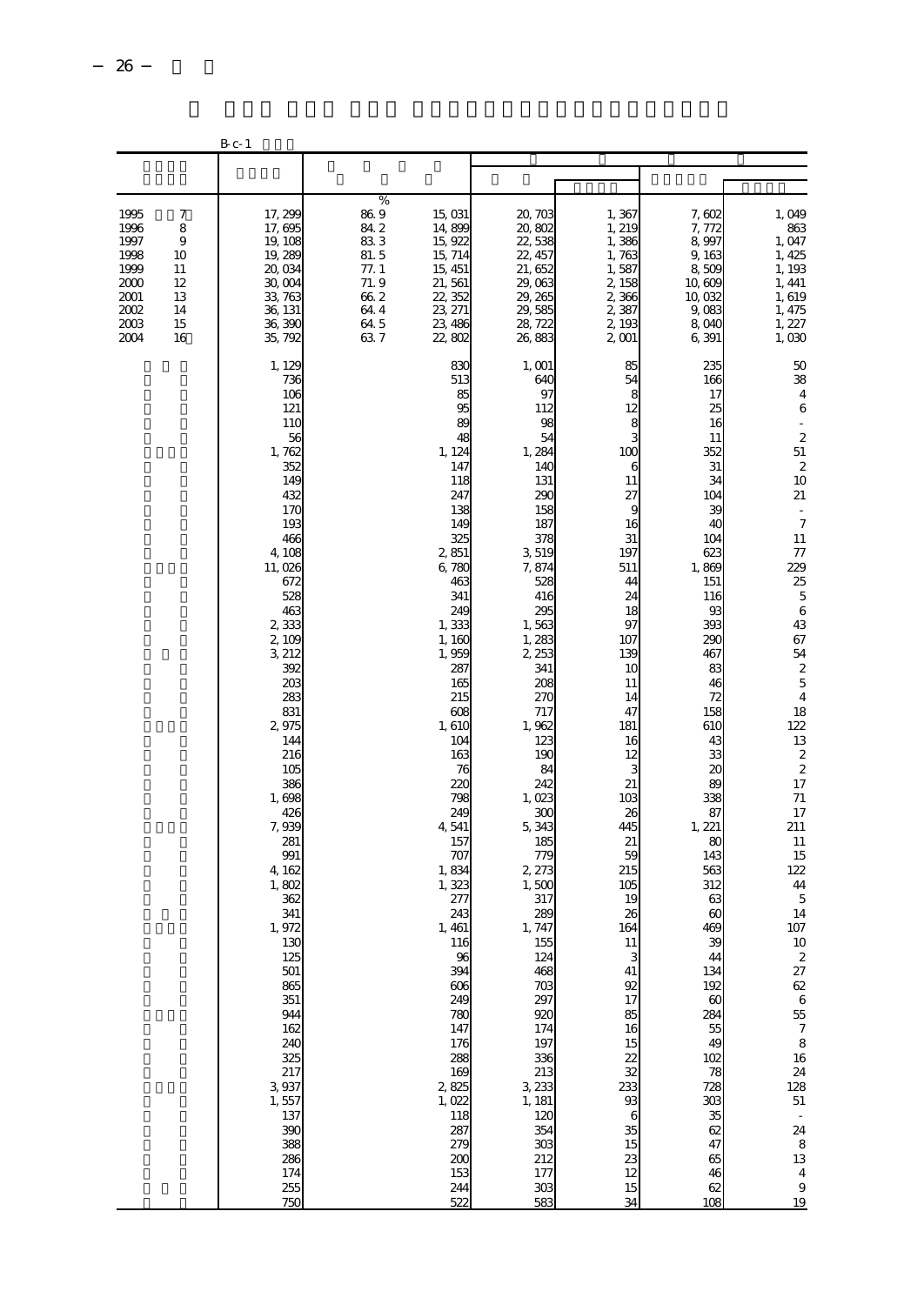B-c-1

| | | | | | | | |
|---|---|---|---|---|---|---|---|
| | | % | | | | | |
| 1995 7 | 17,299 | 86.9 | 15,031 | 20,703 | 1,367 | 7,602 | 1,049 |
| 1996 8 | 17,695 | 84.2 | 14,899 | 20,802 | 1,219 | 7,772 | 863 |
| 1997 9 | 19,108 | 83.3 | 15,922 | 22,538 | 1,386 | 8,997 | 1,047 |
| 1998 10 | 19,289 | 81.5 | 15,714 | 22,457 | 1,763 | 9,163 | 1,425 |
| 1999 11 | 20,034 | 77.1 | 15,451 | 21,652 | 1,587 | 8,509 | 1,193 |
| 2000 12 | 30,004 | 71.9 | 21,561 | 29,063 | 2,158 | 10,609 | 1,441 |
| 2001 13 | 33,763 | 66.2 | 22,352 | 29,265 | 2,366 | 10,032 | 1,619 |
| 2002 14 | 36,131 | 64.4 | 23,271 | 29,585 | 2,387 | 9,083 | 1,475 |
| 2003 15 | 36,390 | 64.5 | 23,486 | 28,722 | 2,193 | 8,040 | 1,227 |
| 2004 16 | 35,792 | 63.7 | 22,802 | 26,883 | 2,001 | 6,391 | 1,030 |
| | 1,129 | | 830 | 1,001 | 85 | 235 | 50 |
| | 736 | | 513 | 640 | 54 | 166 | 38 |
| | 106 | | 85 | 97 | 8 | 17 | 4 |
| | 121 | | 95 | 112 | 12 | 25 | 6 |
| | 110 | | 89 | 98 | 8 | 16 | - |
| | 56 | | 48 | 54 | 3 | 11 | 2 |
| | 1,762 | | 1,124 | 1,284 | 100 | 352 | 51 |
| | 352 | | 147 | 140 | 6 | 31 | 2 |
| | 149 | | 118 | 131 | 11 | 34 | 10 |
| | 432 | | 247 | 290 | 27 | 104 | 21 |
| | 170 | | 138 | 158 | 9 | 39 | - |
| | 193 | | 149 | 187 | 16 | 40 | 7 |
| | 466 | | 325 | 378 | 31 | 104 | 11 |
| | 4,108 | | 2,851 | 3,519 | 197 | 623 | 77 |
| | 11,026 | | 6,780 | 7,874 | 511 | 1,869 | 229 |
| | 672 | | 463 | 528 | 44 | 151 | 25 |
| | 528 | | 341 | 416 | 24 | 116 | 5 |
| | 463 | | 249 | 295 | 18 | 93 | 6 |
| | 2,333 | | 1,333 | 1,563 | 97 | 393 | 43 |
| | 2,109 | | 1,160 | 1,283 | 107 | 290 | 67 |
| | 3,212 | | 1,959 | 2,253 | 139 | 467 | 54 |
| | 392 | | 287 | 341 | 10 | 83 | 2 |
| | 203 | | 165 | 208 | 11 | 46 | 5 |
| | 283 | | 215 | 270 | 14 | 72 | 4 |
| | 831 | | 608 | 717 | 47 | 158 | 18 |
| | 2,975 | | 1,610 | 1,962 | 181 | 610 | 122 |
| | 144 | | 104 | 123 | 16 | 43 | 13 |
| | 216 | | 163 | 190 | 12 | 33 | 2 |
| | 105 | | 76 | 84 | 3 | 20 | 2 |
| | 386 | | 220 | 242 | 21 | 89 | 17 |
| | 1,698 | | 798 | 1,023 | 103 | 338 | 71 |
| | 426 | | 249 | 300 | 26 | 87 | 17 |
| | 7,939 | | 4,541 | 5,343 | 445 | 1,221 | 211 |
| | 281 | | 157 | 185 | 21 | 80 | 11 |
| | 991 | | 707 | 779 | 59 | 143 | 15 |
| | 4,162 | | 1,834 | 2,273 | 215 | 563 | 122 |
| | 1,802 | | 1,323 | 1,500 | 105 | 312 | 44 |
| | 362 | | 277 | 317 | 19 | 63 | 5 |
| | 341 | | 243 | 289 | 26 | 60 | 14 |
| | 1,972 | | 1,461 | 1,747 | 164 | 469 | 107 |
| | 130 | | 116 | 155 | 11 | 39 | 10 |
| | 125 | | 96 | 124 | 3 | 44 | 2 |
| | 501 | | 394 | 468 | 41 | 134 | 27 |
| | 865 | | 606 | 703 | 92 | 192 | 62 |
| | 351 | | 249 | 297 | 17 | 60 | 6 |
| | 944 | | 780 | 920 | 85 | 284 | 55 |
| | 162 | | 147 | 174 | 16 | 55 | 7 |
| | 240 | | 176 | 197 | 15 | 49 | 8 |
| | 325 | | 288 | 336 | 22 | 102 | 16 |
| | 217 | | 169 | 213 | 32 | 78 | 24 |
| | 3,937 | | 2,825 | 3,233 | 233 | 728 | 128 |
| | 1,557 | | 1,022 | 1,181 | 93 | 303 | 51 |
| | 137 | | 118 | 120 | 6 | 35 | - |
| | 390 | | 287 | 354 | 35 | 62 | 24 |
| | 388 | | 279 | 303 | 15 | 47 | 8 |
| | 286 | | 200 | 212 | 23 | 65 | 13 |
| | 174 | | 153 | 177 | 12 | 46 | 4 |
| | 255 | | 244 | 303 | 15 | 62 | 9 |
| | 750 | | 522 | 583 | 34 | 108 | 19 |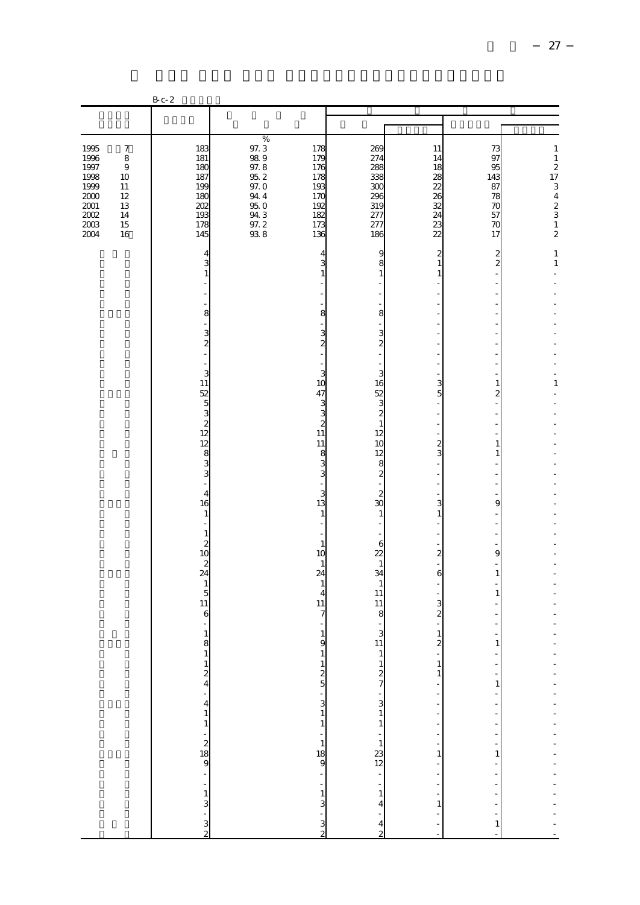B-c-2

| | | | | | | | |
|---|---|---|---|---|---|---|---|
| | | % | | | | | |
| 1995 7 | 183 | 97.3 | 178 | 269 | 11 | 73 | 1 |
| 1996 8 | 181 | 98.9 | 179 | 274 | 14 | 97 | 1 |
| 1997 9 | 180 | 97.8 | 176 | 288 | 18 | 95 | 2 |
| 1998 10 | 187 | 95.2 | 178 | 338 | 28 | 143 | 17 |
| 1999 11 | 199 | 97.0 | 193 | 300 | 22 | 87 | 3 |
| 2000 12 | 180 | 94.4 | 170 | 296 | 26 | 78 | 4 |
| 2001 13 | 202 | 95.0 | 192 | 319 | 32 | 70 | 2 |
| 2002 14 | 193 | 94.3 | 182 | 277 | 24 | 57 | 3 |
| 2003 15 | 178 | 97.2 | 173 | 277 | 23 | 70 | 1 |
| 2004 16 | 145 | 93.8 | 136 | 186 | 22 | 17 | 2 |
| | 4 | | 4 | 9 | 2 | 2 | 1 |
| | 3 | | 3 | 8 | 1 | 2 | 1 |
| | 1 | | 1 | 1 | 1 | - | - |
| | - | | - | - | - | - | - |
| | - | | - | - | - | - | - |
| | - | | - | - | - | - | - |
| | 8 | | 8 | 8 | - | - | - |
| | - | | - | - | - | - | - |
| | 3 | | 3 | 3 | - | - | - |
| | 2 | | 2 | 2 | - | - | - |
| | - | | - | - | - | - | - |
| | - | | - | - | - | - | - |
| | 3 | | 3 | 3 | - | - | - |
| | 11 | | 10 | 16 | 3 | 1 | 1 |
| | 52 | | 47 | 52 | 5 | 2 | - |
| | 5 | | 3 | 3 | - | - | - |
| | 3 | | 3 | 2 | - | - | - |
| | 2 | | 2 | 1 | - | - | - |
| | 12 | | 11 | 12 | - | - | - |
| | 12 | | 11 | 10 | 2 | 1 | - |
| | 8 | | 8 | 12 | 3 | 1 | - |
| | 3 | | 3 | 8 | - | - | - |
| | 3 | | 3 | 2 | - | - | - |
| | - | | - | - | - | - | - |
| | 4 | | 3 | 2 | - | - | - |
| | 16 | | 13 | 30 | 3 | 9 | - |
| | 1 | | 1 | 1 | 1 | - | - |
| | - | | - | - | - | - | - |
| | 1 | | - | - | - | - | - |
| | 2 | | 1 | 6 | - | - | - |
| | 10 | | 10 | 22 | 2 | 9 | - |
| | 2 | | 1 | 1 | - | - | - |
| | 24 | | 24 | 34 | 6 | 1 | - |
| | 1 | | 1 | 1 | - | - | - |
| | 5 | | 4 | 11 | - | 1 | - |
| | 11 | | 11 | 11 | 3 | - | - |
| | 6 | | 7 | 8 | 2 | - | - |
| | - | | - | - | - | - | - |
| | 1 | | 1 | 3 | 1 | - | - |
| | 8 | | 9 | 11 | 2 | 1 | - |
| | 1 | | 1 | 1 | - | - | - |
| | 1 | | 1 | 1 | 1 | - | - |
| | 2 | | 2 | 2 | 1 | - | - |
| | 4 | | 5 | 7 | - | 1 | - |
| | - | | - | - | - | - | - |
| | 4 | | 3 | 3 | - | - | - |
| | 1 | | 1 | 1 | - | - | - |
| | 1 | | 1 | 1 | - | - | - |
| | - | | - | - | - | - | - |
| | 2 | | 1 | 1 | - | - | - |
| | 18 | | 18 | 23 | 1 | 1 | - |
| | 9 | | 9 | 12 | - | - | - |
| | - | | - | - | - | - | - |
| | - | | - | - | - | - | - |
| | 1 | | 1 | 1 | - | - | - |
| | 3 | | 3 | 4 | 1 | - | - |
| | - | | - | - | - | - | - |
| | 3 | | 3 | 4 | - | 1 | - |
| | 2 | | 2 | 2 | - | - | - |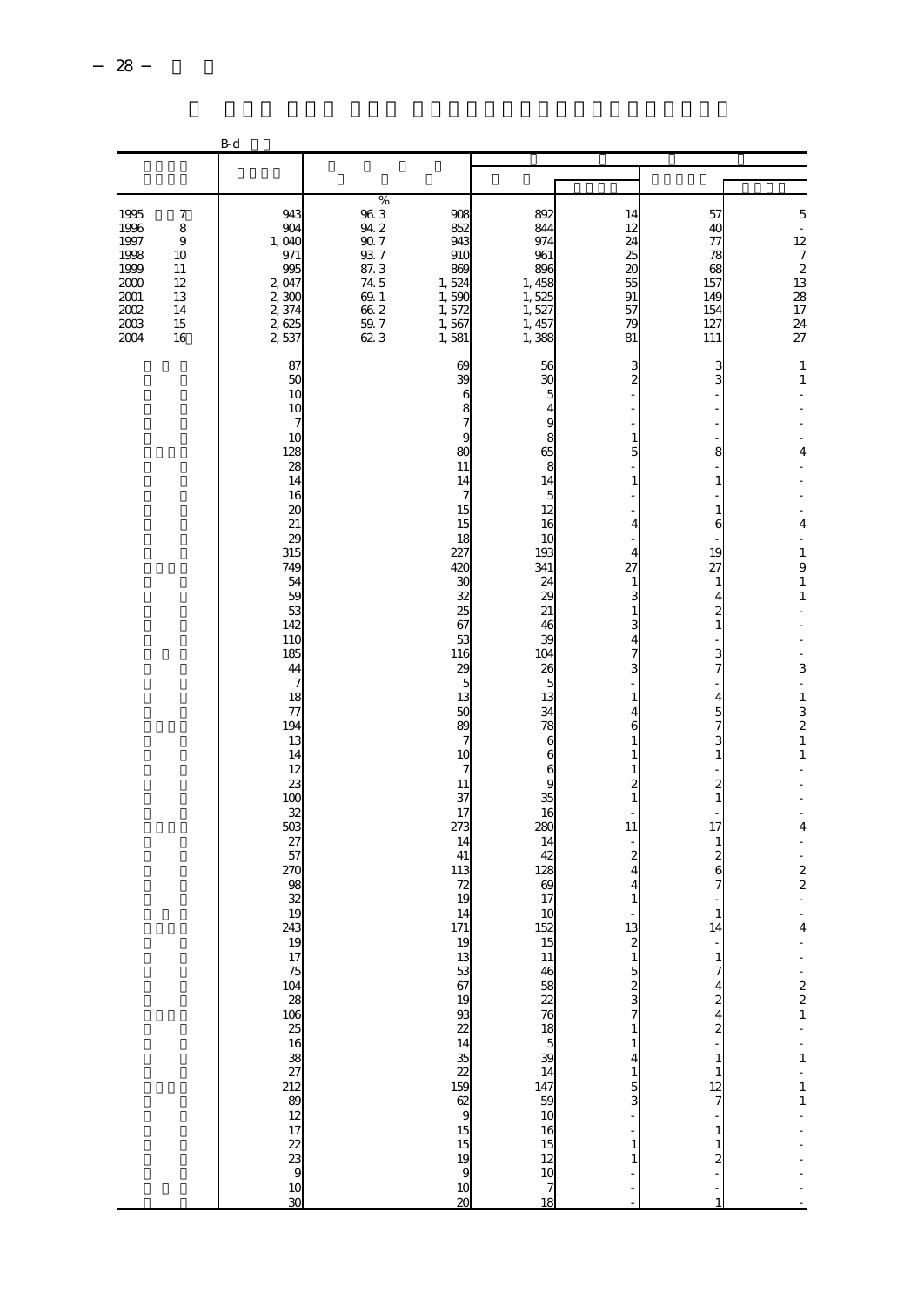B-d

| | | | | | | | |
|---|---|---|---|---|---|---|---|
| | | % | | | | | |
| 1995 7 | 943 | 96.3 | 908 | 892 | 14 | 57 | 5 |
| 1996 8 | 904 | 94.2 | 852 | 844 | 12 | 40 | - |
| 1997 9 | 1,040 | 90.7 | 943 | 974 | 24 | 77 | 12 |
| 1998 10 | 971 | 93.7 | 910 | 961 | 25 | 78 | 7 |
| 1999 11 | 995 | 87.3 | 869 | 896 | 20 | 68 | 2 |
| 2000 12 | 2,047 | 74.5 | 1,524 | 1,458 | 55 | 157 | 13 |
| 2001 13 | 2,300 | 69.1 | 1,590 | 1,525 | 91 | 149 | 28 |
| 2002 14 | 2,374 | 66.2 | 1,572 | 1,527 | 57 | 154 | 17 |
| 2003 15 | 2,625 | 59.7 | 1,567 | 1,457 | 79 | 127 | 24 |
| 2004 16 | 2,537 | 62.3 | 1,581 | 1,388 | 81 | 111 | 27 |
| | 87 | | 69 | 56 | 3 | 3 | 1 |
| | 50 | | 39 | 30 | 2 | 3 | 1 |
| | 10 | | 6 | 5 | - | - | - |
| | 10 | | 8 | 4 | - | - | - |
| | 7 | | 7 | 9 | - | - | - |
| | 10 | | 9 | 8 | 1 | - | - |
| | 128 | | 80 | 65 | 5 | 8 | 4 |
| | 28 | | 11 | 8 | - | - | - |
| | 14 | | 14 | 14 | 1 | 1 | - |
| | 16 | | 7 | 5 | - | - | - |
| | 20 | | 15 | 12 | - | 1 | - |
| | 21 | | 15 | 16 | 4 | 6 | 4 |
| | 29 | | 18 | 10 | - | - | - |
| | 315 | | 227 | 193 | 4 | 19 | 1 |
| | 749 | | 420 | 341 | 27 | 27 | 9 |
| | 54 | | 30 | 24 | 1 | 1 | 1 |
| | 59 | | 32 | 29 | 3 | 4 | 1 |
| | 53 | | 25 | 21 | 1 | 2 | - |
| | 142 | | 67 | 46 | 3 | 1 | - |
| | 110 | | 53 | 39 | 4 | - | - |
| | 185 | | 116 | 104 | 7 | 3 | - |
| | 44 | | 29 | 26 | 3 | 7 | 3 |
| | 7 | | 5 | 5 | - | - | - |
| | 18 | | 13 | 13 | 1 | 4 | 1 |
| | 77 | | 50 | 34 | 4 | 5 | 3 |
| | 194 | | 89 | 78 | 6 | 7 | 2 |
| | 13 | | 7 | 6 | 1 | 3 | 1 |
| | 14 | | 10 | 6 | 1 | 1 | 1 |
| | 12 | | 7 | 6 | 1 | - | - |
| | 23 | | 11 | 9 | 2 | 2 | - |
| | 100 | | 37 | 35 | 1 | 1 | - |
| | 32 | | 17 | 16 | - | - | - |
| | 503 | | 273 | 280 | 11 | 17 | 4 |
| | 27 | | 14 | 14 | - | 1 | - |
| | 57 | | 41 | 42 | 2 | 2 | - |
| | 270 | | 113 | 128 | 4 | 6 | 2 |
| | 98 | | 72 | 69 | 4 | 7 | 2 |
| | 32 | | 19 | 17 | 1 | - | - |
| | 19 | | 14 | 10 | - | 1 | - |
| | 243 | | 171 | 152 | 13 | 14 | 4 |
| | 19 | | 19 | 15 | 2 | - | - |
| | 17 | | 13 | 11 | 1 | 1 | - |
| | 75 | | 53 | 46 | 5 | 7 | - |
| | 104 | | 67 | 58 | 2 | 4 | 2 |
| | 28 | | 19 | 22 | 3 | 2 | 2 |
| | 106 | | 93 | 76 | 7 | 4 | 1 |
| | 25 | | 22 | 18 | 1 | 2 | - |
| | 16 | | 14 | 5 | 1 | - | - |
| | 38 | | 35 | 39 | 4 | 1 | 1 |
| | 27 | | 22 | 14 | 1 | 1 | - |
| | 212 | | 159 | 147 | 5 | 12 | 1 |
| | 89 | | 62 | 59 | 3 | 7 | 1 |
| | 12 | | 9 | 10 | - | - | - |
| | 17 | | 15 | 16 | - | 1 | - |
| | 22 | | 15 | 15 | 1 | 1 | - |
| | 23 | | 19 | 12 | 1 | 2 | - |
| | 9 | | 9 | 10 | - | - | - |
| | 10 | | 10 | 7 | - | - | - |
| | 30 | | 20 | 18 | - | 1 | - |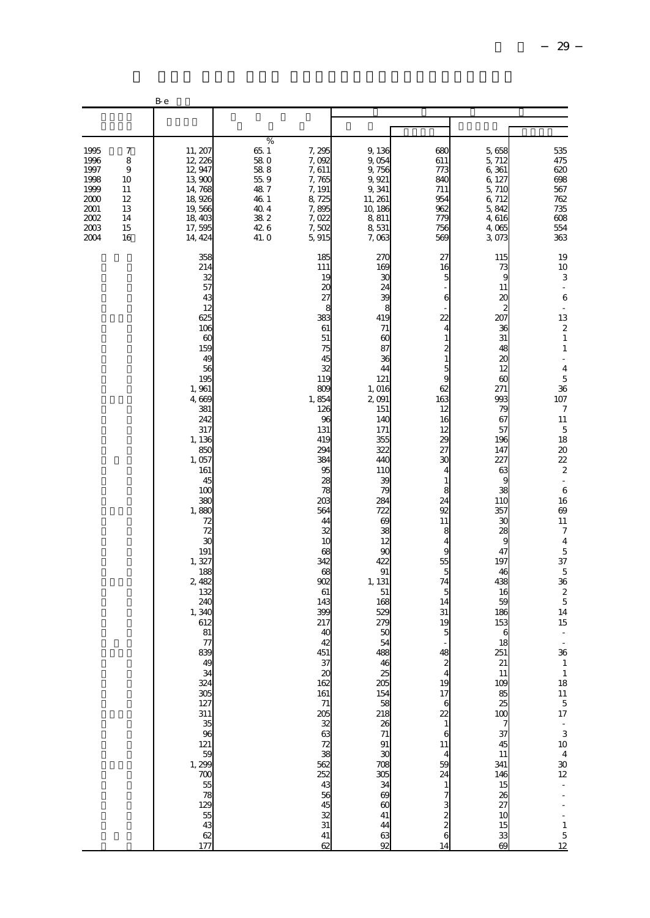B-e

| | | | | | | | |
|---|---|---|---|---|---|---|---|
| | | % | | | | | |
| 1995 7 | 11, 207 | 65. 1 | 7, 295 | 9, 136 | 680 | 5, 658 | 535 |
| 1996 8 | 12, 226 | 58. 0 | 7, 092 | 9, 054 | 611 | 5, 712 | 475 |
| 1997 9 | 12, 947 | 58. 8 | 7, 611 | 9, 756 | 773 | 6, 361 | 620 |
| 1998 10 | 13, 900 | 55. 9 | 7, 765 | 9, 921 | 840 | 6, 127 | 698 |
| 1999 11 | 14, 768 | 48. 7 | 7, 191 | 9, 341 | 711 | 5, 710 | 567 |
| 2000 12 | 18, 926 | 46. 1 | 8, 725 | 11, 261 | 954 | 6, 712 | 762 |
| 2001 13 | 19, 566 | 40. 4 | 7, 895 | 10, 186 | 962 | 5, 842 | 735 |
| 2002 14 | 18, 403 | 38. 2 | 7, 022 | 8, 811 | 779 | 4, 616 | 608 |
| 2003 15 | 17, 595 | 42. 6 | 7, 502 | 8, 531 | 756 | 4, 065 | 554 |
| 2004 16 | 14, 424 | 41. 0 | 5, 915 | 7, 063 | 569 | 3, 073 | 363 |
| | 358 | | 185 | 270 | 27 | 115 | 19 |
| | 214 | | 111 | 169 | 16 | 73 | 10 |
| | 32 | | 19 | 30 | 5 | 9 | 3 |
| | 57 | | 20 | 24 | - | 11 | - |
| | 43 | | 27 | 39 | 6 | 20 | 6 |
| | 12 | | 8 | 8 | - | 2 | - |
| | 625 | | 383 | 419 | 22 | 207 | 13 |
| | 106 | | 61 | 71 | 4 | 36 | 2 |
| | 60 | | 51 | 60 | 1 | 31 | 1 |
| | 159 | | 75 | 87 | 2 | 48 | 1 |
| | 49 | | 45 | 36 | 1 | 20 | - |
| | 56 | | 32 | 44 | 5 | 12 | 4 |
| | 195 | | 119 | 121 | 9 | 60 | 5 |
| | 1, 961 | | 809 | 1, 016 | 62 | 271 | 36 |
| | 4, 669 | | 1, 854 | 2, 091 | 163 | 993 | 107 |
| | 381 | | 126 | 151 | 12 | 79 | 7 |
| | 242 | | 96 | 140 | 16 | 67 | 11 |
| | 317 | | 131 | 171 | 12 | 57 | 5 |
| | 1, 136 | | 419 | 355 | 29 | 196 | 18 |
| | 850 | | 294 | 322 | 27 | 147 | 20 |
| | 1, 057 | | 384 | 440 | 30 | 227 | 22 |
| | 161 | | 95 | 110 | 4 | 63 | 2 |
| | 45 | | 28 | 39 | 1 | 9 | - |
| | 100 | | 78 | 79 | 8 | 38 | 6 |
| | 380 | | 203 | 284 | 24 | 110 | 16 |
| | 1, 880 | | 564 | 722 | 92 | 357 | 69 |
| | 72 | | 44 | 69 | 11 | 30 | 11 |
| | 72 | | 32 | 38 | 8 | 28 | 7 |
| | 30 | | 10 | 12 | 4 | 9 | 4 |
| | 191 | | 68 | 90 | 9 | 47 | 5 |
| | 1, 327 | | 342 | 422 | 55 | 197 | 37 |
| | 188 | | 68 | 91 | 5 | 46 | 5 |
| | 2, 482 | | 902 | 1, 131 | 74 | 438 | 36 |
| | 132 | | 61 | 51 | 5 | 16 | 2 |
| | 240 | | 143 | 168 | 14 | 59 | 5 |
| | 1, 340 | | 399 | 529 | 31 | 186 | 14 |
| | 612 | | 217 | 279 | 19 | 153 | 15 |
| | 81 | | 40 | 50 | 5 | 6 | - |
| | 77 | | 42 | 54 | - | 18 | - |
| | 839 | | 451 | 488 | 48 | 251 | 36 |
| | 49 | | 37 | 46 | 2 | 21 | 1 |
| | 34 | | 20 | 25 | 4 | 11 | 1 |
| | 324 | | 162 | 205 | 19 | 109 | 18 |
| | 305 | | 161 | 154 | 17 | 85 | 11 |
| | 127 | | 71 | 58 | 6 | 25 | 5 |
| | 311 | | 205 | 218 | 22 | 100 | 17 |
| | 35 | | 32 | 26 | 1 | 7 | - |
| | 96 | | 63 | 71 | 6 | 37 | 3 |
| | 121 | | 72 | 91 | 11 | 45 | 10 |
| | 59 | | 38 | 30 | 4 | 11 | 4 |
| | 1, 299 | | 562 | 708 | 59 | 341 | 30 |
| | 700 | | 252 | 305 | 24 | 146 | 12 |
| | 55 | | 43 | 34 | 1 | 15 | - |
| | 78 | | 56 | 69 | 7 | 26 | - |
| | 129 | | 45 | 60 | 3 | 27 | - |
| | 55 | | 32 | 41 | 2 | 10 | - |
| | 43 | | 31 | 44 | 2 | 15 | 1 |
| | 62 | | 41 | 63 | 6 | 33 | 5 |
| | 177 | | 62 | 92 | 14 | 69 | 12 |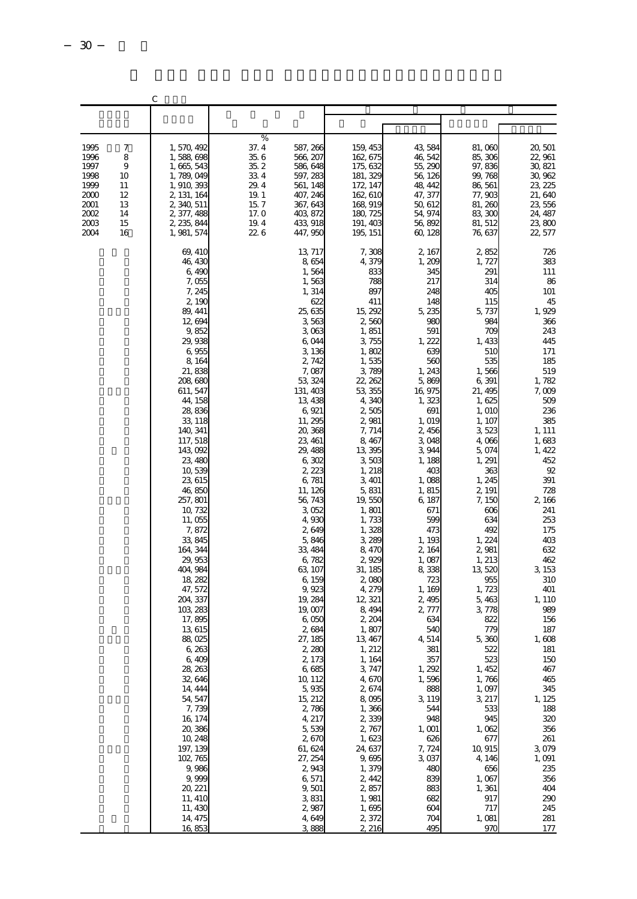C

| | | % | | | | | |
|---|---|---|---|---|---|---|---|
| 1995 7 | 1,570,492 | 37.4 | 587,266 | 159,453 | 43,584 | 81,060 | 20,501 |
| 1996 8 | 1,588,698 | 35.6 | 566,207 | 162,675 | 46,542 | 85,306 | 22,961 |
| 1997 9 | 1,665,543 | 35.2 | 586,648 | 175,632 | 55,290 | 97,836 | 30,821 |
| 1998 10 | 1,789,049 | 33.4 | 597,283 | 181,329 | 56,126 | 99,768 | 30,962 |
| 1999 11 | 1,910,393 | 29.4 | 561,148 | 172,147 | 48,442 | 86,561 | 23,225 |
| 2000 12 | 2,131,164 | 19.1 | 407,246 | 162,610 | 47,377 | 77,903 | 21,640 |
| 2001 13 | 2,340,511 | 15.7 | 367,643 | 168,919 | 50,612 | 81,260 | 23,556 |
| 2002 14 | 2,377,488 | 17.0 | 403,872 | 180,725 | 54,974 | 83,300 | 24,487 |
| 2003 15 | 2,235,844 | 19.4 | 433,918 | 191,403 | 56,892 | 81,512 | 23,800 |
| 2004 16 | 1,981,574 | 22.6 | 447,950 | 195,151 | 60,128 | 76,637 | 22,577 |
| | 69,410 | | 13,717 | 7,308 | 2,167 | 2,852 | 726 |
| | 46,430 | | 8,654 | 4,379 | 1,209 | 1,727 | 383 |
| | 6,490 | | 1,564 | 833 | 345 | 291 | 111 |
| | 7,055 | | 1,563 | 788 | 217 | 314 | 86 |
| | 7,245 | | 1,314 | 897 | 248 | 405 | 101 |
| | 2,190 | | 622 | 411 | 148 | 115 | 45 |
| | 89,441 | | 25,635 | 15,292 | 5,235 | 5,737 | 1,929 |
| | 12,694 | | 3,563 | 2,560 | 980 | 984 | 366 |
| | 9,852 | | 3,063 | 1,851 | 591 | 709 | 243 |
| | 29,938 | | 6,044 | 3,755 | 1,222 | 1,433 | 445 |
| | 6,955 | | 3,136 | 1,802 | 639 | 510 | 171 |
| | 8,164 | | 2,742 | 1,535 | 560 | 535 | 185 |
| | 21,838 | | 7,087 | 3,789 | 1,243 | 1,566 | 519 |
| | 208,680 | | 53,324 | 22,262 | 5,869 | 6,391 | 1,782 |
| | 611,547 | | 131,403 | 53,355 | 16,975 | 21,495 | 7,009 |
| | 44,158 | | 13,438 | 4,340 | 1,323 | 1,625 | 509 |
| | 28,836 | | 6,921 | 2,505 | 691 | 1,010 | 236 |
| | 33,118 | | 11,295 | 2,981 | 1,019 | 1,107 | 385 |
| | 140,341 | | 20,368 | 7,714 | 2,456 | 3,523 | 1,111 |
| | 117,518 | | 23,461 | 8,467 | 3,048 | 4,066 | 1,683 |
| | 143,092 | | 29,488 | 13,395 | 3,944 | 5,074 | 1,422 |
| | 23,480 | | 6,302 | 3,503 | 1,188 | 1,291 | 452 |
| | 10,539 | | 2,223 | 1,218 | 403 | 363 | 92 |
| | 23,615 | | 6,781 | 3,401 | 1,088 | 1,245 | 391 |
| | 46,850 | | 11,126 | 5,831 | 1,815 | 2,191 | 728 |
| | 257,801 | | 56,743 | 19,550 | 6,187 | 7,150 | 2,166 |
| | 10,732 | | 3,052 | 1,801 | 671 | 606 | 241 |
| | 11,055 | | 4,930 | 1,733 | 599 | 634 | 253 |
| | 7,872 | | 2,649 | 1,328 | 473 | 492 | 175 |
| | 33,845 | | 5,846 | 3,289 | 1,193 | 1,224 | 403 |
| | 164,344 | | 33,484 | 8,470 | 2,164 | 2,981 | 632 |
| | 29,953 | | 6,782 | 2,929 | 1,087 | 1,213 | 462 |
| | 404,984 | | 63,107 | 31,185 | 8,338 | 13,520 | 3,153 |
| | 18,282 | | 6,159 | 2,080 | 723 | 955 | 310 |
| | 47,572 | | 9,923 | 4,279 | 1,169 | 1,723 | 401 |
| | 204,337 | | 19,284 | 12,321 | 2,495 | 5,463 | 1,110 |
| | 103,283 | | 19,007 | 8,494 | 2,777 | 3,778 | 989 |
| | 17,895 | | 6,050 | 2,204 | 634 | 822 | 156 |
| | 13,615 | | 2,684 | 1,807 | 540 | 779 | 187 |
| | 88,025 | | 27,185 | 13,467 | 4,514 | 5,360 | 1,608 |
| | 6,263 | | 2,280 | 1,212 | 381 | 522 | 181 |
| | 6,409 | | 2,173 | 1,164 | 357 | 523 | 150 |
| | 28,263 | | 6,685 | 3,747 | 1,292 | 1,452 | 467 |
| | 32,646 | | 10,112 | 4,670 | 1,596 | 1,766 | 465 |
| | 14,444 | | 5,935 | 2,674 | 888 | 1,097 | 345 |
| | 54,547 | | 15,212 | 8,095 | 3,119 | 3,217 | 1,125 |
| | 7,739 | | 2,786 | 1,366 | 544 | 533 | 188 |
| | 16,174 | | 4,217 | 2,339 | 948 | 945 | 320 |
| | 20,386 | | 5,539 | 2,767 | 1,001 | 1,062 | 356 |
| | 10,248 | | 2,670 | 1,623 | 626 | 677 | 261 |
| | 197,139 | | 61,624 | 24,637 | 7,724 | 10,915 | 3,079 |
| | 102,765 | | 27,254 | 9,695 | 3,037 | 4,146 | 1,091 |
| | 9,986 | | 2,943 | 1,379 | 480 | 656 | 235 |
| | 9,999 | | 6,571 | 2,442 | 839 | 1,067 | 356 |
| | 20,221 | | 9,501 | 2,857 | 883 | 1,361 | 404 |
| | 11,410 | | 3,831 | 1,981 | 682 | 917 | 290 |
| | 11,430 | | 2,987 | 1,695 | 604 | 717 | 245 |
| | 14,475 | | 4,649 | 2,372 | 704 | 1,081 | 281 |
| | 16,853 | | 3,888 | 2,216 | 495 | 970 | 177 |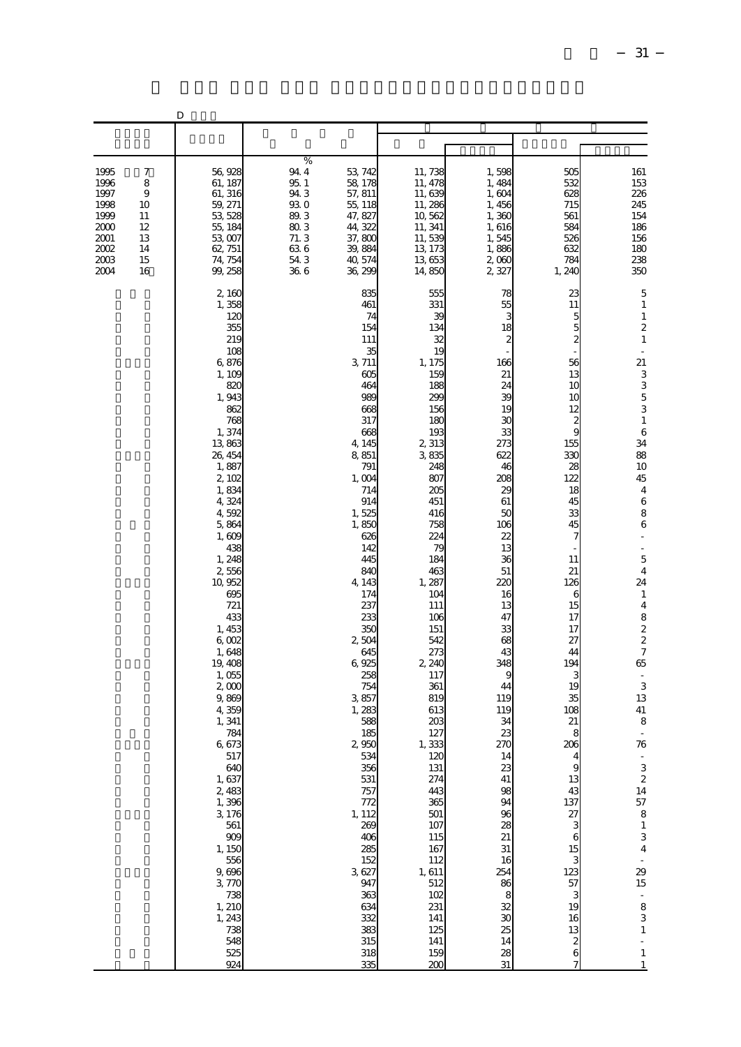D

| | | | | | | | |
|---|---|---|---|---|---|---|---|
| 1995　7 | 56,928 | % 94.4 | 53,742 | 11,738 | 1,598 | 505 | 161 |
| 1996　8 | 61,187 | 95.1 | 58,178 | 11,478 | 1,484 | 532 | 153 |
| 1997　9 | 61,316 | 94.3 | 57,811 | 11,639 | 1,604 | 628 | 226 |
| 1998　10 | 59,271 | 93.0 | 55,118 | 11,286 | 1,456 | 715 | 245 |
| 1999　11 | 53,528 | 89.3 | 47,827 | 10,562 | 1,360 | 561 | 154 |
| 2000　12 | 55,184 | 80.3 | 44,322 | 11,341 | 1,616 | 584 | 186 |
| 2001　13 | 53,007 | 71.3 | 37,800 | 11,539 | 1,545 | 526 | 156 |
| 2002　14 | 62,751 | 63.6 | 39,884 | 13,173 | 1,886 | 632 | 180 |
| 2003　15 | 74,754 | 54.3 | 40,574 | 13,653 | 2,060 | 784 | 238 |
| 2004　16 | 99,258 | 36.6 | 36,299 | 14,850 | 2,327 | 1,240 | 350 |
| | 2,160 | | 835 | 555 | 78 | 23 | 5 |
| | 1,358 | | 461 | 331 | 55 | 11 | 1 |
| | 120 | | 74 | 39 | 3 | 5 | 1 |
| | 355 | | 154 | 134 | 18 | 5 | 2 |
| | 219 | | 111 | 32 | 2 | 2 | 1 |
| | 108 | | 35 | 19 | - | - | - |
| | 6,876 | | 3,711 | 1,175 | 166 | 56 | 21 |
| | 1,109 | | 605 | 159 | 21 | 13 | 3 |
| | 820 | | 464 | 188 | 24 | 10 | 3 |
| | 1,943 | | 989 | 299 | 39 | 10 | 5 |
| | 862 | | 668 | 156 | 19 | 12 | 3 |
| | 768 | | 317 | 180 | 30 | 2 | 1 |
| | 1,374 | | 668 | 193 | 33 | 9 | 6 |
| | 13,863 | | 4,145 | 2,313 | 273 | 155 | 34 |
| | 26,454 | | 8,851 | 3,835 | 622 | 330 | 88 |
| | 1,887 | | 791 | 248 | 46 | 28 | 10 |
| | 2,102 | | 1,004 | 807 | 208 | 122 | 45 |
| | 1,834 | | 714 | 205 | 29 | 18 | 4 |
| | 4,324 | | 914 | 451 | 61 | 45 | 6 |
| | 4,592 | | 1,525 | 416 | 50 | 33 | 8 |
| | 5,864 | | 1,850 | 758 | 106 | 45 | 6 |
| | 1,609 | | 626 | 224 | 22 | 7 | - |
| | 438 | | 142 | 79 | 13 | - | - |
| | 1,248 | | 445 | 184 | 36 | 11 | 5 |
| | 2,556 | | 840 | 463 | 51 | 21 | 4 |
| | 10,952 | | 4,143 | 1,287 | 220 | 126 | 24 |
| | 695 | | 174 | 104 | 16 | 6 | 1 |
| | 721 | | 237 | 111 | 13 | 15 | 4 |
| | 433 | | 233 | 106 | 47 | 17 | 8 |
| | 1,453 | | 350 | 151 | 33 | 17 | 2 |
| | 6,002 | | 2,504 | 542 | 68 | 27 | 2 |
| | 1,648 | | 645 | 273 | 43 | 44 | 7 |
| | 19,408 | | 6,925 | 2,240 | 348 | 194 | 65 |
| | 1,055 | | 258 | 117 | 9 | 3 | - |
| | 2,000 | | 754 | 361 | 44 | 19 | 3 |
| | 9,869 | | 3,857 | 819 | 119 | 35 | 13 |
| | 4,359 | | 1,283 | 613 | 119 | 108 | 41 |
| | 1,341 | | 588 | 203 | 34 | 21 | 8 |
| | 784 | | 185 | 127 | 23 | 8 | - |
| | 6,673 | | 2,950 | 1,333 | 270 | 206 | 76 |
| | 517 | | 534 | 120 | 14 | 4 | - |
| | 640 | | 356 | 131 | 23 | 9 | 3 |
| | 1,637 | | 531 | 274 | 41 | 13 | 2 |
| | 2,483 | | 757 | 443 | 98 | 43 | 14 |
| | 1,396 | | 772 | 365 | 94 | 137 | 57 |
| | 3,176 | | 1,112 | 501 | 96 | 27 | 8 |
| | 561 | | 269 | 107 | 28 | 3 | 1 |
| | 909 | | 406 | 115 | 21 | 6 | 3 |
| | 1,150 | | 285 | 167 | 31 | 15 | 4 |
| | 556 | | 152 | 112 | 16 | 3 | - |
| | 9,696 | | 3,627 | 1,611 | 254 | 123 | 29 |
| | 3,770 | | 947 | 512 | 86 | 57 | 15 |
| | 738 | | 363 | 102 | 8 | 3 | - |
| | 1,210 | | 634 | 231 | 32 | 19 | 8 |
| | 1,243 | | 332 | 141 | 30 | 16 | 3 |
| | 738 | | 383 | 125 | 25 | 13 | 1 |
| | 548 | | 315 | 141 | 14 | 2 | - |
| | 525 | | 318 | 159 | 28 | 6 | 1 |
| | 924 | | 335 | 200 | 31 | 7 | 1 |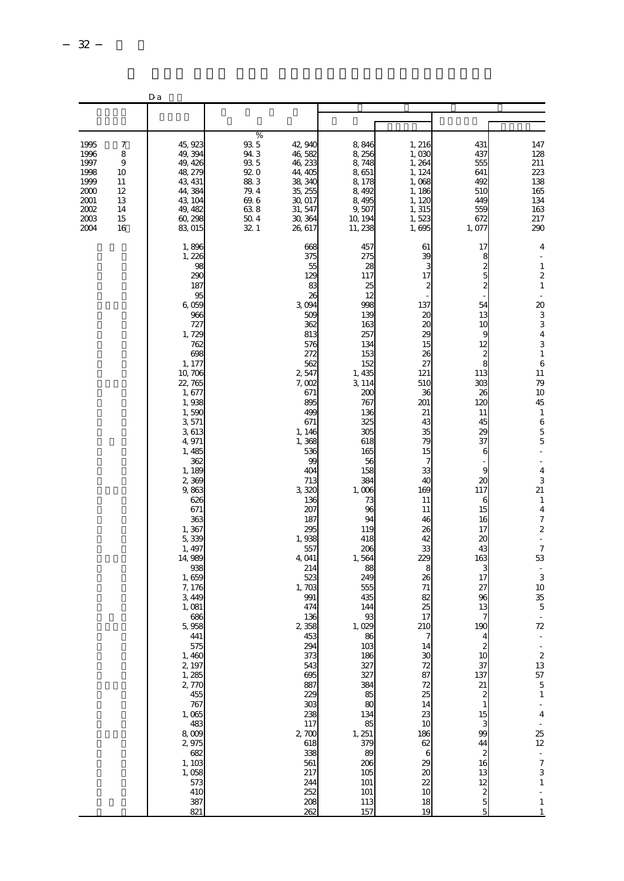D-a

| | | | | | | | |
|---|---|---|---|---|---|---|---|
| | | % | | | | | |
| 1995　7 | 45,923 | 93.5 | 42,940 | 8,846 | 1,216 | 431 | 147 |
| 1996　8 | 49,394 | 94.3 | 46,582 | 8,256 | 1,030 | 437 | 128 |
| 1997　9 | 49,426 | 93.5 | 46,233 | 8,748 | 1,264 | 555 | 211 |
| 1998　10 | 48,279 | 92.0 | 44,405 | 8,651 | 1,124 | 641 | 223 |
| 1999　11 | 43,431 | 88.3 | 38,340 | 8,178 | 1,068 | 492 | 138 |
| 2000　12 | 44,384 | 79.4 | 35,255 | 8,492 | 1,186 | 510 | 165 |
| 2001　13 | 43,104 | 69.6 | 30,017 | 8,495 | 1,120 | 449 | 134 |
| 2002　14 | 49,482 | 63.8 | 31,547 | 9,507 | 1,315 | 559 | 163 |
| 2003　15 | 60,298 | 50.4 | 30,364 | 10,194 | 1,523 | 672 | 217 |
| 2004　16 | 83,015 | 32.1 | 26,617 | 11,238 | 1,695 | 1,077 | 290 |
| | 1,896 | | 668 | 457 | 61 | 17 | 4 |
| | 1,226 | | 375 | 275 | 39 | 8 | - |
| | 98 | | 55 | 28 | 3 | 2 | 1 |
| | 290 | | 129 | 117 | 17 | 5 | 2 |
| | 187 | | 83 | 25 | 2 | 2 | 1 |
| | 95 | | 26 | 12 | - | - | - |
| | 6,059 | | 3,094 | 998 | 137 | 54 | 20 |
| | 966 | | 509 | 139 | 20 | 13 | 3 |
| | 727 | | 362 | 163 | 20 | 10 | 3 |
| | 1,729 | | 813 | 257 | 29 | 9 | 4 |
| | 762 | | 576 | 134 | 15 | 12 | 3 |
| | 698 | | 272 | 153 | 26 | 2 | 1 |
| | 1,177 | | 562 | 152 | 27 | 8 | 6 |
| | 10,706 | | 2,547 | 1,435 | 121 | 113 | 11 |
| | 22,765 | | 7,002 | 3,114 | 510 | 303 | 79 |
| | 1,677 | | 671 | 200 | 36 | 26 | 10 |
| | 1,938 | | 895 | 767 | 201 | 120 | 45 |
| | 1,590 | | 499 | 136 | 21 | 11 | 1 |
| | 3,571 | | 671 | 325 | 43 | 45 | 6 |
| | 3,613 | | 1,146 | 305 | 35 | 29 | 5 |
| | 4,971 | | 1,368 | 618 | 79 | 37 | 5 |
| | 1,485 | | 536 | 165 | 15 | 6 | - |
| | 362 | | 99 | 56 | 7 | - | - |
| | 1,189 | | 404 | 158 | 33 | 9 | 4 |
| | 2,369 | | 713 | 384 | 40 | 20 | 3 |
| | 9,863 | | 3,320 | 1,006 | 169 | 117 | 21 |
| | 626 | | 136 | 73 | 11 | 6 | 1 |
| | 671 | | 207 | 96 | 11 | 15 | 4 |
| | 363 | | 187 | 94 | 46 | 16 | 7 |
| | 1,367 | | 295 | 119 | 26 | 17 | 2 |
| | 5,339 | | 1,938 | 418 | 42 | 20 | - |
| | 1,497 | | 557 | 206 | 33 | 43 | 7 |
| | 14,989 | | 4,041 | 1,564 | 229 | 163 | 53 |
| | 938 | | 214 | 88 | 8 | 3 | - |
| | 1,659 | | 523 | 249 | 26 | 17 | 3 |
| | 7,176 | | 1,703 | 555 | 71 | 27 | 10 |
| | 3,449 | | 991 | 435 | 82 | 96 | 35 |
| | 1,081 | | 474 | 144 | 25 | 13 | 5 |
| | 686 | | 136 | 93 | 17 | 7 | - |
| | 5,958 | | 2,358 | 1,029 | 210 | 190 | 72 |
| | 441 | | 453 | 86 | 7 | 4 | - |
| | 575 | | 294 | 103 | 14 | 2 | - |
| | 1,460 | | 373 | 186 | 30 | 10 | 2 |
| | 2,197 | | 543 | 327 | 72 | 37 | 13 |
| | 1,285 | | 695 | 327 | 87 | 137 | 57 |
| | 2,770 | | 887 | 384 | 72 | 21 | 5 |
| | 455 | | 229 | 85 | 25 | 2 | 1 |
| | 767 | | 303 | 80 | 14 | 1 | - |
| | 1,065 | | 238 | 134 | 23 | 15 | 4 |
| | 483 | | 117 | 85 | 10 | 3 | - |
| | 8,009 | | 2,700 | 1,251 | 186 | 99 | 25 |
| | 2,975 | | 618 | 379 | 62 | 44 | 12 |
| | 682 | | 338 | 89 | 6 | 2 | - |
| | 1,103 | | 561 | 206 | 29 | 16 | 7 |
| | 1,058 | | 217 | 105 | 20 | 13 | 3 |
| | 573 | | 244 | 101 | 22 | 12 | 1 |
| | 410 | | 252 | 101 | 10 | 2 | - |
| | 387 | | 208 | 113 | 18 | 5 | 1 |
| | 821 | | 262 | 157 | 19 | 5 | 1 |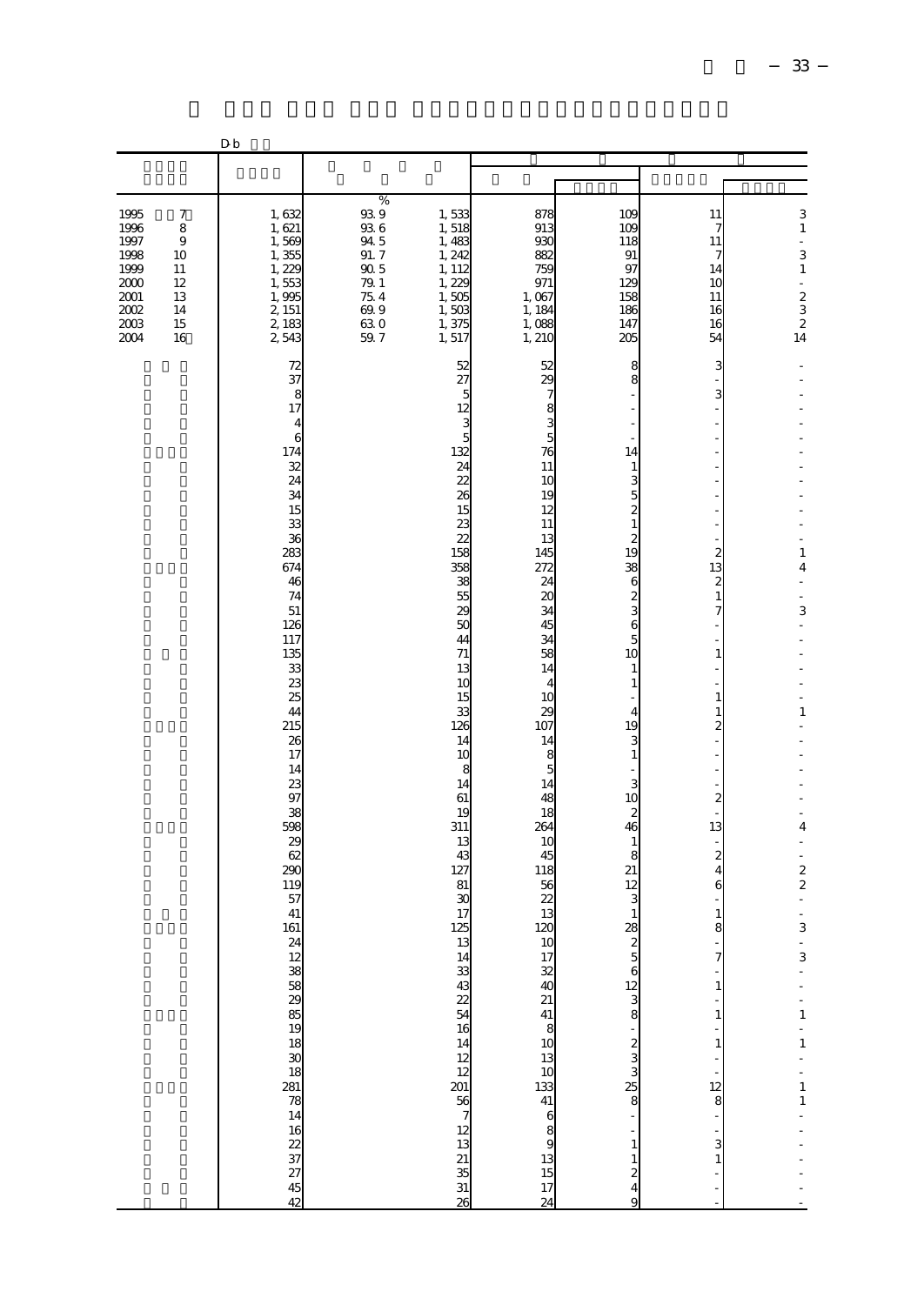D-b

| | | | | | | | |
|---|---|---|---|---|---|---|---|
| | | % | | | | | |
| 1995 7 | 1,632 | 93.9 | 1,533 | 878 | 109 | 11 | 3 |
| 1996 8 | 1,621 | 93.6 | 1,518 | 913 | 109 | 7 | 1 |
| 1997 9 | 1,569 | 94.5 | 1,483 | 930 | 118 | 11 | - |
| 1998 10 | 1,355 | 91.7 | 1,242 | 882 | 91 | 7 | 3 |
| 1999 11 | 1,229 | 90.5 | 1,112 | 759 | 97 | 14 | 1 |
| 2000 12 | 1,553 | 79.1 | 1,229 | 971 | 129 | 10 | - |
| 2001 13 | 1,995 | 75.4 | 1,505 | 1,067 | 158 | 11 | 2 |
| 2002 14 | 2,151 | 69.9 | 1,503 | 1,184 | 186 | 16 | 3 |
| 2003 15 | 2,183 | 63.0 | 1,375 | 1,088 | 147 | 16 | 2 |
| 2004 16 | 2,543 | 59.7 | 1,517 | 1,210 | 205 | 54 | 14 |
| | 72 | | 52 | 52 | 8 | 3 | - |
| | 37 | | 27 | 29 | 8 | - | - |
| | 8 | | 5 | 7 | - | 3 | - |
| | 17 | | 12 | 8 | - | - | - |
| | 4 | | 3 | 3 | - | - | - |
| | 6 | | 5 | 5 | - | - | - |
| | 174 | | 132 | 76 | 14 | - | - |
| | 32 | | 24 | 11 | 1 | - | - |
| | 24 | | 22 | 10 | 3 | - | - |
| | 34 | | 26 | 19 | 5 | - | - |
| | 15 | | 15 | 12 | 2 | - | - |
| | 33 | | 23 | 11 | 1 | - | - |
| | 36 | | 22 | 13 | 2 | - | - |
| | 283 | | 158 | 145 | 19 | 2 | 1 |
| | 674 | | 358 | 272 | 38 | 13 | 4 |
| | 46 | | 38 | 24 | 6 | 2 | - |
| | 74 | | 55 | 20 | 2 | 1 | - |
| | 51 | | 29 | 34 | 3 | 7 | 3 |
| | 126 | | 50 | 45 | 6 | - | - |
| | 117 | | 44 | 34 | 5 | - | - |
| | 135 | | 71 | 58 | 10 | 1 | - |
| | 33 | | 13 | 14 | 1 | - | - |
| | 23 | | 10 | 4 | 1 | - | - |
| | 25 | | 15 | 10 | - | 1 | - |
| | 44 | | 33 | 29 | 4 | 1 | 1 |
| | 215 | | 126 | 107 | 19 | 2 | - |
| | 26 | | 14 | 14 | 3 | - | - |
| | 17 | | 10 | 8 | 1 | - | - |
| | 14 | | 8 | 5 | - | - | - |
| | 23 | | 14 | 14 | 3 | - | - |
| | 97 | | 61 | 48 | 10 | 2 | - |
| | 38 | | 19 | 18 | 2 | - | - |
| | 598 | | 311 | 264 | 46 | 13 | 4 |
| | 29 | | 13 | 10 | 1 | - | - |
| | 62 | | 43 | 45 | 8 | 2 | - |
| | 290 | | 127 | 118 | 21 | 4 | 2 |
| | 119 | | 81 | 56 | 12 | 6 | 2 |
| | 57 | | 30 | 22 | 3 | - | - |
| | 41 | | 17 | 13 | 1 | 1 | - |
| | 161 | | 125 | 120 | 28 | 8 | 3 |
| | 24 | | 13 | 10 | 2 | - | - |
| | 12 | | 14 | 17 | 5 | 7 | 3 |
| | 38 | | 33 | 32 | 6 | - | - |
| | 58 | | 43 | 40 | 12 | 1 | - |
| | 29 | | 22 | 21 | 3 | - | - |
| | 85 | | 54 | 41 | 8 | 1 | 1 |
| | 19 | | 16 | 8 | - | - | - |
| | 18 | | 14 | 10 | 2 | 1 | 1 |
| | 30 | | 12 | 13 | 3 | - | - |
| | 18 | | 12 | 10 | 3 | - | - |
| | 281 | | 201 | 133 | 25 | 12 | 1 |
| | 78 | | 56 | 41 | 8 | 8 | 1 |
| | 14 | | 7 | 6 | - | - | - |
| | 16 | | 12 | 8 | - | - | - |
| | 22 | | 13 | 9 | 1 | 3 | - |
| | 37 | | 21 | 13 | 1 | 1 | - |
| | 27 | | 35 | 15 | 2 | - | - |
| | 45 | | 31 | 17 | 4 | - | - |
| | 42 | | 26 | 24 | 9 | - | - |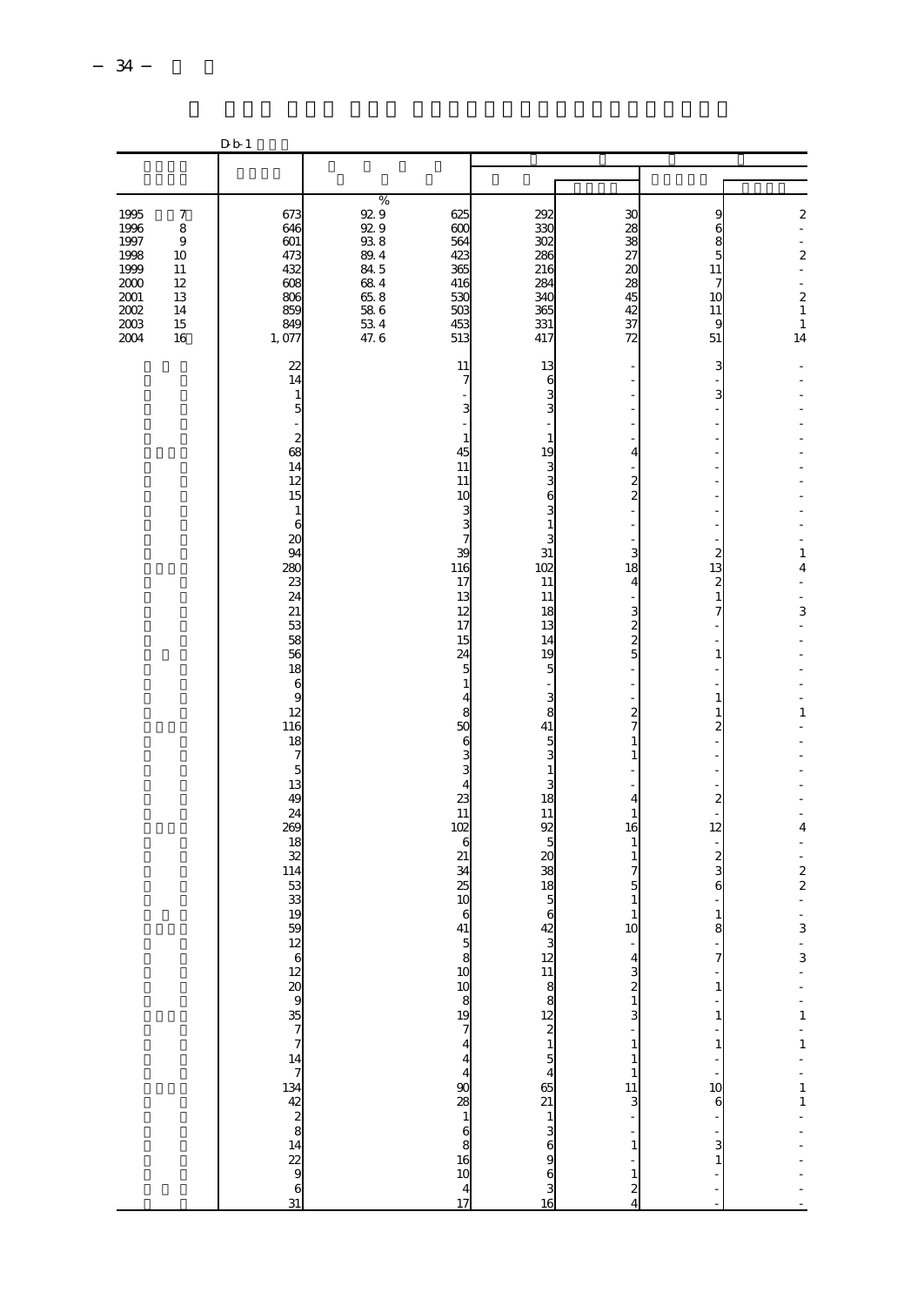D-b-1

| | | % | | | | | |
|---|---|---|---|---|---|---|---|
| 1995 7 | 673 | 92.9 | 625 | 292 | 30 | 9 | 2 |
| 1996 8 | 646 | 92.9 | 600 | 330 | 28 | 6 | - |
| 1997 9 | 601 | 93.8 | 564 | 302 | 38 | 8 | - |
| 1998 10 | 473 | 89.4 | 423 | 286 | 27 | 5 | 2 |
| 1999 11 | 432 | 84.5 | 365 | 216 | 20 | 11 | - |
| 2000 12 | 608 | 68.4 | 416 | 284 | 28 | 7 | - |
| 2001 13 | 806 | 65.8 | 530 | 340 | 45 | 10 | 2 |
| 2002 14 | 859 | 58.6 | 503 | 365 | 42 | 11 | 1 |
| 2003 15 | 849 | 53.4 | 453 | 331 | 37 | 9 | 1 |
| 2004 16 | 1,077 | 47.6 | 513 | 417 | 72 | 51 | 14 |
| | 22 | | 11 | 13 | - | 3 | - |
| | 14 | | 7 | 6 | - | - | - |
| | 1 | | - | 3 | - | 3 | - |
| | 5 | | 3 | 3 | - | - | - |
| | - | | - | - | - | - | - |
| | 2 | | 1 | 1 | - | - | - |
| | 68 | | 45 | 19 | 4 | - | - |
| | 14 | | 11 | 3 | - | - | - |
| | 12 | | 11 | 3 | 2 | - | - |
| | 15 | | 10 | 6 | 2 | - | - |
| | 1 | | 3 | 3 | - | - | - |
| | 6 | | 3 | 1 | - | - | - |
| | 20 | | 7 | 3 | - | - | - |
| | 94 | | 39 | 31 | 3 | 2 | 1 |
| | 280 | | 116 | 102 | 18 | 13 | 4 |
| | 23 | | 17 | 11 | 4 | 2 | - |
| | 24 | | 13 | 11 | - | 1 | - |
| | 21 | | 12 | 18 | 3 | 7 | 3 |
| | 53 | | 17 | 13 | 2 | - | - |
| | 58 | | 15 | 14 | 2 | - | - |
| | 56 | | 24 | 19 | 5 | 1 | - |
| | 18 | | 5 | 5 | - | - | - |
| | 6 | | 1 | - | - | - | - |
| | 9 | | 4 | 3 | - | 1 | - |
| | 12 | | 8 | 8 | 2 | 1 | 1 |
| | 116 | | 50 | 41 | 7 | 2 | - |
| | 18 | | 6 | 5 | 1 | - | - |
| | 7 | | 3 | 3 | 1 | - | - |
| | 5 | | 3 | 1 | - | - | - |
| | 13 | | 4 | 3 | - | - | - |
| | 49 | | 23 | 18 | 4 | 2 | - |
| | 24 | | 11 | 11 | 1 | - | - |
| | 269 | | 102 | 92 | 16 | 12 | 4 |
| | 18 | | 6 | 5 | 1 | - | - |
| | 32 | | 21 | 20 | 1 | 2 | - |
| | 114 | | 34 | 38 | 7 | 3 | 2 |
| | 53 | | 25 | 18 | 5 | 6 | 2 |
| | 33 | | 10 | 5 | 1 | - | - |
| | 19 | | 6 | 6 | 1 | 1 | - |
| | 59 | | 41 | 42 | 10 | 8 | 3 |
| | 12 | | 5 | 3 | - | - | - |
| | 6 | | 8 | 12 | 4 | 7 | 3 |
| | 12 | | 10 | 11 | 3 | - | - |
| | 20 | | 10 | 8 | 2 | 1 | - |
| | 9 | | 8 | 8 | 1 | - | - |
| | 35 | | 19 | 12 | 3 | 1 | 1 |
| | 7 | | 7 | 2 | - | - | - |
| | 7 | | 4 | 1 | 1 | 1 | 1 |
| | 14 | | 4 | 5 | 1 | - | - |
| | 7 | | 4 | 4 | 1 | - | - |
| | 134 | | 90 | 65 | 11 | 10 | 1 |
| | 42 | | 28 | 21 | 3 | 6 | 1 |
| | 2 | | 1 | 1 | - | - | - |
| | 8 | | 6 | 3 | - | - | - |
| | 14 | | 8 | 6 | 1 | 3 | - |
| | 22 | | 16 | 9 | - | 1 | - |
| | 9 | | 10 | 6 | 1 | - | - |
| | 6 | | 4 | 3 | 2 | - | - |
| | 31 | | 17 | 16 | 4 | - | - |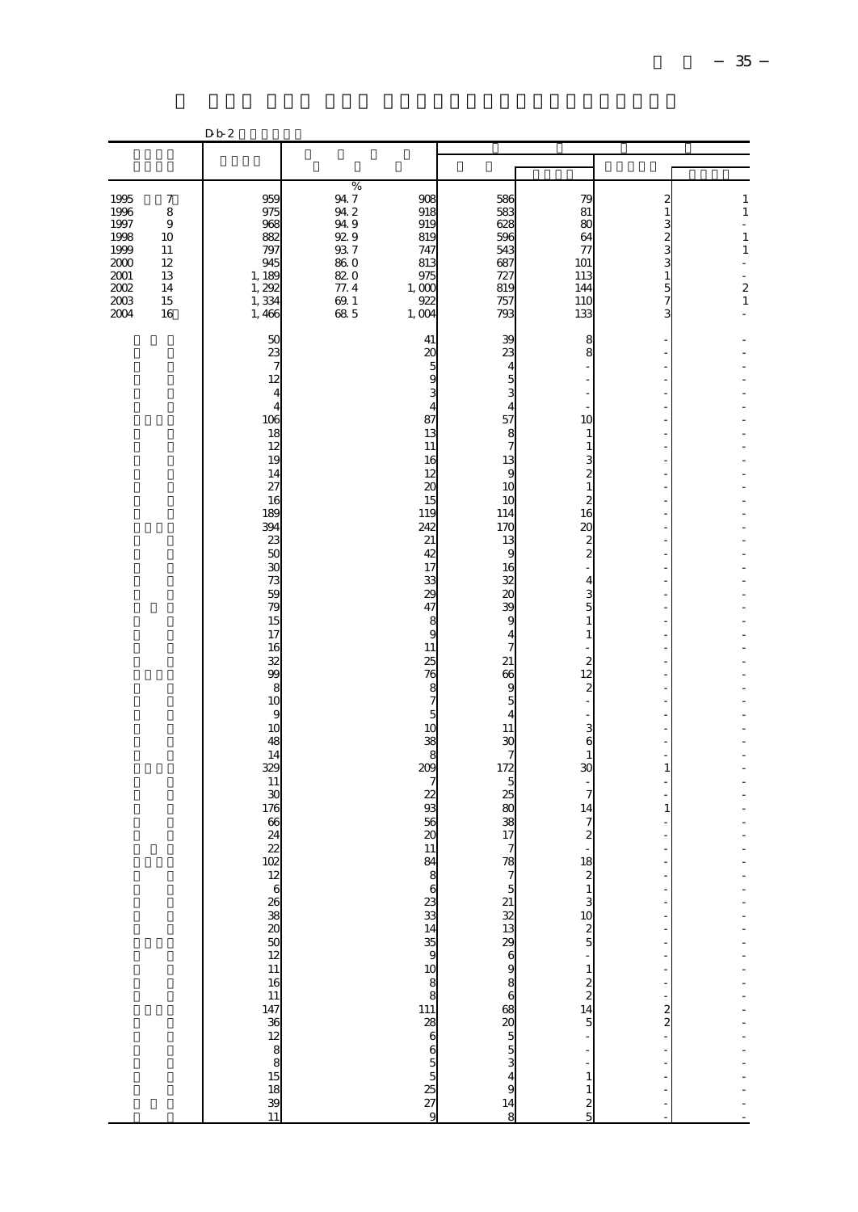D-b-2

| | | | | | | | |
|---|---|---|---|---|---|---|---|
| | | % | | | | | |
| 1995　7 | 959 | 94.7 | 908 | 586 | 79 | 2 | 1 |
| 1996　8 | 975 | 94.2 | 918 | 583 | 81 | 1 | 1 |
| 1997　9 | 968 | 94.9 | 919 | 628 | 80 | 3 | - |
| 1998　10 | 882 | 92.9 | 819 | 596 | 64 | 2 | 1 |
| 1999　11 | 797 | 93.7 | 747 | 543 | 77 | 3 | 1 |
| 2000　12 | 945 | 86.0 | 813 | 687 | 101 | 3 | - |
| 2001　13 | 1,189 | 82.0 | 975 | 727 | 113 | 1 | - |
| 2002　14 | 1,292 | 77.4 | 1,000 | 819 | 144 | 5 | 2 |
| 2003　15 | 1,334 | 69.1 | 922 | 757 | 110 | 7 | 1 |
| 2004　16 | 1,466 | 68.5 | 1,004 | 793 | 133 | 3 | - |
| | 50 | | 41 | 39 | 8 | - | - |
| | 23 | | 20 | 23 | 8 | - | - |
| | 7 | | 5 | 4 | - | - | - |
| | 12 | | 9 | 5 | - | - | - |
| | 4 | | 3 | 3 | - | - | - |
| | 4 | | 4 | 4 | - | - | - |
| | 106 | | 87 | 57 | 10 | - | - |
| | 18 | | 13 | 8 | 1 | - | - |
| | 12 | | 11 | 7 | 1 | - | - |
| | 19 | | 16 | 13 | 3 | - | - |
| | 14 | | 12 | 9 | 2 | - | - |
| | 27 | | 20 | 10 | 1 | - | - |
| | 16 | | 15 | 10 | 2 | - | - |
| | 189 | | 119 | 114 | 16 | - | - |
| | 394 | | 242 | 170 | 20 | - | - |
| | 23 | | 21 | 13 | 2 | - | - |
| | 50 | | 42 | 9 | 2 | - | - |
| | 30 | | 17 | 16 | - | - | - |
| | 73 | | 33 | 32 | 4 | - | - |
| | 59 | | 29 | 20 | 3 | - | - |
| | 79 | | 47 | 39 | 5 | - | - |
| | 15 | | 8 | 9 | 1 | - | - |
| | 17 | | 9 | 4 | 1 | - | - |
| | 16 | | 11 | 7 | - | - | - |
| | 32 | | 25 | 21 | 2 | - | - |
| | 99 | | 76 | 66 | 12 | - | - |
| | 8 | | 8 | 9 | 2 | - | - |
| | 10 | | 7 | 5 | - | - | - |
| | 9 | | 5 | 4 | - | - | - |
| | 10 | | 10 | 11 | 3 | - | - |
| | 48 | | 38 | 30 | 6 | - | - |
| | 14 | | 8 | 7 | 1 | - | - |
| | 329 | | 209 | 172 | 30 | 1 | - |
| | 11 | | 7 | 5 | - | - | - |
| | 30 | | 22 | 25 | 7 | - | - |
| | 176 | | 93 | 80 | 14 | 1 | - |
| | 66 | | 56 | 38 | 7 | - | - |
| | 24 | | 20 | 17 | 2 | - | - |
| | 22 | | 11 | 7 | - | - | - |
| | 102 | | 84 | 78 | 18 | - | - |
| | 12 | | 8 | 7 | 2 | - | - |
| | 6 | | 6 | 5 | 1 | - | - |
| | 26 | | 23 | 21 | 3 | - | - |
| | 38 | | 33 | 32 | 10 | - | - |
| | 20 | | 14 | 13 | 2 | - | - |
| | 50 | | 35 | 29 | 5 | - | - |
| | 12 | | 9 | 6 | - | - | - |
| | 11 | | 10 | 9 | 1 | - | - |
| | 16 | | 8 | 8 | 2 | - | - |
| | 11 | | 8 | 6 | 2 | - | - |
| | 147 | | 111 | 68 | 14 | 2 | - |
| | 36 | | 28 | 20 | 5 | 2 | - |
| | 12 | | 6 | 5 | - | - | - |
| | 8 | | 6 | 5 | - | - | - |
| | 8 | | 5 | 3 | - | - | - |
| | 15 | | 5 | 4 | 1 | - | - |
| | 18 | | 25 | 9 | 1 | - | - |
| | 39 | | 27 | 14 | 2 | - | - |
| | 11 | | 9 | 8 | 5 | - | - |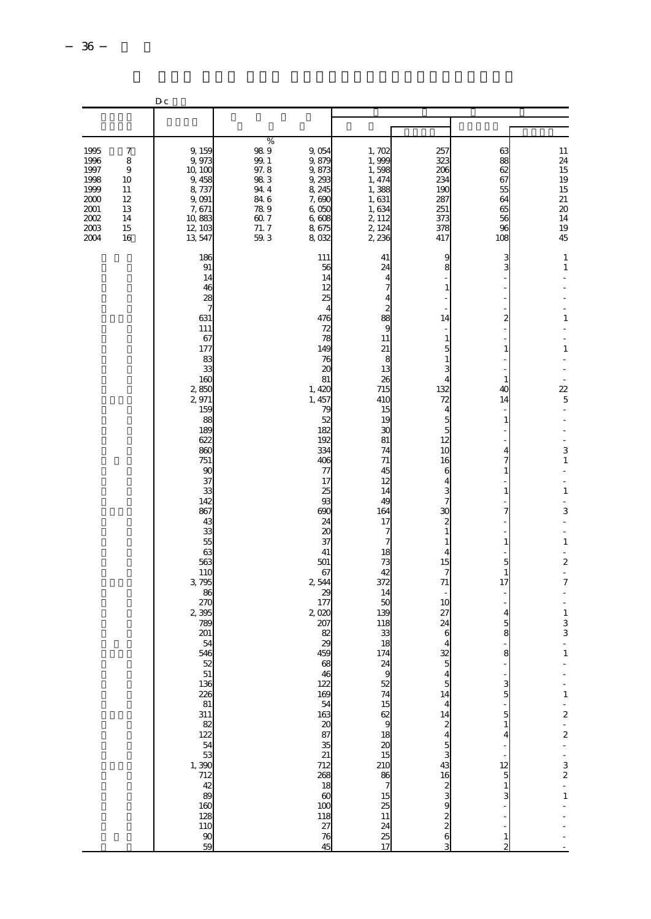D-c

| | | | | | | | |
|---|---|---|---|---|---|---|---|
| | | % | | | | | |
| 1995 7 | 9,159 | 98.9 | 9,054 | 1,702 | 257 | 63 | 11 |
| 1996 8 | 9,973 | 99.1 | 9,879 | 1,999 | 323 | 88 | 24 |
| 1997 9 | 10,100 | 97.8 | 9,873 | 1,598 | 206 | 62 | 15 |
| 1998 10 | 9,458 | 98.3 | 9,293 | 1,474 | 234 | 67 | 19 |
| 1999 11 | 8,737 | 94.4 | 8,245 | 1,388 | 190 | 55 | 15 |
| 2000 12 | 9,091 | 84.6 | 7,690 | 1,631 | 287 | 64 | 21 |
| 2001 13 | 7,671 | 78.9 | 6,050 | 1,634 | 251 | 65 | 20 |
| 2002 14 | 10,883 | 60.7 | 6,608 | 2,112 | 373 | 56 | 14 |
| 2003 15 | 12,103 | 71.7 | 8,675 | 2,124 | 378 | 96 | 19 |
| 2004 16 | 13,547 | 59.3 | 8,032 | 2,236 | 417 | 108 | 45 |
| | 186 | | 111 | 41 | 9 | 3 | 1 |
| | 91 | | 56 | 24 | 8 | 3 | 1 |
| | 14 | | 14 | 4 | - | - | - |
| | 46 | | 12 | 7 | 1 | - | - |
| | 28 | | 25 | 4 | - | - | - |
| | 7 | | 4 | 2 | - | - | - |
| | 631 | | 476 | 88 | 14 | 2 | 1 |
| | 111 | | 72 | 9 | - | - | - |
| | 67 | | 78 | 11 | 1 | - | - |
| | 177 | | 149 | 21 | 5 | 1 | 1 |
| | 83 | | 76 | 8 | 1 | - | - |
| | 33 | | 20 | 13 | 3 | - | - |
| | 160 | | 81 | 26 | 4 | 1 | - |
| | 2,850 | | 1,420 | 715 | 132 | 40 | 22 |
| | 2,971 | | 1,457 | 410 | 72 | 14 | 5 |
| | 159 | | 79 | 15 | 4 | - | - |
| | 88 | | 52 | 19 | 5 | 1 | - |
| | 189 | | 182 | 30 | 5 | - | - |
| | 622 | | 192 | 81 | 12 | - | - |
| | 860 | | 334 | 74 | 10 | 4 | 3 |
| | 751 | | 406 | 71 | 16 | 7 | 1 |
| | 90 | | 77 | 45 | 6 | 1 | - |
| | 37 | | 17 | 12 | 4 | - | - |
| | 33 | | 25 | 14 | 3 | 1 | 1 |
| | 142 | | 93 | 49 | 7 | - | - |
| | 867 | | 690 | 164 | 30 | 7 | 3 |
| | 43 | | 24 | 17 | 2 | - | - |
| | 33 | | 20 | 7 | 1 | - | - |
| | 55 | | 37 | 7 | 1 | 1 | 1 |
| | 63 | | 41 | 18 | 4 | - | - |
| | 563 | | 501 | 73 | 15 | 5 | 2 |
| | 110 | | 67 | 42 | 7 | 1 | - |
| | 3,795 | | 2,544 | 372 | 71 | 17 | 7 |
| | 86 | | 29 | 14 | - | - | - |
| | 270 | | 177 | 50 | 10 | - | - |
| | 2,395 | | 2,020 | 139 | 27 | 4 | 1 |
| | 789 | | 207 | 118 | 24 | 5 | 3 |
| | 201 | | 82 | 33 | 6 | 8 | 3 |
| | 54 | | 29 | 18 | 4 | - | - |
| | 546 | | 459 | 174 | 32 | 8 | 1 |
| | 52 | | 68 | 24 | 5 | - | - |
| | 51 | | 46 | 9 | 4 | - | - |
| | 136 | | 122 | 52 | 5 | 3 | - |
| | 226 | | 169 | 74 | 14 | 5 | 1 |
| | 81 | | 54 | 15 | 4 | - | - |
| | 311 | | 163 | 62 | 14 | 5 | 2 |
| | 82 | | 20 | 9 | 2 | 1 | - |
| | 122 | | 87 | 18 | 4 | 4 | 2 |
| | 54 | | 35 | 20 | 5 | - | - |
| | 53 | | 21 | 15 | 3 | - | - |
| | 1,390 | | 712 | 210 | 43 | 12 | 3 |
| | 712 | | 268 | 86 | 16 | 5 | 2 |
| | 42 | | 18 | 7 | 2 | 1 | - |
| | 89 | | 60 | 15 | 3 | 3 | 1 |
| | 160 | | 100 | 25 | 9 | - | - |
| | 128 | | 118 | 11 | 2 | - | - |
| | 110 | | 27 | 24 | 2 | - | - |
| | 90 | | 76 | 25 | 6 | 1 | - |
| | 59 | | 45 | 17 | 3 | 2 | - |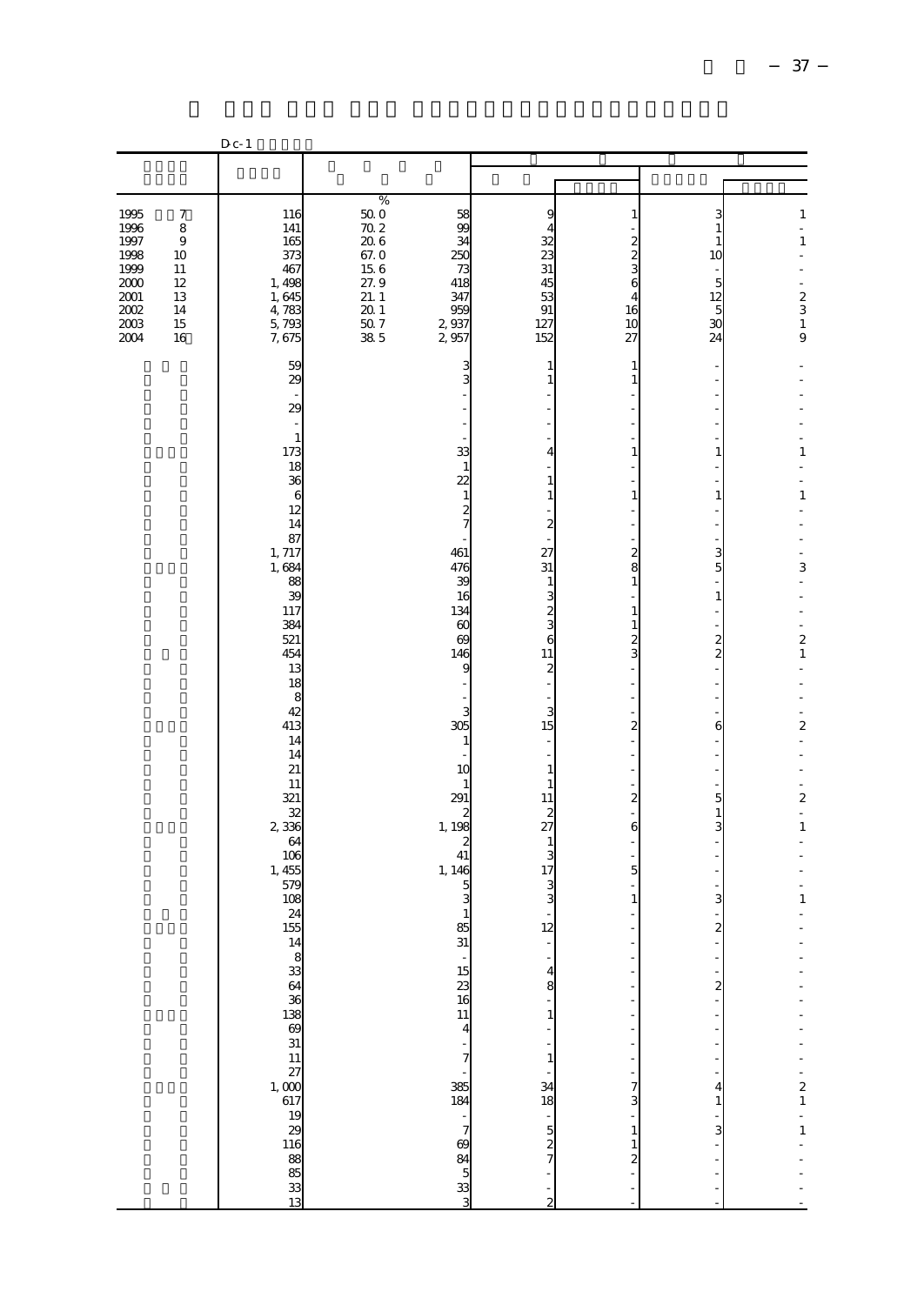Dc-1

| | | | | | | | |
|---|---|---|---|---|---|---|---|
| | | % | | | | | |
| 1995 7 | 116 | 50.0 | 58 | 9 | 1 | 3 | 1 |
| 1996 8 | 141 | 70.2 | 99 | 4 | - | 1 | - |
| 1997 9 | 165 | 20.6 | 34 | 32 | 2 | 1 | 1 |
| 1998 10 | 373 | 67.0 | 250 | 23 | 2 | 10 | - |
| 1999 11 | 467 | 15.6 | 73 | 31 | 3 | - | - |
| 2000 12 | 1,498 | 27.9 | 418 | 45 | 6 | 5 | - |
| 2001 13 | 1,645 | 21.1 | 347 | 53 | 4 | 12 | 2 |
| 2002 14 | 4,783 | 20.1 | 959 | 91 | 16 | 5 | 3 |
| 2003 15 | 5,793 | 50.7 | 2,937 | 127 | 10 | 30 | 1 |
| 2004 16 | 7,675 | 38.5 | 2,957 | 152 | 27 | 24 | 9 |
| | 59 | | 3 | 1 | 1 | - | - |
| | 29 | | 3 | 1 | 1 | - | - |
| | - | | - | - | - | - | - |
| | 29 | | - | - | - | - | - |
| | - | | - | - | - | - | - |
| | 1 | | - | - | - | - | - |
| | 173 | | 33 | 4 | 1 | 1 | 1 |
| | 18 | | 1 | - | - | - | - |
| | 36 | | 22 | 1 | - | - | - |
| | 6 | | 1 | 1 | 1 | 1 | 1 |
| | 12 | | 2 | - | - | - | - |
| | 14 | | 7 | 2 | - | - | - |
| | 87 | | - | - | - | - | - |
| | 1,717 | | 461 | 27 | 2 | 3 | - |
| | 1,684 | | 476 | 31 | 8 | 5 | 3 |
| | 88 | | 39 | 1 | 1 | - | - |
| | 39 | | 16 | 3 | - | 1 | - |
| | 117 | | 134 | 2 | 1 | - | - |
| | 384 | | 60 | 3 | 1 | - | - |
| | 521 | | 69 | 6 | 2 | 2 | 2 |
| | 454 | | 146 | 11 | 3 | 2 | 1 |
| | 13 | | 9 | 2 | - | - | - |
| | 18 | | - | - | - | - | - |
| | 8 | | - | - | - | - | - |
| | 42 | | 3 | 3 | - | - | - |
| | 413 | | 305 | 15 | 2 | 6 | 2 |
| | 14 | | 1 | - | - | - | - |
| | 14 | | - | - | - | - | - |
| | 21 | | 10 | 1 | - | - | - |
| | 11 | | 1 | 1 | - | - | - |
| | 321 | | 291 | 11 | 2 | 5 | 2 |
| | 32 | | 2 | 2 | - | 1 | - |
| | 2,336 | | 1,198 | 27 | 6 | 3 | 1 |
| | 64 | | 2 | 1 | - | - | - |
| | 106 | | 41 | 3 | - | - | - |
| | 1,455 | | 1,146 | 17 | 5 | - | - |
| | 579 | | 5 | 3 | - | - | - |
| | 108 | | 3 | 3 | 1 | 3 | 1 |
| | 24 | | 1 | - | - | - | - |
| | 155 | | 85 | 12 | - | 2 | - |
| | 14 | | 31 | - | - | - | - |
| | 8 | | - | - | - | - | - |
| | 33 | | 15 | 4 | - | - | - |
| | 64 | | 23 | 8 | - | 2 | - |
| | 36 | | 16 | - | - | - | - |
| | 138 | | 11 | 1 | - | - | - |
| | 69 | | 4 | - | - | - | - |
| | 31 | | - | - | - | - | - |
| | 11 | | 7 | 1 | - | - | - |
| | 27 | | - | - | - | - | - |
| | 1,000 | | 385 | 34 | 7 | 4 | 2 |
| | 617 | | 184 | 18 | 3 | 1 | 1 |
| | 19 | | - | - | - | - | - |
| | 29 | | 7 | 5 | 1 | 3 | 1 |
| | 116 | | 69 | 2 | 1 | - | - |
| | 88 | | 84 | 7 | 2 | - | - |
| | 85 | | 5 | - | - | - | - |
| | 33 | | 33 | - | - | - | - |
| | 13 | | 3 | 2 | - | - | - |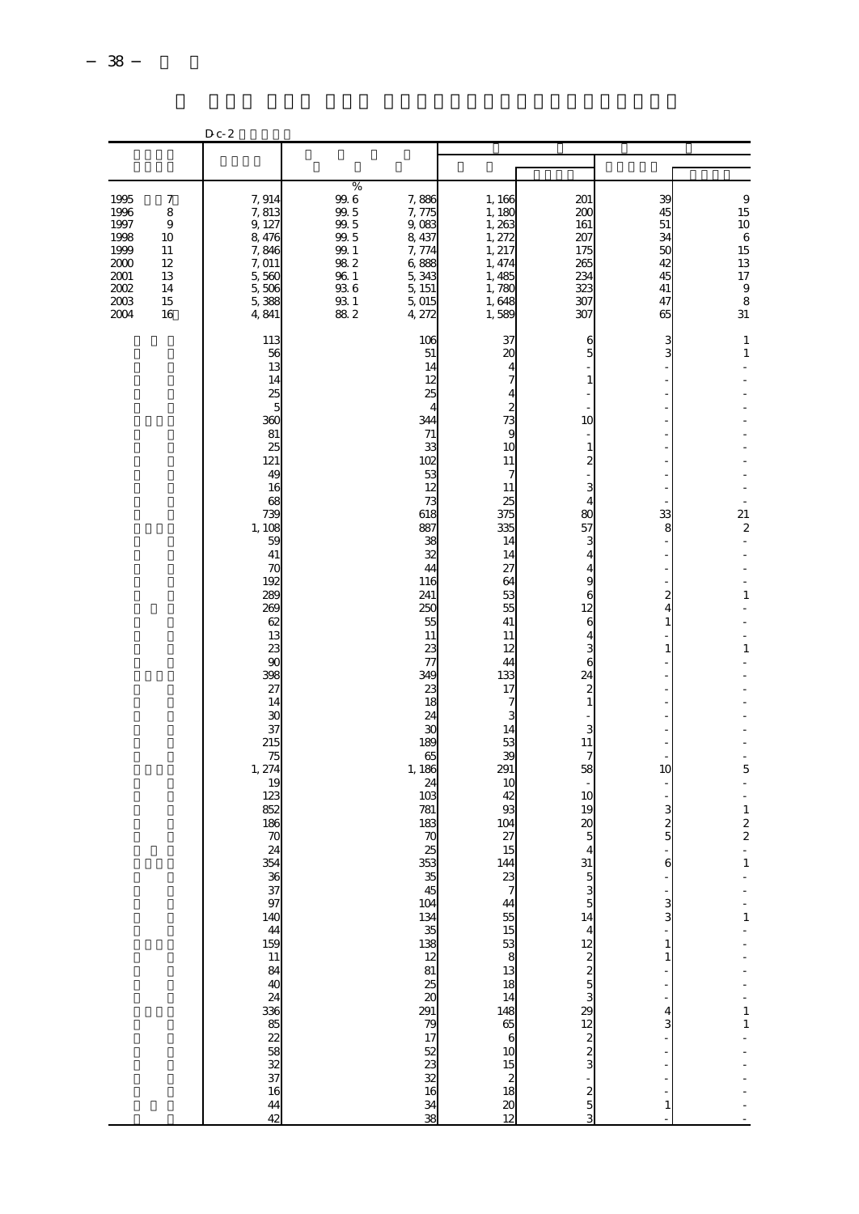D c-2

| | | | | | | | |
|---|---|---|---|---|---|---|---|
| | | % | | | | | |
| 1995 7 | 7,914 | 99.6 | 7,886 | 1,166 | 201 | 39 | 9 |
| 1996 8 | 7,813 | 99.5 | 7,775 | 1,180 | 200 | 45 | 15 |
| 1997 9 | 9,127 | 99.5 | 9,083 | 1,263 | 161 | 51 | 10 |
| 1998 10 | 8,476 | 99.5 | 8,437 | 1,272 | 207 | 34 | 6 |
| 1999 11 | 7,846 | 99.1 | 7,774 | 1,217 | 175 | 50 | 15 |
| 2000 12 | 7,011 | 98.2 | 6,888 | 1,474 | 265 | 42 | 13 |
| 2001 13 | 5,560 | 96.1 | 5,343 | 1,485 | 234 | 45 | 17 |
| 2002 14 | 5,506 | 93.6 | 5,151 | 1,780 | 323 | 41 | 9 |
| 2003 15 | 5,388 | 93.1 | 5,015 | 1,648 | 307 | 47 | 8 |
| 2004 16 | 4,841 | 88.2 | 4,272 | 1,589 | 307 | 65 | 31 |
| | 113 | | 106 | 37 | 6 | 3 | 1 |
| | 56 | | 51 | 20 | 5 | 3 | 1 |
| | 13 | | 14 | 4 | - | - | - |
| | 14 | | 12 | 7 | 1 | - | - |
| | 25 | | 25 | 4 | - | - | - |
| | 5 | | 4 | 2 | - | - | - |
| | 360 | | 344 | 73 | 10 | - | - |
| | 81 | | 71 | 9 | - | - | - |
| | 25 | | 33 | 10 | 1 | - | - |
| | 121 | | 102 | 11 | 2 | - | - |
| | 49 | | 53 | 7 | - | - | - |
| | 16 | | 12 | 11 | 3 | - | - |
| | 68 | | 73 | 25 | 4 | - | - |
| | 739 | | 618 | 375 | 80 | 33 | 21 |
| | 1,108 | | 887 | 335 | 57 | 8 | 2 |
| | 59 | | 38 | 14 | 3 | - | - |
| | 41 | | 32 | 14 | 4 | - | - |
| | 70 | | 44 | 27 | 4 | - | - |
| | 192 | | 116 | 64 | 9 | - | - |
| | 289 | | 241 | 53 | 6 | 2 | 1 |
| | 269 | | 250 | 55 | 12 | 4 | - |
| | 62 | | 55 | 41 | 6 | 1 | - |
| | 13 | | 11 | 11 | 4 | - | - |
| | 23 | | 23 | 12 | 3 | 1 | 1 |
| | 90 | | 77 | 44 | 6 | - | - |
| | 398 | | 349 | 133 | 24 | - | - |
| | 27 | | 23 | 17 | 2 | - | - |
| | 14 | | 18 | 7 | 1 | - | - |
| | 30 | | 24 | 3 | - | - | - |
| | 37 | | 30 | 14 | 3 | - | - |
| | 215 | | 189 | 53 | 11 | - | - |
| | 75 | | 65 | 39 | 7 | - | - |
| | 1,274 | | 1,186 | 291 | 58 | 10 | 5 |
| | 19 | | 24 | 10 | - | - | - |
| | 123 | | 103 | 42 | 10 | - | - |
| | 852 | | 781 | 93 | 19 | 3 | 1 |
| | 186 | | 183 | 104 | 20 | 2 | 2 |
| | 70 | | 70 | 27 | 5 | 5 | 2 |
| | 24 | | 25 | 15 | 4 | - | - |
| | 354 | | 353 | 144 | 31 | 6 | 1 |
| | 36 | | 35 | 23 | 5 | - | - |
| | 37 | | 45 | 7 | 3 | - | - |
| | 97 | | 104 | 44 | 5 | 3 | - |
| | 140 | | 134 | 55 | 14 | 3 | 1 |
| | 44 | | 35 | 15 | 4 | - | - |
| | 159 | | 138 | 53 | 12 | 1 | - |
| | 11 | | 12 | 8 | 2 | 1 | - |
| | 84 | | 81 | 13 | 2 | - | - |
| | 40 | | 25 | 18 | 5 | - | - |
| | 24 | | 20 | 14 | 3 | - | - |
| | 336 | | 291 | 148 | 29 | 4 | 1 |
| | 85 | | 79 | 65 | 12 | 3 | 1 |
| | 22 | | 17 | 6 | 2 | - | - |
| | 58 | | 52 | 10 | 2 | - | - |
| | 32 | | 23 | 15 | 3 | - | - |
| | 37 | | 32 | 2 | - | - | - |
| | 16 | | 16 | 18 | 2 | - | - |
| | 44 | | 34 | 20 | 5 | 1 | - |
| | 42 | | 38 | 12 | 3 | - | - |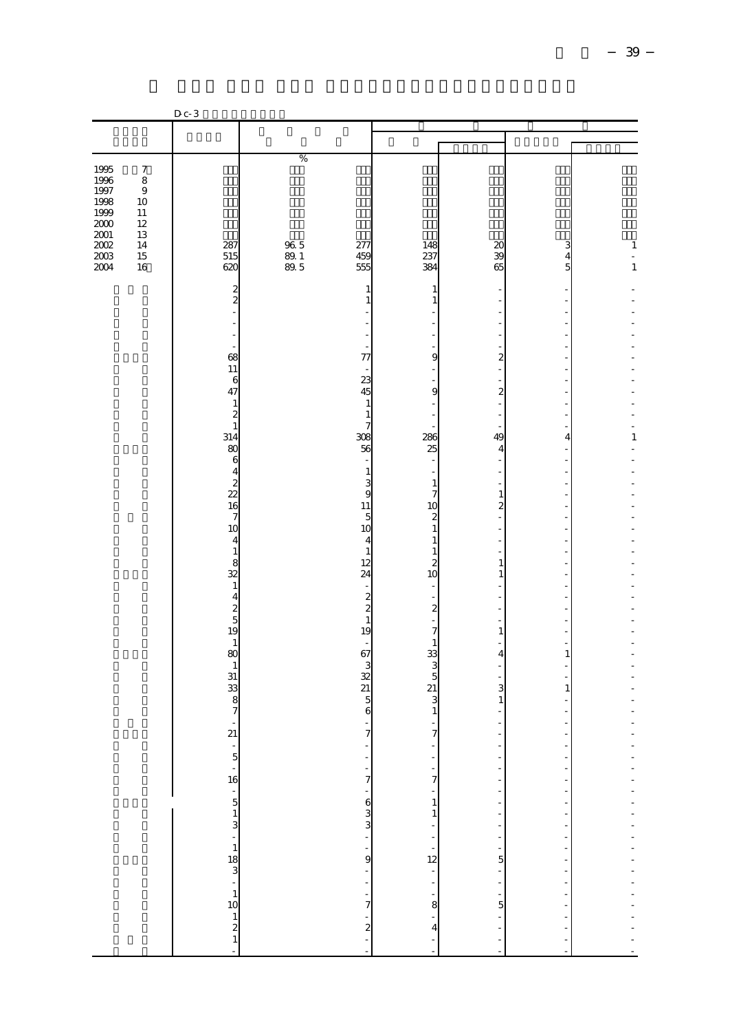Dc-3

| | | | | | | | |
|---|---|---|---|---|---|---|---|
| | | % | | | | | |
| 1995 7 | | | | | | | |
| 1996 8 | | | | | | | |
| 1997 9 | | | | | | | |
| 1998 10 | | | | | | | |
| 1999 11 | | | | | | | |
| 2000 12 | | | | | | | |
| 2001 13 | | | | | | | |
| 2002 14 | 287 | 96.5 | 277 | 148 | 20 | 3 | 1 |
| 2003 15 | 515 | 89.1 | 459 | 237 | 39 | 4 | - |
| 2004 16 | 620 | 89.5 | 555 | 384 | 65 | 5 | 1 |
| | 2 | | 1 | 1 | - | - | - |
| | 2 | | 1 | 1 | - | - | - |
| | - | | - | - | - | - | - |
| | - | | - | - | - | - | - |
| | - | | - | - | - | - | - |
| | - | | - | - | - | - | - |
| | 68 | | 77 | 9 | 2 | - | - |
| | 11 | | - | - | - | - | - |
| | 6 | | 23 | - | - | - | - |
| | 47 | | 45 | 9 | 2 | - | - |
| | 1 | | 1 | - | - | - | - |
| | 2 | | 1 | - | - | - | - |
| | 1 | | 7 | - | - | - | - |
| | 314 | | 308 | 286 | 49 | 4 | 1 |
| | 80 | | 56 | 25 | 4 | - | - |
| | 6 | | - | - | - | - | - |
| | 4 | | 1 | - | - | - | - |
| | 2 | | 3 | 1 | - | - | - |
| | 22 | | 9 | 7 | 1 | - | - |
| | 16 | | 11 | 10 | 2 | - | - |
| | 7 | | 5 | 2 | - | - | - |
| | 10 | | 10 | 1 | - | - | - |
| | 4 | | 4 | 1 | - | - | - |
| | 1 | | 1 | 1 | - | - | - |
| | 8 | | 12 | 2 | 1 | - | - |
| | 32 | | 24 | 10 | 1 | - | - |
| | 1 | | - | - | - | - | - |
| | 4 | | 2 | - | - | - | - |
| | 2 | | 2 | 2 | - | - | - |
| | 5 | | 1 | - | - | - | - |
| | 19 | | 19 | 7 | 1 | - | - |
| | 1 | | - | 1 | - | - | - |
| | 80 | | 67 | 33 | 4 | 1 | - |
| | 1 | | 3 | 3 | - | - | - |
| | 31 | | 32 | 5 | - | - | - |
| | 33 | | 21 | 21 | 3 | 1 | - |
| | 8 | | 5 | 3 | 1 | - | - |
| | 7 | | 6 | 1 | - | - | - |
| | - | | - | - | - | - | - |
| | 21 | | 7 | 7 | - | - | - |
| | - | | - | - | - | - | - |
| | 5 | | - | - | - | - | - |
| | - | | - | - | - | - | - |
| | 16 | | 7 | 7 | - | - | - |
| | - | | - | - | - | - | - |
| | 5 | | 6 | 1 | - | - | - |
| | 1 | | 3 | 1 | - | - | - |
| | 3 | | 3 | - | - | - | - |
| | - | | - | - | - | - | - |
| | 1 | | - | - | - | - | - |
| | 18 | | 9 | 12 | 5 | - | - |
| | 3 | | - | - | - | - | - |
| | - | | - | - | - | - | - |
| | 1 | | - | - | - | - | - |
| | 10 | | 7 | 8 | 5 | - | - |
| | 1 | | - | - | - | - | - |
| | 2 | | 2 | 4 | - | - | - |
| | 1 | | - | - | - | - | - |
| | - | | - | - | - | - | - |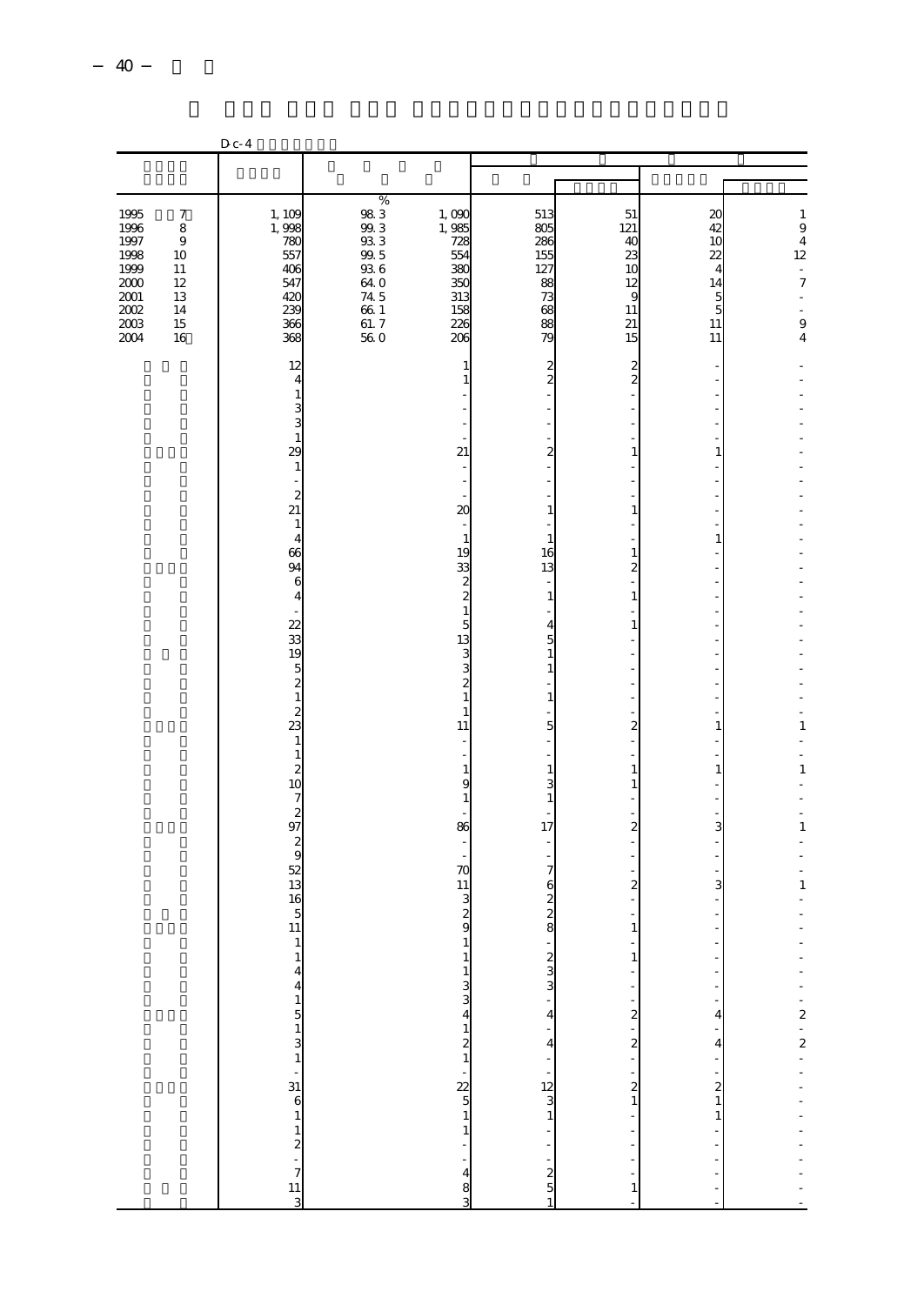D-c-4

| | | % | | | | | |
|---|---|---|---|---|---|---|---|
| 1995 7 | 1,109 | 98.3 | 1,090 | 513 | 51 | 20 | 1 |
| 1996 8 | 1,998 | 99.3 | 1,985 | 805 | 121 | 42 | 9 |
| 1997 9 | 780 | 93.3 | 728 | 286 | 40 | 10 | 4 |
| 1998 10 | 557 | 99.5 | 554 | 155 | 23 | 22 | 12 |
| 1999 11 | 406 | 93.6 | 380 | 127 | 10 | 4 | - |
| 2000 12 | 547 | 64.0 | 350 | 88 | 12 | 14 | 7 |
| 2001 13 | 420 | 74.5 | 313 | 73 | 9 | 5 | - |
| 2002 14 | 239 | 66.1 | 158 | 68 | 11 | 5 | - |
| 2003 15 | 366 | 61.7 | 226 | 88 | 21 | 11 | 9 |
| 2004 16 | 368 | 56.0 | 206 | 79 | 15 | 11 | 4 |
| | 12 | | 1 | 2 | 2 | - | - |
| | 4 | | 1 | 2 | 2 | - | - |
| | 1 | | - | - | - | - | - |
| | 3 | | - | - | - | - | - |
| | 3 | | - | - | - | - | - |
| | 1 | | - | - | - | - | - |
| | 29 | | 21 | 2 | 1 | 1 | - |
| | 1 | | - | - | - | - | - |
| | - | | - | - | - | - | - |
| | 2 | | - | - | - | - | - |
| | 21 | | 20 | 1 | 1 | - | - |
| | 1 | | - | - | - | - | - |
| | 4 | | 1 | 1 | - | 1 | - |
| | 66 | | 19 | 16 | 1 | - | - |
| | 94 | | 33 | 13 | 2 | - | - |
| | 6 | | 2 | - | - | - | - |
| | 4 | | 2 | 1 | 1 | - | - |
| | - | | 1 | - | - | - | - |
| | 22 | | 5 | 4 | 1 | - | - |
| | 33 | | 13 | 5 | - | - | - |
| | 19 | | 3 | 1 | - | - | - |
| | 5 | | 3 | 1 | - | - | - |
| | 2 | | 2 | - | - | - | - |
| | 1 | | 1 | 1 | - | - | - |
| | 2 | | 1 | - | - | - | - |
| | 23 | | 11 | 5 | 2 | 1 | 1 |
| | 1 | | - | - | - | - | - |
| | 1 | | - | - | - | - | - |
| | 2 | | 1 | 1 | 1 | 1 | 1 |
| | 10 | | 9 | 3 | 1 | - | - |
| | 7 | | 1 | 1 | - | - | - |
| | 2 | | - | - | - | - | - |
| | 97 | | 86 | 17 | 2 | 3 | 1 |
| | 2 | | - | - | - | - | - |
| | 9 | | - | - | - | - | - |
| | 52 | | 70 | 7 | - | - | - |
| | 13 | | 11 | 6 | 2 | 3 | 1 |
| | 16 | | 3 | 2 | - | - | - |
| | 5 | | 2 | 2 | - | - | - |
| | 11 | | 9 | 8 | 1 | - | - |
| | 1 | | 1 | - | - | - | - |
| | 1 | | 1 | 2 | 1 | - | - |
| | 4 | | 1 | 3 | - | - | - |
| | 4 | | 3 | 3 | - | - | - |
| | 1 | | 3 | - | - | - | - |
| | 5 | | 4 | 4 | 2 | 4 | 2 |
| | 1 | | 1 | - | - | - | - |
| | 3 | | 2 | 4 | 2 | 4 | 2 |
| | 1 | | 1 | - | - | - | - |
| | - | | - | - | - | - | - |
| | 31 | | 22 | 12 | 2 | 2 | - |
| | 6 | | 5 | 3 | 1 | 1 | - |
| | 1 | | 1 | 1 | - | 1 | - |
| | 1 | | 1 | - | - | - | - |
| | 2 | | - | - | - | - | - |
| | - | | - | - | - | - | - |
| | 7 | | 4 | 2 | - | - | - |
| | 11 | | 8 | 5 | 1 | - | - |
| | 3 | | 3 | 1 | - | - | - |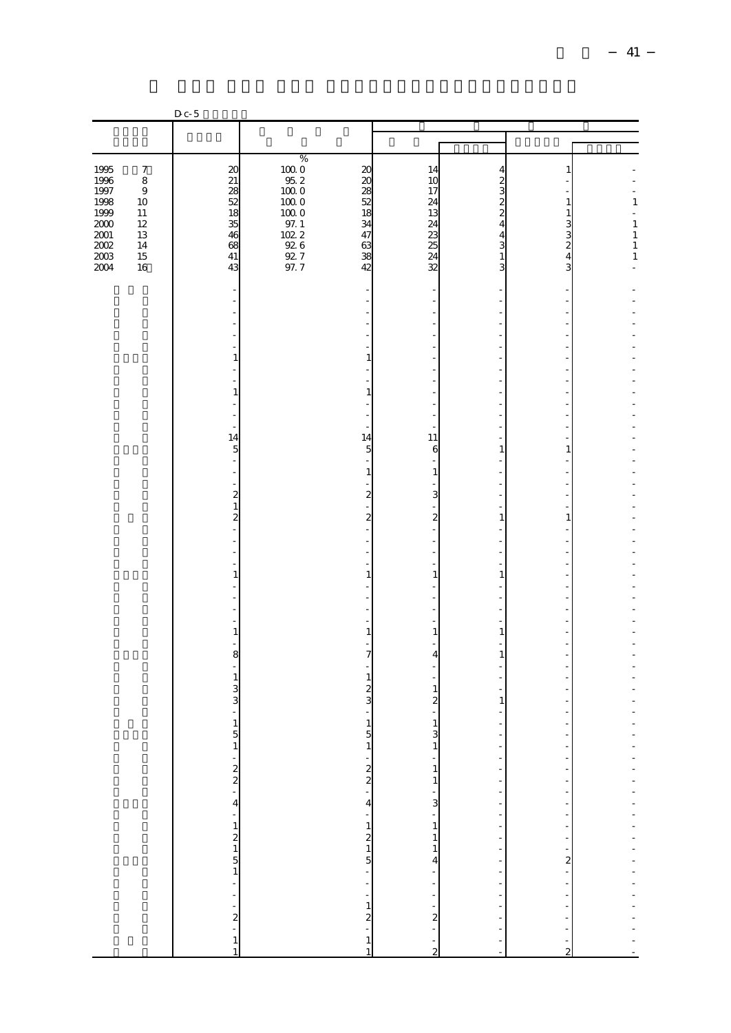D-c-5

| | | % | | | | | |
|---|---|---|---|---|---|---|---|
| 1995 7 | 20 | 100.0 | 20 | 14 | 4 | 1 | - |
| 1996 8 | 21 | 95.2 | 20 | 10 | 2 | - | - |
| 1997 9 | 28 | 100.0 | 28 | 17 | 3 | - | - |
| 1998 10 | 52 | 100.0 | 52 | 24 | 2 | 1 | 1 |
| 1999 11 | 18 | 100.0 | 18 | 13 | 2 | 1 | - |
| 2000 12 | 35 | 97.1 | 34 | 24 | 4 | 3 | 1 |
| 2001 13 | 46 | 102.2 | 47 | 23 | 4 | 3 | 1 |
| 2002 14 | 68 | 92.6 | 63 | 25 | 3 | 2 | 1 |
| 2003 15 | 41 | 92.7 | 38 | 24 | 1 | 4 | 1 |
| 2004 16 | 43 | 97.7 | 42 | 32 | 3 | 3 | - |
| | - | | - | - | - | - | - |
| | - | | - | - | - | - | - |
| | - | | - | - | - | - | - |
| | - | | - | - | - | - | - |
| | - | | - | - | - | - | - |
| | - | | - | - | - | - | - |
| | 1 | | 1 | - | - | - | - |
| | - | | - | - | - | - | - |
| | - | | - | - | - | - | - |
| | 1 | | 1 | - | - | - | - |
| | - | | - | - | - | - | - |
| | - | | - | - | - | - | - |
| | - | | - | - | - | - | - |
| | 14 | | 14 | 11 | - | - | - |
| | 5 | | 5 | 6 | 1 | 1 | - |
| | - | | - | - | - | - | - |
| | - | | 1 | 1 | - | - | - |
| | - | | - | - | - | - | - |
| | 2 | | 2 | 3 | - | - | - |
| | 1 | | - | - | - | - | - |
| | 2 | | 2 | 2 | 1 | 1 | - |
| | - | | - | - | - | - | - |
| | - | | - | - | - | - | - |
| | - | | - | - | - | - | - |
| | - | | - | - | - | - | - |
| | 1 | | 1 | 1 | 1 | - | - |
| | - | | - | - | - | - | - |
| | - | | - | - | - | - | - |
| | - | | - | - | - | - | - |
| | - | | - | - | - | - | - |
| | 1 | | 1 | 1 | 1 | - | - |
| | - | | - | - | - | - | - |
| | 8 | | 7 | 4 | 1 | - | - |
| | - | | - | - | - | - | - |
| | 1 | | 1 | - | - | - | - |
| | 3 | | 2 | 1 | - | - | - |
| | 3 | | 3 | 2 | 1 | - | - |
| | - | | - | - | - | - | - |
| | 1 | | 1 | 1 | - | - | - |
| | 5 | | 5 | 3 | - | - | - |
| | 1 | | 1 | 1 | - | - | - |
| | - | | - | - | - | - | - |
| | 2 | | 2 | 1 | - | - | - |
| | 2 | | 2 | 1 | - | - | - |
| | - | | - | - | - | - | - |
| | 4 | | 4 | 3 | - | - | - |
| | - | | - | - | - | - | - |
| | 1 | | 1 | 1 | - | - | - |
| | 2 | | 2 | 1 | - | - | - |
| | 1 | | 1 | 1 | - | - | - |
| | 5 | | 5 | 4 | - | 2 | - |
| | 1 | | - | - | - | - | - |
| | - | | - | - | - | - | - |
| | - | | - | - | - | - | - |
| | - | | 1 | - | - | - | - |
| | 2 | | 2 | 2 | - | - | - |
| | - | | - | - | - | - | - |
| | 1 | | 1 | - | - | - | - |
| | 1 | | 1 | 2 | - | 2 | - |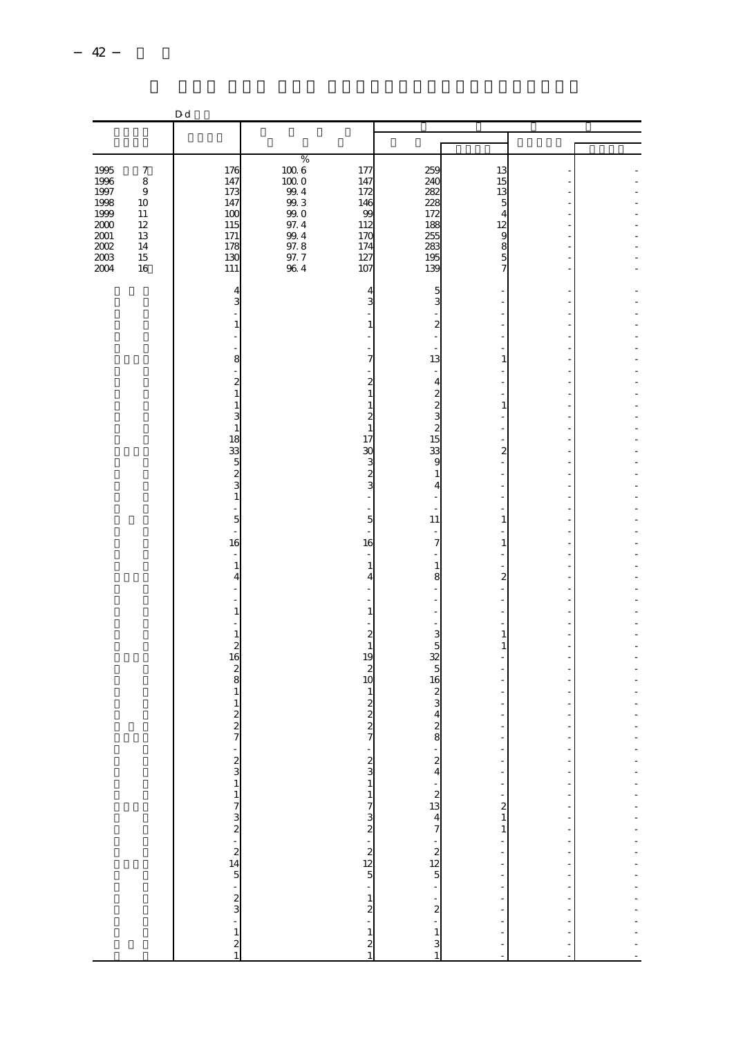D-d

| | | | | | | | |
|---|---|---|---|---|---|---|---|
| 1995 7 | 176 | 100.6 | 177 | 259 | 13 | - | - |
| 1996 8 | 147 | 100.0 | 147 | 240 | 15 | - | - |
| 1997 9 | 173 | 99.4 | 172 | 282 | 13 | - | - |
| 1998 10 | 147 | 99.3 | 146 | 228 | 5 | - | - |
| 1999 11 | 100 | 99.0 | 99 | 172 | 4 | - | - |
| 2000 12 | 115 | 97.4 | 112 | 188 | 12 | - | - |
| 2001 13 | 171 | 99.4 | 170 | 255 | 9 | - | - |
| 2002 14 | 178 | 97.8 | 174 | 283 | 8 | - | - |
| 2003 15 | 130 | 97.7 | 127 | 195 | 5 | - | - |
| 2004 16 | 111 | 96.4 | 107 | 139 | 7 | - | - |
| | 4 | | 4 | 5 | - | - | - |
| | 3 | | 3 | 3 | - | - | - |
| | - | | - | - | - | - | - |
| | 1 | | 1 | 2 | - | - | - |
| | - | | - | - | - | - | - |
| | - | | - | - | - | - | - |
| | 8 | | 7 | 13 | 1 | - | - |
| | - | | - | - | - | - | - |
| | 2 | | 2 | 4 | - | - | - |
| | 1 | | 1 | 2 | - | - | - |
| | 1 | | 1 | 2 | 1 | - | - |
| | 3 | | 2 | 3 | - | - | - |
| | 1 | | 1 | 2 | - | - | - |
| | 18 | | 17 | 15 | - | - | - |
| | 33 | | 30 | 33 | 2 | - | - |
| | 5 | | 3 | 9 | - | - | - |
| | 2 | | 2 | 1 | - | - | - |
| | 3 | | 3 | 4 | - | - | - |
| | 1 | | - | - | - | - | - |
| | - | | - | - | - | - | - |
| | 5 | | 5 | 11 | 1 | - | - |
| | - | | - | - | - | - | - |
| | 16 | | 16 | 7 | 1 | - | - |
| | - | | - | - | - | - | - |
| | 1 | | 1 | 1 | - | - | - |
| | 4 | | 4 | 8 | 2 | - | - |
| | - | | - | - | - | - | - |
| | - | | - | - | - | - | - |
| | 1 | | 1 | - | - | - | - |
| | - | | - | - | - | - | - |
| | 1 | | 2 | 3 | 1 | - | - |
| | 2 | | 1 | 5 | 1 | - | - |
| | 16 | | 19 | 32 | - | - | - |
| | 2 | | 2 | 5 | - | - | - |
| | 8 | | 10 | 16 | - | - | - |
| | 1 | | 1 | 2 | - | - | - |
| | 1 | | 2 | 3 | - | - | - |
| | 2 | | 2 | 4 | - | - | - |
| | 2 | | 2 | 2 | - | - | - |
| | 7 | | 7 | 8 | - | - | - |
| | - | | - | - | - | - | - |
| | 2 | | 2 | 2 | - | - | - |
| | 3 | | 3 | 4 | - | - | - |
| | 1 | | 1 | - | - | - | - |
| | 1 | | 1 | 2 | - | - | - |
| | 7 | | 7 | 13 | 2 | - | - |
| | 3 | | 3 | 4 | 1 | - | - |
| | 2 | | 2 | 7 | 1 | - | - |
| | - | | - | - | - | - | - |
| | 2 | | 2 | 2 | - | - | - |
| | 14 | | 12 | 12 | - | - | - |
| | 5 | | 5 | 5 | - | - | - |
| | - | | - | - | - | - | - |
| | 2 | | 1 | - | - | - | - |
| | 3 | | 2 | 2 | - | - | - |
| | - | | - | - | - | - | - |
| | 1 | | 1 | 1 | - | - | - |
| | 2 | | 2 | 3 | - | - | - |
| | 1 | | 1 | 1 | - | - | - |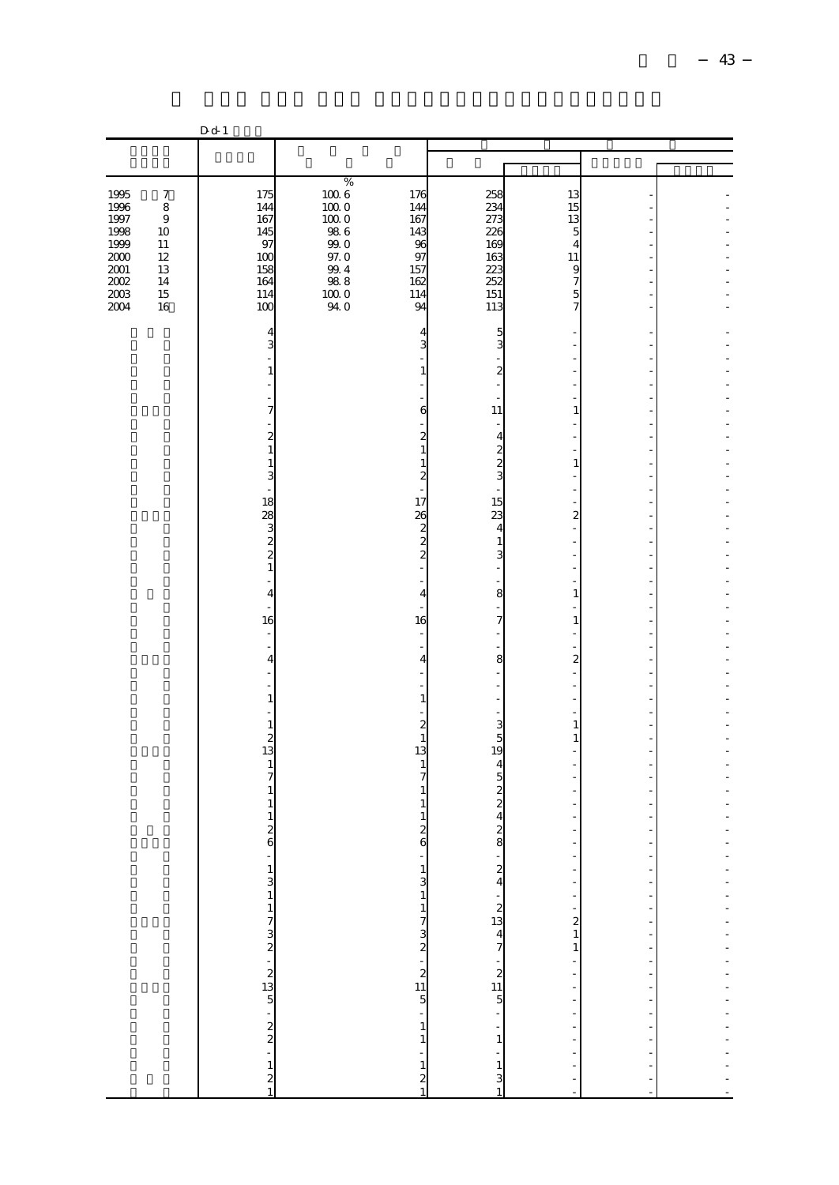D-d-1

| | | | | | | | |
|---|---|---|---|---|---|---|---|
| | | % | | | | | |
| 1995 7 | 175 | 100.6 | 176 | 258 | 13 | - | - |
| 1996 8 | 144 | 100.0 | 144 | 234 | 15 | - | - |
| 1997 9 | 167 | 100.0 | 167 | 273 | 13 | - | - |
| 1998 10 | 145 | 98.6 | 143 | 226 | 5 | - | - |
| 1999 11 | 97 | 99.0 | 96 | 169 | 4 | - | - |
| 2000 12 | 100 | 97.0 | 97 | 163 | 11 | - | - |
| 2001 13 | 158 | 99.4 | 157 | 223 | 9 | - | - |
| 2002 14 | 164 | 98.8 | 162 | 252 | 7 | - | - |
| 2003 15 | 114 | 100.0 | 114 | 151 | 5 | - | - |
| 2004 16 | 100 | 94.0 | 94 | 113 | 7 | - | - |
| | 4 | | 4 | 5 | - | - | - |
| | 3 | | 3 | 3 | - | - | - |
| | - | | - | - | - | - | - |
| | 1 | | 1 | 2 | - | - | - |
| | - | | - | - | - | - | - |
| | - | | - | - | - | - | - |
| | 7 | | 6 | 11 | 1 | - | - |
| | - | | - | - | - | - | - |
| | 2 | | 2 | 4 | - | - | - |
| | 1 | | 1 | 2 | - | - | - |
| | 1 | | 1 | 2 | 1 | - | - |
| | 3 | | 2 | 3 | - | - | - |
| | - | | - | - | - | - | - |
| | 18 | | 17 | 15 | - | - | - |
| | 28 | | 26 | 23 | 2 | - | - |
| | 3 | | 2 | 4 | - | - | - |
| | 2 | | 2 | 1 | - | - | - |
| | 2 | | 2 | 3 | - | - | - |
| | 1 | | - | - | - | - | - |
| | - | | - | - | - | - | - |
| | 4 | | 4 | 8 | 1 | - | - |
| | - | | - | - | - | - | - |
| | 16 | | 16 | 7 | 1 | - | - |
| | - | | - | - | - | - | - |
| | - | | - | - | - | - | - |
| | 4 | | 4 | 8 | 2 | - | - |
| | - | | - | - | - | - | - |
| | - | | - | - | - | - | - |
| | 1 | | 1 | - | - | - | - |
| | - | | - | - | - | - | - |
| | 1 | | 2 | 3 | 1 | - | - |
| | 2 | | 1 | 5 | 1 | - | - |
| | 13 | | 13 | 19 | - | - | - |
| | 1 | | 1 | 4 | - | - | - |
| | 7 | | 7 | 5 | - | - | - |
| | 1 | | 1 | 2 | - | - | - |
| | 1 | | 1 | 2 | - | - | - |
| | 1 | | 1 | 4 | - | - | - |
| | 2 | | 2 | 2 | - | - | - |
| | 6 | | 6 | 8 | - | - | - |
| | - | | - | - | - | - | - |
| | 1 | | 1 | 2 | - | - | - |
| | 3 | | 3 | 4 | - | - | - |
| | 1 | | 1 | - | - | - | - |
| | 1 | | 1 | 2 | - | - | - |
| | 7 | | 7 | 13 | 2 | - | - |
| | 3 | | 3 | 4 | 1 | - | - |
| | 2 | | 2 | 7 | 1 | - | - |
| | - | | - | - | - | - | - |
| | 2 | | 2 | 2 | - | - | - |
| | 13 | | 11 | 11 | - | - | - |
| | 5 | | 5 | 5 | - | - | - |
| | - | | - | - | - | - | - |
| | 2 | | 1 | - | - | - | - |
| | 2 | | 1 | 1 | - | - | - |
| | - | | - | - | - | - | - |
| | 1 | | 1 | 1 | - | - | - |
| | 2 | | 2 | 3 | - | - | - |
| | 1 | | 1 | 1 | - | - | - |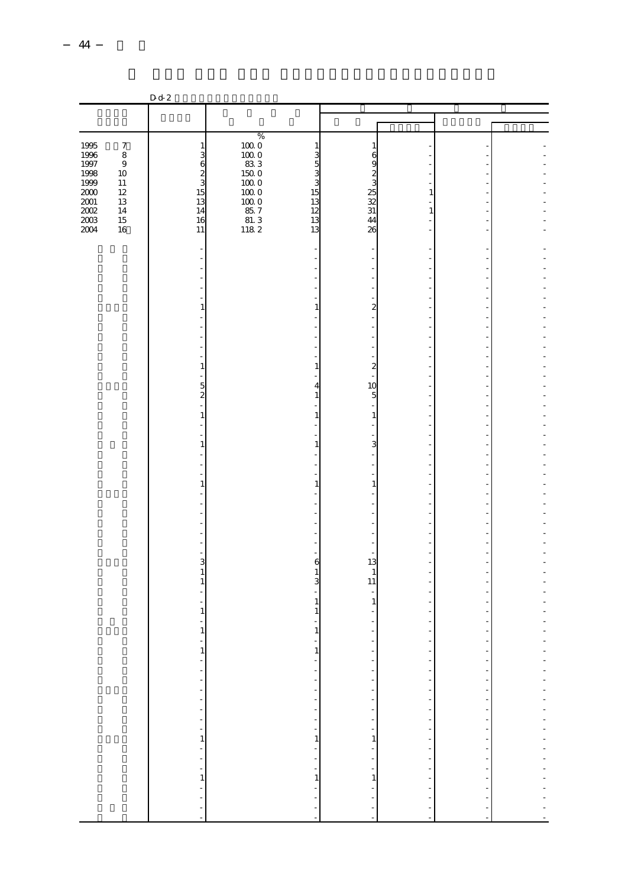D-d-2

| | | | | | | | |
|---|---|---|---|---|---|---|---|
| | | % | | | | | |
| 1995 7 | 1 | 100.0 | 1 | 1 | - | - | - |
| 1996 8 | 3 | 100.0 | 3 | 6 | - | - | - |
| 1997 9 | 6 | 83.3 | 5 | 9 | - | - | - |
| 1998 10 | 2 | 150.0 | 3 | 2 | - | - | - |
| 1999 11 | 3 | 100.0 | 3 | 3 | - | - | - |
| 2000 12 | 15 | 100.0 | 15 | 25 | 1 | - | - |
| 2001 13 | 13 | 100.0 | 13 | 32 | - | - | - |
| 2002 14 | 14 | 85.7 | 12 | 31 | 1 | - | - |
| 2003 15 | 16 | 81.3 | 13 | 44 | - | - | - |
| 2004 16 | 11 | 118.2 | 13 | 26 | - | - | - |
| | - | | - | - | - | - | - |
| | - | | - | - | - | - | - |
| | - | | - | - | - | - | - |
| | - | | - | - | - | - | - |
| | - | | - | - | - | - | - |
| | - | | - | - | - | - | - |
| | 1 | | 1 | 2 | - | - | - |
| | - | | - | - | - | - | - |
| | - | | - | - | - | - | - |
| | - | | - | - | - | - | - |
| | - | | - | - | - | - | - |
| | - | | - | - | - | - | - |
| | 1 | | 1 | 2 | - | - | - |
| | - | | - | - | - | - | - |
| | 5 | | 4 | 10 | - | - | - |
| | 2 | | 1 | 5 | - | - | - |
| | - | | - | - | - | - | - |
| | 1 | | 1 | 1 | - | - | - |
| | - | | - | - | - | - | - |
| | - | | - | - | - | - | - |
| | 1 | | 1 | 3 | - | - | - |
| | - | | - | - | - | - | - |
| | - | | - | - | - | - | - |
| | - | | - | - | - | - | - |
| | 1 | | 1 | 1 | - | - | - |
| | - | | - | - | - | - | - |
| | - | | - | - | - | - | - |
| | - | | - | - | - | - | - |
| | - | | - | - | - | - | - |
| | - | | - | - | - | - | - |
| | - | | - | - | - | - | - |
| | - | | - | - | - | - | - |
| | 3 | | 6 | 13 | - | - | - |
| | 1 | | 1 | 1 | - | - | - |
| | 1 | | 3 | 11 | - | - | - |
| | - | | - | - | - | - | - |
| | - | | 1 | 1 | - | - | - |
| | 1 | | 1 | - | - | - | - |
| | - | | - | - | - | - | - |
| | 1 | | 1 | - | - | - | - |
| | - | | - | - | - | - | - |
| | 1 | | 1 | - | - | - | - |
| | - | | - | - | - | - | - |
| | - | | - | - | - | - | - |
| | - | | - | - | - | - | - |
| | - | | - | - | - | - | - |
| | - | | - | - | - | - | - |
| | - | | - | - | - | - | - |
| | - | | - | - | - | - | - |
| | - | | - | - | - | - | - |
| | 1 | | 1 | 1 | - | - | - |
| | - | | - | - | - | - | - |
| | - | | - | - | - | - | - |
| | - | | - | - | - | - | - |
| | 1 | | 1 | 1 | - | - | - |
| | - | | - | - | - | - | - |
| | - | | - | - | - | - | - |
| | - | | - | - | - | - | - |
| | - | | - | - | - | - | - |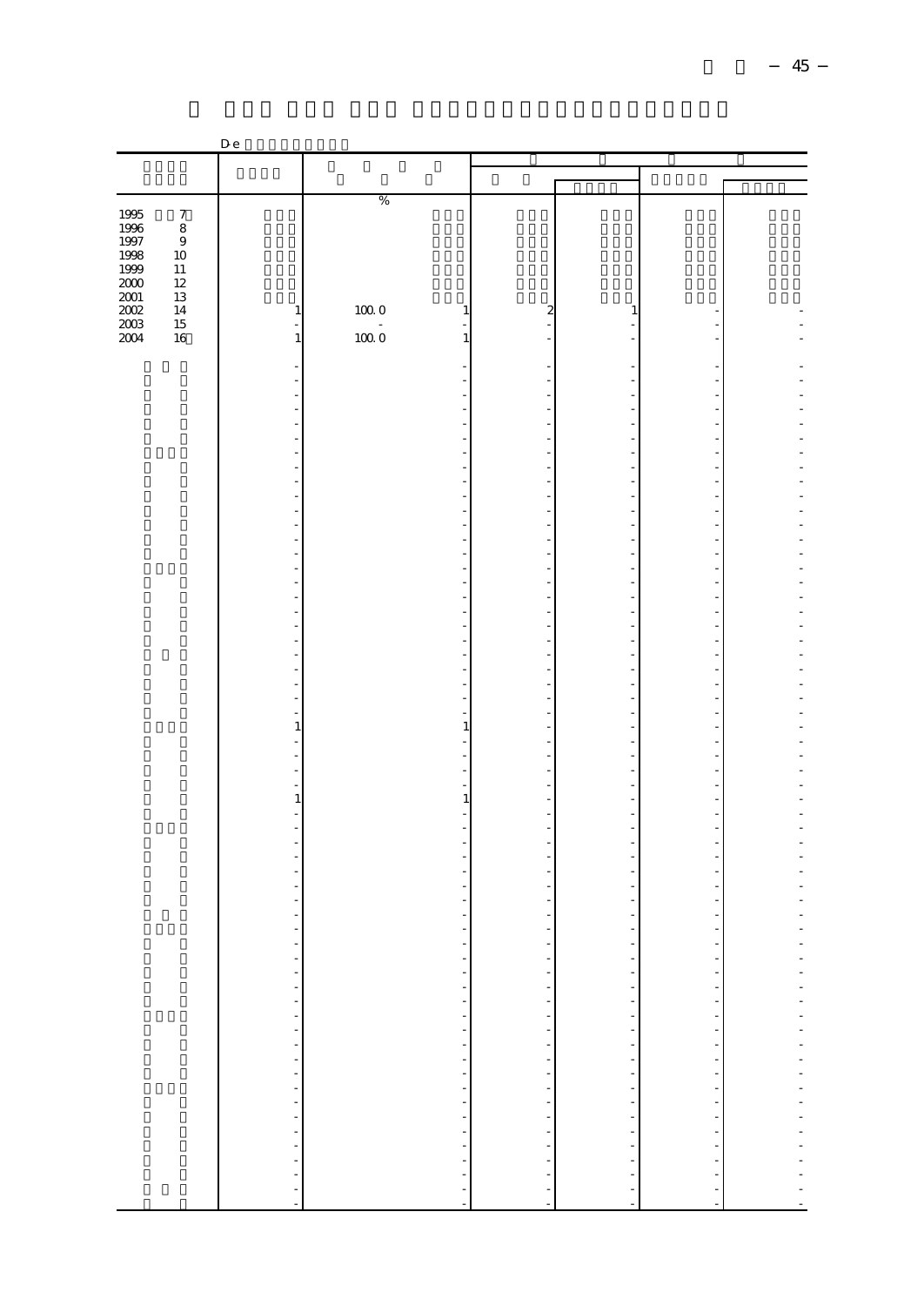De

| | | % | | | | | |
|---|---|---|---|---|---|---|---|
| 1995 7 | | | | | | | |
| 1996 8 | | | | | | | |
| 1997 9 | | | | | | | |
| 1998 10 | | | | | | | |
| 1999 11 | | | | | | | |
| 2000 12 | | | | | | | |
| 2001 13 | | | | | | | |
| 2002 14 | 1 | 100.0 | 1 | 2 | 1 | - | - |
| 2003 15 | - | - | - | - | - | - | - |
| 2004 16 | 1 | 100.0 | 1 | - | - | - | - |
| | - | | - | - | - | - | - |
| | - | | - | - | - | - | - |
| | - | | - | - | - | - | - |
| | - | | - | - | - | - | - |
| | - | | - | - | - | - | - |
| | - | | - | - | - | - | - |
| | - | | - | - | - | - | - |
| | - | | - | - | - | - | - |
| | - | | - | - | - | - | - |
| | - | | - | - | - | - | - |
| | - | | - | - | - | - | - |
| | - | | - | - | - | - | - |
| | - | | - | - | - | - | - |
| | - | | - | - | - | - | - |
| | - | | - | - | - | - | - |
| | - | | - | - | - | - | - |
| | - | | - | - | - | - | - |
| | - | | - | - | - | - | - |
| | - | | - | - | - | - | - |
| | - | | - | - | - | - | - |
| | - | | - | - | - | - | - |
| | - | | - | - | - | - | - |
| | - | | - | - | - | - | - |
| | - | | - | - | - | - | - |
| | - | | - | - | - | - | - |
| | 1 | | 1 | - | - | - | - |
| | - | | - | - | - | - | - |
| | - | | - | - | - | - | - |
| | - | | - | - | - | - | - |
| | - | | - | - | - | - | - |
| | 1 | | 1 | - | - | - | - |
| | - | | - | - | - | - | - |
| | - | | - | - | - | - | - |
| | - | | - | - | - | - | - |
| | - | | - | - | - | - | - |
| | - | | - | - | - | - | - |
| | - | | - | - | - | - | - |
| | - | | - | - | - | - | - |
| | - | | - | - | - | - | - |
| | - | | - | - | - | - | - |
| | - | | - | - | - | - | - |
| | - | | - | - | - | - | - |
| | - | | - | - | - | - | - |
| | - | | - | - | - | - | - |
| | - | | - | - | - | - | - |
| | - | | - | - | - | - | - |
| | - | | - | - | - | - | - |
| | - | | - | - | - | - | - |
| | - | | - | - | - | - | - |
| | - | | - | - | - | - | - |
| | - | | - | - | - | - | - |
| | - | | - | - | - | - | - |
| | - | | - | - | - | - | - |
| | - | | - | - | - | - | - |
| | - | | - | - | - | - | - |
| | - | | - | - | - | - | - |
| | - | | - | - | - | - | - |
| | - | | - | - | - | - | - |
| | - | | - | - | - | - | - |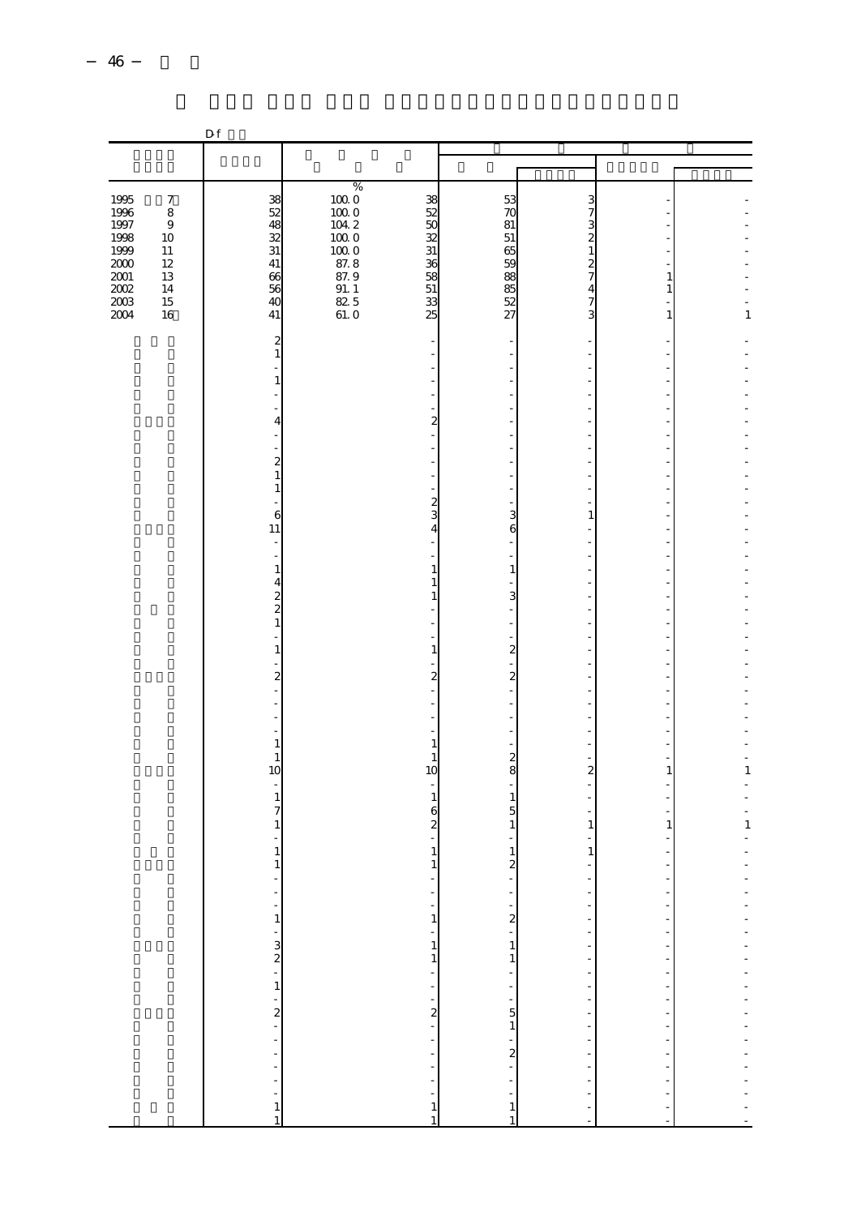D-f

| | | | | | | | |
|---|---|---|---|---|---|---|---|
| | | % | | | | | |
| 1995 7 | 38 | 100.0 | 38 | 53 | 3 | - | - |
| 1996 8 | 52 | 100.0 | 52 | 70 | 7 | - | - |
| 1997 9 | 48 | 104.2 | 50 | 81 | 3 | - | - |
| 1998 10 | 32 | 100.0 | 32 | 51 | 2 | - | - |
| 1999 11 | 31 | 100.0 | 31 | 65 | 1 | - | - |
| 2000 12 | 41 | 87.8 | 36 | 59 | 2 | - | - |
| 2001 13 | 66 | 87.9 | 58 | 88 | 7 | 1 | - |
| 2002 14 | 56 | 91.1 | 51 | 85 | 4 | 1 | - |
| 2003 15 | 40 | 82.5 | 33 | 52 | 7 | - | - |
| 2004 16 | 41 | 61.0 | 25 | 27 | 3 | 1 | 1 |
| | 2 | | - | - | - | - | - |
| | 1 | | - | - | - | - | - |
| | - | | - | - | - | - | - |
| | 1 | | - | - | - | - | - |
| | - | | - | - | - | - | - |
| | - | | - | - | - | - | - |
| | 4 | | 2 | - | - | - | - |
| | - | | - | - | - | - | - |
| | - | | - | - | - | - | - |
| | 2 | | - | - | - | - | - |
| | 1 | | - | - | - | - | - |
| | 1 | | - | - | - | - | - |
| | - | | 2 | - | - | - | - |
| | 6 | | 3 | 3 | 1 | - | - |
| | 11 | | 4 | 6 | - | - | - |
| | - | | - | - | - | - | - |
| | - | | - | - | - | - | - |
| | 1 | | 1 | 1 | - | - | - |
| | 4 | | 1 | - | - | - | - |
| | 2 | | 1 | 3 | - | - | - |
| | 2 | | - | - | - | - | - |
| | 1 | | - | - | - | - | - |
| | - | | - | - | - | - | - |
| | 1 | | 1 | 2 | - | - | - |
| | - | | - | - | - | - | - |
| | 2 | | 2 | 2 | - | - | - |
| | - | | - | - | - | - | - |
| | - | | - | - | - | - | - |
| | - | | - | - | - | - | - |
| | - | | - | - | - | - | - |
| | 1 | | 1 | - | - | - | - |
| | 1 | | 1 | 2 | - | - | - |
| | 10 | | 10 | 8 | 2 | 1 | 1 |
| | - | | - | - | - | - | - |
| | 1 | | 1 | 1 | - | - | - |
| | 7 | | 6 | 5 | - | - | - |
| | 1 | | 2 | 1 | 1 | 1 | 1 |
| | - | | - | - | - | - | - |
| | 1 | | 1 | 1 | 1 | - | - |
| | 1 | | 1 | 2 | - | - | - |
| | - | | - | - | - | - | - |
| | - | | - | - | - | - | - |
| | - | | - | - | - | - | - |
| | 1 | | 1 | 2 | - | - | - |
| | - | | - | - | - | - | - |
| | 3 | | 1 | 1 | - | - | - |
| | 2 | | 1 | 1 | - | - | - |
| | - | | - | - | - | - | - |
| | 1 | | - | - | - | - | - |
| | - | | - | - | - | - | - |
| | 2 | | 2 | 5 | - | - | - |
| | - | | - | 1 | - | - | - |
| | - | | - | - | - | - | - |
| | - | | - | 2 | - | - | - |
| | - | | - | - | - | - | - |
| | - | | - | - | - | - | - |
| | - | | - | - | - | - | - |
| | 1 | | 1 | 1 | - | - | - |
| | 1 | | 1 | 1 | - | - | - |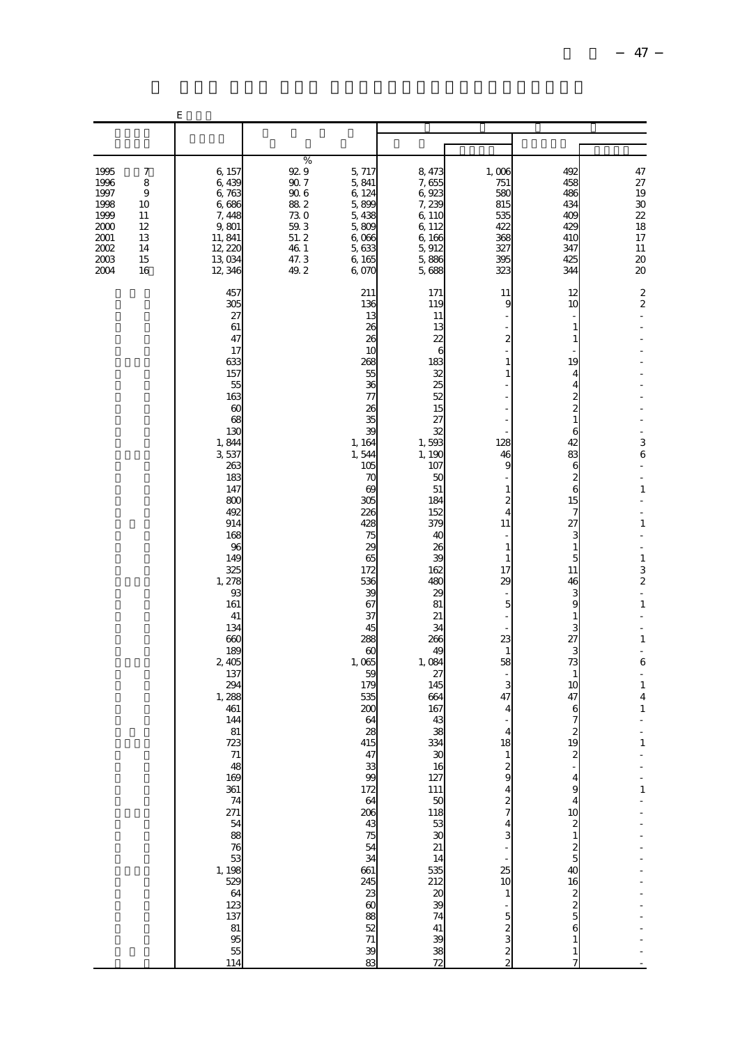E

| | | | | | | | | |
|---|---|---|---|---|---|---|---|---|
| | | % | | | | | | |
| 1995 | 7 | 6,157 | 92.9 | 5,717 | 8,473 | 1,006 | 492 | 47 |
| 1996 | 8 | 6,439 | 90.7 | 5,841 | 7,655 | 751 | 458 | 27 |
| 1997 | 9 | 6,763 | 90.6 | 6,124 | 6,923 | 580 | 486 | 19 |
| 1998 | 10 | 6,686 | 88.2 | 5,899 | 7,239 | 815 | 434 | 30 |
| 1999 | 11 | 7,448 | 73.0 | 5,438 | 6,110 | 535 | 409 | 22 |
| 2000 | 12 | 9,801 | 59.3 | 5,809 | 6,112 | 422 | 429 | 18 |
| 2001 | 13 | 11,841 | 51.2 | 6,066 | 6,166 | 368 | 410 | 17 |
| 2002 | 14 | 12,220 | 46.1 | 5,633 | 5,912 | 327 | 347 | 11 |
| 2003 | 15 | 13,034 | 47.3 | 6,165 | 5,886 | 395 | 425 | 20 |
| 2004 | 16 | 12,346 | 49.2 | 6,070 | 5,688 | 323 | 344 | 20 |
| | | 457 | | 211 | 171 | 11 | 12 | 2 |
| | | 305 | | 136 | 119 | 9 | 10 | 2 |
| | | 27 | | 13 | 11 | - | - | - |
| | | 61 | | 26 | 13 | - | 1 | - |
| | | 47 | | 26 | 22 | 2 | 1 | - |
| | | 17 | | 10 | 6 | - | - | - |
| | | 633 | | 268 | 183 | 1 | 19 | - |
| | | 157 | | 55 | 32 | 1 | 4 | - |
| | | 55 | | 36 | 25 | - | 4 | - |
| | | 163 | | 77 | 52 | - | 2 | - |
| | | 60 | | 26 | 15 | - | 2 | - |
| | | 68 | | 35 | 27 | - | 1 | - |
| | | 130 | | 39 | 32 | - | 6 | - |
| | | 1,844 | | 1,164 | 1,593 | 128 | 42 | 3 |
| | | 3,537 | | 1,544 | 1,190 | 46 | 83 | 6 |
| | | 263 | | 105 | 107 | 9 | 6 | - |
| | | 183 | | 70 | 50 | - | 2 | - |
| | | 147 | | 69 | 51 | 1 | 6 | 1 |
| | | 800 | | 305 | 184 | 2 | 15 | - |
| | | 492 | | 226 | 152 | 4 | 7 | - |
| | | 914 | | 428 | 379 | 11 | 27 | 1 |
| | | 168 | | 75 | 40 | - | 3 | - |
| | | 96 | | 29 | 26 | 1 | 1 | - |
| | | 149 | | 65 | 39 | 1 | 5 | 1 |
| | | 325 | | 172 | 162 | 17 | 11 | 3 |
| | | 1,278 | | 536 | 480 | 29 | 46 | 2 |
| | | 93 | | 39 | 29 | - | 3 | - |
| | | 161 | | 67 | 81 | 5 | 9 | 1 |
| | | 41 | | 37 | 21 | - | 1 | - |
| | | 134 | | 45 | 34 | - | 3 | - |
| | | 660 | | 288 | 266 | 23 | 27 | 1 |
| | | 189 | | 60 | 49 | 1 | 3 | - |
| | | 2,405 | | 1,065 | 1,084 | 58 | 73 | 6 |
| | | 137 | | 59 | 27 | - | 1 | - |
| | | 294 | | 179 | 145 | 3 | 10 | 1 |
| | | 1,288 | | 535 | 664 | 47 | 47 | 4 |
| | | 461 | | 200 | 167 | 4 | 6 | 1 |
| | | 144 | | 64 | 43 | - | 7 | - |
| | | 81 | | 28 | 38 | 4 | 2 | - |
| | | 723 | | 415 | 334 | 18 | 19 | 1 |
| | | 71 | | 47 | 30 | 1 | 2 | - |
| | | 48 | | 33 | 16 | 2 | - | - |
| | | 169 | | 99 | 127 | 9 | 4 | - |
| | | 361 | | 172 | 111 | 4 | 9 | 1 |
| | | 74 | | 64 | 50 | 2 | 4 | - |
| | | 271 | | 206 | 118 | 7 | 10 | - |
| | | 54 | | 43 | 53 | 4 | 2 | - |
| | | 88 | | 75 | 30 | 3 | 1 | - |
| | | 76 | | 54 | 21 | - | 2 | - |
| | | 53 | | 34 | 14 | - | 5 | - |
| | | 1,198 | | 661 | 535 | 25 | 40 | - |
| | | 529 | | 245 | 212 | 10 | 16 | - |
| | | 64 | | 23 | 20 | 1 | 2 | - |
| | | 123 | | 60 | 39 | - | 2 | - |
| | | 137 | | 88 | 74 | 5 | 5 | - |
| | | 81 | | 52 | 41 | 2 | 6 | - |
| | | 95 | | 71 | 39 | 3 | 1 | - |
| | | 55 | | 39 | 38 | 2 | 1 | - |
| | | 114 | | 83 | 72 | 2 | 7 | - |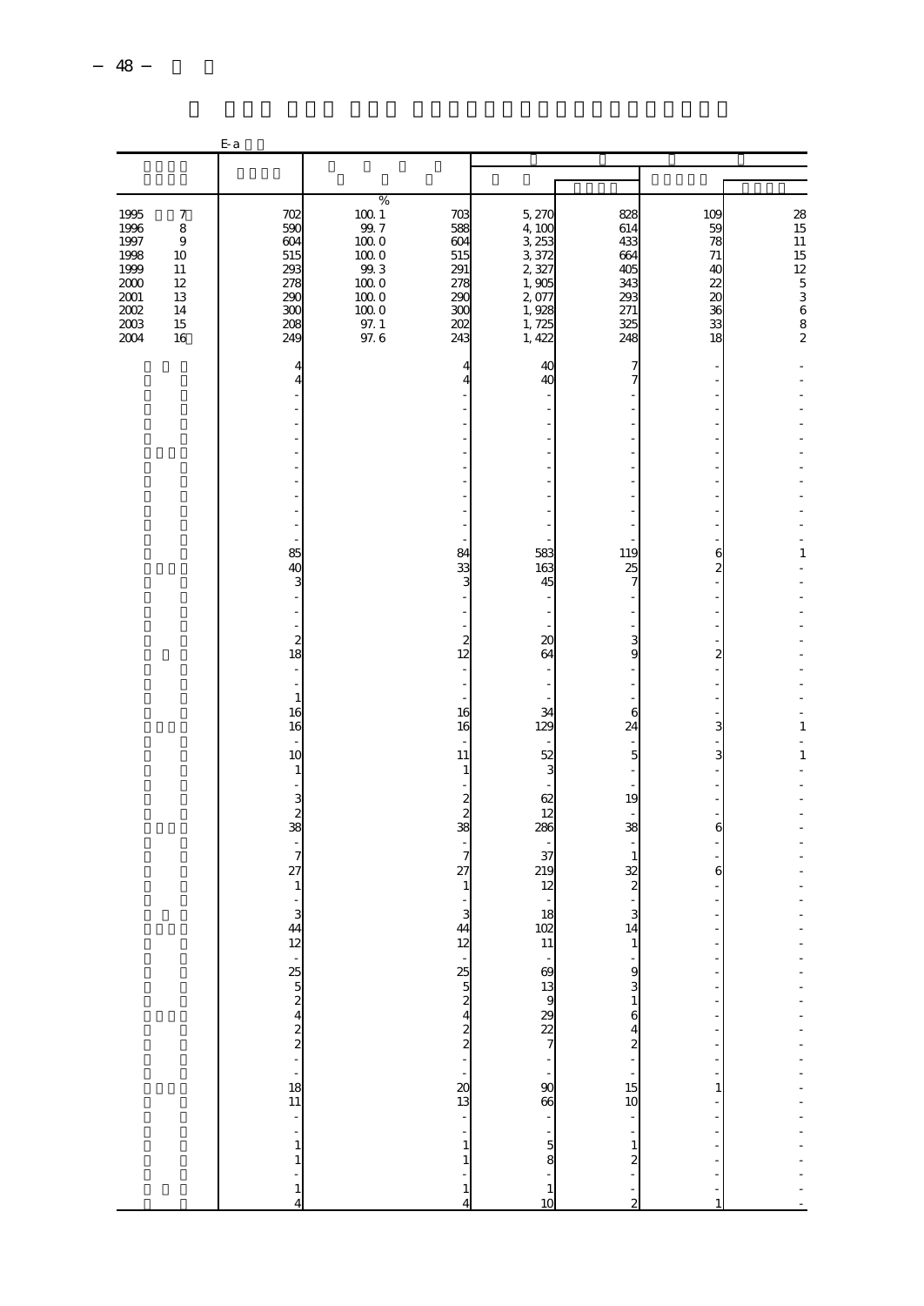E-a

| | | | | | | | |
|---|---|---|---|---|---|---|---|
| | | % | | | | | |
| 1995 7 | 702 | 100.1 | 703 | 5,270 | 828 | 109 | 28 |
| 1996 8 | 590 | 99.7 | 588 | 4,100 | 614 | 59 | 15 |
| 1997 9 | 604 | 100.0 | 604 | 3,253 | 433 | 78 | 11 |
| 1998 10 | 515 | 100.0 | 515 | 3,372 | 664 | 71 | 15 |
| 1999 11 | 293 | 99.3 | 291 | 2,327 | 405 | 40 | 12 |
| 2000 12 | 278 | 100.0 | 278 | 1,905 | 343 | 22 | 5 |
| 2001 13 | 290 | 100.0 | 290 | 2,077 | 293 | 20 | 3 |
| 2002 14 | 300 | 100.0 | 300 | 1,928 | 271 | 36 | 6 |
| 2003 15 | 208 | 97.1 | 202 | 1,725 | 325 | 33 | 8 |
| 2004 16 | 249 | 97.6 | 243 | 1,422 | 248 | 18 | 2 |
| | 4 | | 4 | 40 | 7 | - | - |
| | 4 | | 4 | 40 | 7 | - | - |
| | - | | - | - | - | - | - |
| | - | | - | - | - | - | - |
| | - | | - | - | - | - | - |
| | - | | - | - | - | - | - |
| | - | | - | - | - | - | - |
| | - | | - | - | - | - | - |
| | - | | - | - | - | - | - |
| | - | | - | - | - | - | - |
| | - | | - | - | - | - | - |
| | - | | - | - | - | - | - |
| | - | | - | - | - | - | - |
| | 85 | | 84 | 583 | 119 | 6 | 1 |
| | 40 | | 33 | 163 | 25 | 2 | - |
| | 3 | | 3 | 45 | 7 | - | - |
| | - | | - | - | - | - | - |
| | - | | - | - | - | - | - |
| | - | | - | - | - | - | - |
| | 2 | | 2 | 20 | 3 | - | - |
| | 18 | | 12 | 64 | 9 | 2 | - |
| | - | | - | - | - | - | - |
| | - | | - | - | - | - | - |
| | 1 | | - | - | - | - | - |
| | 16 | | 16 | 34 | 6 | - | - |
| | 16 | | 16 | 129 | 24 | 3 | 1 |
| | - | | - | - | - | - | - |
| | 10 | | 11 | 52 | 5 | 3 | 1 |
| | 1 | | 1 | 3 | - | - | - |
| | - | | - | - | - | - | - |
| | 3 | | 2 | 62 | 19 | - | - |
| | 2 | | 2 | 12 | - | - | - |
| | 38 | | 38 | 286 | 38 | 6 | - |
| | - | | - | - | - | - | - |
| | 7 | | 7 | 37 | 1 | - | - |
| | 27 | | 27 | 219 | 32 | 6 | - |
| | 1 | | 1 | 12 | 2 | - | - |
| | - | | - | - | - | - | - |
| | 3 | | 3 | 18 | 3 | - | - |
| | 44 | | 44 | 102 | 14 | - | - |
| | 12 | | 12 | 11 | 1 | - | - |
| | - | | - | - | - | - | - |
| | 25 | | 25 | 69 | 9 | - | - |
| | 5 | | 5 | 13 | 3 | - | - |
| | 2 | | 2 | 9 | 1 | - | - |
| | 4 | | 4 | 29 | 6 | - | - |
| | 2 | | 2 | 22 | 4 | - | - |
| | 2 | | 2 | 7 | 2 | - | - |
| | - | | - | - | - | - | - |
| | - | | - | - | - | - | - |
| | 18 | | 20 | 90 | 15 | 1 | - |
| | 11 | | 13 | 66 | 10 | - | - |
| | - | | - | - | - | - | - |
| | - | | - | - | - | - | - |
| | 1 | | 1 | 5 | 1 | - | - |
| | 1 | | 1 | 8 | 2 | - | - |
| | - | | - | - | - | - | - |
| | 1 | | 1 | 1 | - | - | - |
| | 4 | | 4 | 10 | 2 | 1 | - |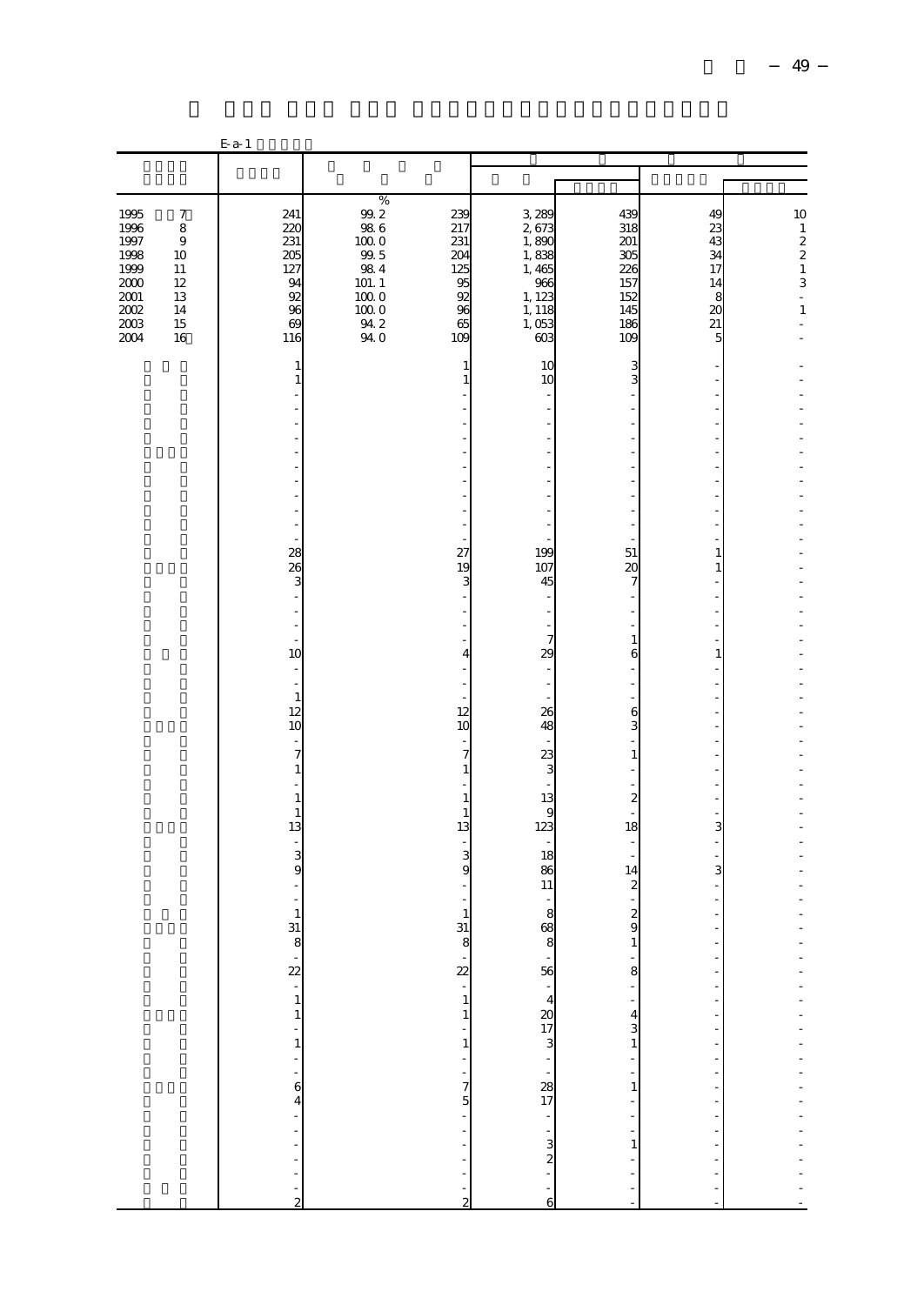E-a-1

| | | | | | | | |
|---|---|---|---|---|---|---|---|
| | | % | | | | | |
| 1995 7 | 241 | 99.2 | 239 | 3,289 | 439 | 49 | 10 |
| 1996 8 | 220 | 98.6 | 217 | 2,673 | 318 | 23 | 1 |
| 1997 9 | 231 | 100.0 | 231 | 1,890 | 201 | 43 | 2 |
| 1998 10 | 205 | 99.5 | 204 | 1,838 | 305 | 34 | 2 |
| 1999 11 | 127 | 98.4 | 125 | 1,465 | 226 | 17 | 1 |
| 2000 12 | 94 | 101.1 | 95 | 966 | 157 | 14 | 3 |
| 2001 13 | 92 | 100.0 | 92 | 1,123 | 152 | 8 | - |
| 2002 14 | 96 | 100.0 | 96 | 1,118 | 145 | 20 | 1 |
| 2003 15 | 69 | 94.2 | 65 | 1,053 | 186 | 21 | - |
| 2004 16 | 116 | 94.0 | 109 | 603 | 109 | 5 | - |
| | 1 | | 1 | 10 | 3 | - | - |
| | 1 | | 1 | 10 | 3 | - | - |
| | - | | - | - | - | - | - |
| | - | | - | - | - | - | - |
| | - | | - | - | - | - | - |
| | - | | - | - | - | - | - |
| | - | | - | - | - | - | - |
| | - | | - | - | - | - | - |
| | - | | - | - | - | - | - |
| | - | | - | - | - | - | - |
| | - | | - | - | - | - | - |
| | - | | - | - | - | - | - |
| | - | | - | - | - | - | - |
| | 28 | | 27 | 199 | 51 | 1 | - |
| | 26 | | 19 | 107 | 20 | 1 | - |
| | 3 | | 3 | 45 | 7 | - | - |
| | - | | - | - | - | - | - |
| | - | | - | - | - | - | - |
| | - | | - | - | - | - | - |
| | - | | - | 7 | 1 | - | - |
| | 10 | | 4 | 29 | 6 | 1 | - |
| | - | | - | - | - | - | - |
| | - | | - | - | - | - | - |
| | 1 | | - | - | - | - | - |
| | 12 | | 12 | 26 | 6 | - | - |
| | 10 | | 10 | 48 | 3 | - | - |
| | - | | - | - | - | - | - |
| | 7 | | 7 | 23 | 1 | - | - |
| | 1 | | 1 | 3 | - | - | - |
| | - | | - | - | - | - | - |
| | 1 | | 1 | 13 | 2 | - | - |
| | 1 | | 1 | 9 | - | - | - |
| | 13 | | 13 | 123 | 18 | 3 | - |
| | - | | - | - | - | - | - |
| | 3 | | 3 | 18 | - | - | - |
| | 9 | | 9 | 86 | 14 | 3 | - |
| | - | | - | 11 | 2 | - | - |
| | - | | - | - | - | - | - |
| | 1 | | 1 | 8 | 2 | - | - |
| | 31 | | 31 | 68 | 9 | - | - |
| | 8 | | 8 | 8 | 1 | - | - |
| | - | | - | - | - | - | - |
| | 22 | | 22 | 56 | 8 | - | - |
| | - | | - | - | - | - | - |
| | 1 | | 1 | 4 | - | - | - |
| | 1 | | 1 | 20 | 4 | - | - |
| | - | | - | 17 | 3 | - | - |
| | 1 | | 1 | 3 | 1 | - | - |
| | - | | - | - | - | - | - |
| | - | | - | - | - | - | - |
| | 6 | | 7 | 28 | 1 | - | - |
| | 4 | | 5 | 17 | - | - | - |
| | - | | - | - | - | - | - |
| | - | | - | - | - | - | - |
| | - | | - | 3 | 1 | - | - |
| | - | | - | 2 | - | - | - |
| | - | | - | - | - | - | - |
| | - | | - | - | - | - | - |
| | 2 | | 2 | 6 | - | - | - |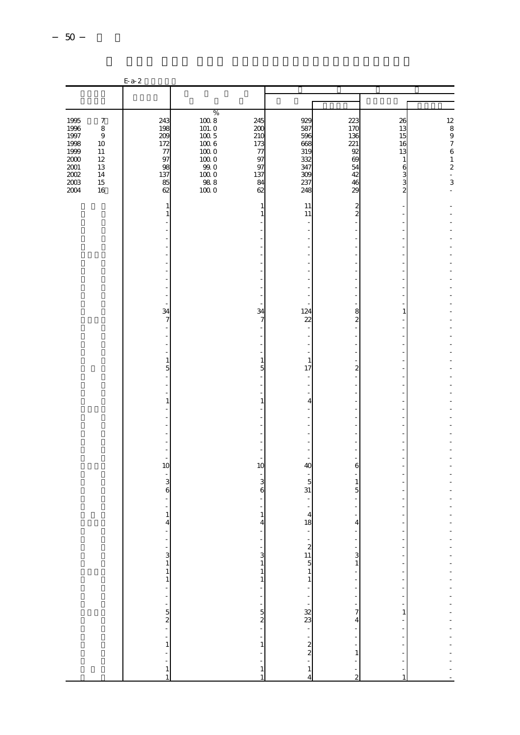E-a-2

| | | | | | | | |
|---|---|---|---|---|---|---|---|
| | | % | | | | | |
| 1995 7 | 243 | 100.8 | 245 | 929 | 223 | 26 | 12 |
| 1996 8 | 198 | 101.0 | 200 | 587 | 170 | 13 | 8 |
| 1997 9 | 209 | 100.5 | 210 | 596 | 136 | 15 | 9 |
| 1998 10 | 172 | 100.6 | 173 | 668 | 221 | 16 | 7 |
| 1999 11 | 77 | 100.0 | 77 | 319 | 92 | 13 | 6 |
| 2000 12 | 97 | 100.0 | 97 | 332 | 69 | 1 | 1 |
| 2001 13 | 98 | 99.0 | 97 | 347 | 54 | 6 | 2 |
| 2002 14 | 137 | 100.0 | 137 | 309 | 42 | 3 | - |
| 2003 15 | 85 | 98.8 | 84 | 237 | 46 | 3 | 3 |
| 2004 16 | 62 | 100.0 | 62 | 248 | 29 | 2 | - |
| | 1 | | 1 | 11 | 2 | - | - |
| | 1 | | 1 | 11 | 2 | - | - |
| | - | | - | - | - | - | - |
| | - | | - | - | - | - | - |
| | - | | - | - | - | - | - |
| | - | | - | - | - | - | - |
| | - | | - | - | - | - | - |
| | - | | - | - | - | - | - |
| | - | | - | - | - | - | - |
| | - | | - | - | - | - | - |
| | - | | - | - | - | - | - |
| | - | | - | - | - | - | - |
| | - | | - | - | - | - | - |
| | 34 | | 34 | 124 | 8 | 1 | - |
| | 7 | | 7 | 22 | 2 | - | - |
| | - | | - | - | - | - | - |
| | - | | - | - | - | - | - |
| | - | | - | - | - | - | - |
| | - | | - | - | - | - | - |
| | 1 | | 1 | 1 | - | - | - |
| | 5 | | 5 | 17 | 2 | - | - |
| | - | | - | - | - | - | - |
| | - | | - | - | - | - | - |
| | - | | - | - | - | - | - |
| | 1 | | 1 | 4 | - | - | - |
| | - | | - | - | - | - | - |
| | - | | - | - | - | - | - |
| | - | | - | - | - | - | - |
| | - | | - | - | - | - | - |
| | - | | - | - | - | - | - |
| | - | | - | - | - | - | - |
| | - | | - | - | - | - | - |
| | 10 | | 10 | 40 | 6 | - | - |
| | - | | - | - | - | - | - |
| | 3 | | 3 | 5 | 1 | - | - |
| | 6 | | 6 | 31 | 5 | - | - |
| | - | | - | - | - | - | - |
| | - | | - | - | - | - | - |
| | 1 | | 1 | 4 | - | - | - |
| | 4 | | 4 | 18 | 4 | - | - |
| | - | | - | - | - | - | - |
| | - | | - | - | - | - | - |
| | - | | - | 2 | - | - | - |
| | 3 | | 3 | 11 | 3 | - | - |
| | 1 | | 1 | 5 | 1 | - | - |
| | 1 | | 1 | 1 | - | - | - |
| | 1 | | 1 | 1 | - | - | - |
| | - | | - | - | - | - | - |
| | - | | - | - | - | - | - |
| | - | | - | - | - | - | - |
| | 5 | | 5 | 32 | 7 | 1 | - |
| | 2 | | 2 | 23 | 4 | - | - |
| | - | | - | - | - | - | - |
| | - | | - | - | - | - | - |
| | 1 | | 1 | 2 | - | - | - |
| | - | | - | 2 | 1 | - | - |
| | - | | - | - | - | - | - |
| | 1 | | 1 | 1 | - | - | - |
| | 1 | | 1 | 4 | 2 | 1 | - |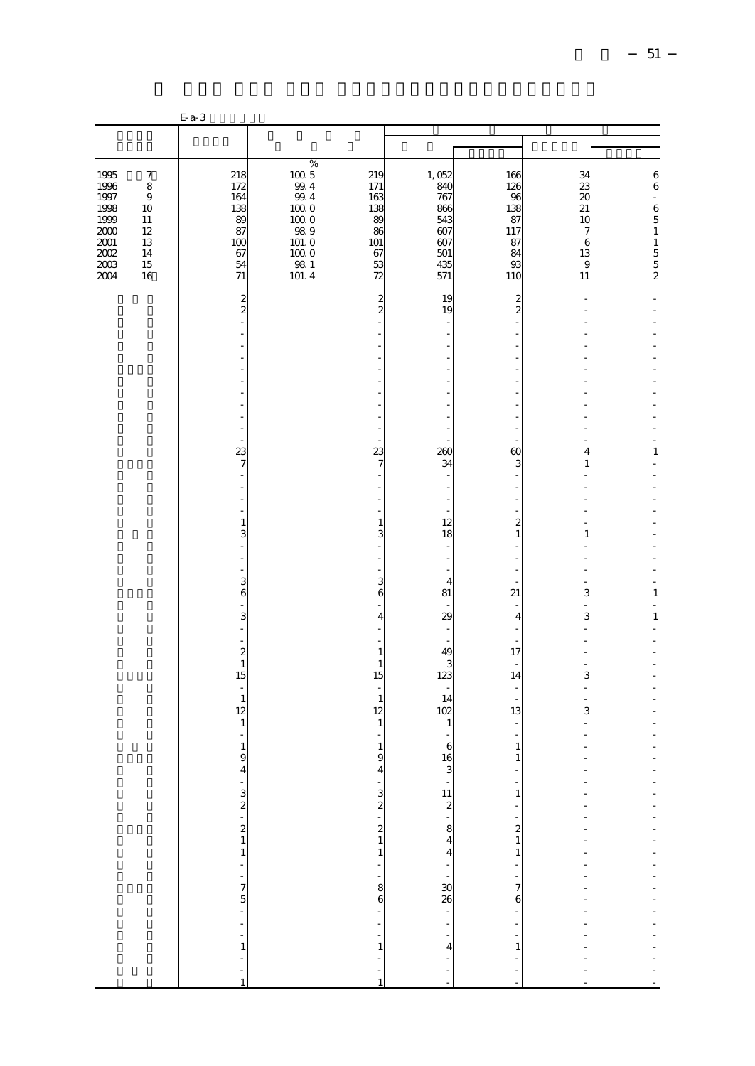E-a-3

| | | % | | | | | |
|---|---|---|---|---|---|---|---|
| 1995 7 | 218 | 100.5 | 219 | 1,052 | 166 | 34 | 6 |
| 1996 8 | 172 | 99.4 | 171 | 840 | 126 | 23 | 6 |
| 1997 9 | 164 | 99.4 | 163 | 767 | 96 | 20 | - |
| 1998 10 | 138 | 100.0 | 138 | 866 | 138 | 21 | 6 |
| 1999 11 | 89 | 100.0 | 89 | 543 | 87 | 10 | 5 |
| 2000 12 | 87 | 98.9 | 86 | 607 | 117 | 7 | 1 |
| 2001 13 | 100 | 101.0 | 101 | 607 | 87 | 6 | 1 |
| 2002 14 | 67 | 100.0 | 67 | 501 | 84 | 13 | 5 |
| 2003 15 | 54 | 98.1 | 53 | 435 | 93 | 9 | 5 |
| 2004 16 | 71 | 101.4 | 72 | 571 | 110 | 11 | 2 |
| | 2 | | 2 | 19 | 2 | - | - |
| | 2 | | 2 | 19 | 2 | - | - |
| | - | | - | - | - | - | - |
| | - | | - | - | - | - | - |
| | - | | - | - | - | - | - |
| | - | | - | - | - | - | - |
| | - | | - | - | - | - | - |
| | - | | - | - | - | - | - |
| | - | | - | - | - | - | - |
| | - | | - | - | - | - | - |
| | - | | - | - | - | - | - |
| | - | | - | - | - | - | - |
| | - | | - | - | - | - | - |
| | 23 | | 23 | 260 | 60 | 4 | 1 |
| | 7 | | 7 | 34 | 3 | 1 | - |
| | - | | - | - | - | - | - |
| | - | | - | - | - | - | - |
| | - | | - | - | - | - | - |
| | - | | - | - | - | - | - |
| | 1 | | 1 | 12 | 2 | - | - |
| | 3 | | 3 | 18 | 1 | 1 | - |
| | - | | - | - | - | - | - |
| | - | | - | - | - | - | - |
| | - | | - | - | - | - | - |
| | 3 | | 3 | 4 | - | - | - |
| | 6 | | 6 | 81 | 21 | 3 | 1 |
| | - | | - | - | - | - | - |
| | 3 | | 4 | 29 | 4 | 3 | 1 |
| | - | | - | - | - | - | - |
| | - | | - | - | - | - | - |
| | 2 | | 1 | 49 | 17 | - | - |
| | 1 | | 1 | 3 | - | - | - |
| | 15 | | 15 | 123 | 14 | 3 | - |
| | - | | - | - | - | - | - |
| | 1 | | 1 | 14 | - | - | - |
| | 12 | | 12 | 102 | 13 | 3 | - |
| | 1 | | 1 | 1 | - | - | - |
| | - | | - | - | - | - | - |
| | 1 | | 1 | 6 | 1 | - | - |
| | 9 | | 9 | 16 | 1 | - | - |
| | 4 | | 4 | 3 | - | - | - |
| | - | | - | - | - | - | - |
| | 3 | | 3 | 11 | 1 | - | - |
| | 2 | | 2 | 2 | - | - | - |
| | - | | - | - | - | - | - |
| | 2 | | 2 | 8 | 2 | - | - |
| | 1 | | 1 | 4 | 1 | - | - |
| | 1 | | 1 | 4 | 1 | - | - |
| | - | | - | - | - | - | - |
| | - | | - | - | - | - | - |
| | 7 | | 8 | 30 | 7 | - | - |
| | 5 | | 6 | 26 | 6 | - | - |
| | - | | - | - | - | - | - |
| | - | | - | - | - | - | - |
| | - | | - | - | - | - | - |
| | 1 | | 1 | 4 | 1 | - | - |
| | - | | - | - | - | - | - |
| | - | | - | - | - | - | - |
| | 1 | | 1 | - | - | - | - |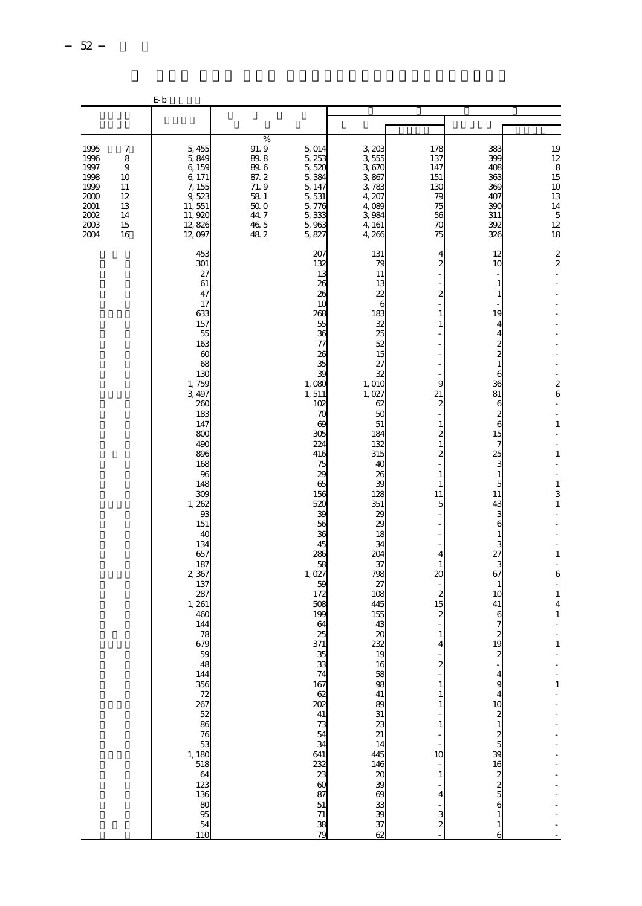E-b

| | | | | | | | |
|---|---|---|---|---|---|---|---|
| | | % | | | | | |
| 1995 7 | 5, 455 | 91. 9 | 5, 014 | 3, 203 | 178 | 383 | 19 |
| 1996 8 | 5, 849 | 89. 8 | 5, 253 | 3, 555 | 137 | 399 | 12 |
| 1997 9 | 6, 159 | 89. 6 | 5, 520 | 3, 670 | 147 | 408 | 8 |
| 1998 10 | 6, 171 | 87. 2 | 5, 384 | 3, 867 | 151 | 363 | 15 |
| 1999 11 | 7, 155 | 71. 9 | 5, 147 | 3, 783 | 130 | 369 | 10 |
| 2000 12 | 9, 523 | 58. 1 | 5, 531 | 4, 207 | 79 | 407 | 13 |
| 2001 13 | 11, 551 | 50. 0 | 5, 776 | 4, 089 | 75 | 390 | 14 |
| 2002 14 | 11, 920 | 44. 7 | 5, 333 | 3, 984 | 56 | 311 | 5 |
| 2003 15 | 12, 826 | 46. 5 | 5, 963 | 4, 161 | 70 | 392 | 12 |
| 2004 16 | 12, 097 | 48. 2 | 5, 827 | 4, 266 | 75 | 326 | 18 |
| | 453 | | 207 | 131 | 4 | 12 | 2 |
| | 301 | | 132 | 79 | 2 | 10 | 2 |
| | 27 | | 13 | 11 | - | - | - |
| | 61 | | 26 | 13 | - | 1 | - |
| | 47 | | 26 | 22 | 2 | 1 | - |
| | 17 | | 10 | 6 | - | - | - |
| | 633 | | 268 | 183 | 1 | 19 | - |
| | 157 | | 55 | 32 | 1 | 4 | - |
| | 55 | | 36 | 25 | - | 4 | - |
| | 163 | | 77 | 52 | - | 2 | - |
| | 60 | | 26 | 15 | - | 2 | - |
| | 68 | | 35 | 27 | - | 1 | - |
| | 130 | | 39 | 32 | - | 6 | - |
| | 1, 759 | | 1, 080 | 1, 010 | 9 | 36 | 2 |
| | 3, 497 | | 1, 511 | 1, 027 | 21 | 81 | 6 |
| | 260 | | 102 | 62 | 2 | 6 | - |
| | 183 | | 70 | 50 | - | 2 | - |
| | 147 | | 69 | 51 | 1 | 6 | 1 |
| | 800 | | 305 | 184 | 2 | 15 | - |
| | 490 | | 224 | 132 | 1 | 7 | - |
| | 896 | | 416 | 315 | 2 | 25 | 1 |
| | 168 | | 75 | 40 | - | 3 | - |
| | 96 | | 29 | 26 | 1 | 1 | - |
| | 148 | | 65 | 39 | 1 | 5 | 1 |
| | 309 | | 156 | 128 | 11 | 11 | 3 |
| | 1, 262 | | 520 | 351 | 5 | 43 | 1 |
| | 93 | | 39 | 29 | - | 3 | - |
| | 151 | | 56 | 29 | - | 6 | - |
| | 40 | | 36 | 18 | - | 1 | - |
| | 134 | | 45 | 34 | - | 3 | - |
| | 657 | | 286 | 204 | 4 | 27 | 1 |
| | 187 | | 58 | 37 | 1 | 3 | - |
| | 2, 367 | | 1, 027 | 798 | 20 | 67 | 6 |
| | 137 | | 59 | 27 | - | 1 | - |
| | 287 | | 172 | 108 | 2 | 10 | 1 |
| | 1, 261 | | 508 | 445 | 15 | 41 | 4 |
| | 460 | | 199 | 155 | 2 | 6 | 1 |
| | 144 | | 64 | 43 | - | 7 | - |
| | 78 | | 25 | 20 | 1 | 2 | - |
| | 679 | | 371 | 232 | 4 | 19 | 1 |
| | 59 | | 35 | 19 | - | 2 | - |
| | 48 | | 33 | 16 | 2 | - | - |
| | 144 | | 74 | 58 | - | 4 | - |
| | 356 | | 167 | 98 | 1 | 9 | 1 |
| | 72 | | 62 | 41 | 1 | 4 | - |
| | 267 | | 202 | 89 | 1 | 10 | - |
| | 52 | | 41 | 31 | - | 2 | - |
| | 86 | | 73 | 23 | 1 | 1 | - |
| | 76 | | 54 | 21 | - | 2 | - |
| | 53 | | 34 | 14 | - | 5 | - |
| | 1, 180 | | 641 | 445 | 10 | 39 | - |
| | 518 | | 232 | 146 | - | 16 | - |
| | 64 | | 23 | 20 | 1 | 2 | - |
| | 123 | | 60 | 39 | - | 2 | - |
| | 136 | | 87 | 69 | 4 | 5 | - |
| | 80 | | 51 | 33 | - | 6 | - |
| | 95 | | 71 | 39 | 3 | 1 | - |
| | 54 | | 38 | 37 | 2 | 1 | - |
| | 110 | | 79 | 62 | - | 6 | - |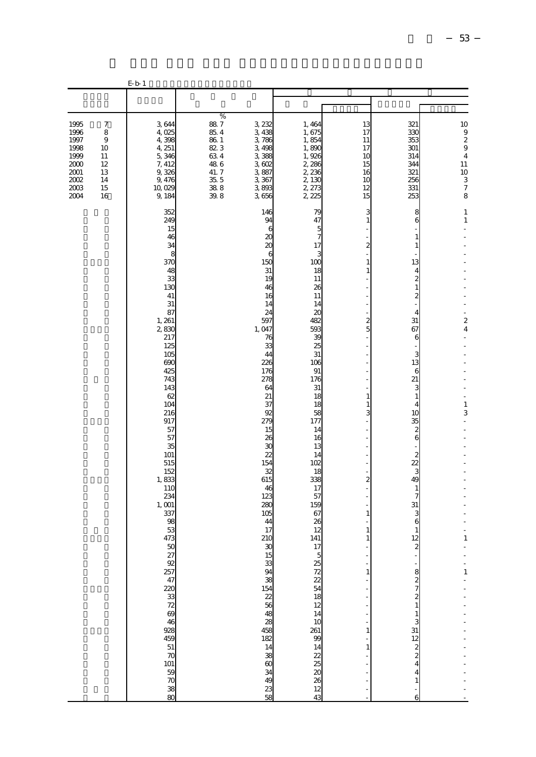E-b-1

| | | | | | | | |
|---|---|---|---|---|---|---|---|
| | | % | | | | | |
| 1995 7 | 3,644 | 88.7 | 3,232 | 1,464 | 13 | 321 | 10 |
| 1996 8 | 4,025 | 85.4 | 3,438 | 1,675 | 17 | 330 | 9 |
| 1997 9 | 4,398 | 86.1 | 3,786 | 1,854 | 11 | 353 | 2 |
| 1998 10 | 4,251 | 82.3 | 3,498 | 1,890 | 17 | 301 | 9 |
| 1999 11 | 5,346 | 63.4 | 3,388 | 1,926 | 10 | 314 | 4 |
| 2000 12 | 7,412 | 48.6 | 3,602 | 2,286 | 15 | 344 | 11 |
| 2001 13 | 9,326 | 41.7 | 3,887 | 2,236 | 16 | 321 | 10 |
| 2002 14 | 9,476 | 35.5 | 3,367 | 2,130 | 10 | 256 | 3 |
| 2003 15 | 10,029 | 38.8 | 3,893 | 2,273 | 12 | 331 | 7 |
| 2004 16 | 9,184 | 39.8 | 3,656 | 2,225 | 15 | 253 | 8 |
| | 352 | | 146 | 79 | 3 | 8 | 1 |
| | 249 | | 94 | 47 | 1 | 6 | 1 |
| | 15 | | 6 | 5 | - | - | - |
| | 46 | | 20 | 7 | - | 1 | - |
| | 34 | | 20 | 17 | 2 | 1 | - |
| | 8 | | 6 | 3 | - | - | - |
| | 370 | | 150 | 100 | 1 | 13 | - |
| | 48 | | 31 | 18 | 1 | 4 | - |
| | 33 | | 19 | 11 | - | 2 | - |
| | 130 | | 46 | 26 | - | 1 | - |
| | 41 | | 16 | 11 | - | 2 | - |
| | 31 | | 14 | 14 | - | - | - |
| | 87 | | 24 | 20 | - | 4 | - |
| | 1,261 | | 597 | 482 | 2 | 31 | 2 |
| | 2,830 | | 1,047 | 593 | 5 | 67 | 4 |
| | 217 | | 76 | 39 | - | 6 | - |
| | 125 | | 33 | 25 | - | - | - |
| | 105 | | 44 | 31 | - | 3 | - |
| | 690 | | 226 | 106 | - | 13 | - |
| | 425 | | 176 | 91 | - | 6 | - |
| | 743 | | 278 | 176 | - | 21 | - |
| | 143 | | 64 | 31 | - | 3 | - |
| | 62 | | 21 | 18 | 1 | 1 | - |
| | 104 | | 37 | 18 | 1 | 4 | 1 |
| | 216 | | 92 | 58 | 3 | 10 | 3 |
| | 917 | | 279 | 177 | - | 35 | - |
| | 57 | | 15 | 14 | - | 2 | - |
| | 57 | | 26 | 16 | - | 6 | - |
| | 35 | | 30 | 13 | - | - | - |
| | 101 | | 22 | 14 | - | 2 | - |
| | 515 | | 154 | 102 | - | 22 | - |
| | 152 | | 32 | 18 | - | 3 | - |
| | 1,833 | | 615 | 338 | 2 | 49 | - |
| | 110 | | 46 | 17 | - | 1 | - |
| | 234 | | 123 | 57 | - | 7 | - |
| | 1,001 | | 280 | 159 | - | 31 | - |
| | 337 | | 105 | 67 | 1 | 3 | - |
| | 98 | | 44 | 26 | - | 6 | - |
| | 53 | | 17 | 12 | 1 | 1 | - |
| | 473 | | 210 | 141 | 1 | 12 | 1 |
| | 50 | | 30 | 17 | - | 2 | - |
| | 27 | | 15 | 5 | - | - | - |
| | 92 | | 33 | 25 | - | - | - |
| | 257 | | 94 | 72 | 1 | 8 | 1 |
| | 47 | | 38 | 22 | - | 2 | - |
| | 220 | | 154 | 54 | - | 7 | - |
| | 33 | | 22 | 18 | - | 2 | - |
| | 72 | | 56 | 12 | - | 1 | - |
| | 69 | | 48 | 14 | - | 1 | - |
| | 46 | | 28 | 10 | - | 3 | - |
| | 928 | | 458 | 261 | 1 | 31 | - |
| | 459 | | 182 | 99 | - | 12 | - |
| | 51 | | 14 | 14 | 1 | 2 | - |
| | 70 | | 38 | 22 | - | 2 | - |
| | 101 | | 60 | 25 | - | 4 | - |
| | 59 | | 34 | 20 | - | 4 | - |
| | 70 | | 49 | 26 | - | 1 | - |
| | 38 | | 23 | 12 | - | - | - |
| | 80 | | 58 | 43 | - | 6 | - |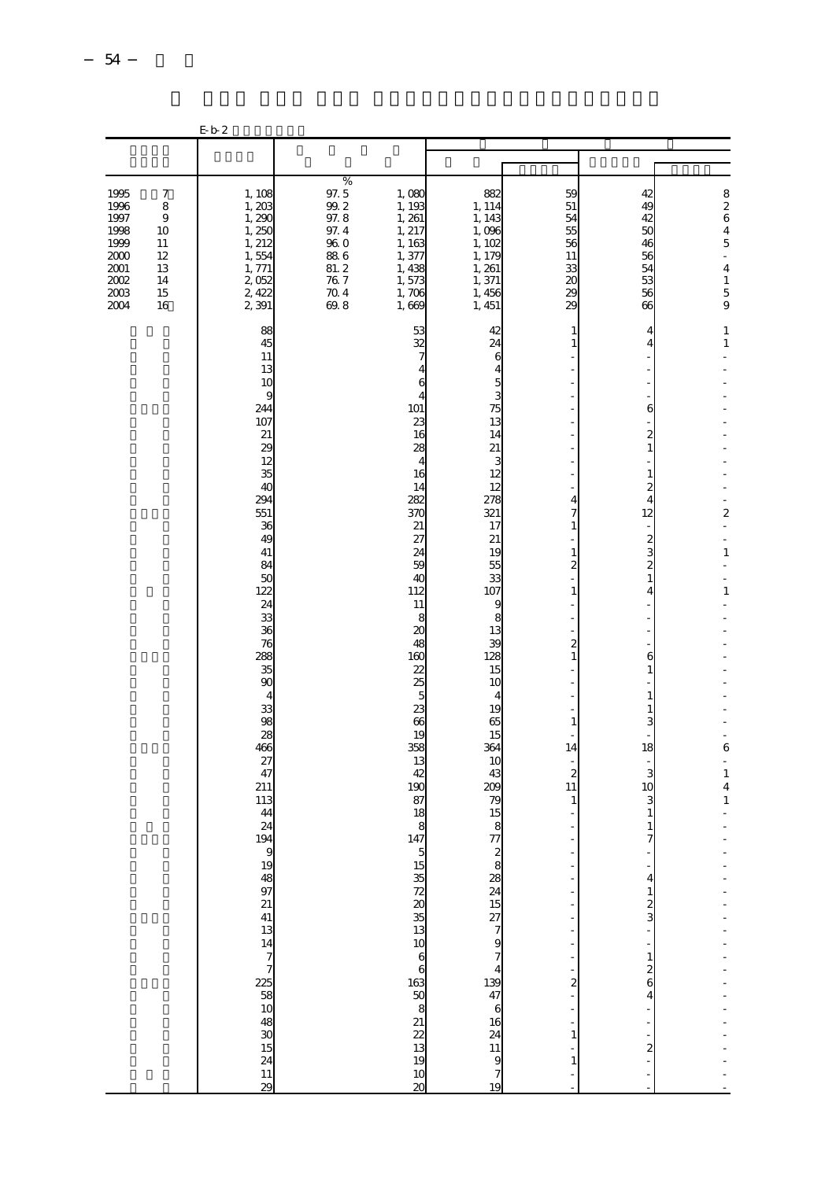E-b-2

| | | | | | | | |
|---|---|---|---|---|---|---|---|
| | | % | | | | | |
| 1995 7 | 1,108 | 97.5 | 1,080 | 882 | 59 | 42 | 8 |
| 1996 8 | 1,203 | 99.2 | 1,193 | 1,114 | 51 | 49 | 2 |
| 1997 9 | 1,290 | 97.8 | 1,261 | 1,143 | 54 | 42 | 6 |
| 1998 10 | 1,250 | 97.4 | 1,217 | 1,096 | 55 | 50 | 4 |
| 1999 11 | 1,212 | 96.0 | 1,163 | 1,102 | 56 | 46 | 5 |
| 2000 12 | 1,554 | 88.6 | 1,377 | 1,179 | 11 | 56 | - |
| 2001 13 | 1,771 | 81.2 | 1,438 | 1,261 | 33 | 54 | 4 |
| 2002 14 | 2,052 | 76.7 | 1,573 | 1,371 | 20 | 53 | 1 |
| 2003 15 | 2,422 | 70.4 | 1,706 | 1,456 | 29 | 56 | 5 |
| 2004 16 | 2,391 | 69.8 | 1,669 | 1,451 | 29 | 66 | 9 |
| | 88 | | 53 | 42 | 1 | 4 | 1 |
| | 45 | | 32 | 24 | 1 | 4 | 1 |
| | 11 | | 7 | 6 | - | - | - |
| | 13 | | 4 | 4 | - | - | - |
| | 10 | | 6 | 5 | - | - | - |
| | 9 | | 4 | 3 | - | - | - |
| | 244 | | 101 | 75 | - | 6 | - |
| | 107 | | 23 | 13 | - | - | - |
| | 21 | | 16 | 14 | - | 2 | - |
| | 29 | | 28 | 21 | - | 1 | - |
| | 12 | | 4 | 3 | - | - | - |
| | 35 | | 16 | 12 | - | 1 | - |
| | 40 | | 14 | 12 | - | 2 | - |
| | 294 | | 282 | 278 | 4 | 4 | - |
| | 551 | | 370 | 321 | 7 | 12 | 2 |
| | 36 | | 21 | 17 | 1 | - | - |
| | 49 | | 27 | 21 | - | 2 | - |
| | 41 | | 24 | 19 | 1 | 3 | 1 |
| | 84 | | 59 | 55 | 2 | 2 | - |
| | 50 | | 40 | 33 | - | 1 | - |
| | 122 | | 112 | 107 | 1 | 4 | 1 |
| | 24 | | 11 | 9 | - | - | - |
| | 33 | | 8 | 8 | - | - | - |
| | 36 | | 20 | 13 | - | - | - |
| | 76 | | 48 | 39 | 2 | - | - |
| | 288 | | 160 | 128 | 1 | 6 | - |
| | 35 | | 22 | 15 | - | 1 | - |
| | 90 | | 25 | 10 | - | - | - |
| | 4 | | 5 | 4 | - | 1 | - |
| | 33 | | 23 | 19 | - | 1 | - |
| | 98 | | 66 | 65 | 1 | 3 | - |
| | 28 | | 19 | 15 | - | - | - |
| | 466 | | 358 | 364 | 14 | 18 | 6 |
| | 27 | | 13 | 10 | - | - | - |
| | 47 | | 42 | 43 | 2 | 3 | 1 |
| | 211 | | 190 | 209 | 11 | 10 | 4 |
| | 113 | | 87 | 79 | 1 | 3 | 1 |
| | 44 | | 18 | 15 | - | 1 | - |
| | 24 | | 8 | 8 | - | 1 | - |
| | 194 | | 147 | 77 | - | 7 | - |
| | 9 | | 5 | 2 | - | - | - |
| | 19 | | 15 | 8 | - | - | - |
| | 48 | | 35 | 28 | - | 4 | - |
| | 97 | | 72 | 24 | - | 1 | - |
| | 21 | | 20 | 15 | - | 2 | - |
| | 41 | | 35 | 27 | - | 3 | - |
| | 13 | | 13 | 7 | - | - | - |
| | 14 | | 10 | 9 | - | - | - |
| | 7 | | 6 | 7 | - | 1 | - |
| | 7 | | 6 | 4 | - | 2 | - |
| | 225 | | 163 | 139 | 2 | 6 | - |
| | 58 | | 50 | 47 | - | 4 | - |
| | 10 | | 8 | 6 | - | - | - |
| | 48 | | 21 | 16 | - | - | - |
| | 30 | | 22 | 24 | 1 | - | - |
| | 15 | | 13 | 11 | - | 2 | - |
| | 24 | | 19 | 9 | 1 | - | - |
| | 11 | | 10 | 7 | - | - | - |
| | 29 | | 20 | 19 | - | - | - |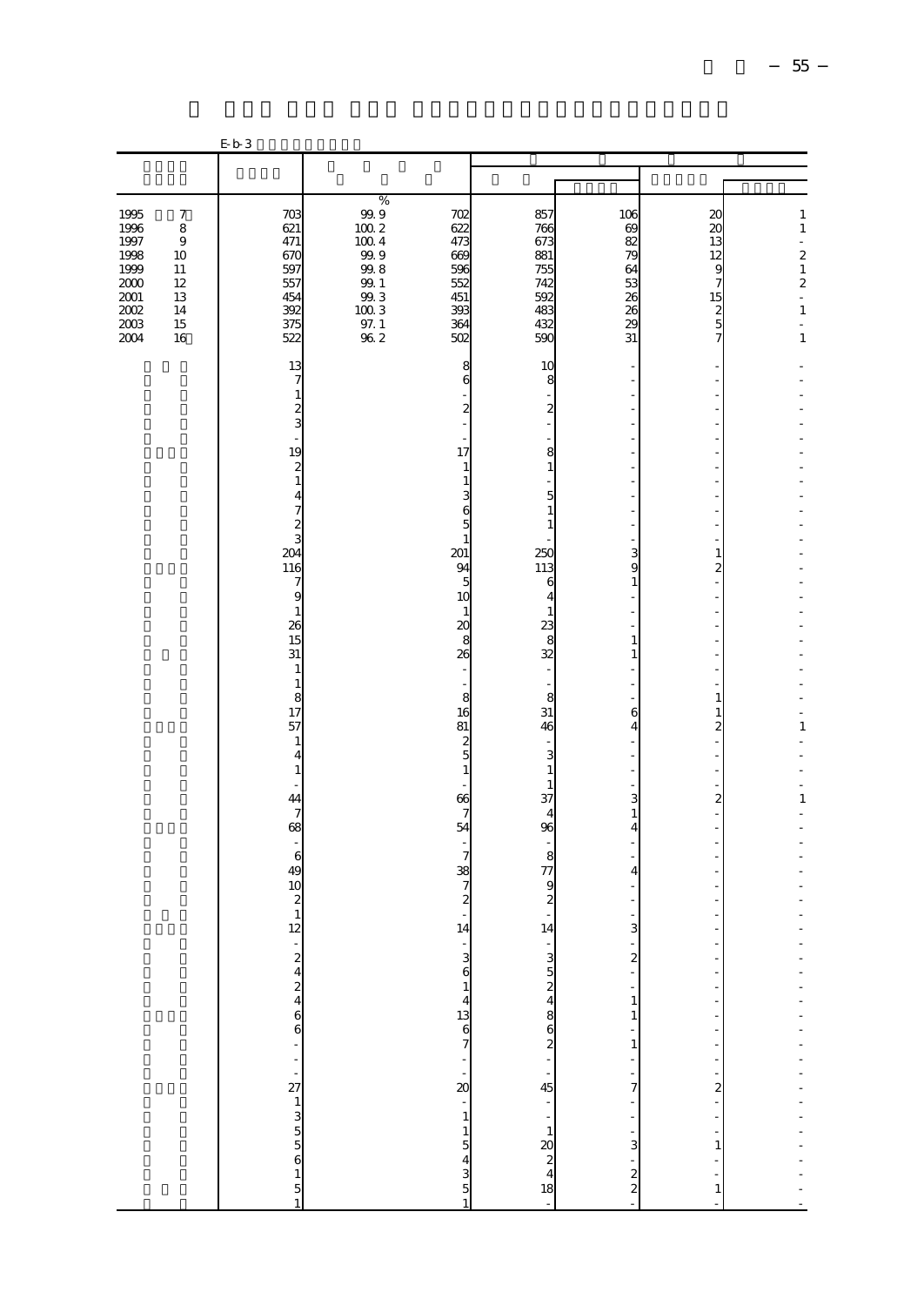E-b-3

| | | % | | | | | |
|---|---|---|---|---|---|---|---|
| 1995 7 | 703 | 99.9 | 702 | 857 | 106 | 20 | 1 |
| 1996 8 | 621 | 100.2 | 622 | 766 | 69 | 20 | 1 |
| 1997 9 | 471 | 100.4 | 473 | 673 | 82 | 13 | - |
| 1998 10 | 670 | 99.9 | 669 | 881 | 79 | 12 | 2 |
| 1999 11 | 597 | 99.8 | 596 | 755 | 64 | 9 | 1 |
| 2000 12 | 557 | 99.1 | 552 | 742 | 53 | 7 | 2 |
| 2001 13 | 454 | 99.3 | 451 | 592 | 26 | 15 | - |
| 2002 14 | 392 | 100.3 | 393 | 483 | 26 | 2 | 1 |
| 2003 15 | 375 | 97.1 | 364 | 432 | 29 | 5 | - |
| 2004 16 | 522 | 96.2 | 502 | 590 | 31 | 7 | 1 |
| | 13 | | 8 | 10 | - | - | - |
| | 7 | | 6 | 8 | - | - | - |
| | 1 | | - | - | - | - | - |
| | 2 | | 2 | 2 | - | - | - |
| | 3 | | - | - | - | - | - |
| | - | | - | - | - | - | - |
| | 19 | | 17 | 8 | - | - | - |
| | 2 | | 1 | 1 | - | - | - |
| | 1 | | 1 | - | - | - | - |
| | 4 | | 3 | 5 | - | - | - |
| | 7 | | 6 | 1 | - | - | - |
| | 2 | | 5 | 1 | - | - | - |
| | 3 | | 1 | - | - | - | - |
| | 204 | | 201 | 250 | 3 | 1 | - |
| | 116 | | 94 | 113 | 9 | 2 | - |
| | 7 | | 5 | 6 | 1 | - | - |
| | 9 | | 10 | 4 | - | - | - |
| | 1 | | 1 | 1 | - | - | - |
| | 26 | | 20 | 23 | - | - | - |
| | 15 | | 8 | 8 | 1 | - | - |
| | 31 | | 26 | 32 | 1 | - | - |
| | 1 | | - | - | - | - | - |
| | 1 | | - | - | - | - | - |
| | 8 | | 8 | 8 | - | 1 | - |
| | 17 | | 16 | 31 | 6 | 1 | - |
| | 57 | | 81 | 46 | 4 | 2 | 1 |
| | 1 | | 2 | - | - | - | - |
| | 4 | | 5 | 3 | - | - | - |
| | 1 | | 1 | 1 | - | - | - |
| | - | | - | 1 | - | - | - |
| | 44 | | 66 | 37 | 3 | 2 | 1 |
| | 7 | | 7 | 4 | 1 | - | - |
| | 68 | | 54 | 96 | 4 | - | - |
| | - | | - | - | - | - | - |
| | 6 | | 7 | 8 | - | - | - |
| | 49 | | 38 | 77 | 4 | - | - |
| | 10 | | 7 | 9 | - | - | - |
| | 2 | | 2 | 2 | - | - | - |
| | 1 | | - | - | - | - | - |
| | 12 | | 14 | 14 | 3 | - | - |
| | - | | - | - | - | - | - |
| | 2 | | 3 | 3 | 2 | - | - |
| | 4 | | 6 | 5 | - | - | - |
| | 2 | | 1 | 2 | - | - | - |
| | 4 | | 4 | 4 | 1 | - | - |
| | 6 | | 13 | 8 | 1 | - | - |
| | 6 | | 6 | 6 | - | - | - |
| | - | | 7 | 2 | 1 | - | - |
| | - | | - | - | - | - | - |
| | - | | - | - | - | - | - |
| | 27 | | 20 | 45 | 7 | 2 | - |
| | 1 | | - | - | - | - | - |
| | 3 | | 1 | - | - | - | - |
| | 5 | | 1 | 1 | - | - | - |
| | 5 | | 5 | 20 | 3 | 1 | - |
| | 6 | | 4 | 2 | - | - | - |
| | 1 | | 3 | 4 | 2 | - | - |
| | 5 | | 5 | 18 | 2 | 1 | - |
| | 1 | | 1 | - | - | - | - |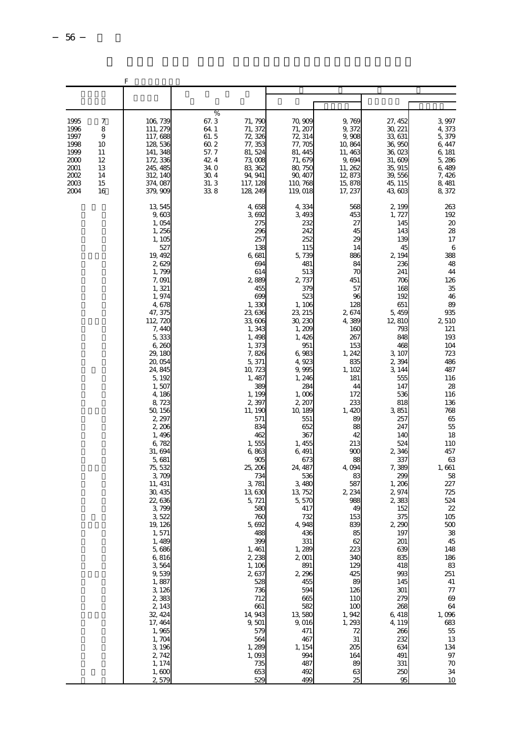F

| | | % | | | | | |
|---|---|---|---|---|---|---|---|
| 1995　7 | 106, 739 | 67. 3 | 71, 790 | 70, 909 | 9, 769 | 27, 452 | 3, 997 |
| 1996　8 | 111, 279 | 64. 1 | 71, 372 | 71, 207 | 9, 372 | 30, 221 | 4, 373 |
| 1997　9 | 117, 688 | 61. 5 | 72, 326 | 72, 314 | 9, 908 | 33, 631 | 5, 379 |
| 1998　10 | 128, 536 | 60. 2 | 77, 353 | 77, 705 | 10, 864 | 36, 950 | 6, 447 |
| 1999　11 | 141, 348 | 57. 7 | 81, 524 | 81, 445 | 11, 463 | 36, 023 | 6, 181 |
| 2000　12 | 172, 336 | 42. 4 | 73, 008 | 71, 679 | 9, 694 | 31, 609 | 5, 286 |
| 2001　13 | 245, 485 | 34. 0 | 83, 362 | 80, 750 | 11, 262 | 35, 915 | 6, 489 |
| 2002　14 | 312, 140 | 30. 4 | 94, 941 | 90, 407 | 12, 873 | 39, 556 | 7, 426 |
| 2003　15 | 374, 087 | 31. 3 | 117, 128 | 110, 768 | 15, 878 | 45, 115 | 8, 481 |
| 2004　16 | 379, 909 | 33. 8 | 128, 249 | 119, 018 | 17, 237 | 43, 603 | 8, 372 |
| | 13, 545 | | 4, 658 | 4, 334 | 568 | 2, 199 | 263 |
| | 9, 603 | | 3, 692 | 3, 493 | 453 | 1, 727 | 192 |
| | 1, 054 | | 275 | 232 | 27 | 145 | 20 |
| | 1, 256 | | 296 | 242 | 45 | 143 | 28 |
| | 1, 105 | | 257 | 252 | 29 | 139 | 17 |
| | 527 | | 138 | 115 | 14 | 45 | 6 |
| | 19, 492 | | 6, 681 | 5, 739 | 886 | 2, 194 | 388 |
| | 2, 629 | | 694 | 481 | 84 | 236 | 48 |
| | 1, 799 | | 614 | 513 | 70 | 241 | 44 |
| | 7, 091 | | 2, 889 | 2, 737 | 451 | 706 | 126 |
| | 1, 321 | | 455 | 379 | 57 | 168 | 35 |
| | 1, 974 | | 699 | 523 | 96 | 192 | 46 |
| | 4, 678 | | 1, 330 | 1, 106 | 128 | 651 | 89 |
| | 47, 375 | | 23, 636 | 23, 215 | 2, 674 | 5, 459 | 935 |
| | 112, 720 | | 33, 606 | 30, 230 | 4, 389 | 12, 810 | 2, 510 |
| | 7, 440 | | 1, 343 | 1, 209 | 160 | 793 | 121 |
| | 5, 333 | | 1, 498 | 1, 426 | 267 | 848 | 193 |
| | 6, 260 | | 1, 373 | 951 | 153 | 468 | 104 |
| | 29, 180 | | 7, 826 | 6, 983 | 1, 242 | 3, 107 | 723 |
| | 20, 054 | | 5, 371 | 4, 923 | 835 | 2, 394 | 486 |
| | 24, 845 | | 10, 723 | 9, 995 | 1, 102 | 3, 144 | 487 |
| | 5, 192 | | 1, 487 | 1, 246 | 181 | 555 | 116 |
| | 1, 507 | | 389 | 284 | 44 | 147 | 28 |
| | 4, 186 | | 1, 199 | 1, 006 | 172 | 536 | 116 |
| | 8, 723 | | 2, 397 | 2, 207 | 233 | 818 | 136 |
| | 50, 156 | | 11, 190 | 10, 189 | 1, 420 | 3, 851 | 768 |
| | 2, 297 | | 571 | 551 | 89 | 257 | 65 |
| | 2, 206 | | 834 | 652 | 88 | 247 | 55 |
| | 1, 496 | | 462 | 367 | 42 | 140 | 18 |
| | 6, 782 | | 1, 555 | 1, 455 | 213 | 524 | 110 |
| | 31, 694 | | 6, 863 | 6, 491 | 900 | 2, 346 | 457 |
| | 5, 681 | | 905 | 673 | 88 | 337 | 63 |
| | 75, 532 | | 25, 206 | 24, 487 | 4, 094 | 7, 389 | 1, 661 |
| | 3, 709 | | 734 | 536 | 83 | 299 | 58 |
| | 11, 431 | | 3, 781 | 3, 480 | 587 | 1, 206 | 227 |
| | 30, 435 | | 13, 630 | 13, 752 | 2, 234 | 2, 974 | 725 |
| | 22, 636 | | 5, 721 | 5, 570 | 988 | 2, 383 | 524 |
| | 3, 799 | | 580 | 417 | 49 | 152 | 22 |
| | 3, 522 | | 760 | 732 | 153 | 375 | 105 |
| | 19, 126 | | 5, 692 | 4, 948 | 839 | 2, 290 | 500 |
| | 1, 571 | | 488 | 436 | 85 | 197 | 38 |
| | 1, 489 | | 399 | 331 | 62 | 201 | 45 |
| | 5, 686 | | 1, 461 | 1, 289 | 223 | 639 | 148 |
| | 6, 816 | | 2, 238 | 2, 001 | 340 | 835 | 186 |
| | 3, 564 | | 1, 106 | 891 | 129 | 418 | 83 |
| | 9, 539 | | 2, 637 | 2, 296 | 425 | 993 | 251 |
| | 1, 887 | | 528 | 455 | 89 | 145 | 41 |
| | 3, 126 | | 736 | 594 | 126 | 301 | 77 |
| | 2, 383 | | 712 | 665 | 110 | 279 | 69 |
| | 2, 143 | | 661 | 582 | 100 | 268 | 64 |
| | 32, 424 | | 14, 943 | 13, 580 | 1, 942 | 6, 418 | 1, 096 |
| | 17, 464 | | 9, 501 | 9, 016 | 1, 293 | 4, 119 | 683 |
| | 1, 965 | | 579 | 471 | 72 | 266 | 55 |
| | 1, 704 | | 564 | 467 | 31 | 232 | 13 |
| | 3, 196 | | 1, 289 | 1, 154 | 205 | 634 | 134 |
| | 2, 742 | | 1, 093 | 994 | 164 | 491 | 97 |
| | 1, 174 | | 735 | 487 | 89 | 331 | 70 |
| | 1, 600 | | 653 | 492 | 63 | 250 | 34 |
| | 2, 579 | | 529 | 499 | 25 | 95 | 10 |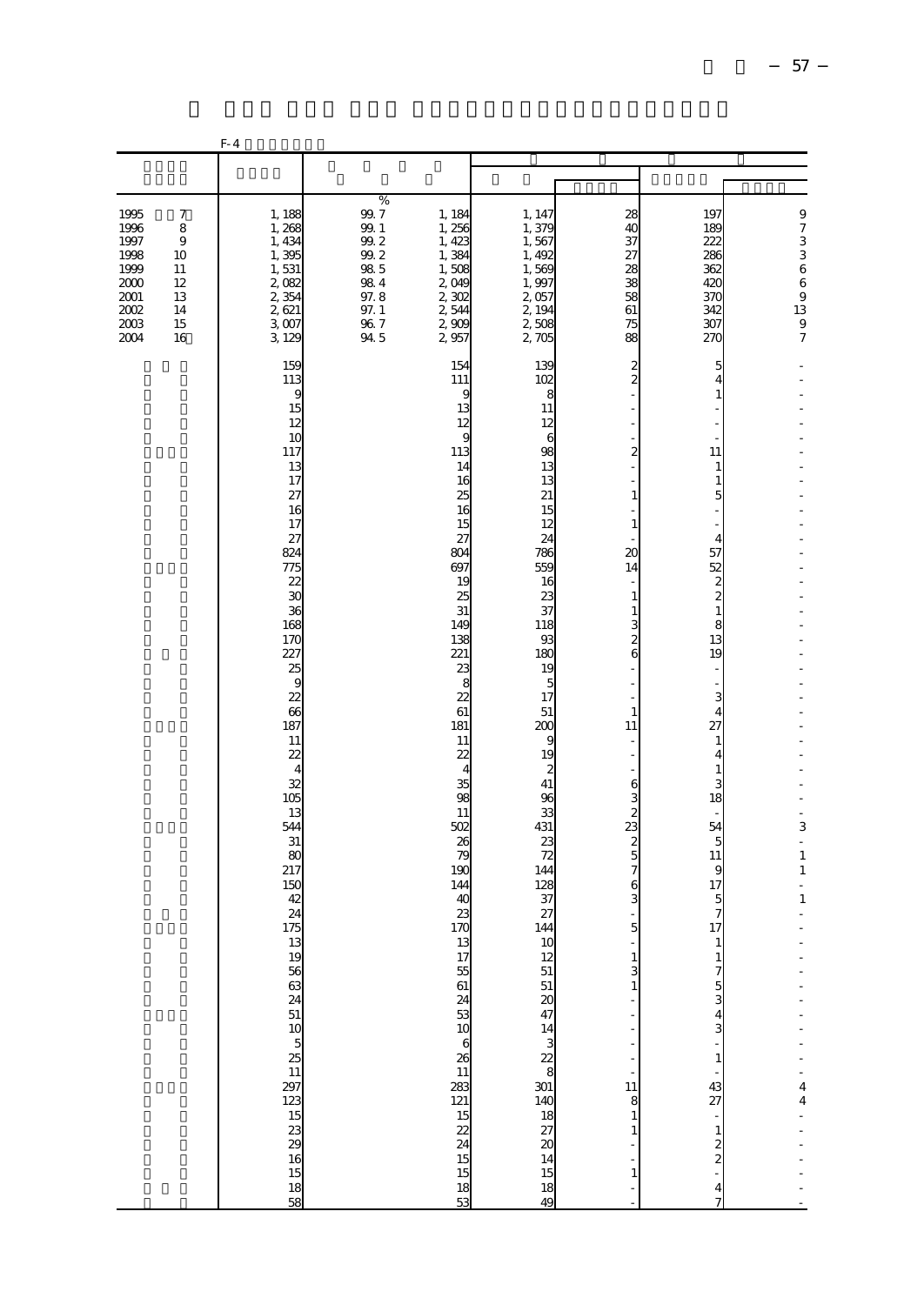F-4

| | | | | | | | |
|---|---|---|---|---|---|---|---|
| | | % | | | | | |
| 1995 7 | 1,188 | 99.7 | 1,184 | 1,147 | 28 | 197 | 9 |
| 1996 8 | 1,268 | 99.1 | 1,256 | 1,379 | 40 | 189 | 7 |
| 1997 9 | 1,434 | 99.2 | 1,423 | 1,567 | 37 | 222 | 3 |
| 1998 10 | 1,395 | 99.2 | 1,384 | 1,492 | 27 | 286 | 3 |
| 1999 11 | 1,531 | 98.5 | 1,508 | 1,569 | 28 | 362 | 6 |
| 2000 12 | 2,082 | 98.4 | 2,049 | 1,997 | 38 | 420 | 6 |
| 2001 13 | 2,354 | 97.8 | 2,302 | 2,057 | 58 | 370 | 9 |
| 2002 14 | 2,621 | 97.1 | 2,544 | 2,194 | 61 | 342 | 13 |
| 2003 15 | 3,007 | 96.7 | 2,909 | 2,508 | 75 | 307 | 9 |
| 2004 16 | 3,129 | 94.5 | 2,957 | 2,705 | 88 | 270 | 7 |
| | 159 | | 154 | 139 | 2 | 5 | - |
| | 113 | | 111 | 102 | 2 | 4 | - |
| | 9 | | 9 | 8 | - | 1 | - |
| | 15 | | 13 | 11 | - | - | - |
| | 12 | | 12 | 12 | - | - | - |
| | 10 | | 9 | 6 | - | - | - |
| | 117 | | 113 | 98 | 2 | 11 | - |
| | 13 | | 14 | 13 | - | 1 | - |
| | 17 | | 16 | 13 | - | 1 | - |
| | 27 | | 25 | 21 | 1 | 5 | - |
| | 16 | | 16 | 15 | - | - | - |
| | 17 | | 15 | 12 | 1 | - | - |
| | 27 | | 27 | 24 | - | 4 | - |
| | 824 | | 804 | 786 | 20 | 57 | - |
| | 775 | | 697 | 559 | 14 | 52 | - |
| | 22 | | 19 | 16 | - | 2 | - |
| | 30 | | 25 | 23 | 1 | 2 | - |
| | 36 | | 31 | 37 | 1 | 1 | - |
| | 168 | | 149 | 118 | 3 | 8 | - |
| | 170 | | 138 | 93 | 2 | 13 | - |
| | 227 | | 221 | 180 | 6 | 19 | - |
| | 25 | | 23 | 19 | - | - | - |
| | 9 | | 8 | 5 | - | - | - |
| | 22 | | 22 | 17 | - | 3 | - |
| | 66 | | 61 | 51 | 1 | 4 | - |
| | 187 | | 181 | 200 | 11 | 27 | - |
| | 11 | | 11 | 9 | - | 1 | - |
| | 22 | | 22 | 19 | - | 4 | - |
| | 4 | | 4 | 2 | - | 1 | - |
| | 32 | | 35 | 41 | 6 | 3 | - |
| | 105 | | 98 | 96 | 3 | 18 | - |
| | 13 | | 11 | 33 | 2 | - | - |
| | 544 | | 502 | 431 | 23 | 54 | 3 |
| | 31 | | 26 | 23 | 2 | 5 | - |
| | 80 | | 79 | 72 | 5 | 11 | 1 |
| | 217 | | 190 | 144 | 7 | 9 | 1 |
| | 150 | | 144 | 128 | 6 | 17 | - |
| | 42 | | 40 | 37 | 3 | 5 | 1 |
| | 24 | | 23 | 27 | - | 7 | - |
| | 175 | | 170 | 144 | 5 | 17 | - |
| | 13 | | 13 | 10 | - | 1 | - |
| | 19 | | 17 | 12 | 1 | 1 | - |
| | 56 | | 55 | 51 | 3 | 7 | - |
| | 63 | | 61 | 51 | 1 | 5 | - |
| | 24 | | 24 | 20 | - | 3 | - |
| | 51 | | 53 | 47 | - | 4 | - |
| | 10 | | 10 | 14 | - | 3 | - |
| | 5 | | 6 | 3 | - | - | - |
| | 25 | | 26 | 22 | - | 1 | - |
| | 11 | | 11 | 8 | - | - | - |
| | 297 | | 283 | 301 | 11 | 43 | 4 |
| | 123 | | 121 | 140 | 8 | 27 | 4 |
| | 15 | | 15 | 18 | 1 | - | - |
| | 23 | | 22 | 27 | 1 | 1 | - |
| | 29 | | 24 | 20 | - | 2 | - |
| | 16 | | 15 | 14 | - | 2 | - |
| | 15 | | 15 | 15 | 1 | - | - |
| | 18 | | 18 | 18 | - | 4 | - |
| | 58 | | 53 | 49 | - | 7 | - |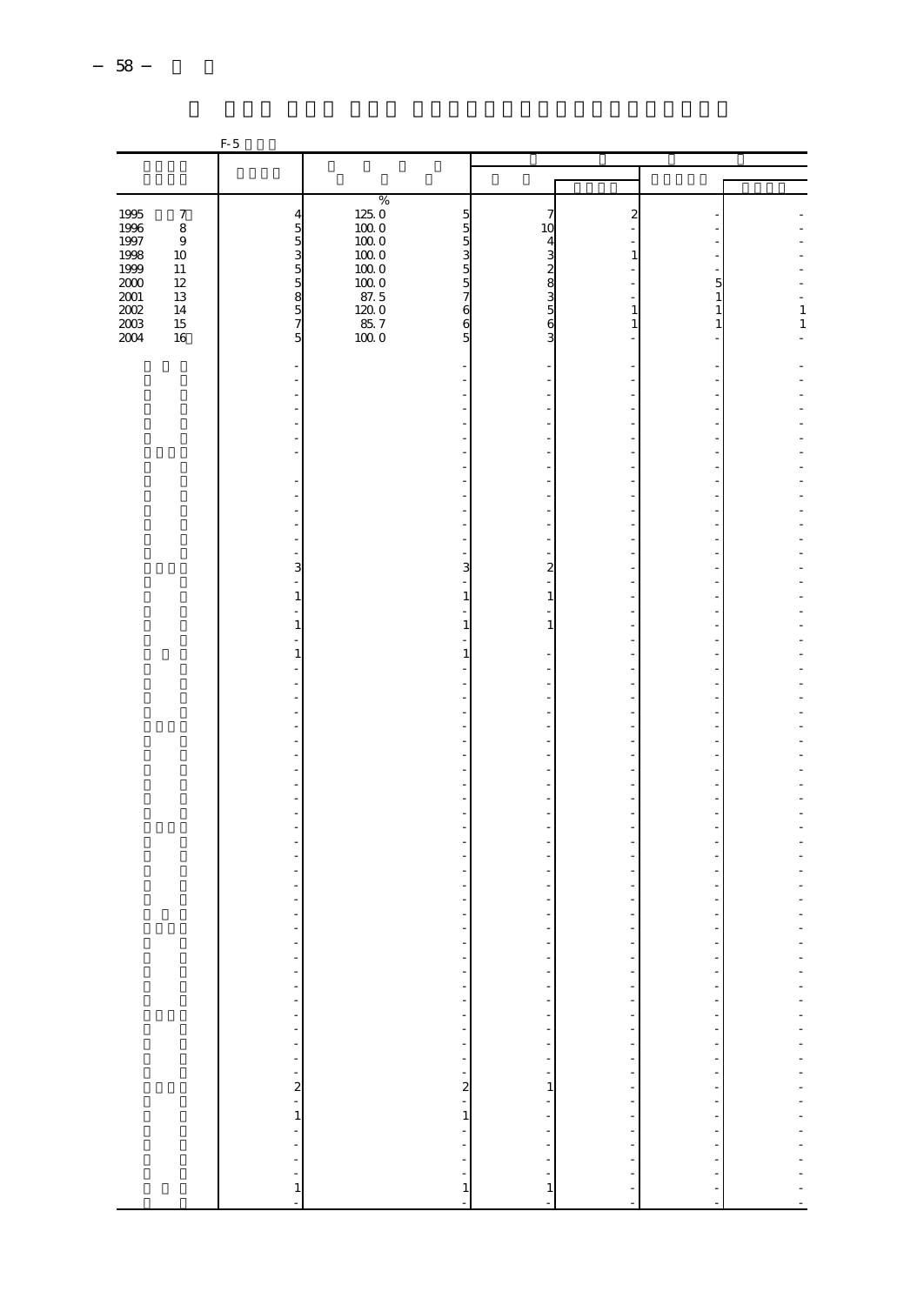F-5

| | | % | | | | | |
|---|---|---|---|---|---|---|---|
| 1995 7 | 4 | 125.0 | 5 | 7 | 2 | - | - |
| 1996 8 | 5 | 100.0 | 5 | 10 | - | - | - |
| 1997 9 | 5 | 100.0 | 5 | 4 | - | - | - |
| 1998 10 | 3 | 100.0 | 3 | 3 | 1 | - | - |
| 1999 11 | 5 | 100.0 | 5 | 2 | - | - | - |
| 2000 12 | 5 | 100.0 | 5 | 8 | - | 5 | - |
| 2001 13 | 8 | 87.5 | 7 | 3 | - | 1 | - |
| 2002 14 | 5 | 120.0 | 6 | 5 | 1 | 1 | 1 |
| 2003 15 | 7 | 85.7 | 6 | 6 | 1 | 1 | 1 |
| 2004 16 | 5 | 100.0 | 5 | 3 | - | - | - |
| | - | | - | - | - | - | - |
| | - | | - | - | - | - | - |
| | - | | - | - | - | - | - |
| | - | | - | - | - | - | - |
| | - | | - | - | - | - | - |
| | - | | - | - | - | - | - |
| | - | | - | - | - | - | - |
| | | | - | - | - | - | - |
| | - | | - | - | - | - | - |
| | - | | - | - | - | - | - |
| | - | | - | - | - | - | - |
| | - | | - | - | - | - | - |
| | - | | - | - | - | - | - |
| | - | | - | - | - | - | - |
| | 3 | | 3 | 2 | - | - | - |
| | - | | - | - | - | - | - |
| | 1 | | 1 | 1 | - | - | - |
| | - | | - | - | - | - | - |
| | 1 | | 1 | 1 | - | - | - |
| | - | | - | - | - | - | - |
| | 1 | | 1 | - | - | - | - |
| | - | | - | - | - | - | - |
| | - | | - | - | - | - | - |
| | - | | - | - | - | - | - |
| | - | | - | - | - | - | - |
| | - | | - | - | - | - | - |
| | - | | - | - | - | - | - |
| | - | | - | - | - | - | - |
| | - | | - | - | - | - | - |
| | - | | - | - | - | - | - |
| | - | | - | - | - | - | - |
| | - | | - | - | - | - | - |
| | - | | - | - | - | - | - |
| | - | | - | - | - | - | - |
| | - | | - | - | - | - | - |
| | - | | - | - | - | - | - |
| | - | | - | - | - | - | - |
| | - | | - | - | - | - | - |
| | - | | - | - | - | - | - |
| | - | | - | - | - | - | - |
| | - | | - | - | - | - | - |
| | - | | - | - | - | - | - |
| | - | | - | - | - | - | - |
| | - | | - | - | - | - | - |
| | - | | - | - | - | - | - |
| | - | | - | - | - | - | - |
| | - | | - | - | - | - | - |
| | - | | - | - | - | - | - |
| | - | | - | - | - | - | - |
| | - | | - | - | - | - | - |
| | 2 | | 2 | 1 | - | - | - |
| | - | | - | - | - | - | - |
| | 1 | | 1 | - | - | - | - |
| | - | | - | - | - | - | - |
| | - | | - | - | - | - | - |
| | - | | - | - | - | - | - |
| | - | | - | - | - | - | - |
| | 1 | | 1 | 1 | - | - | - |
| | - | | - | - | - | - | - |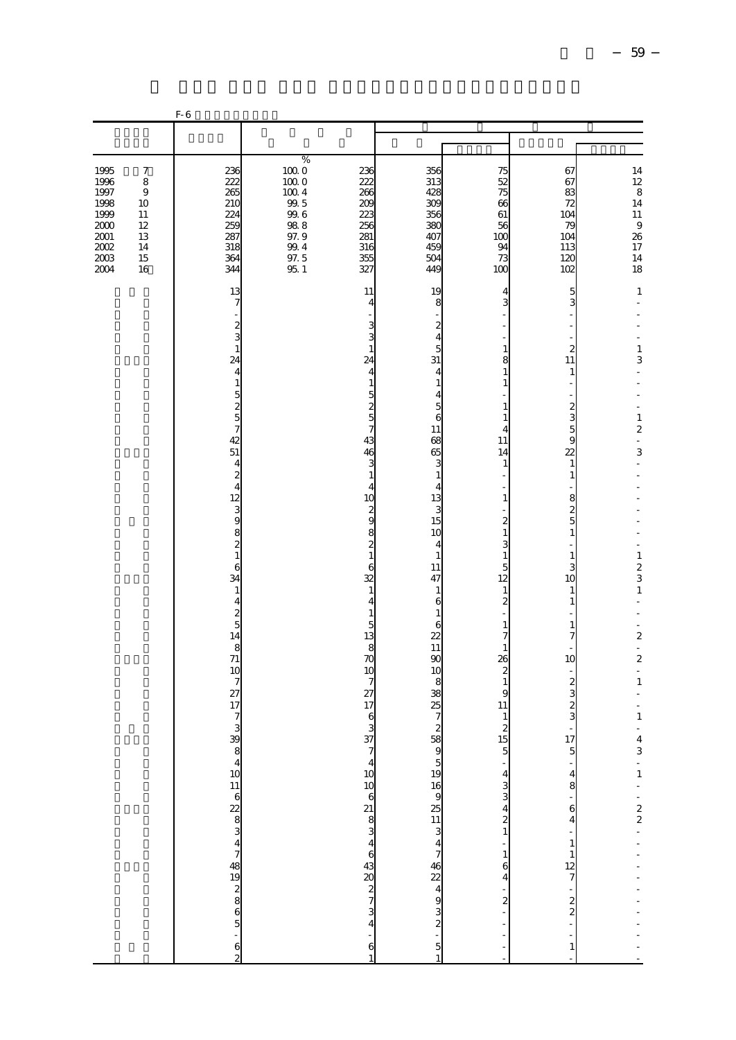F-6

| | | | | | | | |
|---|---|---|---|---|---|---|---|
| | | % | | | | | |
| 1995 7 | 236 | 100.0 | 236 | 356 | 75 | 67 | 14 |
| 1996 8 | 222 | 100.0 | 222 | 313 | 52 | 67 | 12 |
| 1997 9 | 265 | 100.4 | 266 | 428 | 75 | 83 | 8 |
| 1998 10 | 210 | 99.5 | 209 | 309 | 66 | 72 | 14 |
| 1999 11 | 224 | 99.6 | 223 | 356 | 61 | 104 | 11 |
| 2000 12 | 259 | 98.8 | 256 | 380 | 56 | 79 | 9 |
| 2001 13 | 287 | 97.9 | 281 | 407 | 100 | 104 | 26 |
| 2002 14 | 318 | 99.4 | 316 | 459 | 94 | 113 | 17 |
| 2003 15 | 364 | 97.5 | 355 | 504 | 73 | 120 | 14 |
| 2004 16 | 344 | 95.1 | 327 | 449 | 100 | 102 | 18 |
| | 13 | | 11 | 19 | 4 | 5 | 1 |
| | 7 | | 4 | 8 | 3 | 3 | - |
| | - | | - | - | - | - | - |
| | 2 | | 3 | 2 | - | - | - |
| | 3 | | 3 | 4 | - | - | - |
| | 1 | | 1 | 5 | 1 | 2 | 1 |
| | 24 | | 24 | 31 | 8 | 11 | 3 |
| | 4 | | 4 | 4 | 1 | 1 | - |
| | 1 | | 1 | 1 | 1 | - | - |
| | 5 | | 5 | 4 | - | - | - |
| | 2 | | 2 | 5 | 1 | 2 | - |
| | 5 | | 5 | 6 | 1 | 3 | 1 |
| | 7 | | 7 | 11 | 4 | 5 | 2 |
| | 42 | | 43 | 68 | 11 | 9 | - |
| | 51 | | 46 | 65 | 14 | 22 | 3 |
| | 4 | | 3 | 3 | 1 | 1 | - |
| | 2 | | 1 | 1 | - | 1 | - |
| | 4 | | 4 | 4 | - | - | - |
| | 12 | | 10 | 13 | 1 | 8 | - |
| | 3 | | 2 | 3 | - | 2 | - |
| | 9 | | 9 | 15 | 2 | 5 | - |
| | 8 | | 8 | 10 | 1 | 1 | - |
| | 2 | | 2 | 4 | 3 | - | - |
| | 1 | | 1 | 1 | 1 | 1 | 1 |
| | 6 | | 6 | 11 | 5 | 3 | 2 |
| | 34 | | 32 | 47 | 12 | 10 | 3 |
| | 1 | | 1 | 1 | 1 | 1 | 1 |
| | 4 | | 4 | 6 | 2 | 1 | - |
| | 2 | | 1 | 1 | - | - | - |
| | 5 | | 5 | 6 | 1 | 1 | - |
| | 14 | | 13 | 22 | 7 | 7 | 2 |
| | 8 | | 8 | 11 | 1 | - | - |
| | 71 | | 70 | 90 | 26 | 10 | 2 |
| | 10 | | 10 | 10 | 2 | - | - |
| | 7 | | 7 | 8 | 1 | 2 | 1 |
| | 27 | | 27 | 38 | 9 | 3 | - |
| | 17 | | 17 | 25 | 11 | 2 | - |
| | 7 | | 6 | 7 | 1 | 3 | 1 |
| | 3 | | 3 | 2 | 2 | - | - |
| | 39 | | 37 | 58 | 15 | 17 | 4 |
| | 8 | | 7 | 9 | 5 | 5 | 3 |
| | 4 | | 4 | 5 | - | - | - |
| | 10 | | 10 | 19 | 4 | 4 | 1 |
| | 11 | | 10 | 16 | 3 | 8 | - |
| | 6 | | 6 | 9 | 3 | - | - |
| | 22 | | 21 | 25 | 4 | 6 | 2 |
| | 8 | | 8 | 11 | 2 | 4 | 2 |
| | 3 | | 3 | 3 | 1 | - | - |
| | 4 | | 4 | 4 | - | 1 | - |
| | 7 | | 6 | 7 | 1 | 1 | - |
| | 48 | | 43 | 46 | 6 | 12 | - |
| | 19 | | 20 | 22 | 4 | 7 | - |
| | 2 | | 2 | 4 | - | - | - |
| | 8 | | 7 | 9 | 2 | 2 | - |
| | 6 | | 3 | 3 | - | 2 | - |
| | 5 | | 4 | 2 | - | - | - |
| | - | | - | - | - | - | - |
| | 6 | | 6 | 5 | - | 1 | - |
| | 2 | | 1 | 1 | - | - | - |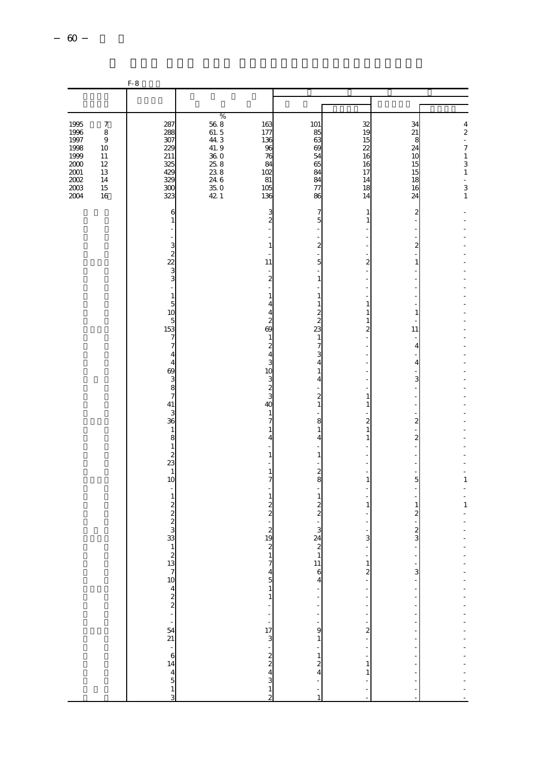F-8

| | | | | | | | |
|---|---|---|---|---|---|---|---|
| | | % | | | | | |
| 1995 7 | 287 | 56.8 | 163 | 101 | 32 | 34 | 4 |
| 1996 8 | 288 | 61.5 | 177 | 85 | 19 | 21 | 2 |
| 1997 9 | 307 | 44.3 | 136 | 63 | 15 | 8 | - |
| 1998 10 | 229 | 41.9 | 96 | 69 | 22 | 24 | 7 |
| 1999 11 | 211 | 36.0 | 76 | 54 | 16 | 10 | 1 |
| 2000 12 | 325 | 25.8 | 84 | 65 | 16 | 15 | 3 |
| 2001 13 | 429 | 23.8 | 102 | 84 | 17 | 15 | 1 |
| 2002 14 | 329 | 24.6 | 81 | 84 | 14 | 18 | - |
| 2003 15 | 300 | 35.0 | 105 | 77 | 18 | 16 | 3 |
| 2004 16 | 323 | 42.1 | 136 | 86 | 14 | 24 | 1 |
| | 6 | | 3 | 7 | 1 | 2 | - |
| | 1 | | 2 | 5 | 1 | - | - |
| | - | | - | - | - | - | - |
| | - | | - | - | - | - | - |
| | 3 | | 1 | 2 | - | 2 | - |
| | 2 | | - | - | - | - | - |
| | 22 | | 11 | 5 | 2 | 1 | - |
| | 3 | | - | - | - | - | - |
| | 3 | | 2 | 1 | - | - | - |
| | - | | - | - | - | - | - |
| | 1 | | 1 | 1 | - | - | - |
| | 5 | | 4 | 1 | 1 | - | - |
| | 10 | | 4 | 2 | 1 | 1 | - |
| | 5 | | 2 | 2 | 1 | - | - |
| | 153 | | 69 | 23 | 2 | 11 | - |
| | 7 | | 1 | 1 | - | - | - |
| | 7 | | 2 | 7 | - | 4 | - |
| | 4 | | 4 | 3 | - | - | - |
| | 4 | | 3 | 4 | - | 4 | - |
| | 69 | | 10 | 1 | - | - | - |
| | 3 | | 3 | 4 | - | 3 | - |
| | 8 | | 2 | - | - | - | - |
| | 7 | | 3 | 2 | 1 | - | - |
| | 41 | | 40 | 1 | 1 | - | - |
| | 3 | | 1 | - | - | - | - |
| | 36 | | 7 | 8 | 2 | 2 | - |
| | 1 | | 1 | 1 | 1 | - | - |
| | 8 | | 4 | 4 | 1 | 2 | - |
| | 1 | | - | - | - | - | - |
| | 2 | | 1 | 1 | - | - | - |
| | 23 | | - | - | - | - | - |
| | 1 | | 1 | 2 | - | - | - |
| | 10 | | 7 | 8 | 1 | 5 | 1 |
| | - | | - | - | - | - | - |
| | 1 | | 1 | 1 | - | - | - |
| | 2 | | 2 | 2 | 1 | 1 | 1 |
| | 2 | | 2 | 2 | - | 2 | - |
| | 2 | | - | - | - | - | - |
| | 3 | | 2 | 3 | - | 2 | - |
| | 33 | | 19 | 24 | 3 | 3 | - |
| | 1 | | 2 | 2 | - | - | - |
| | 2 | | 1 | 1 | - | - | - |
| | 13 | | 7 | 11 | 1 | - | - |
| | 7 | | 4 | 6 | 2 | 3 | - |
| | 10 | | 5 | 4 | - | - | - |
| | 4 | | 1 | - | - | - | - |
| | 2 | | 1 | - | - | - | - |
| | 2 | | - | - | - | - | - |
| | - | | - | - | - | - | - |
| | - | | - | - | - | - | - |
| | 54 | | 17 | 9 | 2 | - | - |
| | 21 | | 3 | 1 | - | - | - |
| | - | | - | - | - | - | - |
| | 6 | | 2 | 1 | - | - | - |
| | 14 | | 2 | 2 | 1 | - | - |
| | 4 | | 4 | 4 | 1 | - | - |
| | 5 | | 3 | - | - | - | - |
| | 1 | | 1 | - | - | - | - |
| | 3 | | 2 | 1 | - | - | - |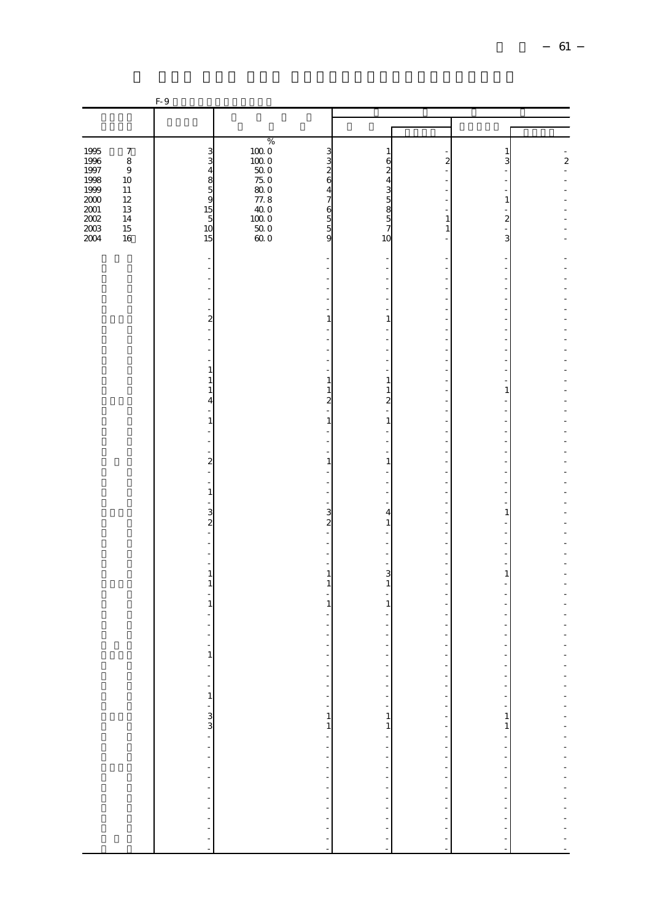F-9

| | | | | | | | |
|---|---|---|---|---|---|---|---|
| | | % | | | | | |
| 1995 7 | 3 | 100.0 | 3 | 1 | - | 1 | - |
| 1996 8 | 3 | 100.0 | 3 | 6 | 2 | 3 | 2 |
| 1997 9 | 4 | 50.0 | 2 | 2 | - | - | - |
| 1998 10 | 8 | 75.0 | 6 | 4 | - | - | - |
| 1999 11 | 5 | 80.0 | 4 | 3 | - | - | - |
| 2000 12 | 9 | 77.8 | 7 | 5 | - | 1 | - |
| 2001 13 | 15 | 40.0 | 6 | 8 | - | - | - |
| 2002 14 | 5 | 100.0 | 5 | 5 | 1 | 2 | - |
| 2003 15 | 10 | 50.0 | 5 | 7 | 1 | - | - |
| 2004 16 | 15 | 60.0 | 9 | 10 | - | 3 | - |
| | - | | - | - | - | - | - |
| | - | | - | - | - | - | - |
| | - | | - | - | - | - | - |
| | - | | - | - | - | - | - |
| | - | | - | - | - | - | - |
| | - | | - | - | - | - | - |
| | 2 | | 1 | 1 | - | - | - |
| | - | | - | - | - | - | - |
| | - | | - | - | - | - | - |
| | - | | - | - | - | - | - |
| | - | | - | - | - | - | - |
| | 1 | | - | - | - | - | - |
| | 1 | | 1 | 1 | - | - | - |
| | 1 | | 1 | 1 | - | 1 | - |
| | 4 | | 2 | 2 | - | - | - |
| | - | | - | - | - | - | - |
| | 1 | | 1 | 1 | - | - | - |
| | - | | - | - | - | - | - |
| | - | | - | - | - | - | - |
| | - | | - | - | - | - | - |
| | 2 | | 1 | 1 | - | - | - |
| | - | | - | - | - | - | - |
| | - | | - | - | - | - | - |
| | 1 | | - | - | - | - | - |
| | - | | - | - | - | - | - |
| | 3 | | 3 | 4 | - | 1 | - |
| | 2 | | 2 | 1 | - | - | - |
| | - | | - | - | - | - | - |
| | - | | - | - | - | - | - |
| | - | | - | - | - | - | - |
| | - | | - | - | - | - | - |
| | 1 | | 1 | 3 | - | 1 | - |
| | 1 | | 1 | 1 | - | - | - |
| | - | | - | - | - | - | - |
| | 1 | | 1 | 1 | - | - | - |
| | - | | - | - | - | - | - |
| | - | | - | - | - | - | - |
| | - | | - | - | - | - | - |
| | - | | - | - | - | - | - |
| | 1 | | - | - | - | - | - |
| | - | | - | - | - | - | - |
| | - | | - | - | - | - | - |
| | - | | - | - | - | - | - |
| | 1 | | - | - | - | - | - |
| | - | | - | - | - | - | - |
| | 3 | | 1 | 1 | - | 1 | - |
| | 3 | | 1 | 1 | - | 1 | - |
| | - | | - | - | - | - | - |
| | - | | - | - | - | - | - |
| | - | | - | - | - | - | - |
| | - | | - | - | - | - | - |
| | - | | - | - | - | - | - |
| | - | | - | - | - | - | - |
| | - | | - | - | - | - | - |
| | - | | - | - | - | - | - |
| | - | | - | - | - | - | - |
| | - | | - | - | - | - | - |
| | - | | - | - | - | - | - |
| | - | | - | - | - | - | - |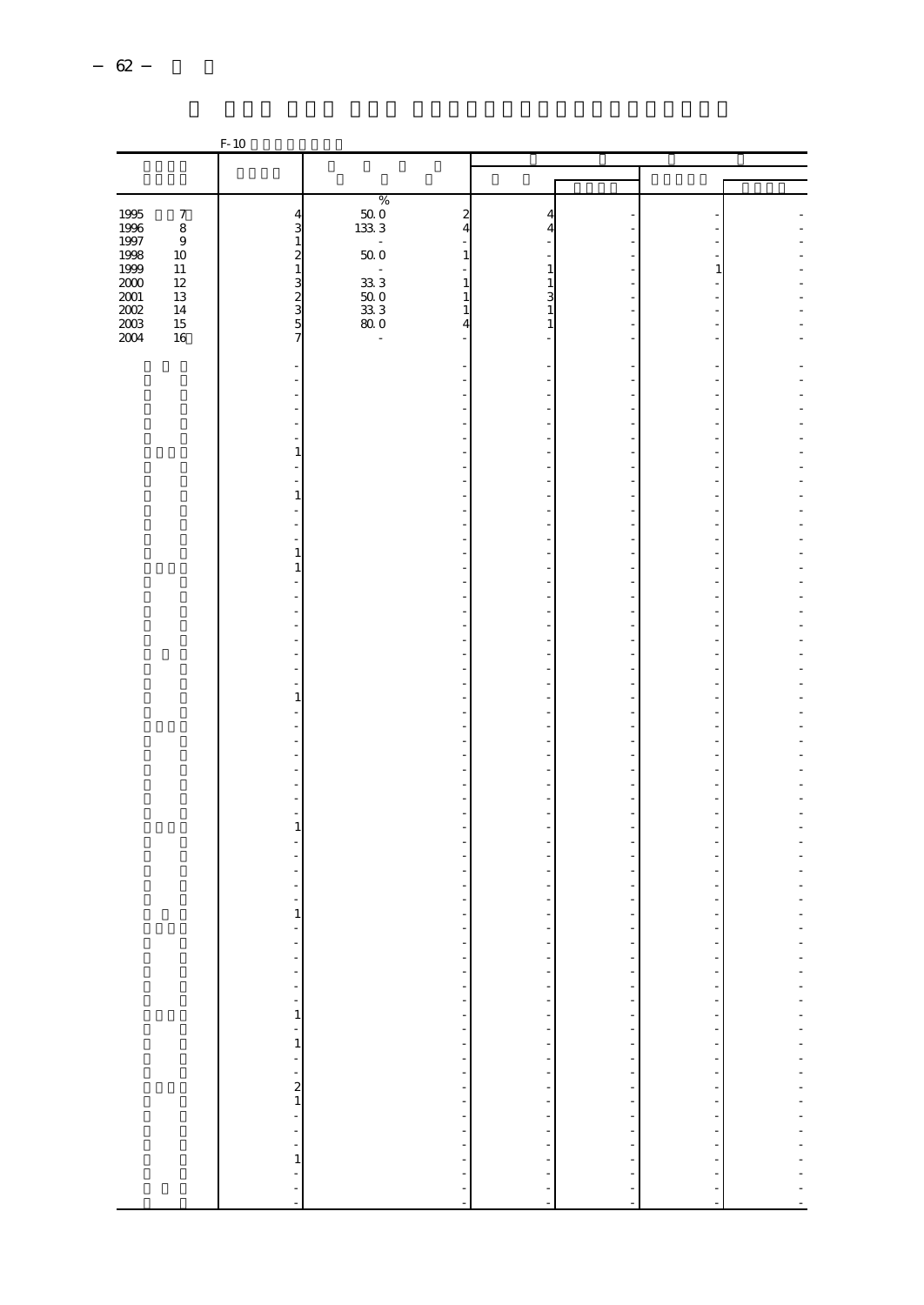F-10

| | | | | | | | |
|---|---|---|---|---|---|---|---|
| | | % | | | | | |
| 1995 7 | 4 | 50.0 | 2 | 4 | - | - | - |
| 1996 8 | 3 | 133.3 | 4 | 4 | - | - | - |
| 1997 9 | 1 | - | - | - | - | - | - |
| 1998 10 | 2 | 50.0 | 1 | - | - | - | - |
| 1999 11 | 1 | - | - | 1 | - | 1 | - |
| 2000 12 | 3 | 33.3 | 1 | 1 | - | - | - |
| 2001 13 | 2 | 50.0 | 1 | 3 | - | - | - |
| 2002 14 | 3 | 33.3 | 1 | 1 | - | - | - |
| 2003 15 | 5 | 80.0 | 4 | 1 | - | - | - |
| 2004 16 | 7 | - | - | - | - | - | - |
| | - | | - | - | - | - | - |
| | - | | - | - | - | - | - |
| | - | | - | - | - | - | - |
| | - | | - | - | - | - | - |
| | - | | - | - | - | - | - |
| | - | | - | - | - | - | - |
| | 1 | | - | - | - | - | - |
| | - | | - | - | - | - | - |
| | - | | - | - | - | - | - |
| | 1 | | - | - | - | - | - |
| | - | | - | - | - | - | - |
| | - | | - | - | - | - | - |
| | - | | - | - | - | - | - |
| | 1 | | - | - | - | - | - |
| | 1 | | - | - | - | - | - |
| | - | | - | - | - | - | - |
| | - | | - | - | - | - | - |
| | - | | - | - | - | - | - |
| | - | | - | - | - | - | - |
| | - | | - | - | - | - | - |
| | - | | - | - | - | - | - |
| | - | | - | - | - | - | - |
| | - | | - | - | - | - | - |
| | 1 | | - | - | - | - | - |
| | - | | - | - | - | - | - |
| | - | | - | - | - | - | - |
| | - | | - | - | - | - | - |
| | - | | - | - | - | - | - |
| | - | | - | - | - | - | - |
| | - | | - | - | - | - | - |
| | - | | - | - | - | - | - |
| | - | | - | - | - | - | - |
| | 1 | | - | - | - | - | - |
| | - | | - | - | - | - | - |
| | - | | - | - | - | - | - |
| | - | | - | - | - | - | - |
| | - | | - | - | - | - | - |
| | - | | - | - | - | - | - |
| | - | | - | - | - | - | - |
| | 1 | | - | - | - | - | - |
| | - | | - | - | - | - | - |
| | - | | - | - | - | - | - |
| | - | | - | - | - | - | - |
| | - | | - | - | - | - | - |
| | - | | - | - | - | - | - |
| | - | | - | - | - | - | - |
| | 1 | | - | - | - | - | - |
| | - | | - | - | - | - | - |
| | 1 | | - | - | - | - | - |
| | - | | - | - | - | - | - |
| | - | | - | - | - | - | - |
| | 2 | | - | - | - | - | - |
| | 1 | | - | - | - | - | - |
| | - | | - | - | - | - | - |
| | - | | - | - | - | - | - |
| | - | | - | - | - | - | - |
| | 1 | | - | - | - | - | - |
| | - | | - | - | - | - | - |
| | - | | - | - | - | - | - |
| | - | | - | - | - | - | - |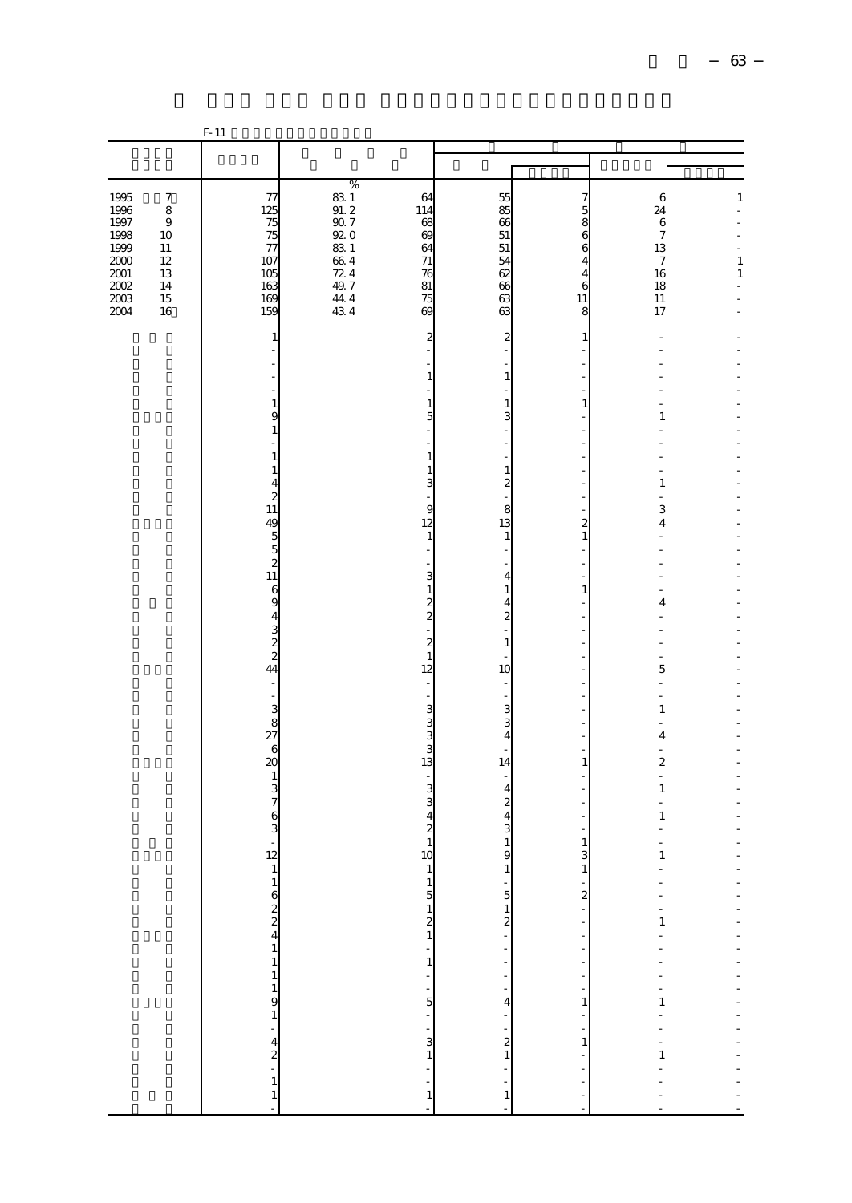F-11

| | | | | | | | |
|---|---|---|---|---|---|---|---|
| | | % | | | | | |
| 1995 7 | 77 | 83.1 | 64 | 55 | 7 | 6 | 1 |
| 1996 8 | 125 | 91.2 | 114 | 85 | 5 | 24 | - |
| 1997 9 | 75 | 90.7 | 68 | 66 | 8 | 6 | - |
| 1998 10 | 75 | 92.0 | 69 | 51 | 6 | 7 | - |
| 1999 11 | 77 | 83.1 | 64 | 51 | 6 | 13 | - |
| 2000 12 | 107 | 66.4 | 71 | 54 | 4 | 7 | 1 |
| 2001 13 | 105 | 72.4 | 76 | 62 | 4 | 16 | 1 |
| 2002 14 | 163 | 49.7 | 81 | 66 | 6 | 18 | - |
| 2003 15 | 169 | 44.4 | 75 | 63 | 11 | 11 | - |
| 2004 16 | 159 | 43.4 | 69 | 63 | 8 | 17 | - |
| | 1 | | 2 | 2 | 1 | - | - |
| | - | | - | - | - | - | - |
| | - | | - | - | - | - | - |
| | - | | 1 | 1 | - | - | - |
| | - | | - | - | - | - | - |
| | 1 | | 1 | 1 | 1 | - | - |
| | 9 | | 5 | 3 | - | 1 | - |
| | 1 | | - | - | - | - | - |
| | - | | - | - | - | - | - |
| | 1 | | 1 | - | - | - | - |
| | 1 | | 1 | 1 | - | - | - |
| | 4 | | 3 | 2 | - | 1 | - |
| | 2 | | - | - | - | - | - |
| | 11 | | 9 | 8 | - | 3 | - |
| | 49 | | 12 | 13 | 2 | 4 | - |
| | 5 | | 1 | 1 | 1 | - | - |
| | 5 | | - | - | - | - | - |
| | 2 | | - | - | - | - | - |
| | 11 | | 3 | 4 | - | - | - |
| | 6 | | 1 | 1 | 1 | - | - |
| | 9 | | 2 | 4 | - | 4 | - |
| | 4 | | 2 | 2 | - | - | - |
| | 3 | | - | - | - | - | - |
| | 2 | | 2 | 1 | - | - | - |
| | 2 | | 1 | - | - | - | - |
| | 44 | | 12 | 10 | - | 5 | - |
| | - | | - | - | - | - | - |
| | - | | - | - | - | - | - |
| | 3 | | 3 | 3 | - | 1 | - |
| | 8 | | 3 | 3 | - | - | - |
| | 27 | | 3 | 4 | - | 4 | - |
| | 6 | | 3 | - | - | - | - |
| | 20 | | 13 | 14 | 1 | 2 | - |
| | 1 | | - | - | - | - | - |
| | 3 | | 3 | 4 | - | 1 | - |
| | 7 | | 3 | 2 | - | - | - |
| | 6 | | 4 | 4 | - | 1 | - |
| | 3 | | 2 | 3 | - | - | - |
| | - | | 1 | 1 | 1 | - | - |
| | 12 | | 10 | 9 | 3 | 1 | - |
| | 1 | | 1 | 1 | 1 | - | - |
| | 1 | | 1 | - | - | - | - |
| | 6 | | 5 | 5 | 2 | - | - |
| | 2 | | 1 | 1 | - | - | - |
| | 2 | | 2 | 2 | - | 1 | - |
| | 4 | | 1 | - | - | - | - |
| | 1 | | - | - | - | - | - |
| | 1 | | 1 | - | - | - | - |
| | 1 | | - | - | - | - | - |
| | 1 | | - | - | - | - | - |
| | 9 | | 5 | 4 | 1 | 1 | - |
| | 1 | | - | - | - | - | - |
| | - | | - | - | - | - | - |
| | 4 | | 3 | 2 | 1 | - | - |
| | 2 | | 1 | 1 | - | 1 | - |
| | - | | - | - | - | - | - |
| | 1 | | - | - | - | - | - |
| | 1 | | 1 | 1 | - | - | - |
| | - | | - | - | - | - | - |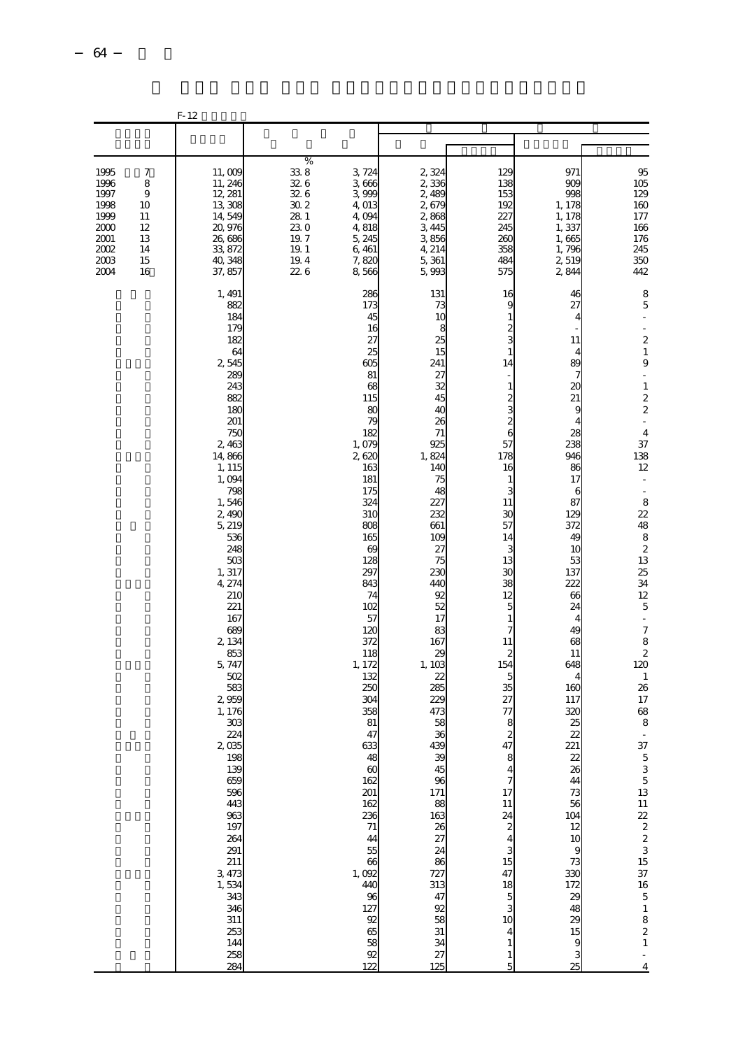F-12

| | | % | | | | | |
|---|---|---|---|---|---|---|---|
| 1995 7 | 11,009 | 33.8 | 3,724 | 2,324 | 129 | 971 | 95 |
| 1996 8 | 11,246 | 32.6 | 3,666 | 2,336 | 138 | 909 | 105 |
| 1997 9 | 12,281 | 32.6 | 3,999 | 2,489 | 153 | 998 | 129 |
| 1998 10 | 13,308 | 30.2 | 4,013 | 2,679 | 192 | 1,178 | 160 |
| 1999 11 | 14,549 | 28.1 | 4,094 | 2,868 | 227 | 1,178 | 177 |
| 2000 12 | 20,976 | 23.0 | 4,818 | 3,445 | 245 | 1,337 | 166 |
| 2001 13 | 26,686 | 19.7 | 5,245 | 3,856 | 260 | 1,665 | 176 |
| 2002 14 | 33,872 | 19.1 | 6,461 | 4,214 | 358 | 1,796 | 245 |
| 2003 15 | 40,348 | 19.4 | 7,820 | 5,361 | 484 | 2,519 | 350 |
| 2004 16 | 37,857 | 22.6 | 8,566 | 5,993 | 575 | 2,844 | 442 |
| | 1,491 | | 286 | 131 | 16 | 46 | 8 |
| | 882 | | 173 | 73 | 9 | 27 | 5 |
| | 184 | | 45 | 10 | 1 | 4 | - |
| | 179 | | 16 | 8 | 2 | - | - |
| | 182 | | 27 | 25 | 3 | 11 | 2 |
| | 64 | | 25 | 15 | 1 | 4 | 1 |
| | 2,545 | | 605 | 241 | 14 | 89 | 9 |
| | 289 | | 81 | 27 | - | 7 | - |
| | 243 | | 68 | 32 | 1 | 20 | 1 |
| | 882 | | 115 | 45 | 2 | 21 | 2 |
| | 180 | | 80 | 40 | 3 | 9 | 2 |
| | 201 | | 79 | 26 | 2 | 4 | - |
| | 750 | | 182 | 71 | 6 | 28 | 4 |
| | 2,463 | | 1,079 | 925 | 57 | 238 | 37 |
| | 14,866 | | 2,620 | 1,824 | 178 | 946 | 138 |
| | 1,115 | | 163 | 140 | 16 | 86 | 12 |
| | 1,094 | | 181 | 75 | 1 | 17 | - |
| | 798 | | 175 | 48 | 3 | 6 | - |
| | 1,546 | | 324 | 227 | 11 | 87 | 8 |
| | 2,490 | | 310 | 232 | 30 | 129 | 22 |
| | 5,219 | | 808 | 661 | 57 | 372 | 48 |
| | 536 | | 165 | 109 | 14 | 49 | 8 |
| | 248 | | 69 | 27 | 3 | 10 | 2 |
| | 503 | | 128 | 75 | 13 | 53 | 13 |
| | 1,317 | | 297 | 230 | 30 | 137 | 25 |
| | 4,274 | | 843 | 440 | 38 | 222 | 34 |
| | 210 | | 74 | 92 | 12 | 66 | 12 |
| | 221 | | 102 | 52 | 5 | 24 | 5 |
| | 167 | | 57 | 17 | 1 | 4 | - |
| | 689 | | 120 | 83 | 7 | 49 | 7 |
| | 2,134 | | 372 | 167 | 11 | 68 | 8 |
| | 853 | | 118 | 29 | 2 | 11 | 2 |
| | 5,747 | | 1,172 | 1,103 | 154 | 648 | 120 |
| | 502 | | 132 | 22 | 5 | 4 | 1 |
| | 583 | | 250 | 285 | 35 | 160 | 26 |
| | 2,959 | | 304 | 229 | 27 | 117 | 17 |
| | 1,176 | | 358 | 473 | 77 | 320 | 68 |
| | 303 | | 81 | 58 | 8 | 25 | 8 |
| | 224 | | 47 | 36 | 2 | 22 | - |
| | 2,035 | | 633 | 439 | 47 | 221 | 37 |
| | 198 | | 48 | 39 | 8 | 22 | 5 |
| | 139 | | 60 | 45 | 4 | 26 | 3 |
| | 659 | | 162 | 96 | 7 | 44 | 5 |
| | 596 | | 201 | 171 | 17 | 73 | 13 |
| | 443 | | 162 | 88 | 11 | 56 | 11 |
| | 963 | | 236 | 163 | 24 | 104 | 22 |
| | 197 | | 71 | 26 | 2 | 12 | 2 |
| | 264 | | 44 | 27 | 4 | 10 | 2 |
| | 291 | | 55 | 24 | 3 | 9 | 3 |
| | 211 | | 66 | 86 | 15 | 73 | 15 |
| | 3,473 | | 1,092 | 727 | 47 | 330 | 37 |
| | 1,534 | | 440 | 313 | 18 | 172 | 16 |
| | 343 | | 96 | 47 | 5 | 29 | 5 |
| | 346 | | 127 | 92 | 3 | 48 | 1 |
| | 311 | | 92 | 58 | 10 | 29 | 8 |
| | 253 | | 65 | 31 | 4 | 15 | 2 |
| | 144 | | 58 | 34 | 1 | 9 | 1 |
| | 258 | | 92 | 27 | 1 | 3 | - |
| | 284 | | 122 | 125 | 5 | 25 | 4 |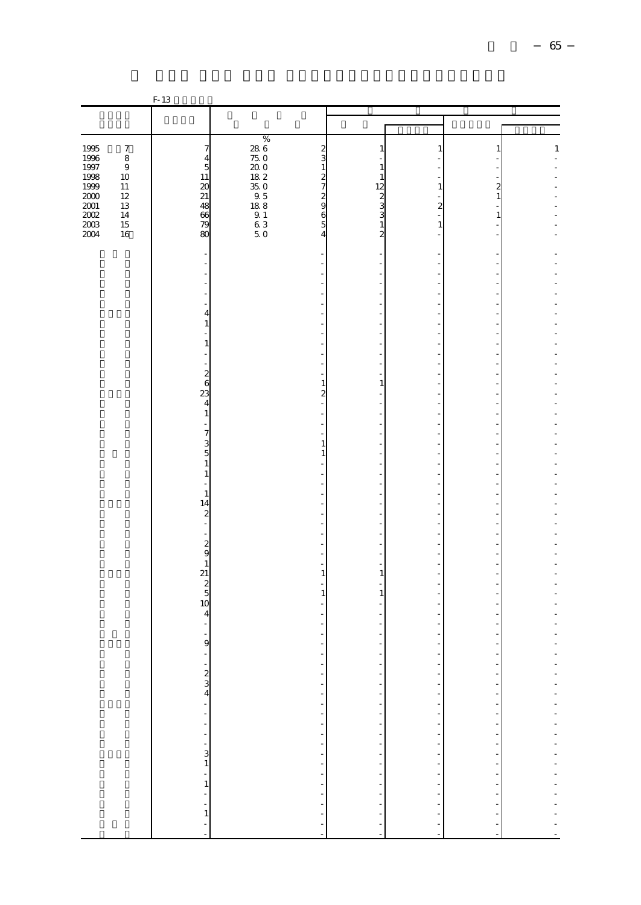F-13

| | | | | | | | |
|---|---|---|---|---|---|---|---|
| | | % | | | | | |
| 1995 7 | 7 | 28.6 | 2 | 1 | 1 | 1 | 1 |
| 1996 8 | 4 | 75.0 | 3 | - | - | - | - |
| 1997 9 | 5 | 20.0 | 1 | 1 | - | - | - |
| 1998 10 | 11 | 18.2 | 2 | 1 | - | - | - |
| 1999 11 | 20 | 35.0 | 7 | 12 | 1 | 2 | - |
| 2000 12 | 21 | 9.5 | 2 | 2 | - | 1 | - |
| 2001 13 | 48 | 18.8 | 9 | 3 | 2 | - | - |
| 2002 14 | 66 | 9.1 | 6 | 3 | - | 1 | - |
| 2003 15 | 79 | 6.3 | 5 | 1 | 1 | - | - |
| 2004 16 | 80 | 5.0 | 4 | 2 | - | - | - |
| | - | | - | - | - | - | - |
| | - | | - | - | - | - | - |
| | - | | - | - | - | - | - |
| | - | | - | - | - | - | - |
| | - | | - | - | - | - | - |
| | - | | - | - | - | - | - |
| | 4 | | - | - | - | - | - |
| | 1 | | - | - | - | - | - |
| | - | | - | - | - | - | - |
| | 1 | | - | - | - | - | - |
| | - | | - | - | - | - | - |
| | - | | - | - | - | - | - |
| | 2 | | - | - | - | - | - |
| | 6 | | 1 | 1 | - | - | - |
| | 23 | | 2 | - | - | - | - |
| | 4 | | - | - | - | - | - |
| | 1 | | - | - | - | - | - |
| | - | | - | - | - | - | - |
| | 7 | | - | - | - | - | - |
| | 3 | | 1 | - | - | - | - |
| | 5 | | 1 | - | - | - | - |
| | 1 | | - | - | - | - | - |
| | 1 | | - | - | - | - | - |
| | - | | - | - | - | - | - |
| | 1 | | - | - | - | - | - |
| | 14 | | - | - | - | - | - |
| | 2 | | - | - | - | - | - |
| | - | | - | - | - | - | - |
| | - | | - | - | - | - | - |
| | 2 | | - | - | - | - | - |
| | 9 | | - | - | - | - | - |
| | 1 | | - | - | - | - | - |
| | 21 | | 1 | 1 | - | - | - |
| | 2 | | - | - | - | - | - |
| | 5 | | 1 | 1 | - | - | - |
| | 10 | | - | - | - | - | - |
| | 4 | | - | - | - | - | - |
| | - | | - | - | - | - | - |
| | - | | - | - | - | - | - |
| | 9 | | - | - | - | - | - |
| | - | | - | - | - | - | - |
| | - | | - | - | - | - | - |
| | 2 | | - | - | - | - | - |
| | 3 | | - | - | - | - | - |
| | 4 | | - | - | - | - | - |
| | - | | - | - | - | - | - |
| | - | | - | - | - | - | - |
| | - | | - | - | - | - | - |
| | - | | - | - | - | - | - |
| | - | | - | - | - | - | - |
| | 3 | | - | - | - | - | - |
| | 1 | | - | - | - | - | - |
| | - | | - | - | - | - | - |
| | 1 | | - | - | - | - | - |
| | - | | - | - | - | - | - |
| | - | | - | - | - | - | - |
| | 1 | | - | - | - | - | - |
| | - | | - | - | - | - | - |
| | - | | - | - | - | - | - |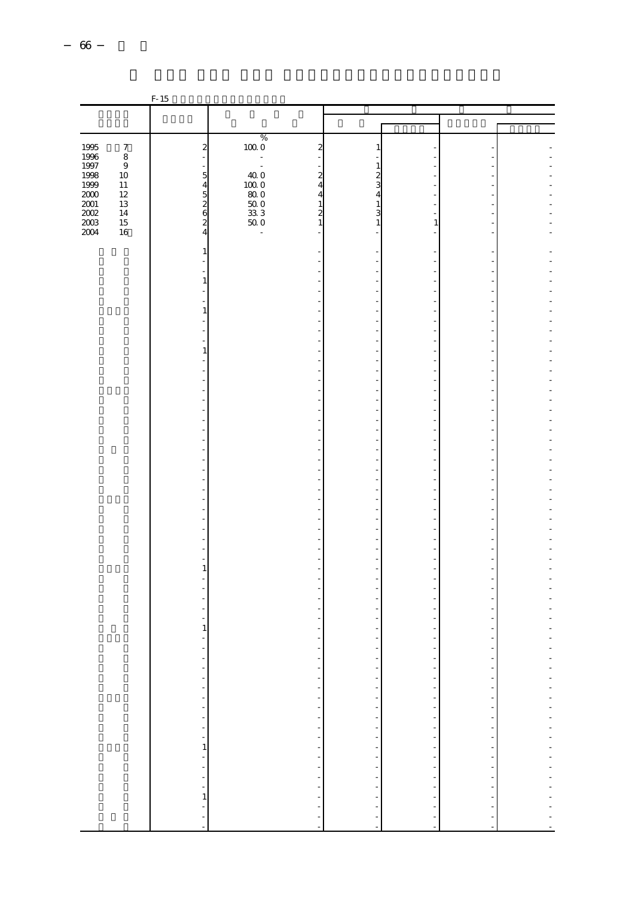F-15

| | | | | | | | |
|---|---|---|---|---|---|---|---|
| | | % | | | | | |
| 1995 7 | 2 | 100.0 | 2 | 1 | - | - | - |
| 1996 8 | - | - | - | - | - | - | - |
| 1997 9 | - | - | - | 1 | - | - | - |
| 1998 10 | 5 | 40.0 | 2 | 2 | - | - | - |
| 1999 11 | 4 | 100.0 | 4 | 3 | - | - | - |
| 2000 12 | 5 | 80.0 | 4 | 4 | - | - | - |
| 2001 13 | 2 | 50.0 | 1 | 1 | - | - | - |
| 2002 14 | 6 | 33.3 | 2 | 3 | - | - | - |
| 2003 15 | 2 | 50.0 | 1 | 1 | 1 | - | - |
| 2004 16 | 4 | - | - | - | - | - | - |
| | 1 | | - | - | - | - | - |
| | - | | - | - | - | - | - |
| | - | | - | - | - | - | - |
| | 1 | | - | - | - | - | - |
| | - | | - | - | - | - | - |
| | - | | - | - | - | - | - |
| | 1 | | - | - | - | - | - |
| | - | | - | - | - | - | - |
| | - | | - | - | - | - | - |
| | - | | - | - | - | - | - |
| | 1 | | - | - | - | - | - |
| | - | | - | - | - | - | - |
| | - | | - | - | - | - | - |
| | - | | - | - | - | - | - |
| | - | | - | - | - | - | - |
| | - | | - | - | - | - | - |
| | - | | - | - | - | - | - |
| | - | | - | - | - | - | - |
| | - | | - | - | - | - | - |
| | - | | - | - | - | - | - |
| | - | | - | - | - | - | - |
| | - | | - | - | - | - | - |
| | - | | - | - | - | - | - |
| | - | | - | - | - | - | - |
| | - | | - | - | - | - | - |
| | - | | - | - | - | - | - |
| | - | | - | - | - | - | - |
| | - | | - | - | - | - | - |
| | - | | - | - | - | - | - |
| | - | | - | - | - | - | - |
| | - | | - | - | - | - | - |
| | 1 | | - | - | - | - | - |
| | - | | - | - | - | - | - |
| | - | | - | - | - | - | - |
| | - | | - | - | - | - | - |
| | - | | - | - | - | - | - |
| | - | | - | - | - | - | - |
| | 1 | | - | - | - | - | - |
| | - | | - | - | - | - | - |
| | - | | - | - | - | - | - |
| | - | | - | - | - | - | - |
| | - | | - | - | - | - | - |
| | - | | - | - | - | - | - |
| | - | | - | - | - | - | - |
| | - | | - | - | - | - | - |
| | - | | - | - | - | - | - |
| | - | | - | - | - | - | - |
| | - | | - | - | - | - | - |
| | - | | - | - | - | - | - |
| | 1 | | - | - | - | - | - |
| | - | | - | - | - | - | - |
| | - | | - | - | - | - | - |
| | - | | - | - | - | - | - |
| | - | | - | - | - | - | - |
| | 1 | | - | - | - | - | - |
| | - | | - | - | - | - | - |
| | - | | - | - | - | - | - |
| | - | | - | - | - | - | - |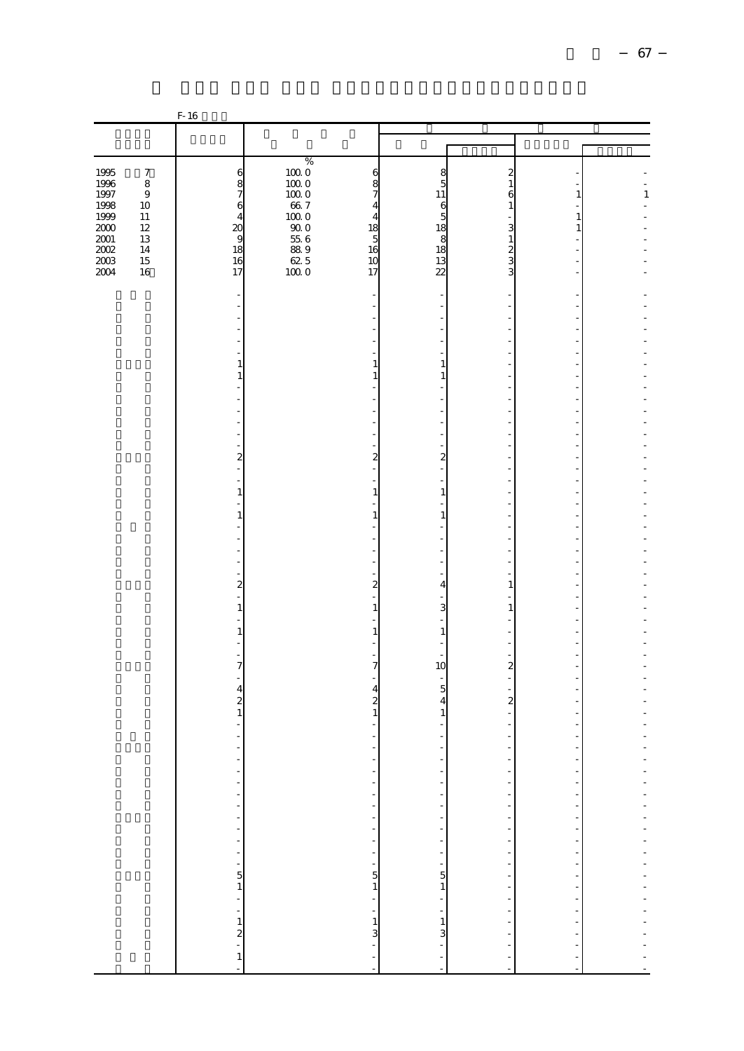F-16

| | | % | | | | | |
|---|---|---|---|---|---|---|---|
| 1995 7 | 6 | 100.0 | 6 | 8 | 2 | - | - |
| 1996 8 | 8 | 100.0 | 8 | 5 | 1 | - | - |
| 1997 9 | 7 | 100.0 | 7 | 11 | 6 | 1 | 1 |
| 1998 10 | 6 | 66.7 | 4 | 6 | 1 | - | - |
| 1999 11 | 4 | 100.0 | 4 | 5 | - | 1 | - |
| 2000 12 | 20 | 90.0 | 18 | 18 | 3 | 1 | - |
| 2001 13 | 9 | 55.6 | 5 | 8 | 1 | - | - |
| 2002 14 | 18 | 88.9 | 16 | 18 | 2 | - | - |
| 2003 15 | 16 | 62.5 | 10 | 13 | 3 | - | - |
| 2004 16 | 17 | 100.0 | 17 | 22 | 3 | - | - |
| | - | | - | - | - | - | - |
| | - | | - | - | - | - | - |
| | - | | - | - | - | - | - |
| | - | | - | - | - | - | - |
| | - | | - | - | - | - | - |
| | - | | - | - | - | - | - |
| | 1 | | 1 | 1 | - | - | - |
| | 1 | | 1 | 1 | - | - | - |
| | - | | - | - | - | - | - |
| | - | | - | - | - | - | - |
| | - | | - | - | - | - | - |
| | - | | - | - | - | - | - |
| | - | | - | - | - | - | - |
| | - | | - | - | - | - | - |
| | 2 | | 2 | 2 | - | - | - |
| | - | | - | - | - | - | - |
| | - | | - | - | - | - | - |
| | 1 | | 1 | 1 | - | - | - |
| | - | | - | - | - | - | - |
| | 1 | | 1 | 1 | - | - | - |
| | - | | - | - | - | - | - |
| | - | | - | - | - | - | - |
| | - | | - | - | - | - | - |
| | - | | - | - | - | - | - |
| | - | | - | - | - | - | - |
| | 2 | | 2 | 4 | 1 | - | - |
| | - | | - | - | - | - | - |
| | 1 | | 1 | 3 | 1 | - | - |
| | - | | - | - | - | - | - |
| | 1 | | 1 | 1 | - | - | - |
| | - | | - | - | - | - | - |
| | - | | - | - | - | - | - |
| | 7 | | 7 | 10 | 2 | - | - |
| | - | | - | - | - | - | - |
| | 4 | | 4 | 5 | - | - | - |
| | 2 | | 2 | 4 | 2 | - | - |
| | 1 | | 1 | 1 | - | - | - |
| | - | | - | - | - | - | - |
| | - | | - | - | - | - | - |
| | - | | - | - | - | - | - |
| | - | | - | - | - | - | - |
| | - | | - | - | - | - | - |
| | - | | - | - | - | - | - |
| | - | | - | - | - | - | - |
| | - | | - | - | - | - | - |
| | - | | - | - | - | - | - |
| | - | | - | - | - | - | - |
| | - | | - | - | - | - | - |
| | - | | - | - | - | - | - |
| | - | | - | - | - | - | - |
| | 5 | | 5 | 5 | - | - | - |
| | 1 | | 1 | 1 | - | - | - |
| | - | | - | - | - | - | - |
| | - | | - | - | - | - | - |
| | 1 | | 1 | 1 | - | - | - |
| | 2 | | 3 | 3 | - | - | - |
| | - | | - | - | - | - | - |
| | 1 | | - | - | - | - | - |
| | - | | - | - | - | - | - |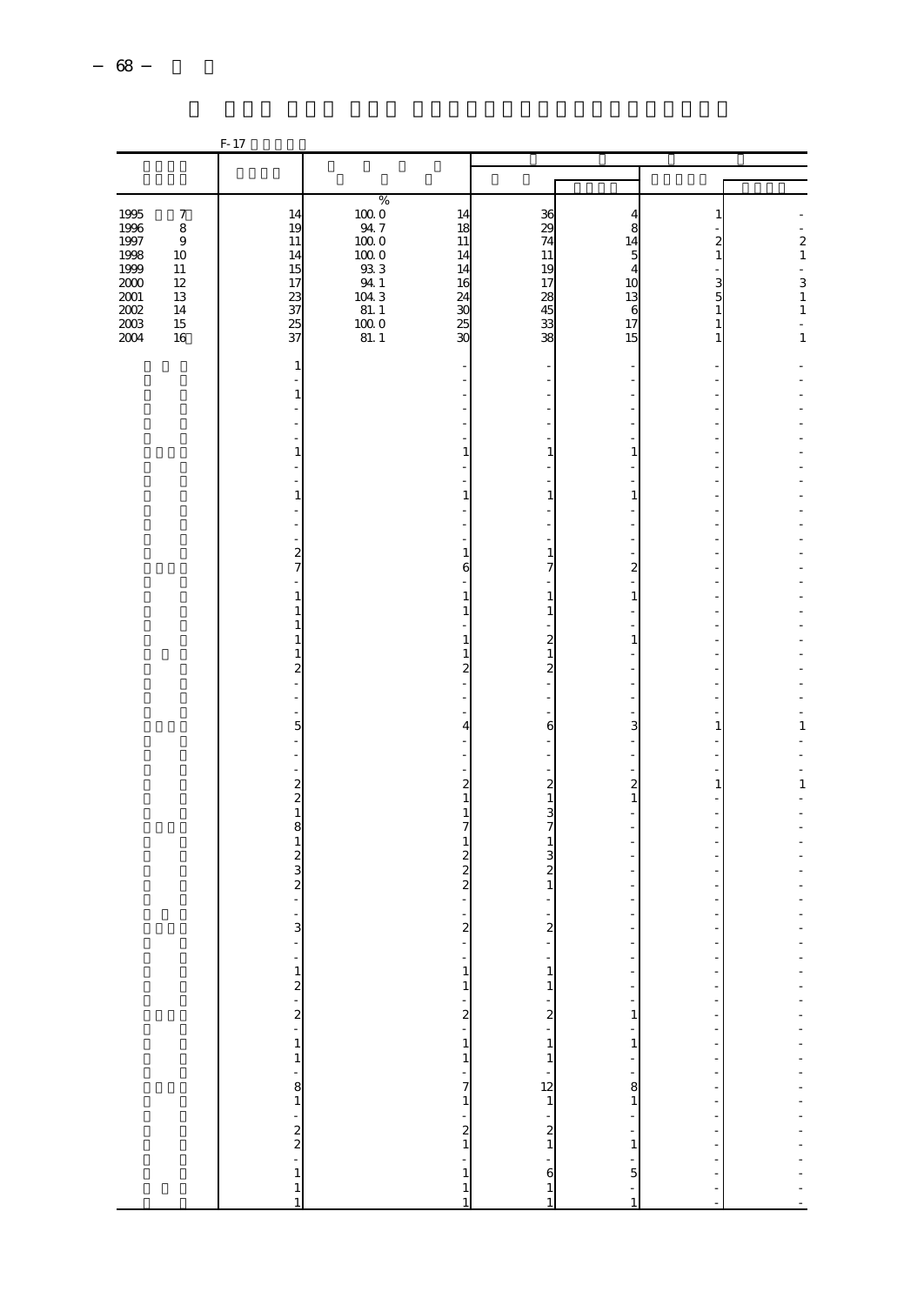F-17

| | | | | | | | |
|---|---|---|---|---|---|---|---|
| | | % | | | | | |
| 1995 7 | 14 | 100.0 | 14 | 36 | 4 | 1 | - |
| 1996 8 | 19 | 94.7 | 18 | 29 | 8 | - | - |
| 1997 9 | 11 | 100.0 | 11 | 74 | 14 | 2 | 2 |
| 1998 10 | 14 | 100.0 | 14 | 11 | 5 | 1 | 1 |
| 1999 11 | 15 | 93.3 | 14 | 19 | 4 | - | - |
| 2000 12 | 17 | 94.1 | 16 | 17 | 10 | 3 | 3 |
| 2001 13 | 23 | 104.3 | 24 | 28 | 13 | 5 | 1 |
| 2002 14 | 37 | 81.1 | 30 | 45 | 6 | 1 | 1 |
| 2003 15 | 25 | 100.0 | 25 | 33 | 17 | 1 | - |
| 2004 16 | 37 | 81.1 | 30 | 38 | 15 | 1 | 1 |
| | 1 | | - | - | - | - | - |
| | - | | - | - | - | - | - |
| | 1 | | - | - | - | - | - |
| | - | | - | - | - | - | - |
| | - | | - | - | - | - | - |
| | - | | - | - | - | - | - |
| | 1 | | 1 | 1 | 1 | - | - |
| | - | | - | - | - | - | - |
| | - | | - | - | - | - | - |
| | 1 | | 1 | 1 | 1 | - | - |
| | - | | - | - | - | - | - |
| | - | | - | - | - | - | - |
| | - | | - | - | - | - | - |
| | 2 | | 1 | 1 | - | - | - |
| | 7 | | 6 | 7 | 2 | - | - |
| | - | | - | - | - | - | - |
| | 1 | | 1 | 1 | 1 | - | - |
| | 1 | | 1 | 1 | - | - | - |
| | 1 | | - | - | - | - | - |
| | 1 | | 1 | 2 | 1 | - | - |
| | 1 | | 1 | 1 | - | - | - |
| | 2 | | 2 | 2 | - | - | - |
| | - | | - | - | - | - | - |
| | - | | - | - | - | - | - |
| | - | | - | - | - | - | - |
| | 5 | | 4 | 6 | 3 | 1 | 1 |
| | - | | - | - | - | - | - |
| | - | | - | - | - | - | - |
| | - | | - | - | - | - | - |
| | 2 | | 2 | 2 | 2 | 1 | 1 |
| | 2 | | 1 | 1 | 1 | - | - |
| | 1 | | 1 | 3 | - | - | - |
| | 8 | | 7 | 7 | - | - | - |
| | 1 | | 1 | 1 | - | - | - |
| | 2 | | 2 | 3 | - | - | - |
| | 3 | | 2 | 2 | - | - | - |
| | 2 | | 2 | 1 | - | - | - |
| | - | | - | - | - | - | - |
| | - | | - | - | - | - | - |
| | 3 | | 2 | 2 | - | - | - |
| | - | | - | - | - | - | - |
| | - | | - | - | - | - | - |
| | 1 | | 1 | 1 | - | - | - |
| | 2 | | 1 | 1 | - | - | - |
| | - | | - | - | - | - | - |
| | 2 | | 2 | 2 | 1 | - | - |
| | - | | - | - | - | - | - |
| | 1 | | 1 | 1 | 1 | - | - |
| | 1 | | 1 | 1 | - | - | - |
| | - | | - | - | - | - | - |
| | 8 | | 7 | 12 | 8 | - | - |
| | 1 | | 1 | 1 | 1 | - | - |
| | - | | - | - | - | - | - |
| | 2 | | 2 | 2 | - | - | - |
| | 2 | | 1 | 1 | 1 | - | - |
| | - | | - | - | - | - | - |
| | 1 | | 1 | 6 | 5 | - | - |
| | 1 | | 1 | 1 | - | - | - |
| | 1 | | 1 | 1 | 1 | - | - |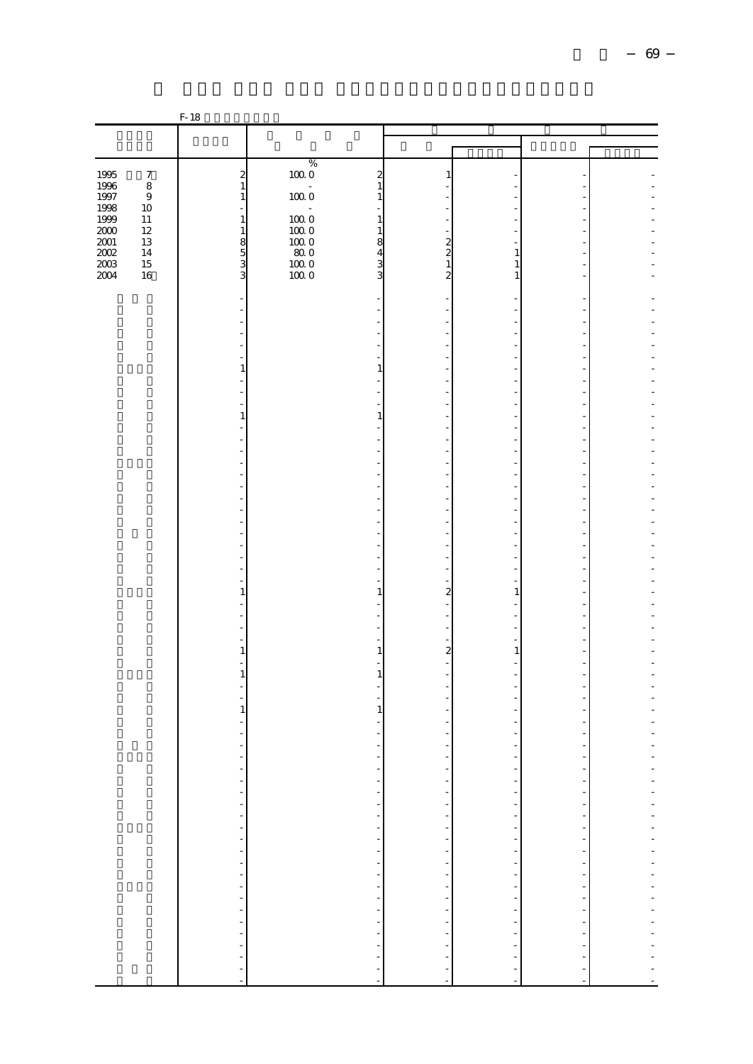F-18

| | | | | | | | |
|---|---|---|---|---|---|---|---|
| | | % | | | | | |
| 1995 7 | 2 | 100.0 | 2 | 1 | - | - | - |
| 1996 8 | 1 | - | 1 | - | - | - | - |
| 1997 9 | 1 | 100.0 | 1 | - | - | - | - |
| 1998 10 | - | - | - | - | - | - | - |
| 1999 11 | 1 | 100.0 | 1 | - | - | - | - |
| 2000 12 | 1 | 100.0 | 1 | - | - | - | - |
| 2001 13 | 8 | 100.0 | 8 | 2 | - | - | - |
| 2002 14 | 5 | 80.0 | 4 | 2 | 1 | - | - |
| 2003 15 | 3 | 100.0 | 3 | 1 | 1 | - | - |
| 2004 16 | 3 | 100.0 | 3 | 2 | 1 | - | - |
| | - | | - | - | - | - | - |
| | - | | - | - | - | - | - |
| | - | | - | - | - | - | - |
| | - | | - | - | - | - | - |
| | - | | - | - | - | - | - |
| | - | | - | - | - | - | - |
| | 1 | | 1 | - | - | - | - |
| | - | | - | - | - | - | - |
| | - | | - | - | - | - | - |
| | - | | - | - | - | - | - |
| | 1 | | 1 | - | - | - | - |
| | - | | - | - | - | - | - |
| | - | | - | - | - | - | - |
| | - | | - | - | - | - | - |
| | - | | - | - | - | - | - |
| | - | | - | - | - | - | - |
| | - | | - | - | - | - | - |
| | - | | - | - | - | - | - |
| | - | | - | - | - | - | - |
| | - | | - | - | - | - | - |
| | - | | - | - | - | - | - |
| | - | | - | - | - | - | - |
| | - | | - | - | - | - | - |
| | - | | - | - | - | - | - |
| | - | | - | - | - | - | - |
| | 1 | | 1 | 2 | 1 | - | - |
| | - | | - | - | - | - | - |
| | - | | - | - | - | - | - |
| | - | | - | - | - | - | - |
| | - | | - | - | - | - | - |
| | 1 | | 1 | 2 | 1 | - | - |
| | - | | - | - | - | - | - |
| | 1 | | 1 | - | - | - | - |
| | - | | - | - | - | - | - |
| | - | | - | - | - | - | - |
| | 1 | | 1 | - | - | - | - |
| | - | | - | - | - | - | - |
| | - | | - | - | - | - | - |
| | - | | - | - | - | - | - |
| | - | | - | - | - | - | - |
| | - | | - | - | - | - | - |
| | - | | - | - | - | - | - |
| | - | | - | - | - | - | - |
| | - | | - | - | - | - | - |
| | - | | - | - | - | - | - |
| | - | | - | - | - | - | - |
| | - | | - | - | - | - | - |
| | - | | - | - | - | - | - |
| | - | | - | - | - | - | - |
| | - | | - | - | - | - | - |
| | - | | - | - | - | - | - |
| | - | | - | - | - | - | - |
| | - | | - | - | - | - | - |
| | - | | - | - | - | - | - |
| | - | | - | - | - | - | - |
| | - | | - | - | - | - | - |
| | - | | - | - | - | - | - |
| | - | | - | - | - | - | - |
| | - | | - | - | - | - | - |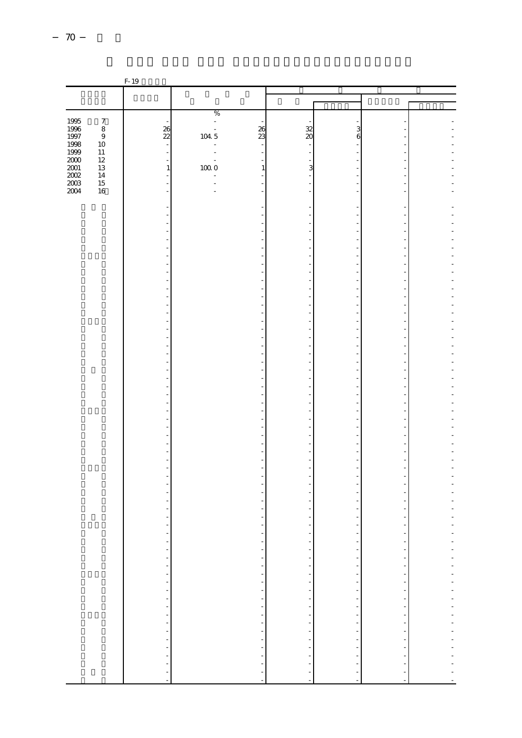F-19

| | | | | | | | |
|---|---|---|---|---|---|---|---|
| | | % | | | | | |
| 1995 7 | - | - | - | - | - | - | - |
| 1996 8 | 26 | - | 26 | 32 | 3 | - | - |
| 1997 9 | 22 | 104.5 | 23 | 20 | 6 | - | - |
| 1998 10 | - | - | - | - | - | - | - |
| 1999 11 | - | - | - | - | - | - | - |
| 2000 12 | - | - | - | - | - | - | - |
| 2001 13 | 1 | 100.0 | 1 | 3 | - | - | - |
| 2002 14 | - | - | - | - | - | - | - |
| 2003 15 | - | - | - | - | - | - | - |
| 2004 16 | - | - | - | - | - | - | - |
| | - | | - | - | - | - | - |
| | - | | - | - | - | - | - |
| | - | | - | - | - | - | - |
| | - | | - | - | - | - | - |
| | - | | - | - | - | - | - |
| | - | | - | - | - | - | - |
| | - | | - | - | - | - | - |
| | - | | - | - | - | - | - |
| | - | | - | - | - | - | - |
| | - | | - | - | - | - | - |
| | - | | - | - | - | - | - |
| | - | | - | - | - | - | - |
| | - | | - | - | - | - | - |
| | - | | - | - | - | - | - |
| | - | | - | - | - | - | - |
| | - | | - | - | - | - | - |
| | - | | - | - | - | - | - |
| | - | | - | - | - | - | - |
| | - | | - | - | - | - | - |
| | - | | - | - | - | - | - |
| | - | | - | - | - | - | - |
| | - | | - | - | - | - | - |
| | - | | - | - | - | - | - |
| | - | | - | - | - | - | - |
| | - | | - | - | - | - | - |
| | - | | - | - | - | - | - |
| | - | | - | - | - | - | - |
| | - | | - | - | - | - | - |
| | - | | - | - | - | - | - |
| | - | | - | - | - | - | - |
| | - | | - | - | - | - | - |
| | - | | - | - | - | - | - |
| | - | | - | - | - | - | - |
| | - | | - | - | - | - | - |
| | - | | - | - | - | - | - |
| | - | | - | - | - | - | - |
| | - | | - | - | - | - | - |
| | - | | - | - | - | - | - |
| | - | | - | - | - | - | - |
| | - | | - | - | - | - | - |
| | - | | - | - | - | - | - |
| | - | | - | - | - | - | - |
| | - | | - | - | - | - | - |
| | - | | - | - | - | - | - |
| | - | | - | - | - | - | - |
| | - | | - | - | - | - | - |
| | - | | - | - | - | - | - |
| | - | | - | - | - | - | - |
| | - | | - | - | - | - | - |
| | - | | - | - | - | - | - |
| | - | | - | - | - | - | - |
| | - | | - | - | - | - | - |
| | - | | - | - | - | - | - |
| | - | | - | - | - | - | - |
| | - | | - | - | - | - | - |
| | - | | - | - | - | - | - |
| | - | | - | - | - | - | - |
| | - | | - | - | - | - | - |
| | - | | - | - | - | - | - |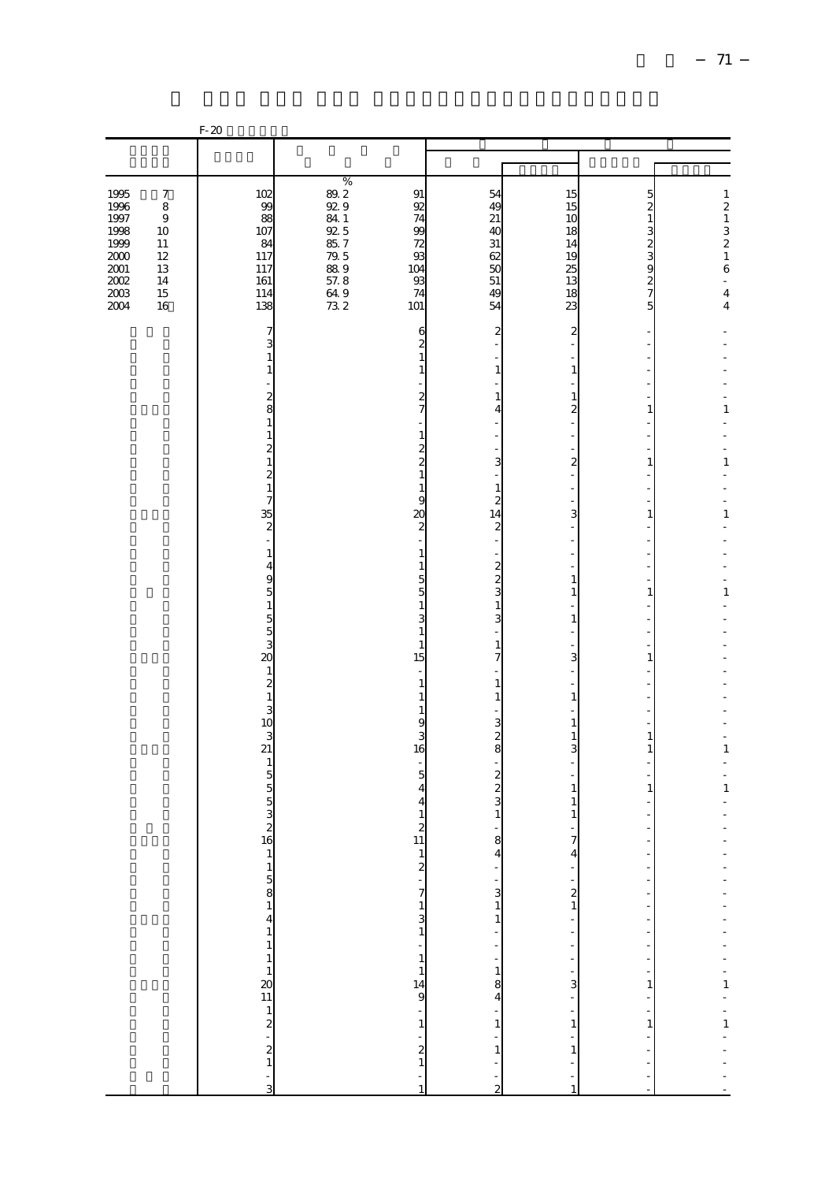F-20

| | | | | | | | |
|---|---|---|---|---|---|---|---|
| | | % | | | | | |
| 1995 7 | 102 | 89.2 | 91 | 54 | 15 | 5 | 1 |
| 1996 8 | 99 | 92.9 | 92 | 49 | 15 | 2 | 2 |
| 1997 9 | 88 | 84.1 | 74 | 21 | 10 | 1 | 1 |
| 1998 10 | 107 | 92.5 | 99 | 40 | 18 | 3 | 3 |
| 1999 11 | 84 | 85.7 | 72 | 31 | 14 | 2 | 2 |
| 2000 12 | 117 | 79.5 | 93 | 62 | 19 | 3 | 1 |
| 2001 13 | 117 | 88.9 | 104 | 50 | 25 | 9 | 6 |
| 2002 14 | 161 | 57.8 | 93 | 51 | 13 | 2 | - |
| 2003 15 | 114 | 64.9 | 74 | 49 | 18 | 7 | 4 |
| 2004 16 | 138 | 73.2 | 101 | 54 | 23 | 5 | 4 |
| | 7 | | 6 | 2 | 2 | - | - |
| | 3 | | 2 | - | - | - | - |
| | 1 | | 1 | - | - | - | - |
| | 1 | | 1 | 1 | 1 | - | - |
| | - | | - | - | - | - | - |
| | 2 | | 2 | 1 | 1 | - | - |
| | 8 | | 7 | 4 | 2 | 1 | 1 |
| | 1 | | - | - | - | - | - |
| | 1 | | 1 | - | - | - | - |
| | 2 | | 2 | - | - | - | - |
| | 1 | | 2 | 3 | 2 | 1 | 1 |
| | 2 | | 1 | - | - | - | - |
| | 1 | | 1 | 1 | - | - | - |
| | 7 | | 9 | 2 | - | - | - |
| | 35 | | 20 | 14 | 3 | 1 | 1 |
| | 2 | | 2 | 2 | - | - | - |
| | - | | - | - | - | - | - |
| | 1 | | 1 | - | - | - | - |
| | 4 | | 1 | 2 | - | - | - |
| | 9 | | 5 | 2 | 1 | - | - |
| | 5 | | 5 | 3 | 1 | 1 | 1 |
| | 1 | | 1 | 1 | - | - | - |
| | 5 | | 3 | 3 | 1 | - | - |
| | 5 | | 1 | - | - | - | - |
| | 3 | | 1 | 1 | - | - | - |
| | 20 | | 15 | 7 | 3 | 1 | - |
| | 1 | | - | - | - | - | - |
| | 2 | | 1 | 1 | - | - | - |
| | 1 | | 1 | 1 | 1 | - | - |
| | 3 | | 1 | - | - | - | - |
| | 10 | | 9 | 3 | 1 | - | - |
| | 3 | | 3 | 2 | 1 | 1 | - |
| | 21 | | 16 | 8 | 3 | 1 | 1 |
| | 1 | | - | - | - | - | - |
| | 5 | | 5 | 2 | - | - | - |
| | 5 | | 4 | 2 | 1 | 1 | 1 |
| | 5 | | 4 | 3 | 1 | - | - |
| | 3 | | 1 | 1 | 1 | - | - |
| | 2 | | 2 | - | - | - | - |
| | 16 | | 11 | 8 | 7 | - | - |
| | 1 | | 1 | 4 | 4 | - | - |
| | 1 | | 2 | - | - | - | - |
| | 5 | | - | - | - | - | - |
| | 8 | | 7 | 3 | 2 | - | - |
| | 1 | | 1 | 1 | 1 | - | - |
| | 4 | | 3 | 1 | - | - | - |
| | 1 | | 1 | - | - | - | - |
| | 1 | | - | - | - | - | - |
| | 1 | | 1 | - | - | - | - |
| | 1 | | 1 | 1 | - | - | - |
| | 20 | | 14 | 8 | 3 | 1 | 1 |
| | 11 | | 9 | 4 | - | - | - |
| | 1 | | - | - | - | - | - |
| | 2 | | 1 | 1 | 1 | 1 | 1 |
| | - | | - | - | - | - | - |
| | 2 | | 2 | 1 | 1 | - | - |
| | 1 | | 1 | - | - | - | - |
| | - | | - | - | - | - | - |
| | 3 | | 1 | 2 | 1 | - | - |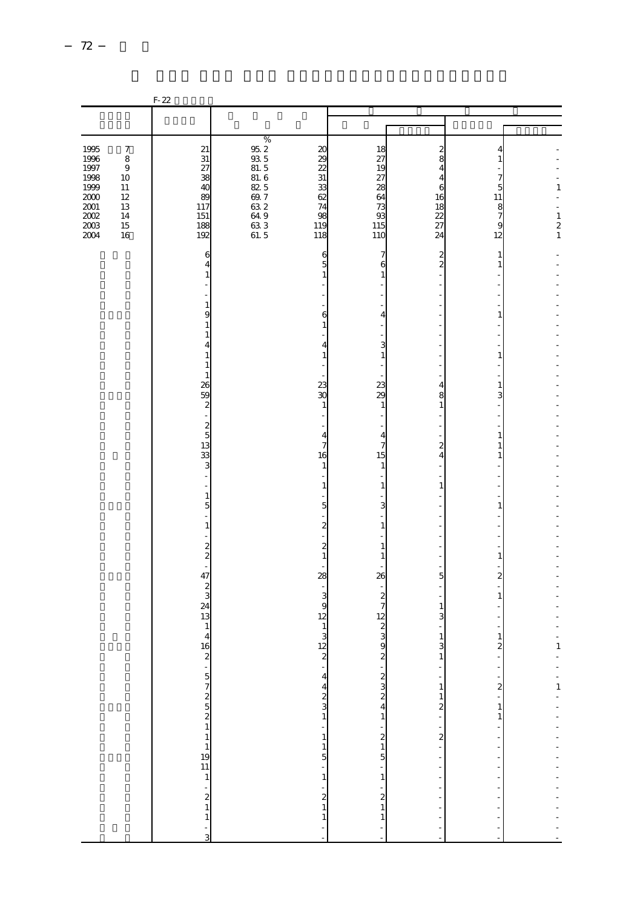F-22

| | | % | | | | | |
|---|---|---|---|---|---|---|---|
| 1995 7 | 21 | 95.2 | 20 | 18 | 2 | 4 | - |
| 1996 8 | 31 | 93.5 | 29 | 27 | 8 | 1 | - |
| 1997 9 | 27 | 81.5 | 22 | 19 | 4 | - | - |
| 1998 10 | 38 | 81.6 | 31 | 27 | 4 | 7 | - |
| 1999 11 | 40 | 82.5 | 33 | 28 | 6 | 5 | 1 |
| 2000 12 | 89 | 69.7 | 62 | 64 | 16 | 11 | - |
| 2001 13 | 117 | 63.2 | 74 | 73 | 18 | 8 | - |
| 2002 14 | 151 | 64.9 | 98 | 93 | 22 | 7 | 1 |
| 2003 15 | 188 | 63.3 | 119 | 115 | 27 | 9 | 2 |
| 2004 16 | 192 | 61.5 | 118 | 110 | 24 | 12 | 1 |
| | 6 | | 6 | 7 | 2 | 1 | - |
| | 4 | | 5 | 6 | 2 | 1 | - |
| | 1 | | 1 | 1 | - | - | - |
| | - | | - | - | - | - | - |
| | - | | - | - | - | - | - |
| | 1 | | - | - | - | - | - |
| | 9 | | 6 | 4 | - | 1 | - |
| | 1 | | 1 | - | - | - | - |
| | 1 | | - | - | - | - | - |
| | 4 | | 4 | 3 | - | - | - |
| | 1 | | 1 | 1 | - | 1 | - |
| | 1 | | - | - | - | - | - |
| | 1 | | - | - | - | - | - |
| | 26 | | 23 | 23 | 4 | 1 | - |
| | 59 | | 30 | 29 | 8 | 3 | - |
| | 2 | | 1 | 1 | 1 | - | - |
| | - | | - | - | - | - | - |
| | 2 | | - | - | - | - | - |
| | 5 | | 4 | 4 | - | 1 | - |
| | 13 | | 7 | 7 | 2 | 1 | - |
| | 33 | | 16 | 15 | 4 | 1 | - |
| | 3 | | 1 | 1 | - | - | - |
| | - | | - | - | - | - | - |
| | - | | 1 | 1 | 1 | - | - |
| | 1 | | - | - | - | - | - |
| | 5 | | 5 | 3 | - | 1 | - |
| | - | | - | - | - | - | - |
| | 1 | | 2 | 1 | - | - | - |
| | - | | - | - | - | - | - |
| | 2 | | 2 | 1 | - | - | - |
| | 2 | | 1 | 1 | - | 1 | - |
| | - | | - | - | - | - | - |
| | 47 | | 28 | 26 | 5 | 2 | - |
| | 2 | | - | - | - | - | - |
| | 3 | | 3 | 2 | - | 1 | - |
| | 24 | | 9 | 7 | 1 | - | - |
| | 13 | | 12 | 12 | 3 | - | - |
| | 1 | | 1 | 2 | - | - | - |
| | 4 | | 3 | 3 | 1 | 1 | - |
| | 16 | | 12 | 9 | 3 | 2 | 1 |
| | 2 | | 2 | 2 | 1 | - | - |
| | - | | - | - | - | - | - |
| | 5 | | 4 | 2 | - | - | - |
| | 7 | | 4 | 3 | 1 | 2 | 1 |
| | 2 | | 2 | 2 | 1 | - | - |
| | 5 | | 3 | 4 | 2 | 1 | - |
| | 2 | | 1 | 1 | - | 1 | - |
| | 1 | | - | - | - | - | - |
| | 1 | | 1 | 2 | 2 | - | - |
| | 1 | | 1 | 1 | - | - | - |
| | 19 | | 5 | 5 | - | - | - |
| | 11 | | - | - | - | - | - |
| | 1 | | 1 | 1 | - | - | - |
| | - | | - | - | - | - | - |
| | 2 | | 2 | 2 | - | - | - |
| | 1 | | 1 | 1 | - | - | - |
| | 1 | | 1 | 1 | - | - | - |
| | - | | - | - | - | - | - |
| | 3 | | - | - | - | - | - |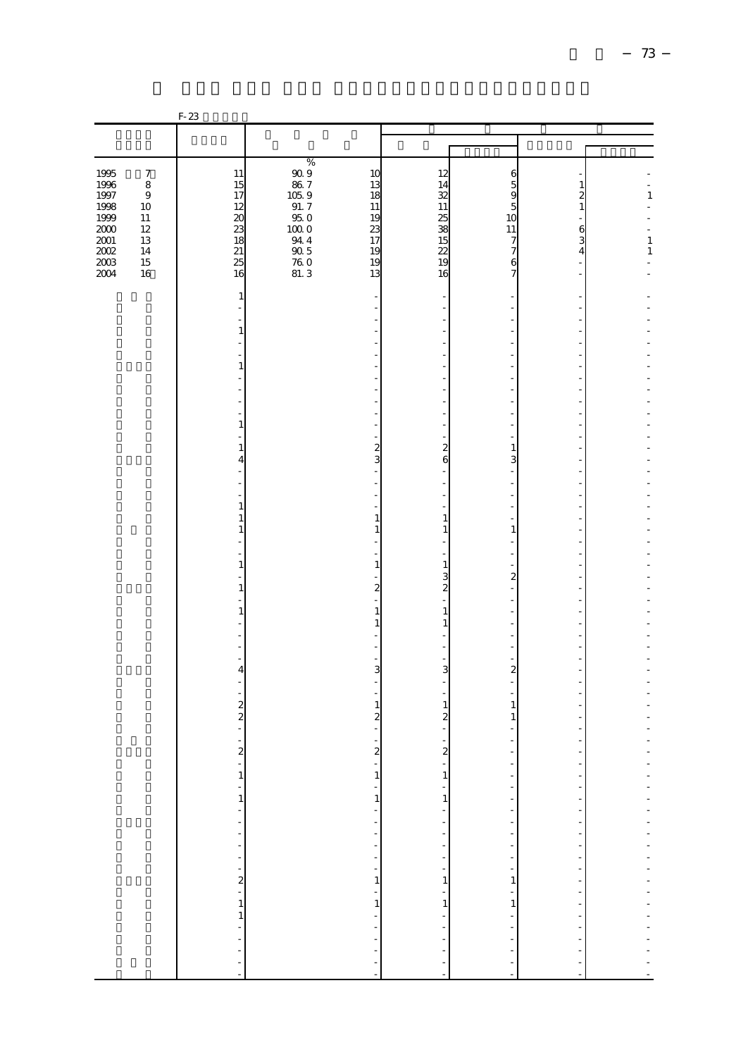F-23

| | | | | | | | |
|---|---|---|---|---|---|---|---|
| | | % | | | | | |
| 1995 7 | 11 | 90.9 | 10 | 12 | 6 | - | - |
| 1996 8 | 15 | 86.7 | 13 | 14 | 5 | 1 | - |
| 1997 9 | 17 | 105.9 | 18 | 32 | 9 | 2 | 1 |
| 1998 10 | 12 | 91.7 | 11 | 11 | 5 | 1 | - |
| 1999 11 | 20 | 95.0 | 19 | 25 | 10 | - | - |
| 2000 12 | 23 | 100.0 | 23 | 38 | 11 | 6 | - |
| 2001 13 | 18 | 94.4 | 17 | 15 | 7 | 3 | 1 |
| 2002 14 | 21 | 90.5 | 19 | 22 | 7 | 4 | 1 |
| 2003 15 | 25 | 76.0 | 19 | 19 | 6 | - | - |
| 2004 16 | 16 | 81.3 | 13 | 16 | 7 | - | - |
| | 1 | | - | - | - | - | - |
| | - | | - | - | - | - | - |
| | - | | - | - | - | - | - |
| | 1 | | - | - | - | - | - |
| | - | | - | - | - | - | - |
| | - | | - | - | - | - | - |
| | 1 | | - | - | - | - | - |
| | - | | - | - | - | - | - |
| | - | | - | - | - | - | - |
| | - | | - | - | - | - | - |
| | - | | - | - | - | - | - |
| | 1 | | - | - | - | - | - |
| | - | | - | - | - | - | - |
| | 1 | | 2 | 2 | 1 | - | - |
| | 4 | | 3 | 6 | 3 | - | - |
| | - | | - | - | - | - | - |
| | - | | - | - | - | - | - |
| | - | | - | - | - | - | - |
| | 1 | | - | - | - | - | - |
| | 1 | | 1 | 1 | - | - | - |
| | 1 | | 1 | 1 | 1 | - | - |
| | - | | - | - | - | - | - |
| | - | | - | - | - | - | - |
| | 1 | | 1 | 1 | - | - | - |
| | - | | - | 3 | 2 | - | - |
| | 1 | | 2 | 2 | - | - | - |
| | - | | - | - | - | - | - |
| | 1 | | 1 | 1 | - | - | - |
| | - | | 1 | 1 | - | - | - |
| | - | | - | - | - | - | - |
| | - | | - | - | - | - | - |
| | - | | - | - | - | - | - |
| | 4 | | 3 | 3 | 2 | - | - |
| | - | | - | - | - | - | - |
| | - | | - | - | - | - | - |
| | 2 | | 1 | 1 | 1 | - | - |
| | 2 | | 2 | 2 | 1 | - | - |
| | - | | - | - | - | - | - |
| | - | | - | - | - | - | - |
| | 2 | | 2 | 2 | - | - | - |
| | - | | - | - | - | - | - |
| | 1 | | 1 | 1 | - | - | - |
| | - | | - | - | - | - | - |
| | 1 | | 1 | 1 | - | - | - |
| | - | | - | - | - | - | - |
| | - | | - | - | - | - | - |
| | - | | - | - | - | - | - |
| | - | | - | - | - | - | - |
| | - | | - | - | - | - | - |
| | - | | - | - | - | - | - |
| | 2 | | 1 | 1 | 1 | - | - |
| | - | | - | - | - | - | - |
| | 1 | | 1 | 1 | 1 | - | - |
| | 1 | | - | - | - | - | - |
| | - | | - | - | - | - | - |
| | - | | - | - | - | - | - |
| | - | | - | - | - | - | - |
| | - | | - | - | - | - | - |
| | - | | - | - | - | - | - |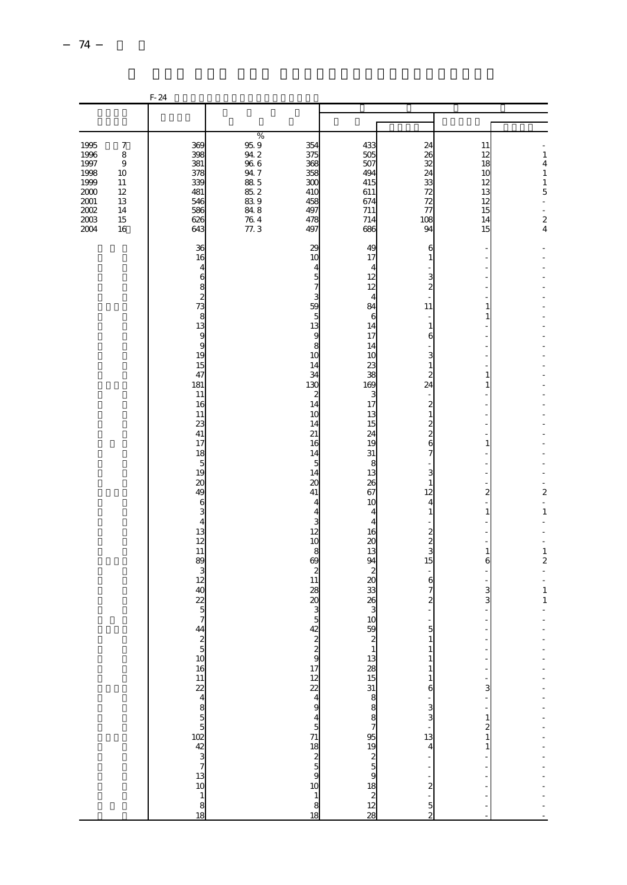F-24

| | | % | | | | | |
|---|---|---|---|---|---|---|---|
| 1995　7 | 369 | 95.9 | 354 | 433 | 24 | 11 | - |
| 1996　8 | 398 | 94.2 | 375 | 505 | 26 | 12 | 1 |
| 1997　9 | 381 | 96.6 | 368 | 507 | 32 | 18 | 4 |
| 1998　10 | 378 | 94.7 | 358 | 494 | 24 | 10 | 1 |
| 1999　11 | 339 | 88.5 | 300 | 415 | 33 | 12 | 1 |
| 2000　12 | 481 | 85.2 | 410 | 611 | 72 | 13 | 5 |
| 2001　13 | 546 | 83.9 | 458 | 674 | 72 | 12 | - |
| 2002　14 | 586 | 84.8 | 497 | 711 | 77 | 15 | - |
| 2003　15 | 626 | 76.4 | 478 | 714 | 108 | 14 | 2 |
| 2004　16 | 643 | 77.3 | 497 | 686 | 94 | 15 | 4 |
| | 36 | | 29 | 49 | 6 | - | - |
| | 16 | | 10 | 17 | 1 | - | - |
| | 4 | | 4 | 4 | - | - | - |
| | 6 | | 5 | 12 | 3 | - | - |
| | 8 | | 7 | 12 | 2 | - | - |
| | 2 | | 3 | 4 | - | - | - |
| | 73 | | 59 | 84 | 11 | 1 | - |
| | 8 | | 5 | 6 | - | 1 | - |
| | 13 | | 13 | 14 | 1 | - | - |
| | 9 | | 9 | 17 | 6 | - | - |
| | 9 | | 8 | 14 | - | - | - |
| | 19 | | 10 | 10 | 3 | - | - |
| | 15 | | 14 | 23 | 1 | - | - |
| | 47 | | 34 | 38 | 2 | 1 | - |
| | 181 | | 130 | 169 | 24 | 1 | - |
| | 11 | | 2 | 3 | - | - | - |
| | 16 | | 14 | 17 | 2 | - | - |
| | 11 | | 10 | 13 | 1 | - | - |
| | 23 | | 14 | 15 | 2 | - | - |
| | 41 | | 21 | 24 | 2 | - | - |
| | 17 | | 16 | 19 | 6 | 1 | - |
| | 18 | | 14 | 31 | 7 | - | - |
| | 5 | | 5 | 8 | - | - | - |
| | 19 | | 14 | 13 | 3 | - | - |
| | 20 | | 20 | 26 | 1 | - | - |
| | 49 | | 41 | 67 | 12 | 2 | 2 |
| | 6 | | 4 | 10 | 4 | - | - |
| | 3 | | 4 | 4 | 1 | 1 | 1 |
| | 4 | | 3 | 4 | - | - | - |
| | 13 | | 12 | 16 | 2 | - | - |
| | 12 | | 10 | 20 | 2 | - | - |
| | 11 | | 8 | 13 | 3 | 1 | 1 |
| | 89 | | 69 | 94 | 15 | 6 | 2 |
| | 3 | | 2 | 2 | - | - | - |
| | 12 | | 11 | 20 | 6 | - | - |
| | 40 | | 28 | 33 | 7 | 3 | 1 |
| | 22 | | 20 | 26 | 2 | 3 | 1 |
| | 5 | | 3 | 3 | - | - | - |
| | 7 | | 5 | 10 | - | - | - |
| | 44 | | 42 | 59 | 5 | - | - |
| | 2 | | 2 | 2 | 1 | - | - |
| | 5 | | 2 | 1 | 1 | - | - |
| | 10 | | 9 | 13 | 1 | - | - |
| | 16 | | 17 | 28 | 1 | - | - |
| | 11 | | 12 | 15 | 1 | - | - |
| | 22 | | 22 | 31 | 6 | 3 | - |
| | 4 | | 4 | 8 | - | - | - |
| | 8 | | 9 | 8 | 3 | - | - |
| | 5 | | 4 | 8 | 3 | 1 | - |
| | 5 | | 5 | 7 | - | 2 | - |
| | 102 | | 71 | 95 | 13 | 1 | - |
| | 42 | | 18 | 19 | 4 | 1 | - |
| | 3 | | 2 | 2 | - | - | - |
| | 7 | | 5 | 5 | - | - | - |
| | 13 | | 9 | 9 | - | - | - |
| | 10 | | 10 | 18 | 2 | - | - |
| | 1 | | 1 | 2 | - | - | - |
| | 8 | | 8 | 12 | 5 | - | - |
| | 18 | | 18 | 28 | 2 | - | - |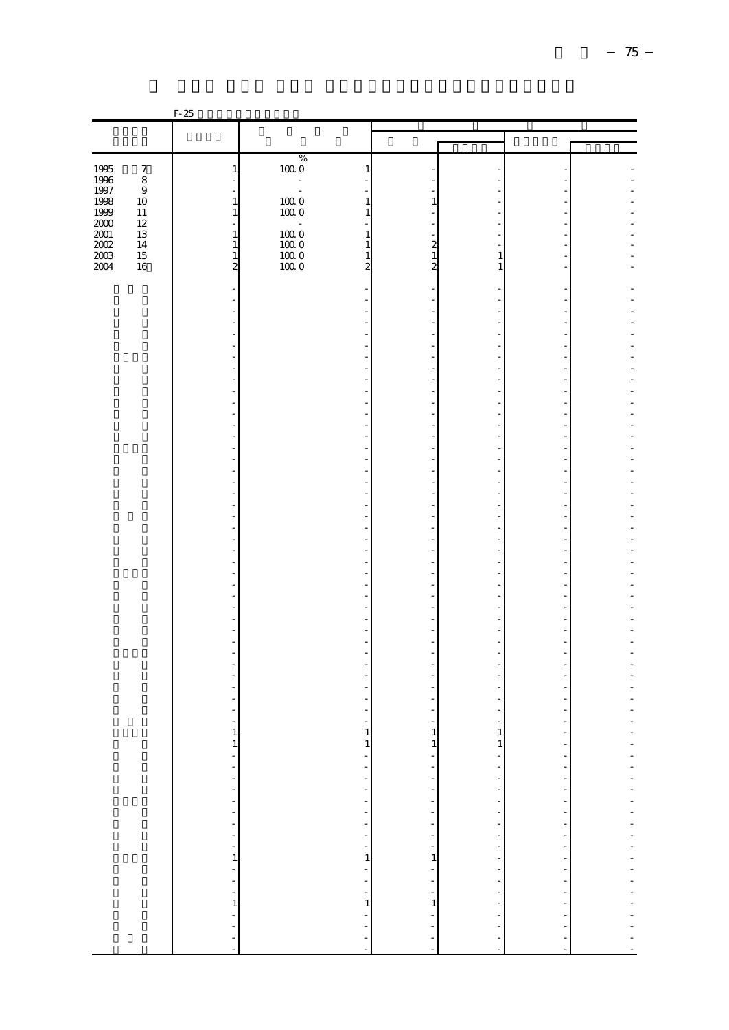F-25

| | | | | | | | |
|---|---|---|---|---|---|---|---|
| | | % | | | | | |
| 1995 7 | 1 | 100.0 | 1 | - | - | - | - |
| 1996 8 | - | - | - | - | - | - | - |
| 1997 9 | - | - | - | - | - | - | - |
| 1998 10 | 1 | 100.0 | 1 | 1 | - | - | - |
| 1999 11 | 1 | 100.0 | 1 | - | - | - | - |
| 2000 12 | - | - | - | - | - | - | - |
| 2001 13 | 1 | 100.0 | 1 | - | - | - | - |
| 2002 14 | 1 | 100.0 | 1 | 2 | - | - | - |
| 2003 15 | 1 | 100.0 | 1 | 1 | 1 | - | - |
| 2004 16 | 2 | 100.0 | 2 | 2 | 1 | - | - |
| | - | | - | - | - | - | - |
| | - | | - | - | - | - | - |
| | - | | - | - | - | - | - |
| | - | | - | - | - | - | - |
| | - | | - | - | - | - | - |
| | - | | - | - | - | - | - |
| | - | | - | - | - | - | - |
| | - | | - | - | - | - | - |
| | - | | - | - | - | - | - |
| | - | | - | - | - | - | - |
| | - | | - | - | - | - | - |
| | - | | - | - | - | - | - |
| | - | | - | - | - | - | - |
| | - | | - | - | - | - | - |
| | - | | - | - | - | - | - |
| | - | | - | - | - | - | - |
| | - | | - | - | - | - | - |
| | - | | - | - | - | - | - |
| | - | | - | - | - | - | - |
| | - | | - | - | - | - | - |
| | - | | - | - | - | - | - |
| | - | | - | - | - | - | - |
| | - | | - | - | - | - | - |
| | - | | - | - | - | - | - |
| | - | | - | - | - | - | - |
| | - | | - | - | - | - | - |
| | - | | - | - | - | - | - |
| | - | | - | - | - | - | - |
| | - | | - | - | - | - | - |
| | - | | - | - | - | - | - |
| | 1 | | 1 | 1 | 1 | - | - |
| | 1 | | 1 | 1 | 1 | - | - |
| | - | | - | - | - | - | - |
| | - | | - | - | - | - | - |
| | - | | - | - | - | - | - |
| | - | | - | - | - | - | - |
| | - | | - | - | - | - | - |
| | - | | - | - | - | - | - |
| | - | | - | - | - | - | - |
| | - | | - | - | - | - | - |
| | - | | - | - | - | - | - |
| | 1 | | 1 | 1 | - | - | - |
| | - | | - | - | - | - | - |
| | - | | - | - | - | - | - |
| | - | | - | - | - | - | - |
| | 1 | | 1 | 1 | - | - | - |
| | - | | - | - | - | - | - |
| | - | | - | - | - | - | - |
| | - | | - | - | - | - | - |
| | - | | - | - | - | - | - |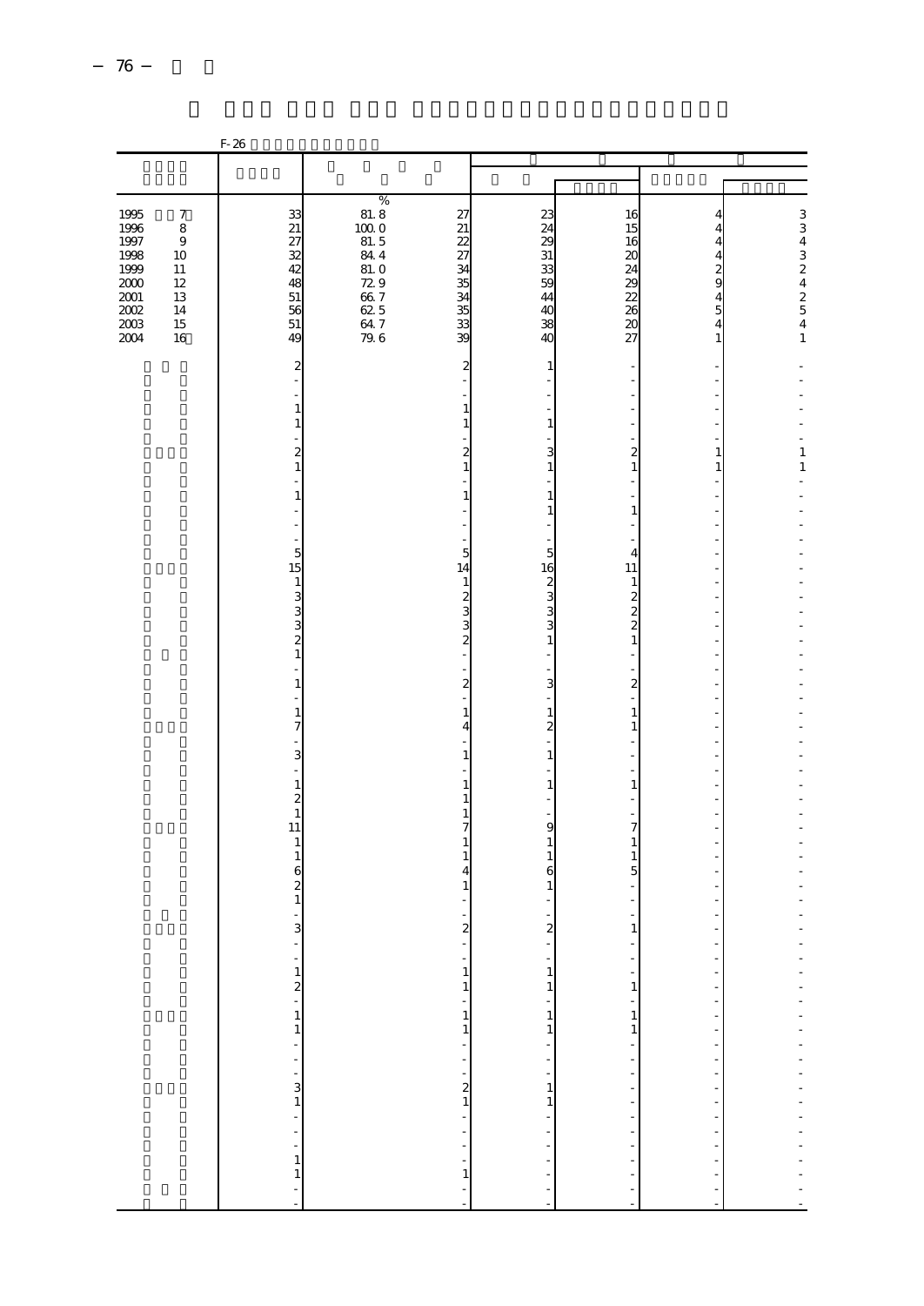F-26

| | | % | | | | | |
|---|---|---|---|---|---|---|---|
| 1995 7 | 33 | 81.8 | 27 | 23 | 16 | 4 | 3 |
| 1996 8 | 21 | 100.0 | 21 | 24 | 15 | 4 | 3 |
| 1997 9 | 27 | 81.5 | 22 | 29 | 16 | 4 | 4 |
| 1998 10 | 32 | 84.4 | 27 | 31 | 20 | 4 | 3 |
| 1999 11 | 42 | 81.0 | 34 | 33 | 24 | 2 | 2 |
| 2000 12 | 48 | 72.9 | 35 | 59 | 29 | 9 | 4 |
| 2001 13 | 51 | 66.7 | 34 | 44 | 22 | 4 | 2 |
| 2002 14 | 56 | 62.5 | 35 | 40 | 26 | 5 | 5 |
| 2003 15 | 51 | 64.7 | 33 | 38 | 20 | 4 | 4 |
| 2004 16 | 49 | 79.6 | 39 | 40 | 27 | 1 | 1 |
| | 2 | | 2 | 1 | - | - | - |
| | - | | - | - | - | - | - |
| | - | | - | - | - | - | - |
| | 1 | | 1 | - | - | - | - |
| | 1 | | 1 | 1 | - | - | - |
| | - | | - | - | - | - | - |
| | 2 | | 2 | 3 | 2 | 1 | 1 |
| | 1 | | 1 | 1 | 1 | 1 | 1 |
| | - | | - | - | - | - | - |
| | 1 | | 1 | 1 | - | - | - |
| | - | | - | 1 | 1 | - | - |
| | - | | - | - | - | - | - |
| | - | | - | - | - | - | - |
| | 5 | | 5 | 5 | 4 | - | - |
| | 15 | | 14 | 16 | 11 | - | - |
| | 1 | | 1 | 2 | 1 | - | - |
| | 3 | | 2 | 3 | 2 | - | - |
| | 3 | | 3 | 3 | 2 | - | - |
| | 3 | | 3 | 3 | 2 | - | - |
| | 2 | | 2 | 1 | 1 | - | - |
| | 1 | | - | - | - | - | - |
| | - | | - | - | - | - | - |
| | 1 | | 2 | 3 | 2 | - | - |
| | - | | - | - | - | - | - |
| | 1 | | 1 | 1 | 1 | - | - |
| | 7 | | 4 | 2 | 1 | - | - |
| | - | | - | - | - | - | - |
| | 3 | | 1 | 1 | - | - | - |
| | - | | - | - | - | - | - |
| | 1 | | 1 | 1 | 1 | - | - |
| | 2 | | 1 | - | - | - | - |
| | 1 | | 1 | - | - | - | - |
| | 11 | | 7 | 9 | 7 | - | - |
| | 1 | | 1 | 1 | 1 | - | - |
| | 1 | | 1 | 1 | 1 | - | - |
| | 6 | | 4 | 6 | 5 | - | - |
| | 2 | | 1 | 1 | - | - | - |
| | 1 | | - | - | - | - | - |
| | - | | - | - | - | - | - |
| | 3 | | 2 | 2 | 1 | - | - |
| | - | | - | - | - | - | - |
| | - | | - | - | - | - | - |
| | 1 | | 1 | 1 | - | - | - |
| | 2 | | 1 | 1 | 1 | - | - |
| | - | | - | - | - | - | - |
| | 1 | | 1 | 1 | 1 | - | - |
| | 1 | | 1 | 1 | 1 | - | - |
| | - | | - | - | - | - | - |
| | - | | - | - | - | - | - |
| | - | | - | - | - | - | - |
| | 3 | | 2 | 1 | - | - | - |
| | 1 | | 1 | 1 | - | - | - |
| | - | | - | - | - | - | - |
| | - | | - | - | - | - | - |
| | - | | - | - | - | - | - |
| | 1 | | - | - | - | - | - |
| | 1 | | 1 | - | - | - | - |
| | - | | - | - | - | - | - |
| | - | | - | - | - | - | - |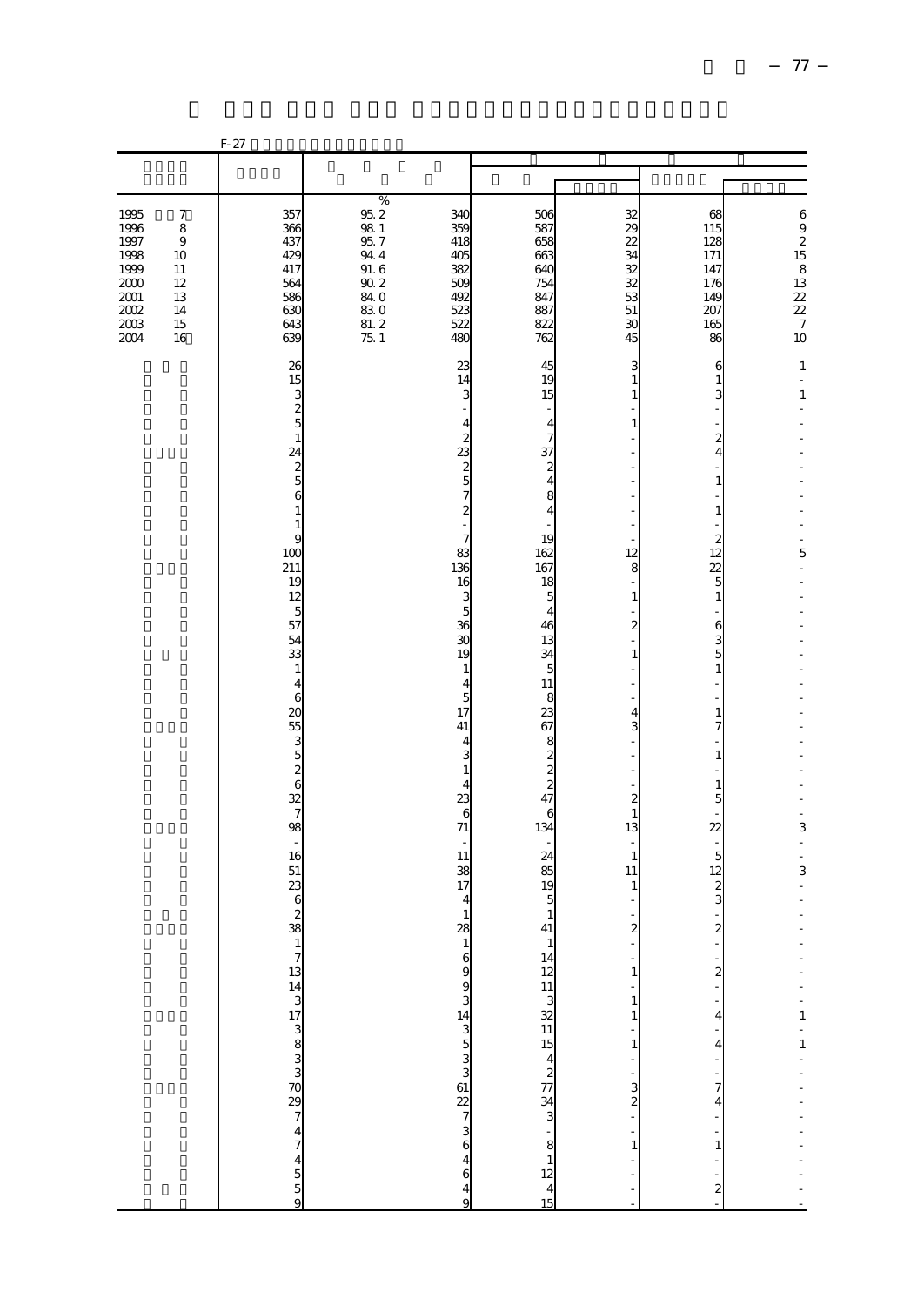F-27

| | | | | | | | |
|---|---|---|---|---|---|---|---|
| | | % | | | | | |
| 1995　7 | 357 | 95.2 | 340 | 506 | 32 | 68 | 6 |
| 1996　8 | 366 | 98.1 | 359 | 587 | 29 | 115 | 9 |
| 1997　9 | 437 | 95.7 | 418 | 658 | 22 | 128 | 2 |
| 1998　10 | 429 | 94.4 | 405 | 663 | 34 | 171 | 15 |
| 1999　11 | 417 | 91.6 | 382 | 640 | 32 | 147 | 8 |
| 2000　12 | 564 | 90.2 | 509 | 754 | 32 | 176 | 13 |
| 2001　13 | 586 | 84.0 | 492 | 847 | 53 | 149 | 22 |
| 2002　14 | 630 | 83.0 | 523 | 887 | 51 | 207 | 22 |
| 2003　15 | 643 | 81.2 | 522 | 822 | 30 | 165 | 7 |
| 2004　16 | 639 | 75.1 | 480 | 762 | 45 | 86 | 10 |
| | 26 | | 23 | 45 | 3 | 6 | 1 |
| | 15 | | 14 | 19 | 1 | 1 | - |
| | 3 | | 3 | 15 | 1 | 3 | 1 |
| | 2 | | - | - | - | - | - |
| | 5 | | 4 | 4 | 1 | - | - |
| | 1 | | 2 | 7 | - | 2 | - |
| | 24 | | 23 | 37 | - | 4 | - |
| | 2 | | 2 | 2 | - | - | - |
| | 5 | | 5 | 4 | - | 1 | - |
| | 6 | | 7 | 8 | - | - | - |
| | 1 | | 2 | 4 | - | 1 | - |
| | 1 | | - | - | - | - | - |
| | 9 | | 7 | 19 | - | 2 | - |
| | 100 | | 83 | 162 | 12 | 12 | 5 |
| | 211 | | 136 | 167 | 8 | 22 | - |
| | 19 | | 16 | 18 | - | 5 | - |
| | 12 | | 3 | 5 | 1 | 1 | - |
| | 5 | | 5 | 4 | - | - | - |
| | 57 | | 36 | 46 | 2 | 6 | - |
| | 54 | | 30 | 13 | - | 3 | - |
| | 33 | | 19 | 34 | 1 | 5 | - |
| | 1 | | 1 | 5 | - | 1 | - |
| | 4 | | 4 | 11 | - | - | - |
| | 6 | | 5 | 8 | - | - | - |
| | 20 | | 17 | 23 | 4 | 1 | - |
| | 55 | | 41 | 67 | 3 | 7 | - |
| | 3 | | 4 | 8 | - | - | - |
| | 5 | | 3 | 2 | - | 1 | - |
| | 2 | | 1 | 2 | - | - | - |
| | 6 | | 4 | 2 | - | 1 | - |
| | 32 | | 23 | 47 | 2 | 5 | - |
| | 7 | | 6 | 6 | 1 | - | - |
| | 98 | | 71 | 134 | 13 | 22 | 3 |
| | - | | - | - | - | - | - |
| | 16 | | 11 | 24 | 1 | 5 | - |
| | 51 | | 38 | 85 | 11 | 12 | 3 |
| | 23 | | 17 | 19 | 1 | 2 | - |
| | 6 | | 4 | 5 | - | 3 | - |
| | 2 | | 1 | 1 | - | - | - |
| | 38 | | 28 | 41 | 2 | 2 | - |
| | 1 | | 1 | 1 | - | - | - |
| | 7 | | 6 | 14 | - | - | - |
| | 13 | | 9 | 12 | 1 | 2 | - |
| | 14 | | 9 | 11 | - | - | - |
| | 3 | | 3 | 3 | 1 | - | - |
| | 17 | | 14 | 32 | 1 | 4 | 1 |
| | 3 | | 3 | 11 | - | - | - |
| | 8 | | 5 | 15 | 1 | 4 | 1 |
| | 3 | | 3 | 4 | - | - | - |
| | 3 | | 3 | 2 | - | - | - |
| | 70 | | 61 | 77 | 3 | 7 | - |
| | 29 | | 22 | 34 | 2 | 4 | - |
| | 7 | | 7 | 3 | - | - | - |
| | 4 | | 3 | - | - | - | - |
| | 7 | | 6 | 8 | 1 | 1 | - |
| | 4 | | 4 | 1 | - | - | - |
| | 5 | | 6 | 12 | - | - | - |
| | 5 | | 4 | 4 | - | 2 | - |
| | 9 | | 9 | 15 | - | - | - |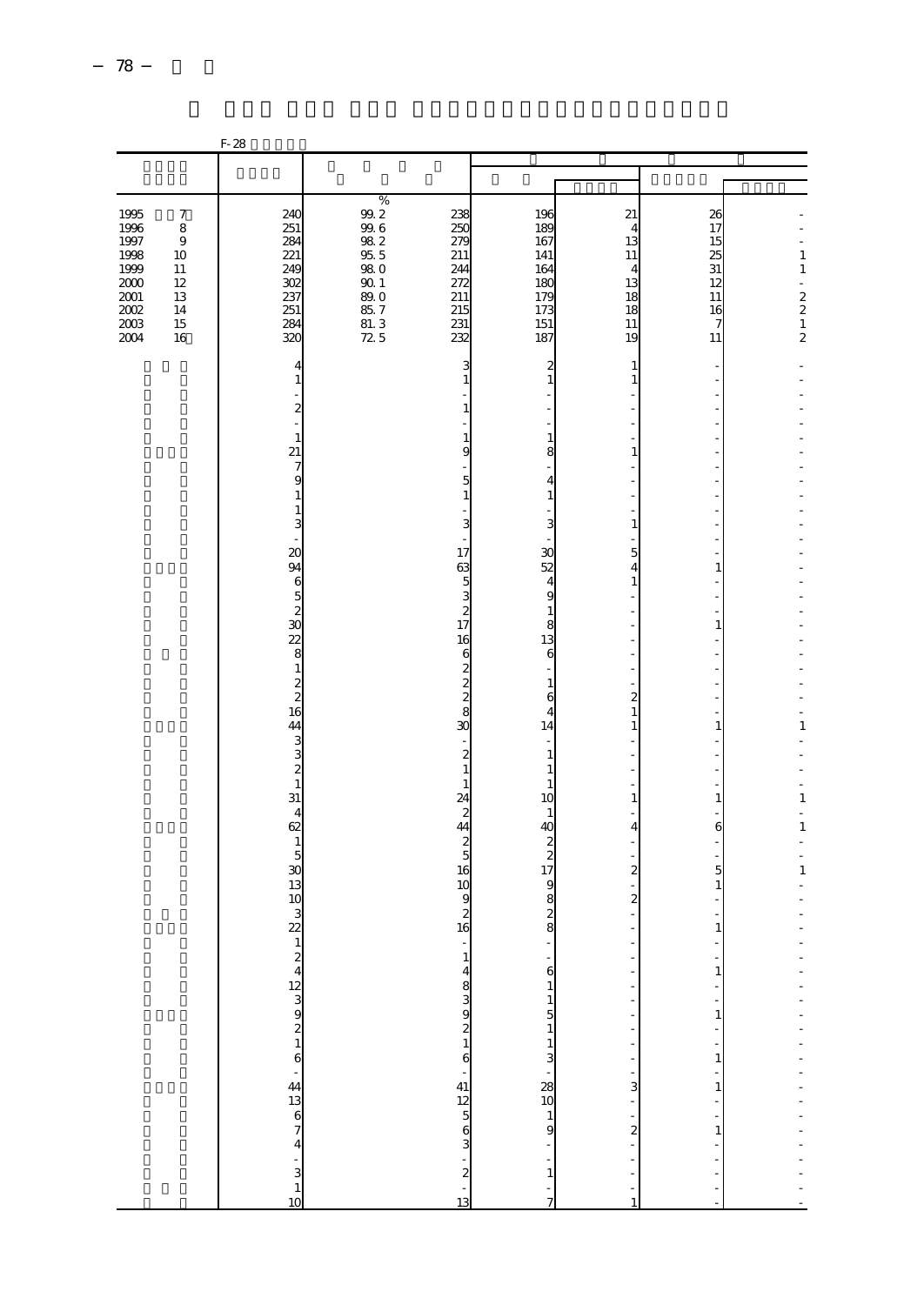F-28

| | | | | | | | |
|---|---|---|---|---|---|---|---|
| | | % | | | | | |
| 1995 7 | 240 | 99.2 | 238 | 196 | 21 | 26 | - |
| 1996 8 | 251 | 99.6 | 250 | 189 | 4 | 17 | - |
| 1997 9 | 284 | 98.2 | 279 | 167 | 13 | 15 | - |
| 1998 10 | 221 | 95.5 | 211 | 141 | 11 | 25 | 1 |
| 1999 11 | 249 | 98.0 | 244 | 164 | 4 | 31 | 1 |
| 2000 12 | 302 | 90.1 | 272 | 180 | 13 | 12 | - |
| 2001 13 | 237 | 89.0 | 211 | 179 | 18 | 11 | 2 |
| 2002 14 | 251 | 85.7 | 215 | 173 | 18 | 16 | 2 |
| 2003 15 | 284 | 81.3 | 231 | 151 | 11 | 7 | 1 |
| 2004 16 | 320 | 72.5 | 232 | 187 | 19 | 11 | 2 |
| | 4 | | 3 | 2 | 1 | - | - |
| | 1 | | 1 | 1 | 1 | - | - |
| | - | | - | - | - | - | - |
| | 2 | | 1 | - | - | - | - |
| | - | | - | - | - | - | - |
| | 1 | | 1 | 1 | - | - | - |
| | 21 | | 9 | 8 | 1 | - | - |
| | 7 | | - | - | - | - | - |
| | 9 | | 5 | 4 | - | - | - |
| | 1 | | 1 | 1 | - | - | - |
| | 1 | | - | - | - | - | - |
| | 3 | | 3 | 3 | 1 | - | - |
| | - | | - | - | - | - | - |
| | 20 | | 17 | 30 | 5 | - | - |
| | 94 | | 63 | 52 | 4 | 1 | - |
| | 6 | | 5 | 4 | 1 | - | - |
| | 5 | | 3 | 9 | - | - | - |
| | 2 | | 2 | 1 | - | - | - |
| | 30 | | 17 | 8 | - | 1 | - |
| | 22 | | 16 | 13 | - | - | - |
| | 8 | | 6 | 6 | - | - | - |
| | 1 | | 2 | - | - | - | - |
| | 2 | | 2 | 1 | - | - | - |
| | 2 | | 2 | 6 | 2 | - | - |
| | 16 | | 8 | 4 | 1 | - | - |
| | 44 | | 30 | 14 | 1 | 1 | 1 |
| | 3 | | - | - | - | - | - |
| | 3 | | 2 | 1 | - | - | - |
| | 2 | | 1 | 1 | - | - | - |
| | 1 | | 1 | 1 | - | - | - |
| | 31 | | 24 | 10 | 1 | 1 | 1 |
| | 4 | | 2 | 1 | - | - | - |
| | 62 | | 44 | 40 | 4 | 6 | 1 |
| | 1 | | 2 | 2 | - | - | - |
| | 5 | | 5 | 2 | - | - | - |
| | 30 | | 16 | 17 | 2 | 5 | 1 |
| | 13 | | 10 | 9 | - | 1 | - |
| | 10 | | 9 | 8 | 2 | - | - |
| | 3 | | 2 | 2 | - | - | - |
| | 22 | | 16 | 8 | - | 1 | - |
| | 1 | | - | - | - | - | - |
| | 2 | | 1 | - | - | - | - |
| | 4 | | 4 | 6 | - | 1 | - |
| | 12 | | 8 | 1 | - | - | - |
| | 3 | | 3 | 1 | - | - | - |
| | 9 | | 9 | 5 | - | 1 | - |
| | 2 | | 2 | 1 | - | - | - |
| | 1 | | 1 | 1 | - | - | - |
| | 6 | | 6 | 3 | - | 1 | - |
| | - | | - | - | - | - | - |
| | 44 | | 41 | 28 | 3 | 1 | - |
| | 13 | | 12 | 10 | - | - | - |
| | 6 | | 5 | 1 | - | - | - |
| | 7 | | 6 | 9 | 2 | 1 | - |
| | 4 | | 3 | - | - | - | - |
| | - | | - | - | - | - | - |
| | 3 | | 2 | 1 | - | - | - |
| | 1 | | - | - | - | - | - |
| | 10 | | 13 | 7 | 1 | - | - |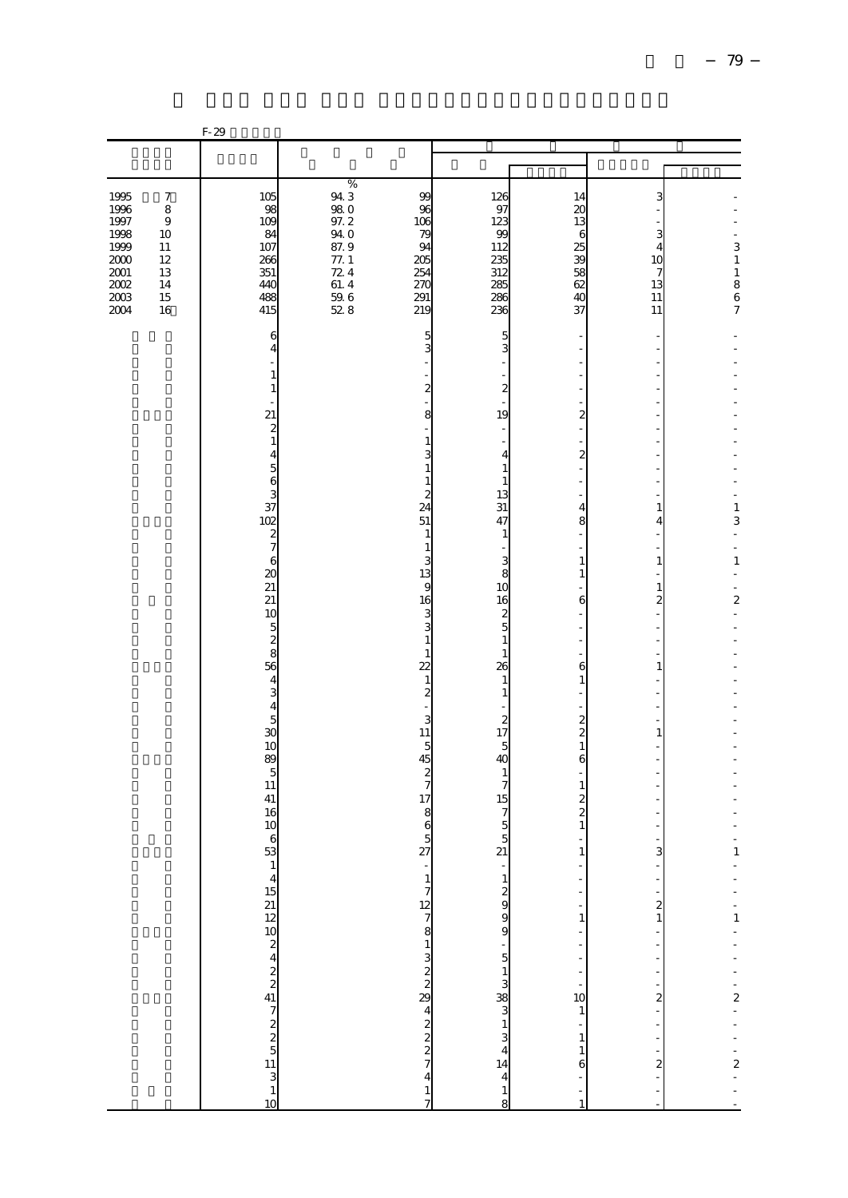F-29

| | | | | | | | |
|---|---|---|---|---|---|---|---|
| | | % | | | | | |
| 1995 7 | 105 | 94.3 | 99 | 126 | 14 | 3 | - |
| 1996 8 | 98 | 98.0 | 96 | 97 | 20 | - | - |
| 1997 9 | 109 | 97.2 | 106 | 123 | 13 | - | - |
| 1998 10 | 84 | 94.0 | 79 | 99 | 6 | 3 | - |
| 1999 11 | 107 | 87.9 | 94 | 112 | 25 | 4 | 3 |
| 2000 12 | 266 | 77.1 | 205 | 235 | 39 | 10 | 1 |
| 2001 13 | 351 | 72.4 | 254 | 312 | 58 | 7 | 1 |
| 2002 14 | 440 | 61.4 | 270 | 285 | 62 | 13 | 8 |
| 2003 15 | 488 | 59.6 | 291 | 286 | 40 | 11 | 6 |
| 2004 16 | 415 | 52.8 | 219 | 236 | 37 | 11 | 7 |
| | 6 | | 5 | 5 | - | - | - |
| | 4 | | 3 | 3 | - | - | - |
| | - | | - | - | - | - | - |
| | 1 | | - | - | - | - | - |
| | 1 | | 2 | 2 | - | - | - |
| | - | | - | - | - | - | - |
| | 21 | | 8 | 19 | 2 | - | - |
| | 2 | | - | - | - | - | - |
| | 1 | | 1 | - | - | - | - |
| | 4 | | 3 | 4 | 2 | - | - |
| | 5 | | 1 | 1 | - | - | - |
| | 6 | | 1 | 1 | - | - | - |
| | 3 | | 2 | 13 | - | - | - |
| | 37 | | 24 | 31 | 4 | 1 | 1 |
| | 102 | | 51 | 47 | 8 | 4 | 3 |
| | 2 | | 1 | 1 | - | - | - |
| | 7 | | 1 | - | - | - | - |
| | 6 | | 3 | 3 | 1 | 1 | 1 |
| | 20 | | 13 | 8 | 1 | - | - |
| | 21 | | 9 | 10 | - | 1 | - |
| | 21 | | 16 | 16 | 6 | 2 | 2 |
| | 10 | | 3 | 2 | - | - | - |
| | 5 | | 3 | 5 | - | - | - |
| | 2 | | 1 | 1 | - | - | - |
| | 8 | | 1 | 1 | - | - | - |
| | 56 | | 22 | 26 | 6 | 1 | - |
| | 4 | | 1 | 1 | 1 | - | - |
| | 3 | | 2 | 1 | - | - | - |
| | 4 | | - | - | - | - | - |
| | 5 | | 3 | 2 | 2 | - | - |
| | 30 | | 11 | 17 | 2 | 1 | - |
| | 10 | | 5 | 5 | 1 | - | - |
| | 89 | | 45 | 40 | 6 | - | - |
| | 5 | | 2 | 1 | - | - | - |
| | 11 | | 7 | 7 | 1 | - | - |
| | 41 | | 17 | 15 | 2 | - | - |
| | 16 | | 8 | 7 | 2 | - | - |
| | 10 | | 6 | 5 | 1 | - | - |
| | 6 | | 5 | 5 | - | - | - |
| | 53 | | 27 | 21 | 1 | 3 | 1 |
| | 1 | | - | - | - | - | - |
| | 4 | | 1 | 1 | - | - | - |
| | 15 | | 7 | 2 | - | - | - |
| | 21 | | 12 | 9 | - | 2 | - |
| | 12 | | 7 | 9 | 1 | 1 | 1 |
| | 10 | | 8 | 9 | - | - | - |
| | 2 | | 1 | - | - | - | - |
| | 4 | | 3 | 5 | - | - | - |
| | 2 | | 2 | 1 | - | - | - |
| | 2 | | 2 | 3 | - | - | - |
| | 41 | | 29 | 38 | 10 | 2 | 2 |
| | 7 | | 4 | 3 | 1 | - | - |
| | 2 | | 2 | 1 | - | - | - |
| | 2 | | 2 | 3 | 1 | - | - |
| | 5 | | 2 | 4 | 1 | - | - |
| | 11 | | 7 | 14 | 6 | 2 | 2 |
| | 3 | | 4 | 4 | - | - | - |
| | 1 | | 1 | 1 | - | - | - |
| | 10 | | 7 | 8 | 1 | - | - |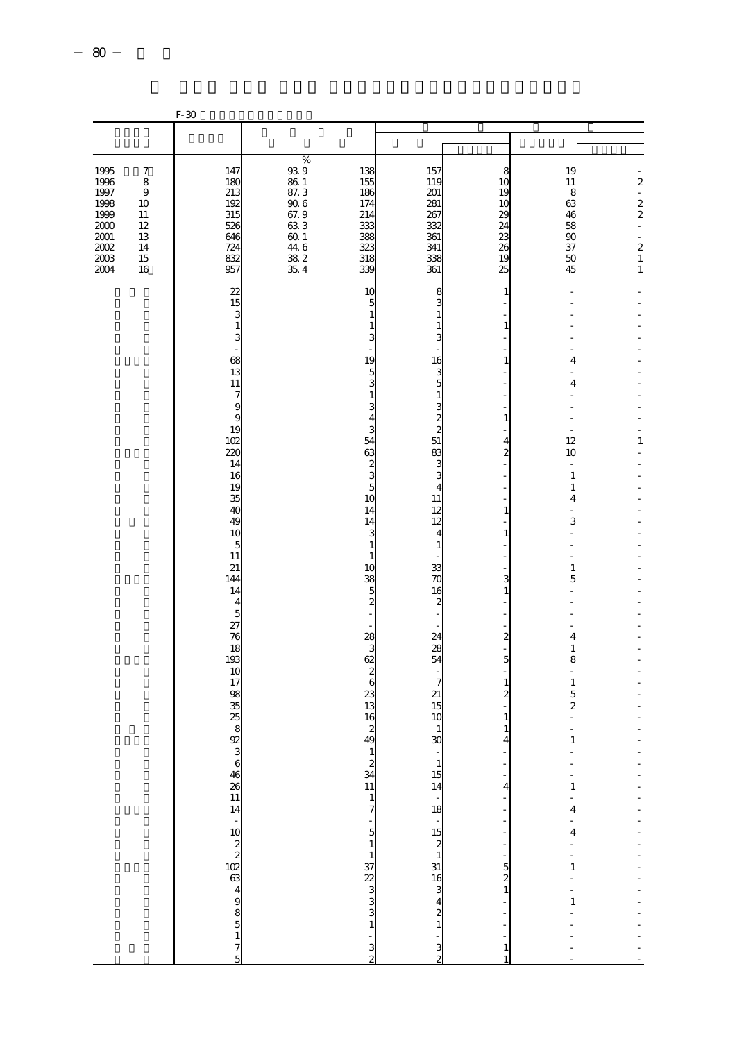F-30

| | | % | | | | | |
|---|---|---|---|---|---|---|---|
| 1995 7 | 147 | 93.9 | 138 | 157 | 8 | 19 | - |
| 1996 8 | 180 | 86.1 | 155 | 119 | 10 | 11 | 2 |
| 1997 9 | 213 | 87.3 | 186 | 201 | 19 | 8 | - |
| 1998 10 | 192 | 90.6 | 174 | 281 | 10 | 63 | 2 |
| 1999 11 | 315 | 67.9 | 214 | 267 | 29 | 46 | 2 |
| 2000 12 | 526 | 63.3 | 333 | 332 | 24 | 58 | - |
| 2001 13 | 646 | 60.1 | 388 | 361 | 23 | 90 | - |
| 2002 14 | 724 | 44.6 | 323 | 341 | 26 | 37 | 2 |
| 2003 15 | 832 | 38.2 | 318 | 338 | 19 | 50 | 1 |
| 2004 16 | 957 | 35.4 | 339 | 361 | 25 | 45 | 1 |
| | 22 | | 10 | 8 | 1 | - | - |
| | 15 | | 5 | 3 | - | - | - |
| | 3 | | 1 | 1 | - | - | - |
| | 1 | | 1 | 1 | 1 | - | - |
| | 3 | | 3 | 3 | - | - | - |
| | - | | - | - | - | - | - |
| | 68 | | 19 | 16 | 1 | 4 | - |
| | 13 | | 5 | 3 | - | - | - |
| | 11 | | 3 | 5 | - | 4 | - |
| | 7 | | 1 | 1 | - | - | - |
| | 9 | | 3 | 3 | - | - | - |
| | 9 | | 4 | 2 | 1 | - | - |
| | 19 | | 3 | 2 | - | - | - |
| | 102 | | 54 | 51 | 4 | 12 | 1 |
| | 220 | | 63 | 83 | 2 | 10 | - |
| | 14 | | 2 | 3 | - | - | - |
| | 16 | | 3 | 3 | - | 1 | - |
| | 19 | | 5 | 4 | - | 1 | - |
| | 35 | | 10 | 11 | - | 4 | - |
| | 40 | | 14 | 12 | 1 | - | - |
| | 49 | | 14 | 12 | - | 3 | - |
| | 10 | | 3 | 4 | 1 | - | - |
| | 5 | | 1 | 1 | - | - | - |
| | 11 | | 1 | - | - | - | - |
| | 21 | | 10 | 33 | - | 1 | - |
| | 144 | | 38 | 70 | 3 | 5 | - |
| | 14 | | 5 | 16 | 1 | - | - |
| | 4 | | 2 | 2 | - | - | - |
| | 5 | | - | - | - | - | - |
| | 27 | | - | - | - | - | - |
| | 76 | | 28 | 24 | 2 | 4 | - |
| | 18 | | 3 | 28 | - | 1 | - |
| | 193 | | 62 | 54 | 5 | 8 | - |
| | 10 | | 2 | - | - | - | - |
| | 17 | | 6 | 7 | 1 | 1 | - |
| | 98 | | 23 | 21 | 2 | 5 | - |
| | 35 | | 13 | 15 | - | 2 | - |
| | 25 | | 16 | 10 | 1 | - | - |
| | 8 | | 2 | 1 | 1 | - | - |
| | 92 | | 49 | 30 | 4 | 1 | - |
| | 3 | | 1 | - | - | - | - |
| | 6 | | 2 | 1 | - | - | - |
| | 46 | | 34 | 15 | - | - | - |
| | 26 | | 11 | 14 | 4 | 1 | - |
| | 11 | | 1 | - | - | - | - |
| | 14 | | 7 | 18 | - | 4 | - |
| | - | | - | - | - | - | - |
| | 10 | | 5 | 15 | - | 4 | - |
| | 2 | | 1 | 2 | - | - | - |
| | 2 | | 1 | 1 | - | - | - |
| | 102 | | 37 | 31 | 5 | 1 | - |
| | 63 | | 22 | 16 | 2 | - | - |
| | 4 | | 3 | 3 | 1 | - | - |
| | 9 | | 3 | 4 | - | 1 | - |
| | 8 | | 3 | 2 | - | - | - |
| | 5 | | 1 | 1 | - | - | - |
| | 1 | | - | - | - | - | - |
| | 7 | | 3 | 3 | 1 | - | - |
| | 5 | | 2 | 2 | 1 | - | - |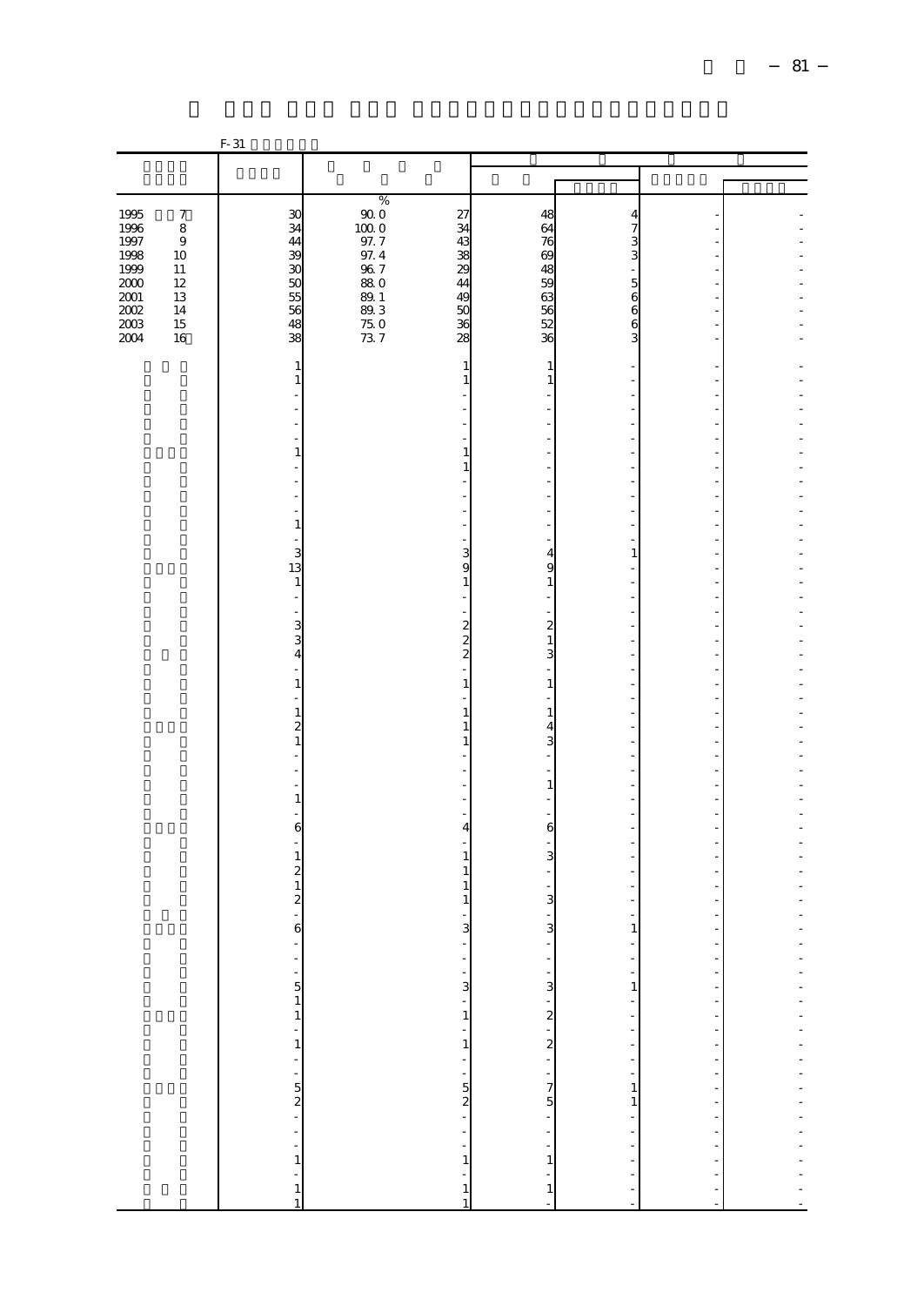F-31

| | | % | | | | | |
|---|---|---|---|---|---|---|---|
| 1995 7 | 30 | 90.0 | 27 | 48 | 4 | - | - |
| 1996 8 | 34 | 100.0 | 34 | 64 | 7 | - | - |
| 1997 9 | 44 | 97.7 | 43 | 76 | 3 | - | - |
| 1998 10 | 39 | 97.4 | 38 | 69 | 3 | - | - |
| 1999 11 | 30 | 96.7 | 29 | 48 | - | - | - |
| 2000 12 | 50 | 88.0 | 44 | 59 | 5 | - | - |
| 2001 13 | 55 | 89.1 | 49 | 63 | 6 | - | - |
| 2002 14 | 56 | 89.3 | 50 | 56 | 6 | - | - |
| 2003 15 | 48 | 75.0 | 36 | 52 | 6 | - | - |
| 2004 16 | 38 | 73.7 | 28 | 36 | 3 | - | - |
| | 1 | | 1 | 1 | - | - | - |
| | 1 | | 1 | 1 | - | - | - |
| | - | | - | - | - | - | - |
| | - | | - | - | - | - | - |
| | - | | - | - | - | - | - |
| | - | | - | - | - | - | - |
| | 1 | | 1 | - | - | - | - |
| | - | | 1 | - | - | - | - |
| | - | | - | - | - | - | - |
| | - | | - | - | - | - | - |
| | - | | - | - | - | - | - |
| | 1 | | - | - | - | - | - |
| | - | | - | - | - | - | - |
| | 3 | | 3 | 4 | 1 | - | - |
| | 13 | | 9 | 9 | - | - | - |
| | 1 | | 1 | 1 | - | - | - |
| | - | | - | - | - | - | - |
| | - | | - | - | - | - | - |
| | 3 | | 2 | 2 | - | - | - |
| | 3 | | 2 | 1 | - | - | - |
| | 4 | | 2 | 3 | - | - | - |
| | - | | - | - | - | - | - |
| | 1 | | 1 | 1 | - | - | - |
| | - | | - | - | - | - | - |
| | 1 | | 1 | 1 | - | - | - |
| | 2 | | 1 | 4 | - | - | - |
| | 1 | | 1 | 3 | - | - | - |
| | - | | - | - | - | - | - |
| | - | | - | - | - | - | - |
| | - | | - | 1 | - | - | - |
| | 1 | | - | - | - | - | - |
| | - | | - | - | - | - | - |
| | 6 | | 4 | 6 | - | - | - |
| | - | | - | - | - | - | - |
| | 1 | | 1 | 3 | - | - | - |
| | 2 | | 1 | - | - | - | - |
| | 1 | | 1 | - | - | - | - |
| | 2 | | 1 | 3 | - | - | - |
| | - | | - | - | - | - | - |
| | 6 | | 3 | 3 | 1 | - | - |
| | - | | - | - | - | - | - |
| | - | | - | - | - | - | - |
| | - | | - | - | - | - | - |
| | 5 | | 3 | 3 | 1 | - | - |
| | 1 | | - | - | - | - | - |
| | 1 | | 1 | 2 | - | - | - |
| | - | | - | - | - | - | - |
| | 1 | | 1 | 2 | - | - | - |
| | - | | - | - | - | - | - |
| | - | | - | - | - | - | - |
| | 5 | | 5 | 7 | 1 | - | - |
| | 2 | | 2 | 5 | 1 | - | - |
| | - | | - | - | - | - | - |
| | - | | - | - | - | - | - |
| | - | | - | - | - | - | - |
| | 1 | | 1 | 1 | - | - | - |
| | - | | - | - | - | - | - |
| | 1 | | 1 | 1 | - | - | - |
| | 1 | | 1 | - | - | - | - |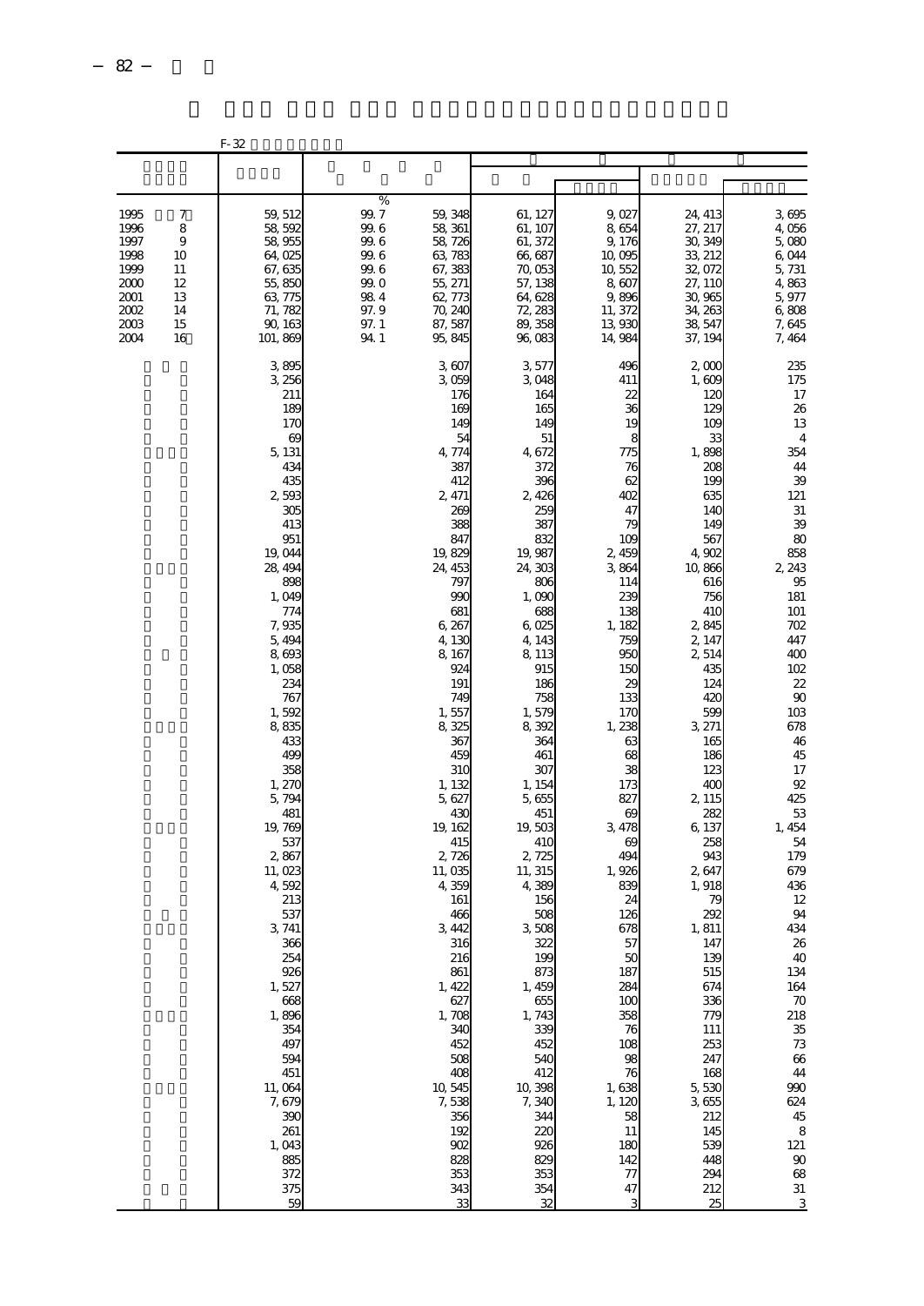F-32

| | | | | | | | |
|---|---|---|---|---|---|---|---|
| | | % | | | | | |
| 1995 7 | 59, 512 | 99. 7 | 59, 348 | 61, 127 | 9, 027 | 24, 413 | 3, 695 |
| 1996 8 | 58, 592 | 99. 6 | 58, 361 | 61, 107 | 8, 654 | 27, 217 | 4, 056 |
| 1997 9 | 58, 955 | 99. 6 | 58, 726 | 61, 372 | 9, 176 | 30, 349 | 5, 080 |
| 1998 10 | 64, 025 | 99. 6 | 63, 783 | 66, 687 | 10, 095 | 33, 212 | 6, 044 |
| 1999 11 | 67, 635 | 99. 6 | 67, 383 | 70, 053 | 10, 552 | 32, 072 | 5, 731 |
| 2000 12 | 55, 850 | 99. 0 | 55, 271 | 57, 138 | 8, 607 | 27, 110 | 4, 863 |
| 2001 13 | 63, 775 | 98. 4 | 62, 773 | 64, 628 | 9, 896 | 30, 965 | 5, 977 |
| 2002 14 | 71, 782 | 97. 9 | 70, 240 | 72, 283 | 11, 372 | 34, 263 | 6, 808 |
| 2003 15 | 90, 163 | 97. 1 | 87, 587 | 89, 358 | 13, 930 | 38, 547 | 7, 645 |
| 2004 16 | 101, 869 | 94. 1 | 95, 845 | 96, 083 | 14, 984 | 37, 194 | 7, 464 |
| | 3, 895 | | 3, 607 | 3, 577 | 496 | 2, 000 | 235 |
| | 3, 256 | | 3, 059 | 3, 048 | 411 | 1, 609 | 175 |
| | 211 | | 176 | 164 | 22 | 120 | 17 |
| | 189 | | 169 | 165 | 36 | 129 | 26 |
| | 170 | | 149 | 149 | 19 | 109 | 13 |
| | 69 | | 54 | 51 | 8 | 33 | 4 |
| | 5, 131 | | 4, 774 | 4, 672 | 775 | 1, 898 | 354 |
| | 434 | | 387 | 372 | 76 | 208 | 44 |
| | 435 | | 412 | 396 | 62 | 199 | 39 |
| | 2, 593 | | 2, 471 | 2, 426 | 402 | 635 | 121 |
| | 305 | | 269 | 259 | 47 | 140 | 31 |
| | 413 | | 388 | 387 | 79 | 149 | 39 |
| | 951 | | 847 | 832 | 109 | 567 | 80 |
| | 19, 044 | | 19, 829 | 19, 987 | 2, 459 | 4, 902 | 858 |
| | 28, 494 | | 24, 453 | 24, 303 | 3, 864 | 10, 866 | 2, 243 |
| | 898 | | 797 | 806 | 114 | 616 | 95 |
| | 1, 049 | | 990 | 1, 090 | 239 | 756 | 181 |
| | 774 | | 681 | 688 | 138 | 410 | 101 |
| | 7, 935 | | 6, 267 | 6, 025 | 1, 182 | 2, 845 | 702 |
| | 5, 494 | | 4, 130 | 4, 143 | 759 | 2, 147 | 447 |
| | 8, 693 | | 8, 167 | 8, 113 | 950 | 2, 514 | 400 |
| | 1, 058 | | 924 | 915 | 150 | 435 | 102 |
| | 234 | | 191 | 186 | 29 | 124 | 22 |
| | 767 | | 749 | 758 | 133 | 420 | 90 |
| | 1, 592 | | 1, 557 | 1, 579 | 170 | 599 | 103 |
| | 8, 835 | | 8, 325 | 8, 392 | 1, 238 | 3, 271 | 678 |
| | 433 | | 367 | 364 | 63 | 165 | 46 |
| | 499 | | 459 | 461 | 68 | 186 | 45 |
| | 358 | | 310 | 307 | 38 | 123 | 17 |
| | 1, 270 | | 1, 132 | 1, 154 | 173 | 400 | 92 |
| | 5, 794 | | 5, 627 | 5, 655 | 827 | 2, 115 | 425 |
| | 481 | | 430 | 451 | 69 | 282 | 53 |
| | 19, 769 | | 19, 162 | 19, 503 | 3, 478 | 6, 137 | 1, 454 |
| | 537 | | 415 | 410 | 69 | 258 | 54 |
| | 2, 867 | | 2, 726 | 2, 725 | 494 | 943 | 179 |
| | 11, 023 | | 11, 035 | 11, 315 | 1, 926 | 2, 647 | 679 |
| | 4, 592 | | 4, 359 | 4, 389 | 839 | 1, 918 | 436 |
| | 213 | | 161 | 156 | 24 | 79 | 12 |
| | 537 | | 466 | 508 | 126 | 292 | 94 |
| | 3, 741 | | 3, 442 | 3, 508 | 678 | 1, 811 | 434 |
| | 366 | | 316 | 322 | 57 | 147 | 26 |
| | 254 | | 216 | 199 | 50 | 139 | 40 |
| | 926 | | 861 | 873 | 187 | 515 | 134 |
| | 1, 527 | | 1, 422 | 1, 459 | 284 | 674 | 164 |
| | 668 | | 627 | 655 | 100 | 336 | 70 |
| | 1, 896 | | 1, 708 | 1, 743 | 358 | 779 | 218 |
| | 354 | | 340 | 339 | 76 | 111 | 35 |
| | 497 | | 452 | 452 | 108 | 253 | 73 |
| | 594 | | 508 | 540 | 98 | 247 | 66 |
| | 451 | | 408 | 412 | 76 | 168 | 44 |
| | 11, 064 | | 10, 545 | 10, 398 | 1, 638 | 5, 530 | 990 |
| | 7, 679 | | 7, 538 | 7, 340 | 1, 120 | 3, 655 | 624 |
| | 390 | | 356 | 344 | 58 | 212 | 45 |
| | 261 | | 192 | 220 | 11 | 145 | 8 |
| | 1, 043 | | 902 | 926 | 180 | 539 | 121 |
| | 885 | | 828 | 829 | 142 | 448 | 90 |
| | 372 | | 353 | 353 | 77 | 294 | 68 |
| | 375 | | 343 | 354 | 47 | 212 | 31 |
| | 59 | | 33 | 32 | 3 | 25 | 3 |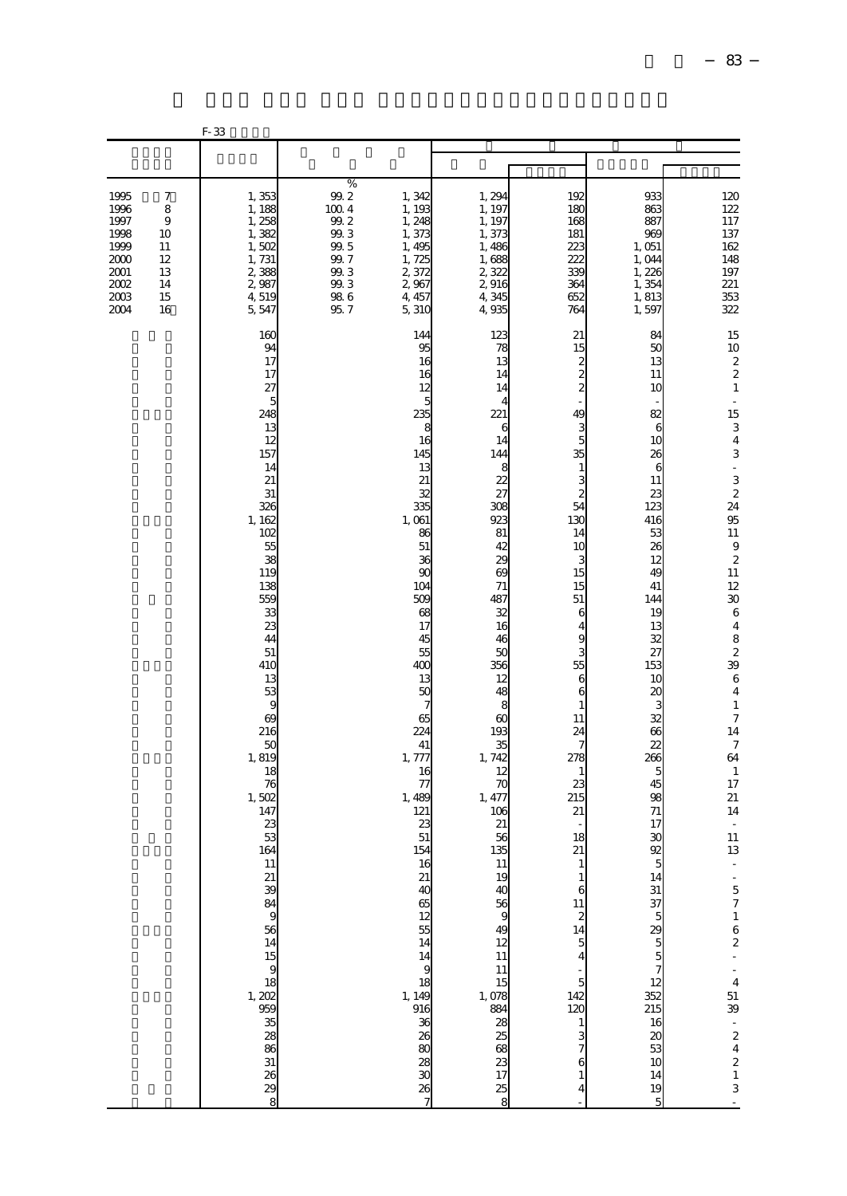F-33

| | | | | | | | | |
|---|---|---|---|---|---|---|---|---|
| | | | % | | | | | |
| 1995 | 7 | 1,353 | 99.2 | 1,342 | 1,294 | 192 | 933 | 120 |
| 1996 | 8 | 1,188 | 100.4 | 1,193 | 1,197 | 180 | 863 | 122 |
| 1997 | 9 | 1,258 | 99.2 | 1,248 | 1,197 | 168 | 887 | 117 |
| 1998 | 10 | 1,382 | 99.3 | 1,373 | 1,373 | 181 | 969 | 137 |
| 1999 | 11 | 1,502 | 99.5 | 1,495 | 1,486 | 223 | 1,051 | 162 |
| 2000 | 12 | 1,731 | 99.7 | 1,725 | 1,688 | 222 | 1,044 | 148 |
| 2001 | 13 | 2,388 | 99.3 | 2,372 | 2,322 | 339 | 1,226 | 197 |
| 2002 | 14 | 2,987 | 99.3 | 2,967 | 2,916 | 364 | 1,354 | 221 |
| 2003 | 15 | 4,519 | 98.6 | 4,457 | 4,345 | 652 | 1,813 | 353 |
| 2004 | 16 | 5,547 | 95.7 | 5,310 | 4,935 | 764 | 1,597 | 322 |
| | | 160 | | 144 | 123 | 21 | 84 | 15 |
| | | 94 | | 95 | 78 | 15 | 50 | 10 |
| | | 17 | | 16 | 13 | 2 | 13 | 2 |
| | | 17 | | 16 | 14 | 2 | 11 | 2 |
| | | 27 | | 12 | 14 | 2 | 10 | 1 |
| | | 5 | | 5 | 4 | - | - | - |
| | | 248 | | 235 | 221 | 49 | 82 | 15 |
| | | 13 | | 8 | 6 | 3 | 6 | 3 |
| | | 12 | | 16 | 14 | 5 | 10 | 4 |
| | | 157 | | 145 | 144 | 35 | 26 | 3 |
| | | 14 | | 13 | 8 | 1 | 6 | - |
| | | 21 | | 21 | 22 | 3 | 11 | 3 |
| | | 31 | | 32 | 27 | 2 | 23 | 2 |
| | | 326 | | 335 | 308 | 54 | 123 | 24 |
| | | 1,162 | | 1,061 | 923 | 130 | 416 | 95 |
| | | 102 | | 86 | 81 | 14 | 53 | 11 |
| | | 55 | | 51 | 42 | 10 | 26 | 9 |
| | | 38 | | 36 | 29 | 3 | 12 | 2 |
| | | 119 | | 90 | 69 | 15 | 49 | 11 |
| | | 138 | | 104 | 71 | 15 | 41 | 12 |
| | | 559 | | 509 | 487 | 51 | 144 | 30 |
| | | 33 | | 68 | 32 | 6 | 19 | 6 |
| | | 23 | | 17 | 16 | 4 | 13 | 4 |
| | | 44 | | 45 | 46 | 9 | 32 | 8 |
| | | 51 | | 55 | 50 | 3 | 27 | 2 |
| | | 410 | | 400 | 356 | 55 | 153 | 39 |
| | | 13 | | 13 | 12 | 6 | 10 | 6 |
| | | 53 | | 50 | 48 | 6 | 20 | 4 |
| | | 9 | | 7 | 8 | 1 | 3 | 1 |
| | | 69 | | 65 | 60 | 11 | 32 | 7 |
| | | 216 | | 224 | 193 | 24 | 66 | 14 |
| | | 50 | | 41 | 35 | 7 | 22 | 7 |
| | | 1,819 | | 1,777 | 1,742 | 278 | 266 | 64 |
| | | 18 | | 16 | 12 | 1 | 5 | 1 |
| | | 76 | | 77 | 70 | 23 | 45 | 17 |
| | | 1,502 | | 1,489 | 1,477 | 215 | 98 | 21 |
| | | 147 | | 121 | 106 | 21 | 71 | 14 |
| | | 23 | | 23 | 21 | - | 17 | - |
| | | 53 | | 51 | 56 | 18 | 30 | 11 |
| | | 164 | | 154 | 135 | 21 | 92 | 13 |
| | | 11 | | 16 | 11 | 1 | 5 | - |
| | | 21 | | 21 | 19 | 1 | 14 | - |
| | | 39 | | 40 | 40 | 6 | 31 | 5 |
| | | 84 | | 65 | 56 | 11 | 37 | 7 |
| | | 9 | | 12 | 9 | 2 | 5 | 1 |
| | | 56 | | 55 | 49 | 14 | 29 | 6 |
| | | 14 | | 14 | 12 | 5 | 5 | 2 |
| | | 15 | | 14 | 11 | 4 | 5 | - |
| | | 9 | | 9 | 11 | - | 7 | - |
| | | 18 | | 18 | 15 | 5 | 12 | 4 |
| | | 1,202 | | 1,149 | 1,078 | 142 | 352 | 51 |
| | | 959 | | 916 | 884 | 120 | 215 | 39 |
| | | 35 | | 36 | 28 | 1 | 16 | - |
| | | 28 | | 26 | 25 | 3 | 20 | 2 |
| | | 86 | | 80 | 68 | 7 | 53 | 4 |
| | | 31 | | 28 | 23 | 6 | 10 | 2 |
| | | 26 | | 30 | 17 | 1 | 14 | 1 |
| | | 29 | | 26 | 25 | 4 | 19 | 3 |
| | | 8 | | 7 | 8 | - | 5 | - |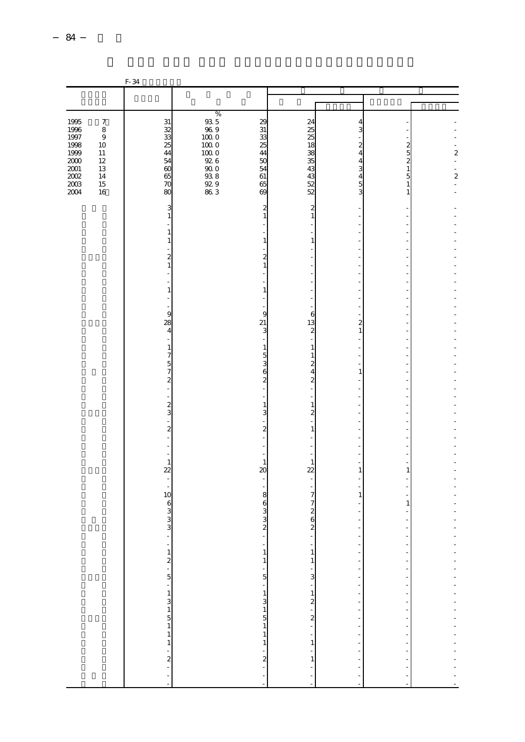F-34

| | | % | | | | | |
|---|---|---|---|---|---|---|---|
| 1995 7 | 31 | 93.5 | 29 | 24 | 4 | - | - |
| 1996 8 | 32 | 96.9 | 31 | 25 | 3 | - | - |
| 1997 9 | 33 | 100.0 | 33 | 25 | - | - | - |
| 1998 10 | 25 | 100.0 | 25 | 18 | 2 | 2 | - |
| 1999 11 | 44 | 100.0 | 44 | 38 | 4 | 5 | 2 |
| 2000 12 | 54 | 92.6 | 50 | 35 | 4 | 2 | - |
| 2001 13 | 60 | 90.0 | 54 | 43 | 3 | 1 | - |
| 2002 14 | 65 | 93.8 | 61 | 43 | 4 | 5 | 2 |
| 2003 15 | 70 | 92.9 | 65 | 52 | 5 | 1 | - |
| 2004 16 | 80 | 86.3 | 69 | 52 | 3 | 1 | - |
| | 3 | | 2 | 2 | - | - | - |
| | 1 | | 1 | 1 | - | - | - |
| | - | | - | - | - | - | - |
| | 1 | | - | - | - | - | - |
| | 1 | | 1 | 1 | - | - | - |
| | - | | - | - | - | - | - |
| | 2 | | 2 | - | - | - | - |
| | 1 | | 1 | - | - | - | - |
| | - | | - | - | - | - | - |
| | - | | - | - | - | - | - |
| | 1 | | 1 | - | - | - | - |
| | - | | - | - | - | - | - |
| | - | | - | - | - | - | - |
| | 9 | | 9 | 6 | - | - | - |
| | 28 | | 21 | 13 | 2 | - | - |
| | 4 | | 3 | 2 | 1 | - | - |
| | - | | - | - | - | - | - |
| | 1 | | 1 | 1 | - | - | - |
| | 7 | | 5 | 1 | - | - | - |
| | 5 | | 3 | 2 | - | - | - |
| | 7 | | 6 | 4 | 1 | - | - |
| | 2 | | 2 | 2 | - | - | - |
| | - | | - | - | - | - | - |
| | - | | - | - | - | - | - |
| | 2 | | 1 | 1 | - | - | - |
| | 3 | | 3 | 2 | - | - | - |
| | - | | - | - | - | - | - |
| | 2 | | 2 | 1 | - | - | - |
| | - | | - | - | - | - | - |
| | - | | - | - | - | - | - |
| | - | | - | - | - | - | - |
| | 1 | | 1 | 1 | - | - | - |
| | 22 | | 20 | 22 | 1 | 1 | - |
| | - | | - | - | - | - | - |
| | - | | - | - | - | - | - |
| | 10 | | 8 | 7 | 1 | - | - |
| | 6 | | 6 | 7 | - | 1 | - |
| | 3 | | 3 | 2 | - | - | - |
| | 3 | | 3 | 6 | - | - | - |
| | 3 | | 2 | 2 | - | - | - |
| | - | | - | - | - | - | - |
| | - | | - | - | - | - | - |
| | 1 | | 1 | 1 | - | - | - |
| | 2 | | 1 | 1 | - | - | - |
| | - | | - | - | - | - | - |
| | 5 | | 5 | 3 | - | - | - |
| | - | | - | - | - | - | - |
| | 1 | | 1 | 1 | - | - | - |
| | 3 | | 3 | 2 | - | - | - |
| | 1 | | 1 | - | - | - | - |
| | 5 | | 5 | 2 | - | - | - |
| | 1 | | 1 | - | - | - | - |
| | 1 | | 1 | - | - | - | - |
| | 1 | | 1 | 1 | - | - | - |
| | - | | - | - | - | - | - |
| | 2 | | 2 | 1 | - | - | - |
| | - | | - | - | - | - | - |
| | - | | - | - | - | - | - |
| | - | | - | - | - | - | - |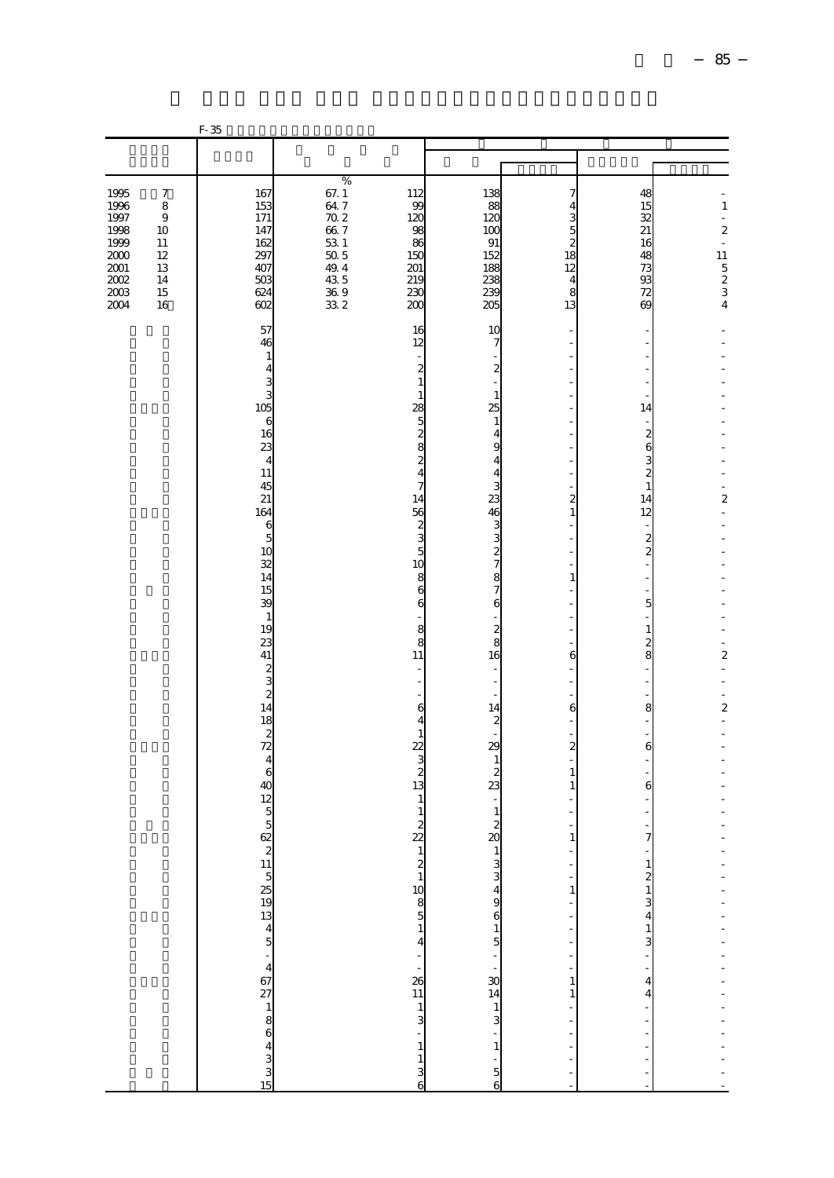F-35

| | | | | | | | |
|---|---|---|---|---|---|---|---|
| | | % | | | | | |
| 1995 7 | 167 | 67.1 | 112 | 138 | 7 | 48 | - |
| 1996 8 | 153 | 64.7 | 99 | 88 | 4 | 15 | 1 |
| 1997 9 | 171 | 70.2 | 120 | 120 | 3 | 32 | - |
| 1998 10 | 147 | 66.7 | 98 | 100 | 5 | 21 | 2 |
| 1999 11 | 162 | 53.1 | 86 | 91 | 2 | 16 | - |
| 2000 12 | 297 | 50.5 | 150 | 152 | 18 | 48 | 11 |
| 2001 13 | 407 | 49.4 | 201 | 188 | 12 | 73 | 5 |
| 2002 14 | 503 | 43.5 | 219 | 238 | 4 | 93 | 2 |
| 2003 15 | 624 | 36.9 | 230 | 239 | 8 | 72 | 3 |
| 2004 16 | 602 | 33.2 | 200 | 205 | 13 | 69 | 4 |
| | 57 | | 16 | 10 | - | - | - |
| | 46 | | 12 | 7 | - | - | - |
| | 1 | | - | - | - | - | - |
| | 4 | | 2 | 2 | - | - | - |
| | 3 | | 1 | - | - | - | - |
| | 3 | | 1 | 1 | - | - | - |
| | 105 | | 28 | 25 | - | 14 | - |
| | 6 | | 5 | 1 | - | - | - |
| | 16 | | 2 | 4 | - | 2 | - |
| | 23 | | 8 | 9 | - | 6 | - |
| | 4 | | 2 | 4 | - | 3 | - |
| | 11 | | 4 | 4 | - | 2 | - |
| | 45 | | 7 | 3 | - | 1 | - |
| | 21 | | 14 | 23 | 2 | 14 | 2 |
| | 164 | | 56 | 46 | 1 | 12 | - |
| | 6 | | 2 | 3 | - | - | - |
| | 5 | | 3 | 3 | - | 2 | - |
| | 10 | | 5 | 2 | - | 2 | - |
| | 32 | | 10 | 7 | - | - | - |
| | 14 | | 8 | 8 | 1 | - | - |
| | 15 | | 6 | 7 | - | - | - |
| | 39 | | 6 | 6 | - | 5 | - |
| | 1 | | - | - | - | - | - |
| | 19 | | 8 | 2 | - | 1 | - |
| | 23 | | 8 | 8 | - | 2 | - |
| | 41 | | 11 | 16 | 6 | 8 | 2 |
| | 2 | | - | - | - | - | - |
| | 3 | | - | - | - | - | - |
| | 2 | | - | - | - | - | - |
| | 14 | | 6 | 14 | 6 | 8 | 2 |
| | 18 | | 4 | 2 | - | - | - |
| | 2 | | 1 | - | - | - | - |
| | 72 | | 22 | 29 | 2 | 6 | - |
| | 4 | | 3 | 1 | - | - | - |
| | 6 | | 2 | 2 | 1 | - | - |
| | 40 | | 13 | 23 | 1 | 6 | - |
| | 12 | | 1 | - | - | - | - |
| | 5 | | 1 | 1 | - | - | - |
| | 5 | | 2 | 2 | - | - | - |
| | 62 | | 22 | 20 | 1 | 7 | - |
| | 2 | | 1 | 1 | - | - | - |
| | 11 | | 2 | 3 | - | 1 | - |
| | 5 | | 1 | 3 | - | 2 | - |
| | 25 | | 10 | 4 | 1 | 1 | - |
| | 19 | | 8 | 9 | - | 3 | - |
| | 13 | | 5 | 6 | - | 4 | - |
| | 4 | | 1 | 1 | - | 1 | - |
| | 5 | | 4 | 5 | - | 3 | - |
| | - | | - | - | - | - | - |
| | 4 | | - | - | - | - | - |
| | 67 | | 26 | 30 | 1 | 4 | - |
| | 27 | | 11 | 14 | 1 | 4 | - |
| | 1 | | 1 | 1 | - | - | - |
| | 8 | | 3 | 3 | - | - | - |
| | 6 | | - | - | - | - | - |
| | 4 | | 1 | 1 | - | - | - |
| | 3 | | 1 | - | - | - | - |
| | 3 | | 3 | 5 | - | - | - |
| | 15 | | 6 | 6 | - | - | - |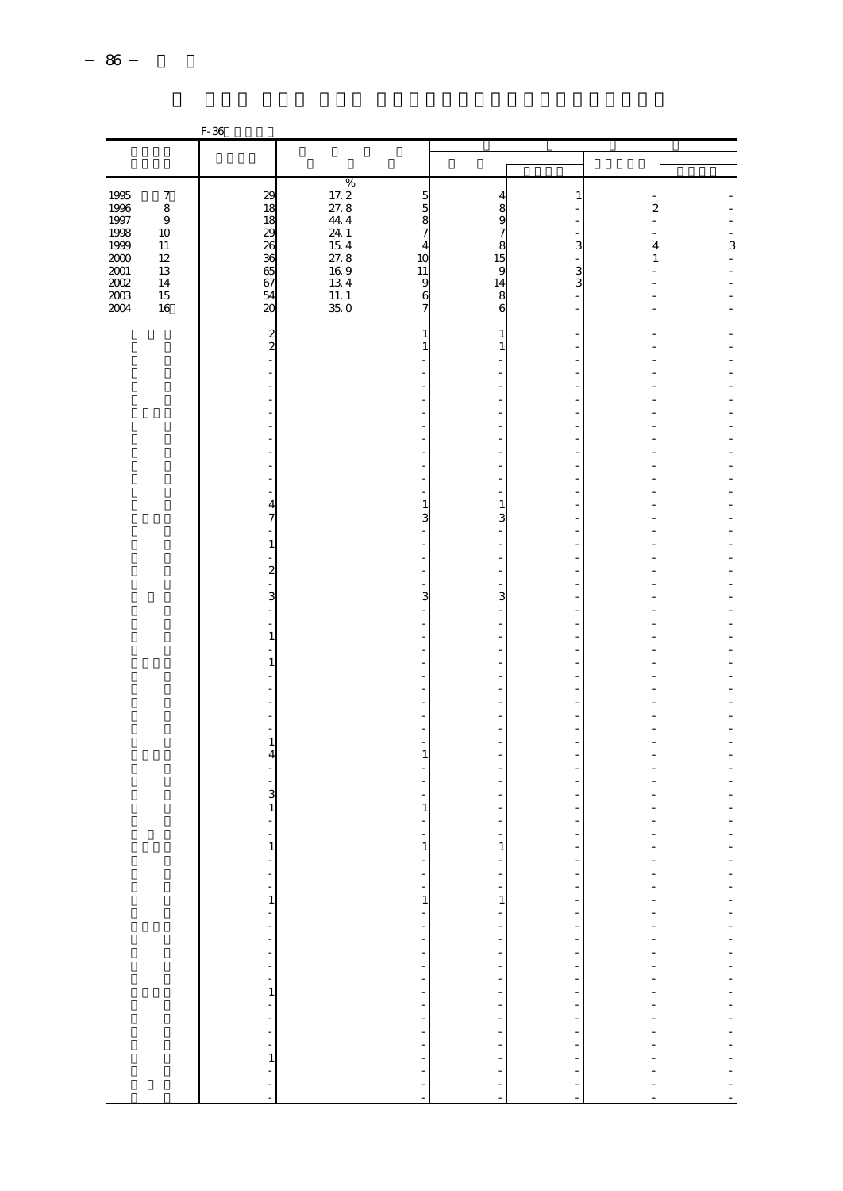F-36

| | | % | | | | | |
|---|---|---|---|---|---|---|---|
| 1995 7 | 29 | 17.2 | 5 | 4 | 1 | - | - |
| 1996 8 | 18 | 27.8 | 5 | 8 | - | 2 | - |
| 1997 9 | 18 | 44.4 | 8 | 9 | - | - | - |
| 1998 10 | 29 | 24.1 | 7 | 7 | - | - | - |
| 1999 11 | 26 | 15.4 | 4 | 8 | 3 | 4 | 3 |
| 2000 12 | 36 | 27.8 | 10 | 15 | - | 1 | - |
| 2001 13 | 65 | 16.9 | 11 | 9 | 3 | - | - |
| 2002 14 | 67 | 13.4 | 9 | 14 | 3 | - | - |
| 2003 15 | 54 | 11.1 | 6 | 8 | - | - | - |
| 2004 16 | 20 | 35.0 | 7 | 6 | - | - | - |
| | 2 | | 1 | 1 | - | - | - |
| | 2 | | 1 | 1 | - | - | - |
| | - | | - | - | - | - | - |
| | - | | - | - | - | - | - |
| | - | | - | - | - | - | - |
| | - | | - | - | - | - | - |
| | - | | - | - | - | - | - |
| | - | | - | - | - | - | - |
| | - | | - | - | - | - | - |
| | - | | - | - | - | - | - |
| | - | | - | - | - | - | - |
| | - | | - | - | - | - | - |
| | - | | - | - | - | - | - |
| | 4 | | 1 | 1 | - | - | - |
| | 7 | | 3 | 3 | - | - | - |
| | - | | - | - | - | - | - |
| | 1 | | - | - | - | - | - |
| | - | | - | - | - | - | - |
| | 2 | | - | - | - | - | - |
| | - | | - | - | - | - | - |
| | 3 | | 3 | 3 | - | - | - |
| | - | | - | - | - | - | - |
| | - | | - | - | - | - | - |
| | 1 | | - | - | - | - | - |
| | - | | - | - | - | - | - |
| | 1 | | - | - | - | - | - |
| | - | | - | - | - | - | - |
| | - | | - | - | - | - | - |
| | - | | - | - | - | - | - |
| | - | | - | - | - | - | - |
| | - | | - | - | - | - | - |
| | 1 | | - | - | - | - | - |
| | 4 | | 1 | - | - | - | - |
| | - | | - | - | - | - | - |
| | - | | - | - | - | - | - |
| | 3 | | - | - | - | - | - |
| | 1 | | 1 | - | - | - | - |
| | - | | - | - | - | - | - |
| | - | | - | - | - | - | - |
| | 1 | | 1 | 1 | - | - | - |
| | - | | - | - | - | - | - |
| | - | | - | - | - | - | - |
| | - | | - | - | - | - | - |
| | 1 | | 1 | 1 | - | - | - |
| | - | | - | - | - | - | - |
| | - | | - | - | - | - | - |
| | - | | - | - | - | - | - |
| | - | | - | - | - | - | - |
| | - | | - | - | - | - | - |
| | - | | - | - | - | - | - |
| | 1 | | - | - | - | - | - |
| | - | | - | - | - | - | - |
| | - | | - | - | - | - | - |
| | - | | - | - | - | - | - |
| | - | | - | - | - | - | - |
| | 1 | | - | - | - | - | - |
| | - | | - | - | - | - | - |
| | - | | - | - | - | - | - |
| | - | | - | - | - | - | - |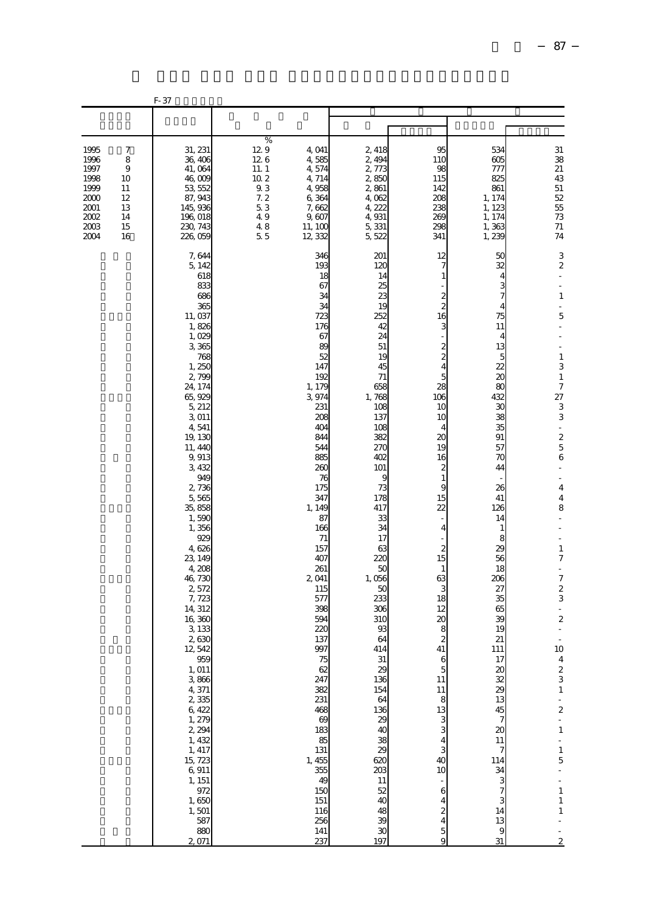F-37

| | | | | | | | |
|---|---|---|---|---|---|---|---|
| | | % | | | | | |
| 1995　7 | 31,231 | 12.9 | 4,041 | 2,418 | 95 | 534 | 31 |
| 1996　8 | 36,406 | 12.6 | 4,585 | 2,494 | 110 | 605 | 38 |
| 1997　9 | 41,064 | 11.1 | 4,574 | 2,773 | 98 | 777 | 21 |
| 1998　10 | 46,009 | 10.2 | 4,714 | 2,850 | 115 | 825 | 43 |
| 1999　11 | 53,552 | 9.3 | 4,958 | 2,861 | 142 | 861 | 51 |
| 2000　12 | 87,943 | 7.2 | 6,364 | 4,062 | 208 | 1,174 | 52 |
| 2001　13 | 145,936 | 5.3 | 7,662 | 4,222 | 238 | 1,123 | 55 |
| 2002　14 | 196,018 | 4.9 | 9,607 | 4,931 | 269 | 1,174 | 73 |
| 2003　15 | 230,743 | 4.8 | 11,100 | 5,331 | 298 | 1,363 | 71 |
| 2004　16 | 226,059 | 5.5 | 12,332 | 5,522 | 341 | 1,239 | 74 |
| | 7,644 | | 346 | 201 | 12 | 50 | 3 |
| | 5,142 | | 193 | 120 | 7 | 32 | 2 |
| | 618 | | 18 | 14 | 1 | 4 | - |
| | 833 | | 67 | 25 | - | 3 | - |
| | 686 | | 34 | 23 | 2 | 7 | 1 |
| | 365 | | 34 | 19 | 2 | 4 | - |
| | 11,037 | | 723 | 252 | 16 | 75 | 5 |
| | 1,826 | | 176 | 42 | 3 | 11 | - |
| | 1,029 | | 67 | 24 | - | 4 | - |
| | 3,365 | | 89 | 51 | 2 | 13 | - |
| | 768 | | 52 | 19 | 2 | 5 | 1 |
| | 1,250 | | 147 | 45 | 4 | 22 | 3 |
| | 2,799 | | 192 | 71 | 5 | 20 | 1 |
| | 24,174 | | 1,179 | 658 | 28 | 80 | 7 |
| | 65,929 | | 3,974 | 1,768 | 106 | 432 | 27 |
| | 5,212 | | 231 | 108 | 10 | 30 | 3 |
| | 3,011 | | 208 | 137 | 10 | 38 | 3 |
| | 4,541 | | 404 | 108 | 4 | 35 | - |
| | 19,130 | | 844 | 382 | 20 | 91 | 2 |
| | 11,440 | | 544 | 270 | 19 | 57 | 5 |
| | 9,913 | | 885 | 402 | 16 | 70 | 6 |
| | 3,432 | | 260 | 101 | 2 | 44 | - |
| | 949 | | 76 | 9 | 1 | - | - |
| | 2,736 | | 175 | 73 | 9 | 26 | 4 |
| | 5,565 | | 347 | 178 | 15 | 41 | 4 |
| | 35,858 | | 1,149 | 417 | 22 | 126 | 8 |
| | 1,590 | | 87 | 33 | - | 14 | - |
| | 1,356 | | 166 | 34 | 4 | 1 | - |
| | 929 | | 71 | 17 | - | 8 | - |
| | 4,626 | | 157 | 63 | 2 | 29 | 1 |
| | 23,149 | | 407 | 220 | 15 | 56 | 7 |
| | 4,208 | | 261 | 50 | 1 | 18 | - |
| | 46,730 | | 2,041 | 1,056 | 63 | 206 | 7 |
| | 2,572 | | 115 | 50 | 3 | 27 | 2 |
| | 7,723 | | 577 | 233 | 18 | 35 | 3 |
| | 14,312 | | 398 | 306 | 12 | 65 | - |
| | 16,360 | | 594 | 310 | 20 | 39 | 2 |
| | 3,133 | | 220 | 93 | 8 | 19 | - |
| | 2,630 | | 137 | 64 | 2 | 21 | - |
| | 12,542 | | 997 | 414 | 41 | 111 | 10 |
| | 959 | | 75 | 31 | 6 | 17 | 4 |
| | 1,011 | | 62 | 29 | 5 | 20 | 2 |
| | 3,866 | | 247 | 136 | 11 | 32 | 3 |
| | 4,371 | | 382 | 154 | 11 | 29 | 1 |
| | 2,335 | | 231 | 64 | 8 | 13 | - |
| | 6,422 | | 468 | 136 | 13 | 45 | 2 |
| | 1,279 | | 69 | 29 | 3 | 7 | - |
| | 2,294 | | 183 | 40 | 3 | 20 | 1 |
| | 1,432 | | 85 | 38 | 4 | 11 | - |
| | 1,417 | | 131 | 29 | 3 | 7 | 1 |
| | 15,723 | | 1,455 | 620 | 40 | 114 | 5 |
| | 6,911 | | 355 | 203 | 10 | 34 | - |
| | 1,151 | | 49 | 11 | - | 3 | - |
| | 972 | | 150 | 52 | 6 | 7 | 1 |
| | 1,650 | | 151 | 40 | 4 | 3 | 1 |
| | 1,501 | | 116 | 48 | 2 | 14 | 1 |
| | 587 | | 256 | 39 | 4 | 13 | - |
| | 880 | | 141 | 30 | 5 | 9 | - |
| | 2,071 | | 237 | 197 | 9 | 31 | 2 |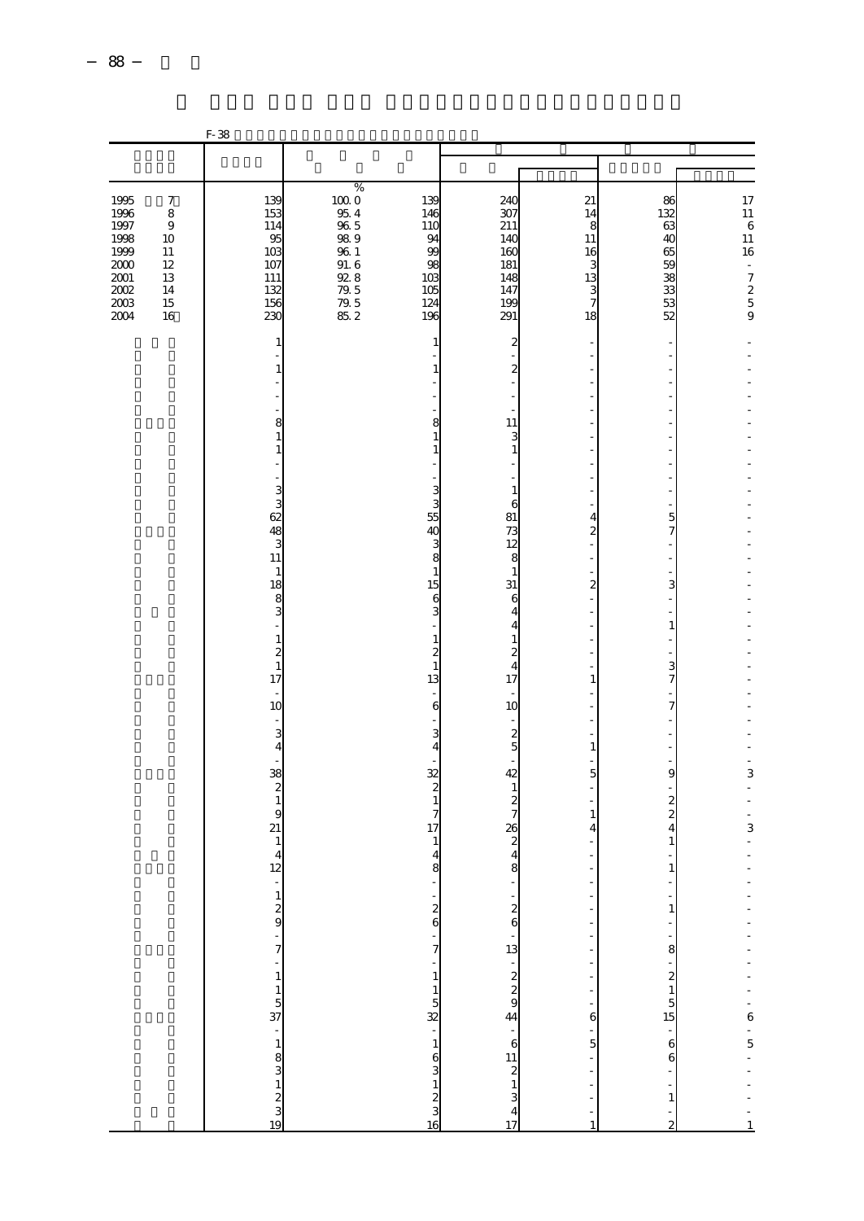F-38

| | | | | | | | |
|---|---|---|---|---|---|---|---|
| | | % | | | | | |
| 1995 7 | 139 | 100.0 | 139 | 240 | 21 | 86 | 17 |
| 1996 8 | 153 | 95.4 | 146 | 307 | 14 | 132 | 11 |
| 1997 9 | 114 | 96.5 | 110 | 211 | 8 | 63 | 6 |
| 1998 10 | 95 | 98.9 | 94 | 140 | 11 | 40 | 11 |
| 1999 11 | 103 | 96.1 | 99 | 160 | 16 | 65 | 16 |
| 2000 12 | 107 | 91.6 | 98 | 181 | 3 | 59 | - |
| 2001 13 | 111 | 92.8 | 103 | 148 | 13 | 38 | 7 |
| 2002 14 | 132 | 79.5 | 105 | 147 | 3 | 33 | 2 |
| 2003 15 | 156 | 79.5 | 124 | 199 | 7 | 53 | 5 |
| 2004 16 | 230 | 85.2 | 196 | 291 | 18 | 52 | 9 |
| | 1 | | 1 | 2 | - | - | - |
| | - | | - | - | - | - | - |
| | 1 | | 1 | 2 | - | - | - |
| | - | | - | - | - | - | - |
| | - | | - | - | - | - | - |
| | - | | - | - | - | - | - |
| | 8 | | 8 | 11 | - | - | - |
| | 1 | | 1 | 3 | - | - | - |
| | 1 | | 1 | 1 | - | - | - |
| | - | | - | - | - | - | - |
| | - | | - | - | - | - | - |
| | 3 | | 3 | 1 | - | - | - |
| | 3 | | 3 | 6 | - | - | - |
| | 62 | | 55 | 81 | 4 | 5 | - |
| | 48 | | 40 | 73 | 2 | 7 | - |
| | 3 | | 3 | 12 | - | - | - |
| | 11 | | 8 | 8 | - | - | - |
| | 1 | | 1 | 1 | - | - | - |
| | 18 | | 15 | 31 | 2 | 3 | - |
| | 8 | | 6 | 6 | - | - | - |
| | 3 | | 3 | 4 | - | - | - |
| | - | | - | 4 | - | 1 | - |
| | 1 | | 1 | 1 | - | - | - |
| | 2 | | 2 | 2 | - | - | - |
| | 1 | | 1 | 4 | - | 3 | - |
| | 17 | | 13 | 17 | 1 | 7 | - |
| | - | | - | - | - | - | - |
| | 10 | | 6 | 10 | - | 7 | - |
| | - | | - | - | - | - | - |
| | 3 | | 3 | 2 | - | - | - |
| | 4 | | 4 | 5 | 1 | - | - |
| | - | | - | - | - | - | - |
| | 38 | | 32 | 42 | 5 | 9 | 3 |
| | 2 | | 2 | 1 | - | - | - |
| | 1 | | 1 | 2 | - | 2 | - |
| | 9 | | 7 | 7 | 1 | 2 | - |
| | 21 | | 17 | 26 | 4 | 4 | 3 |
| | 1 | | 1 | 2 | - | 1 | - |
| | 4 | | 4 | 4 | - | - | - |
| | 12 | | 8 | 8 | - | 1 | - |
| | - | | - | - | - | - | - |
| | 1 | | - | - | - | - | - |
| | 2 | | 2 | 2 | - | 1 | - |
| | 9 | | 6 | 6 | - | - | - |
| | - | | - | - | - | - | - |
| | 7 | | 7 | 13 | - | 8 | - |
| | - | | - | - | - | - | - |
| | 1 | | 1 | 2 | - | 2 | - |
| | 1 | | 1 | 2 | - | 1 | - |
| | 5 | | 5 | 9 | - | 5 | - |
| | 37 | | 32 | 44 | 6 | 15 | 6 |
| | - | | - | - | - | - | - |
| | 1 | | 1 | 6 | 5 | 6 | 5 |
| | 8 | | 6 | 11 | - | 6 | - |
| | 3 | | 3 | 2 | - | - | - |
| | 1 | | 1 | 1 | - | - | - |
| | 2 | | 2 | 3 | - | 1 | - |
| | 3 | | 3 | 4 | - | - | - |
| | 19 | | 16 | 17 | 1 | 2 | 1 |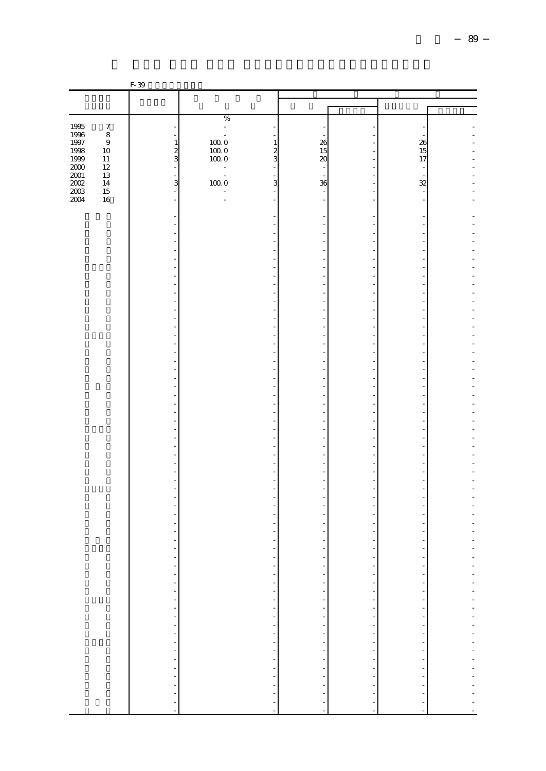F-39

| | | | | | | | |
|---|---|---|---|---|---|---|---|
| | | % | | | | | |
| 1995 7 | - | - | - | - | - | - | - |
| 1996 8 | - | - | - | - | - | - | - |
| 1997 9 | 1 | 100.0 | 1 | 26 | - | 26 | - |
| 1998 10 | 2 | 100.0 | 2 | 15 | - | 15 | - |
| 1999 11 | 3 | 100.0 | 3 | 20 | - | 17 | - |
| 2000 12 | - | - | - | - | - | - | - |
| 2001 13 | - | - | - | - | - | - | - |
| 2002 14 | 3 | 100.0 | 3 | 36 | - | 32 | - |
| 2003 15 | - | - | - | - | - | - | - |
| 2004 16 | - | - | - | - | - | - | - |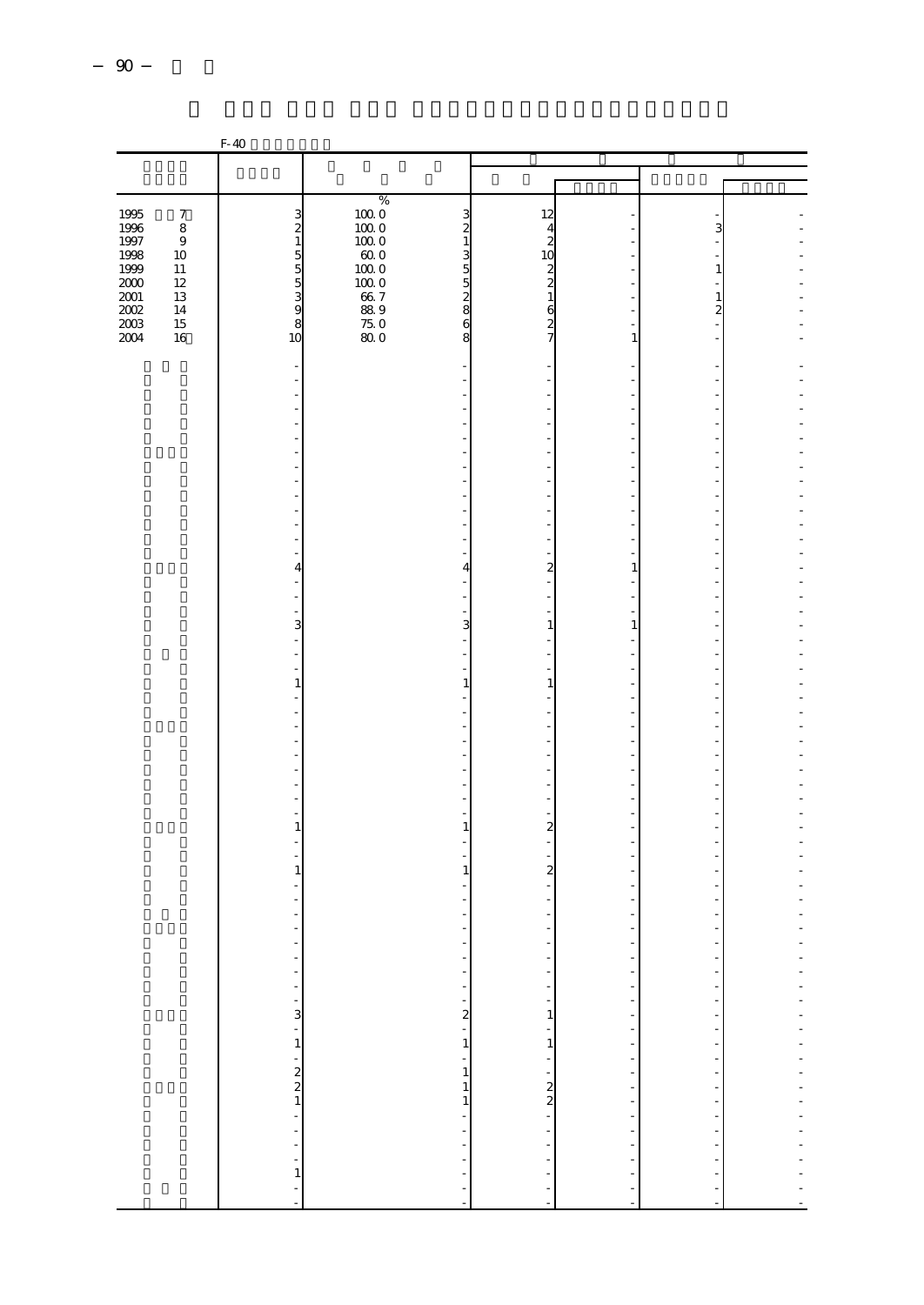F-40

| | | % | | | | | |
|---|---|---|---|---|---|---|---|
| 1995　7 | 3 | 100.0 | 3 | 12 | - | - | - |
| 1996　8 | 2 | 100.0 | 2 | 4 | - | 3 | - |
| 1997　9 | 1 | 100.0 | 1 | 2 | - | - | - |
| 1998　10 | 5 | 60.0 | 3 | 10 | - | - | - |
| 1999　11 | 5 | 100.0 | 5 | 2 | - | 1 | - |
| 2000　12 | 5 | 100.0 | 5 | 2 | - | - | - |
| 2001　13 | 3 | 66.7 | 2 | 1 | - | 1 | - |
| 2002　14 | 9 | 88.9 | 8 | 6 | - | 2 | - |
| 2003　15 | 8 | 75.0 | 6 | 2 | - | - | - |
| 2004　16 | 10 | 80.0 | 8 | 7 | 1 | - | - |
| | - | | - | - | - | - | - |
| | - | | - | - | - | - | - |
| | - | | - | - | - | - | - |
| | - | | - | - | - | - | - |
| | - | | - | - | - | - | - |
| | - | | - | - | - | - | - |
| | - | | - | - | - | - | - |
| | - | | - | - | - | - | - |
| | - | | - | - | - | - | - |
| | - | | - | - | - | - | - |
| | - | | - | - | - | - | - |
| | - | | - | - | - | - | - |
| | - | | - | - | - | - | - |
| | - | | - | - | - | - | - |
| | 4 | | 4 | 2 | 1 | - | - |
| | - | | - | - | - | - | - |
| | - | | - | - | - | - | - |
| | - | | - | - | - | - | - |
| | 3 | | 3 | 1 | 1 | - | - |
| | - | | - | - | - | - | - |
| | - | | - | - | - | - | - |
| | - | | - | - | - | - | - |
| | 1 | | 1 | 1 | - | - | - |
| | - | | - | - | - | - | - |
| | - | | - | - | - | - | - |
| | - | | - | - | - | - | - |
| | - | | - | - | - | - | - |
| | - | | - | - | - | - | - |
| | - | | - | - | - | - | - |
| | - | | - | - | - | - | - |
| | - | | - | - | - | - | - |
| | - | | - | - | - | - | - |
| | 1 | | 1 | 2 | - | - | - |
| | - | | - | - | - | - | - |
| | - | | - | - | - | - | - |
| | 1 | | 1 | 2 | - | - | - |
| | - | | - | - | - | - | - |
| | - | | - | - | - | - | - |
| | - | | - | - | - | - | - |
| | - | | - | - | - | - | - |
| | - | | - | - | - | - | - |
| | - | | - | - | - | - | - |
| | - | | - | - | - | - | - |
| | - | | - | - | - | - | - |
| | 3 | | 2 | 1 | - | - | - |
| | - | | - | - | - | - | - |
| | 1 | | 1 | 1 | - | - | - |
| | - | | - | - | - | - | - |
| | 2 | | 1 | - | - | - | - |
| | 2 | | 1 | 2 | - | - | - |
| | 1 | | 1 | 2 | - | - | - |
| | - | | - | - | - | - | - |
| | - | | - | - | - | - | - |
| | - | | - | - | - | - | - |
| | - | | - | - | - | - | - |
| | 1 | | - | - | - | - | - |
| | - | | - | - | - | - | - |
| | - | | - | - | - | - | - |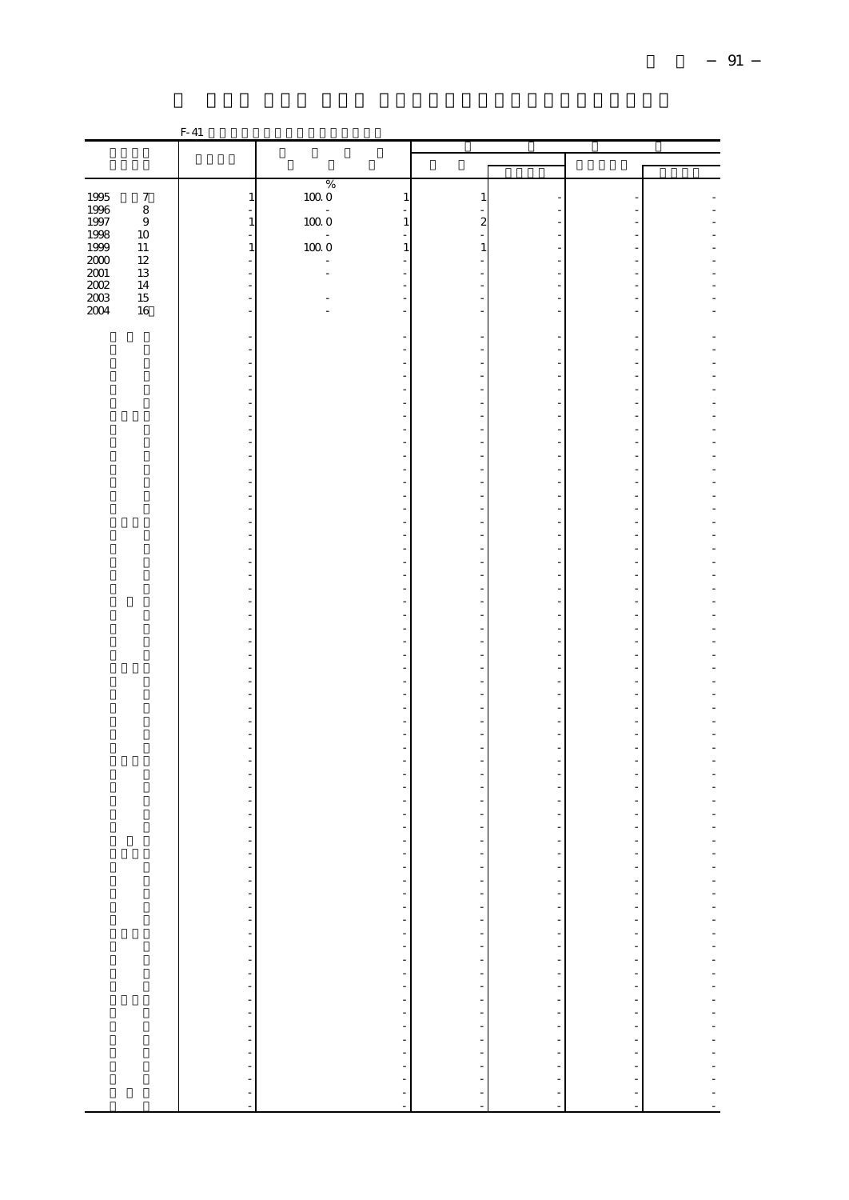F-41

| | | | | | | | |
|---|---|---|---|---|---|---|---|
| | | % | | | | | |
| 1995 7 | 1 | 100.0 | 1 | 1 | - | - | - |
| 1996 8 | - | - | - | - | - | - | - |
| 1997 9 | 1 | 100.0 | 1 | 2 | - | - | - |
| 1998 10 | - | - | - | - | - | - | - |
| 1999 11 | 1 | 100.0 | 1 | 1 | - | - | - |
| 2000 12 | - | - | - | - | - | - | - |
| 2001 13 | - | - | - | - | - | - | - |
| 2002 14 | - | | - | - | - | - | - |
| 2003 15 | - | - | - | - | - | - | - |
| 2004 16 | - | - | - | - | - | - | - |
| | - | | - | - | - | - | - |
| | - | | - | - | - | - | - |
| | - | | - | - | - | - | - |
| | - | | - | - | - | - | - |
| | - | | - | - | - | - | - |
| | - | | - | - | - | - | - |
| | - | | - | - | - | - | - |
| | - | | - | - | - | - | - |
| | - | | - | - | - | - | - |
| | - | | - | - | - | - | - |
| | - | | - | - | - | - | - |
| | - | | - | - | - | - | - |
| | - | | - | - | - | - | - |
| | - | | - | - | - | - | - |
| | - | | - | - | - | - | - |
| | - | | - | - | - | - | - |
| | - | | - | - | - | - | - |
| | - | | - | - | - | - | - |
| | - | | - | - | - | - | - |
| | - | | - | - | - | - | - |
| | - | | - | - | - | - | - |
| | - | | - | - | - | - | - |
| | - | | - | - | - | - | - |
| | - | | - | - | - | - | - |
| | - | | - | - | - | - | - |
| | - | | - | - | - | - | - |
| | - | | - | - | - | - | - |
| | - | | - | - | - | - | - |
| | - | | - | - | - | - | - |
| | - | | - | - | - | - | - |
| | - | | - | - | - | - | - |
| | - | | - | - | - | - | - |
| | - | | - | - | - | - | - |
| | - | | - | - | - | - | - |
| | - | | - | - | - | - | - |
| | - | | - | - | - | - | - |
| | - | | - | - | - | - | - |
| | - | | - | - | - | - | - |
| | - | | - | - | - | - | - |
| | - | | - | - | - | - | - |
| | - | | - | - | - | - | - |
| | - | | - | - | - | - | - |
| | - | | - | - | - | - | - |
| | - | | - | - | - | - | - |
| | - | | - | - | - | - | - |
| | - | | - | - | - | - | - |
| | - | | - | - | - | - | - |
| | - | | - | - | - | - | - |
| | - | | - | - | - | - | - |
| | - | | - | - | - | - | - |
| | - | | - | - | - | - | - |
| | - | | - | - | - | - | - |
| | - | | - | - | - | - | - |
| | - | | - | - | - | - | - |
| | - | | - | - | - | - | - |
| | - | | - | - | - | - | - |
| | - | | - | - | - | - | - |
| | - | | - | - | - | - | - |
| | - | | - | - | - | - | - |
| | - | | - | - | - | - | - |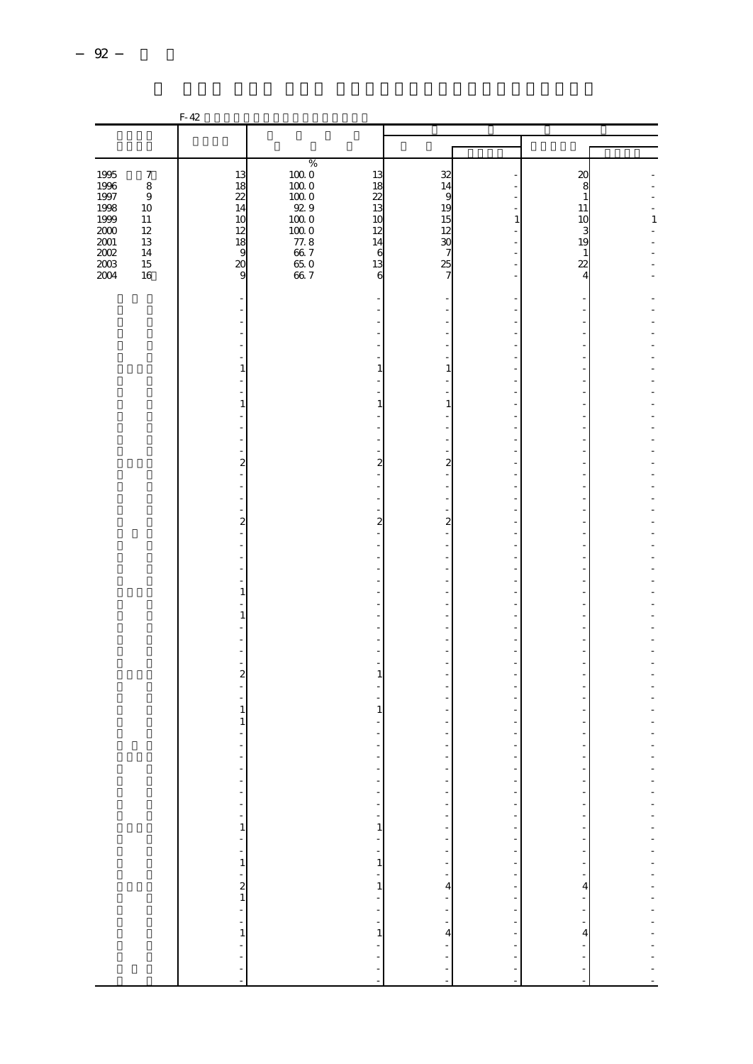F-42

| | | % | | | | | |
|---|---|---|---|---|---|---|---|
| 1995 7 | 13 | 100.0 | 13 | 32 | - | 20 | - |
| 1996 8 | 18 | 100.0 | 18 | 14 | - | 8 | - |
| 1997 9 | 22 | 100.0 | 22 | 9 | - | 1 | - |
| 1998 10 | 14 | 92.9 | 13 | 19 | - | 11 | - |
| 1999 11 | 10 | 100.0 | 10 | 15 | 1 | 10 | 1 |
| 2000 12 | 12 | 100.0 | 12 | 12 | - | 3 | - |
| 2001 13 | 18 | 77.8 | 14 | 30 | - | 19 | - |
| 2002 14 | 9 | 66.7 | 6 | 7 | - | 1 | - |
| 2003 15 | 20 | 65.0 | 13 | 25 | - | 22 | - |
| 2004 16 | 9 | 66.7 | 6 | 7 | - | 4 | - |
| | - | | - | - | - | - | - |
| | - | | - | - | - | - | - |
| | - | | - | - | - | - | - |
| | - | | - | - | - | - | - |
| | - | | - | - | - | - | - |
| | - | | - | - | - | - | - |
| | 1 | | 1 | 1 | - | - | - |
| | - | | - | - | - | - | - |
| | - | | - | - | - | - | - |
| | 1 | | 1 | 1 | - | - | - |
| | - | | - | - | - | - | - |
| | - | | - | - | - | - | - |
| | - | | - | - | - | - | - |
| | - | | - | - | - | - | - |
| | 2 | | 2 | 2 | - | - | - |
| | - | | - | - | - | - | - |
| | - | | - | - | - | - | - |
| | - | | - | - | - | - | - |
| | - | | - | - | - | - | - |
| | 2 | | 2 | 2 | - | - | - |
| | - | | - | - | - | - | - |
| | - | | - | - | - | - | - |
| | - | | - | - | - | - | - |
| | - | | - | - | - | - | - |
| | - | | - | - | - | - | - |
| | 1 | | - | - | - | - | - |
| | - | | - | - | - | - | - |
| | 1 | | - | - | - | - | - |
| | - | | - | - | - | - | - |
| | - | | - | - | - | - | - |
| | - | | - | - | - | - | - |
| | - | | - | - | - | - | - |
| | 2 | | 1 | - | - | - | - |
| | - | | - | - | - | - | - |
| | - | | - | - | - | - | - |
| | 1 | | 1 | - | - | - | - |
| | 1 | | - | - | - | - | - |
| | - | | - | - | - | - | - |
| | - | | - | - | - | - | - |
| | - | | - | - | - | - | - |
| | - | | - | - | - | - | - |
| | - | | - | - | - | - | - |
| | - | | - | - | - | - | - |
| | - | | - | - | - | - | - |
| | - | | - | - | - | - | - |
| | 1 | | 1 | - | - | - | - |
| | - | | - | - | - | - | - |
| | - | | - | - | - | - | - |
| | 1 | | 1 | - | - | - | - |
| | - | | - | - | - | - | - |
| | 2 | | 1 | 4 | - | 4 | - |
| | 1 | | - | - | - | - | - |
| | - | | - | - | - | - | - |
| | - | | - | - | - | - | - |
| | 1 | | 1 | 4 | - | 4 | - |
| | - | | - | - | - | - | - |
| | - | | - | - | - | - | - |
| | - | | - | - | - | - | - |
| | - | | - | - | - | - | - |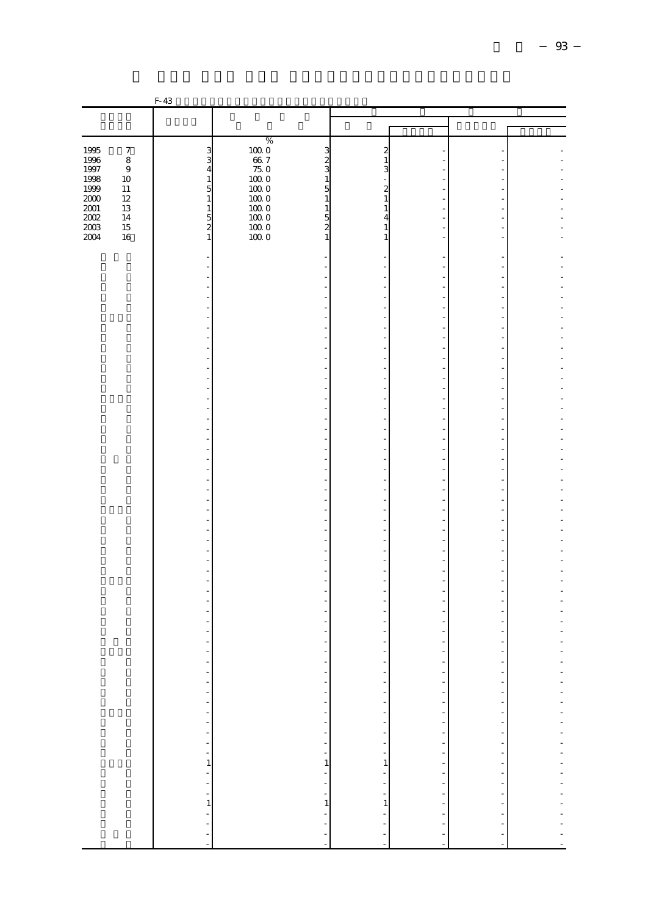F-43

| | | | | | | | |
|---|---|---|---|---|---|---|---|
| | | % | | | | | |
| 1995 7 | 3 | 100.0 | 3 | 2 | - | - | - |
| 1996 8 | 3 | 66.7 | 2 | 1 | - | - | - |
| 1997 9 | 4 | 75.0 | 3 | 3 | - | - | - |
| 1998 10 | 1 | 100.0 | 1 | - | - | - | - |
| 1999 11 | 5 | 100.0 | 5 | 2 | - | - | - |
| 2000 12 | 1 | 100.0 | 1 | 1 | - | - | - |
| 2001 13 | 1 | 100.0 | 1 | 1 | - | - | - |
| 2002 14 | 5 | 100.0 | 5 | 4 | - | - | - |
| 2003 15 | 2 | 100.0 | 2 | 1 | - | - | - |
| 2004 16 | 1 | 100.0 | 1 | 1 | - | - | - |
| | - | | - | - | - | - | - |
| | - | | - | - | - | - | - |
| | - | | - | - | - | - | - |
| | - | | - | - | - | - | - |
| | - | | - | - | - | - | - |
| | - | | - | - | - | - | - |
| | - | | - | - | - | - | - |
| | - | | - | - | - | - | - |
| | - | | - | - | - | - | - |
| | - | | - | - | - | - | - |
| | - | | - | - | - | - | - |
| | - | | - | - | - | - | - |
| | - | | - | - | - | - | - |
| | - | | - | - | - | - | - |
| | - | | - | - | - | - | - |
| | - | | - | - | - | - | - |
| | - | | - | - | - | - | - |
| | - | | - | - | - | - | - |
| | - | | - | - | - | - | - |
| | - | | - | - | - | - | - |
| | - | | - | - | - | - | - |
| | - | | - | - | - | - | - |
| | - | | - | - | - | - | - |
| | - | | - | - | - | - | - |
| | - | | - | - | - | - | - |
| | - | | - | - | - | - | - |
| | - | | - | - | - | - | - |
| | - | | - | - | - | - | - |
| | - | | - | - | - | - | - |
| | - | | - | - | - | - | - |
| | - | | - | - | - | - | - |
| | - | | - | - | - | - | - |
| | - | | - | - | - | - | - |
| | - | | - | - | - | - | - |
| | - | | - | - | - | - | - |
| | - | | - | - | - | - | - |
| | - | | - | - | - | - | - |
| | - | | - | - | - | - | - |
| | - | | - | - | - | - | - |
| | - | | - | - | - | - | - |
| | - | | - | - | - | - | - |
| | - | | - | - | - | - | - |
| | - | | - | - | - | - | - |
| | - | | - | - | - | - | - |
| | - | | - | - | - | - | - |
| | - | | - | - | - | - | - |
| | - | | - | - | - | - | - |
| | - | | - | - | - | - | - |
| | - | | - | - | - | - | - |
| | - | | - | - | - | - | - |
| | - | | - | - | - | - | - |
| | - | | - | - | - | - | - |
| | 1 | | 1 | 1 | - | - | - |
| | - | | - | - | - | - | - |
| | - | | - | - | - | - | - |
| | - | | - | - | - | - | - |
| | 1 | | 1 | 1 | - | - | - |
| | - | | - | - | - | - | - |
| | - | | - | - | - | - | - |
| | - | | - | - | - | - | - |
| | - | | - | - | - | - | - |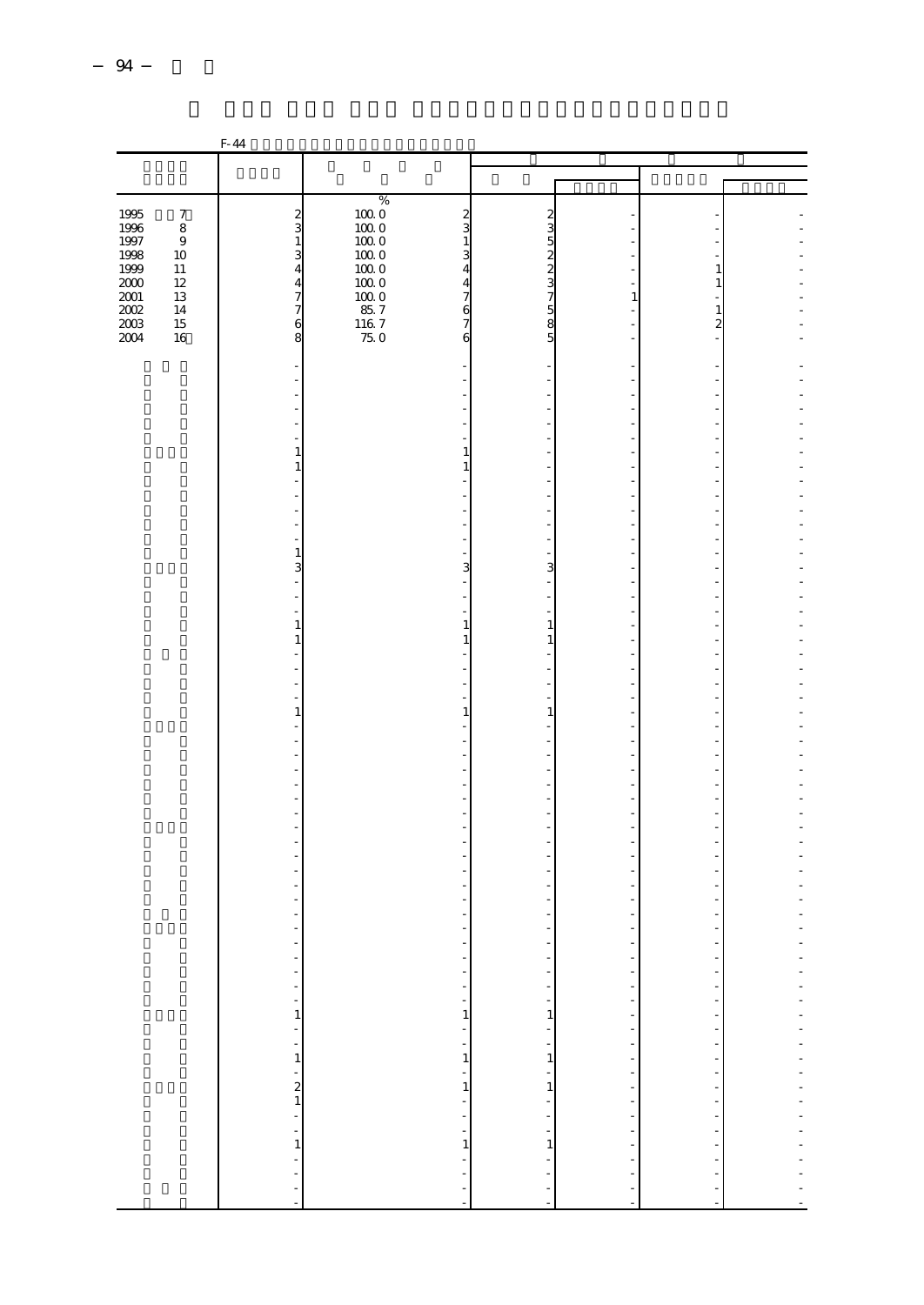F-44

| | | % | | | | | |
|---|---|---|---|---|---|---|---|
| 1995 7 | 2 | 100.0 | 2 | 2 | - | - | - |
| 1996 8 | 3 | 100.0 | 3 | 3 | - | - | - |
| 1997 9 | 1 | 100.0 | 1 | 5 | - | - | - |
| 1998 10 | 3 | 100.0 | 3 | 2 | - | - | - |
| 1999 11 | 4 | 100.0 | 4 | 2 | - | 1 | - |
| 2000 12 | 4 | 100.0 | 4 | 3 | - | 1 | - |
| 2001 13 | 7 | 100.0 | 7 | 7 | 1 | - | - |
| 2002 14 | 7 | 85.7 | 6 | 5 | - | 1 | - |
| 2003 15 | 6 | 116.7 | 7 | 8 | - | 2 | - |
| 2004 16 | 8 | 75.0 | 6 | 5 | - | - | - |
| | - | | - | - | - | - | - |
| | - | | - | - | - | - | - |
| | - | | - | - | - | - | - |
| | - | | - | - | - | - | - |
| | - | | - | - | - | - | - |
| | - | | - | - | - | - | - |
| | - | | - | - | - | - | - |
| | 1 | | 1 | - | - | - | - |
| | 1 | | 1 | - | - | - | - |
| | - | | - | - | - | - | - |
| | - | | - | - | - | - | - |
| | - | | - | - | - | - | - |
| | - | | - | - | - | - | - |
| | - | | - | - | - | - | - |
| | 1 | | - | - | - | - | - |
| | 3 | | 3 | 3 | - | - | - |
| | - | | - | - | - | - | - |
| | - | | - | - | - | - | - |
| | - | | - | - | - | - | - |
| | 1 | | 1 | 1 | - | - | - |
| | 1 | | 1 | 1 | - | - | - |
| | - | | - | - | - | - | - |
| | - | | - | - | - | - | - |
| | - | | - | - | - | - | - |
| | - | | - | - | - | - | - |
| | 1 | | 1 | 1 | - | - | - |
| | - | | - | - | - | - | - |
| | - | | - | - | - | - | - |
| | - | | - | - | - | - | - |
| | - | | - | - | - | - | - |
| | - | | - | - | - | - | - |
| | - | | - | - | - | - | - |
| | - | | - | - | - | - | - |
| | - | | - | - | - | - | - |
| | - | | - | - | - | - | - |
| | - | | - | - | - | - | - |
| | - | | - | - | - | - | - |
| | - | | - | - | - | - | - |
| | - | | - | - | - | - | - |
| | - | | - | - | - | - | - |
| | - | | - | - | - | - | - |
| | - | | - | - | - | - | - |
| | - | | - | - | - | - | - |
| | - | | - | - | - | - | - |
| | - | | - | - | - | - | - |
| | - | | - | - | - | - | - |
| | - | | - | - | - | - | - |
| | 1 | | 1 | 1 | - | - | - |
| | - | | - | - | - | - | - |
| | - | | - | - | - | - | - |
| | 1 | | 1 | 1 | - | - | - |
| | - | | - | - | - | - | - |
| | 2 | | 1 | 1 | - | - | - |
| | 1 | | - | - | - | - | - |
| | - | | - | - | - | - | - |
| | - | | - | - | - | - | - |
| | 1 | | 1 | 1 | - | - | - |
| | - | | - | - | - | - | - |
| | - | | - | - | - | - | - |
| | - | | - | - | - | - | - |
| | - | | - | - | - | - | - |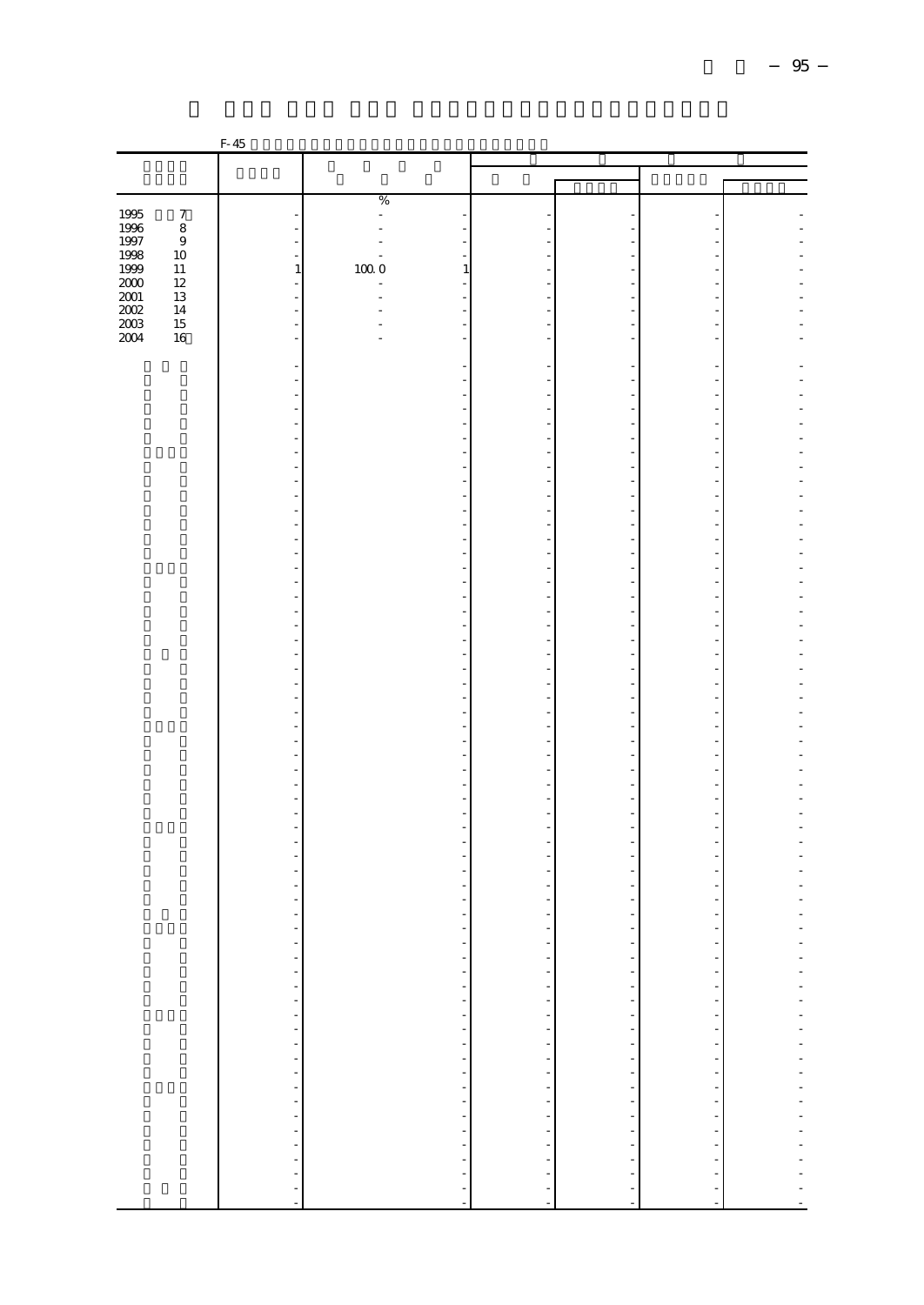F-45

| | | % | | | | | |
|---|---|---|---|---|---|---|---|
| 1995 7 | - | - | - | - | - | - | - |
| 1996 8 | - | - | - | - | - | - | - |
| 1997 9 | - | - | - | - | - | - | - |
| 1998 10 | - | - | - | - | - | - | - |
| 1999 11 | 1 | 100.0 | 1 | - | - | - | - |
| 2000 12 | - | - | - | - | - | - | - |
| 2001 13 | - | - | - | - | - | - | - |
| 2002 14 | - | - | - | - | - | - | - |
| 2003 15 | - | - | - | - | - | - | - |
| 2004 16 | - | - | - | - | - | - | - |
| | - | | - | - | - | - | - |
| | - | | - | - | - | - | - |
| | - | | - | - | - | - | - |
| | - | | - | - | - | - | - |
| | - | | - | - | - | - | - |
| | - | | - | - | - | - | - |
| | - | | - | - | - | - | - |
| | - | | - | - | - | - | - |
| | - | | - | - | - | - | - |
| | - | | - | - | - | - | - |
| | - | | - | - | - | - | - |
| | - | | - | - | - | - | - |
| | - | | - | - | - | - | - |
| | - | | - | - | - | - | - |
| | - | | - | - | - | - | - |
| | - | | - | - | - | - | - |
| | - | | - | - | - | - | - |
| | - | | - | - | - | - | - |
| | - | | - | - | - | - | - |
| | - | | - | - | - | - | - |
| | - | | - | - | - | - | - |
| | - | | - | - | - | - | - |
| | - | | - | - | - | - | - |
| | - | | - | - | - | - | - |
| | - | | - | - | - | - | - |
| | - | | - | - | - | - | - |
| | - | | - | - | - | - | - |
| | - | | - | - | - | - | - |
| | - | | - | - | - | - | - |
| | - | | - | - | - | - | - |
| | - | | - | - | - | - | - |
| | - | | - | - | - | - | - |
| | - | | - | - | - | - | - |
| | - | | - | - | - | - | - |
| | - | | - | - | - | - | - |
| | - | | - | - | - | - | - |
| | - | | - | - | - | - | - |
| | - | | - | - | - | - | - |
| | - | | - | - | - | - | - |
| | - | | - | - | - | - | - |
| | - | | - | - | - | - | - |
| | - | | - | - | - | - | - |
| | - | | - | - | - | - | - |
| | - | | - | - | - | - | - |
| | - | | - | - | - | - | - |
| | - | | - | - | - | - | - |
| | - | | - | - | - | - | - |
| | - | | - | - | - | - | - |
| | - | | - | - | - | - | - |
| | - | | - | - | - | - | - |
| | - | | - | - | - | - | - |
| | - | | - | - | - | - | - |
| | - | | - | - | - | - | - |
| | - | | - | - | - | - | - |
| | - | | - | - | - | - | - |
| | - | | - | - | - | - | - |
| | - | | - | - | - | - | - |
| | - | | - | - | - | - | - |
| | - | | - | - | - | - | - |
| | - | | - | - | - | - | - |
| | - | | - | - | - | - | - |
| | - | | - | - | - | - | - |
| | - | | - | - | - | - | - |
| | - | | - | - | - | - | - |
| | - | | - | - | - | - | - |
| | - | | - | - | - | - | - |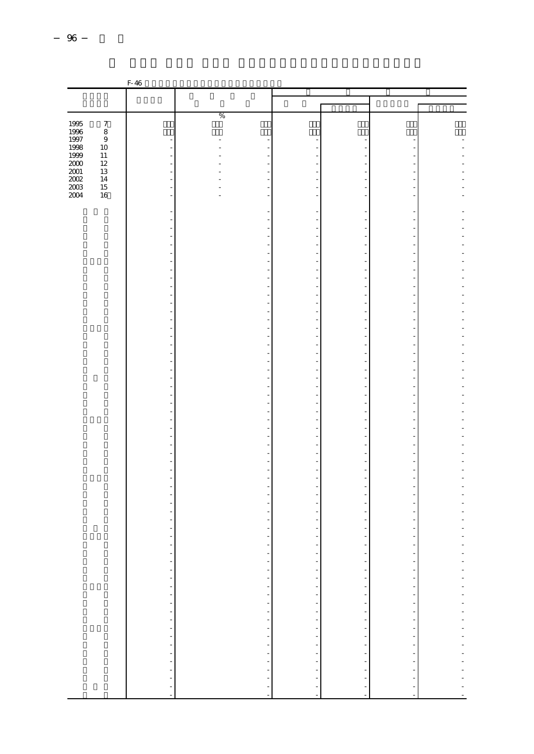F-46

| | | % | | | | | |
|---|---|---|---|---|---|---|---|
| 1995 7 | | | | | | | |
| 1996 8 | | | | | | | |
| 1997 9 | - | - | - | - | - | - | - |
| 1998 10 | - | - | - | - | - | - | - |
| 1999 11 | - | - | - | - | - | - | - |
| 2000 12 | - | - | - | - | - | - | - |
| 2001 13 | - | - | - | - | - | - | - |
| 2002 14 | - | - | - | - | - | - | - |
| 2003 15 | - | - | - | - | - | - | - |
| 2004 16 | - | - | - | - | - | - | - |
| | - | | - | - | - | - | - |
| | - | | - | - | - | - | - |
| | - | | - | - | - | - | - |
| | - | | - | - | - | - | - |
| | - | | - | - | - | - | - |
| | - | | - | - | - | - | - |
| | - | | - | - | - | - | - |
| | - | | - | - | - | - | - |
| | - | | - | - | - | - | - |
| | - | | - | - | - | - | - |
| | - | | - | - | - | - | - |
| | - | | - | - | - | - | - |
| | - | | - | - | - | - | - |
| | - | | - | - | - | - | - |
| | - | | - | - | - | - | - |
| | - | | - | - | - | - | - |
| | - | | - | - | - | - | - |
| | - | | - | - | - | - | - |
| | - | | - | - | - | - | - |
| | - | | - | - | - | - | - |
| | - | | - | - | - | - | - |
| | - | | - | - | - | - | - |
| | - | | - | - | - | - | - |
| | - | | - | - | - | - | - |
| | - | | - | - | - | - | - |
| | - | | - | - | - | - | - |
| | - | | - | - | - | - | - |
| | - | | - | - | - | - | - |
| | - | | - | - | - | - | - |
| | - | | - | - | - | - | - |
| | - | | - | - | - | - | - |
| | - | | - | - | - | - | - |
| | - | | - | - | - | - | - |
| | - | | - | - | - | - | - |
| | - | | - | - | - | - | - |
| | - | | - | - | - | - | - |
| | - | | - | - | - | - | - |
| | - | | - | - | - | - | - |
| | - | | - | - | - | - | - |
| | - | | - | - | - | - | - |
| | - | | - | - | - | - | - |
| | - | | - | - | - | - | - |
| | - | | - | - | - | - | - |
| | - | | - | - | - | - | - |
| | - | | - | - | - | - | - |
| | - | | - | - | - | - | - |
| | - | | - | - | - | - | - |
| | - | | - | - | - | - | - |
| | - | | - | - | - | - | - |
| | - | | - | - | - | - | - |
| | - | | - | - | - | - | - |
| | - | | - | - | - | - | - |
| | - | | - | - | - | - | - |
| | - | | - | - | - | - | - |
| | - | | - | - | - | - | - |
| | - | | - | - | - | - | - |
| | - | | - | - | - | - | - |
| | - | | - | - | - | - | - |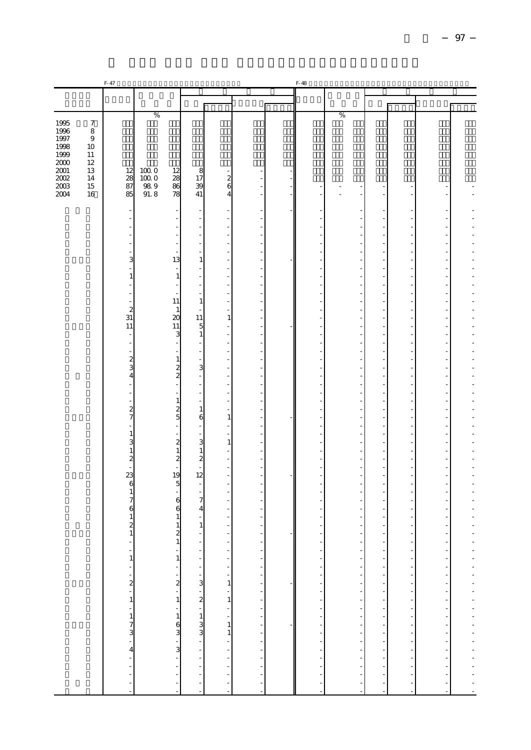| | F-47 | | | | | | | F-48 | | | | | | |
|---|---|---|---|---|---|---|---|---|---|---|---|---|---|---|
| | | % | | | | | | | % | | | | | |
| 1995 7 | □□□ | □□□ | □□□ | □□□ | □□□ | □□□ | □□□ | □□□ | □□□ | □□□ | □□□ | □□□ | □□□ | □□□ |
| 1996 8 | □□□ | □□□ | □□□ | □□□ | □□□ | □□□ | □□□ | □□□ | □□□ | □□□ | □□□ | □□□ | □□□ | □□□ |
| 1997 9 | □□□ | □□□ | □□□ | □□□ | □□□ | □□□ | □□□ | □□□ | □□□ | □□□ | □□□ | □□□ | □□□ | □□□ |
| 1998 10 | □□□ | □□□ | □□□ | □□□ | □□□ | □□□ | □□□ | □□□ | □□□ | □□□ | □□□ | □□□ | □□□ | □□□ |
| 1999 11 | □□□ | □□□ | □□□ | □□□ | □□□ | □□□ | □□□ | □□□ | □□□ | □□□ | □□□ | □□□ | □□□ | □□□ |
| 2000 12 | □□□ | □□□ | □□□ | □□□ | □□□ | □□□ | □□□ | □□□ | □□□ | □□□ | □□□ | □□□ | □□□ | □□□ |
| 2001 13 | 12 | 100.0 | 12 | 8 | - | - | - | □□□ | □□□ | □□□ | □□□ | □□□ | □□□ | □□□ |
| 2002 14 | 28 | 100.0 | 28 | 17 | 2 | - | - | □□□ | □□□ | □□□ | □□□ | □□□ | □□□ | □□□ |
| 2003 15 | 87 | 98.9 | 86 | 39 | 6 | - | - | - | - | - | - | - | - | - |
| 2004 16 | 85 | 91.8 | 78 | 41 | 4 | - | - | - | - | - | - | - | - | - |
| | - | | - | - | - | - | - | - | | - | - | - | - | - |
| | - | | - | - | - | - | | - | | - | - | - | - | - |
| | - | | - | - | - | - | | - | | - | - | - | - | - |
| | - | | - | - | - | - | | - | | - | - | - | - | - |
| | - | | - | - | - | - | | - | | - | - | - | - | - |
| | - | | - | - | - | - | | - | | - | - | - | - | - |
| | 3 | | 13 | 1 | - | - | - | - | | - | - | - | - | - |
| | - | | - | - | - | - | | - | | - | - | - | - | - |
| | 1 | | 1 | - | - | - | | - | | - | - | - | - | - |
| | - | | - | - | - | - | | - | | - | - | - | - | - |
| | - | | - | - | - | - | | - | | - | - | - | - | - |
| | - | | 11 | 1 | - | - | | - | | - | - | - | - | - |
| | 2 | | 1 | - | - | - | | - | | - | - | - | - | - |
| | 31 | | 20 | 11 | 1 | - | | - | | - | - | - | - | - |
| | 11 | | 11 | 5 | - | - | - | - | | - | - | - | - | - |
| | - | | 3 | 1 | - | - | | - | | - | - | - | - | - |
| | - | | - | - | - | - | | - | | - | - | - | - | - |
| | - | | - | - | - | - | | - | | - | - | - | - | - |
| | 2 | | 1 | - | - | - | | - | | - | - | - | - | - |
| | 3 | | 2 | 3 | - | - | | - | | - | - | - | - | - |
| | 4 | | 2 | - | - | - | | - | | - | - | - | - | - |
| | - | | - | - | - | - | | - | | - | - | - | - | - |
| | - | | - | - | - | - | | - | | - | - | - | - | - |
| | - | | 1 | - | - | - | | - | | - | - | - | - | - |
| | 2 | | 2 | 1 | - | - | | - | | - | - | - | - | - |
| | 7 | | 5 | 6 | 1 | - | - | - | | - | - | - | - | - |
| | - | | - | - | - | - | | - | | - | - | - | - | - |
| | 1 | | - | - | - | - | | - | | - | - | - | - | - |
| | 3 | | 2 | 3 | 1 | - | | - | | - | - | - | - | - |
| | 1 | | 1 | 1 | - | - | | - | | - | - | - | - | - |
| | 2 | | 2 | 2 | - | - | | - | | - | - | - | - | - |
| | - | | - | - | - | - | | - | | - | - | - | - | - |
| | 23 | | 19 | 12 | - | - | - | - | | - | - | - | - | - |
| | 6 | | 5 | - | - | - | | - | | - | - | - | - | - |
| | 1 | | - | - | - | - | | - | | - | - | - | - | - |
| | 7 | | 6 | 7 | - | - | | - | | - | - | - | - | - |
| | 6 | | 6 | 4 | - | - | | - | | - | - | - | - | - |
| | 1 | | 1 | - | - | - | | - | | - | - | - | - | - |
| | 2 | | 1 | 1 | - | - | | - | | - | - | - | - | - |
| | 1 | | 2 | - | - | - | - | - | | - | - | - | - | - |
| | - | | 1 | - | - | - | | - | | - | - | - | - | - |
| | - | | - | - | - | - | | - | | - | - | - | - | - |
| | 1 | | 1 | - | - | - | | - | | - | - | - | - | - |
| | - | | - | - | - | - | | - | | - | - | - | - | - |
| | - | | - | - | - | - | | - | | - | - | - | - | - |
| | 2 | | 2 | 3 | 1 | - | - | - | | - | - | - | - | - |
| | - | | - | - | - | - | | - | | - | - | - | - | - |
| | 1 | | 1 | 2 | 1 | - | | - | | - | - | - | - | - |
| | - | | - | - | - | - | | - | | - | - | - | - | - |
| | 1 | | 1 | 1 | - | - | | - | | - | - | - | - | - |
| | 7 | | 6 | 3 | 1 | - | - | - | | - | - | - | - | - |
| | 3 | | 3 | 3 | 1 | - | | - | | - | - | - | - | - |
| | - | | - | - | - | - | | - | | - | - | - | - | - |
| | 4 | | 3 | - | - | - | | - | | - | - | - | - | - |
| | - | | - | - | - | - | | - | | - | - | - | - | - |
| | - | | - | - | - | - | | - | | - | - | - | - | - |
| | - | | - | - | - | - | | - | | - | - | - | - | - |
| | - | | - | - | - | - | | - | | - | - | - | - | - |
| | - | | - | - | - | - | | - | | - | - | - | - | - |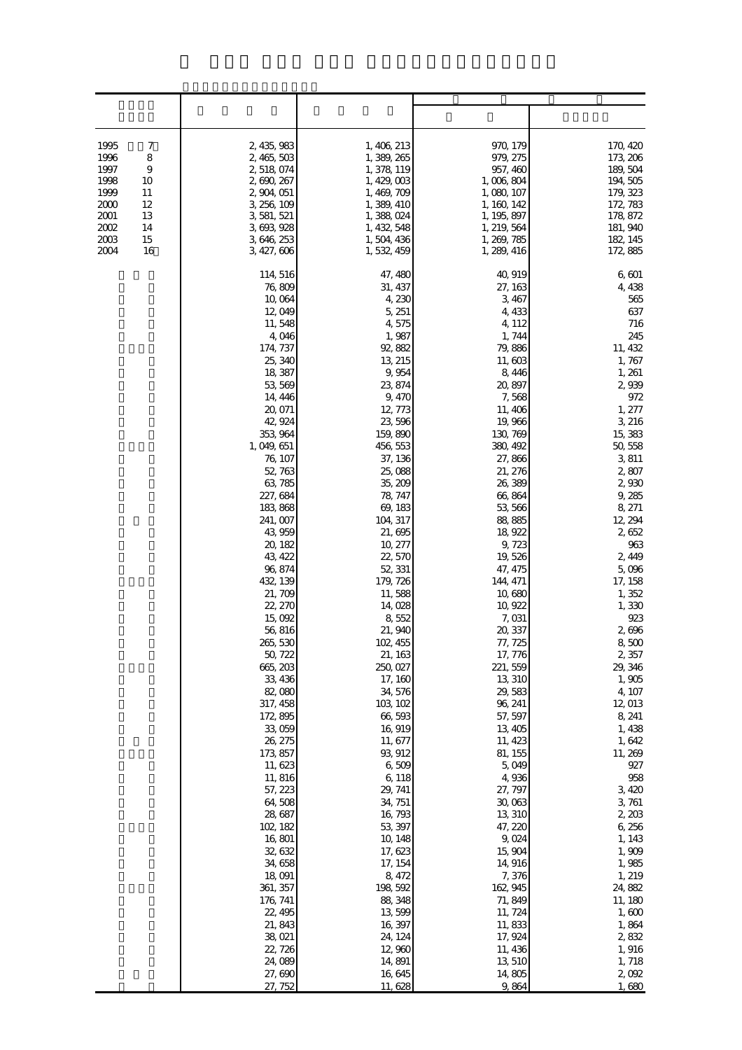| | | | | |
|---|---|---|---|---|
| 1995　7 | 2, 435, 983 | 1, 406, 213 | 970, 179 | 170, 420 |
| 1996　8 | 2, 465, 503 | 1, 389, 265 | 979, 275 | 173, 206 |
| 1997　9 | 2, 518, 074 | 1, 378, 119 | 957, 460 | 189, 504 |
| 1998　10 | 2, 690, 267 | 1, 429, 003 | 1, 006, 804 | 194, 505 |
| 1999　11 | 2, 904, 051 | 1, 469, 709 | 1, 080, 107 | 179, 323 |
| 2000　12 | 3, 256, 109 | 1, 389, 410 | 1, 160, 142 | 172, 783 |
| 2001　13 | 3, 581, 521 | 1, 388, 024 | 1, 195, 897 | 178, 872 |
| 2002　14 | 3, 693, 928 | 1, 432, 548 | 1, 219, 564 | 181, 940 |
| 2003　15 | 3, 646, 253 | 1, 504, 436 | 1, 269, 785 | 182, 145 |
| 2004　16 | 3, 427, 606 | 1, 532, 459 | 1, 289, 416 | 172, 885 |
| | 114, 516 | 47, 480 | 40, 919 | 6, 601 |
| | 76, 809 | 31, 437 | 27, 163 | 4, 438 |
| | 10, 064 | 4, 230 | 3, 467 | 565 |
| | 12, 049 | 5, 251 | 4, 433 | 637 |
| | 11, 548 | 4, 575 | 4, 112 | 716 |
| | 4, 046 | 1, 987 | 1, 744 | 245 |
| | 174, 737 | 92, 882 | 79, 886 | 11, 432 |
| | 25, 340 | 13, 215 | 11, 603 | 1, 767 |
| | 18, 387 | 9, 954 | 8, 446 | 1, 261 |
| | 53, 569 | 23, 874 | 20, 897 | 2, 939 |
| | 14, 446 | 9, 470 | 7, 568 | 972 |
| | 20, 071 | 12, 773 | 11, 406 | 1, 277 |
| | 42, 924 | 23, 596 | 19, 966 | 3, 216 |
| | 353, 964 | 159, 890 | 130, 769 | 15, 383 |
| | 1, 049, 651 | 456, 553 | 380, 492 | 50, 558 |
| | 76, 107 | 37, 136 | 27, 866 | 3, 811 |
| | 52, 763 | 25, 088 | 21, 276 | 2, 807 |
| | 63, 785 | 35, 209 | 26, 389 | 2, 930 |
| | 227, 684 | 78, 747 | 66, 864 | 9, 285 |
| | 183, 868 | 69, 183 | 53, 566 | 8, 271 |
| | 241, 007 | 104, 317 | 88, 885 | 12, 294 |
| | 43, 959 | 21, 695 | 18, 922 | 2, 652 |
| | 20, 182 | 10, 277 | 9, 723 | 963 |
| | 43, 422 | 22, 570 | 19, 526 | 2, 449 |
| | 96, 874 | 52, 331 | 47, 475 | 5, 096 |
| | 432, 139 | 179, 726 | 144, 471 | 17, 158 |
| | 21, 709 | 11, 588 | 10, 680 | 1, 352 |
| | 22, 270 | 14, 028 | 10, 922 | 1, 330 |
| | 15, 092 | 8, 552 | 7, 031 | 923 |
| | 56, 816 | 21, 940 | 20, 337 | 2, 696 |
| | 265, 530 | 102, 455 | 77, 725 | 8, 500 |
| | 50, 722 | 21, 163 | 17, 776 | 2, 357 |
| | 665, 203 | 250, 027 | 221, 559 | 29, 346 |
| | 33, 436 | 17, 160 | 13, 310 | 1, 905 |
| | 82, 080 | 34, 576 | 29, 583 | 4, 107 |
| | 317, 458 | 103, 102 | 96, 241 | 12, 013 |
| | 172, 895 | 66, 593 | 57, 597 | 8, 241 |
| | 33, 059 | 16, 919 | 13, 405 | 1, 438 |
| | 26, 275 | 11, 677 | 11, 423 | 1, 642 |
| | 173, 857 | 93, 912 | 81, 155 | 11, 269 |
| | 11, 623 | 6, 509 | 5, 049 | 927 |
| | 11, 816 | 6, 118 | 4, 936 | 958 |
| | 57, 223 | 29, 741 | 27, 797 | 3, 420 |
| | 64, 508 | 34, 751 | 30, 063 | 3, 761 |
| | 28, 687 | 16, 793 | 13, 310 | 2, 203 |
| | 102, 182 | 53, 397 | 47, 220 | 6, 256 |
| | 16, 801 | 10, 148 | 9, 024 | 1, 143 |
| | 32, 632 | 17, 623 | 15, 904 | 1, 909 |
| | 34, 658 | 17, 154 | 14, 916 | 1, 985 |
| | 18, 091 | 8, 472 | 7, 376 | 1, 219 |
| | 361, 357 | 198, 592 | 162, 945 | 24, 882 |
| | 176, 741 | 88, 348 | 71, 849 | 11, 180 |
| | 22, 495 | 13, 599 | 11, 724 | 1, 600 |
| | 21, 843 | 16, 397 | 11, 833 | 1, 864 |
| | 38, 021 | 24, 124 | 17, 924 | 2, 832 |
| | 22, 726 | 12, 960 | 11, 436 | 1, 916 |
| | 24, 089 | 14, 891 | 13, 510 | 1, 718 |
| | 27, 690 | 16, 645 | 14, 805 | 2, 092 |
| | 27, 752 | 11, 628 | 9, 864 | 1, 680 |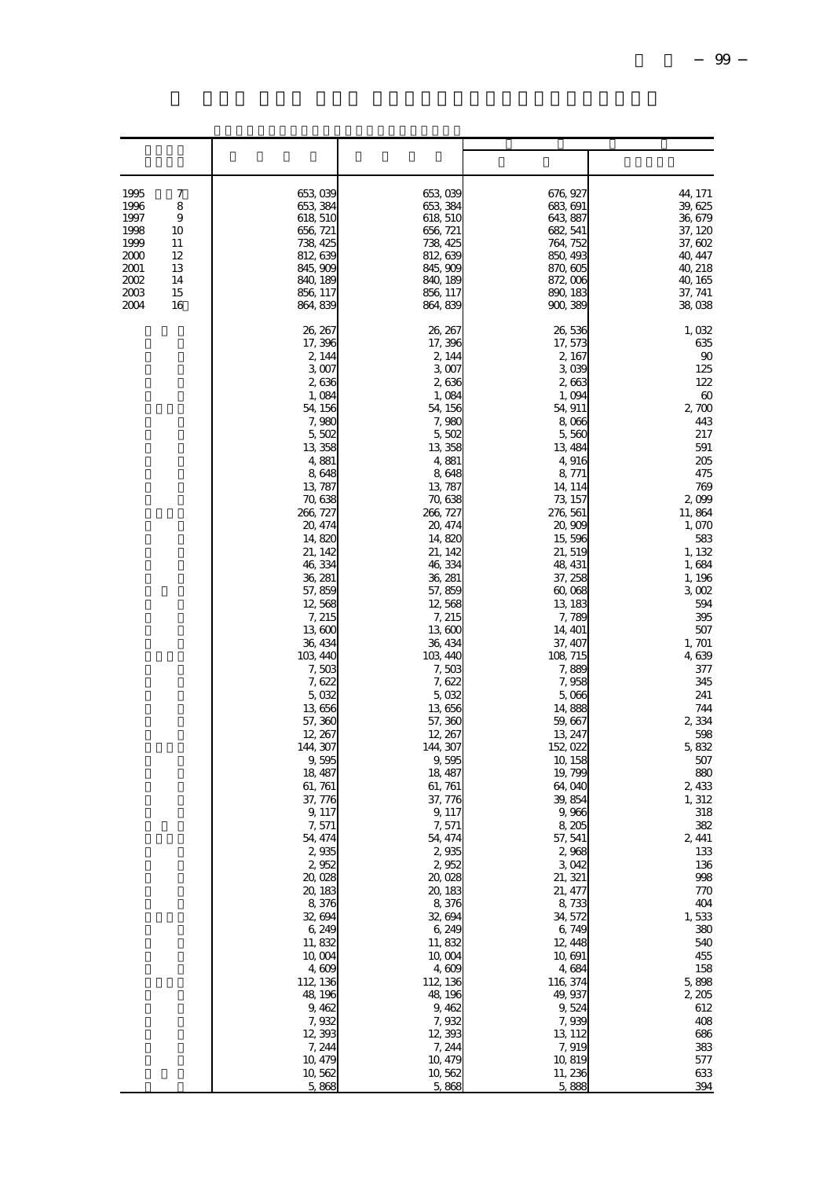| | | | | |
|---|---|---|---|---|
| 1995 7 | 653, 039 | 653, 039 | 676, 927 | 44, 171 |
| 1996 8 | 653, 384 | 653, 384 | 683, 691 | 39, 625 |
| 1997 9 | 618, 510 | 618, 510 | 643, 887 | 36, 679 |
| 1998 10 | 656, 721 | 656, 721 | 682, 541 | 37, 120 |
| 1999 11 | 738, 425 | 738, 425 | 764, 752 | 37, 602 |
| 2000 12 | 812, 639 | 812, 639 | 850, 493 | 40, 447 |
| 2001 13 | 845, 909 | 845, 909 | 870, 605 | 40, 218 |
| 2002 14 | 840, 189 | 840, 189 | 872, 006 | 40, 165 |
| 2003 15 | 856, 117 | 856, 117 | 890, 183 | 37, 741 |
| 2004 16 | 864, 839 | 864, 839 | 900, 389 | 38, 038 |
| | 26, 267 | 26, 267 | 26, 536 | 1, 032 |
| | 17, 396 | 17, 396 | 17, 573 | 635 |
| | 2, 144 | 2, 144 | 2, 167 | 90 |
| | 3, 007 | 3, 007 | 3, 039 | 125 |
| | 2, 636 | 2, 636 | 2, 663 | 122 |
| | 1, 084 | 1, 084 | 1, 094 | 60 |
| | 54, 156 | 54, 156 | 54, 911 | 2, 700 |
| | 7, 980 | 7, 980 | 8, 066 | 443 |
| | 5, 502 | 5, 502 | 5, 560 | 217 |
| | 13, 358 | 13, 358 | 13, 484 | 591 |
| | 4, 881 | 4, 881 | 4, 916 | 205 |
| | 8, 648 | 8, 648 | 8, 771 | 475 |
| | 13, 787 | 13, 787 | 14, 114 | 769 |
| | 70, 638 | 70, 638 | 73, 157 | 2, 099 |
| | 266, 727 | 266, 727 | 276, 561 | 11, 864 |
| | 20, 474 | 20, 474 | 20, 909 | 1, 070 |
| | 14, 820 | 14, 820 | 15, 596 | 583 |
| | 21, 142 | 21, 142 | 21, 519 | 1, 132 |
| | 46, 334 | 46, 334 | 48, 431 | 1, 684 |
| | 36, 281 | 36, 281 | 37, 258 | 1, 196 |
| | 57, 859 | 57, 859 | 60, 068 | 3, 002 |
| | 12, 568 | 12, 568 | 13, 183 | 594 |
| | 7, 215 | 7, 215 | 7, 789 | 395 |
| | 13, 600 | 13, 600 | 14, 401 | 507 |
| | 36, 434 | 36, 434 | 37, 407 | 1, 701 |
| | 103, 440 | 103, 440 | 108, 715 | 4, 639 |
| | 7, 503 | 7, 503 | 7, 889 | 377 |
| | 7, 622 | 7, 622 | 7, 958 | 345 |
| | 5, 032 | 5, 032 | 5, 066 | 241 |
| | 13, 656 | 13, 656 | 14, 888 | 744 |
| | 57, 360 | 57, 360 | 59, 667 | 2, 334 |
| | 12, 267 | 12, 267 | 13, 247 | 598 |
| | 144, 307 | 144, 307 | 152, 022 | 5, 832 |
| | 9, 595 | 9, 595 | 10, 158 | 507 |
| | 18, 487 | 18, 487 | 19, 799 | 880 |
| | 61, 761 | 61, 761 | 64, 040 | 2, 433 |
| | 37, 776 | 37, 776 | 39, 854 | 1, 312 |
| | 9, 117 | 9, 117 | 9, 966 | 318 |
| | 7, 571 | 7, 571 | 8, 205 | 382 |
| | 54, 474 | 54, 474 | 57, 541 | 2, 441 |
| | 2, 935 | 2, 935 | 2, 968 | 133 |
| | 2, 952 | 2, 952 | 3, 042 | 136 |
| | 20, 028 | 20, 028 | 21, 321 | 998 |
| | 20, 183 | 20, 183 | 21, 477 | 770 |
| | 8, 376 | 8, 376 | 8, 733 | 404 |
| | 32, 694 | 32, 694 | 34, 572 | 1, 533 |
| | 6, 249 | 6, 249 | 6, 749 | 380 |
| | 11, 832 | 11, 832 | 12, 448 | 540 |
| | 10, 004 | 10, 004 | 10, 691 | 455 |
| | 4, 609 | 4, 609 | 4, 684 | 158 |
| | 112, 136 | 112, 136 | 116, 374 | 5, 898 |
| | 48, 196 | 48, 196 | 49, 937 | 2, 205 |
| | 9, 462 | 9, 462 | 9, 524 | 612 |
| | 7, 932 | 7, 932 | 7, 939 | 408 |
| | 12, 393 | 12, 393 | 13, 112 | 686 |
| | 7, 244 | 7, 244 | 7, 919 | 383 |
| | 10, 479 | 10, 479 | 10, 819 | 577 |
| | 10, 562 | 10, 562 | 11, 236 | 633 |
| | 5, 868 | 5, 868 | 5, 888 | 394 |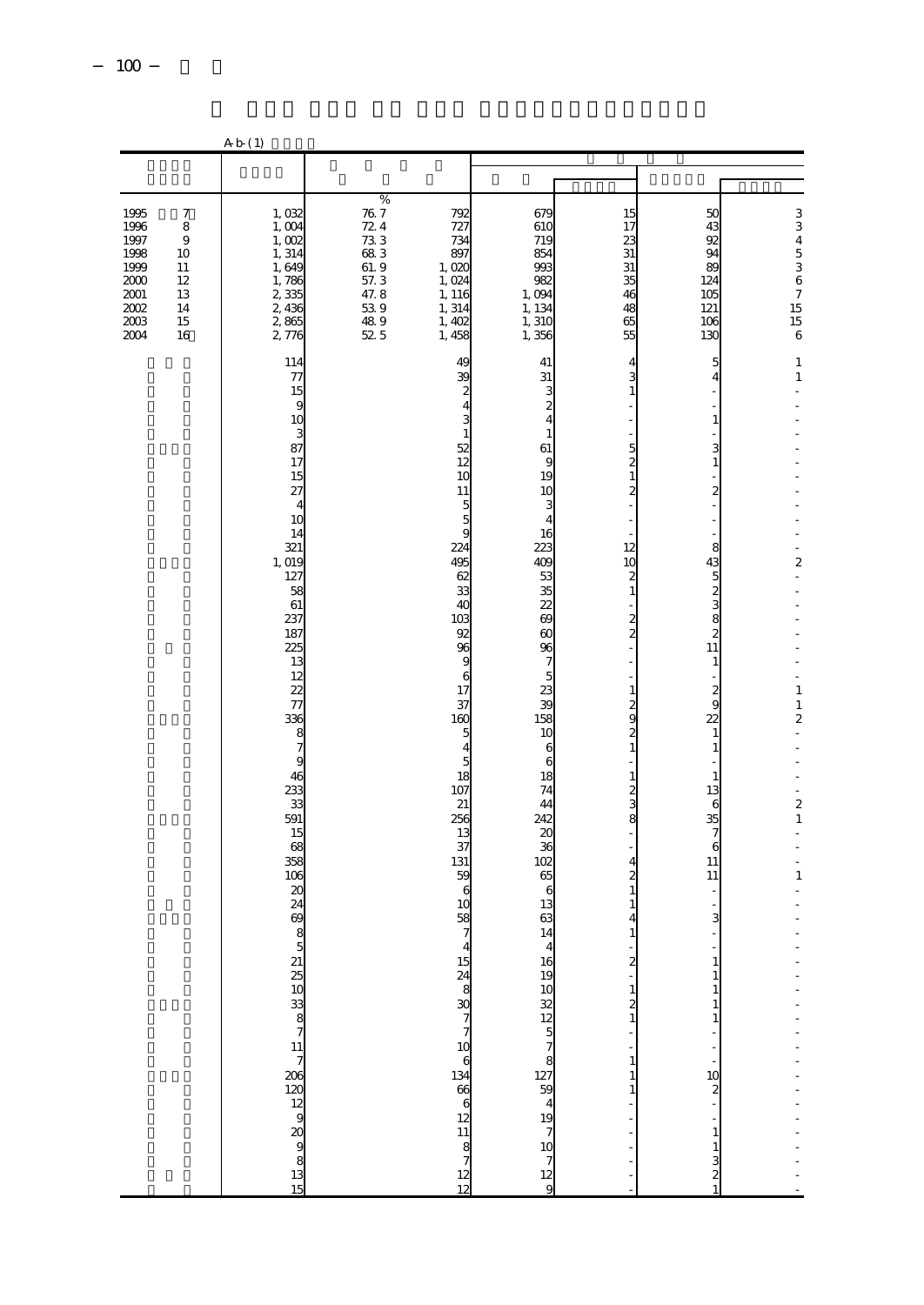A-b-(1)

| | | | | | | | |
|---|---|---|---|---|---|---|---|
| | | % | | | | | |
| 1995　7 | 1, 032 | 76. 7 | 792 | 679 | 15 | 50 | 3 |
| 1996　8 | 1, 004 | 72. 4 | 727 | 610 | 17 | 43 | 3 |
| 1997　9 | 1, 002 | 73. 3 | 734 | 719 | 23 | 92 | 4 |
| 1998　10 | 1, 314 | 68. 3 | 897 | 854 | 31 | 94 | 5 |
| 1999　11 | 1, 649 | 61. 9 | 1, 020 | 993 | 31 | 89 | 3 |
| 2000　12 | 1, 786 | 57. 3 | 1, 024 | 982 | 35 | 124 | 6 |
| 2001　13 | 2, 335 | 47. 8 | 1, 116 | 1, 094 | 46 | 105 | 7 |
| 2002　14 | 2, 436 | 53. 9 | 1, 314 | 1, 134 | 48 | 121 | 15 |
| 2003　15 | 2, 865 | 48. 9 | 1, 402 | 1, 310 | 65 | 106 | 15 |
| 2004　16 | 2, 776 | 52. 5 | 1, 458 | 1, 356 | 55 | 130 | 6 |
| | 114 | | 49 | 41 | 4 | 5 | 1 |
| | 77 | | 39 | 31 | 3 | 4 | 1 |
| | 15 | | 2 | 3 | 1 | - | - |
| | 9 | | 4 | 2 | - | - | - |
| | 10 | | 3 | 4 | - | 1 | - |
| | 3 | | 1 | 1 | - | - | - |
| | 87 | | 52 | 61 | 5 | 3 | - |
| | 17 | | 12 | 9 | 2 | 1 | - |
| | 15 | | 10 | 19 | 1 | - | - |
| | 27 | | 11 | 10 | 2 | 2 | - |
| | 4 | | 5 | 3 | - | - | - |
| | 10 | | 5 | 4 | - | - | - |
| | 14 | | 9 | 16 | - | - | - |
| | 321 | | 224 | 223 | 12 | 8 | - |
| | 1, 019 | | 495 | 409 | 10 | 43 | 2 |
| | 127 | | 62 | 53 | 2 | 5 | - |
| | 58 | | 33 | 35 | 1 | 2 | - |
| | 61 | | 40 | 22 | - | 3 | - |
| | 237 | | 103 | 69 | 2 | 8 | - |
| | 187 | | 92 | 60 | 2 | 2 | - |
| | 225 | | 96 | 96 | - | 11 | - |
| | 13 | | 9 | 7 | - | 1 | - |
| | 12 | | 6 | 5 | - | - | - |
| | 22 | | 17 | 23 | 1 | 2 | 1 |
| | 77 | | 37 | 39 | 2 | 9 | 1 |
| | 336 | | 160 | 158 | 9 | 22 | 2 |
| | 8 | | 5 | 10 | 2 | 1 | - |
| | 7 | | 4 | 6 | 1 | 1 | - |
| | 9 | | 5 | 6 | - | - | - |
| | 46 | | 18 | 18 | 1 | 1 | - |
| | 233 | | 107 | 74 | 2 | 13 | - |
| | 33 | | 21 | 44 | 3 | 6 | 2 |
| | 591 | | 256 | 242 | 8 | 35 | 1 |
| | 15 | | 13 | 20 | - | 7 | - |
| | 68 | | 37 | 36 | - | 6 | - |
| | 358 | | 131 | 102 | 4 | 11 | - |
| | 106 | | 59 | 65 | 2 | 11 | 1 |
| | 20 | | 6 | 6 | 1 | - | - |
| | 24 | | 10 | 13 | 1 | - | - |
| | 69 | | 58 | 63 | 4 | 3 | - |
| | 8 | | 7 | 14 | 1 | - | - |
| | 5 | | 4 | 4 | - | - | - |
| | 21 | | 15 | 16 | 2 | 1 | - |
| | 25 | | 24 | 19 | - | 1 | - |
| | 10 | | 8 | 10 | 1 | 1 | - |
| | 33 | | 30 | 32 | 2 | 1 | - |
| | 8 | | 7 | 12 | 1 | 1 | - |
| | 7 | | 7 | 5 | - | - | - |
| | 11 | | 10 | 7 | - | - | - |
| | 7 | | 6 | 8 | 1 | - | - |
| | 206 | | 134 | 127 | 1 | 10 | - |
| | 120 | | 66 | 59 | 1 | 2 | - |
| | 12 | | 6 | 4 | - | - | - |
| | 9 | | 12 | 19 | - | - | - |
| | 20 | | 11 | 7 | - | 1 | - |
| | 9 | | 8 | 10 | - | 1 | - |
| | 8 | | 7 | 7 | - | 3 | - |
| | 13 | | 12 | 12 | - | 2 | - |
| | 15 | | 12 | 9 | - | 1 | - |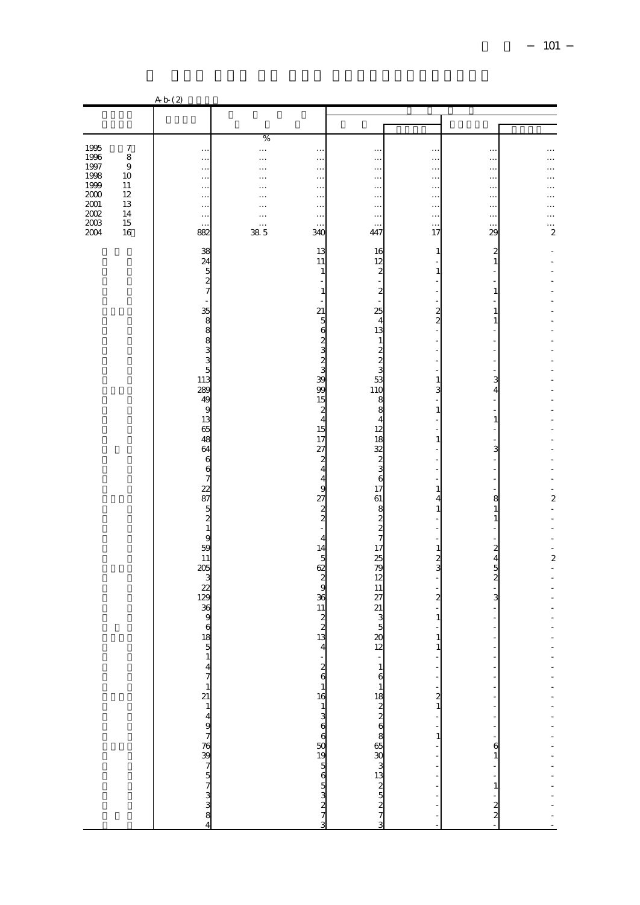A-b-(2)

| | | | | | | | |
|---|---|---|---|---|---|---|---|
| | | % | | | | | |
| 1995 7 | … | … | … | … | … | … | … |
| 1996 8 | … | … | … | … | … | … | … |
| 1997 9 | … | … | … | … | … | … | … |
| 1998 10 | … | … | … | … | … | … | … |
| 1999 11 | … | … | … | … | … | … | … |
| 2000 12 | … | … | … | … | … | … | … |
| 2001 13 | … | … | … | … | … | … | … |
| 2002 14 | … | … | … | … | … | … | … |
| 2003 15 | … | … | … | … | … | … | … |
| 2004 16 | 882 | 38.5 | 340 | 447 | 17 | 29 | 2 |
| | 38 | | 13 | 16 | 1 | 2 | - |
| | 24 | | 11 | 12 | - | 1 | - |
| | 5 | | 1 | 2 | 1 | - | - |
| | 2 | | - | - | - | - | - |
| | 7 | | 1 | 2 | - | 1 | - |
| | - | | - | - | - | - | - |
| | 35 | | 21 | 25 | 2 | 1 | - |
| | 8 | | 5 | 4 | 2 | 1 | - |
| | 8 | | 6 | 13 | - | - | - |
| | 8 | | 2 | 1 | - | - | - |
| | 3 | | 3 | 2 | - | - | - |
| | 3 | | 2 | 2 | - | - | - |
| | 5 | | 3 | 3 | - | - | - |
| | 113 | | 39 | 53 | 1 | 3 | - |
| | 289 | | 99 | 110 | 3 | 4 | - |
| | 49 | | 15 | 8 | - | - | - |
| | 9 | | 2 | 8 | 1 | - | - |
| | 13 | | 4 | 4 | - | 1 | - |
| | 65 | | 15 | 12 | - | - | - |
| | 48 | | 17 | 18 | 1 | - | - |
| | 64 | | 27 | 32 | - | 3 | - |
| | 6 | | 2 | 2 | - | - | - |
| | 6 | | 4 | 3 | - | - | - |
| | 7 | | 4 | 6 | - | - | - |
| | 22 | | 9 | 17 | 1 | - | - |
| | 87 | | 27 | 61 | 4 | 8 | 2 |
| | 5 | | 2 | 8 | 1 | 1 | - |
| | 2 | | 2 | 2 | - | 1 | - |
| | 1 | | - | 2 | - | - | - |
| | 9 | | 4 | 7 | - | - | - |
| | 59 | | 14 | 17 | 1 | 2 | - |
| | 11 | | 5 | 25 | 2 | 4 | 2 |
| | 205 | | 62 | 79 | 3 | 5 | - |
| | 3 | | 2 | 12 | - | 2 | - |
| | 22 | | 9 | 11 | - | - | - |
| | 129 | | 36 | 27 | 2 | 3 | - |
| | 36 | | 11 | 21 | - | - | - |
| | 9 | | 2 | 3 | 1 | - | - |
| | 6 | | 2 | 5 | - | - | - |
| | 18 | | 13 | 20 | 1 | - | - |
| | 5 | | 4 | 12 | 1 | - | - |
| | 1 | | - | - | - | - | - |
| | 4 | | 2 | 1 | - | - | - |
| | 7 | | 6 | 6 | - | - | - |
| | 1 | | 1 | 1 | - | - | - |
| | 21 | | 16 | 18 | 2 | - | - |
| | 1 | | 1 | 2 | 1 | - | - |
| | 4 | | 3 | 2 | - | - | - |
| | 9 | | 6 | 6 | - | - | - |
| | 7 | | 6 | 8 | 1 | - | - |
| | 76 | | 50 | 65 | - | 6 | - |
| | 39 | | 19 | 30 | - | 1 | - |
| | 7 | | 5 | 3 | - | - | - |
| | 5 | | 6 | 13 | - | - | - |
| | 7 | | 5 | 2 | - | 1 | - |
| | 3 | | 3 | 5 | - | - | - |
| | 3 | | 2 | 2 | - | 2 | - |
| | 8 | | 7 | 7 | - | 2 | - |
| | 4 | | 3 | 3 | - | - | - |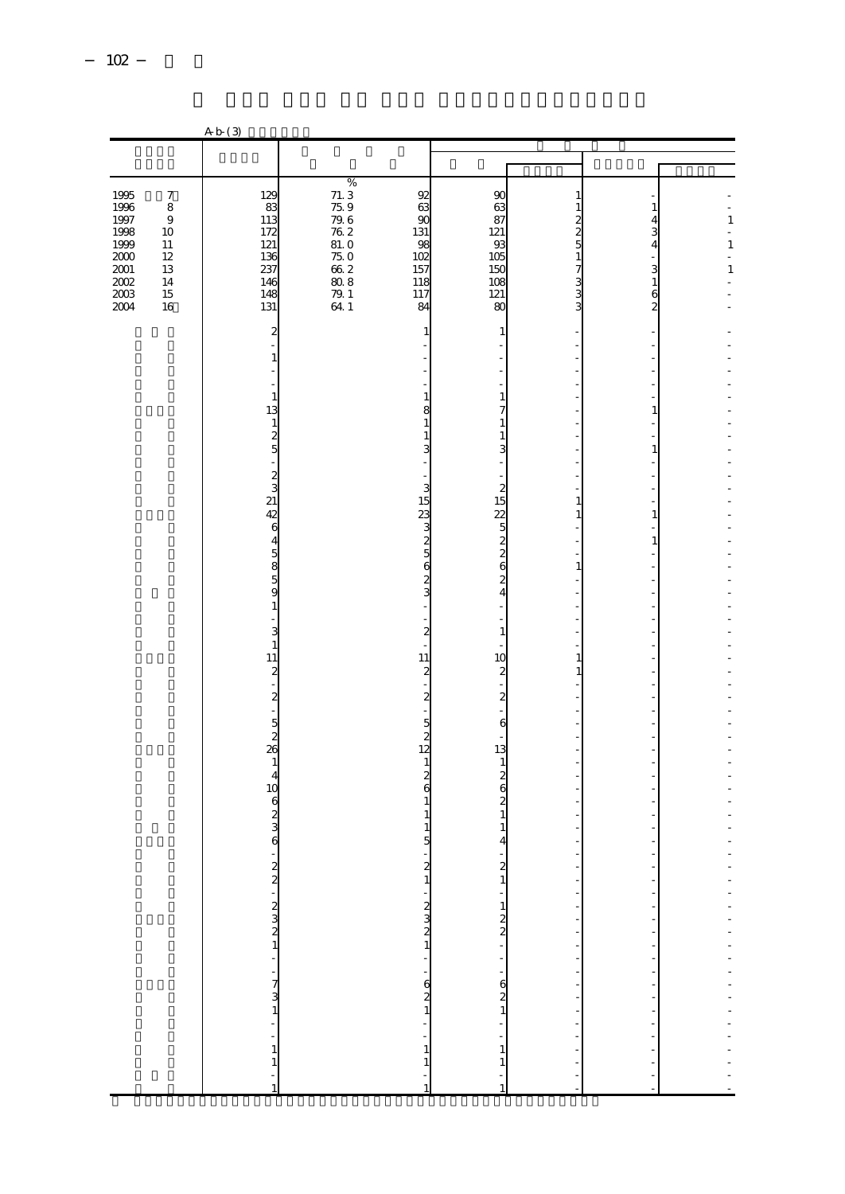A-b-(3)

| | | | | | | | |
|---|---|---|---|---|---|---|---|
| | | % | | | | | |
| 1995 7 | 129 | 71.3 | 92 | 90 | 1 | - | - |
| 1996 8 | 83 | 75.9 | 63 | 63 | 1 | 1 | - |
| 1997 9 | 113 | 79.6 | 90 | 87 | 2 | 4 | 1 |
| 1998 10 | 172 | 76.2 | 131 | 121 | 2 | 3 | - |
| 1999 11 | 121 | 81.0 | 98 | 93 | 5 | 4 | 1 |
| 2000 12 | 136 | 75.0 | 102 | 105 | 1 | - | - |
| 2001 13 | 237 | 66.2 | 157 | 150 | 7 | 3 | 1 |
| 2002 14 | 146 | 80.8 | 118 | 108 | 3 | 1 | - |
| 2003 15 | 148 | 79.1 | 117 | 121 | 3 | 6 | - |
| 2004 16 | 131 | 64.1 | 84 | 80 | 3 | 2 | - |
| | 2 | | 1 | 1 | - | - | - |
| | - | | - | - | - | - | - |
| | 1 | | - | - | - | - | - |
| | - | | - | - | - | - | - |
| | - | | - | - | - | - | - |
| | 1 | | 1 | 1 | - | - | - |
| | 13 | | 8 | 7 | - | 1 | - |
| | 1 | | 1 | 1 | - | - | - |
| | 2 | | 1 | 1 | - | - | - |
| | 5 | | 3 | 3 | - | 1 | - |
| | - | | - | - | - | - | - |
| | 2 | | - | - | - | - | - |
| | 3 | | 3 | 2 | - | - | - |
| | 21 | | 15 | 15 | 1 | - | - |
| | 42 | | 23 | 22 | 1 | 1 | - |
| | 6 | | 3 | 5 | - | - | - |
| | 4 | | 2 | 2 | - | 1 | - |
| | 5 | | 5 | 2 | - | - | - |
| | 8 | | 6 | 6 | 1 | - | - |
| | 5 | | 2 | 2 | - | - | - |
| | 9 | | 3 | 4 | - | - | - |
| | 1 | | - | - | - | - | - |
| | - | | - | - | - | - | - |
| | 3 | | 2 | 1 | - | - | - |
| | 1 | | - | - | - | - | - |
| | 11 | | 11 | 10 | 1 | - | - |
| | 2 | | 2 | 2 | 1 | - | - |
| | - | | - | - | - | - | - |
| | 2 | | 2 | 2 | - | - | - |
| | - | | - | - | - | - | - |
| | 5 | | 5 | 6 | - | - | - |
| | 2 | | 2 | - | - | - | - |
| | 26 | | 12 | 13 | - | - | - |
| | 1 | | 1 | 1 | - | - | - |
| | 4 | | 2 | 2 | - | - | - |
| | 10 | | 6 | 6 | - | - | - |
| | 6 | | 1 | 2 | - | - | - |
| | 2 | | 1 | 1 | - | - | - |
| | 3 | | 1 | 1 | - | - | - |
| | 6 | | 5 | 4 | - | - | - |
| | - | | - | - | - | - | - |
| | 2 | | 2 | 2 | - | - | - |
| | 2 | | 1 | 1 | - | - | - |
| | - | | - | - | - | - | - |
| | 2 | | 2 | 1 | - | - | - |
| | 3 | | 3 | 2 | - | - | - |
| | 2 | | 2 | 2 | - | - | - |
| | 1 | | 1 | - | - | - | - |
| | - | | - | - | - | - | - |
| | - | | - | - | - | - | - |
| | 7 | | 6 | 6 | - | - | - |
| | 3 | | 2 | 2 | - | - | - |
| | 1 | | 1 | 1 | - | - | - |
| | - | | - | - | - | - | - |
| | - | | - | - | - | - | - |
| | 1 | | 1 | 1 | - | - | - |
| | 1 | | 1 | 1 | - | - | - |
| | - | | - | - | - | - | - |
| | 1 | | 1 | 1 | - | - | - |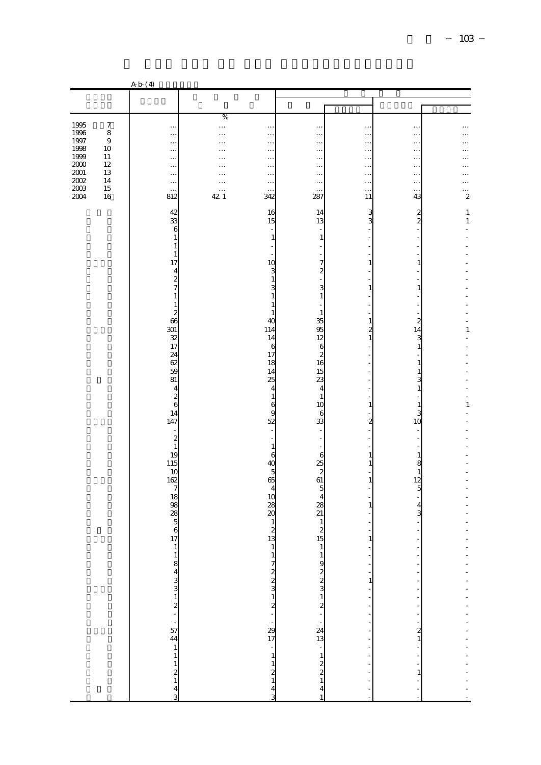A-b-(4)

| | | % | | | | | |
|---|---|---|---|---|---|---|---|
| 1995 7 | … | … | … | … | … | … | … |
| 1996 8 | … | … | … | … | … | … | … |
| 1997 9 | … | … | … | … | … | … | … |
| 1998 10 | … | … | … | … | … | … | … |
| 1999 11 | … | … | … | … | … | … | … |
| 2000 12 | … | … | … | … | … | … | … |
| 2001 13 | … | … | … | … | … | … | … |
| 2002 14 | … | … | … | … | … | … | … |
| 2003 15 | … | … | … | … | … | … | … |
| 2004 16 | 812 | 42.1 | 342 | 287 | 11 | 43 | 2 |
| | 42 | | 16 | 14 | 3 | 2 | 1 |
| | 33 | | 15 | 13 | 3 | 2 | 1 |
| | 6 | | - | - | - | - | - |
| | 1 | | 1 | 1 | - | - | - |
| | 1 | | - | - | - | - | - |
| | 1 | | - | - | - | - | - |
| | 17 | | 10 | 7 | 1 | 1 | - |
| | 4 | | 3 | 2 | - | - | - |
| | 2 | | 1 | - | - | - | - |
| | 7 | | 3 | 3 | 1 | 1 | - |
| | 1 | | 1 | 1 | - | - | - |
| | 1 | | 1 | - | - | - | - |
| | 2 | | 1 | 1 | - | - | - |
| | 66 | | 40 | 35 | 1 | 2 | - |
| | 301 | | 114 | 95 | 2 | 14 | 1 |
| | 32 | | 14 | 12 | 1 | 3 | - |
| | 17 | | 6 | 6 | - | 1 | - |
| | 24 | | 17 | 2 | - | - | - |
| | 62 | | 18 | 16 | - | 1 | - |
| | 59 | | 14 | 15 | - | 1 | - |
| | 81 | | 25 | 23 | - | 3 | - |
| | 4 | | 4 | 4 | - | 1 | - |
| | 2 | | 1 | 1 | - | - | - |
| | 6 | | 6 | 10 | 1 | 1 | 1 |
| | 14 | | 9 | 6 | - | 3 | - |
| | 147 | | 52 | 33 | 2 | 10 | - |
| | - | | - | - | - | - | - |
| | 2 | | - | - | - | - | - |
| | 1 | | 1 | - | - | - | - |
| | 19 | | 6 | 6 | 1 | 1 | - |
| | 115 | | 40 | 25 | 1 | 8 | - |
| | 10 | | 5 | 2 | - | 1 | - |
| | 162 | | 65 | 61 | 1 | 12 | - |
| | 7 | | 4 | 5 | - | 5 | - |
| | 18 | | 10 | 4 | - | - | - |
| | 98 | | 28 | 28 | 1 | 4 | - |
| | 28 | | 20 | 21 | - | 3 | - |
| | 5 | | 1 | 1 | - | - | - |
| | 6 | | 2 | 2 | - | - | - |
| | 17 | | 13 | 15 | 1 | - | - |
| | 1 | | 1 | 1 | - | - | - |
| | 1 | | 1 | 1 | - | - | - |
| | 8 | | 7 | 9 | - | - | - |
| | 4 | | 2 | 2 | - | - | - |
| | 3 | | 2 | 2 | 1 | - | - |
| | 3 | | 3 | 3 | - | - | - |
| | 1 | | 1 | 1 | - | - | - |
| | 2 | | 2 | 2 | - | - | - |
| | - | | - | - | - | - | - |
| | - | | - | - | - | - | - |
| | 57 | | 29 | 24 | - | 2 | - |
| | 44 | | 17 | 13 | - | 1 | - |
| | 1 | | - | - | - | - | - |
| | 1 | | 1 | 1 | - | - | - |
| | 1 | | 1 | 2 | - | - | - |
| | 2 | | 2 | 2 | - | 1 | - |
| | 1 | | 1 | 1 | - | - | - |
| | 4 | | 4 | 4 | - | - | - |
| | 3 | | 3 | 1 | - | - | - |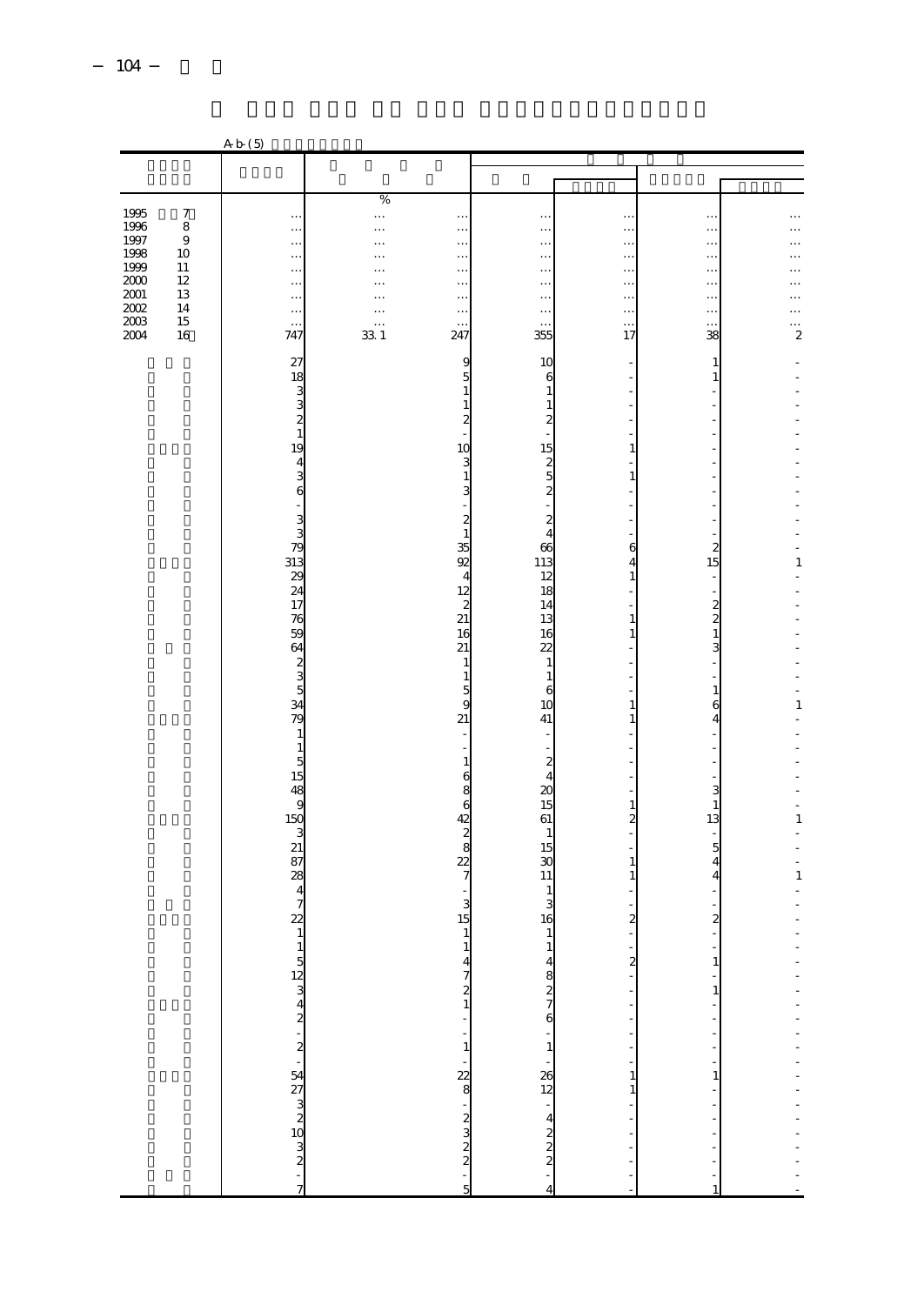A-b-(5)

| | | | | | | | |
|---|---|---|---|---|---|---|---|
| | | % | | | | | |
| 1995 7 | … | … | … | … | … | … | … |
| 1996 8 | … | … | … | … | … | … | … |
| 1997 9 | … | … | … | … | … | … | … |
| 1998 10 | … | … | … | … | … | … | … |
| 1999 11 | … | … | … | … | … | … | … |
| 2000 12 | … | … | … | … | … | … | … |
| 2001 13 | … | … | … | … | … | … | … |
| 2002 14 | … | … | … | … | … | … | … |
| 2003 15 | … | … | … | … | … | … | … |
| 2004 16 | 747 | 33.1 | 247 | 355 | 17 | 38 | 2 |
| | 27 | | 9 | 10 | - | 1 | - |
| | 18 | | 5 | 6 | - | 1 | - |
| | 3 | | 1 | 1 | - | - | - |
| | 3 | | 1 | 1 | - | - | - |
| | 2 | | 2 | 2 | - | - | - |
| | 1 | | - | - | - | - | - |
| | 19 | | 10 | 15 | 1 | - | - |
| | 4 | | 3 | 2 | - | - | - |
| | 3 | | 1 | 5 | 1 | - | - |
| | 6 | | 3 | 2 | - | - | - |
| | - | | - | - | - | - | - |
| | 3 | | 2 | 2 | - | - | - |
| | 3 | | 1 | 4 | - | - | - |
| | 79 | | 35 | 66 | 6 | 2 | - |
| | 313 | | 92 | 113 | 4 | 15 | 1 |
| | 29 | | 4 | 12 | 1 | - | - |
| | 24 | | 12 | 18 | - | - | - |
| | 17 | | 2 | 14 | - | 2 | - |
| | 76 | | 21 | 13 | 1 | 2 | - |
| | 59 | | 16 | 16 | 1 | 1 | - |
| | 64 | | 21 | 22 | - | 3 | - |
| | 2 | | 1 | 1 | - | - | - |
| | 3 | | 1 | 1 | - | - | - |
| | 5 | | 5 | 6 | - | 1 | - |
| | 34 | | 9 | 10 | 1 | 6 | 1 |
| | 79 | | 21 | 41 | 1 | 4 | - |
| | 1 | | - | - | - | - | - |
| | 1 | | - | - | - | - | - |
| | 5 | | 1 | 2 | - | - | - |
| | 15 | | 6 | 4 | - | - | - |
| | 48 | | 8 | 20 | - | 3 | - |
| | 9 | | 6 | 15 | 1 | 1 | - |
| | 150 | | 42 | 61 | 2 | 13 | 1 |
| | 3 | | 2 | 1 | - | - | - |
| | 21 | | 8 | 15 | - | 5 | - |
| | 87 | | 22 | 30 | 1 | 4 | - |
| | 28 | | 7 | 11 | 1 | 4 | 1 |
| | 4 | | - | 1 | - | - | - |
| | 7 | | 3 | 3 | - | - | - |
| | 22 | | 15 | 16 | 2 | 2 | - |
| | 1 | | 1 | 1 | - | - | - |
| | 1 | | 1 | 1 | - | - | - |
| | 5 | | 4 | 4 | 2 | 1 | - |
| | 12 | | 7 | 8 | - | - | - |
| | 3 | | 2 | 2 | - | 1 | - |
| | 4 | | 1 | 7 | - | - | - |
| | 2 | | - | 6 | - | - | - |
| | - | | - | - | - | - | - |
| | 2 | | 1 | 1 | - | - | - |
| | - | | - | - | - | - | - |
| | 54 | | 22 | 26 | 1 | 1 | - |
| | 27 | | 8 | 12 | 1 | - | - |
| | 3 | | - | - | - | - | - |
| | 2 | | 2 | 4 | - | - | - |
| | 10 | | 3 | 2 | - | - | - |
| | 3 | | 2 | 2 | - | - | - |
| | 2 | | 2 | 2 | - | - | - |
| | - | | - | - | - | - | - |
| | 7 | | 5 | 4 | - | 1 | - |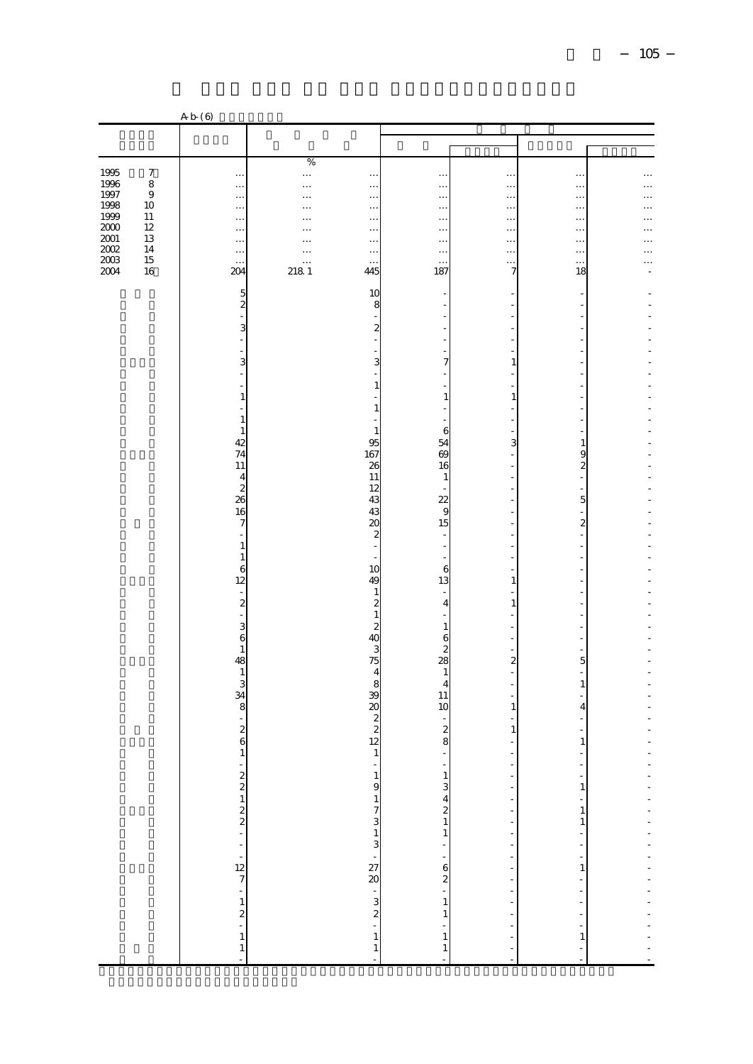A-b-(6)

| | | | | | | | |
|---|---|---|---|---|---|---|---|
| | | % | | | | | |
| 1995 7 | … | … | … | … | … | … | … |
| 1996 8 | … | … | … | … | … | … | … |
| 1997 9 | … | … | … | … | … | … | … |
| 1998 10 | … | … | … | … | … | … | … |
| 1999 11 | … | … | … | … | … | … | … |
| 2000 12 | … | … | … | … | … | … | … |
| 2001 13 | … | … | … | … | … | … | … |
| 2002 14 | … | … | … | … | … | … | … |
| 2003 15 | … | … | … | … | … | … | … |
| 2004 16 | 204 | 218.1 | 445 | 187 | 7 | 18 | - |
| | 5 | | 10 | - | - | - | - |
| | 2 | | 8 | - | - | - | - |
| | - | | - | - | - | - | - |
| | 3 | | 2 | - | - | - | - |
| | - | | - | - | - | - | - |
| | - | | - | - | - | - | - |
| | 3 | | 3 | 7 | 1 | - | - |
| | - | | - | - | - | - | - |
| | - | | 1 | - | - | - | - |
| | 1 | | - | 1 | 1 | - | - |
| | - | | 1 | - | - | - | - |
| | 1 | | - | - | - | - | - |
| | 1 | | 1 | 6 | - | - | - |
| | 42 | | 95 | 54 | 3 | 1 | - |
| | 74 | | 167 | 69 | - | 9 | - |
| | 11 | | 26 | 16 | - | 2 | - |
| | 4 | | 11 | 1 | - | - | - |
| | 2 | | 12 | - | - | - | - |
| | 26 | | 43 | 22 | - | 5 | - |
| | 16 | | 43 | 9 | - | - | - |
| | 7 | | 20 | 15 | - | 2 | - |
| | - | | 2 | - | - | - | - |
| | 1 | | - | - | - | - | - |
| | 1 | | - | - | - | - | - |
| | 6 | | 10 | 6 | - | - | - |
| | 12 | | 49 | 13 | 1 | - | - |
| | - | | 1 | - | - | - | - |
| | 2 | | 2 | 4 | 1 | - | - |
| | - | | 1 | - | - | - | - |
| | 3 | | 2 | 1 | - | - | - |
| | 6 | | 40 | 6 | - | - | - |
| | 1 | | 3 | 2 | - | - | - |
| | 48 | | 75 | 28 | 2 | 5 | - |
| | 1 | | 4 | 1 | - | - | - |
| | 3 | | 8 | 4 | - | 1 | - |
| | 34 | | 39 | 11 | - | - | - |
| | 8 | | 20 | 10 | 1 | 4 | - |
| | - | | 2 | - | - | - | - |
| | 2 | | 2 | 2 | 1 | - | - |
| | 6 | | 12 | 8 | - | 1 | - |
| | 1 | | 1 | - | - | - | - |
| | - | | - | - | - | - | - |
| | 2 | | 1 | 1 | - | - | - |
| | 2 | | 9 | 3 | - | 1 | - |
| | 1 | | 1 | 4 | - | - | - |
| | 2 | | 7 | 2 | - | 1 | - |
| | 2 | | 3 | 1 | - | 1 | - |
| | - | | 1 | 1 | - | - | - |
| | - | | 3 | - | - | - | - |
| | - | | - | - | - | - | - |
| | 12 | | 27 | 6 | - | 1 | - |
| | 7 | | 20 | 2 | - | - | - |
| | - | | - | - | - | - | - |
| | 1 | | 3 | 1 | - | - | - |
| | 2 | | 2 | 1 | - | - | - |
| | - | | - | - | - | - | - |
| | 1 | | 1 | 1 | - | 1 | - |
| | 1 | | 1 | 1 | - | - | - |
| | - | | - | - | - | - | - |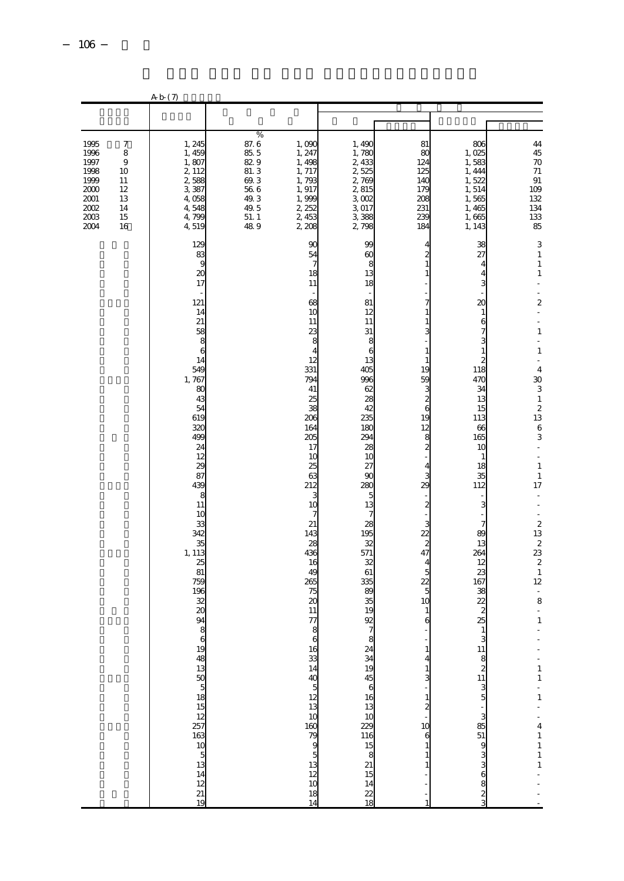A-b-(7)

| | | | | | | | |
|---|---|---|---|---|---|---|---|
| 1995 7 | 1,245 | 87.6 | 1,090 | 1,490 | 81 | 806 | 44 |
| 1996 8 | 1,459 | 85.5 | 1,247 | 1,780 | 80 | 1,025 | 45 |
| 1997 9 | 1,807 | 82.9 | 1,498 | 2,433 | 124 | 1,583 | 70 |
| 1998 10 | 2,112 | 81.3 | 1,717 | 2,525 | 125 | 1,444 | 71 |
| 1999 11 | 2,588 | 69.3 | 1,793 | 2,769 | 140 | 1,522 | 91 |
| 2000 12 | 3,387 | 56.6 | 1,917 | 2,815 | 179 | 1,514 | 109 |
| 2001 13 | 4,058 | 49.3 | 1,999 | 3,002 | 208 | 1,565 | 132 |
| 2002 14 | 4,548 | 49.5 | 2,252 | 3,017 | 231 | 1,465 | 134 |
| 2003 15 | 4,799 | 51.1 | 2,453 | 3,388 | 239 | 1,665 | 133 |
| 2004 16 | 4,519 | 48.9 | 2,208 | 2,798 | 184 | 1,143 | 85 |
| | 129 | | 90 | 99 | 4 | 38 | 3 |
| | 83 | | 54 | 60 | 2 | 27 | 1 |
| | 9 | | 7 | 8 | 1 | 4 | 1 |
| | 20 | | 18 | 13 | 1 | 4 | 1 |
| | 17 | | 11 | 18 | - | 3 | - |
| | - | | - | - | - | - | - |
| | 121 | | 68 | 81 | 7 | 20 | 2 |
| | 14 | | 10 | 12 | 1 | 1 | - |
| | 21 | | 11 | 11 | 1 | 6 | - |
| | 58 | | 23 | 31 | 3 | 7 | 1 |
| | 8 | | 8 | 8 | - | 3 | - |
| | 6 | | 4 | 6 | 1 | 1 | 1 |
| | 14 | | 12 | 13 | 1 | 2 | - |
| | 549 | | 331 | 405 | 19 | 118 | 4 |
| | 1,767 | | 794 | 996 | 59 | 470 | 30 |
| | 80 | | 41 | 62 | 3 | 34 | 3 |
| | 43 | | 25 | 28 | 2 | 13 | 1 |
| | 54 | | 38 | 42 | 6 | 15 | 2 |
| | 619 | | 206 | 235 | 19 | 113 | 13 |
| | 320 | | 164 | 180 | 12 | 66 | 6 |
| | 499 | | 205 | 294 | 8 | 165 | 3 |
| | 24 | | 17 | 28 | 2 | 10 | - |
| | 12 | | 10 | 10 | - | 1 | - |
| | 29 | | 25 | 27 | 4 | 18 | 1 |
| | 87 | | 63 | 90 | 3 | 35 | 1 |
| | 439 | | 212 | 280 | 29 | 112 | 17 |
| | 8 | | 3 | 5 | - | - | - |
| | 11 | | 10 | 13 | 2 | 3 | - |
| | 10 | | 7 | 7 | - | - | - |
| | 33 | | 21 | 28 | 3 | 7 | 2 |
| | 342 | | 143 | 195 | 22 | 89 | 13 |
| | 35 | | 28 | 32 | 2 | 13 | 2 |
| | 1,113 | | 436 | 571 | 47 | 264 | 23 |
| | 25 | | 16 | 32 | 4 | 12 | 2 |
| | 81 | | 49 | 61 | 5 | 23 | 1 |
| | 759 | | 265 | 335 | 22 | 167 | 12 |
| | 196 | | 75 | 89 | 5 | 38 | - |
| | 32 | | 20 | 35 | 10 | 22 | 8 |
| | 20 | | 11 | 19 | 1 | 2 | - |
| | 94 | | 77 | 92 | 6 | 25 | 1 |
| | 8 | | 8 | 7 | - | 1 | - |
| | 6 | | 6 | 8 | - | 3 | - |
| | 19 | | 16 | 24 | 1 | 11 | - |
| | 48 | | 33 | 34 | 4 | 8 | - |
| | 13 | | 14 | 19 | 1 | 2 | 1 |
| | 50 | | 40 | 45 | 3 | 11 | 1 |
| | 5 | | 5 | 6 | - | 3 | - |
| | 18 | | 12 | 16 | 1 | 5 | 1 |
| | 15 | | 13 | 13 | 2 | - | - |
| | 12 | | 10 | 10 | - | 3 | - |
| | 257 | | 160 | 229 | 10 | 85 | 4 |
| | 163 | | 79 | 116 | 6 | 51 | 1 |
| | 10 | | 9 | 15 | 1 | 9 | 1 |
| | 5 | | 5 | 8 | 1 | 3 | 1 |
| | 13 | | 13 | 21 | 1 | 3 | 1 |
| | 14 | | 12 | 15 | - | 6 | - |
| | 12 | | 10 | 14 | - | 8 | - |
| | 21 | | 18 | 22 | - | 2 | - |
| | 19 | | 14 | 18 | 1 | 3 | - |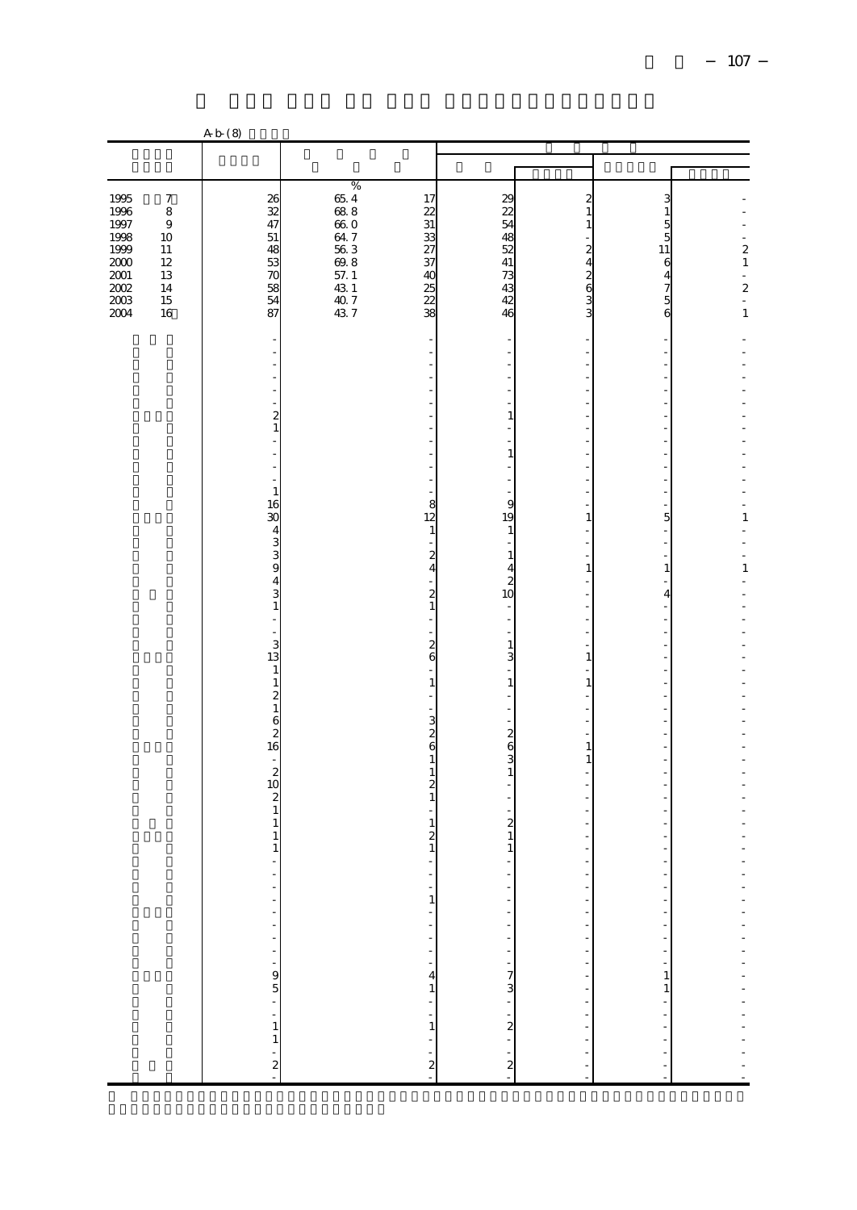A-b-(8)

| | | | | | | | |
|---|---|---|---|---|---|---|---|
| | | % | | | | | |
| 1995 7 | 26 | 65.4 | 17 | 29 | 2 | 3 | - |
| 1996 8 | 32 | 68.8 | 22 | 22 | 1 | 1 | - |
| 1997 9 | 47 | 66.0 | 31 | 54 | 1 | 5 | - |
| 1998 10 | 51 | 64.7 | 33 | 48 | - | 5 | - |
| 1999 11 | 48 | 56.3 | 27 | 52 | 2 | 11 | 2 |
| 2000 12 | 53 | 69.8 | 37 | 41 | 4 | 6 | 1 |
| 2001 13 | 70 | 57.1 | 40 | 73 | 2 | 4 | - |
| 2002 14 | 58 | 43.1 | 25 | 43 | 6 | 7 | 2 |
| 2003 15 | 54 | 40.7 | 22 | 42 | 3 | 5 | - |
| 2004 16 | 87 | 43.7 | 38 | 46 | 3 | 6 | 1 |
| | - | | - | - | - | - | - |
| | - | | - | - | - | - | - |
| | - | | - | - | - | - | - |
| | - | | - | - | - | - | - |
| | - | | - | - | - | - | - |
| | - | | - | - | - | - | - |
| | 2 | | - | 1 | - | - | - |
| | 1 | | - | - | - | - | - |
| | - | | - | - | - | - | - |
| | - | | - | 1 | - | - | - |
| | - | | - | - | - | - | - |
| | - | | - | - | - | - | - |
| | 1 | | - | - | - | - | - |
| | 16 | | 8 | 9 | - | - | - |
| | 30 | | 12 | 19 | 1 | 5 | 1 |
| | 4 | | 1 | 1 | - | - | - |
| | 3 | | - | - | - | - | - |
| | 3 | | 2 | 1 | - | - | - |
| | 9 | | 4 | 4 | 1 | 1 | 1 |
| | 4 | | - | 2 | - | - | - |
| | 3 | | 2 | 10 | - | 4 | - |
| | 1 | | 1 | - | - | - | - |
| | - | | - | - | - | - | - |
| | - | | - | - | - | - | - |
| | 3 | | 2 | 1 | - | - | - |
| | 13 | | 6 | 3 | 1 | - | - |
| | 1 | | - | - | - | - | - |
| | 1 | | 1 | 1 | 1 | - | - |
| | 2 | | - | - | - | - | - |
| | 1 | | - | - | - | - | - |
| | 6 | | 3 | - | - | - | - |
| | 2 | | 2 | 2 | - | - | - |
| | 16 | | 6 | 6 | 1 | - | - |
| | - | | 1 | 3 | 1 | - | - |
| | 2 | | 1 | 1 | - | - | - |
| | 10 | | 2 | - | - | - | - |
| | 2 | | 1 | - | - | - | - |
| | 1 | | - | - | - | - | - |
| | 1 | | 1 | 2 | - | - | - |
| | 1 | | 2 | 1 | - | - | - |
| | 1 | | 1 | 1 | - | - | - |
| | - | | - | - | - | - | - |
| | - | | - | - | - | - | - |
| | - | | - | - | - | - | - |
| | - | | 1 | - | - | - | - |
| | - | | - | - | - | - | - |
| | - | | - | - | - | - | - |
| | - | | - | - | - | - | - |
| | - | | - | - | - | - | - |
| | - | | - | - | - | - | - |
| | 9 | | 4 | 7 | - | 1 | - |
| | 5 | | 1 | 3 | - | 1 | - |
| | - | | - | - | - | - | - |
| | - | | - | - | - | - | - |
| | 1 | | 1 | 2 | - | - | - |
| | 1 | | - | - | - | - | - |
| | - | | - | - | - | - | - |
| | 2 | | 2 | 2 | - | - | - |
| | - | | - | - | - | - | - |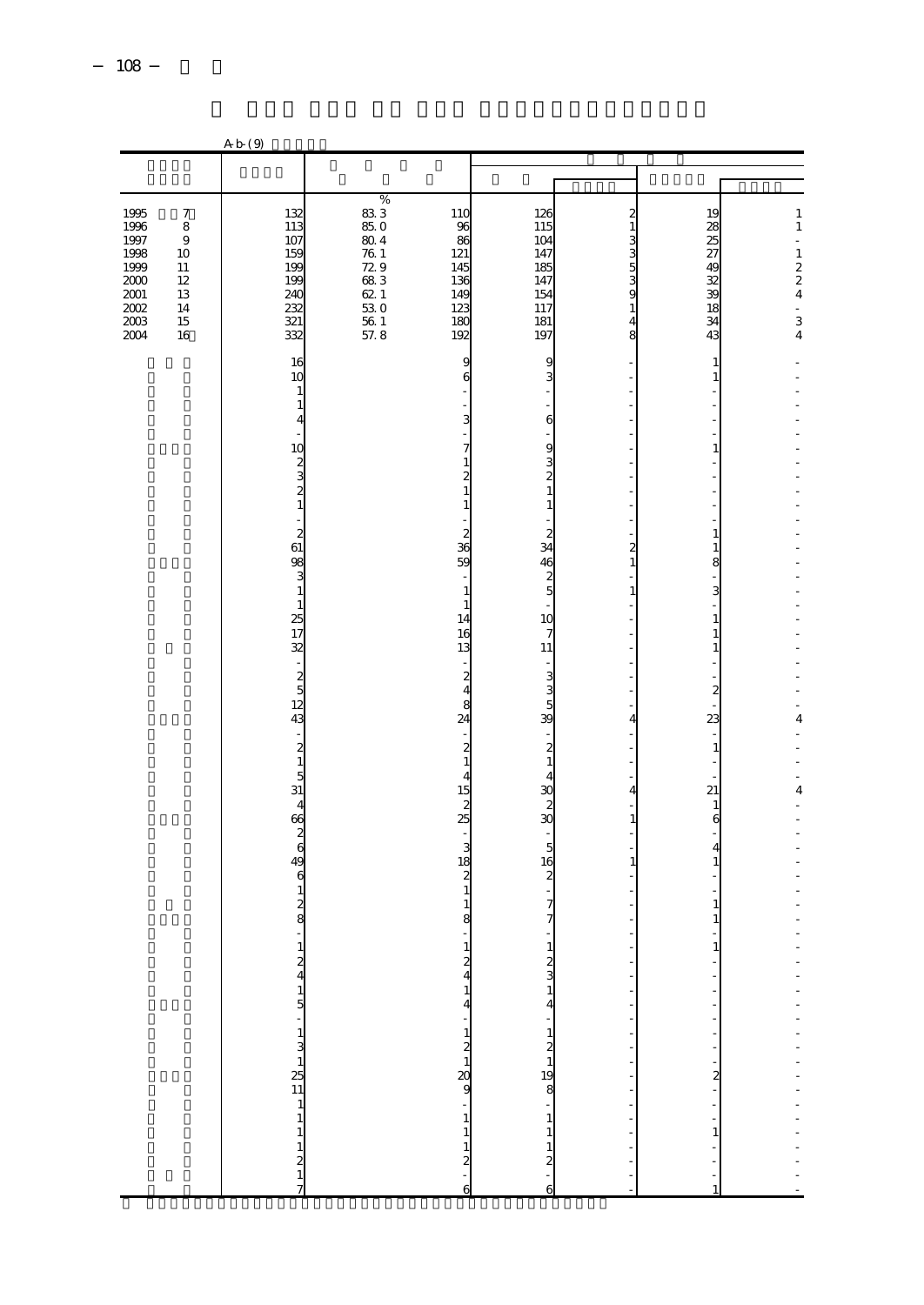A-b-(9)

| | | | | | | | |
|---|---|---|---|---|---|---|---|
| | | % | | | | | |
| 1995 7 | 132 | 83.3 | 110 | 126 | 2 | 19 | 1 |
| 1996 8 | 113 | 85.0 | 96 | 115 | 1 | 28 | 1 |
| 1997 9 | 107 | 80.4 | 86 | 104 | 3 | 25 | - |
| 1998 10 | 159 | 76.1 | 121 | 147 | 3 | 27 | 1 |
| 1999 11 | 199 | 72.9 | 145 | 185 | 5 | 49 | 2 |
| 2000 12 | 199 | 68.3 | 136 | 147 | 3 | 32 | 2 |
| 2001 13 | 240 | 62.1 | 149 | 154 | 9 | 39 | 4 |
| 2002 14 | 232 | 53.0 | 123 | 117 | 1 | 18 | - |
| 2003 15 | 321 | 56.1 | 180 | 181 | 4 | 34 | 3 |
| 2004 16 | 332 | 57.8 | 192 | 197 | 8 | 43 | 4 |
| | 16 | | 9 | 9 | - | 1 | - |
| | 10 | | 6 | 3 | - | 1 | - |
| | 1 | | - | - | - | - | - |
| | 1 | | - | - | - | - | - |
| | 4 | | 3 | 6 | - | - | - |
| | - | | - | - | - | - | - |
| | 10 | | 7 | 9 | - | 1 | - |
| | 2 | | 1 | 3 | - | - | - |
| | 3 | | 2 | 2 | - | - | - |
| | 2 | | 1 | 1 | - | - | - |
| | 1 | | 1 | 1 | - | - | - |
| | - | | - | - | - | - | - |
| | 2 | | 2 | 2 | - | 1 | - |
| | 61 | | 36 | 34 | 2 | 1 | - |
| | 98 | | 59 | 46 | 1 | 8 | - |
| | 3 | | - | 2 | - | - | - |
| | 1 | | 1 | 5 | 1 | 3 | - |
| | 1 | | 1 | - | - | - | - |
| | 25 | | 14 | 10 | - | 1 | - |
| | 17 | | 16 | 7 | - | 1 | - |
| | 32 | | 13 | 11 | - | 1 | - |
| | - | | - | - | - | - | - |
| | 2 | | 2 | 3 | - | - | - |
| | 5 | | 4 | 3 | - | 2 | - |
| | 12 | | 8 | 5 | - | - | - |
| | 43 | | 24 | 39 | 4 | 23 | 4 |
| | - | | - | - | - | - | - |
| | 2 | | 2 | 2 | - | 1 | - |
| | 1 | | 1 | 1 | - | - | - |
| | 5 | | 4 | 4 | - | - | - |
| | 31 | | 15 | 30 | 4 | 21 | 4 |
| | 4 | | 2 | 2 | - | 1 | - |
| | 66 | | 25 | 30 | 1 | 6 | - |
| | 2 | | - | - | - | - | - |
| | 6 | | 3 | 5 | - | 4 | - |
| | 49 | | 18 | 16 | 1 | 1 | - |
| | 6 | | 2 | 2 | - | - | - |
| | 1 | | 1 | - | - | - | - |
| | 2 | | 1 | 7 | - | 1 | - |
| | 8 | | 8 | 7 | - | 1 | - |
| | - | | - | - | - | - | - |
| | 1 | | 1 | 1 | - | 1 | - |
| | 2 | | 2 | 2 | - | - | - |
| | 4 | | 4 | 3 | - | - | - |
| | 1 | | 1 | 1 | - | - | - |
| | 5 | | 4 | 4 | - | - | - |
| | - | | - | - | - | - | - |
| | 1 | | 1 | 1 | - | - | - |
| | 3 | | 2 | 2 | - | - | - |
| | 1 | | 1 | 1 | - | - | - |
| | 25 | | 20 | 19 | - | 2 | - |
| | 11 | | 9 | 8 | - | - | - |
| | 1 | | - | - | - | - | - |
| | 1 | | 1 | 1 | - | - | - |
| | 1 | | 1 | 1 | - | 1 | - |
| | 1 | | 1 | 1 | - | - | - |
| | 2 | | 2 | 2 | - | - | - |
| | 1 | | - | - | - | - | - |
| | 7 | | 6 | 6 | - | 1 | - |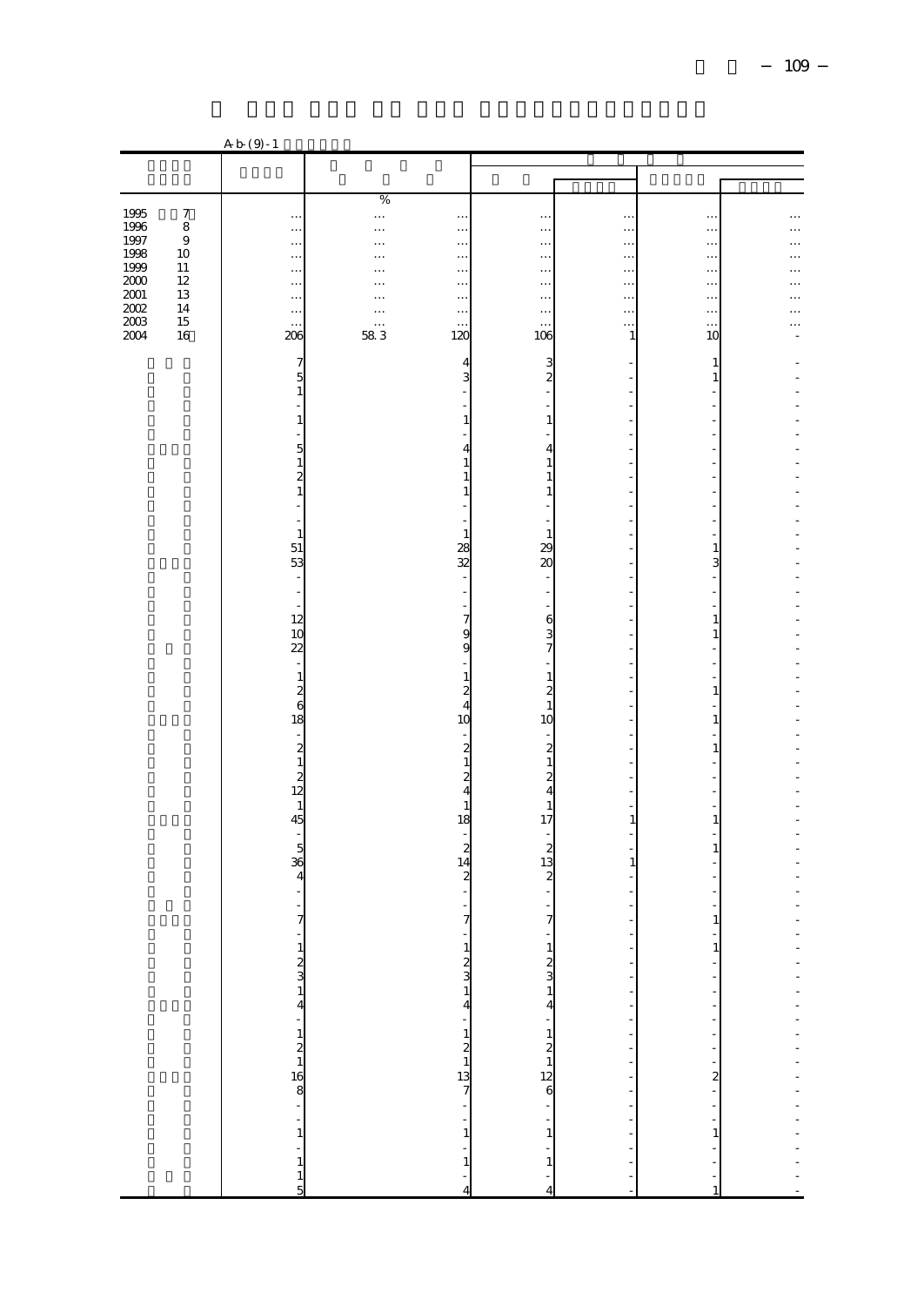A-b-(9)-1

| | | | | | | | |
|---|---|---|---|---|---|---|---|
| | | % | | | | | |
| 1995 7 | … | … | … | … | … | … | … |
| 1996 8 | … | … | … | … | … | … | … |
| 1997 9 | … | … | … | … | … | … | … |
| 1998 10 | … | … | … | … | … | … | … |
| 1999 11 | … | … | … | … | … | … | … |
| 2000 12 | … | … | … | … | … | … | … |
| 2001 13 | … | … | … | … | … | … | … |
| 2002 14 | … | … | … | … | … | … | … |
| 2003 15 | … | … | … | … | … | … | … |
| 2004 16 | 206 | 58.3 | 120 | 106 | 1 | 10 | - |
| | 7 | | 4 | 3 | - | 1 | - |
| | 5 | | 3 | 2 | - | 1 | - |
| | 1 | | - | - | - | - | - |
| | - | | - | - | - | - | - |
| | 1 | | 1 | 1 | - | - | - |
| | - | | - | - | - | - | - |
| | 5 | | 4 | 4 | - | - | - |
| | 1 | | 1 | 1 | - | - | - |
| | 2 | | 1 | 1 | - | - | - |
| | 1 | | 1 | 1 | - | - | - |
| | - | | - | - | - | - | - |
| | - | | - | - | - | - | - |
| | 1 | | 1 | 1 | - | - | - |
| | 51 | | 28 | 29 | - | 1 | - |
| | 53 | | 32 | 20 | - | 3 | - |
| | - | | - | - | - | - | - |
| | - | | - | - | - | - | - |
| | - | | - | - | - | - | - |
| | 12 | | 7 | 6 | - | 1 | - |
| | 10 | | 9 | 3 | - | 1 | - |
| | 22 | | 9 | 7 | - | - | - |
| | - | | - | - | - | - | - |
| | 1 | | 1 | 1 | - | - | - |
| | 2 | | 2 | 2 | - | 1 | - |
| | 6 | | 4 | 1 | - | - | - |
| | 18 | | 10 | 10 | - | 1 | - |
| | - | | - | - | - | - | - |
| | 2 | | 2 | 2 | - | 1 | - |
| | 1 | | 1 | 1 | - | - | - |
| | 2 | | 2 | 2 | - | - | - |
| | 12 | | 4 | 4 | - | - | - |
| | 1 | | 1 | 1 | - | - | - |
| | 45 | | 18 | 17 | 1 | 1 | - |
| | - | | - | - | - | - | - |
| | 5 | | 2 | 2 | - | 1 | - |
| | 36 | | 14 | 13 | 1 | - | - |
| | 4 | | 2 | 2 | - | - | - |
| | - | | - | - | - | - | - |
| | - | | - | - | - | - | - |
| | 7 | | 7 | 7 | - | 1 | - |
| | - | | - | - | - | - | - |
| | 1 | | 1 | 1 | - | 1 | - |
| | 2 | | 2 | 2 | - | - | - |
| | 3 | | 3 | 3 | - | - | - |
| | 1 | | 1 | 1 | - | - | - |
| | 4 | | 4 | 4 | - | - | - |
| | - | | - | - | - | - | - |
| | 1 | | 1 | 1 | - | - | - |
| | 2 | | 2 | 2 | - | - | - |
| | 1 | | 1 | 1 | - | - | - |
| | 16 | | 13 | 12 | - | 2 | - |
| | 8 | | 7 | 6 | - | - | - |
| | - | | - | - | - | - | - |
| | - | | - | - | - | - | - |
| | 1 | | 1 | 1 | - | 1 | - |
| | - | | - | - | - | - | - |
| | 1 | | 1 | 1 | - | - | - |
| | 1 | | - | - | - | - | - |
| | 5 | | 4 | 4 | - | 1 | - |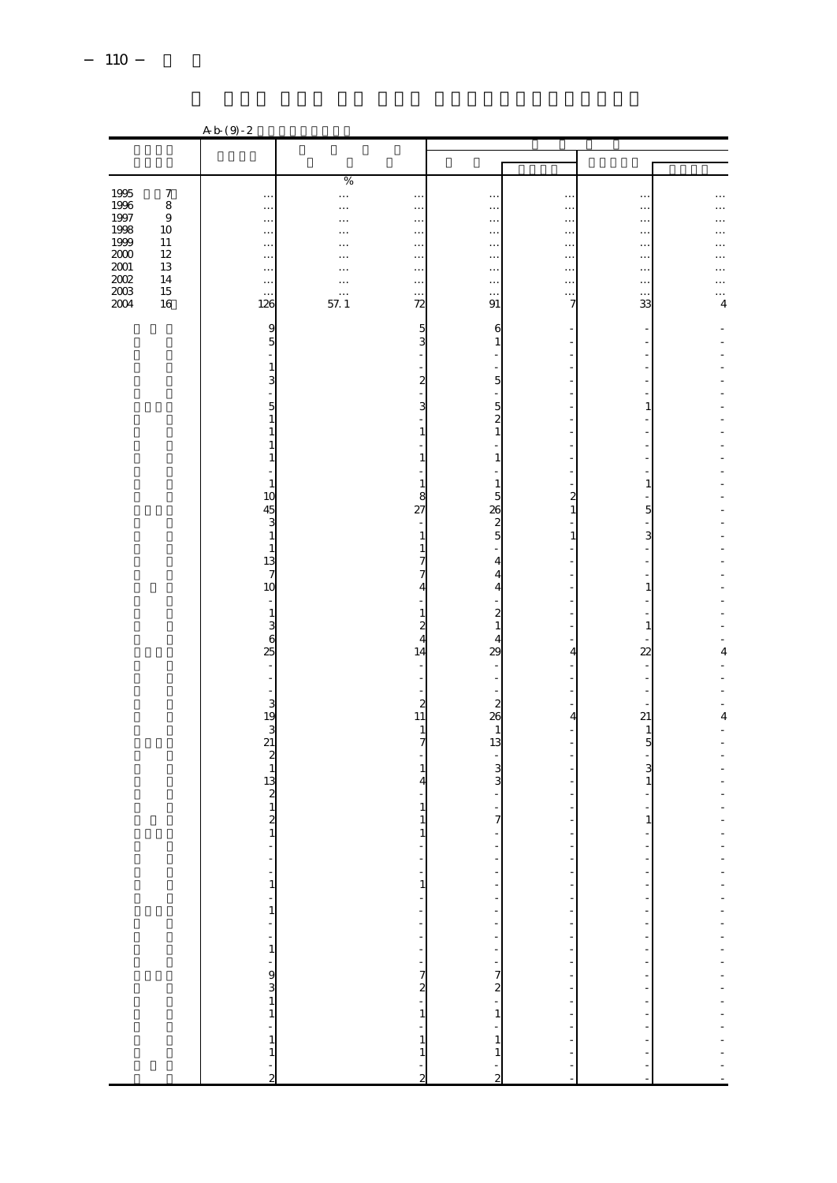A-b-(9)-2

| | | % | | | | | |
|---|---|---|---|---|---|---|---|
| 1995 7 | … | … | … | … | … | … | … |
| 1996 8 | … | … | … | … | … | … | … |
| 1997 9 | … | … | … | … | … | … | … |
| 1998 10 | … | … | … | … | … | … | … |
| 1999 11 | … | … | … | … | … | … | … |
| 2000 12 | … | … | … | … | … | … | … |
| 2001 13 | … | … | … | … | … | … | … |
| 2002 14 | … | … | … | … | … | … | … |
| 2003 15 | … | … | … | … | … | … | … |
| 2004 16 | 126 | 57.1 | 72 | 91 | 7 | 33 | 4 |
| | 9 | | 5 | 6 | - | - | - |
| | 5 | | 3 | 1 | - | - | - |
| | - | | - | - | - | - | - |
| | 1 | | - | - | - | - | - |
| | 3 | | 2 | 5 | - | - | - |
| | - | | - | - | - | - | - |
| | 5 | | 3 | 5 | - | 1 | - |
| | 1 | | - | 2 | - | - | - |
| | 1 | | 1 | 1 | - | - | - |
| | 1 | | - | - | - | - | - |
| | 1 | | 1 | 1 | - | - | - |
| | - | | - | - | - | - | - |
| | 1 | | 1 | 1 | - | 1 | - |
| | 10 | | 8 | 5 | 2 | - | - |
| | 45 | | 27 | 26 | 1 | 5 | - |
| | 3 | | - | 2 | - | - | - |
| | 1 | | 1 | 5 | 1 | 3 | - |
| | 1 | | 1 | - | - | - | - |
| | 13 | | 7 | 4 | - | - | - |
| | 7 | | 7 | 4 | - | - | - |
| | 10 | | 4 | 4 | - | 1 | - |
| | - | | - | - | - | - | - |
| | 1 | | 1 | 2 | - | - | - |
| | 3 | | 2 | 1 | - | 1 | - |
| | 6 | | 4 | 4 | - | - | - |
| | 25 | | 14 | 29 | 4 | 22 | 4 |
| | - | | - | - | - | - | - |
| | - | | - | - | - | - | - |
| | - | | - | - | - | - | - |
| | 3 | | 2 | 2 | - | - | - |
| | 19 | | 11 | 26 | 4 | 21 | 4 |
| | 3 | | 1 | 1 | - | 1 | - |
| | 21 | | 7 | 13 | - | 5 | - |
| | 2 | | - | - | - | - | - |
| | 1 | | 1 | 3 | - | 3 | - |
| | 13 | | 4 | 3 | - | 1 | - |
| | 2 | | - | - | - | - | - |
| | 1 | | 1 | - | - | - | - |
| | 2 | | 1 | 7 | - | 1 | - |
| | 1 | | 1 | - | - | - | - |
| | - | | - | - | - | - | - |
| | - | | - | - | - | - | - |
| | - | | - | - | - | - | - |
| | 1 | | 1 | - | - | - | - |
| | - | | - | - | - | - | - |
| | 1 | | - | - | - | - | - |
| | - | | - | - | - | - | - |
| | - | | - | - | - | - | - |
| | 1 | | - | - | - | - | - |
| | - | | - | - | - | - | - |
| | 9 | | 7 | 7 | - | - | - |
| | 3 | | 2 | 2 | - | - | - |
| | 1 | | - | - | - | - | - |
| | 1 | | 1 | 1 | - | - | - |
| | - | | - | - | - | - | - |
| | 1 | | 1 | 1 | - | - | - |
| | 1 | | 1 | 1 | - | - | - |
| | - | | - | - | - | - | - |
| | 2 | | 2 | 2 | - | - | - |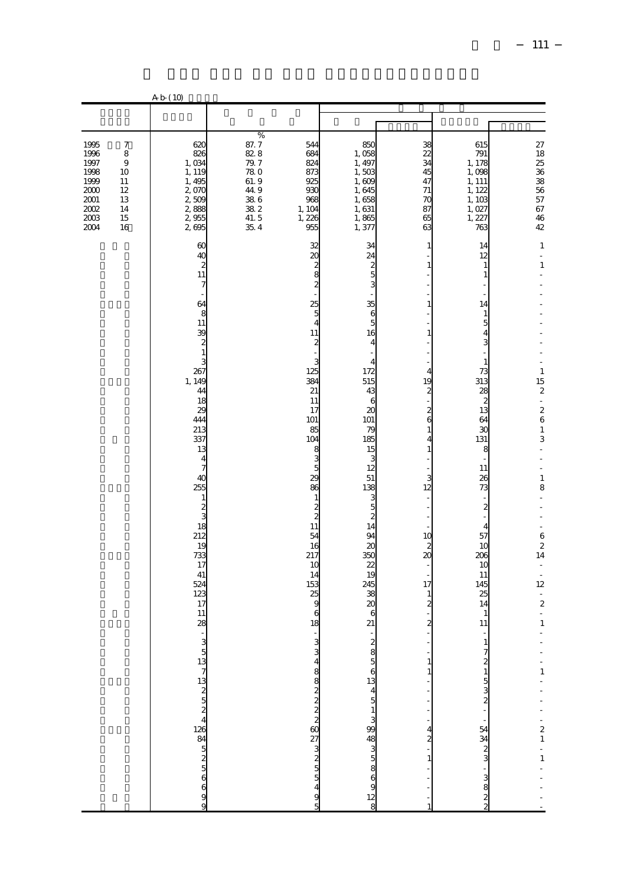A-b-(10)

| | | | | | | | |
|---|---|---|---|---|---|---|---|
| | | % | | | | | |
| 1995 7 | 620 | 87.7 | 544 | 850 | 38 | 615 | 27 |
| 1996 8 | 826 | 82.8 | 684 | 1,058 | 22 | 791 | 18 |
| 1997 9 | 1,034 | 79.7 | 824 | 1,497 | 34 | 1,178 | 25 |
| 1998 10 | 1,119 | 78.0 | 873 | 1,503 | 45 | 1,098 | 36 |
| 1999 11 | 1,495 | 61.9 | 925 | 1,609 | 47 | 1,111 | 38 |
| 2000 12 | 2,070 | 44.9 | 930 | 1,645 | 71 | 1,122 | 56 |
| 2001 13 | 2,509 | 38.6 | 968 | 1,658 | 70 | 1,103 | 57 |
| 2002 14 | 2,888 | 38.2 | 1,104 | 1,631 | 87 | 1,027 | 67 |
| 2003 15 | 2,955 | 41.5 | 1,226 | 1,865 | 65 | 1,227 | 46 |
| 2004 16 | 2,695 | 35.4 | 955 | 1,377 | 63 | 763 | 42 |
| | 60 | | 32 | 34 | 1 | 14 | 1 |
| | 40 | | 20 | 24 | - | 12 | - |
| | 2 | | 2 | 2 | 1 | 1 | 1 |
| | 11 | | 8 | 5 | - | 1 | - |
| | 7 | | 2 | 3 | - | - | - |
| | - | | - | - | - | - | - |
| | 64 | | 25 | 35 | 1 | 14 | - |
| | 8 | | 5 | 6 | - | 1 | - |
| | 11 | | 4 | 5 | - | 5 | - |
| | 39 | | 11 | 16 | 1 | 4 | - |
| | 2 | | 2 | 4 | - | 3 | - |
| | 1 | | - | - | - | - | - |
| | 3 | | 3 | 4 | - | 1 | - |
| | 267 | | 125 | 172 | 4 | 73 | 1 |
| | 1,149 | | 384 | 515 | 19 | 313 | 15 |
| | 44 | | 21 | 43 | 2 | 28 | 2 |
| | 18 | | 11 | 6 | - | 2 | - |
| | 29 | | 17 | 20 | 2 | 13 | 2 |
| | 444 | | 101 | 101 | 6 | 64 | 6 |
| | 213 | | 85 | 79 | 1 | 30 | 1 |
| | 337 | | 104 | 185 | 4 | 131 | 3 |
| | 13 | | 8 | 15 | 1 | 8 | - |
| | 4 | | 3 | 3 | - | - | - |
| | 7 | | 5 | 12 | - | 11 | - |
| | 40 | | 29 | 51 | 3 | 26 | 1 |
| | 255 | | 86 | 138 | 12 | 73 | 8 |
| | 1 | | 1 | 3 | - | - | - |
| | 2 | | 2 | 5 | - | 2 | - |
| | 3 | | 2 | 2 | - | - | - |
| | 18 | | 11 | 14 | - | 4 | - |
| | 212 | | 54 | 94 | 10 | 57 | 6 |
| | 19 | | 16 | 20 | 2 | 10 | 2 |
| | 733 | | 217 | 350 | 20 | 206 | 14 |
| | 17 | | 10 | 22 | - | 10 | - |
| | 41 | | 14 | 19 | - | 11 | - |
| | 524 | | 153 | 245 | 17 | 145 | 12 |
| | 123 | | 25 | 38 | 1 | 25 | - |
| | 17 | | 9 | 20 | 2 | 14 | 2 |
| | 11 | | 6 | 6 | - | 1 | - |
| | 28 | | 18 | 21 | 2 | 11 | 1 |
| | - | | - | - | - | - | - |
| | 3 | | 3 | 2 | - | 1 | - |
| | 5 | | 3 | 8 | - | 7 | - |
| | 13 | | 4 | 5 | 1 | 2 | - |
| | 7 | | 8 | 6 | 1 | 1 | 1 |
| | 13 | | 8 | 13 | - | 5 | - |
| | 2 | | 2 | 4 | - | 3 | - |
| | 5 | | 2 | 5 | - | 2 | - |
| | 2 | | 2 | 1 | - | - | - |
| | 4 | | 2 | 3 | - | - | - |
| | 126 | | 60 | 99 | 4 | 54 | 2 |
| | 84 | | 27 | 48 | 2 | 34 | 1 |
| | 5 | | 3 | 3 | - | 2 | - |
| | 2 | | 2 | 5 | 1 | 3 | 1 |
| | 5 | | 5 | 8 | - | - | - |
| | 6 | | 5 | 6 | - | 3 | - |
| | 6 | | 4 | 9 | - | 8 | - |
| | 9 | | 9 | 12 | - | 2 | - |
| | 9 | | 5 | 8 | 1 | 2 | - |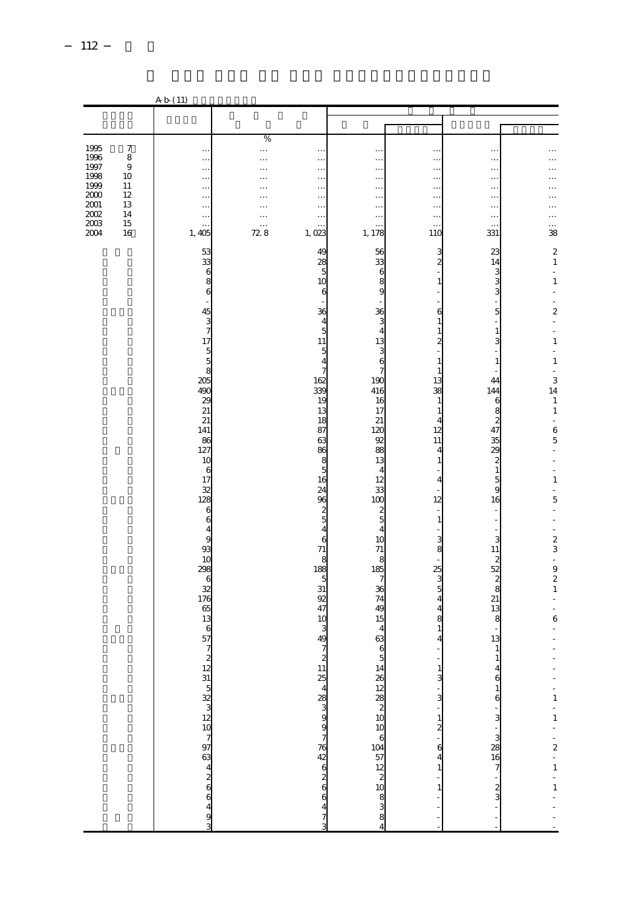A-b-(11)

| | | % | | | | | |
|---|---|---|---|---|---|---|---|
| 1995 7 | … | … | … | … | … | … | … |
| 1996 8 | … | … | … | … | … | … | … |
| 1997 9 | … | … | … | … | … | … | … |
| 1998 10 | … | … | … | … | … | … | … |
| 1999 11 | … | … | … | … | … | … | … |
| 2000 12 | … | … | … | … | … | … | … |
| 2001 13 | … | … | … | … | … | … | … |
| 2002 14 | … | … | … | … | … | … | … |
| 2003 15 | … | … | … | … | … | … | … |
| 2004 16 | 1,405 | 72.8 | 1,023 | 1,178 | 110 | 331 | 38 |
| | 53 | | 49 | 56 | 3 | 23 | 2 |
| | 33 | | 28 | 33 | 2 | 14 | 1 |
| | 6 | | 5 | 6 | - | 3 | - |
| | 8 | | 10 | 8 | 1 | 3 | 1 |
| | 6 | | 6 | 9 | - | 3 | - |
| | - | | - | - | - | - | - |
| | 45 | | 36 | 36 | 6 | 5 | 2 |
| | 3 | | 4 | 3 | 1 | - | - |
| | 7 | | 5 | 4 | 1 | 1 | - |
| | 17 | | 11 | 13 | 2 | 3 | 1 |
| | 5 | | 5 | 3 | - | - | - |
| | 5 | | 4 | 6 | 1 | 1 | 1 |
| | 8 | | 7 | 7 | 1 | - | - |
| | 205 | | 162 | 190 | 13 | 44 | 3 |
| | 490 | | 339 | 416 | 38 | 144 | 14 |
| | 29 | | 19 | 16 | 1 | 6 | 1 |
| | 21 | | 13 | 17 | 1 | 8 | 1 |
| | 21 | | 18 | 21 | 4 | 2 | - |
| | 141 | | 87 | 120 | 12 | 47 | 6 |
| | 86 | | 63 | 92 | 11 | 35 | 5 |
| | 127 | | 86 | 88 | 4 | 29 | - |
| | 10 | | 8 | 13 | 1 | 2 | - |
| | 6 | | 5 | 4 | - | 1 | - |
| | 17 | | 16 | 12 | 4 | 5 | 1 |
| | 32 | | 24 | 33 | - | 9 | - |
| | 128 | | 96 | 100 | 12 | 16 | 5 |
| | 6 | | 2 | 2 | - | - | - |
| | 6 | | 5 | 5 | 1 | - | - |
| | 4 | | 4 | 4 | - | - | - |
| | 9 | | 6 | 10 | 3 | 3 | 2 |
| | 93 | | 71 | 71 | 8 | 11 | 3 |
| | 10 | | 8 | 8 | - | 2 | - |
| | 298 | | 188 | 185 | 25 | 52 | 9 |
| | 6 | | 5 | 7 | 3 | 2 | 2 |
| | 32 | | 31 | 36 | 5 | 8 | 1 |
| | 176 | | 92 | 74 | 4 | 21 | - |
| | 65 | | 47 | 49 | 4 | 13 | - |
| | 13 | | 10 | 15 | 8 | 8 | 6 |
| | 6 | | 3 | 4 | 1 | - | - |
| | 57 | | 49 | 63 | 4 | 13 | - |
| | 7 | | 7 | 6 | - | 1 | - |
| | 2 | | 2 | 5 | - | 1 | - |
| | 12 | | 11 | 14 | 1 | 4 | - |
| | 31 | | 25 | 26 | 3 | 6 | - |
| | 5 | | 4 | 12 | - | 1 | - |
| | 32 | | 28 | 28 | 3 | 6 | 1 |
| | 3 | | 3 | 2 | - | - | - |
| | 12 | | 9 | 10 | 1 | 3 | 1 |
| | 10 | | 9 | 10 | 2 | - | - |
| | 7 | | 7 | 6 | - | 3 | - |
| | 97 | | 76 | 104 | 6 | 28 | 2 |
| | 63 | | 42 | 57 | 4 | 16 | - |
| | 4 | | 6 | 12 | 1 | 7 | 1 |
| | 2 | | 2 | 2 | - | - | - |
| | 6 | | 6 | 10 | 1 | 2 | 1 |
| | 6 | | 6 | 8 | - | 3 | - |
| | 4 | | 4 | 3 | - | - | - |
| | 9 | | 7 | 8 | - | - | - |
| | 3 | | 3 | 4 | - | - | - |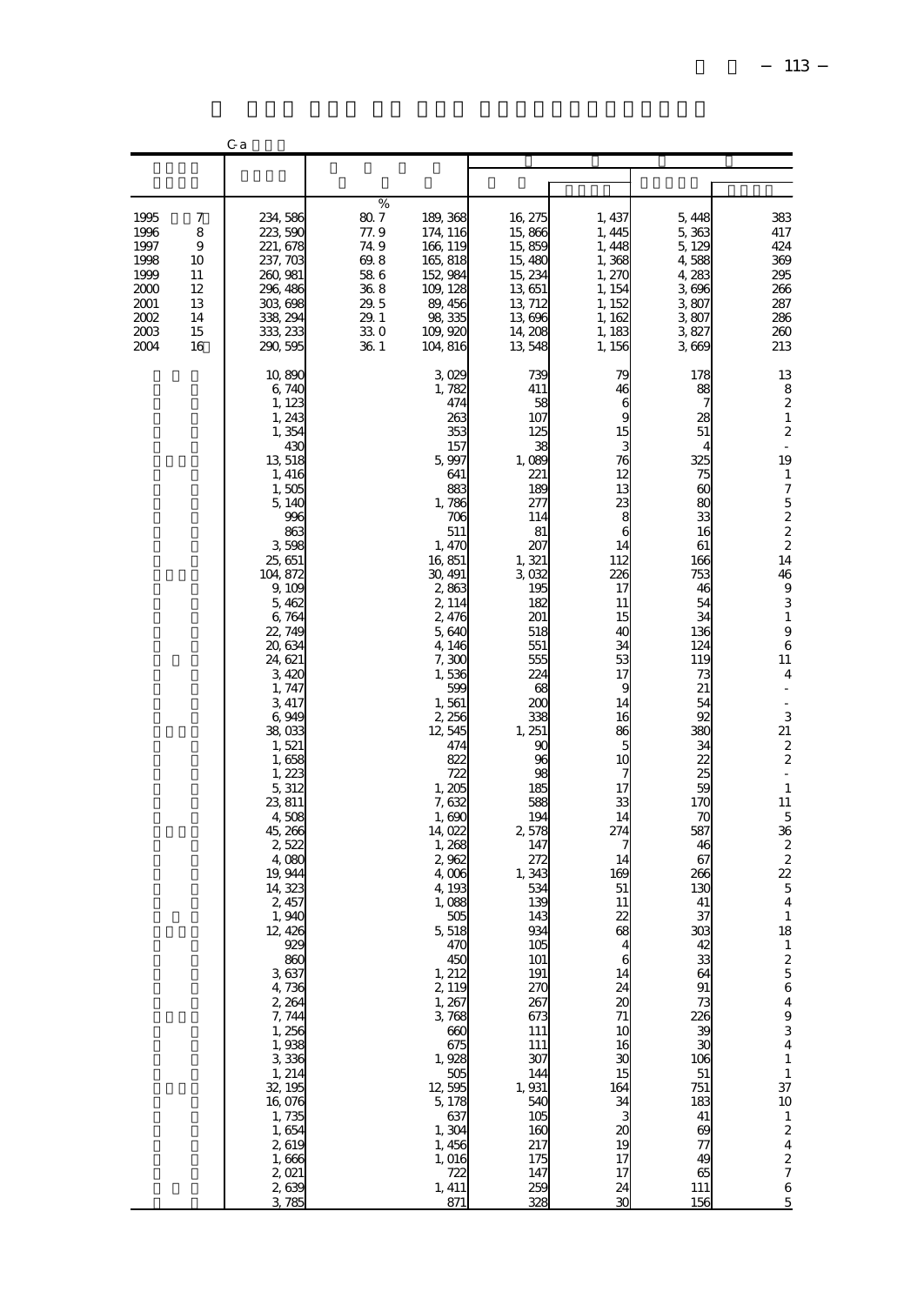C-a

| | | | | | | | |
|---|---|---|---|---|---|---|---|
| | | % | | | | | |
| 1995　7 | 234, 586 | 80. 7 | 189, 368 | 16, 275 | 1, 437 | 5, 448 | 383 |
| 1996　8 | 223, 590 | 77. 9 | 174, 116 | 15, 866 | 1, 445 | 5, 363 | 417 |
| 1997　9 | 221, 678 | 74. 9 | 166, 119 | 15, 859 | 1, 448 | 5, 129 | 424 |
| 1998　10 | 237, 703 | 69. 8 | 165, 818 | 15, 480 | 1, 368 | 4, 588 | 369 |
| 1999　11 | 260, 981 | 58. 6 | 152, 984 | 15, 234 | 1, 270 | 4, 283 | 295 |
| 2000　12 | 296, 486 | 36. 8 | 109, 128 | 13, 651 | 1, 154 | 3, 696 | 266 |
| 2001　13 | 303, 698 | 29. 5 | 89, 456 | 13, 712 | 1, 152 | 3, 807 | 287 |
| 2002　14 | 338, 294 | 29. 1 | 98, 335 | 13, 696 | 1, 162 | 3, 807 | 286 |
| 2003　15 | 333, 233 | 33. 0 | 109, 920 | 14, 208 | 1, 183 | 3, 827 | 260 |
| 2004　16 | 290, 595 | 36. 1 | 104, 816 | 13, 548 | 1, 156 | 3, 669 | 213 |
| | 10, 890 | | 3, 029 | 739 | 79 | 178 | 13 |
| | 6, 740 | | 1, 782 | 411 | 46 | 88 | 8 |
| | 1, 123 | | 474 | 58 | 6 | 7 | 2 |
| | 1, 243 | | 263 | 107 | 9 | 28 | 1 |
| | 1, 354 | | 353 | 125 | 15 | 51 | 2 |
| | 430 | | 157 | 38 | 3 | 4 | - |
| | 13, 518 | | 5, 997 | 1, 089 | 76 | 325 | 19 |
| | 1, 416 | | 641 | 221 | 12 | 75 | 1 |
| | 1, 505 | | 883 | 189 | 13 | 60 | 7 |
| | 5, 140 | | 1, 786 | 277 | 23 | 80 | 5 |
| | 996 | | 706 | 114 | 8 | 33 | 2 |
| | 863 | | 511 | 81 | 6 | 16 | 2 |
| | 3, 598 | | 1, 470 | 207 | 14 | 61 | 2 |
| | 25, 651 | | 16, 851 | 1, 321 | 112 | 166 | 14 |
| | 104, 872 | | 30, 491 | 3, 032 | 226 | 753 | 46 |
| | 9, 109 | | 2, 863 | 195 | 17 | 46 | 9 |
| | 5, 462 | | 2, 114 | 182 | 11 | 54 | 3 |
| | 6, 764 | | 2, 476 | 201 | 15 | 34 | 1 |
| | 22, 749 | | 5, 640 | 518 | 40 | 136 | 9 |
| | 20, 634 | | 4, 146 | 551 | 34 | 124 | 6 |
| | 24, 621 | | 7, 300 | 555 | 53 | 119 | 11 |
| | 3, 420 | | 1, 536 | 224 | 17 | 73 | 4 |
| | 1, 747 | | 599 | 68 | 9 | 21 | - |
| | 3, 417 | | 1, 561 | 200 | 14 | 54 | - |
| | 6, 949 | | 2, 256 | 338 | 16 | 92 | 3 |
| | 38, 033 | | 12, 545 | 1, 251 | 86 | 380 | 21 |
| | 1, 521 | | 474 | 90 | 5 | 34 | 2 |
| | 1, 658 | | 822 | 96 | 10 | 22 | 2 |
| | 1, 223 | | 722 | 98 | 7 | 25 | - |
| | 5, 312 | | 1, 205 | 185 | 17 | 59 | 1 |
| | 23, 811 | | 7, 632 | 588 | 33 | 170 | 11 |
| | 4, 508 | | 1, 690 | 194 | 14 | 70 | 5 |
| | 45, 266 | | 14, 022 | 2, 578 | 274 | 587 | 36 |
| | 2, 522 | | 1, 268 | 147 | 7 | 46 | 2 |
| | 4, 080 | | 2, 962 | 272 | 14 | 67 | 2 |
| | 19, 944 | | 4, 006 | 1, 343 | 169 | 266 | 22 |
| | 14, 323 | | 4, 193 | 534 | 51 | 130 | 5 |
| | 2, 457 | | 1, 088 | 139 | 11 | 41 | 4 |
| | 1, 940 | | 505 | 143 | 22 | 37 | 1 |
| | 12, 426 | | 5, 518 | 934 | 68 | 303 | 18 |
| | 929 | | 470 | 105 | 4 | 42 | 1 |
| | 860 | | 450 | 101 | 6 | 33 | 2 |
| | 3, 637 | | 1, 212 | 191 | 14 | 64 | 5 |
| | 4, 736 | | 2, 119 | 270 | 24 | 91 | 6 |
| | 2, 264 | | 1, 267 | 267 | 20 | 73 | 4 |
| | 7, 744 | | 3, 768 | 673 | 71 | 226 | 9 |
| | 1, 256 | | 660 | 111 | 10 | 39 | 3 |
| | 1, 938 | | 675 | 111 | 16 | 30 | 4 |
| | 3, 336 | | 1, 928 | 307 | 30 | 106 | 1 |
| | 1, 214 | | 505 | 144 | 15 | 51 | 1 |
| | 32, 195 | | 12, 595 | 1, 931 | 164 | 751 | 37 |
| | 16, 076 | | 5, 178 | 540 | 34 | 183 | 10 |
| | 1, 735 | | 637 | 105 | 3 | 41 | 1 |
| | 1, 654 | | 1, 304 | 160 | 20 | 69 | 2 |
| | 2, 619 | | 1, 456 | 217 | 19 | 77 | 4 |
| | 1, 666 | | 1, 016 | 175 | 17 | 49 | 2 |
| | 2, 021 | | 722 | 147 | 17 | 65 | 7 |
| | 2, 639 | | 1, 411 | 259 | 24 | 111 | 6 |
| | 3, 785 | | 871 | 328 | 30 | 156 | 5 |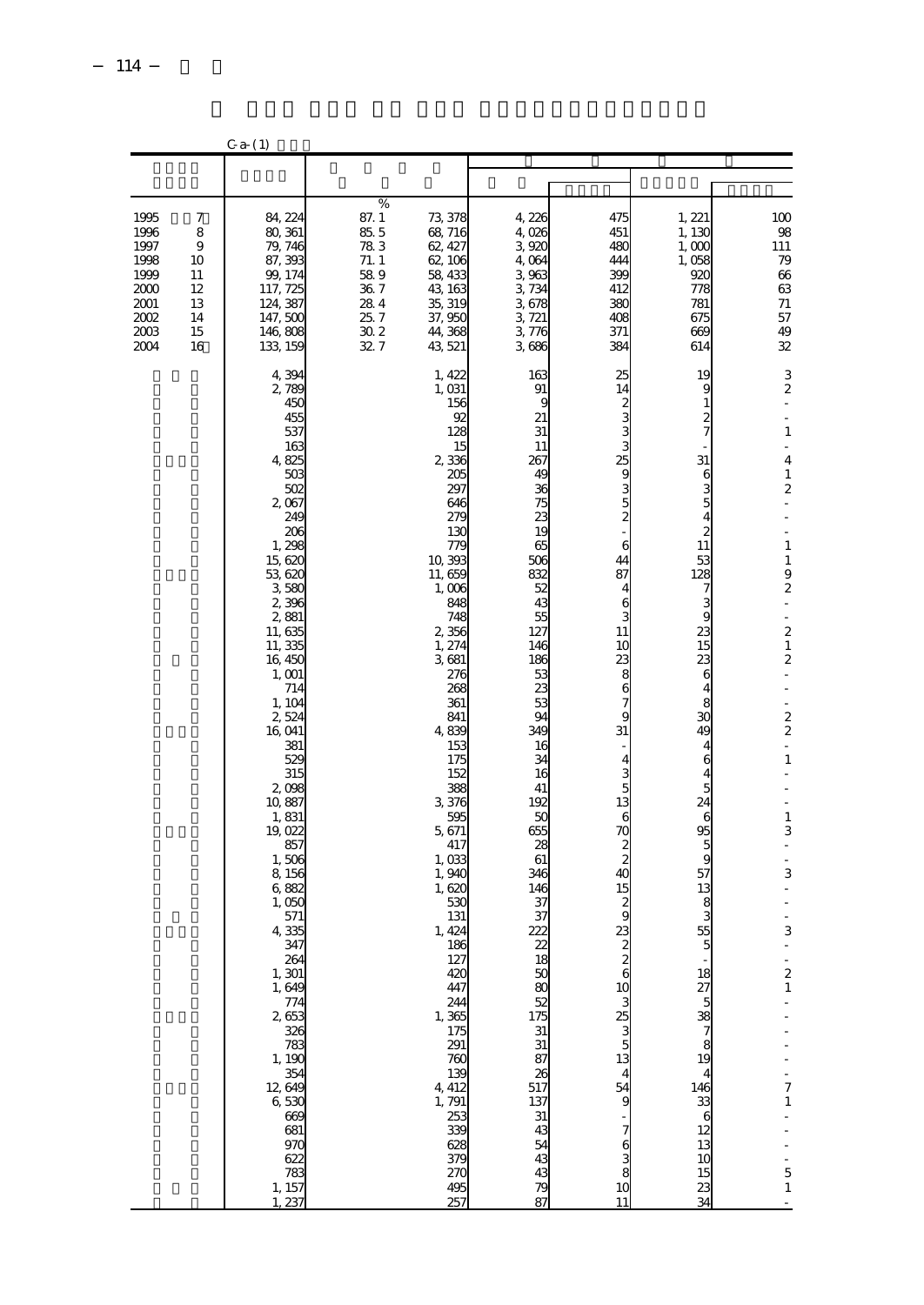C-a-(1)

| | | | % | | | | | | |
|---|---|---|---|---|---|---|---|---|---|
| 1995 | 7 | 84, 224 | 87. 1 | 73, 378 | 4, 226 | 475 | 1, 221 | 100 |
| 1996 | 8 | 80, 361 | 85. 5 | 68, 716 | 4, 026 | 451 | 1, 130 | 98 |
| 1997 | 9 | 79, 746 | 78. 3 | 62, 427 | 3, 920 | 480 | 1, 000 | 111 |
| 1998 | 10 | 87, 393 | 71. 1 | 62, 106 | 4, 064 | 444 | 1, 058 | 79 |
| 1999 | 11 | 99, 174 | 58. 9 | 58, 433 | 3, 963 | 399 | 920 | 66 |
| 2000 | 12 | 117, 725 | 36. 7 | 43, 163 | 3, 734 | 412 | 778 | 63 |
| 2001 | 13 | 124, 387 | 28. 4 | 35, 319 | 3, 678 | 380 | 781 | 71 |
| 2002 | 14 | 147, 500 | 25. 7 | 37, 950 | 3, 721 | 408 | 675 | 57 |
| 2003 | 15 | 146, 808 | 30. 2 | 44, 368 | 3, 776 | 371 | 669 | 49 |
| 2004 | 16 | 133, 159 | 32. 7 | 43, 521 | 3, 686 | 384 | 614 | 32 |
| | | 4, 394 | | 1, 422 | 163 | 25 | 19 | 3 |
| | | 2, 789 | | 1, 031 | 91 | 14 | 9 | 2 |
| | | 450 | | 156 | 9 | 2 | 1 | - |
| | | 455 | | 92 | 21 | 3 | 2 | - |
| | | 537 | | 128 | 31 | 3 | 7 | 1 |
| | | 163 | | 15 | 11 | 3 | - | - |
| | | 4, 825 | | 2, 336 | 267 | 25 | 31 | 4 |
| | | 503 | | 205 | 49 | 9 | 6 | 1 |
| | | 502 | | 297 | 36 | 3 | 3 | 2 |
| | | 2, 067 | | 646 | 75 | 5 | 5 | - |
| | | 249 | | 279 | 23 | 2 | 4 | - |
| | | 206 | | 130 | 19 | - | 2 | - |
| | | 1, 298 | | 779 | 65 | 6 | 11 | 1 |
| | | 15, 620 | | 10, 393 | 506 | 44 | 53 | 1 |
| | | 53, 620 | | 11, 659 | 832 | 87 | 128 | 9 |
| | | 3, 580 | | 1, 006 | 52 | 4 | 7 | 2 |
| | | 2, 396 | | 848 | 43 | 6 | 3 | - |
| | | 2, 881 | | 748 | 55 | 3 | 9 | - |
| | | 11, 635 | | 2, 356 | 127 | 11 | 23 | 2 |
| | | 11, 335 | | 1, 274 | 146 | 10 | 15 | 1 |
| | | 16, 450 | | 3, 681 | 186 | 23 | 23 | 2 |
| | | 1, 001 | | 276 | 53 | 8 | 6 | - |
| | | 714 | | 268 | 23 | 6 | 4 | - |
| | | 1, 104 | | 361 | 53 | 7 | 8 | - |
| | | 2, 524 | | 841 | 94 | 9 | 30 | 2 |
| | | 16, 041 | | 4, 839 | 349 | 31 | 49 | 2 |
| | | 381 | | 153 | 16 | - | 4 | - |
| | | 529 | | 175 | 34 | 4 | 6 | 1 |
| | | 315 | | 152 | 16 | 3 | 4 | - |
| | | 2, 098 | | 388 | 41 | 5 | 5 | - |
| | | 10, 887 | | 3, 376 | 192 | 13 | 24 | - |
| | | 1, 831 | | 595 | 50 | 6 | 6 | 1 |
| | | 19, 022 | | 5, 671 | 655 | 70 | 95 | 3 |
| | | 857 | | 417 | 28 | 2 | 5 | - |
| | | 1, 506 | | 1, 033 | 61 | 2 | 9 | - |
| | | 8, 156 | | 1, 940 | 346 | 40 | 57 | 3 |
| | | 6, 882 | | 1, 620 | 146 | 15 | 13 | - |
| | | 1, 050 | | 530 | 37 | 2 | 8 | - |
| | | 571 | | 131 | 37 | 9 | 3 | - |
| | | 4, 335 | | 1, 424 | 222 | 23 | 55 | 3 |
| | | 347 | | 186 | 22 | 2 | 5 | - |
| | | 264 | | 127 | 18 | 2 | - | - |
| | | 1, 301 | | 420 | 50 | 6 | 18 | 2 |
| | | 1, 649 | | 447 | 80 | 10 | 27 | 1 |
| | | 774 | | 244 | 52 | 3 | 5 | - |
| | | 2, 653 | | 1, 365 | 175 | 25 | 38 | - |
| | | 326 | | 175 | 31 | 3 | 7 | - |
| | | 783 | | 291 | 31 | 5 | 8 | - |
| | | 1, 190 | | 760 | 87 | 13 | 19 | - |
| | | 354 | | 139 | 26 | 4 | 4 | - |
| | | 12, 649 | | 4, 412 | 517 | 54 | 146 | 7 |
| | | 6, 530 | | 1, 791 | 137 | 9 | 33 | 1 |
| | | 669 | | 253 | 31 | - | 6 | - |
| | | 681 | | 339 | 43 | 7 | 12 | - |
| | | 970 | | 628 | 54 | 6 | 13 | - |
| | | 622 | | 379 | 43 | 3 | 10 | - |
| | | 783 | | 270 | 43 | 8 | 15 | 5 |
| | | 1, 157 | | 495 | 79 | 10 | 23 | 1 |
| | | 1, 237 | | 257 | 87 | 11 | 34 | - |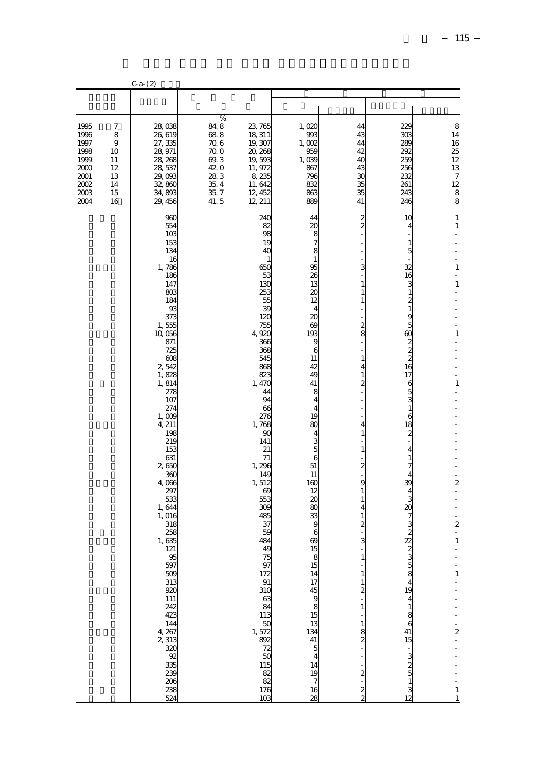C-a-(2)

| | | % | | | | | |
|---|---|---|---|---|---|---|---|
| 1995 7 | 28,038 | 84.8 | 23,765 | 1,020 | 44 | 229 | 8 |
| 1996 8 | 26,619 | 68.8 | 18,311 | 993 | 43 | 303 | 14 |
| 1997 9 | 27,335 | 70.6 | 19,307 | 1,002 | 44 | 289 | 16 |
| 1998 10 | 28,971 | 70.0 | 20,268 | 959 | 42 | 292 | 25 |
| 1999 11 | 28,268 | 69.3 | 19,593 | 1,039 | 40 | 259 | 12 |
| 2000 12 | 28,537 | 42.0 | 11,972 | 867 | 43 | 256 | 13 |
| 2001 13 | 29,093 | 28.3 | 8,235 | 796 | 30 | 232 | 7 |
| 2002 14 | 32,860 | 35.4 | 11,642 | 832 | 35 | 261 | 12 |
| 2003 15 | 34,893 | 35.7 | 12,452 | 863 | 35 | 243 | 8 |
| 2004 16 | 29,456 | 41.5 | 12,211 | 889 | 41 | 246 | 8 |
| | 960 | | 240 | 44 | 2 | 10 | 1 |
| | 554 | | 82 | 20 | 2 | 4 | 1 |
| | 103 | | 98 | 8 | - | - | - |
| | 153 | | 19 | 7 | - | 1 | - |
| | 134 | | 40 | 8 | - | 5 | - |
| | 16 | | 1 | 1 | - | - | - |
| | 1,786 | | 650 | 95 | 3 | 32 | 1 |
| | 186 | | 53 | 26 | - | 16 | - |
| | 147 | | 130 | 13 | 1 | 3 | 1 |
| | 803 | | 253 | 20 | 1 | 1 | - |
| | 184 | | 55 | 12 | 1 | 2 | - |
| | 93 | | 39 | 4 | - | 1 | - |
| | 373 | | 120 | 20 | - | 9 | - |
| | 1,555 | | 755 | 69 | 2 | 5 | - |
| | 10,056 | | 4,920 | 193 | 8 | 60 | 1 |
| | 871 | | 366 | 9 | - | 2 | - |
| | 725 | | 368 | 6 | - | 2 | - |
| | 608 | | 545 | 11 | 1 | 2 | - |
| | 2,542 | | 868 | 42 | 4 | 16 | - |
| | 1,828 | | 823 | 49 | 1 | 17 | - |
| | 1,814 | | 1,470 | 41 | 2 | 6 | 1 |
| | 278 | | 44 | 8 | - | 5 | - |
| | 107 | | 94 | 4 | - | 3 | - |
| | 274 | | 66 | 4 | - | 1 | - |
| | 1,009 | | 276 | 19 | - | 6 | - |
| | 4,211 | | 1,768 | 80 | 4 | 18 | - |
| | 198 | | 90 | 4 | 1 | 2 | - |
| | 219 | | 141 | 3 | - | - | - |
| | 153 | | 21 | 5 | 1 | 4 | - |
| | 631 | | 71 | 6 | - | 1 | - |
| | 2,650 | | 1,296 | 51 | 2 | 7 | - |
| | 360 | | 149 | 11 | - | 4 | - |
| | 4,066 | | 1,512 | 160 | 9 | 39 | 2 |
| | 297 | | 69 | 12 | 1 | 4 | - |
| | 533 | | 553 | 20 | 1 | 3 | - |
| | 1,644 | | 309 | 80 | 4 | 20 | - |
| | 1,016 | | 485 | 33 | 1 | 7 | - |
| | 318 | | 37 | 9 | 2 | 3 | 2 |
| | 258 | | 59 | 6 | - | 2 | - |
| | 1,635 | | 484 | 69 | 3 | 22 | 1 |
| | 121 | | 49 | 15 | - | 2 | - |
| | 95 | | 75 | 8 | 1 | 3 | - |
| | 597 | | 97 | 15 | - | 5 | - |
| | 509 | | 172 | 14 | 1 | 8 | 1 |
| | 313 | | 91 | 17 | 1 | 4 | - |
| | 920 | | 310 | 45 | 2 | 19 | - |
| | 111 | | 63 | 9 | - | 4 | - |
| | 242 | | 84 | 8 | 1 | 1 | - |
| | 423 | | 113 | 15 | - | 8 | - |
| | 144 | | 50 | 13 | 1 | 6 | - |
| | 4,267 | | 1,572 | 134 | 8 | 41 | 2 |
| | 2,313 | | 892 | 41 | 2 | 15 | - |
| | 320 | | 72 | 5 | - | - | - |
| | 92 | | 50 | 4 | - | 3 | - |
| | 335 | | 115 | 14 | - | 2 | - |
| | 239 | | 82 | 19 | 2 | 5 | - |
| | 206 | | 82 | 7 | - | 1 | - |
| | 238 | | 176 | 16 | 2 | 3 | 1 |
| | 524 | | 103 | 28 | 2 | 12 | 1 |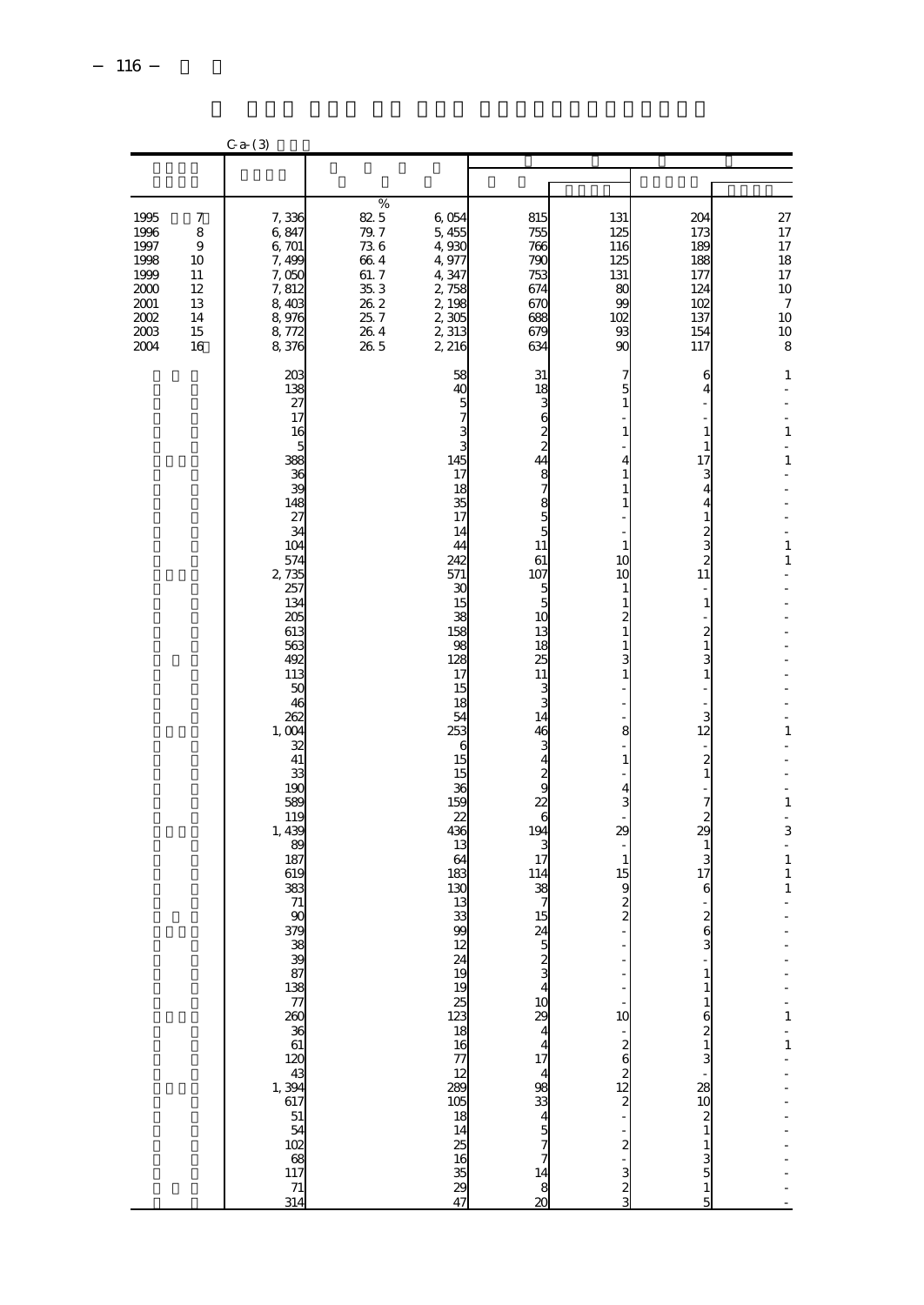C-a-(3)

| | | | | | | | |
|---|---|---|---|---|---|---|---|
| 1995　7 | 7, 336 | 82. 5 | 6, 054 | 815 | 131 | 204 | 27 |
| 1996　8 | 6, 847 | 79. 7 | 5, 455 | 755 | 125 | 173 | 17 |
| 1997　9 | 6, 701 | 73. 6 | 4, 930 | 766 | 116 | 189 | 17 |
| 1998　10 | 7, 499 | 66. 4 | 4, 977 | 790 | 125 | 188 | 18 |
| 1999　11 | 7, 050 | 61. 7 | 4, 347 | 753 | 131 | 177 | 17 |
| 2000　12 | 7, 812 | 35. 3 | 2, 758 | 674 | 80 | 124 | 10 |
| 2001　13 | 8, 403 | 26. 2 | 2, 198 | 670 | 99 | 102 | 7 |
| 2002　14 | 8, 976 | 25. 7 | 2, 305 | 688 | 102 | 137 | 10 |
| 2003　15 | 8, 772 | 26. 4 | 2, 313 | 679 | 93 | 154 | 10 |
| 2004　16 | 8, 376 | 26. 5 | 2, 216 | 634 | 90 | 117 | 8 |
| | 203 | | 58 | 31 | 7 | 6 | 1 |
| | 138 | | 40 | 18 | 5 | 4 | - |
| | 27 | | 5 | 3 | 1 | - | - |
| | 17 | | 7 | 6 | - | - | - |
| | 16 | | 3 | 2 | 1 | 1 | 1 |
| | 5 | | 3 | 2 | - | 1 | - |
| | 388 | | 145 | 44 | 4 | 17 | 1 |
| | 36 | | 17 | 8 | 1 | 3 | - |
| | 39 | | 18 | 7 | 1 | 4 | - |
| | 148 | | 35 | 8 | 1 | 4 | - |
| | 27 | | 17 | 5 | - | 1 | - |
| | 34 | | 14 | 5 | - | 2 | - |
| | 104 | | 44 | 11 | 1 | 3 | 1 |
| | 574 | | 242 | 61 | 10 | 2 | 1 |
| | 2, 735 | | 571 | 107 | 10 | 11 | - |
| | 257 | | 30 | 5 | 1 | - | - |
| | 134 | | 15 | 5 | 1 | 1 | - |
| | 205 | | 38 | 10 | 2 | - | - |
| | 613 | | 158 | 13 | 1 | 2 | - |
| | 563 | | 98 | 18 | 1 | 1 | - |
| | 492 | | 128 | 25 | 3 | 3 | - |
| | 113 | | 17 | 11 | 1 | 1 | - |
| | 50 | | 15 | 3 | - | - | - |
| | 46 | | 18 | 3 | - | - | - |
| | 262 | | 54 | 14 | - | 3 | - |
| | 1, 004 | | 253 | 46 | 8 | 12 | 1 |
| | 32 | | 6 | 3 | - | - | - |
| | 41 | | 15 | 4 | 1 | 2 | - |
| | 33 | | 15 | 2 | - | 1 | - |
| | 190 | | 36 | 9 | 4 | - | - |
| | 589 | | 159 | 22 | 3 | 7 | 1 |
| | 119 | | 22 | 6 | - | 2 | - |
| | 1, 439 | | 436 | 194 | 29 | 29 | 3 |
| | 89 | | 13 | 3 | - | 1 | - |
| | 187 | | 64 | 17 | 1 | 3 | 1 |
| | 619 | | 183 | 114 | 15 | 17 | 1 |
| | 383 | | 130 | 38 | 9 | 6 | 1 |
| | 71 | | 13 | 7 | 2 | - | - |
| | 90 | | 33 | 15 | 2 | 2 | - |
| | 379 | | 99 | 24 | - | 6 | - |
| | 38 | | 12 | 5 | - | 3 | - |
| | 39 | | 24 | 2 | - | - | - |
| | 87 | | 19 | 3 | - | 1 | - |
| | 138 | | 19 | 4 | - | 1 | - |
| | 77 | | 25 | 10 | - | 1 | - |
| | 260 | | 123 | 29 | 10 | 6 | 1 |
| | 36 | | 18 | 4 | - | 2 | - |
| | 61 | | 16 | 4 | 2 | 1 | 1 |
| | 120 | | 77 | 17 | 6 | 3 | - |
| | 43 | | 12 | 4 | 2 | - | - |
| | 1, 394 | | 289 | 98 | 12 | 28 | - |
| | 617 | | 105 | 33 | 2 | 10 | - |
| | 51 | | 18 | 4 | - | 2 | - |
| | 54 | | 14 | 5 | - | 1 | - |
| | 102 | | 25 | 7 | 2 | 1 | - |
| | 68 | | 16 | 7 | - | 3 | - |
| | 117 | | 35 | 14 | 3 | 5 | - |
| | 71 | | 29 | 8 | 2 | 1 | - |
| | 314 | | 47 | 20 | 3 | 5 | - |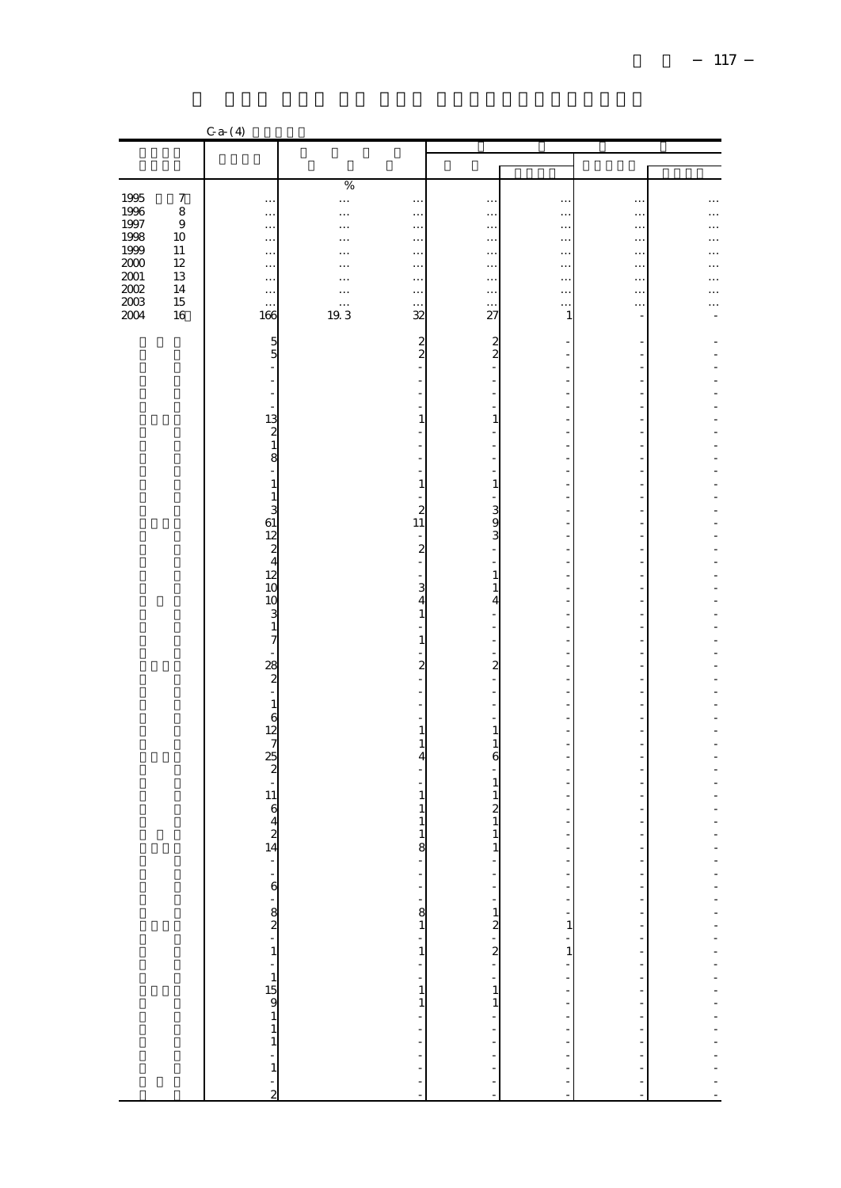C-a-(4)

| | | | | | | | |
|---|---|---|---|---|---|---|---|
| | | % | | | | | |
| 1995 7 | … | … | … | … | … | … | … |
| 1996 8 | … | … | … | … | … | … | … |
| 1997 9 | … | … | … | … | … | … | … |
| 1998 10 | … | … | … | … | … | … | … |
| 1999 11 | … | … | … | … | … | … | … |
| 2000 12 | … | … | … | … | … | … | … |
| 2001 13 | … | … | … | … | … | … | … |
| 2002 14 | … | … | … | … | … | … | … |
| 2003 15 | … | … | … | … | … | … | … |
| 2004 16 | 166 | 19.3 | 32 | 27 | 1 | - | - |
| | 5 | | 2 | 2 | - | - | - |
| | 5 | | 2 | 2 | - | - | - |
| | - | | - | - | - | - | - |
| | - | | - | - | - | - | - |
| | - | | - | - | - | - | - |
| | - | | - | - | - | - | - |
| | 13 | | 1 | 1 | - | - | - |
| | 2 | | - | - | - | - | - |
| | 1 | | - | - | - | - | - |
| | 8 | | - | - | - | - | - |
| | - | | - | - | - | - | - |
| | 1 | | 1 | 1 | - | - | - |
| | 1 | | - | - | - | - | - |
| | 3 | | 2 | 3 | - | - | - |
| | 61 | | 11 | 9 | - | - | - |
| | 12 | | - | 3 | - | - | - |
| | 2 | | 2 | - | - | - | - |
| | 4 | | - | - | - | - | - |
| | 12 | | - | 1 | - | - | - |
| | 10 | | 3 | 1 | - | - | - |
| | 10 | | 4 | 4 | - | - | - |
| | 3 | | 1 | - | - | - | - |
| | 1 | | - | - | - | - | - |
| | 7 | | 1 | - | - | - | - |
| | - | | - | - | - | - | - |
| | 28 | | 2 | 2 | - | - | - |
| | 2 | | - | - | - | - | - |
| | - | | - | - | - | - | - |
| | 1 | | - | - | - | - | - |
| | 6 | | - | - | - | - | - |
| | 12 | | 1 | 1 | - | - | - |
| | 7 | | 1 | 1 | - | - | - |
| | 25 | | 4 | 6 | - | - | - |
| | 2 | | - | - | - | - | - |
| | - | | - | 1 | - | - | - |
| | 11 | | 1 | 1 | - | - | - |
| | 6 | | 1 | 2 | - | - | - |
| | 4 | | 1 | 1 | - | - | - |
| | 2 | | 1 | 1 | - | - | - |
| | 14 | | 8 | 1 | - | - | - |
| | - | | - | - | - | - | - |
| | - | | - | - | - | - | - |
| | 6 | | - | - | - | - | - |
| | - | | - | - | - | - | - |
| | 8 | | 8 | 1 | - | - | - |
| | 2 | | 1 | 2 | 1 | - | - |
| | - | | - | - | - | - | - |
| | 1 | | 1 | 2 | 1 | - | - |
| | - | | - | - | - | - | - |
| | 1 | | - | - | - | - | - |
| | 15 | | 1 | 1 | - | - | - |
| | 9 | | 1 | 1 | - | - | - |
| | 1 | | - | - | - | - | - |
| | 1 | | - | - | - | - | - |
| | 1 | | - | - | - | - | - |
| | - | | - | - | - | - | - |
| | 1 | | - | - | - | - | - |
| | - | | - | - | - | - | - |
| | 2 | | - | - | - | - | - |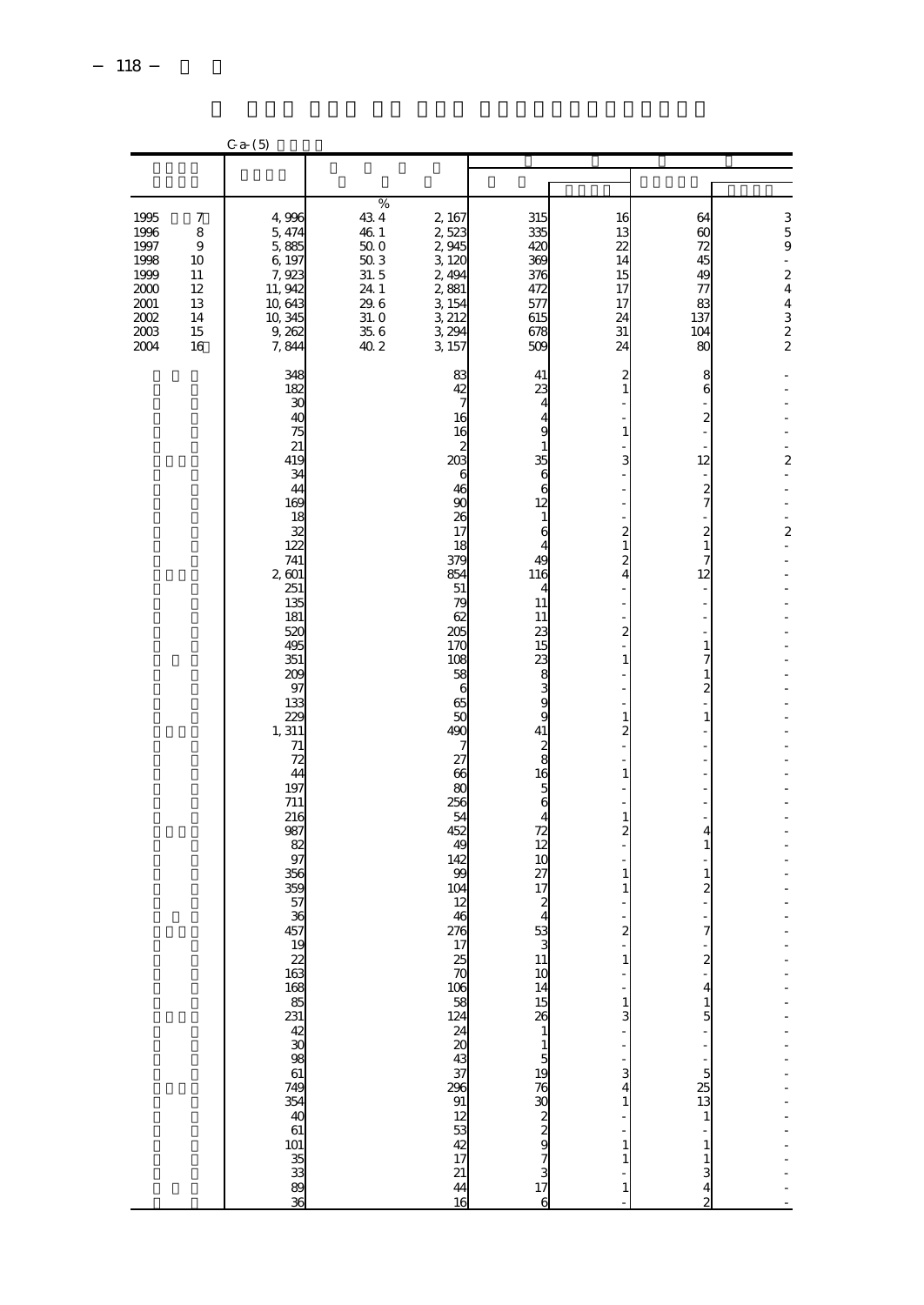C-a-(5)

| | | % | | | | | | |
|---|---|---|---|---|---|---|---|---|
| 1995 7 | 4,996 | 43.4 | 2,167 | 315 | 16 | 64 | 3 |
| 1996 8 | 5,474 | 46.1 | 2,523 | 335 | 13 | 60 | 5 |
| 1997 9 | 5,885 | 50.0 | 2,945 | 420 | 22 | 72 | 9 |
| 1998 10 | 6,197 | 50.3 | 3,120 | 369 | 14 | 45 | - |
| 1999 11 | 7,923 | 31.5 | 2,494 | 376 | 15 | 49 | 2 |
| 2000 12 | 11,942 | 24.1 | 2,881 | 472 | 17 | 77 | 4 |
| 2001 13 | 10,643 | 29.6 | 3,154 | 577 | 17 | 83 | 4 |
| 2002 14 | 10,345 | 31.0 | 3,212 | 615 | 24 | 137 | 3 |
| 2003 15 | 9,262 | 35.6 | 3,294 | 678 | 31 | 104 | 2 |
| 2004 16 | 7,844 | 40.2 | 3,157 | 509 | 24 | 80 | 2 |
| | 348 | | 83 | 41 | 2 | 8 | - |
| | 182 | | 42 | 23 | 1 | 6 | - |
| | 30 | | 7 | 4 | - | - | - |
| | 40 | | 16 | 4 | - | 2 | - |
| | 75 | | 16 | 9 | 1 | - | - |
| | 21 | | 2 | 1 | - | - | - |
| | 419 | | 203 | 35 | 3 | 12 | 2 |
| | 34 | | 6 | 6 | - | - | - |
| | 44 | | 46 | 6 | - | 2 | - |
| | 169 | | 90 | 12 | - | 7 | - |
| | 18 | | 26 | 1 | - | - | - |
| | 32 | | 17 | 6 | 2 | 2 | 2 |
| | 122 | | 18 | 4 | 1 | 1 | - |
| | 741 | | 379 | 49 | 2 | 7 | - |
| | 2,601 | | 854 | 116 | 4 | 12 | - |
| | 251 | | 51 | 4 | - | - | - |
| | 135 | | 79 | 11 | - | - | - |
| | 181 | | 62 | 11 | - | - | - |
| | 520 | | 205 | 23 | 2 | - | - |
| | 495 | | 170 | 15 | - | 1 | - |
| | 351 | | 108 | 23 | 1 | 7 | - |
| | 209 | | 58 | 8 | - | 1 | - |
| | 97 | | 6 | 3 | - | 2 | - |
| | 133 | | 65 | 9 | - | - | - |
| | 229 | | 50 | 9 | 1 | 1 | - |
| | 1,311 | | 490 | 41 | 2 | - | - |
| | 71 | | 7 | 2 | - | - | - |
| | 72 | | 27 | 8 | - | - | - |
| | 44 | | 66 | 16 | 1 | - | - |
| | 197 | | 80 | 5 | - | - | - |
| | 711 | | 256 | 6 | - | - | - |
| | 216 | | 54 | 4 | 1 | - | - |
| | 987 | | 452 | 72 | 2 | 4 | - |
| | 82 | | 49 | 12 | - | 1 | - |
| | 97 | | 142 | 10 | - | - | - |
| | 356 | | 99 | 27 | 1 | 1 | - |
| | 359 | | 104 | 17 | 1 | 2 | - |
| | 57 | | 12 | 2 | - | - | - |
| | 36 | | 46 | 4 | - | - | - |
| | 457 | | 276 | 53 | 2 | 7 | - |
| | 19 | | 17 | 3 | - | - | - |
| | 22 | | 25 | 11 | 1 | 2 | - |
| | 163 | | 70 | 10 | - | - | - |
| | 168 | | 106 | 14 | - | 4 | - |
| | 85 | | 58 | 15 | 1 | 1 | - |
| | 231 | | 124 | 26 | 3 | 5 | - |
| | 42 | | 24 | 1 | - | - | - |
| | 30 | | 20 | 1 | - | - | - |
| | 98 | | 43 | 5 | - | - | - |
| | 61 | | 37 | 19 | 3 | 5 | - |
| | 749 | | 296 | 76 | 4 | 25 | - |
| | 354 | | 91 | 30 | 1 | 13 | - |
| | 40 | | 12 | 2 | - | 1 | - |
| | 61 | | 53 | 2 | - | - | - |
| | 101 | | 42 | 9 | 1 | 1 | - |
| | 35 | | 17 | 7 | 1 | 1 | - |
| | 33 | | 21 | 3 | - | 3 | - |
| | 89 | | 44 | 17 | 1 | 4 | - |
| | 36 | | 16 | 6 | - | 2 | - |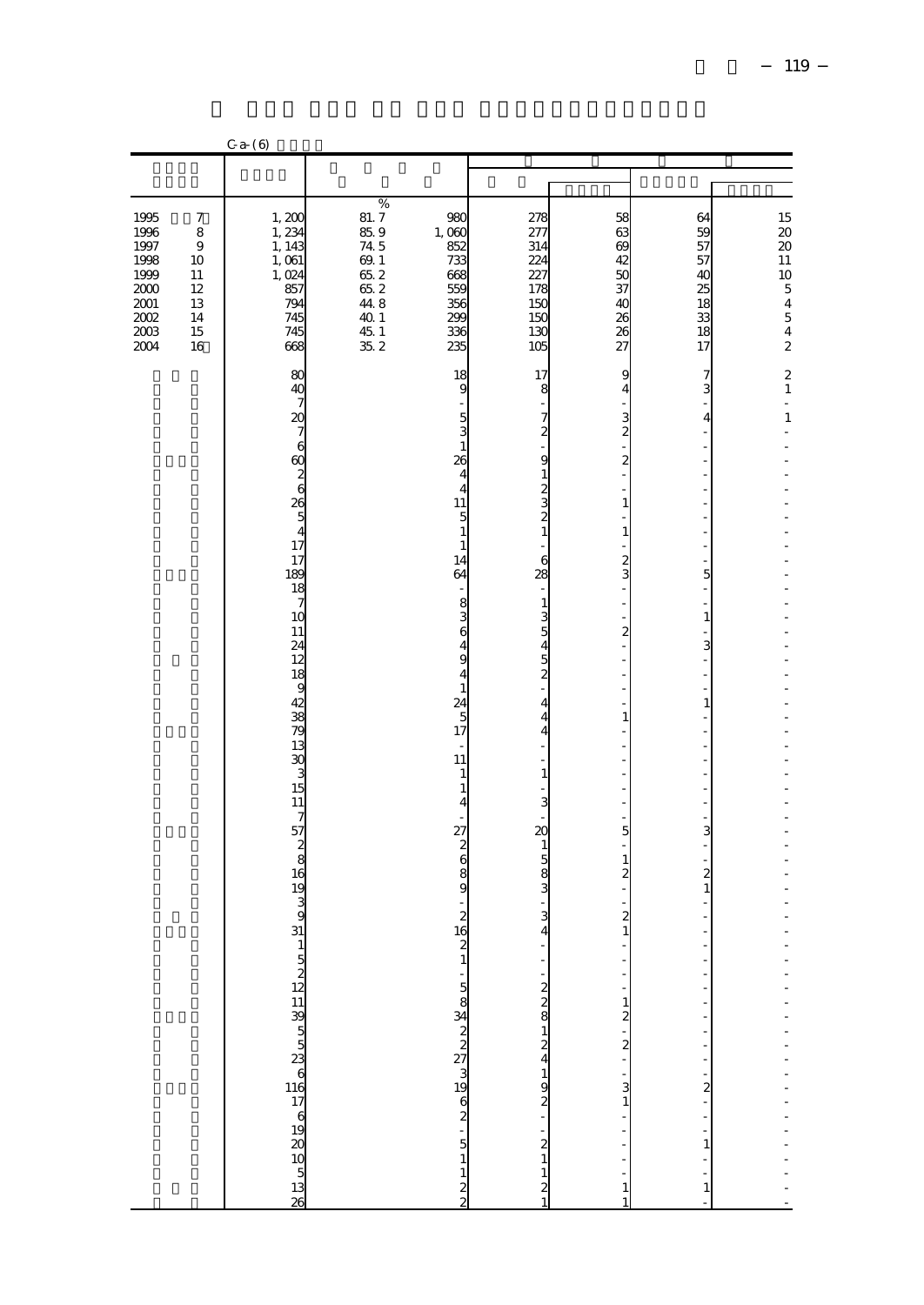C-a-(6)

| | | | | | | | |
|---|---|---|---|---|---|---|---|
| | | % | | | | | |
| 1995 7 | 1,200 | 81.7 | 980 | 278 | 58 | 64 | 15 |
| 1996 8 | 1,234 | 85.9 | 1,060 | 277 | 63 | 59 | 20 |
| 1997 9 | 1,143 | 74.5 | 852 | 314 | 69 | 57 | 20 |
| 1998 10 | 1,061 | 69.1 | 733 | 224 | 42 | 57 | 11 |
| 1999 11 | 1,024 | 65.2 | 668 | 227 | 50 | 40 | 10 |
| 2000 12 | 857 | 65.2 | 559 | 178 | 37 | 25 | 5 |
| 2001 13 | 794 | 44.8 | 356 | 150 | 40 | 18 | 4 |
| 2002 14 | 745 | 40.1 | 299 | 150 | 26 | 33 | 5 |
| 2003 15 | 745 | 45.1 | 336 | 130 | 26 | 18 | 4 |
| 2004 16 | 668 | 35.2 | 235 | 105 | 27 | 17 | 2 |
| | 80 | | 18 | 17 | 9 | 7 | 2 |
| | 40 | | 9 | 8 | 4 | 3 | 1 |
| | 7 | | - | - | - | - | - |
| | 20 | | 5 | 7 | 3 | 4 | 1 |
| | 7 | | 3 | 2 | 2 | - | - |
| | 6 | | 1 | - | - | - | - |
| | 60 | | 26 | 9 | 2 | - | - |
| | 2 | | 4 | 1 | - | - | - |
| | 6 | | 4 | 2 | - | - | - |
| | 26 | | 11 | 3 | 1 | - | - |
| | 5 | | 5 | 2 | - | - | - |
| | 4 | | 1 | 1 | 1 | - | - |
| | 17 | | 1 | - | - | - | - |
| | 17 | | 14 | 6 | 2 | - | - |
| | 189 | | 64 | 28 | 3 | 5 | - |
| | 18 | | - | - | - | - | - |
| | 7 | | 8 | 1 | - | - | - |
| | 10 | | 3 | 3 | - | 1 | - |
| | 11 | | 6 | 5 | 2 | - | - |
| | 24 | | 4 | 4 | - | 3 | - |
| | 12 | | 9 | 5 | - | - | - |
| | 18 | | 4 | 2 | - | - | - |
| | 9 | | 1 | - | - | - | - |
| | 42 | | 24 | 4 | - | 1 | - |
| | 38 | | 5 | 4 | 1 | - | - |
| | 79 | | 17 | 4 | - | - | - |
| | 13 | | - | - | - | - | - |
| | 30 | | 11 | - | - | - | - |
| | 3 | | 1 | 1 | - | - | - |
| | 15 | | 1 | - | - | - | - |
| | 11 | | 4 | 3 | - | - | - |
| | 7 | | - | - | - | - | - |
| | 57 | | 27 | 20 | 5 | 3 | - |
| | 2 | | 2 | 1 | - | - | - |
| | 8 | | 6 | 5 | 1 | - | - |
| | 16 | | 8 | 8 | 2 | 2 | - |
| | 19 | | 9 | 3 | - | 1 | - |
| | 3 | | - | - | - | - | - |
| | 9 | | 2 | 3 | 2 | - | - |
| | 31 | | 16 | 4 | 1 | - | - |
| | 1 | | 2 | - | - | - | - |
| | 5 | | 1 | - | - | - | - |
| | 2 | | - | - | - | - | - |
| | 12 | | 5 | 2 | - | - | - |
| | 11 | | 8 | 2 | 1 | - | - |
| | 39 | | 34 | 8 | 2 | - | - |
| | 5 | | 2 | 1 | - | - | - |
| | 5 | | 2 | 2 | 2 | - | - |
| | 23 | | 27 | 4 | - | - | - |
| | 6 | | 3 | 1 | - | - | - |
| | 116 | | 19 | 9 | 3 | 2 | - |
| | 17 | | 6 | 2 | 1 | - | - |
| | 6 | | 2 | - | - | - | - |
| | 19 | | - | - | - | - | - |
| | 20 | | 5 | 2 | - | 1 | - |
| | 10 | | 1 | 1 | - | - | - |
| | 5 | | 1 | 1 | - | - | - |
| | 13 | | 2 | 2 | 1 | 1 | - |
| | 26 | | 2 | 1 | 1 | - | - |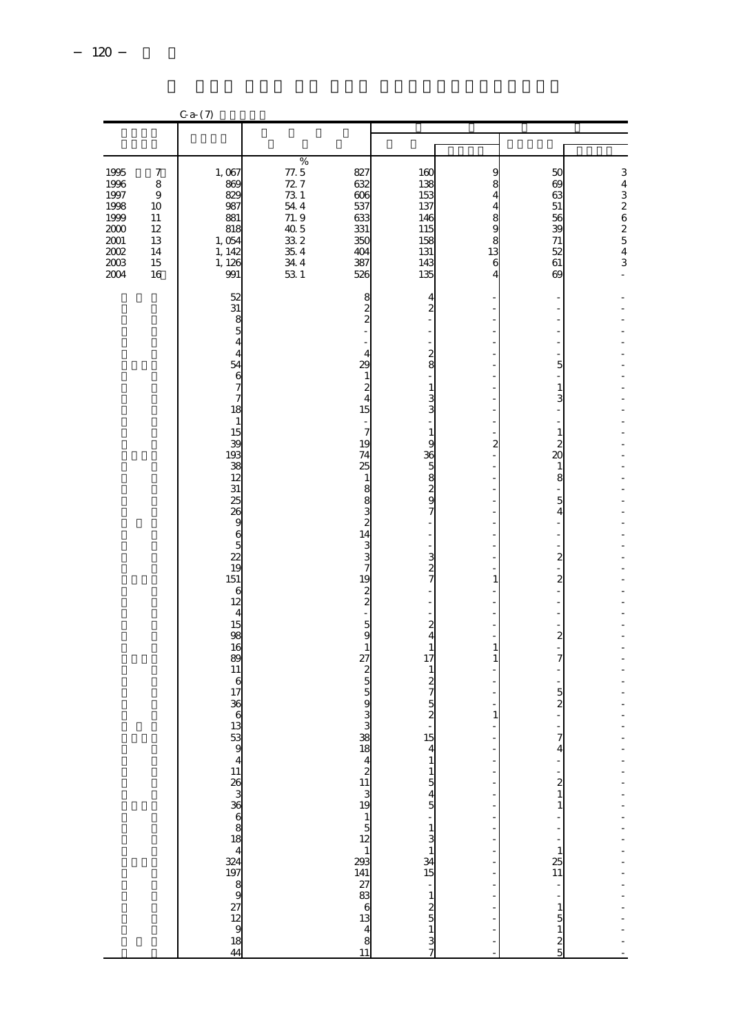C-a-(7)

| | | | | | | | |
|---|---|---|---|---|---|---|---|
| | | % | | | | | |
| 1995 7 | 1,067 | 77.5 | 827 | 160 | 9 | 50 | 3 |
| 1996 8 | 869 | 72.7 | 632 | 138 | 8 | 69 | 4 |
| 1997 9 | 829 | 73.1 | 606 | 153 | 4 | 63 | 3 |
| 1998 10 | 987 | 54.4 | 537 | 137 | 4 | 51 | 2 |
| 1999 11 | 881 | 71.9 | 633 | 146 | 8 | 56 | 6 |
| 2000 12 | 818 | 40.5 | 331 | 115 | 9 | 39 | 2 |
| 2001 13 | 1,054 | 33.2 | 350 | 158 | 8 | 71 | 5 |
| 2002 14 | 1,142 | 35.4 | 404 | 131 | 13 | 52 | 4 |
| 2003 15 | 1,126 | 34.4 | 387 | 143 | 6 | 61 | 3 |
| 2004 16 | 991 | 53.1 | 526 | 135 | 4 | 69 | - |
| | 52 | | 8 | 4 | - | - | - |
| | 31 | | 2 | 2 | - | - | - |
| | 8 | | 2 | - | - | - | - |
| | 5 | | - | - | - | - | - |
| | 4 | | - | - | - | - | - |
| | 4 | | 4 | 2 | - | - | - |
| | 54 | | 29 | 8 | - | 5 | - |
| | 6 | | 1 | - | - | - | - |
| | 7 | | 2 | 1 | - | 1 | - |
| | 7 | | 4 | 3 | - | 3 | - |
| | 18 | | 15 | 3 | - | - | - |
| | 1 | | - | - | - | - | - |
| | 15 | | 7 | 1 | - | 1 | - |
| | 39 | | 19 | 9 | 2 | 2 | - |
| | 193 | | 74 | 36 | - | 20 | - |
| | 38 | | 25 | 5 | - | 1 | - |
| | 12 | | 1 | 8 | - | 8 | - |
| | 31 | | 8 | 2 | - | - | - |
| | 25 | | 8 | 9 | - | 5 | - |
| | 26 | | 3 | 7 | - | 4 | - |
| | 9 | | 2 | - | - | - | - |
| | 6 | | 14 | - | - | - | - |
| | 5 | | 3 | - | - | - | - |
| | 22 | | 3 | 3 | - | 2 | - |
| | 19 | | 7 | 2 | - | - | - |
| | 151 | | 19 | 7 | 1 | 2 | - |
| | 6 | | 2 | - | - | - | - |
| | 12 | | 2 | - | - | - | - |
| | 4 | | - | - | - | - | - |
| | 15 | | 5 | 2 | - | - | - |
| | 98 | | 9 | 4 | - | 2 | - |
| | 16 | | 1 | 1 | 1 | - | - |
| | 89 | | 27 | 17 | 1 | 7 | - |
| | 11 | | 2 | 1 | - | - | - |
| | 6 | | 5 | 2 | - | - | - |
| | 17 | | 5 | 7 | - | 5 | - |
| | 36 | | 9 | 5 | - | 2 | - |
| | 6 | | 3 | 2 | 1 | - | - |
| | 13 | | 3 | - | - | - | - |
| | 53 | | 38 | 15 | - | 7 | - |
| | 9 | | 18 | 4 | - | 4 | - |
| | 4 | | 4 | 1 | - | - | - |
| | 11 | | 2 | 1 | - | - | - |
| | 26 | | 11 | 5 | - | 2 | - |
| | 3 | | 3 | 4 | - | 1 | - |
| | 36 | | 19 | 5 | - | 1 | - |
| | 6 | | 1 | - | - | - | - |
| | 8 | | 5 | 1 | - | - | - |
| | 18 | | 12 | 3 | - | - | - |
| | 4 | | 1 | 1 | - | 1 | - |
| | 324 | | 293 | 34 | - | 25 | - |
| | 197 | | 141 | 15 | - | 11 | - |
| | 8 | | 27 | - | - | - | - |
| | 9 | | 83 | 1 | - | - | - |
| | 27 | | 6 | 2 | - | 1 | - |
| | 12 | | 13 | 5 | - | 5 | - |
| | 9 | | 4 | 1 | - | 1 | - |
| | 18 | | 8 | 3 | - | 2 | - |
| | 44 | | 11 | 7 | - | 5 | - |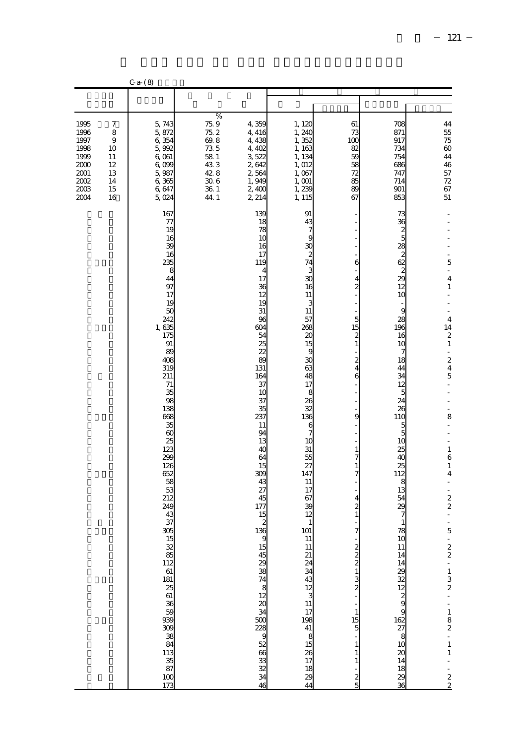C-a-(8)

| | | | | | | | |
|---|---|---|---|---|---|---|---|
| | | % | | | | | |
| 1995 7 | 5,743 | 75.9 | 4,359 | 1,120 | 61 | 708 | 44 |
| 1996 8 | 5,872 | 75.2 | 4,416 | 1,240 | 73 | 871 | 55 |
| 1997 9 | 6,354 | 69.8 | 4,438 | 1,352 | 100 | 917 | 75 |
| 1998 10 | 5,992 | 73.5 | 4,402 | 1,163 | 82 | 734 | 60 |
| 1999 11 | 6,061 | 58.1 | 3,522 | 1,134 | 59 | 754 | 44 |
| 2000 12 | 6,099 | 43.3 | 2,642 | 1,012 | 58 | 686 | 46 |
| 2001 13 | 5,987 | 42.8 | 2,564 | 1,067 | 72 | 747 | 57 |
| 2002 14 | 6,365 | 30.6 | 1,949 | 1,001 | 85 | 714 | 72 |
| 2003 15 | 6,647 | 36.1 | 2,400 | 1,239 | 89 | 901 | 67 |
| 2004 16 | 5,024 | 44.1 | 2,214 | 1,115 | 67 | 853 | 51 |
| | 167 | | 139 | 91 | - | 73 | - |
| | 77 | | 18 | 43 | - | 36 | - |
| | 19 | | 78 | 7 | - | 2 | - |
| | 16 | | 10 | 9 | - | 5 | - |
| | 39 | | 16 | 30 | - | 28 | - |
| | 16 | | 17 | 2 | - | 2 | - |
| | 235 | | 119 | 74 | 6 | 62 | 5 |
| | 8 | | 4 | 3 | - | 2 | - |
| | 44 | | 17 | 30 | 4 | 29 | 4 |
| | 97 | | 36 | 16 | 2 | 12 | 1 |
| | 17 | | 12 | 11 | - | 10 | - |
| | 19 | | 19 | 3 | - | - | - |
| | 50 | | 31 | 11 | - | 9 | - |
| | 242 | | 96 | 57 | 5 | 28 | 4 |
| | 1,635 | | 604 | 268 | 15 | 196 | 14 |
| | 175 | | 54 | 20 | 2 | 16 | 2 |
| | 91 | | 25 | 15 | 1 | 10 | 1 |
| | 89 | | 22 | 9 | - | 7 | - |
| | 408 | | 89 | 30 | 2 | 18 | 2 |
| | 319 | | 131 | 63 | 4 | 44 | 4 |
| | 211 | | 164 | 48 | 6 | 34 | 5 |
| | 71 | | 37 | 17 | - | 12 | - |
| | 35 | | 10 | 8 | - | 5 | - |
| | 98 | | 37 | 26 | - | 24 | - |
| | 138 | | 35 | 32 | - | 26 | - |
| | 668 | | 237 | 136 | 9 | 110 | 8 |
| | 35 | | 11 | 6 | - | 5 | - |
| | 60 | | 94 | 7 | - | 5 | - |
| | 25 | | 13 | 10 | - | 10 | - |
| | 123 | | 40 | 31 | 1 | 25 | 1 |
| | 299 | | 64 | 55 | 7 | 40 | 6 |
| | 126 | | 15 | 27 | 1 | 25 | 1 |
| | 652 | | 309 | 147 | 7 | 112 | 4 |
| | 58 | | 43 | 11 | - | 8 | - |
| | 53 | | 27 | 17 | - | 13 | - |
| | 212 | | 45 | 67 | 4 | 54 | 2 |
| | 249 | | 177 | 39 | 2 | 29 | 2 |
| | 43 | | 15 | 12 | 1 | 7 | - |
| | 37 | | 2 | 1 | - | 1 | - |
| | 305 | | 136 | 101 | 7 | 78 | 5 |
| | 15 | | 9 | 11 | - | 10 | - |
| | 32 | | 15 | 11 | 2 | 11 | 2 |
| | 85 | | 45 | 21 | 2 | 14 | 2 |
| | 112 | | 29 | 24 | 2 | 14 | - |
| | 61 | | 38 | 34 | 1 | 29 | 1 |
| | 181 | | 74 | 43 | 3 | 32 | 3 |
| | 25 | | 8 | 12 | 2 | 12 | 2 |
| | 61 | | 12 | 3 | - | 2 | - |
| | 36 | | 20 | 11 | - | 9 | - |
| | 59 | | 34 | 17 | 1 | 9 | 1 |
| | 939 | | 500 | 198 | 15 | 162 | 8 |
| | 309 | | 228 | 41 | 5 | 27 | 2 |
| | 38 | | 9 | 8 | - | 8 | - |
| | 84 | | 52 | 15 | 1 | 10 | 1 |
| | 113 | | 66 | 26 | 1 | 20 | 1 |
| | 35 | | 33 | 17 | 1 | 14 | - |
| | 87 | | 32 | 18 | - | 18 | - |
| | 100 | | 34 | 29 | 2 | 29 | 2 |
| | 173 | | 46 | 44 | 5 | 36 | 2 |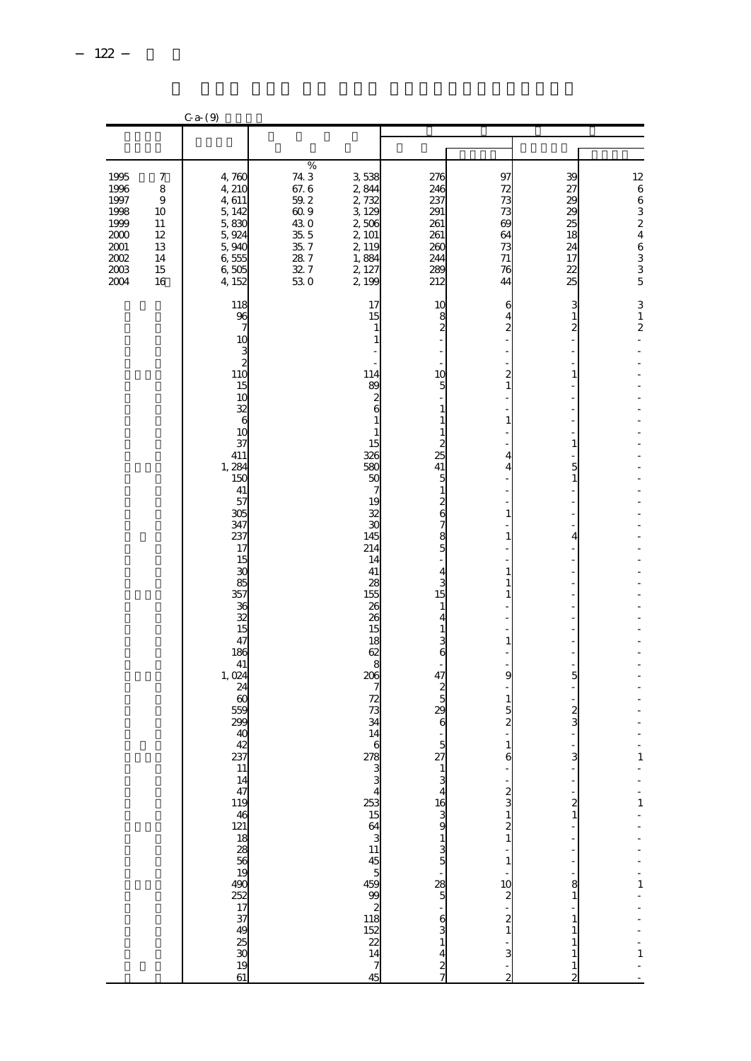C-a-(9)

| | | % | | | | | |
|---|---|---|---|---|---|---|---|
| 1995 7 | 4,760 | 74.3 | 3,538 | 276 | 97 | 39 | 12 |
| 1996 8 | 4,210 | 67.6 | 2,844 | 246 | 72 | 27 | 6 |
| 1997 9 | 4,611 | 59.2 | 2,732 | 237 | 73 | 29 | 6 |
| 1998 10 | 5,142 | 60.9 | 3,129 | 291 | 73 | 29 | 3 |
| 1999 11 | 5,830 | 43.0 | 2,506 | 261 | 69 | 25 | 2 |
| 2000 12 | 5,924 | 35.5 | 2,101 | 261 | 64 | 18 | 4 |
| 2001 13 | 5,940 | 35.7 | 2,119 | 260 | 73 | 24 | 6 |
| 2002 14 | 6,555 | 28.7 | 1,884 | 244 | 71 | 17 | 3 |
| 2003 15 | 6,505 | 32.7 | 2,127 | 289 | 76 | 22 | 3 |
| 2004 16 | 4,152 | 53.0 | 2,199 | 212 | 44 | 25 | 5 |
| | 118 | | 17 | 10 | 6 | 3 | 3 |
| | 96 | | 15 | 8 | 4 | 1 | 1 |
| | 7 | | 1 | 2 | 2 | 2 | 2 |
| | 10 | | 1 | - | - | - | - |
| | 3 | | - | - | - | - | - |
| | 2 | | - | - | - | - | - |
| | 110 | | 114 | 10 | 2 | 1 | - |
| | 15 | | 89 | 5 | 1 | - | - |
| | 10 | | 2 | - | - | - | - |
| | 32 | | 6 | 1 | - | - | - |
| | 6 | | 1 | 1 | 1 | - | - |
| | 10 | | 1 | 1 | - | - | - |
| | 37 | | 15 | 2 | - | 1 | - |
| | 411 | | 326 | 25 | 4 | - | - |
| | 1,284 | | 580 | 41 | 4 | 5 | - |
| | 150 | | 50 | 5 | - | 1 | - |
| | 41 | | 7 | 1 | - | - | - |
| | 57 | | 19 | 2 | - | - | - |
| | 305 | | 32 | 6 | 1 | - | - |
| | 347 | | 30 | 7 | - | - | - |
| | 237 | | 145 | 8 | 1 | 4 | - |
| | 17 | | 214 | 5 | - | - | - |
| | 15 | | 14 | - | - | - | - |
| | 30 | | 41 | 4 | 1 | - | - |
| | 85 | | 28 | 3 | 1 | - | - |
| | 357 | | 155 | 15 | 1 | - | - |
| | 36 | | 26 | 1 | - | - | - |
| | 32 | | 26 | 4 | - | - | - |
| | 15 | | 15 | 1 | - | - | - |
| | 47 | | 18 | 3 | 1 | - | - |
| | 186 | | 62 | 6 | - | - | - |
| | 41 | | 8 | - | - | - | - |
| | 1,024 | | 206 | 47 | 9 | 5 | - |
| | 24 | | 7 | 2 | - | - | - |
| | 60 | | 72 | 5 | 1 | - | - |
| | 559 | | 73 | 29 | 5 | 2 | - |
| | 299 | | 34 | 6 | 2 | 3 | - |
| | 40 | | 14 | - | - | - | - |
| | 42 | | 6 | 5 | 1 | - | - |
| | 237 | | 278 | 27 | 6 | 3 | 1 |
| | 11 | | 3 | 1 | - | - | - |
| | 14 | | 3 | 3 | - | - | - |
| | 47 | | 4 | 4 | 2 | - | - |
| | 119 | | 253 | 16 | 3 | 2 | 1 |
| | 46 | | 15 | 3 | 1 | 1 | - |
| | 121 | | 64 | 9 | 2 | - | - |
| | 18 | | 3 | 1 | 1 | - | - |
| | 28 | | 11 | 3 | - | - | - |
| | 56 | | 45 | 5 | 1 | - | - |
| | 19 | | 5 | - | - | - | - |
| | 490 | | 459 | 28 | 10 | 8 | 1 |
| | 252 | | 99 | 5 | 2 | 1 | - |
| | 17 | | 2 | - | - | - | - |
| | 37 | | 118 | 6 | 2 | 1 | - |
| | 49 | | 152 | 3 | 1 | 1 | - |
| | 25 | | 22 | 1 | - | 1 | - |
| | 30 | | 14 | 4 | 3 | 1 | - |
| | 19 | | 7 | 2 | - | 1 | 1 |
| | 61 | | 45 | 7 | 2 | 2 | - |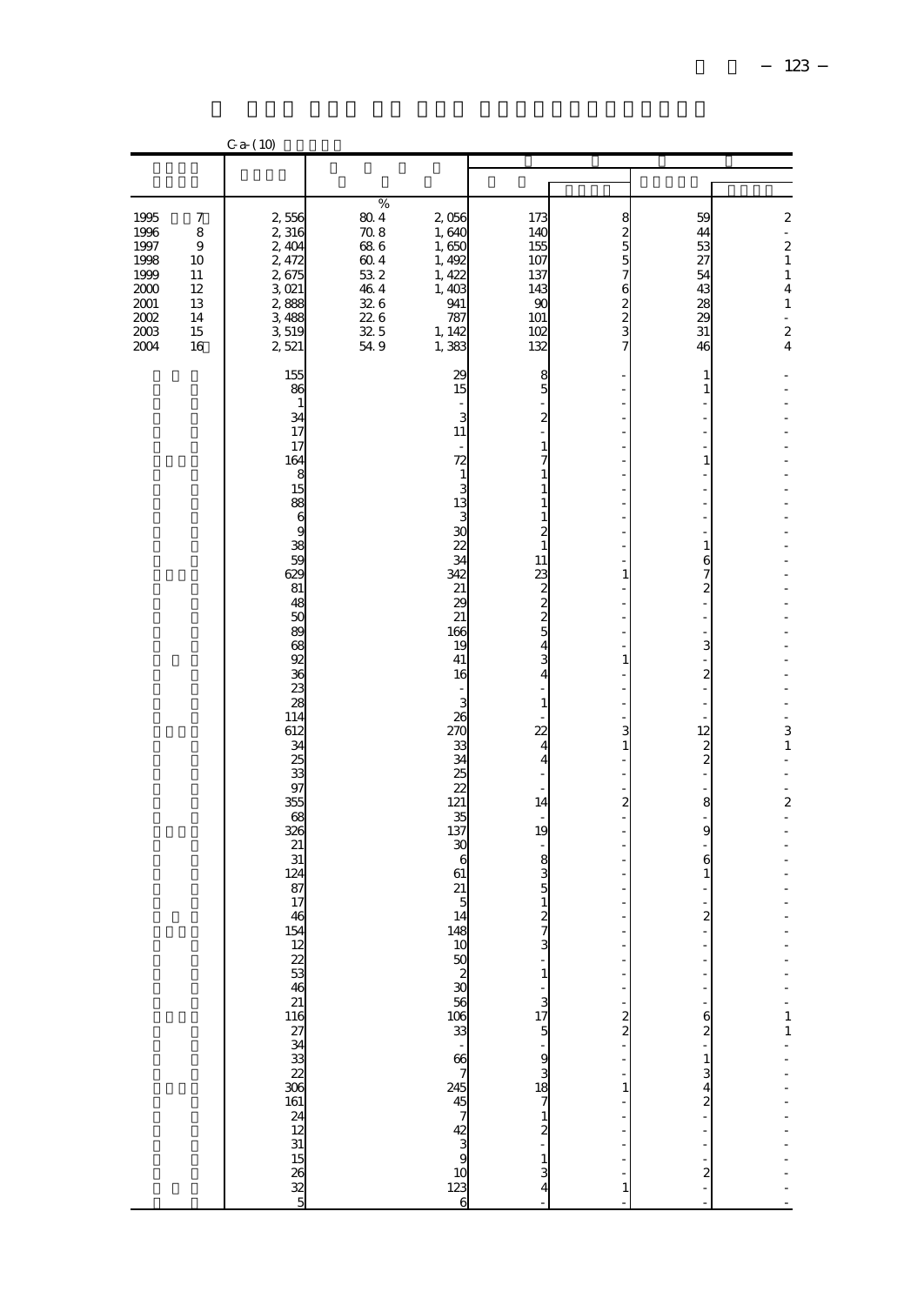C-a-(10)

| | | | | | | | |
|---|---|---|---|---|---|---|---|
| | | % | | | | | |
| 1995 7 | 2,556 | 80.4 | 2,056 | 173 | 8 | 59 | 2 |
| 1996 8 | 2,316 | 70.8 | 1,640 | 140 | 2 | 44 | - |
| 1997 9 | 2,404 | 68.6 | 1,650 | 155 | 5 | 53 | 2 |
| 1998 10 | 2,472 | 60.4 | 1,492 | 107 | 5 | 27 | 1 |
| 1999 11 | 2,675 | 53.2 | 1,422 | 137 | 7 | 54 | 1 |
| 2000 12 | 3,021 | 46.4 | 1,403 | 143 | 6 | 43 | 4 |
| 2001 13 | 2,888 | 32.6 | 941 | 90 | 2 | 28 | 1 |
| 2002 14 | 3,488 | 22.6 | 787 | 101 | 2 | 29 | - |
| 2003 15 | 3,519 | 32.5 | 1,142 | 102 | 3 | 31 | 2 |
| 2004 16 | 2,521 | 54.9 | 1,383 | 132 | 7 | 46 | 4 |
| | 155 | | 29 | 8 | - | 1 | - |
| | 86 | | 15 | 5 | - | 1 | - |
| | 1 | | - | - | - | - | - |
| | 34 | | 3 | 2 | - | - | - |
| | 17 | | 11 | - | - | - | - |
| | 17 | | - | 1 | - | - | - |
| | 164 | | 72 | 7 | - | 1 | - |
| | 8 | | 1 | 1 | - | - | - |
| | 15 | | 3 | 1 | - | - | - |
| | 88 | | 13 | 1 | - | - | - |
| | 6 | | 3 | 1 | - | - | - |
| | 9 | | 30 | 2 | - | - | - |
| | 38 | | 22 | 1 | - | 1 | - |
| | 59 | | 34 | 11 | - | 6 | - |
| | 629 | | 342 | 23 | 1 | 7 | - |
| | 81 | | 21 | 2 | - | 2 | - |
| | 48 | | 29 | 2 | - | - | - |
| | 50 | | 21 | 2 | - | - | - |
| | 89 | | 166 | 5 | - | - | - |
| | 68 | | 19 | 4 | - | 3 | - |
| | 92 | | 41 | 3 | 1 | - | - |
| | 36 | | 16 | 4 | - | 2 | - |
| | 23 | | - | - | - | - | - |
| | 28 | | 3 | 1 | - | - | - |
| | 114 | | 26 | - | - | - | - |
| | 612 | | 270 | 22 | 3 | 12 | 3 |
| | 34 | | 33 | 4 | 1 | 2 | 1 |
| | 25 | | 34 | 4 | - | 2 | - |
| | 33 | | 25 | - | - | - | - |
| | 97 | | 22 | - | - | - | - |
| | 355 | | 121 | 14 | 2 | 8 | 2 |
| | 68 | | 35 | - | - | - | - |
| | 326 | | 137 | 19 | - | 9 | - |
| | 21 | | 30 | - | - | - | - |
| | 31 | | 6 | 8 | - | 6 | - |
| | 124 | | 61 | 3 | - | 1 | - |
| | 87 | | 21 | 5 | - | - | - |
| | 17 | | 5 | 1 | - | - | - |
| | 46 | | 14 | 2 | - | 2 | - |
| | 154 | | 148 | 7 | - | - | - |
| | 12 | | 10 | 3 | - | - | - |
| | 22 | | 50 | - | - | - | - |
| | 53 | | 2 | 1 | - | - | - |
| | 46 | | 30 | - | - | - | - |
| | 21 | | 56 | 3 | - | - | - |
| | 116 | | 106 | 17 | 2 | 6 | 1 |
| | 27 | | 33 | 5 | 2 | 2 | 1 |
| | 34 | | - | - | - | - | - |
| | 33 | | 66 | 9 | - | 1 | - |
| | 22 | | 7 | 3 | - | 3 | - |
| | 306 | | 245 | 18 | 1 | 4 | - |
| | 161 | | 45 | 7 | - | 2 | - |
| | 24 | | 7 | 1 | - | - | - |
| | 12 | | 42 | 2 | - | - | - |
| | 31 | | 3 | - | - | - | - |
| | 15 | | 9 | 1 | - | - | - |
| | 26 | | 10 | 3 | - | 2 | - |
| | 32 | | 123 | 4 | 1 | - | - |
| | 5 | | 6 | - | - | - | - |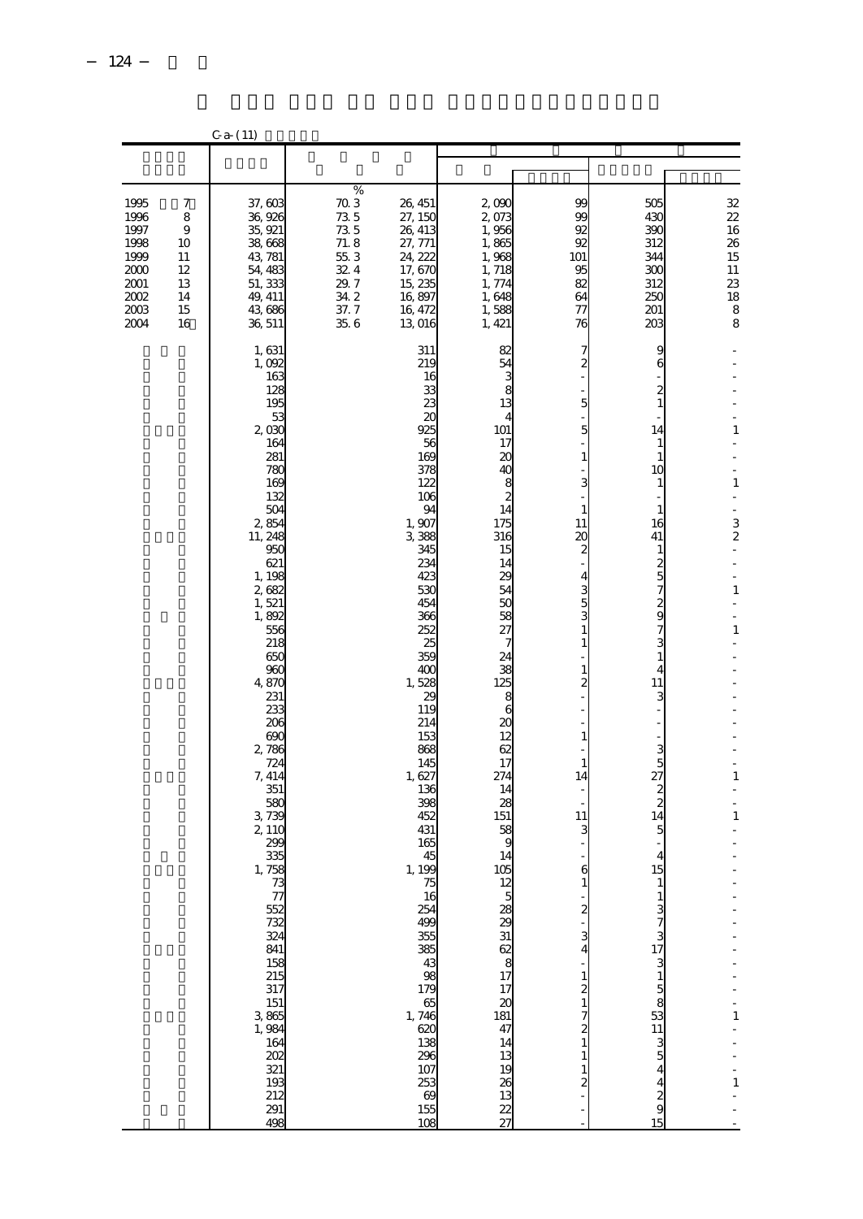C-a-(11)

| | | | | | | | |
|---|---|---|---|---|---|---|---|
| | | % | | | | | |
| 1995 7 | 37,603 | 70.3 | 26,451 | 2,090 | 99 | 505 | 32 |
| 1996 8 | 36,926 | 73.5 | 27,150 | 2,073 | 99 | 430 | 22 |
| 1997 9 | 35,921 | 73.5 | 26,413 | 1,956 | 92 | 390 | 16 |
| 1998 10 | 38,668 | 71.8 | 27,771 | 1,865 | 92 | 312 | 26 |
| 1999 11 | 43,781 | 55.3 | 24,222 | 1,968 | 101 | 344 | 15 |
| 2000 12 | 54,483 | 32.4 | 17,670 | 1,718 | 95 | 300 | 11 |
| 2001 13 | 51,333 | 29.7 | 15,235 | 1,774 | 82 | 312 | 23 |
| 2002 14 | 49,411 | 34.2 | 16,897 | 1,648 | 64 | 250 | 18 |
| 2003 15 | 43,686 | 37.7 | 16,472 | 1,588 | 77 | 201 | 8 |
| 2004 16 | 36,511 | 35.6 | 13,016 | 1,421 | 76 | 203 | 8 |
| | 1,631 | | 311 | 82 | 7 | 9 | - |
| | 1,092 | | 219 | 54 | 2 | 6 | - |
| | 163 | | 16 | 3 | - | - | - |
| | 128 | | 33 | 8 | - | 2 | - |
| | 195 | | 23 | 13 | 5 | 1 | - |
| | 53 | | 20 | 4 | - | - | - |
| | 2,030 | | 925 | 101 | 5 | 14 | 1 |
| | 164 | | 56 | 17 | - | 1 | - |
| | 281 | | 169 | 20 | 1 | 1 | - |
| | 780 | | 378 | 40 | - | 10 | - |
| | 169 | | 122 | 8 | 3 | 1 | 1 |
| | 132 | | 106 | 2 | - | - | - |
| | 504 | | 94 | 14 | 1 | 1 | - |
| | 2,854 | | 1,907 | 175 | 11 | 16 | 3 |
| | 11,248 | | 3,388 | 316 | 20 | 41 | 2 |
| | 950 | | 345 | 15 | 2 | 1 | - |
| | 621 | | 234 | 14 | - | 2 | - |
| | 1,198 | | 423 | 29 | 4 | 5 | - |
| | 2,682 | | 530 | 54 | 3 | 7 | 1 |
| | 1,521 | | 454 | 50 | 5 | 2 | - |
| | 1,892 | | 366 | 58 | 3 | 9 | - |
| | 556 | | 252 | 27 | 1 | 7 | 1 |
| | 218 | | 25 | 7 | 1 | 3 | - |
| | 650 | | 359 | 24 | - | 1 | - |
| | 960 | | 400 | 38 | 1 | 4 | - |
| | 4,870 | | 1,528 | 125 | 2 | 11 | - |
| | 231 | | 29 | 8 | - | 3 | - |
| | 233 | | 119 | 6 | - | - | - |
| | 206 | | 214 | 20 | - | - | - |
| | 690 | | 153 | 12 | 1 | - | - |
| | 2,786 | | 868 | 62 | - | 3 | - |
| | 724 | | 145 | 17 | 1 | 5 | - |
| | 7,414 | | 1,627 | 274 | 14 | 27 | 1 |
| | 351 | | 136 | 14 | - | 2 | - |
| | 580 | | 398 | 28 | - | 2 | - |
| | 3,739 | | 452 | 151 | 11 | 14 | 1 |
| | 2,110 | | 431 | 58 | 3 | 5 | - |
| | 299 | | 165 | 9 | - | - | - |
| | 335 | | 45 | 14 | - | 4 | - |
| | 1,758 | | 1,199 | 105 | 6 | 15 | - |
| | 73 | | 75 | 12 | 1 | 1 | - |
| | 77 | | 16 | 5 | - | 1 | - |
| | 552 | | 254 | 28 | 2 | 3 | - |
| | 732 | | 499 | 29 | - | 7 | - |
| | 324 | | 355 | 31 | 3 | 3 | - |
| | 841 | | 385 | 62 | 4 | 17 | - |
| | 158 | | 43 | 8 | - | 3 | - |
| | 215 | | 98 | 17 | 1 | 1 | - |
| | 317 | | 179 | 17 | 2 | 5 | - |
| | 151 | | 65 | 20 | 1 | 8 | - |
| | 3,865 | | 1,746 | 181 | 7 | 53 | 1 |
| | 1,984 | | 620 | 47 | 2 | 11 | - |
| | 164 | | 138 | 14 | 1 | 3 | - |
| | 202 | | 296 | 13 | 1 | 5 | - |
| | 321 | | 107 | 19 | 1 | 4 | - |
| | 193 | | 253 | 26 | 2 | 4 | 1 |
| | 212 | | 69 | 13 | - | 2 | - |
| | 291 | | 155 | 22 | - | 9 | - |
| | 498 | | 108 | 27 | - | 15 | - |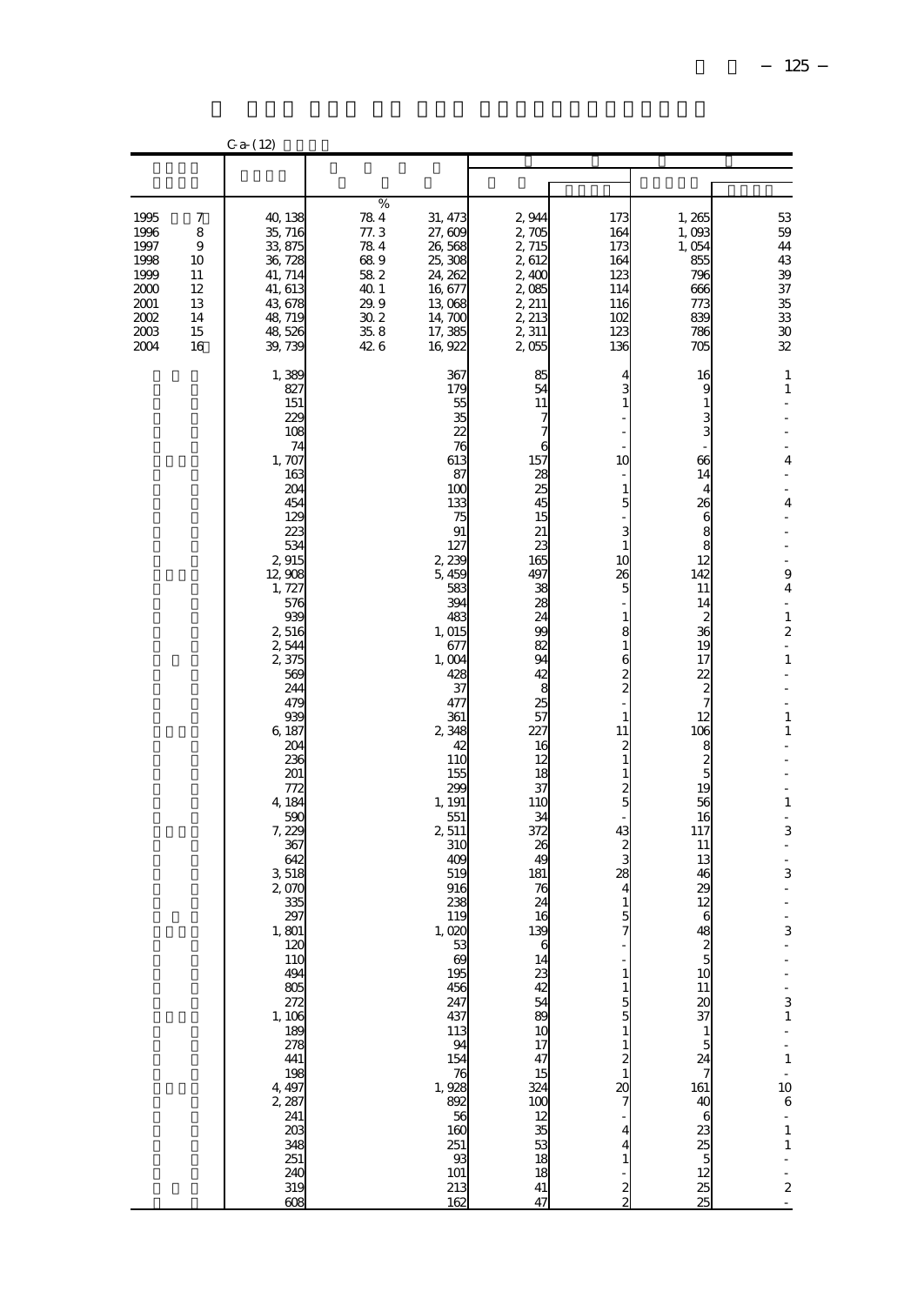C-a-(12)

| | | | | | | | |
|---|---|---|---|---|---|---|---|
| | | % | | | | | |
| 1995 7 | 40,138 | 78.4 | 31,473 | 2,944 | 173 | 1,265 | 53 |
| 1996 8 | 35,716 | 77.3 | 27,609 | 2,705 | 164 | 1,093 | 59 |
| 1997 9 | 33,875 | 78.4 | 26,568 | 2,715 | 173 | 1,054 | 44 |
| 1998 10 | 36,728 | 68.9 | 25,308 | 2,612 | 164 | 855 | 43 |
| 1999 11 | 41,714 | 58.2 | 24,262 | 2,400 | 123 | 796 | 39 |
| 2000 12 | 41,613 | 40.1 | 16,677 | 2,085 | 114 | 666 | 37 |
| 2001 13 | 43,678 | 29.9 | 13,068 | 2,211 | 116 | 773 | 35 |
| 2002 14 | 48,719 | 30.2 | 14,700 | 2,213 | 102 | 839 | 33 |
| 2003 15 | 48,526 | 35.8 | 17,385 | 2,311 | 123 | 786 | 30 |
| 2004 16 | 39,739 | 42.6 | 16,922 | 2,055 | 136 | 705 | 32 |
| | 1,389 | | 367 | 85 | 4 | 16 | 1 |
| | 827 | | 179 | 54 | 3 | 9 | 1 |
| | 151 | | 55 | 11 | 1 | 1 | - |
| | 229 | | 35 | 7 | - | 3 | - |
| | 108 | | 22 | 7 | - | 3 | - |
| | 74 | | 76 | 6 | - | - | - |
| | 1,707 | | 613 | 157 | 10 | 66 | 4 |
| | 163 | | 87 | 28 | - | 14 | - |
| | 204 | | 100 | 25 | 1 | 4 | - |
| | 454 | | 133 | 45 | 5 | 26 | 4 |
| | 129 | | 75 | 15 | - | 6 | - |
| | 223 | | 91 | 21 | 3 | 8 | - |
| | 534 | | 127 | 23 | 1 | 8 | - |
| | 2,915 | | 2,239 | 165 | 10 | 12 | - |
| | 12,908 | | 5,459 | 497 | 26 | 142 | 9 |
| | 1,727 | | 583 | 38 | 5 | 11 | 4 |
| | 576 | | 394 | 28 | - | 14 | - |
| | 939 | | 483 | 24 | 1 | 2 | 1 |
| | 2,516 | | 1,015 | 99 | 8 | 36 | 2 |
| | 2,544 | | 677 | 82 | 1 | 19 | - |
| | 2,375 | | 1,004 | 94 | 6 | 17 | 1 |
| | 569 | | 428 | 42 | 2 | 22 | - |
| | 244 | | 37 | 8 | 2 | 2 | - |
| | 479 | | 477 | 25 | - | 7 | - |
| | 939 | | 361 | 57 | 1 | 12 | 1 |
| | 6,187 | | 2,348 | 227 | 11 | 106 | 1 |
| | 204 | | 42 | 16 | 2 | 8 | - |
| | 236 | | 110 | 12 | 1 | 2 | - |
| | 201 | | 155 | 18 | 1 | 5 | - |
| | 772 | | 299 | 37 | 2 | 19 | - |
| | 4,184 | | 1,191 | 110 | 5 | 56 | 1 |
| | 590 | | 551 | 34 | - | 16 | - |
| | 7,229 | | 2,511 | 372 | 43 | 117 | 3 |
| | 367 | | 310 | 26 | 2 | 11 | - |
| | 642 | | 409 | 49 | 3 | 13 | - |
| | 3,518 | | 519 | 181 | 28 | 46 | 3 |
| | 2,070 | | 916 | 76 | 4 | 29 | - |
| | 335 | | 238 | 24 | 1 | 12 | - |
| | 297 | | 119 | 16 | 5 | 6 | - |
| | 1,801 | | 1,020 | 139 | 7 | 48 | 3 |
| | 120 | | 53 | 6 | - | 2 | - |
| | 110 | | 69 | 14 | - | 5 | - |
| | 494 | | 195 | 23 | 1 | 10 | - |
| | 805 | | 456 | 42 | 1 | 11 | - |
| | 272 | | 247 | 54 | 5 | 20 | 3 |
| | 1,106 | | 437 | 89 | 5 | 37 | 1 |
| | 189 | | 113 | 10 | 1 | 1 | - |
| | 278 | | 94 | 17 | 1 | 5 | - |
| | 441 | | 154 | 47 | 2 | 24 | 1 |
| | 198 | | 76 | 15 | 1 | 7 | - |
| | 4,497 | | 1,928 | 324 | 20 | 161 | 10 |
| | 2,287 | | 892 | 100 | 7 | 40 | 6 |
| | 241 | | 56 | 12 | - | 6 | - |
| | 203 | | 160 | 35 | 4 | 23 | 1 |
| | 348 | | 251 | 53 | 4 | 25 | 1 |
| | 251 | | 93 | 18 | 1 | 5 | - |
| | 240 | | 101 | 18 | - | 12 | - |
| | 319 | | 213 | 41 | 2 | 25 | 2 |
| | 608 | | 162 | 47 | 2 | 25 | - |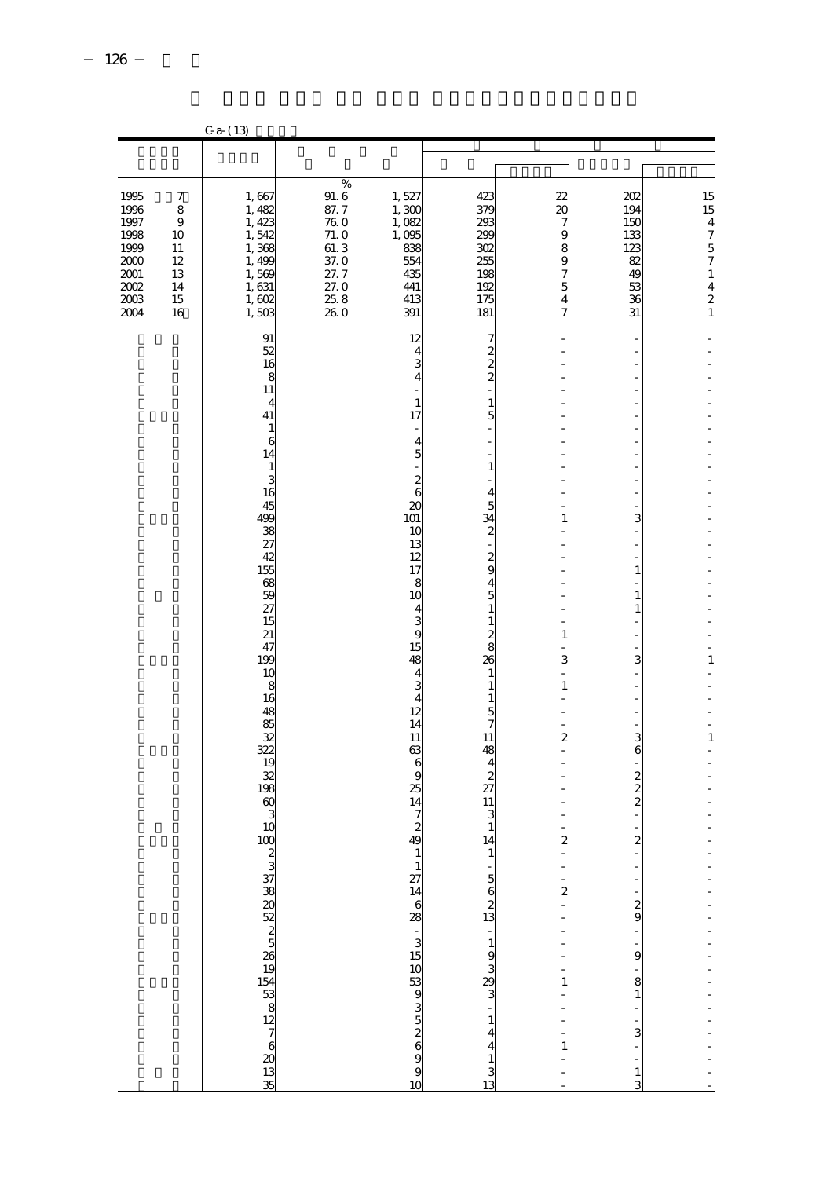C-a-(13)

| | | % | | | | | |
|---|---|---|---|---|---|---|---|
| 1995 7 | 1,667 | 91.6 | 1,527 | 423 | 22 | 202 | 15 |
| 1996 8 | 1,482 | 87.7 | 1,300 | 379 | 20 | 194 | 15 |
| 1997 9 | 1,423 | 76.0 | 1,082 | 293 | 7 | 150 | 4 |
| 1998 10 | 1,542 | 71.0 | 1,095 | 299 | 9 | 133 | 7 |
| 1999 11 | 1,368 | 61.3 | 838 | 302 | 8 | 123 | 5 |
| 2000 12 | 1,499 | 37.0 | 554 | 255 | 9 | 82 | 7 |
| 2001 13 | 1,569 | 27.7 | 435 | 198 | 7 | 49 | 1 |
| 2002 14 | 1,631 | 27.0 | 441 | 192 | 5 | 53 | 4 |
| 2003 15 | 1,602 | 25.8 | 413 | 175 | 4 | 36 | 2 |
| 2004 16 | 1,503 | 26.0 | 391 | 181 | 7 | 31 | 1 |
| | 91 | | 12 | 7 | - | - | - |
| | 52 | | 4 | 2 | - | - | - |
| | 16 | | 3 | 2 | - | - | - |
| | 8 | | 4 | 2 | - | - | - |
| | 11 | | - | - | - | - | - |
| | 4 | | 1 | 1 | - | - | - |
| | 41 | | 17 | 5 | - | - | - |
| | 1 | | - | - | - | - | - |
| | 6 | | 4 | - | - | - | - |
| | 14 | | 5 | - | - | - | - |
| | 1 | | - | 1 | - | - | - |
| | 3 | | 2 | - | - | - | - |
| | 16 | | 6 | 4 | - | - | - |
| | 45 | | 20 | 5 | - | - | - |
| | 499 | | 101 | 34 | 1 | 3 | - |
| | 38 | | 10 | 2 | - | - | - |
| | 27 | | 13 | - | - | - | - |
| | 42 | | 12 | 2 | - | - | - |
| | 155 | | 17 | 9 | - | 1 | - |
| | 68 | | 8 | 4 | - | - | - |
| | 59 | | 10 | 5 | - | 1 | - |
| | 27 | | 4 | 1 | - | 1 | - |
| | 15 | | 3 | 1 | - | - | - |
| | 21 | | 9 | 2 | 1 | - | - |
| | 47 | | 15 | 8 | - | - | - |
| | 199 | | 48 | 26 | 3 | 3 | 1 |
| | 10 | | 4 | 1 | - | - | - |
| | 8 | | 3 | 1 | 1 | - | - |
| | 16 | | 4 | 1 | - | - | - |
| | 48 | | 12 | 5 | - | - | - |
| | 85 | | 14 | 7 | - | - | - |
| | 32 | | 11 | 11 | 2 | 3 | 1 |
| | 322 | | 63 | 48 | - | 6 | - |
| | 19 | | 6 | 4 | - | - | - |
| | 32 | | 9 | 2 | - | 2 | - |
| | 198 | | 25 | 27 | - | 2 | - |
| | 60 | | 14 | 11 | - | 2 | - |
| | 3 | | 7 | 3 | - | - | - |
| | 10 | | 2 | 1 | - | - | - |
| | 100 | | 49 | 14 | 2 | 2 | - |
| | 2 | | 1 | 1 | - | - | - |
| | 3 | | 1 | - | - | - | - |
| | 37 | | 27 | 5 | - | - | - |
| | 38 | | 14 | 6 | 2 | - | - |
| | 20 | | 6 | 2 | - | 2 | - |
| | 52 | | 28 | 13 | - | 9 | - |
| | 2 | | - | - | - | - | - |
| | 5 | | 3 | 1 | - | - | - |
| | 26 | | 15 | 9 | - | 9 | - |
| | 19 | | 10 | 3 | - | - | - |
| | 154 | | 53 | 29 | 1 | 8 | - |
| | 53 | | 9 | 3 | - | 1 | - |
| | 8 | | 3 | - | - | - | - |
| | 12 | | 5 | 1 | - | - | - |
| | 7 | | 2 | 4 | - | 3 | - |
| | 6 | | 6 | 4 | 1 | - | - |
| | 20 | | 9 | 1 | - | - | - |
| | 13 | | 9 | 3 | - | 1 | - |
| | 35 | | 10 | 13 | - | 3 | - |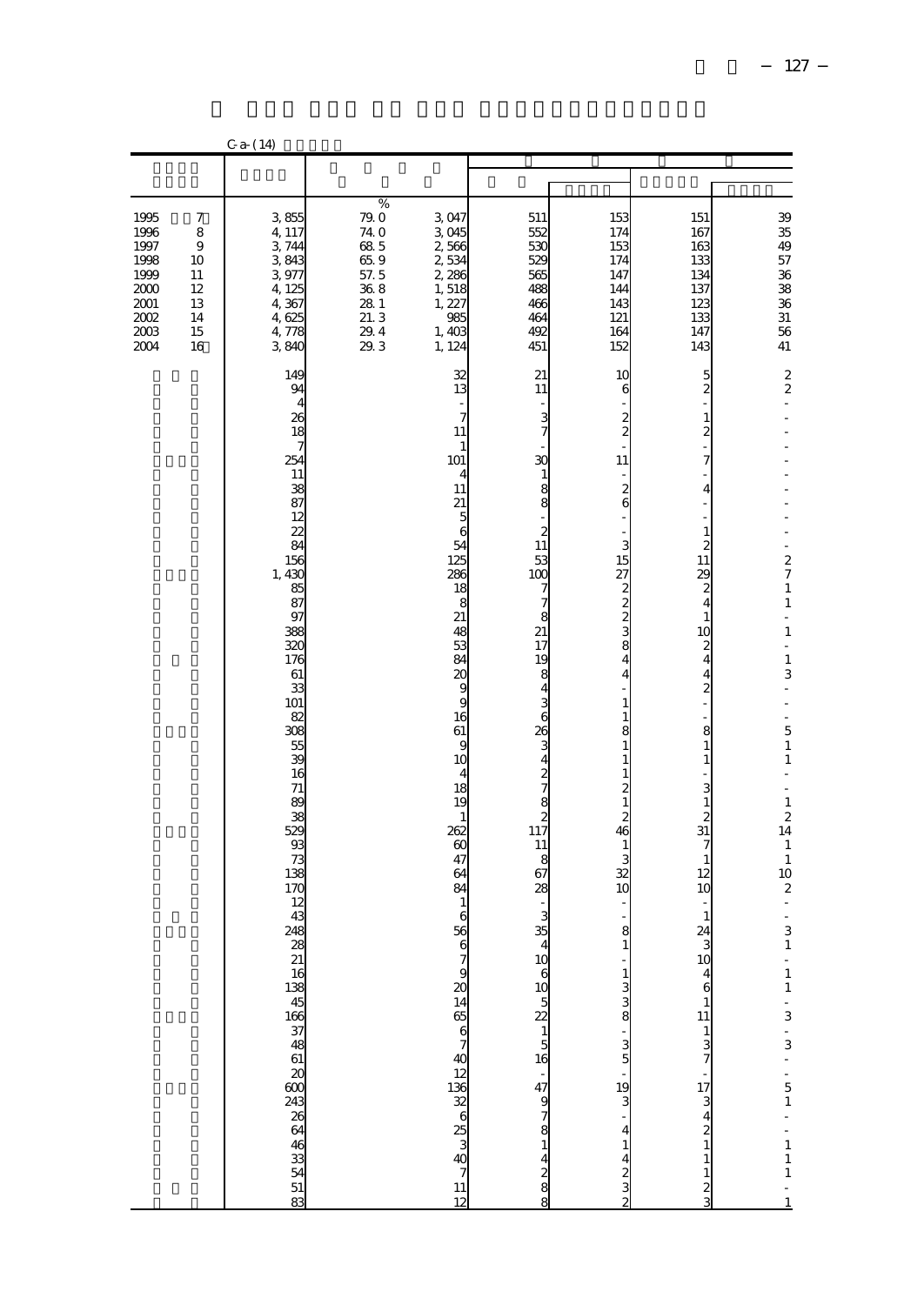C-a-(14)

| | | | | | | | | |
|---|---|---|---|---|---|---|---|---|
| | | | % | | | | | |
| 1995 | 7 | 3,855 | 79.0 | 3,047 | 511 | 153 | 151 | 39 |
| 1996 | 8 | 4,117 | 74.0 | 3,045 | 552 | 174 | 167 | 35 |
| 1997 | 9 | 3,744 | 68.5 | 2,566 | 530 | 153 | 163 | 49 |
| 1998 | 10 | 3,843 | 65.9 | 2,534 | 529 | 174 | 133 | 57 |
| 1999 | 11 | 3,977 | 57.5 | 2,286 | 565 | 147 | 134 | 36 |
| 2000 | 12 | 4,125 | 36.8 | 1,518 | 488 | 144 | 137 | 38 |
| 2001 | 13 | 4,367 | 28.1 | 1,227 | 466 | 143 | 123 | 36 |
| 2002 | 14 | 4,625 | 21.3 | 985 | 464 | 121 | 133 | 31 |
| 2003 | 15 | 4,778 | 29.4 | 1,403 | 492 | 164 | 147 | 56 |
| 2004 | 16 | 3,840 | 29.3 | 1,124 | 451 | 152 | 143 | 41 |
| | | 149 | | 32 | 21 | 10 | 5 | 2 |
| | | 94 | | 13 | 11 | 6 | 2 | 2 |
| | | 4 | | - | - | - | - | - |
| | | 26 | | 7 | 3 | 2 | 1 | - |
| | | 18 | | 11 | 7 | 2 | 2 | - |
| | | 7 | | 1 | - | - | - | - |
| | | 254 | | 101 | 30 | 11 | 7 | - |
| | | 11 | | 4 | 1 | - | - | - |
| | | 38 | | 11 | 8 | 2 | 4 | - |
| | | 87 | | 21 | 8 | 6 | - | - |
| | | 12 | | 5 | - | - | - | - |
| | | 22 | | 6 | 2 | - | 1 | - |
| | | 84 | | 54 | 11 | 3 | 2 | - |
| | | 156 | | 125 | 53 | 15 | 11 | 2 |
| | | 1,430 | | 286 | 100 | 27 | 29 | 7 |
| | | 85 | | 18 | 7 | 2 | 2 | 1 |
| | | 87 | | 8 | 7 | 2 | 4 | 1 |
| | | 97 | | 21 | 8 | 2 | 1 | - |
| | | 388 | | 48 | 21 | 3 | 10 | 1 |
| | | 320 | | 53 | 17 | 8 | 2 | - |
| | | 176 | | 84 | 19 | 4 | 4 | 1 |
| | | 61 | | 20 | 8 | 4 | 4 | 3 |
| | | 33 | | 9 | 4 | - | 2 | - |
| | | 101 | | 9 | 3 | 1 | - | - |
| | | 82 | | 16 | 6 | 1 | - | - |
| | | 308 | | 61 | 26 | 8 | 8 | 5 |
| | | 55 | | 9 | 3 | 1 | 1 | 1 |
| | | 39 | | 10 | 4 | 1 | 1 | 1 |
| | | 16 | | 4 | 2 | 1 | - | - |
| | | 71 | | 18 | 7 | 2 | 3 | - |
| | | 89 | | 19 | 8 | 1 | 1 | 1 |
| | | 38 | | 1 | 2 | 2 | 2 | 2 |
| | | 529 | | 262 | 117 | 46 | 31 | 14 |
| | | 93 | | 60 | 11 | 1 | 7 | 1 |
| | | 73 | | 47 | 8 | 3 | 1 | 1 |
| | | 138 | | 64 | 67 | 32 | 12 | 10 |
| | | 170 | | 84 | 28 | 10 | 10 | 2 |
| | | 12 | | 1 | - | - | - | - |
| | | 43 | | 6 | 3 | - | 1 | - |
| | | 248 | | 56 | 35 | 8 | 24 | 3 |
| | | 28 | | 6 | 4 | 1 | 3 | 1 |
| | | 21 | | 7 | 10 | - | 10 | - |
| | | 16 | | 9 | 6 | 1 | 4 | 1 |
| | | 138 | | 20 | 10 | 3 | 6 | 1 |
| | | 45 | | 14 | 5 | 3 | 1 | - |
| | | 166 | | 65 | 22 | 8 | 11 | 3 |
| | | 37 | | 6 | 1 | - | 1 | - |
| | | 48 | | 7 | 5 | 3 | 3 | 3 |
| | | 61 | | 40 | 16 | 5 | 7 | - |
| | | 20 | | 12 | - | - | - | - |
| | | 600 | | 136 | 47 | 19 | 17 | 5 |
| | | 243 | | 32 | 9 | 3 | 3 | 1 |
| | | 26 | | 6 | 7 | - | 4 | - |
| | | 64 | | 25 | 8 | 4 | 2 | - |
| | | 46 | | 3 | 1 | 1 | 1 | 1 |
| | | 33 | | 40 | 4 | 4 | 1 | 1 |
| | | 54 | | 7 | 2 | 2 | 1 | 1 |
| | | 51 | | 11 | 8 | 3 | 2 | - |
| | | 83 | | 12 | 8 | 2 | 3 | 1 |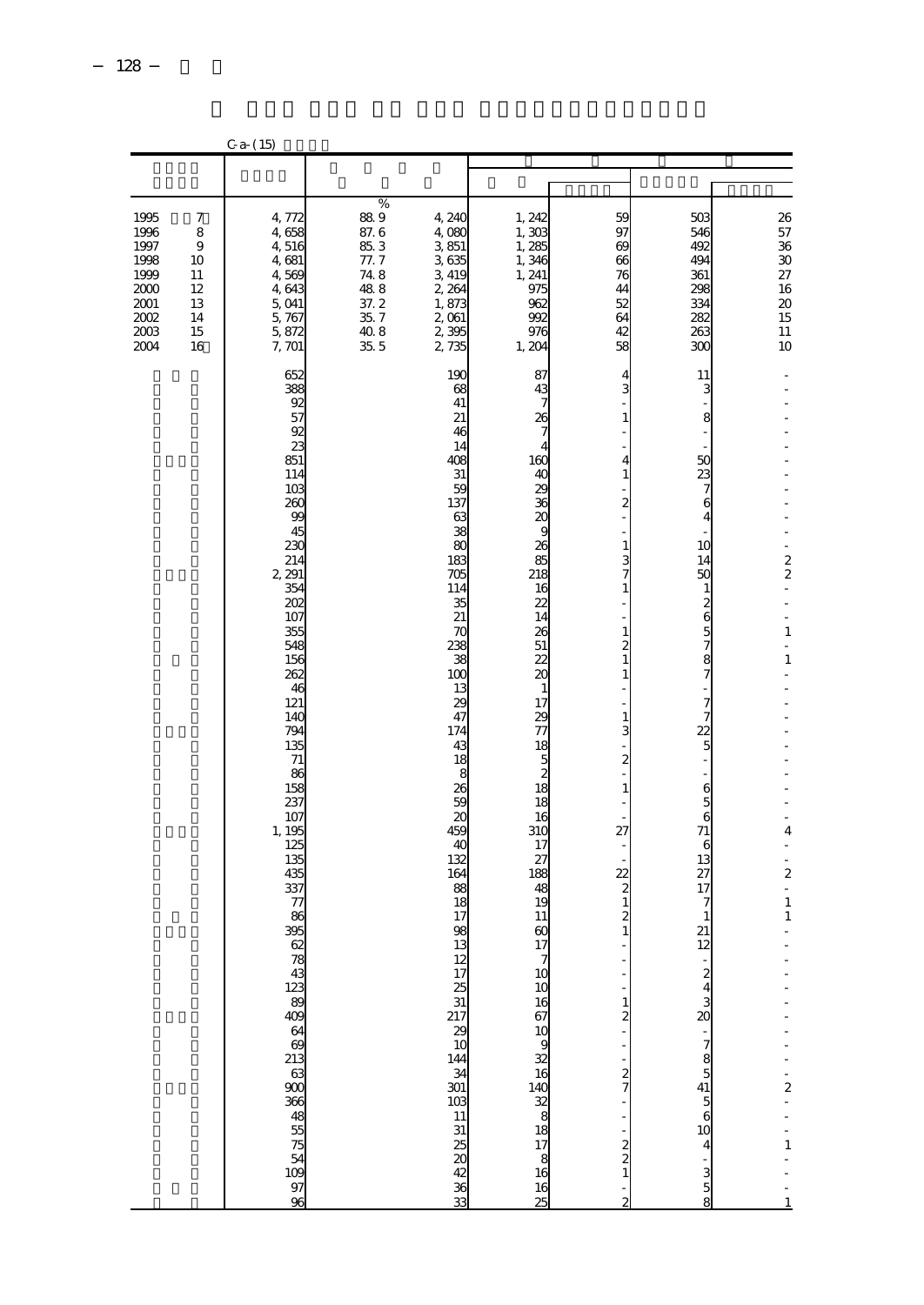C-a-(15)

| | | % | | | | | |
|---|---|---|---|---|---|---|---|
| 1995 7 | 4, 772 | 88. 9 | 4, 240 | 1, 242 | 59 | 503 | 26 |
| 1996 8 | 4, 658 | 87. 6 | 4, 080 | 1, 303 | 97 | 546 | 57 |
| 1997 9 | 4, 516 | 85. 3 | 3, 851 | 1, 285 | 69 | 492 | 36 |
| 1998 10 | 4, 681 | 77. 7 | 3, 635 | 1, 346 | 66 | 494 | 30 |
| 1999 11 | 4, 569 | 74. 8 | 3, 419 | 1, 241 | 76 | 361 | 27 |
| 2000 12 | 4, 643 | 48. 8 | 2, 264 | 975 | 44 | 298 | 16 |
| 2001 13 | 5, 041 | 37. 2 | 1, 873 | 962 | 52 | 334 | 20 |
| 2002 14 | 5, 767 | 35. 7 | 2, 061 | 992 | 64 | 282 | 15 |
| 2003 15 | 5, 872 | 40. 8 | 2, 395 | 976 | 42 | 263 | 11 |
| 2004 16 | 7, 701 | 35. 5 | 2, 735 | 1, 204 | 58 | 300 | 10 |
| | 652 | | 190 | 87 | 4 | 11 | - |
| | 388 | | 68 | 43 | 3 | 3 | - |
| | 92 | | 41 | 7 | - | - | - |
| | 57 | | 21 | 26 | 1 | 8 | - |
| | 92 | | 46 | 7 | - | - | - |
| | 23 | | 14 | 4 | - | - | - |
| | 851 | | 408 | 160 | 4 | 50 | - |
| | 114 | | 31 | 40 | 1 | 23 | - |
| | 103 | | 59 | 29 | - | 7 | - |
| | 260 | | 137 | 36 | 2 | 6 | - |
| | 99 | | 63 | 20 | - | 4 | - |
| | 45 | | 38 | 9 | - | - | - |
| | 230 | | 80 | 26 | 1 | 10 | - |
| | 214 | | 183 | 85 | 3 | 14 | 2 |
| | 2, 291 | | 705 | 218 | 7 | 50 | 2 |
| | 354 | | 114 | 16 | 1 | 1 | - |
| | 202 | | 35 | 22 | - | 2 | - |
| | 107 | | 21 | 14 | - | 6 | - |
| | 355 | | 70 | 26 | 1 | 5 | 1 |
| | 548 | | 238 | 51 | 2 | 7 | - |
| | 156 | | 38 | 22 | 1 | 8 | 1 |
| | 262 | | 100 | 20 | 1 | 7 | - |
| | 46 | | 13 | 1 | - | - | - |
| | 121 | | 29 | 17 | - | 7 | - |
| | 140 | | 47 | 29 | 1 | 7 | - |
| | 794 | | 174 | 77 | 3 | 22 | - |
| | 135 | | 43 | 18 | - | 5 | - |
| | 71 | | 18 | 5 | 2 | - | - |
| | 86 | | 8 | 2 | - | - | - |
| | 158 | | 26 | 18 | 1 | 6 | - |
| | 237 | | 59 | 18 | - | 5 | - |
| | 107 | | 20 | 16 | - | 6 | - |
| | 1, 195 | | 459 | 310 | 27 | 71 | 4 |
| | 125 | | 40 | 17 | - | 6 | - |
| | 135 | | 132 | 27 | - | 13 | - |
| | 435 | | 164 | 188 | 22 | 27 | 2 |
| | 337 | | 88 | 48 | 2 | 17 | - |
| | 77 | | 18 | 19 | 1 | 7 | 1 |
| | 86 | | 17 | 11 | 2 | 1 | 1 |
| | 395 | | 98 | 60 | 1 | 21 | - |
| | 62 | | 13 | 17 | - | 12 | - |
| | 78 | | 12 | 7 | - | - | - |
| | 43 | | 17 | 10 | - | 2 | - |
| | 123 | | 25 | 10 | - | 4 | - |
| | 89 | | 31 | 16 | 1 | 3 | - |
| | 409 | | 217 | 67 | 2 | 20 | - |
| | 64 | | 29 | 10 | - | - | - |
| | 69 | | 10 | 9 | - | 7 | - |
| | 213 | | 144 | 32 | - | 8 | - |
| | 63 | | 34 | 16 | 2 | 5 | - |
| | 900 | | 301 | 140 | 7 | 41 | 2 |
| | 366 | | 103 | 32 | - | 5 | - |
| | 48 | | 11 | 8 | - | 6 | - |
| | 55 | | 31 | 18 | - | 10 | - |
| | 75 | | 25 | 17 | 2 | 4 | 1 |
| | 54 | | 20 | 8 | 2 | - | - |
| | 109 | | 42 | 16 | 1 | 3 | - |
| | 97 | | 36 | 16 | - | 5 | - |
| | 96 | | 33 | 25 | 2 | 8 | 1 |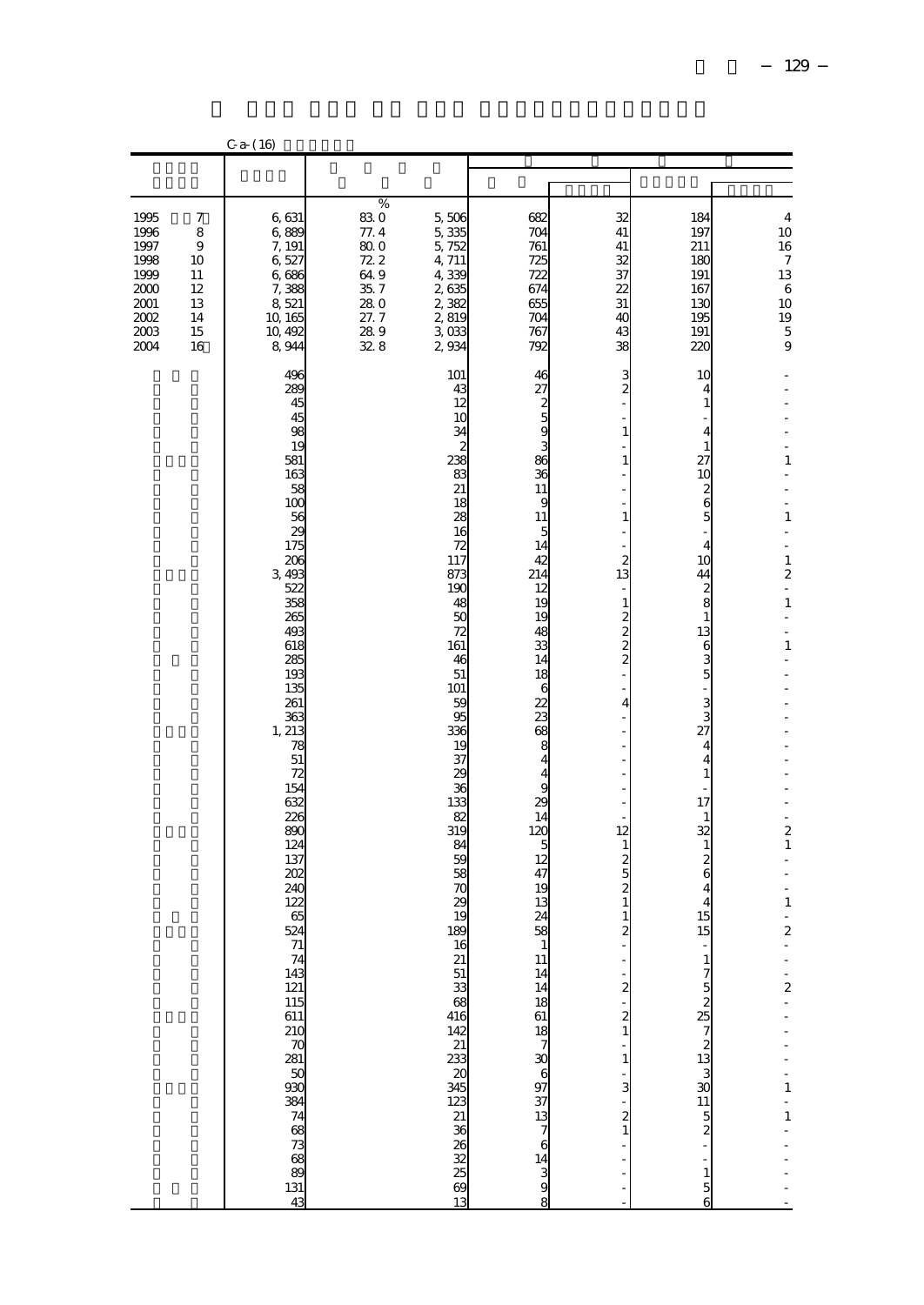C-a-(16)

| | | % | | | | | | |
|---|---|---|---|---|---|---|---|---|
| 1995 7 | 6,631 | 83.0 | 5,506 | 682 | 32 | 184 | 4 |
| 1996 8 | 6,889 | 77.4 | 5,335 | 704 | 41 | 197 | 10 |
| 1997 9 | 7,191 | 80.0 | 5,752 | 761 | 41 | 211 | 16 |
| 1998 10 | 6,527 | 72.2 | 4,711 | 725 | 32 | 180 | 7 |
| 1999 11 | 6,686 | 64.9 | 4,339 | 722 | 37 | 191 | 13 |
| 2000 12 | 7,388 | 35.7 | 2,635 | 674 | 22 | 167 | 6 |
| 2001 13 | 8,521 | 28.0 | 2,382 | 655 | 31 | 130 | 10 |
| 2002 14 | 10,165 | 27.7 | 2,819 | 704 | 40 | 195 | 19 |
| 2003 15 | 10,492 | 28.9 | 3,033 | 767 | 43 | 191 | 5 |
| 2004 16 | 8,944 | 32.8 | 2,934 | 792 | 38 | 220 | 9 |
| | 496 | | 101 | 46 | 3 | 10 | - |
| | 289 | | 43 | 27 | 2 | 4 | - |
| | 45 | | 12 | 2 | - | 1 | - |
| | 45 | | 10 | 5 | - | - | - |
| | 98 | | 34 | 9 | 1 | 4 | - |
| | 19 | | 2 | 3 | - | 1 | - |
| | 581 | | 238 | 86 | 1 | 27 | 1 |
| | 163 | | 83 | 36 | - | 10 | - |
| | 58 | | 21 | 11 | - | 2 | - |
| | 100 | | 18 | 9 | - | 6 | - |
| | 56 | | 28 | 11 | 1 | 5 | 1 |
| | 29 | | 16 | 5 | - | - | - |
| | 175 | | 72 | 14 | - | 4 | - |
| | 206 | | 117 | 42 | 2 | 10 | 1 |
| | 3,493 | | 873 | 214 | 13 | 44 | 2 |
| | 522 | | 190 | 12 | - | 2 | - |
| | 358 | | 48 | 19 | 1 | 8 | 1 |
| | 265 | | 50 | 19 | 2 | 1 | - |
| | 493 | | 72 | 48 | 2 | 13 | - |
| | 618 | | 161 | 33 | 2 | 6 | 1 |
| | 285 | | 46 | 14 | 2 | 3 | - |
| | 193 | | 51 | 18 | - | 5 | - |
| | 135 | | 101 | 6 | - | - | - |
| | 261 | | 59 | 22 | 4 | 3 | - |
| | 363 | | 95 | 23 | - | 3 | - |
| | 1,213 | | 336 | 68 | - | 27 | - |
| | 78 | | 19 | 8 | - | 4 | - |
| | 51 | | 37 | 4 | - | 4 | - |
| | 72 | | 29 | 4 | - | 1 | - |
| | 154 | | 36 | 9 | - | - | - |
| | 632 | | 133 | 29 | - | 17 | - |
| | 226 | | 82 | 14 | - | 1 | - |
| | 890 | | 319 | 120 | 12 | 32 | 2 |
| | 124 | | 84 | 5 | 1 | 1 | 1 |
| | 137 | | 59 | 12 | 2 | 2 | - |
| | 202 | | 58 | 47 | 5 | 6 | - |
| | 240 | | 70 | 19 | 2 | 4 | - |
| | 122 | | 29 | 13 | 1 | 4 | 1 |
| | 65 | | 19 | 24 | 1 | 15 | - |
| | 524 | | 189 | 58 | 2 | 15 | 2 |
| | 71 | | 16 | 1 | - | - | - |
| | 74 | | 21 | 11 | - | 1 | - |
| | 143 | | 51 | 14 | - | 7 | - |
| | 121 | | 33 | 14 | 2 | 5 | 2 |
| | 115 | | 68 | 18 | - | 2 | - |
| | 611 | | 416 | 61 | 2 | 25 | - |
| | 210 | | 142 | 18 | 1 | 7 | - |
| | 70 | | 21 | 7 | - | 2 | - |
| | 281 | | 233 | 30 | 1 | 13 | - |
| | 50 | | 20 | 6 | - | 3 | - |
| | 930 | | 345 | 97 | 3 | 30 | 1 |
| | 384 | | 123 | 37 | - | 11 | - |
| | 74 | | 21 | 13 | 2 | 5 | 1 |
| | 68 | | 36 | 7 | 1 | 2 | - |
| | 73 | | 26 | 6 | - | - | - |
| | 68 | | 32 | 14 | - | - | - |
| | 89 | | 25 | 3 | - | 1 | - |
| | 131 | | 69 | 9 | - | 5 | - |
| | 43 | | 13 | 8 | - | 6 | - |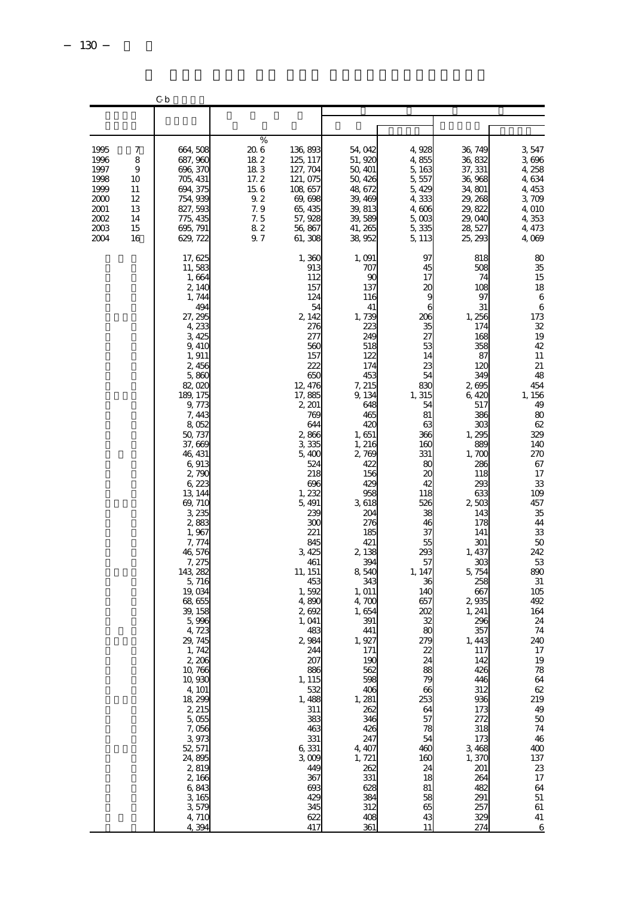C-b

| | | % | | | | | |
|---|---|---|---|---|---|---|---|
| 1995　7 | 664, 508 | 20. 6 | 136, 893 | 54, 042 | 4, 928 | 36, 749 | 3, 547 |
| 1996　8 | 687, 960 | 18. 2 | 125, 117 | 51, 920 | 4, 855 | 36, 832 | 3, 696 |
| 1997　9 | 696, 370 | 18. 3 | 127, 704 | 50, 401 | 5, 163 | 37, 331 | 4, 258 |
| 1998　10 | 705, 431 | 17. 2 | 121, 075 | 50, 426 | 5, 557 | 36, 968 | 4, 634 |
| 1999　11 | 694, 375 | 15. 6 | 108, 657 | 48, 672 | 5, 429 | 34, 801 | 4, 453 |
| 2000　12 | 754, 939 | 9. 2 | 69, 698 | 39, 469 | 4, 333 | 29, 268 | 3, 709 |
| 2001　13 | 827, 593 | 7. 9 | 65, 435 | 39, 813 | 4, 606 | 29, 822 | 4, 010 |
| 2002　14 | 775, 435 | 7. 5 | 57, 928 | 39, 589 | 5, 003 | 29, 040 | 4, 353 |
| 2003　15 | 695, 791 | 8. 2 | 56, 867 | 41, 265 | 5, 335 | 28, 527 | 4, 473 |
| 2004　16 | 629, 722 | 9. 7 | 61, 308 | 38, 952 | 5, 113 | 25, 293 | 4, 069 |
| | 17, 625 | | 1, 360 | 1, 091 | 97 | 818 | 80 |
| | 11, 583 | | 913 | 707 | 45 | 508 | 35 |
| | 1, 664 | | 112 | 90 | 17 | 74 | 15 |
| | 2, 140 | | 157 | 137 | 20 | 108 | 18 |
| | 1, 744 | | 124 | 116 | 9 | 97 | 6 |
| | 494 | | 54 | 41 | 6 | 31 | 6 |
| | 27, 295 | | 2, 142 | 1, 739 | 206 | 1, 256 | 173 |
| | 4, 233 | | 276 | 223 | 35 | 174 | 32 |
| | 3, 425 | | 277 | 249 | 27 | 168 | 19 |
| | 9, 410 | | 560 | 518 | 53 | 358 | 42 |
| | 1, 911 | | 157 | 122 | 14 | 87 | 11 |
| | 2, 456 | | 222 | 174 | 23 | 120 | 21 |
| | 5, 860 | | 650 | 453 | 54 | 349 | 48 |
| | 82, 020 | | 12, 476 | 7, 215 | 830 | 2, 695 | 454 |
| | 189, 175 | | 17, 885 | 9, 134 | 1, 315 | 6, 420 | 1, 156 |
| | 9, 773 | | 2, 201 | 648 | 54 | 517 | 49 |
| | 7, 443 | | 769 | 465 | 81 | 386 | 80 |
| | 8, 052 | | 644 | 420 | 63 | 303 | 62 |
| | 50, 737 | | 2, 866 | 1, 651 | 366 | 1, 295 | 329 |
| | 37, 669 | | 3, 335 | 1, 216 | 160 | 889 | 140 |
| | 46, 431 | | 5, 400 | 2, 769 | 331 | 1, 700 | 270 |
| | 6, 913 | | 524 | 422 | 80 | 286 | 67 |
| | 2, 790 | | 218 | 156 | 20 | 118 | 17 |
| | 6, 223 | | 696 | 429 | 42 | 293 | 33 |
| | 13, 144 | | 1, 232 | 958 | 118 | 633 | 109 |
| | 69, 710 | | 5, 491 | 3, 618 | 526 | 2, 503 | 457 |
| | 3, 235 | | 239 | 204 | 38 | 143 | 35 |
| | 2, 883 | | 300 | 276 | 46 | 178 | 44 |
| | 1, 967 | | 221 | 185 | 37 | 141 | 33 |
| | 7, 774 | | 845 | 421 | 55 | 301 | 50 |
| | 46, 576 | | 3, 425 | 2, 138 | 293 | 1, 437 | 242 |
| | 7, 275 | | 461 | 394 | 57 | 303 | 53 |
| | 143, 282 | | 11, 151 | 8, 540 | 1, 147 | 5, 754 | 890 |
| | 5, 716 | | 453 | 343 | 36 | 258 | 31 |
| | 19, 034 | | 1, 592 | 1, 011 | 140 | 667 | 105 |
| | 68, 655 | | 4, 890 | 4, 700 | 657 | 2, 935 | 492 |
| | 39, 158 | | 2, 692 | 1, 654 | 202 | 1, 241 | 164 |
| | 5, 996 | | 1, 041 | 391 | 32 | 296 | 24 |
| | 4, 723 | | 483 | 441 | 80 | 357 | 74 |
| | 29, 745 | | 2, 984 | 1, 927 | 279 | 1, 443 | 240 |
| | 1, 742 | | 244 | 171 | 22 | 117 | 17 |
| | 2, 206 | | 207 | 190 | 24 | 142 | 19 |
| | 10, 766 | | 886 | 562 | 88 | 426 | 78 |
| | 10, 930 | | 1, 115 | 598 | 79 | 446 | 64 |
| | 4, 101 | | 532 | 406 | 66 | 312 | 62 |
| | 18, 299 | | 1, 488 | 1, 281 | 253 | 936 | 219 |
| | 2, 215 | | 311 | 262 | 64 | 173 | 49 |
| | 5, 055 | | 383 | 346 | 57 | 272 | 50 |
| | 7, 056 | | 463 | 426 | 78 | 318 | 74 |
| | 3, 973 | | 331 | 247 | 54 | 173 | 46 |
| | 52, 571 | | 6, 331 | 4, 407 | 460 | 3, 468 | 400 |
| | 24, 895 | | 3, 009 | 1, 721 | 160 | 1, 370 | 137 |
| | 2, 819 | | 449 | 262 | 24 | 201 | 23 |
| | 2, 166 | | 367 | 331 | 18 | 264 | 17 |
| | 6, 843 | | 693 | 628 | 81 | 482 | 64 |
| | 3, 165 | | 429 | 384 | 58 | 291 | 51 |
| | 3, 579 | | 345 | 312 | 65 | 257 | 61 |
| | 4, 710 | | 622 | 408 | 43 | 329 | 41 |
| | 4, 394 | | 417 | 361 | 11 | 274 | 6 |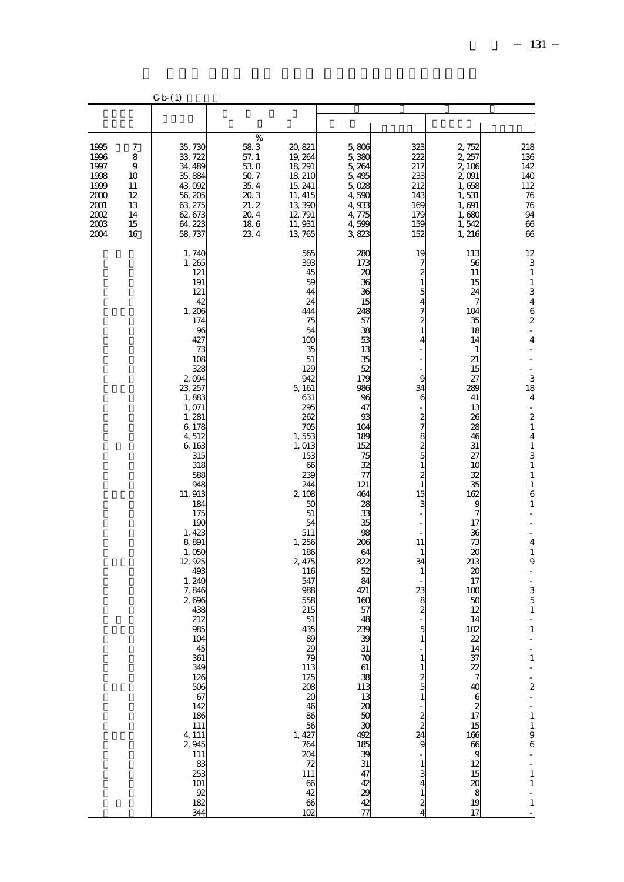C-b-(1)

| | | | | | | | |
|---|---|---|---|---|---|---|---|
| | | % | | | | | |
| 1995 7 | 35, 730 | 58. 3 | 20, 821 | 5, 806 | 323 | 2, 752 | 218 |
| 1996 8 | 33, 722 | 57. 1 | 19, 264 | 5, 380 | 222 | 2, 257 | 136 |
| 1997 9 | 34, 489 | 53. 0 | 18, 291 | 5, 264 | 217 | 2, 106 | 142 |
| 1998 10 | 35, 884 | 50. 7 | 18, 210 | 5, 495 | 233 | 2, 091 | 140 |
| 1999 11 | 43, 092 | 35. 4 | 15, 241 | 5, 028 | 212 | 1, 658 | 112 |
| 2000 12 | 56, 205 | 20. 3 | 11, 415 | 4, 590 | 143 | 1, 531 | 76 |
| 2001 13 | 63, 275 | 21. 2 | 13, 390 | 4, 933 | 169 | 1, 691 | 76 |
| 2002 14 | 62, 673 | 20. 4 | 12, 791 | 4, 775 | 179 | 1, 680 | 94 |
| 2003 15 | 64, 223 | 18. 6 | 11, 931 | 4, 599 | 159 | 1, 542 | 66 |
| 2004 16 | 58, 737 | 23. 4 | 13, 765 | 3, 823 | 152 | 1, 216 | 66 |
| | 1, 740 | | 565 | 280 | 19 | 113 | 12 |
| | 1, 265 | | 393 | 173 | 7 | 56 | 3 |
| | 121 | | 45 | 20 | 2 | 11 | 1 |
| | 191 | | 59 | 36 | 1 | 15 | 1 |
| | 121 | | 44 | 36 | 5 | 24 | 3 |
| | 42 | | 24 | 15 | 4 | 7 | 4 |
| | 1, 206 | | 444 | 248 | 7 | 104 | 6 |
| | 174 | | 75 | 57 | 2 | 35 | 2 |
| | 96 | | 54 | 38 | 1 | 18 | - |
| | 427 | | 100 | 53 | 4 | 14 | 4 |
| | 73 | | 35 | 13 | - | 1 | - |
| | 108 | | 51 | 35 | - | 21 | - |
| | 328 | | 129 | 52 | - | 15 | - |
| | 2, 094 | | 942 | 179 | 9 | 27 | 3 |
| | 23, 257 | | 5, 161 | 986 | 34 | 289 | 18 |
| | 1, 883 | | 631 | 96 | 6 | 41 | 4 |
| | 1, 071 | | 295 | 47 | - | 13 | - |
| | 1, 281 | | 262 | 93 | 2 | 26 | 2 |
| | 6, 178 | | 705 | 104 | 7 | 28 | 1 |
| | 4, 512 | | 1, 553 | 189 | 8 | 46 | 4 |
| | 6, 163 | | 1, 013 | 152 | 2 | 31 | 1 |
| | 315 | | 153 | 75 | 5 | 27 | 3 |
| | 318 | | 66 | 32 | 1 | 10 | 1 |
| | 588 | | 239 | 77 | 2 | 32 | 1 |
| | 948 | | 244 | 121 | 1 | 35 | 1 |
| | 11, 913 | | 2, 108 | 464 | 15 | 162 | 6 |
| | 184 | | 50 | 28 | 3 | 9 | 1 |
| | 175 | | 51 | 33 | - | 7 | - |
| | 190 | | 54 | 35 | - | 17 | - |
| | 1, 423 | | 511 | 98 | - | 36 | - |
| | 8, 891 | | 1, 256 | 206 | 11 | 73 | 4 |
| | 1, 050 | | 186 | 64 | 1 | 20 | 1 |
| | 12, 925 | | 2, 475 | 822 | 34 | 213 | 9 |
| | 493 | | 116 | 52 | 1 | 20 | - |
| | 1, 240 | | 547 | 84 | - | 17 | - |
| | 7, 846 | | 988 | 421 | 23 | 100 | 3 |
| | 2, 696 | | 558 | 160 | 8 | 50 | 5 |
| | 438 | | 215 | 57 | 2 | 12 | 1 |
| | 212 | | 51 | 48 | - | 14 | - |
| | 985 | | 435 | 239 | 5 | 102 | 1 |
| | 104 | | 89 | 39 | 1 | 22 | - |
| | 45 | | 29 | 31 | - | 14 | - |
| | 361 | | 79 | 70 | 1 | 37 | 1 |
| | 349 | | 113 | 61 | 1 | 22 | - |
| | 126 | | 125 | 38 | 2 | 7 | - |
| | 506 | | 208 | 113 | 5 | 40 | 2 |
| | 67 | | 20 | 13 | 1 | 6 | - |
| | 142 | | 46 | 20 | - | 2 | - |
| | 186 | | 86 | 50 | 2 | 17 | 1 |
| | 111 | | 56 | 30 | 2 | 15 | 1 |
| | 4, 111 | | 1, 427 | 492 | 24 | 166 | 9 |
| | 2, 945 | | 764 | 185 | 9 | 66 | 6 |
| | 111 | | 204 | 39 | - | 9 | - |
| | 83 | | 72 | 31 | 1 | 12 | - |
| | 253 | | 111 | 47 | 3 | 15 | 1 |
| | 101 | | 66 | 42 | 4 | 20 | 1 |
| | 92 | | 42 | 29 | 1 | 8 | - |
| | 182 | | 66 | 42 | 2 | 19 | 1 |
| | 344 | | 102 | 77 | 4 | 17 | - |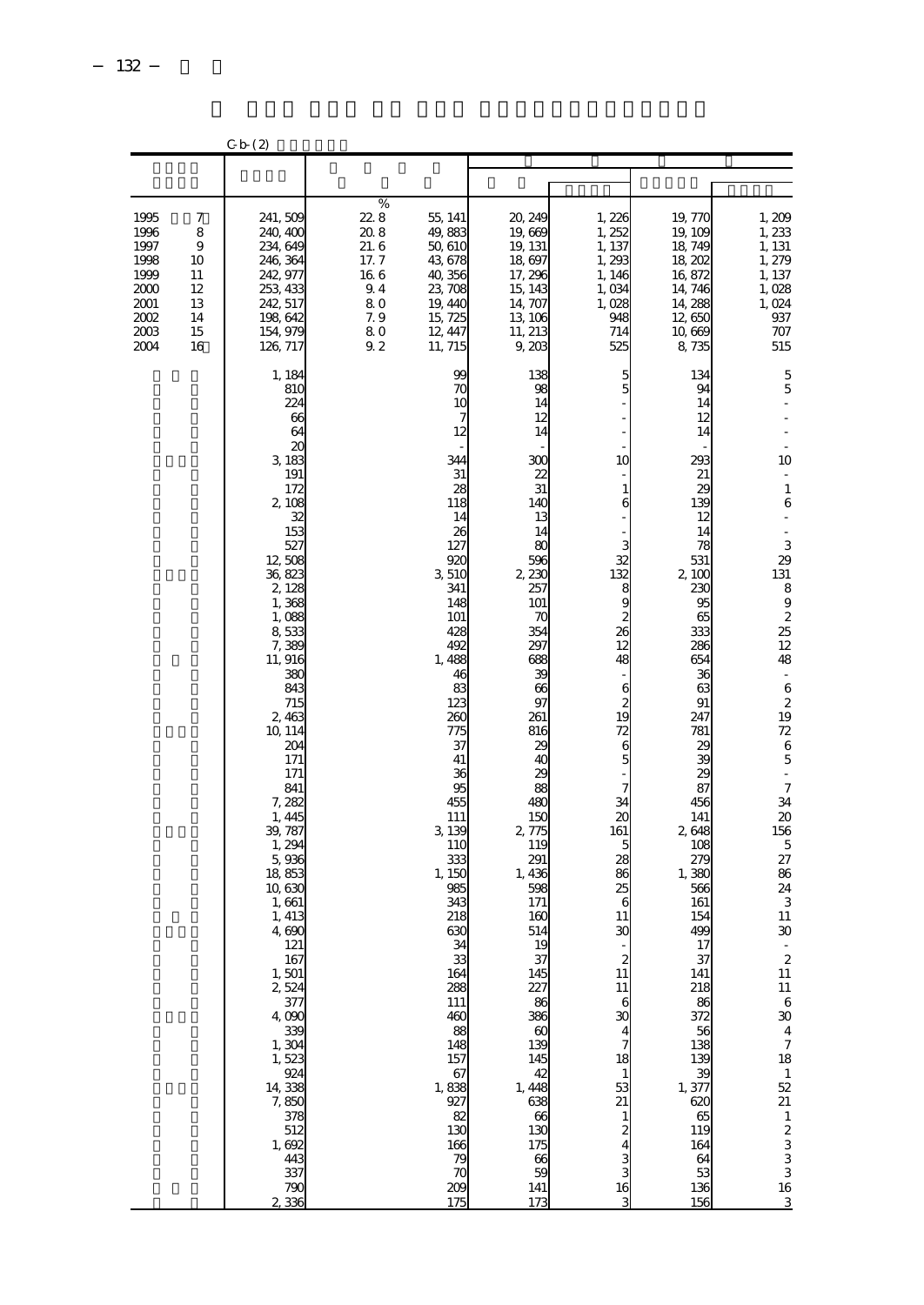C-b-(2)

| | | | | | | | | |
|---|---|---|---|---|---|---|---|---|
| | | | % | | | | | |
| 1995 | 7 | 241,509 | 22.8 | 55,141 | 20,249 | 1,226 | 19,770 | 1,209 |
| 1996 | 8 | 240,400 | 20.8 | 49,883 | 19,669 | 1,252 | 19,109 | 1,233 |
| 1997 | 9 | 234,649 | 21.6 | 50,610 | 19,131 | 1,137 | 18,749 | 1,131 |
| 1998 | 10 | 246,364 | 17.7 | 43,678 | 18,697 | 1,293 | 18,202 | 1,279 |
| 1999 | 11 | 242,977 | 16.6 | 40,356 | 17,296 | 1,146 | 16,872 | 1,137 |
| 2000 | 12 | 253,433 | 9.4 | 23,708 | 15,143 | 1,034 | 14,746 | 1,028 |
| 2001 | 13 | 242,517 | 8.0 | 19,440 | 14,707 | 1,028 | 14,288 | 1,024 |
| 2002 | 14 | 198,642 | 7.9 | 15,725 | 13,106 | 948 | 12,650 | 937 |
| 2003 | 15 | 154,979 | 8.0 | 12,447 | 11,213 | 714 | 10,669 | 707 |
| 2004 | 16 | 126,717 | 9.2 | 11,715 | 9,203 | 525 | 8,735 | 515 |
| | | 1,184 | | 99 | 138 | 5 | 134 | 5 |
| | | 810 | | 70 | 98 | 5 | 94 | 5 |
| | | 224 | | 10 | 14 | - | 14 | - |
| | | 66 | | 7 | 12 | - | 12 | - |
| | | 64 | | 12 | 14 | - | 14 | - |
| | | 20 | | - | - | - | - | - |
| | | 3,183 | | 344 | 300 | 10 | 293 | 10 |
| | | 191 | | 31 | 22 | - | 21 | - |
| | | 172 | | 28 | 31 | 1 | 29 | 1 |
| | | 2,108 | | 118 | 140 | 6 | 139 | 6 |
| | | 32 | | 14 | 13 | - | 12 | - |
| | | 153 | | 26 | 14 | - | 14 | - |
| | | 527 | | 127 | 80 | 3 | 78 | 3 |
| | | 12,508 | | 920 | 596 | 32 | 531 | 29 |
| | | 36,823 | | 3,510 | 2,230 | 132 | 2,100 | 131 |
| | | 2,128 | | 341 | 257 | 8 | 230 | 8 |
| | | 1,368 | | 148 | 101 | 9 | 95 | 9 |
| | | 1,088 | | 101 | 70 | 2 | 65 | 2 |
| | | 8,533 | | 428 | 354 | 26 | 333 | 25 |
| | | 7,389 | | 492 | 297 | 12 | 286 | 12 |
| | | 11,916 | | 1,488 | 688 | 48 | 654 | 48 |
| | | 380 | | 46 | 39 | - | 36 | - |
| | | 843 | | 83 | 66 | 6 | 63 | 6 |
| | | 715 | | 123 | 97 | 2 | 91 | 2 |
| | | 2,463 | | 260 | 261 | 19 | 247 | 19 |
| | | 10,114 | | 775 | 816 | 72 | 781 | 72 |
| | | 204 | | 37 | 29 | 6 | 29 | 6 |
| | | 171 | | 41 | 40 | 5 | 39 | 5 |
| | | 171 | | 36 | 29 | - | 29 | - |
| | | 841 | | 95 | 88 | 7 | 87 | 7 |
| | | 7,282 | | 455 | 480 | 34 | 456 | 34 |
| | | 1,445 | | 111 | 150 | 20 | 141 | 20 |
| | | 39,787 | | 3,139 | 2,775 | 161 | 2,648 | 156 |
| | | 1,294 | | 110 | 119 | 5 | 108 | 5 |
| | | 5,936 | | 333 | 291 | 28 | 279 | 27 |
| | | 18,853 | | 1,150 | 1,436 | 86 | 1,380 | 86 |
| | | 10,630 | | 985 | 598 | 25 | 566 | 24 |
| | | 1,661 | | 343 | 171 | 6 | 161 | 3 |
| | | 1,413 | | 218 | 160 | 11 | 154 | 11 |
| | | 4,690 | | 630 | 514 | 30 | 499 | 30 |
| | | 121 | | 34 | 19 | - | 17 | - |
| | | 167 | | 33 | 37 | 2 | 37 | 2 |
| | | 1,501 | | 164 | 145 | 11 | 141 | 11 |
| | | 2,524 | | 288 | 227 | 11 | 218 | 11 |
| | | 377 | | 111 | 86 | 6 | 86 | 6 |
| | | 4,090 | | 460 | 386 | 30 | 372 | 30 |
| | | 339 | | 88 | 60 | 4 | 56 | 4 |
| | | 1,304 | | 148 | 139 | 7 | 138 | 7 |
| | | 1,523 | | 157 | 145 | 18 | 139 | 18 |
| | | 924 | | 67 | 42 | 1 | 39 | 1 |
| | | 14,338 | | 1,838 | 1,448 | 53 | 1,377 | 52 |
| | | 7,850 | | 927 | 638 | 21 | 620 | 21 |
| | | 378 | | 82 | 66 | 1 | 65 | 1 |
| | | 512 | | 130 | 130 | 2 | 119 | 2 |
| | | 1,692 | | 166 | 175 | 4 | 164 | 3 |
| | | 443 | | 79 | 66 | 3 | 64 | 3 |
| | | 337 | | 70 | 59 | 3 | 53 | 3 |
| | | 790 | | 209 | 141 | 16 | 136 | 16 |
| | | 2,336 | | 175 | 173 | 3 | 156 | 3 |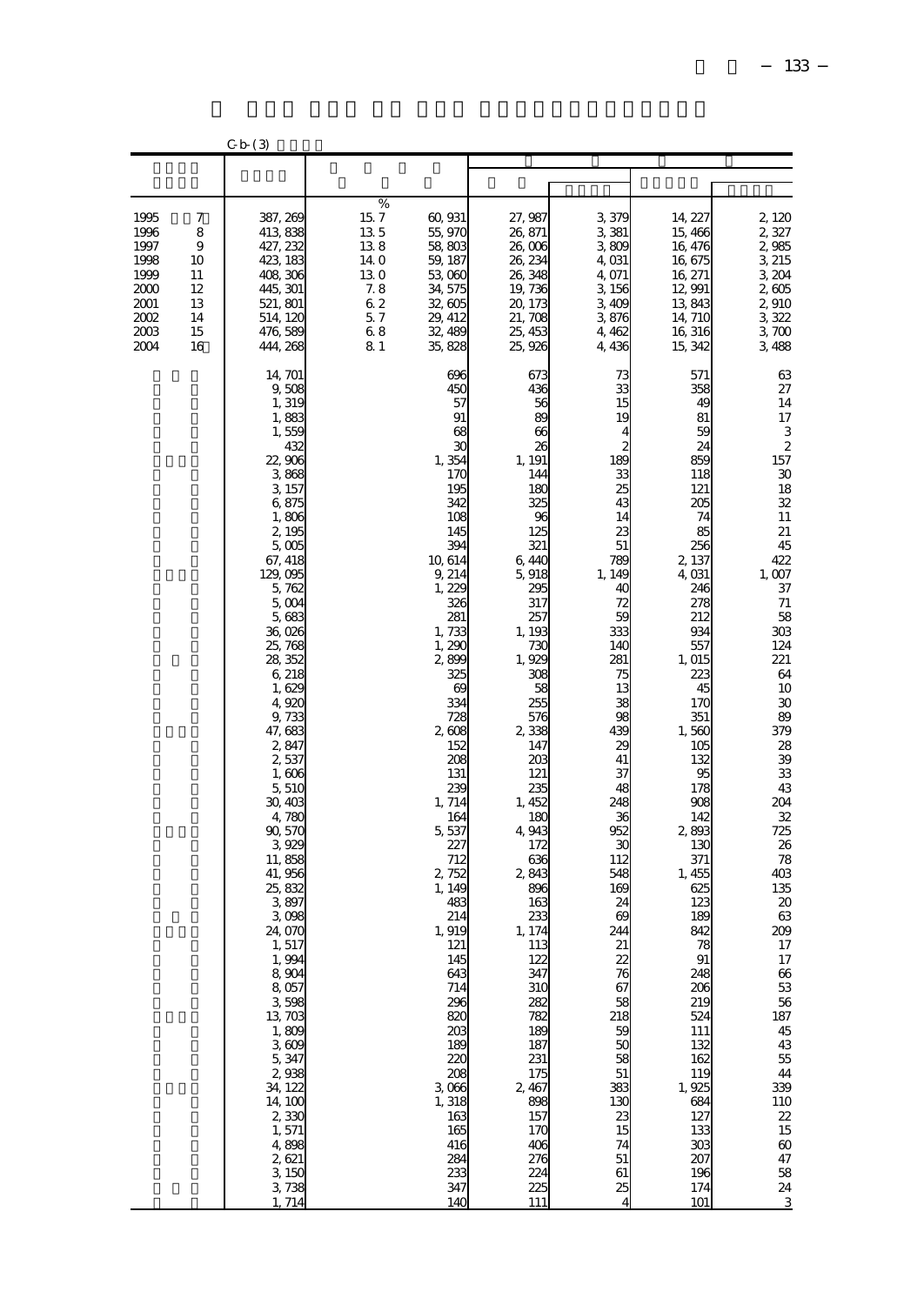C-b-(3)

| | | | | | | | | |
|---|---|---|---|---|---|---|---|---|
| | | | % | | | | | |
| 1995 | 7 | 387,269 | 15.7 | 60,931 | 27,987 | 3,379 | 14,227 | 2,120 |
| 1996 | 8 | 413,838 | 13.5 | 55,970 | 26,871 | 3,381 | 15,466 | 2,327 |
| 1997 | 9 | 427,232 | 13.8 | 58,803 | 26,006 | 3,809 | 16,476 | 2,985 |
| 1998 | 10 | 423,183 | 14.0 | 59,187 | 26,234 | 4,031 | 16,675 | 3,215 |
| 1999 | 11 | 408,306 | 13.0 | 53,060 | 26,348 | 4,071 | 16,271 | 3,204 |
| 2000 | 12 | 445,301 | 7.8 | 34,575 | 19,736 | 3,156 | 12,991 | 2,605 |
| 2001 | 13 | 521,801 | 6.2 | 32,605 | 20,173 | 3,409 | 13,843 | 2,910 |
| 2002 | 14 | 514,120 | 5.7 | 29,412 | 21,708 | 3,876 | 14,710 | 3,322 |
| 2003 | 15 | 476,589 | 6.8 | 32,489 | 25,453 | 4,462 | 16,316 | 3,700 |
| 2004 | 16 | 444,268 | 8.1 | 35,828 | 25,926 | 4,436 | 15,342 | 3,488 |
| | | 14,701 | | 696 | 673 | 73 | 571 | 63 |
| | | 9,508 | | 450 | 436 | 33 | 358 | 27 |
| | | 1,319 | | 57 | 56 | 15 | 49 | 14 |
| | | 1,883 | | 91 | 89 | 19 | 81 | 17 |
| | | 1,559 | | 68 | 66 | 4 | 59 | 3 |
| | | 432 | | 30 | 26 | 2 | 24 | 2 |
| | | 22,906 | | 1,354 | 1,191 | 189 | 859 | 157 |
| | | 3,868 | | 170 | 144 | 33 | 118 | 30 |
| | | 3,157 | | 195 | 180 | 25 | 121 | 18 |
| | | 6,875 | | 342 | 325 | 43 | 205 | 32 |
| | | 1,806 | | 108 | 96 | 14 | 74 | 11 |
| | | 2,195 | | 145 | 125 | 23 | 85 | 21 |
| | | 5,005 | | 394 | 321 | 51 | 256 | 45 |
| | | 67,418 | | 10,614 | 6,440 | 789 | 2,137 | 422 |
| | | 129,095 | | 9,214 | 5,918 | 1,149 | 4,031 | 1,007 |
| | | 5,762 | | 1,229 | 295 | 40 | 246 | 37 |
| | | 5,004 | | 326 | 317 | 72 | 278 | 71 |
| | | 5,683 | | 281 | 257 | 59 | 212 | 58 |
| | | 36,026 | | 1,733 | 1,193 | 333 | 934 | 303 |
| | | 25,768 | | 1,290 | 730 | 140 | 557 | 124 |
| | | 28,352 | | 2,899 | 1,929 | 281 | 1,015 | 221 |
| | | 6,218 | | 325 | 308 | 75 | 223 | 64 |
| | | 1,629 | | 69 | 58 | 13 | 45 | 10 |
| | | 4,920 | | 334 | 255 | 38 | 170 | 30 |
| | | 9,733 | | 728 | 576 | 98 | 351 | 89 |
| | | 47,683 | | 2,608 | 2,338 | 439 | 1,560 | 379 |
| | | 2,847 | | 152 | 147 | 29 | 105 | 28 |
| | | 2,537 | | 208 | 203 | 41 | 132 | 39 |
| | | 1,606 | | 131 | 121 | 37 | 95 | 33 |
| | | 5,510 | | 239 | 235 | 48 | 178 | 43 |
| | | 30,403 | | 1,714 | 1,452 | 248 | 908 | 204 |
| | | 4,780 | | 164 | 180 | 36 | 142 | 32 |
| | | 90,570 | | 5,537 | 4,943 | 952 | 2,893 | 725 |
| | | 3,929 | | 227 | 172 | 30 | 130 | 26 |
| | | 11,858 | | 712 | 636 | 112 | 371 | 78 |
| | | 41,956 | | 2,752 | 2,843 | 548 | 1,455 | 403 |
| | | 25,832 | | 1,149 | 896 | 169 | 625 | 135 |
| | | 3,897 | | 483 | 163 | 24 | 123 | 20 |
| | | 3,098 | | 214 | 233 | 69 | 189 | 63 |
| | | 24,070 | | 1,919 | 1,174 | 244 | 842 | 209 |
| | | 1,517 | | 121 | 113 | 21 | 78 | 17 |
| | | 1,994 | | 145 | 122 | 22 | 91 | 17 |
| | | 8,904 | | 643 | 347 | 76 | 248 | 66 |
| | | 8,057 | | 714 | 310 | 67 | 206 | 53 |
| | | 3,598 | | 296 | 282 | 58 | 219 | 56 |
| | | 13,703 | | 820 | 782 | 218 | 524 | 187 |
| | | 1,809 | | 203 | 189 | 59 | 111 | 45 |
| | | 3,609 | | 189 | 187 | 50 | 132 | 43 |
| | | 5,347 | | 220 | 231 | 58 | 162 | 55 |
| | | 2,938 | | 208 | 175 | 51 | 119 | 44 |
| | | 34,122 | | 3,066 | 2,467 | 383 | 1,925 | 339 |
| | | 14,100 | | 1,318 | 898 | 130 | 684 | 110 |
| | | 2,330 | | 163 | 157 | 23 | 127 | 22 |
| | | 1,571 | | 165 | 170 | 15 | 133 | 15 |
| | | 4,898 | | 416 | 406 | 74 | 303 | 60 |
| | | 2,621 | | 284 | 276 | 51 | 207 | 47 |
| | | 3,150 | | 233 | 224 | 61 | 196 | 58 |
| | | 3,738 | | 347 | 225 | 25 | 174 | 24 |
| | | 1,714 | | 140 | 111 | 4 | 101 | 3 |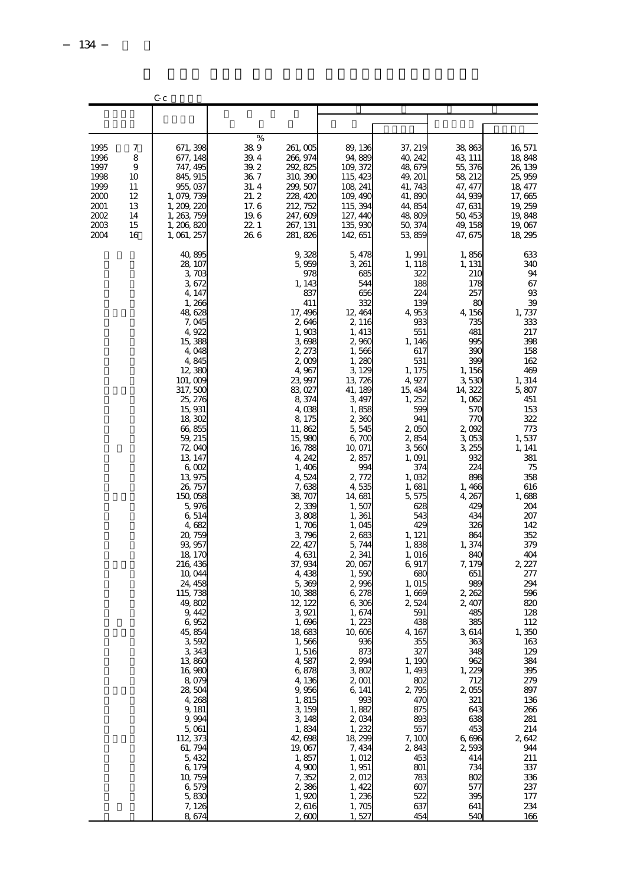C-c

| | | | | | | | |
|---|---|---|---|---|---|---|---|
| | | % | | | | | |
| 1995 7 | 671,398 | 38.9 | 261,005 | 89,136 | 37,219 | 38,863 | 16,571 |
| 1996 8 | 677,148 | 39.4 | 266,974 | 94,889 | 40,242 | 43,111 | 18,848 |
| 1997 9 | 747,495 | 39.2 | 292,825 | 109,372 | 48,679 | 55,376 | 26,139 |
| 1998 10 | 845,915 | 36.7 | 310,390 | 115,423 | 49,201 | 58,212 | 25,959 |
| 1999 11 | 955,037 | 31.4 | 299,507 | 108,241 | 41,743 | 47,477 | 18,477 |
| 2000 12 | 1,079,739 | 21.2 | 228,420 | 109,490 | 41,890 | 44,939 | 17,665 |
| 2001 13 | 1,209,220 | 17.6 | 212,752 | 115,394 | 44,854 | 47,631 | 19,259 |
| 2002 14 | 1,263,759 | 19.6 | 247,609 | 127,440 | 48,809 | 50,453 | 19,848 |
| 2003 15 | 1,206,820 | 22.1 | 267,131 | 135,930 | 50,374 | 49,158 | 19,067 |
| 2004 16 | 1,061,257 | 26.6 | 281,826 | 142,651 | 53,859 | 47,675 | 18,295 |
| | 40,895 | | 9,328 | 5,478 | 1,991 | 1,856 | 633 |
| | 28,107 | | 5,959 | 3,261 | 1,118 | 1,131 | 340 |
| | 3,703 | | 978 | 685 | 322 | 210 | 94 |
| | 3,672 | | 1,143 | 544 | 188 | 178 | 67 |
| | 4,147 | | 837 | 656 | 224 | 257 | 93 |
| | 1,266 | | 411 | 332 | 139 | 80 | 39 |
| | 48,628 | | 17,496 | 12,464 | 4,953 | 4,156 | 1,737 |
| | 7,045 | | 2,646 | 2,116 | 933 | 735 | 333 |
| | 4,922 | | 1,903 | 1,413 | 551 | 481 | 217 |
| | 15,388 | | 3,698 | 2,960 | 1,146 | 995 | 398 |
| | 4,048 | | 2,273 | 1,566 | 617 | 390 | 158 |
| | 4,845 | | 2,009 | 1,280 | 531 | 399 | 162 |
| | 12,380 | | 4,967 | 3,129 | 1,175 | 1,156 | 469 |
| | 101,009 | | 23,997 | 13,726 | 4,927 | 3,530 | 1,314 |
| | 317,500 | | 83,027 | 41,189 | 15,434 | 14,322 | 5,807 |
| | 25,276 | | 8,374 | 3,497 | 1,252 | 1,062 | 451 |
| | 15,931 | | 4,038 | 1,858 | 599 | 570 | 153 |
| | 18,302 | | 8,175 | 2,360 | 941 | 770 | 322 |
| | 66,855 | | 11,862 | 5,545 | 2,050 | 2,092 | 773 |
| | 59,215 | | 15,980 | 6,700 | 2,854 | 3,053 | 1,537 |
| | 72,040 | | 16,788 | 10,071 | 3,560 | 3,255 | 1,141 |
| | 13,147 | | 4,242 | 2,857 | 1,091 | 932 | 381 |
| | 6,002 | | 1,406 | 994 | 374 | 224 | 75 |
| | 13,975 | | 4,524 | 2,772 | 1,032 | 898 | 358 |
| | 26,757 | | 7,638 | 4,535 | 1,681 | 1,466 | 616 |
| | 150,058 | | 38,707 | 14,681 | 5,575 | 4,267 | 1,688 |
| | 5,976 | | 2,339 | 1,507 | 628 | 429 | 204 |
| | 6,514 | | 3,808 | 1,361 | 543 | 434 | 207 |
| | 4,682 | | 1,706 | 1,045 | 429 | 326 | 142 |
| | 20,759 | | 3,796 | 2,683 | 1,121 | 864 | 352 |
| | 93,957 | | 22,427 | 5,744 | 1,838 | 1,374 | 379 |
| | 18,170 | | 4,631 | 2,341 | 1,016 | 840 | 404 |
| | 216,436 | | 37,934 | 20,067 | 6,917 | 7,179 | 2,227 |
| | 10,044 | | 4,438 | 1,590 | 680 | 651 | 277 |
| | 24,458 | | 5,369 | 2,996 | 1,015 | 989 | 294 |
| | 115,738 | | 10,388 | 6,278 | 1,669 | 2,262 | 596 |
| | 49,802 | | 12,122 | 6,306 | 2,524 | 2,407 | 820 |
| | 9,442 | | 3,921 | 1,674 | 591 | 485 | 128 |
| | 6,952 | | 1,696 | 1,223 | 438 | 385 | 112 |
| | 45,854 | | 18,683 | 10,606 | 4,167 | 3,614 | 1,350 |
| | 3,592 | | 1,566 | 936 | 355 | 363 | 163 |
| | 3,343 | | 1,516 | 873 | 327 | 348 | 129 |
| | 13,860 | | 4,587 | 2,994 | 1,190 | 962 | 384 |
| | 16,980 | | 6,878 | 3,802 | 1,493 | 1,229 | 395 |
| | 8,079 | | 4,136 | 2,001 | 802 | 712 | 279 |
| | 28,504 | | 9,956 | 6,141 | 2,795 | 2,055 | 897 |
| | 4,268 | | 1,815 | 993 | 470 | 321 | 136 |
| | 9,181 | | 3,159 | 1,882 | 875 | 643 | 266 |
| | 9,994 | | 3,148 | 2,034 | 893 | 638 | 281 |
| | 5,061 | | 1,834 | 1,232 | 557 | 453 | 214 |
| | 112,373 | | 42,698 | 18,299 | 7,100 | 6,696 | 2,642 |
| | 61,794 | | 19,067 | 7,434 | 2,843 | 2,593 | 944 |
| | 5,432 | | 1,857 | 1,012 | 453 | 414 | 211 |
| | 6,179 | | 4,900 | 1,951 | 801 | 734 | 337 |
| | 10,759 | | 7,352 | 2,012 | 783 | 802 | 336 |
| | 6,579 | | 2,386 | 1,422 | 607 | 577 | 237 |
| | 5,830 | | 1,920 | 1,236 | 522 | 395 | 177 |
| | 7,126 | | 2,616 | 1,705 | 637 | 641 | 234 |
| | 8,674 | | 2,600 | 1,527 | 454 | 540 | 166 |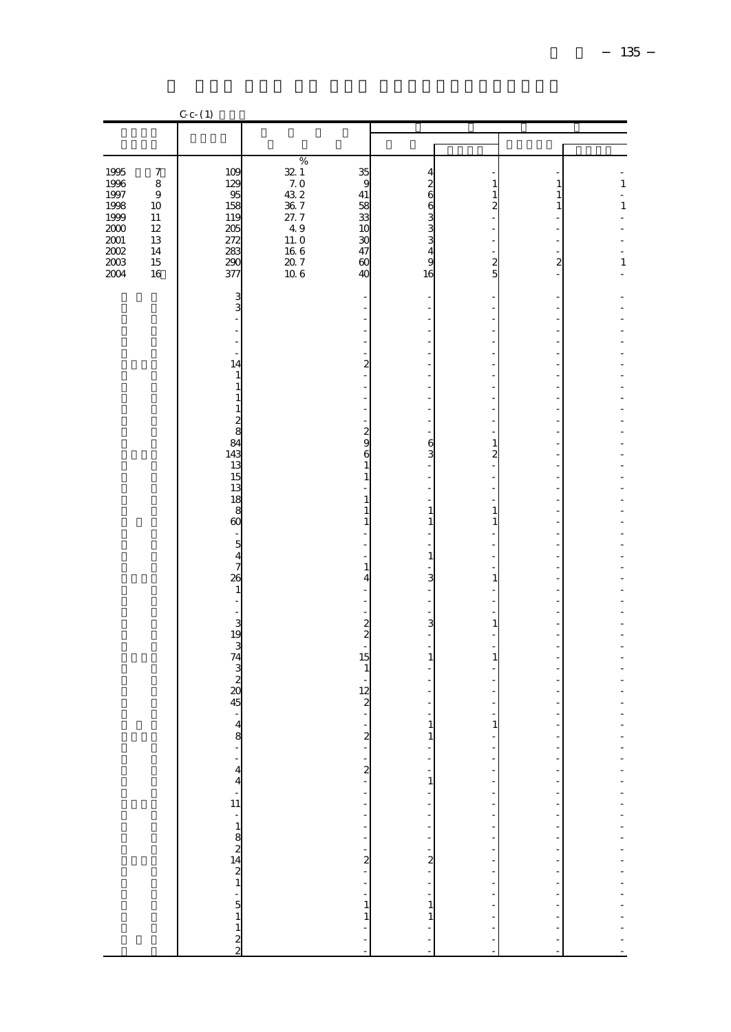C-c-(1)

| | | % | | | | | |
|---|---|---|---|---|---|---|---|
| 1995 7 | 109 | 32.1 | 35 | 4 | - | - | - |
| 1996 8 | 129 | 7.0 | 9 | 2 | 1 | 1 | 1 |
| 1997 9 | 95 | 43.2 | 41 | 6 | 1 | 1 | - |
| 1998 10 | 158 | 36.7 | 58 | 6 | 2 | 1 | 1 |
| 1999 11 | 119 | 27.7 | 33 | 3 | - | - | - |
| 2000 12 | 205 | 4.9 | 10 | 3 | - | - | - |
| 2001 13 | 272 | 11.0 | 30 | 3 | - | - | - |
| 2002 14 | 283 | 16.6 | 47 | 4 | - | - | - |
| 2003 15 | 290 | 20.7 | 60 | 9 | 2 | 2 | 1 |
| 2004 16 | 377 | 10.6 | 40 | 16 | 5 | - | - |
| | 3 | | - | - | - | - | - |
| | 3 | | - | - | - | - | - |
| | - | | - | - | - | - | - |
| | - | | - | - | - | - | - |
| | - | | - | - | - | - | - |
| | - | | - | - | - | - | - |
| | 14 | | 2 | - | - | - | - |
| | 1 | | - | - | - | - | - |
| | 1 | | - | - | - | - | - |
| | 1 | | - | - | - | - | - |
| | 1 | | - | - | - | - | - |
| | 2 | | - | - | - | - | - |
| | 8 | | 2 | - | - | - | - |
| | 84 | | 9 | 6 | 1 | - | - |
| | 143 | | 6 | 3 | 2 | - | - |
| | 13 | | 1 | - | - | - | - |
| | 15 | | 1 | - | - | - | - |
| | 13 | | - | - | - | - | - |
| | 18 | | 1 | - | - | - | - |
| | 8 | | 1 | 1 | 1 | - | - |
| | 60 | | 1 | 1 | 1 | - | - |
| | - | | - | - | - | - | - |
| | 5 | | - | - | - | - | - |
| | 4 | | - | 1 | - | - | - |
| | 7 | | 1 | - | - | - | - |
| | 26 | | 4 | 3 | 1 | - | - |
| | 1 | | - | - | - | - | - |
| | - | | - | - | - | - | - |
| | - | | - | - | - | - | - |
| | 3 | | 2 | 3 | 1 | - | - |
| | 19 | | 2 | - | - | - | - |
| | 3 | | - | - | - | - | - |
| | 74 | | 15 | 1 | 1 | - | - |
| | 3 | | 1 | - | - | - | - |
| | 2 | | - | - | - | - | - |
| | 20 | | 12 | - | - | - | - |
| | 45 | | 2 | - | - | - | - |
| | - | | - | - | - | - | - |
| | 4 | | - | 1 | 1 | - | - |
| | 8 | | 2 | 1 | - | - | - |
| | - | | - | - | - | - | - |
| | - | | - | - | - | - | - |
| | 4 | | 2 | - | - | - | - |
| | 4 | | - | 1 | - | - | - |
| | - | | - | - | - | - | - |
| | 11 | | - | - | - | - | - |
| | - | | - | - | - | - | - |
| | 1 | | - | - | - | - | - |
| | 8 | | - | - | - | - | - |
| | 2 | | - | - | - | - | - |
| | 14 | | 2 | 2 | - | - | - |
| | 2 | | - | - | - | - | - |
| | 1 | | - | - | - | - | - |
| | - | | - | - | - | - | - |
| | 5 | | 1 | 1 | - | - | - |
| | 1 | | 1 | 1 | - | - | - |
| | 1 | | - | - | - | - | - |
| | 2 | | - | - | - | - | - |
| | 2 | | - | - | - | - | - |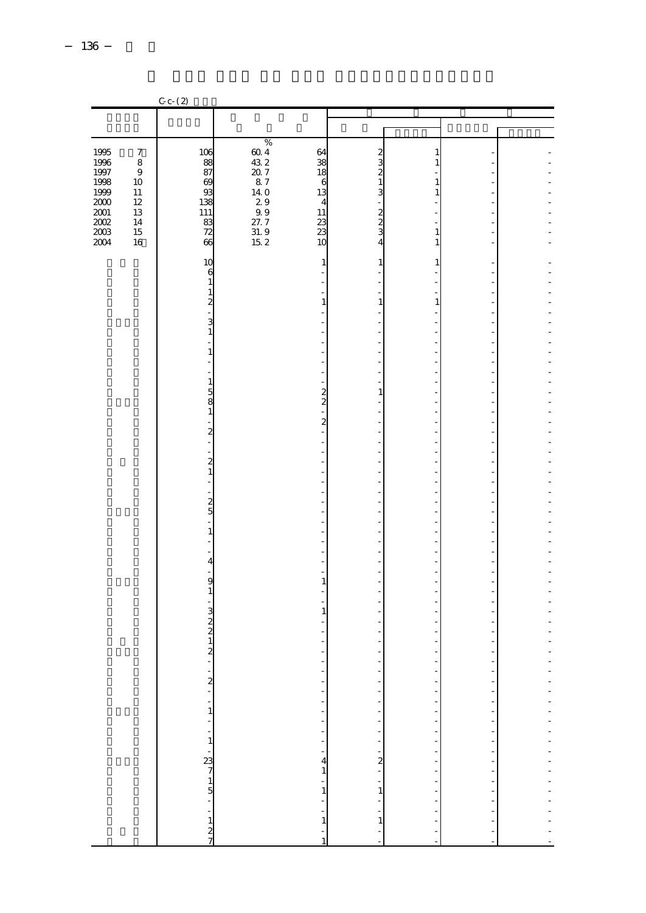C-c-(2)

| | | | | | | | |
|---|---|---|---|---|---|---|---|
| | | % | | | | | |
| 1995 7 | 106 | 60.4 | 64 | 2 | 1 | - | - |
| 1996 8 | 88 | 43.2 | 38 | 3 | 1 | - | - |
| 1997 9 | 87 | 20.7 | 18 | 2 | - | - | - |
| 1998 10 | 69 | 8.7 | 6 | 1 | 1 | - | - |
| 1999 11 | 93 | 14.0 | 13 | 3 | 1 | - | - |
| 2000 12 | 138 | 2.9 | 4 | - | - | - | - |
| 2001 13 | 111 | 9.9 | 11 | 2 | - | - | - |
| 2002 14 | 83 | 27.7 | 23 | 2 | - | - | - |
| 2003 15 | 72 | 31.9 | 23 | 3 | 1 | - | - |
| 2004 16 | 66 | 15.2 | 10 | 4 | 1 | - | - |
| | 10 | | 1 | 1 | 1 | - | - |
| | 6 | | - | - | - | - | - |
| | 1 | | - | - | - | - | - |
| | 1 | | - | - | - | - | - |
| | 2 | | 1 | 1 | 1 | - | - |
| | - | | - | - | - | - | - |
| | 3 | | - | - | - | - | - |
| | 1 | | - | - | - | - | - |
| | - | | - | - | - | - | - |
| | 1 | | - | - | - | - | - |
| | - | | - | - | - | - | - |
| | - | | - | - | - | - | - |
| | 1 | | - | - | - | - | - |
| | 5 | | 2 | 1 | - | - | - |
| | 8 | | 2 | - | - | - | - |
| | 1 | | - | - | - | - | - |
| | - | | 2 | - | - | - | - |
| | 2 | | - | - | - | - | - |
| | - | | - | - | - | - | - |
| | - | | - | - | - | - | - |
| | 2 | | - | - | - | - | - |
| | 1 | | - | - | - | - | - |
| | - | | - | - | - | - | - |
| | - | | - | - | - | - | - |
| | 2 | | - | - | - | - | - |
| | 5 | | - | - | - | - | - |
| | - | | - | - | - | - | - |
| | 1 | | - | - | - | - | - |
| | - | | - | - | - | - | - |
| | - | | - | - | - | - | - |
| | 4 | | - | - | - | - | - |
| | - | | - | - | - | - | - |
| | 9 | | 1 | - | - | - | - |
| | 1 | | - | - | - | - | - |
| | - | | - | - | - | - | - |
| | 3 | | 1 | - | - | - | - |
| | 2 | | - | - | - | - | - |
| | 2 | | - | - | - | - | - |
| | 1 | | - | - | - | - | - |
| | 2 | | - | - | - | - | - |
| | - | | - | - | - | - | - |
| | - | | - | - | - | - | - |
| | 2 | | - | - | - | - | - |
| | - | | - | - | - | - | - |
| | - | | - | - | - | - | - |
| | 1 | | - | - | - | - | - |
| | - | | - | - | - | - | - |
| | - | | - | - | - | - | - |
| | 1 | | - | - | - | - | - |
| | - | | - | - | - | - | - |
| | 23 | | 4 | 2 | - | - | - |
| | 7 | | 1 | - | - | - | - |
| | 1 | | - | - | - | - | - |
| | 5 | | 1 | 1 | - | - | - |
| | - | | - | - | - | - | - |
| | - | | - | - | - | - | - |
| | 1 | | 1 | 1 | - | - | - |
| | 2 | | - | - | - | - | - |
| | 7 | | 1 | - | - | - | - |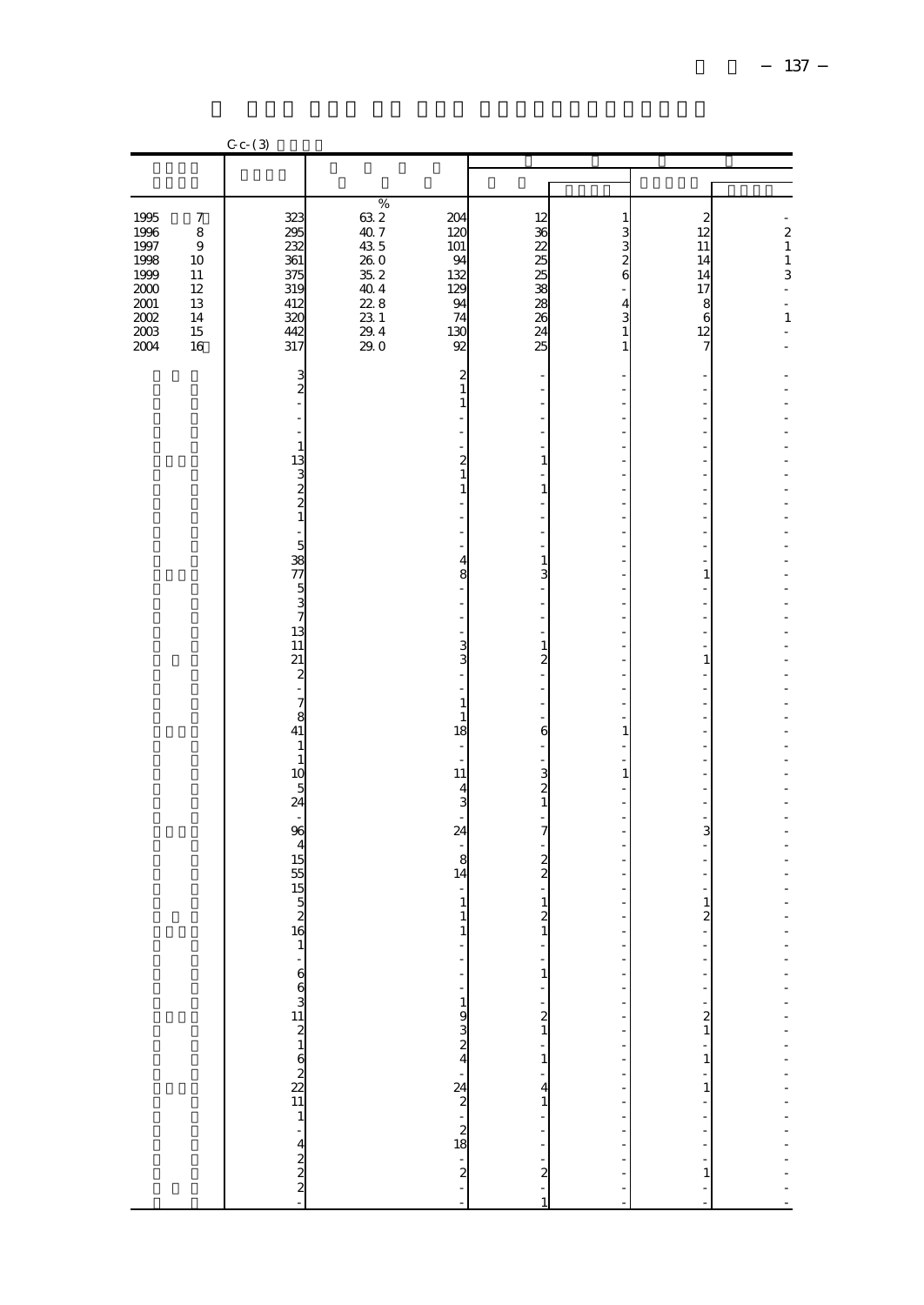C-c-(3)

| | | | | | | | |
|---|---|---|---|---|---|---|---|
| | | % | | | | | |
| 1995 7 | 323 | 63.2 | 204 | 12 | 1 | 2 | - |
| 1996 8 | 295 | 40.7 | 120 | 36 | 3 | 12 | 2 |
| 1997 9 | 232 | 43.5 | 101 | 22 | 3 | 11 | 1 |
| 1998 10 | 361 | 26.0 | 94 | 25 | 2 | 14 | 1 |
| 1999 11 | 375 | 35.2 | 132 | 25 | 6 | 14 | 3 |
| 2000 12 | 319 | 40.4 | 129 | 38 | - | 17 | - |
| 2001 13 | 412 | 22.8 | 94 | 28 | 4 | 8 | - |
| 2002 14 | 320 | 23.1 | 74 | 26 | 3 | 6 | 1 |
| 2003 15 | 442 | 29.4 | 130 | 24 | 1 | 12 | - |
| 2004 16 | 317 | 29.0 | 92 | 25 | 1 | 7 | - |
| | 3 | | 2 | - | - | - | - |
| | 2 | | 1 | - | - | - | - |
| | - | | 1 | - | - | - | - |
| | - | | - | - | - | - | - |
| | - | | - | - | - | - | - |
| | 1 | | - | - | - | - | - |
| | 13 | | 2 | 1 | - | - | - |
| | 3 | | 1 | - | - | - | - |
| | 2 | | 1 | 1 | - | - | - |
| | 2 | | - | - | - | - | - |
| | 1 | | - | - | - | - | - |
| | - | | - | - | - | - | - |
| | 5 | | - | - | - | - | - |
| | 38 | | 4 | 1 | - | - | - |
| | 77 | | 8 | 3 | - | 1 | - |
| | 5 | | - | - | - | - | - |
| | 3 | | - | - | - | - | - |
| | 7 | | - | - | - | - | - |
| | 13 | | - | - | - | - | - |
| | 11 | | 3 | 1 | - | - | - |
| | 21 | | 3 | 2 | - | 1 | - |
| | 2 | | - | - | - | - | - |
| | - | | - | - | - | - | - |
| | 7 | | 1 | - | - | - | - |
| | 8 | | 1 | - | - | - | - |
| | 41 | | 18 | 6 | 1 | - | - |
| | 1 | | - | - | - | - | - |
| | 1 | | - | - | - | - | - |
| | 10 | | 11 | 3 | 1 | - | - |
| | 5 | | 4 | 2 | - | - | - |
| | 24 | | 3 | 1 | - | - | - |
| | - | | - | - | - | - | - |
| | 96 | | 24 | 7 | - | 3 | - |
| | 4 | | - | - | - | - | - |
| | 15 | | 8 | 2 | - | - | - |
| | 55 | | 14 | 2 | - | - | - |
| | 15 | | - | - | - | - | - |
| | 5 | | 1 | 1 | - | 1 | - |
| | 2 | | 1 | 2 | - | 2 | - |
| | 16 | | 1 | 1 | - | - | - |
| | 1 | | - | - | - | - | - |
| | - | | - | - | - | - | - |
| | 6 | | - | 1 | - | - | - |
| | 6 | | - | - | - | - | - |
| | 3 | | 1 | - | - | - | - |
| | 11 | | 9 | 2 | - | 2 | - |
| | 2 | | 3 | 1 | - | 1 | - |
| | 1 | | 2 | - | - | - | - |
| | 6 | | 4 | 1 | - | 1 | - |
| | 2 | | - | - | - | - | - |
| | 22 | | 24 | 4 | - | 1 | - |
| | 11 | | 2 | 1 | - | - | - |
| | 1 | | - | - | - | - | - |
| | - | | 2 | - | - | - | - |
| | 4 | | 18 | - | - | - | - |
| | 2 | | - | - | - | - | - |
| | 2 | | 2 | 2 | - | 1 | - |
| | 2 | | - | - | - | - | - |
| | - | | - | 1 | - | - | - |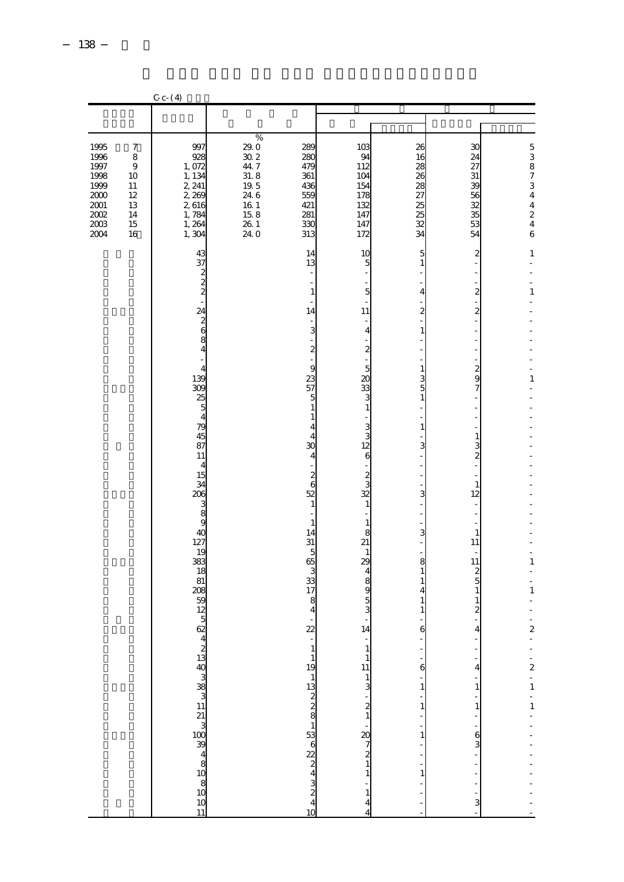C-c-(4)

| | | | | | | | |
|---|---|---|---|---|---|---|---|
| | | % | | | | | |
| 1995 7 | 997 | 29.0 | 289 | 103 | 26 | 30 | 5 |
| 1996 8 | 928 | 30.2 | 280 | 94 | 16 | 24 | 3 |
| 1997 9 | 1,072 | 44.7 | 479 | 112 | 28 | 27 | 8 |
| 1998 10 | 1,134 | 31.8 | 361 | 104 | 26 | 31 | 7 |
| 1999 11 | 2,241 | 19.5 | 436 | 154 | 28 | 39 | 3 |
| 2000 12 | 2,269 | 24.6 | 559 | 178 | 27 | 56 | 4 |
| 2001 13 | 2,616 | 16.1 | 421 | 132 | 25 | 32 | 4 |
| 2002 14 | 1,784 | 15.8 | 281 | 147 | 25 | 35 | 2 |
| 2003 15 | 1,264 | 26.1 | 330 | 147 | 32 | 53 | 4 |
| 2004 16 | 1,304 | 24.0 | 313 | 172 | 34 | 54 | 6 |
| | 43 | | 14 | 10 | 5 | 2 | 1 |
| | 37 | | 13 | 5 | 1 | - | - |
| | 2 | | - | - | - | - | - |
| | 2 | | - | - | - | - | - |
| | 2 | | 1 | 5 | 4 | 2 | 1 |
| | - | | - | - | - | - | - |
| | 24 | | 14 | 11 | 2 | 2 | - |
| | 2 | | - | - | - | - | - |
| | 6 | | 3 | 4 | 1 | - | - |
| | 8 | | - | - | - | - | - |
| | 4 | | 2 | 2 | - | - | - |
| | - | | - | - | - | - | - |
| | 4 | | 9 | 5 | 1 | 2 | - |
| | 139 | | 23 | 20 | 3 | 9 | 1 |
| | 309 | | 57 | 33 | 5 | 7 | - |
| | 25 | | 5 | 3 | 1 | - | - |
| | 5 | | 1 | 1 | - | - | - |
| | 4 | | 1 | - | - | - | - |
| | 79 | | 4 | 3 | 1 | - | - |
| | 45 | | 4 | 3 | - | 1 | - |
| | 87 | | 30 | 12 | 3 | 3 | - |
| | 11 | | 4 | 6 | - | 2 | - |
| | 4 | | - | - | - | - | - |
| | 15 | | 2 | 2 | - | - | - |
| | 34 | | 6 | 3 | - | 1 | - |
| | 206 | | 52 | 32 | 3 | 12 | - |
| | 3 | | 1 | 1 | - | - | - |
| | 8 | | - | - | - | - | - |
| | 9 | | 1 | 1 | - | - | - |
| | 40 | | 14 | 8 | 3 | 1 | - |
| | 127 | | 31 | 21 | - | 11 | - |
| | 19 | | 5 | 1 | - | - | - |
| | 383 | | 65 | 29 | 8 | 11 | 1 |
| | 18 | | 3 | 4 | 1 | 2 | - |
| | 81 | | 33 | 8 | 1 | 5 | - |
| | 208 | | 17 | 9 | 4 | 1 | 1 |
| | 59 | | 8 | 5 | 1 | 1 | - |
| | 12 | | 4 | 3 | 1 | 2 | - |
| | 5 | | - | - | - | - | - |
| | 62 | | 22 | 14 | 6 | 4 | 2 |
| | 4 | | - | - | - | - | - |
| | 2 | | 1 | 1 | - | - | - |
| | 13 | | 1 | 1 | - | - | - |
| | 40 | | 19 | 11 | 6 | 4 | 2 |
| | 3 | | 1 | 1 | - | - | - |
| | 38 | | 13 | 3 | 1 | 1 | 1 |
| | 3 | | 2 | - | - | - | - |
| | 11 | | 2 | 2 | 1 | 1 | 1 |
| | 21 | | 8 | 1 | - | - | - |
| | 3 | | 1 | - | - | - | - |
| | 100 | | 53 | 20 | 1 | 6 | - |
| | 39 | | 6 | 7 | - | 3 | - |
| | 4 | | 22 | 2 | - | - | - |
| | 8 | | 2 | 1 | - | - | - |
| | 10 | | 4 | 1 | 1 | - | - |
| | 8 | | 3 | - | - | - | - |
| | 10 | | 2 | 1 | - | - | - |
| | 10 | | 4 | 4 | - | 3 | - |
| | 11 | | 10 | 4 | - | - | - |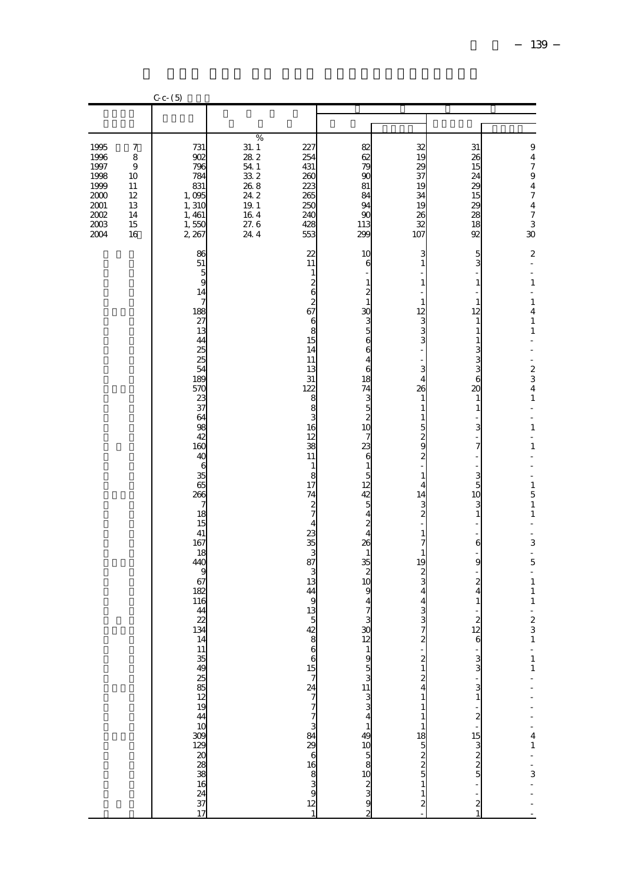C-c-(5)

| | | | | | | | | |
|---|---|---|---|---|---|---|---|---|
| | | | % | | | | | |
| 1995 | 7 | 731 | 31.1 | 227 | 82 | 32 | 31 | 9 |
| 1996 | 8 | 902 | 28.2 | 254 | 62 | 19 | 26 | 4 |
| 1997 | 9 | 796 | 54.1 | 431 | 79 | 29 | 15 | 7 |
| 1998 | 10 | 784 | 33.2 | 260 | 90 | 37 | 24 | 9 |
| 1999 | 11 | 831 | 26.8 | 223 | 81 | 19 | 29 | 4 |
| 2000 | 12 | 1,095 | 24.2 | 265 | 84 | 34 | 15 | 7 |
| 2001 | 13 | 1,310 | 19.1 | 250 | 94 | 19 | 29 | 4 |
| 2002 | 14 | 1,461 | 16.4 | 240 | 90 | 26 | 28 | 7 |
| 2003 | 15 | 1,550 | 27.6 | 428 | 113 | 32 | 18 | 3 |
| 2004 | 16 | 2,267 | 24.4 | 553 | 299 | 107 | 92 | 30 |
| | | 86 | | 22 | 10 | 3 | 5 | 2 |
| | | 51 | | 11 | 6 | 1 | 3 | - |
| | | 5 | | 1 | - | - | - | - |
| | | 9 | | 2 | 1 | 1 | 1 | 1 |
| | | 14 | | 6 | 2 | - | - | - |
| | | 7 | | 2 | 1 | 1 | 1 | 1 |
| | | 188 | | 67 | 30 | 12 | 12 | 4 |
| | | 27 | | 6 | 3 | 3 | 1 | 1 |
| | | 13 | | 8 | 5 | 3 | 1 | 1 |
| | | 44 | | 15 | 6 | 3 | 1 | - |
| | | 25 | | 14 | 6 | - | 3 | - |
| | | 25 | | 11 | 4 | - | 3 | - |
| | | 54 | | 13 | 6 | 3 | 3 | 2 |
| | | 189 | | 31 | 18 | 4 | 6 | 3 |
| | | 570 | | 122 | 74 | 26 | 20 | 4 |
| | | 23 | | 8 | 3 | 1 | 1 | 1 |
| | | 37 | | 8 | 5 | 1 | 1 | - |
| | | 64 | | 3 | 2 | 1 | - | - |
| | | 98 | | 16 | 10 | 5 | 3 | 1 |
| | | 42 | | 12 | 7 | 2 | - | - |
| | | 160 | | 38 | 23 | 9 | 7 | 1 |
| | | 40 | | 11 | 6 | 2 | - | - |
| | | 6 | | 1 | 1 | - | - | - |
| | | 35 | | 8 | 5 | 1 | 3 | - |
| | | 65 | | 17 | 12 | 4 | 5 | 1 |
| | | 266 | | 74 | 42 | 14 | 10 | 5 |
| | | 7 | | 2 | 5 | 3 | 3 | 1 |
| | | 18 | | 7 | 4 | 2 | 1 | 1 |
| | | 15 | | 4 | 2 | - | - | - |
| | | 41 | | 23 | 4 | 1 | - | - |
| | | 167 | | 35 | 26 | 7 | 6 | 3 |
| | | 18 | | 3 | 1 | 1 | - | - |
| | | 440 | | 87 | 35 | 19 | 9 | 5 |
| | | 9 | | 3 | 2 | 2 | - | - |
| | | 67 | | 13 | 10 | 3 | 2 | 1 |
| | | 182 | | 44 | 9 | 4 | 4 | 1 |
| | | 116 | | 9 | 4 | 4 | 1 | 1 |
| | | 44 | | 13 | 7 | 3 | - | - |
| | | 22 | | 5 | 3 | 3 | 2 | 2 |
| | | 134 | | 42 | 30 | 7 | 12 | 3 |
| | | 14 | | 8 | 12 | 2 | 6 | 1 |
| | | 11 | | 6 | 1 | - | - | - |
| | | 35 | | 6 | 9 | 2 | 3 | 1 |
| | | 49 | | 15 | 5 | 1 | 3 | 1 |
| | | 25 | | 7 | 3 | 2 | - | - |
| | | 85 | | 24 | 11 | 4 | 3 | - |
| | | 12 | | 7 | 3 | 1 | 1 | - |
| | | 19 | | 7 | 3 | 1 | - | - |
| | | 44 | | 7 | 4 | 1 | 2 | - |
| | | 10 | | 3 | 1 | 1 | - | - |
| | | 309 | | 84 | 49 | 18 | 15 | 4 |
| | | 129 | | 29 | 10 | 5 | 3 | 1 |
| | | 20 | | 6 | 5 | 2 | 2 | - |
| | | 28 | | 16 | 8 | 2 | 2 | - |
| | | 38 | | 8 | 10 | 5 | 5 | 3 |
| | | 16 | | 3 | 2 | 1 | - | - |
| | | 24 | | 9 | 3 | 1 | - | - |
| | | 37 | | 12 | 9 | 2 | 2 | - |
| | | 17 | | 1 | 2 | - | 1 | - |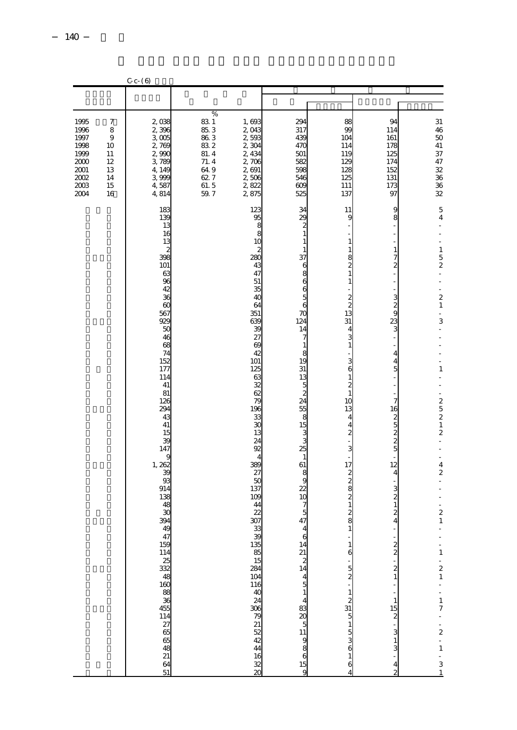C-c-(6)

| | | | | | | | |
|---|---|---|---|---|---|---|---|
| | | % | | | | | |
| 1995 7 | 2,038 | 83.1 | 1,693 | 294 | 88 | 94 | 31 |
| 1996 8 | 2,396 | 85.3 | 2,043 | 317 | 99 | 114 | 46 |
| 1997 9 | 3,005 | 86.3 | 2,593 | 439 | 104 | 161 | 50 |
| 1998 10 | 2,769 | 83.2 | 2,304 | 470 | 114 | 178 | 41 |
| 1999 11 | 2,990 | 81.4 | 2,434 | 501 | 119 | 125 | 37 |
| 2000 12 | 3,789 | 71.4 | 2,706 | 582 | 129 | 174 | 47 |
| 2001 13 | 4,149 | 64.9 | 2,691 | 598 | 128 | 152 | 32 |
| 2002 14 | 3,999 | 62.7 | 2,506 | 546 | 125 | 131 | 36 |
| 2003 15 | 4,587 | 61.5 | 2,822 | 609 | 111 | 173 | 36 |
| 2004 16 | 4,814 | 59.7 | 2,875 | 525 | 137 | 97 | 32 |
| | 183 | | 123 | 34 | 11 | 9 | 5 |
| | 139 | | 95 | 29 | 9 | 8 | 4 |
| | 13 | | 8 | 2 | - | - | - |
| | 16 | | 8 | 1 | - | - | - |
| | 13 | | 10 | 1 | 1 | - | - |
| | 2 | | 2 | 1 | 1 | 1 | 1 |
| | 398 | | 280 | 37 | 8 | 7 | 5 |
| | 101 | | 43 | 6 | 2 | 2 | 2 |
| | 63 | | 47 | 8 | 1 | - | - |
| | 96 | | 51 | 6 | 1 | - | - |
| | 42 | | 35 | 6 | - | - | - |
| | 36 | | 40 | 5 | 2 | 3 | 2 |
| | 60 | | 64 | 6 | 2 | 2 | 1 |
| | 567 | | 351 | 70 | 13 | 9 | - |
| | 929 | | 639 | 124 | 31 | 23 | 3 |
| | 50 | | 39 | 14 | 4 | 3 | - |
| | 46 | | 27 | 7 | 3 | - | - |
| | 68 | | 69 | 1 | 1 | - | - |
| | 74 | | 42 | 8 | - | 4 | - |
| | 152 | | 101 | 19 | 3 | 4 | - |
| | 177 | | 125 | 31 | 6 | 5 | 1 |
| | 114 | | 63 | 13 | 1 | - | - |
| | 41 | | 32 | 5 | 2 | - | - |
| | 81 | | 62 | 2 | 1 | - | - |
| | 126 | | 79 | 24 | 10 | 7 | 2 |
| | 294 | | 196 | 55 | 13 | 16 | 5 |
| | 43 | | 33 | 8 | 4 | 2 | 2 |
| | 41 | | 30 | 15 | 4 | 5 | 1 |
| | 15 | | 13 | 3 | 2 | 2 | 2 |
| | 39 | | 24 | 3 | - | 2 | - |
| | 147 | | 92 | 25 | 3 | 5 | - |
| | 9 | | 4 | 1 | - | - | - |
| | 1,262 | | 389 | 61 | 17 | 12 | 4 |
| | 39 | | 27 | 8 | 2 | 4 | 2 |
| | 93 | | 50 | 9 | 2 | - | - |
| | 914 | | 137 | 22 | 8 | 3 | - |
| | 138 | | 109 | 10 | 2 | 2 | - |
| | 48 | | 44 | 7 | 1 | 1 | - |
| | 30 | | 22 | 5 | 2 | 2 | 2 |
| | 394 | | 307 | 47 | 8 | 4 | 1 |
| | 49 | | 33 | 4 | 1 | - | - |
| | 47 | | 39 | 6 | - | - | - |
| | 159 | | 135 | 14 | 1 | 2 | - |
| | 114 | | 85 | 21 | 6 | 2 | 1 |
| | 25 | | 15 | 2 | - | - | - |
| | 332 | | 284 | 14 | 5 | 2 | 2 |
| | 48 | | 104 | 4 | 2 | 1 | 1 |
| | 160 | | 116 | 5 | - | - | - |
| | 88 | | 40 | 1 | 1 | - | - |
| | 36 | | 24 | 4 | 2 | 1 | 1 |
| | 455 | | 306 | 83 | 31 | 15 | 7 |
| | 114 | | 79 | 20 | 5 | 2 | - |
| | 27 | | 21 | 5 | 1 | - | - |
| | 65 | | 52 | 11 | 5 | 3 | 2 |
| | 65 | | 42 | 9 | 3 | 1 | - |
| | 48 | | 44 | 8 | 6 | 3 | 1 |
| | 21 | | 16 | 6 | 1 | - | - |
| | 64 | | 32 | 15 | 6 | 4 | 3 |
| | 51 | | 20 | 9 | 4 | 2 | 1 |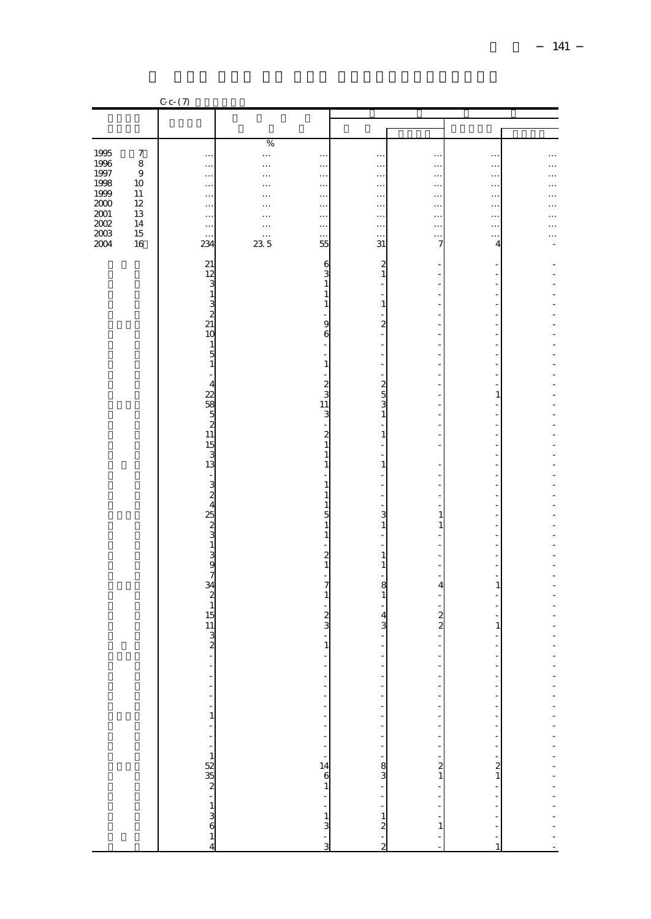C-c-(7)

| | | % | | | | | |
|---|---|---|---|---|---|---|---|
| 1995 7 | … | … | … | … | … | … | … |
| 1996 8 | … | … | … | … | … | … | … |
| 1997 9 | … | … | … | … | … | … | … |
| 1998 10 | … | … | … | … | … | … | … |
| 1999 11 | … | … | … | … | … | … | … |
| 2000 12 | … | … | … | … | … | … | … |
| 2001 13 | … | … | … | … | … | … | … |
| 2002 14 | … | … | … | … | … | … | … |
| 2003 15 | … | … | … | … | … | … | … |
| 2004 16 | 234 | 23.5 | 55 | 31 | 7 | 4 | - |
| | 21 | | 6 | 2 | - | - | - |
| | 12 | | 3 | 1 | - | - | - |
| | 3 | | 1 | - | - | - | - |
| | 1 | | 1 | - | - | - | - |
| | 3 | | 1 | 1 | - | - | - |
| | 2 | | - | - | - | - | - |
| | 21 | | 9 | 2 | - | - | - |
| | 10 | | 6 | - | - | - | - |
| | 1 | | - | - | - | - | - |
| | 5 | | - | - | - | - | - |
| | 1 | | 1 | - | - | - | - |
| | - | | - | - | - | - | - |
| | 4 | | 2 | 2 | - | - | - |
| | 22 | | 3 | 5 | - | 1 | - |
| | 58 | | 11 | 3 | - | - | - |
| | 5 | | 3 | 1 | - | - | - |
| | 2 | | - | - | - | - | - |
| | 11 | | 2 | 1 | - | - | - |
| | 15 | | 1 | - | - | - | - |
| | 3 | | 1 | - | | - | - |
| | 13 | | 1 | 1 | - | - | - |
| | - | | - | - | - | - | - |
| | 3 | | 1 | - | - | - | - |
| | 2 | | 1 | - | - | - | - |
| | 4 | | 1 | - | - | - | - |
| | 25 | | 5 | 3 | 1 | - | - |
| | 2 | | 1 | 1 | 1 | - | - |
| | 3 | | 1 | - | - | - | - |
| | 1 | | - | - | - | - | - |
| | 3 | | 2 | 1 | - | - | - |
| | 9 | | 1 | 1 | - | - | - |
| | 7 | | - | - | - | - | - |
| | 34 | | 7 | 8 | 4 | 1 | - |
| | 2 | | 1 | 1 | - | - | - |
| | 1 | | - | - | - | - | - |
| | 15 | | 2 | 4 | 2 | - | - |
| | 11 | | 3 | 3 | 2 | 1 | - |
| | 3 | | - | - | - | - | - |
| | 2 | | 1 | - | - | - | - |
| | - | | - | - | - | - | - |
| | - | | - | - | - | - | - |
| | - | | - | - | - | - | - |
| | - | | - | - | - | - | - |
| | - | | - | - | - | - | - |
| | - | | - | - | - | - | - |
| | 1 | | - | - | - | - | - |
| | - | | - | - | - | - | - |
| | - | | - | - | - | - | - |
| | - | | - | - | - | - | - |
| | 1 | | - | - | - | - | - |
| | 52 | | 14 | 8 | 2 | 2 | - |
| | 35 | | 6 | 3 | 1 | 1 | - |
| | 2 | | 1 | - | - | - | - |
| | - | | - | - | - | - | - |
| | 1 | | - | - | - | - | - |
| | 3 | | 1 | 1 | - | - | - |
| | 6 | | 3 | 2 | 1 | - | - |
| | 1 | | - | - | - | - | - |
| | 4 | | 3 | 2 | - | 1 | - |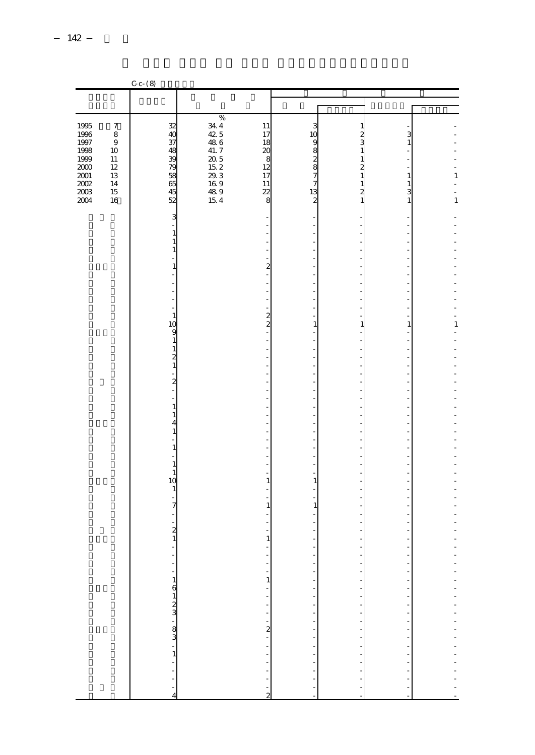C-c-(8)

| | | % | | | | | |
|---|---|---|---|---|---|---|---|
| 1995 7 | 32 | 34.4 | 11 | 3 | 1 | - | - |
| 1996 8 | 40 | 42.5 | 17 | 10 | 2 | 3 | - |
| 1997 9 | 37 | 48.6 | 18 | 9 | 3 | 1 | - |
| 1998 10 | 48 | 41.7 | 20 | 8 | 1 | - | - |
| 1999 11 | 39 | 20.5 | 8 | 2 | 1 | - | - |
| 2000 12 | 79 | 15.2 | 12 | 8 | 2 | - | - |
| 2001 13 | 58 | 29.3 | 17 | 7 | 1 | 1 | 1 |
| 2002 14 | 65 | 16.9 | 11 | 7 | 1 | 1 | - |
| 2003 15 | 45 | 48.9 | 22 | 13 | 2 | 3 | - |
| 2004 16 | 52 | 15.4 | 8 | 2 | 1 | 1 | 1 |
| | 3 | | - | - | - | - | - |
| | - | | - | - | - | - | - |
| | 1 | | - | - | - | - | - |
| | 1 | | - | - | - | - | - |
| | 1 | | - | - | - | - | - |
| | - | | - | - | - | - | - |
| | 1 | | 2 | - | - | - | - |
| | - | | - | - | - | - | - |
| | - | | - | - | - | - | - |
| | - | | - | - | - | - | - |
| | - | | - | - | - | - | - |
| | - | | - | - | - | - | - |
| | 1 | | 2 | - | - | - | - |
| | 10 | | 2 | 1 | 1 | 1 | 1 |
| | 9 | | - | - | - | - | - |
| | 1 | | - | - | - | - | - |
| | 1 | | - | - | - | - | - |
| | 2 | | - | - | - | - | - |
| | 1 | | - | - | - | - | - |
| | - | | - | - | - | - | - |
| | 2 | | - | - | - | - | - |
| | - | | - | - | - | - | - |
| | - | | - | - | - | - | - |
| | 1 | | - | - | - | - | - |
| | 1 | | - | - | - | - | - |
| | 4 | | - | - | - | - | - |
| | 1 | | - | - | - | - | - |
| | - | | - | - | - | - | - |
| | 1 | | - | - | - | - | - |
| | - | | - | - | - | - | - |
| | 1 | | - | - | - | - | - |
| | 1 | | - | - | - | - | - |
| | 10 | | 1 | 1 | - | - | - |
| | 1 | | - | - | - | - | - |
| | - | | - | - | - | - | - |
| | 7 | | 1 | 1 | - | - | - |
| | - | | - | - | - | - | - |
| | - | | - | - | - | - | - |
| | 2 | | - | - | - | - | - |
| | 1 | | 1 | - | - | - | - |
| | - | | - | - | - | - | - |
| | - | | - | - | - | - | - |
| | - | | - | - | - | - | - |
| | - | | - | - | - | - | - |
| | 1 | | 1 | - | - | - | - |
| | 6 | | - | - | - | - | - |
| | 1 | | - | - | - | - | - |
| | 2 | | - | - | - | - | - |
| | 3 | | - | - | - | - | - |
| | - | | - | - | - | - | - |
| | 8 | | 2 | - | - | - | - |
| | 3 | | - | - | - | - | - |
| | - | | - | - | - | - | - |
| | 1 | | - | - | - | - | - |
| | - | | - | - | - | - | - |
| | - | | - | - | - | - | - |
| | - | | - | - | - | - | - |
| | - | | - | - | - | - | - |
| | 4 | | 2 | - | - | - | - |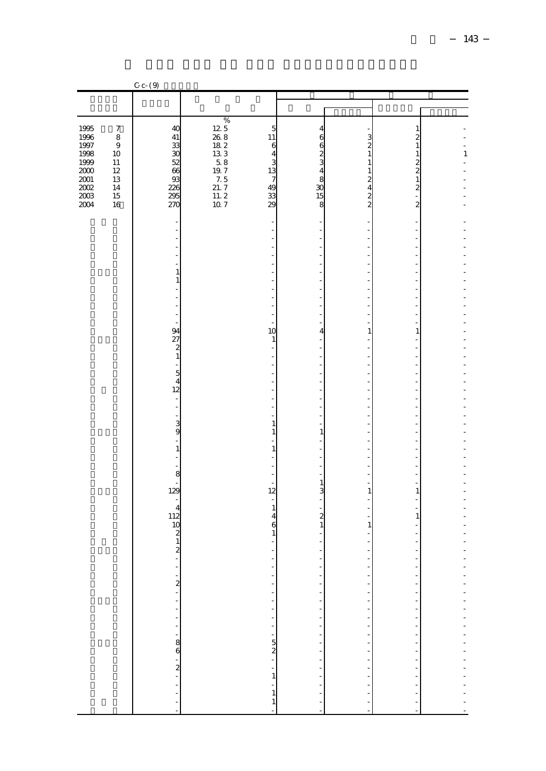C-c-(9)

| | | | | | | | |
|---|---|---|---|---|---|---|---|
| | | % | | | | | |
| 1995 7 | 40 | 12.5 | 5 | 4 | - | 1 | - |
| 1996 8 | 41 | 26.8 | 11 | 6 | 3 | 2 | - |
| 1997 9 | 33 | 18.2 | 6 | 6 | 2 | 1 | - |
| 1998 10 | 30 | 13.3 | 4 | 2 | 1 | 1 | 1 |
| 1999 11 | 52 | 5.8 | 3 | 3 | 1 | 2 | - |
| 2000 12 | 66 | 19.7 | 13 | 4 | 1 | 2 | - |
| 2001 13 | 93 | 7.5 | 7 | 8 | 2 | 1 | - |
| 2002 14 | 226 | 21.7 | 49 | 30 | 4 | 2 | - |
| 2003 15 | 295 | 11.2 | 33 | 15 | 2 | - | - |
| 2004 16 | 270 | 10.7 | 29 | 8 | 2 | 2 | - |
| | - | | - | - | - | - | - |
| | - | | - | - | - | - | - |
| | - | | - | - | - | - | - |
| | - | | - | - | - | - | - |
| | - | | - | - | - | - | - |
| | - | | - | - | - | - | - |
| | 1 | | - | - | - | - | - |
| | 1 | | - | - | - | - | - |
| | - | | - | - | - | - | - |
| | - | | - | - | - | - | - |
| | - | | - | - | - | - | - |
| | - | | - | - | - | - | - |
| | - | | - | - | - | - | - |
| | 94 | | 10 | 4 | 1 | 1 | - |
| | 27 | | 1 | - | - | - | - |
| | 2 | | - | - | - | - | - |
| | 1 | | - | - | - | - | - |
| | - | | - | - | - | - | - |
| | 5 | | - | - | - | - | - |
| | 4 | | - | - | - | - | - |
| | 12 | | - | - | - | - | - |
| | - | | - | - | - | - | - |
| | - | | - | - | - | - | - |
| | - | | - | - | - | - | - |
| | 3 | | 1 | - | - | - | - |
| | 9 | | 1 | 1 | - | - | - |
| | - | | - | - | - | - | - |
| | 1 | | 1 | - | - | - | - |
| | - | | - | - | - | - | - |
| | - | | - | - | - | - | - |
| | 8 | | - | - | - | - | - |
| | - | | - | 1 | - | - | - |
| | 129 | | 12 | 3 | 1 | 1 | - |
| | - | | - | - | - | - | - |
| | 4 | | 1 | - | - | - | - |
| | 112 | | 4 | 2 | - | 1 | - |
| | 10 | | 6 | 1 | 1 | - | - |
| | 2 | | 1 | - | - | - | - |
| | 1 | | - | - | - | - | - |
| | 2 | | - | - | - | - | - |
| | - | | - | - | - | - | - |
| | - | | - | - | - | - | - |
| | - | | - | - | - | - | - |
| | 2 | | - | - | - | - | - |
| | - | | - | - | - | - | - |
| | - | | - | - | - | - | - |
| | - | | - | - | - | - | - |
| | - | | - | - | - | - | - |
| | - | | - | - | - | - | - |
| | - | | - | - | - | - | - |
| | 8 | | 5 | - | - | - | - |
| | 6 | | 2 | - | - | - | - |
| | - | | - | - | - | - | - |
| | 2 | | - | - | - | - | - |
| | - | | 1 | - | - | - | - |
| | - | | - | - | - | - | - |
| | - | | 1 | - | - | - | - |
| | - | | 1 | - | - | - | - |
| | - | | - | - | - | - | - |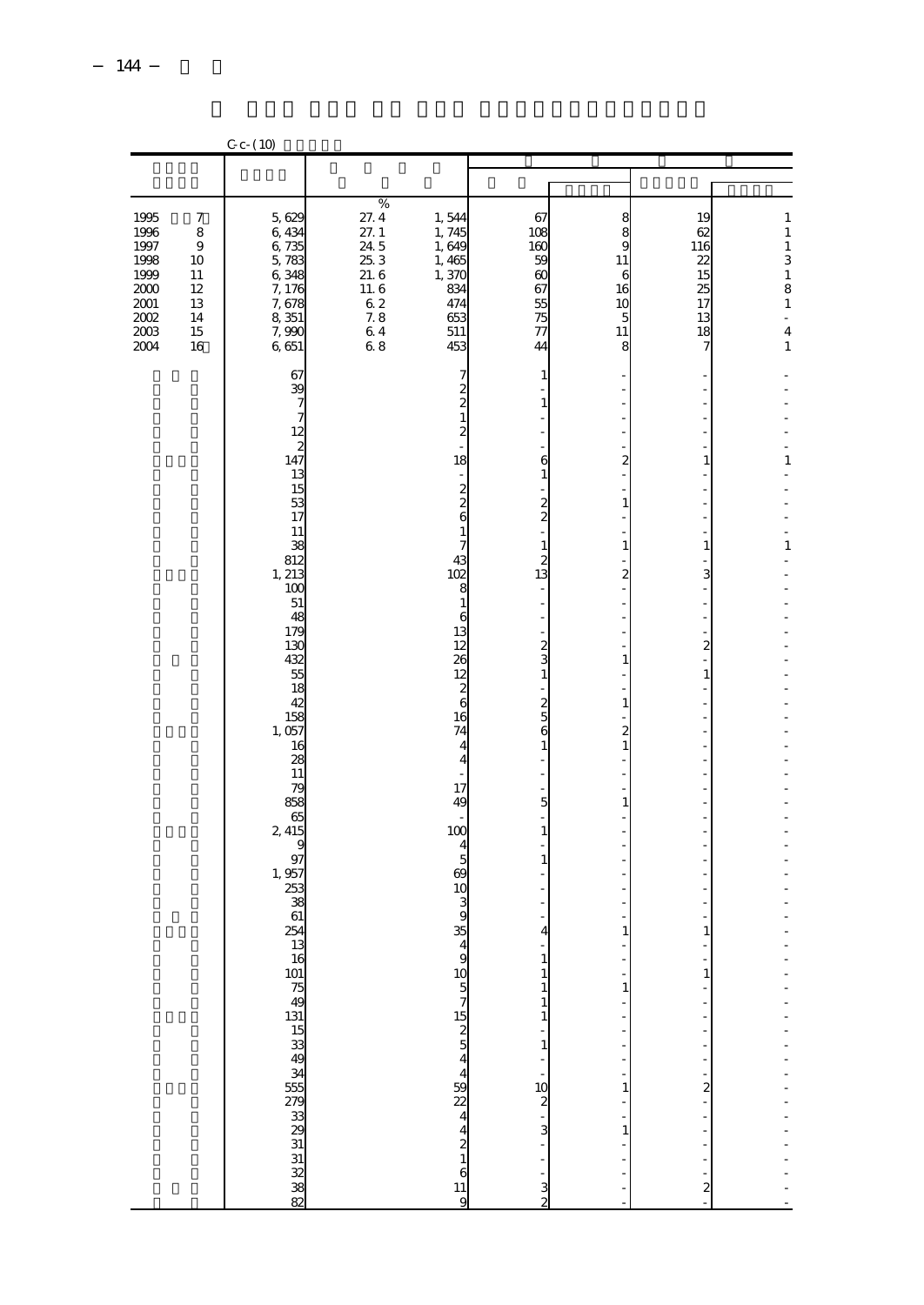C-c-(10)

| | | % | | | | | |
|---|---|---|---|---|---|---|---|
| 1995 7 | 5, 629 | 27. 4 | 1, 544 | 67 | 8 | 19 | 1 |
| 1996 8 | 6, 434 | 27. 1 | 1, 745 | 108 | 8 | 62 | 1 |
| 1997 9 | 6, 735 | 24. 5 | 1, 649 | 160 | 9 | 116 | 1 |
| 1998 10 | 5, 783 | 25. 3 | 1, 465 | 59 | 11 | 22 | 3 |
| 1999 11 | 6, 348 | 21. 6 | 1, 370 | 60 | 6 | 15 | 1 |
| 2000 12 | 7, 176 | 11. 6 | 834 | 67 | 16 | 25 | 8 |
| 2001 13 | 7, 678 | 6. 2 | 474 | 55 | 10 | 17 | 1 |
| 2002 14 | 8, 351 | 7. 8 | 653 | 75 | 5 | 13 | - |
| 2003 15 | 7, 990 | 6. 4 | 511 | 77 | 11 | 18 | 4 |
| 2004 16 | 6, 651 | 6. 8 | 453 | 44 | 8 | 7 | 1 |
| | 67 | | 7 | 1 | - | - | - |
| | 39 | | 2 | - | - | - | - |
| | 7 | | 2 | 1 | - | - | - |
| | 7 | | 1 | - | - | - | - |
| | 12 | | 2 | - | - | - | - |
| | 2 | | - | - | - | - | - |
| | 147 | | 18 | 6 | 2 | 1 | 1 |
| | 13 | | - | 1 | - | - | - |
| | 15 | | 2 | - | - | - | - |
| | 53 | | 2 | 2 | 1 | - | - |
| | 17 | | 6 | 2 | - | - | - |
| | 11 | | 1 | - | - | - | - |
| | 38 | | 7 | 1 | 1 | 1 | 1 |
| | 812 | | 43 | 2 | - | - | - |
| | 1, 213 | | 102 | 13 | 2 | 3 | - |
| | 100 | | 8 | - | - | - | - |
| | 51 | | 1 | - | - | - | - |
| | 48 | | 6 | - | - | - | - |
| | 179 | | 13 | - | - | - | - |
| | 130 | | 12 | 2 | - | 2 | - |
| | 432 | | 26 | 3 | 1 | - | - |
| | 55 | | 12 | 1 | - | 1 | - |
| | 18 | | 2 | - | - | - | - |
| | 42 | | 6 | 2 | 1 | - | - |
| | 158 | | 16 | 5 | - | - | - |
| | 1, 057 | | 74 | 6 | 2 | - | - |
| | 16 | | 4 | 1 | 1 | - | - |
| | 28 | | 4 | - | - | - | - |
| | 11 | | - | - | - | - | - |
| | 79 | | 17 | - | - | - | - |
| | 858 | | 49 | 5 | 1 | - | - |
| | 65 | | - | - | - | - | - |
| | 2, 415 | | 100 | 1 | - | - | - |
| | 9 | | 4 | - | - | - | - |
| | 97 | | 5 | 1 | - | - | - |
| | 1, 957 | | 69 | - | - | - | - |
| | 253 | | 10 | - | - | - | - |
| | 38 | | 3 | - | - | - | - |
| | 61 | | 9 | - | - | - | - |
| | 254 | | 35 | 4 | 1 | 1 | - |
| | 13 | | 4 | - | - | - | - |
| | 16 | | 9 | 1 | - | - | - |
| | 101 | | 10 | 1 | - | 1 | - |
| | 75 | | 5 | 1 | 1 | - | - |
| | 49 | | 7 | 1 | - | - | - |
| | 131 | | 15 | 1 | - | - | - |
| | 15 | | 2 | - | - | - | - |
| | 33 | | 5 | 1 | - | - | - |
| | 49 | | 4 | - | - | - | - |
| | 34 | | 4 | - | - | - | - |
| | 555 | | 59 | 10 | 1 | 2 | - |
| | 279 | | 22 | 2 | - | - | - |
| | 33 | | 4 | - | - | - | - |
| | 29 | | 4 | 3 | 1 | - | - |
| | 31 | | 2 | - | - | - | - |
| | 31 | | 1 | - | - | - | - |
| | 32 | | 6 | - | - | - | - |
| | 38 | | 11 | 3 | - | 2 | - |
| | 82 | | 9 | 2 | - | - | - |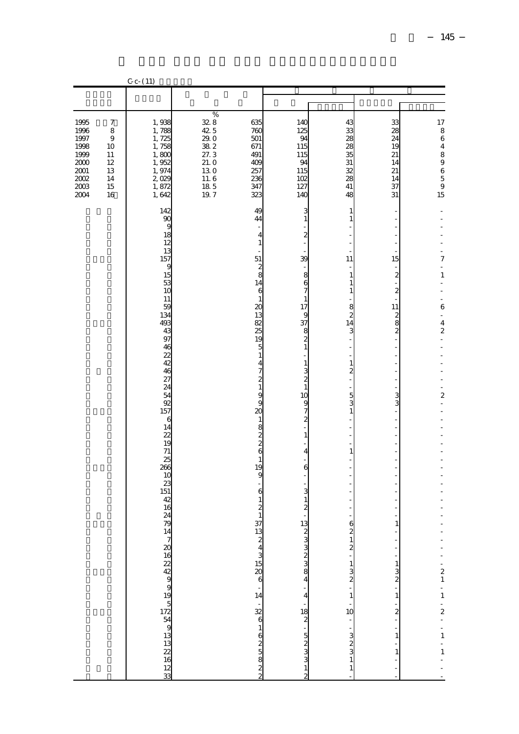C-c-(11)

| | | % | | | | | |
|---|---|---|---|---|---|---|---|
| 1995 7 | 1,938 | 32.8 | 635 | 140 | 43 | 33 | 17 |
| 1996 8 | 1,788 | 42.5 | 760 | 125 | 33 | 28 | 8 |
| 1997 9 | 1,725 | 29.0 | 501 | 94 | 28 | 24 | 6 |
| 1998 10 | 1,758 | 38.2 | 671 | 115 | 28 | 19 | 4 |
| 1999 11 | 1,800 | 27.3 | 491 | 115 | 35 | 21 | 8 |
| 2000 12 | 1,952 | 21.0 | 409 | 94 | 31 | 14 | 9 |
| 2001 13 | 1,974 | 13.0 | 257 | 115 | 32 | 21 | 6 |
| 2002 14 | 2,029 | 11.6 | 236 | 102 | 28 | 14 | 5 |
| 2003 15 | 1,872 | 18.5 | 347 | 127 | 41 | 37 | 9 |
| 2004 16 | 1,642 | 19.7 | 323 | 140 | 48 | 31 | 15 |
| | 142 | | 49 | 3 | 1 | - | - |
| | 90 | | 44 | 1 | 1 | - | - |
| | 9 | | - | - | - | - | - |
| | 18 | | 4 | 2 | - | - | - |
| | 12 | | 1 | - | - | - | - |
| | 13 | | - | - | - | - | - |
| | 157 | | 51 | 39 | 11 | 15 | 7 |
| | 9 | | 2 | - | - | - | - |
| | 15 | | 8 | 8 | 1 | 2 | 1 |
| | 53 | | 14 | 6 | 1 | - | - |
| | 10 | | 6 | 7 | 1 | 2 | - |
| | 11 | | 1 | 1 | - | - | - |
| | 59 | | 20 | 17 | 8 | 11 | 6 |
| | 134 | | 13 | 9 | 2 | 2 | - |
| | 493 | | 82 | 37 | 14 | 8 | 4 |
| | 43 | | 25 | 8 | 3 | 2 | 2 |
| | 97 | | 19 | 2 | - | - | - |
| | 46 | | 5 | 1 | - | - | - |
| | 22 | | 1 | - | - | - | - |
| | 42 | | 4 | 1 | 1 | - | - |
| | 46 | | 7 | 3 | 2 | - | - |
| | 27 | | 2 | 2 | - | - | - |
| | 24 | | 1 | 1 | - | - | - |
| | 54 | | 9 | 10 | 5 | 3 | 2 |
| | 92 | | 9 | 9 | 3 | 3 | - |
| | 157 | | 20 | 7 | 1 | - | - |
| | 6 | | 1 | 2 | - | - | - |
| | 14 | | 8 | - | - | - | - |
| | 22 | | 2 | 1 | - | - | - |
| | 19 | | 2 | - | - | - | - |
| | 71 | | 6 | 4 | 1 | - | - |
| | 25 | | 1 | - | - | - | - |
| | 266 | | 19 | 6 | - | - | - |
| | 10 | | 9 | - | - | - | - |
| | 23 | | - | - | - | - | - |
| | 151 | | 6 | 3 | - | - | - |
| | 42 | | 1 | 1 | - | - | - |
| | 16 | | 2 | 2 | - | - | - |
| | 24 | | 1 | - | - | - | - |
| | 79 | | 37 | 13 | 6 | 1 | - |
| | 14 | | 13 | 2 | 2 | - | - |
| | 7 | | 2 | 3 | 1 | - | - |
| | 20 | | 4 | 3 | 2 | - | - |
| | 16 | | 3 | 2 | - | - | - |
| | 22 | | 15 | 3 | 1 | 1 | - |
| | 42 | | 20 | 8 | 3 | 3 | 2 |
| | 9 | | 6 | 4 | 2 | 2 | 1 |
| | 9 | | - | - | - | - | - |
| | 19 | | 14 | 4 | 1 | 1 | 1 |
| | 5 | | - | - | - | - | - |
| | 172 | | 32 | 18 | 10 | 2 | 2 |
| | 54 | | 6 | 2 | - | - | - |
| | 9 | | 1 | - | - | - | - |
| | 13 | | 6 | 5 | 3 | 1 | 1 |
| | 13 | | 2 | 2 | 2 | - | - |
| | 22 | | 5 | 3 | 3 | 1 | 1 |
| | 16 | | 8 | 3 | 1 | - | - |
| | 12 | | 2 | 1 | 1 | - | - |
| | 33 | | 2 | 2 | - | - | - |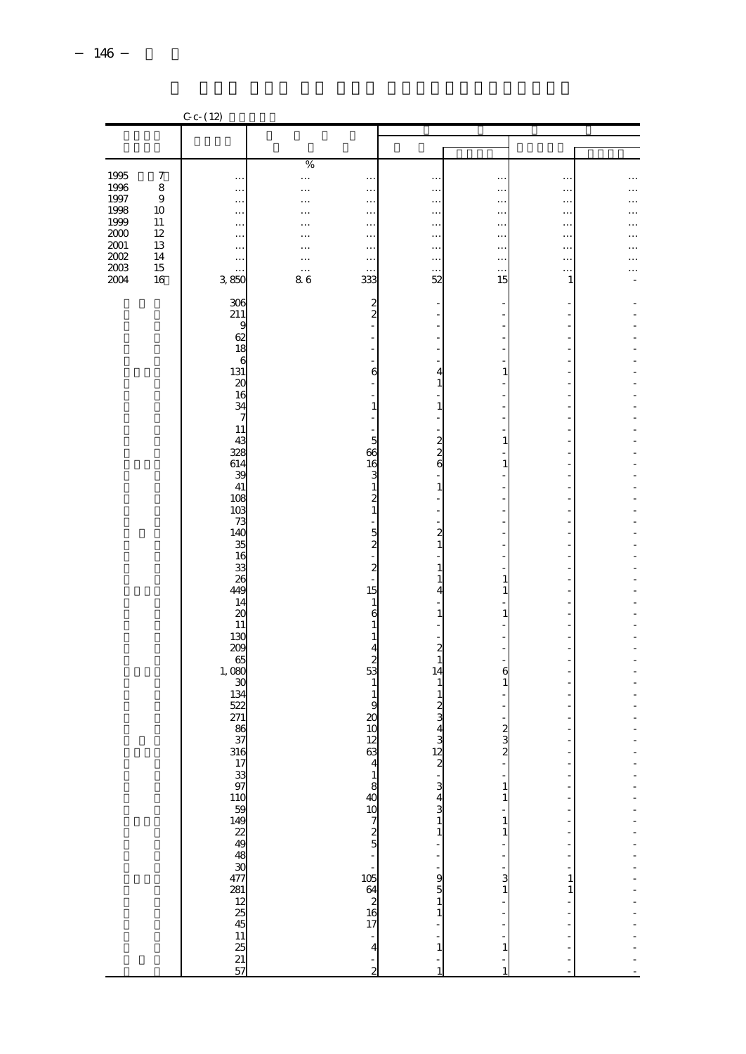C-c-(12)

| | | | | | | | |
|---|---|---|---|---|---|---|---|
| | | % | | | | | |
| 1995 7 | … | … | … | … | … | … | … |
| 1996 8 | … | … | … | … | … | … | … |
| 1997 9 | … | … | … | … | … | … | … |
| 1998 10 | … | … | … | … | … | … | … |
| 1999 11 | … | … | … | … | … | … | … |
| 2000 12 | … | … | … | … | … | … | … |
| 2001 13 | … | … | … | … | … | … | … |
| 2002 14 | … | … | … | … | … | … | … |
| 2003 15 | … | … | … | … | … | … | … |
| 2004 16 | 3,850 | 8.6 | 333 | 52 | 15 | 1 | - |
| | 306 | | 2 | - | - | - | - |
| | 211 | | 2 | - | - | - | - |
| | 9 | | - | - | - | - | - |
| | 62 | | - | - | - | - | - |
| | 18 | | - | - | - | - | - |
| | 6 | | - | - | - | - | - |
| | 131 | | 6 | 4 | 1 | - | - |
| | 20 | | - | 1 | - | - | - |
| | 16 | | - | - | - | - | - |
| | 34 | | 1 | 1 | - | - | - |
| | 7 | | - | - | - | - | - |
| | 11 | | - | - | - | - | - |
| | 43 | | 5 | 2 | 1 | - | - |
| | 328 | | 66 | 2 | - | - | - |
| | 614 | | 16 | 6 | 1 | - | - |
| | 39 | | 3 | - | - | - | - |
| | 41 | | 1 | 1 | - | - | - |
| | 108 | | 2 | - | - | - | - |
| | 103 | | 1 | - | - | - | - |
| | 73 | | - | - | - | - | - |
| | 140 | | 5 | 2 | - | - | - |
| | 35 | | 2 | 1 | - | - | - |
| | 16 | | - | - | - | - | - |
| | 33 | | 2 | 1 | - | - | - |
| | 26 | | - | 1 | 1 | - | - |
| | 449 | | 15 | 4 | 1 | - | - |
| | 14 | | 1 | - | - | - | - |
| | 20 | | 6 | 1 | 1 | - | - |
| | 11 | | 1 | - | - | - | - |
| | 130 | | 1 | - | - | - | - |
| | 209 | | 4 | 2 | - | - | - |
| | 65 | | 2 | 1 | - | - | - |
| | 1,080 | | 53 | 14 | 6 | - | - |
| | 30 | | 1 | 1 | 1 | - | - |
| | 134 | | 1 | 1 | - | - | - |
| | 522 | | 9 | 2 | - | - | - |
| | 271 | | 20 | 3 | 2 | - | - |
| | 86 | | 10 | 4 | 3 | - | - |
| | 37 | | 12 | 3 | 2 | - | - |
| | 316 | | 63 | 12 | - | - | - |
| | 17 | | 4 | 2 | - | - | - |
| | 33 | | 1 | - | - | - | - |
| | 97 | | 8 | 3 | 1 | - | - |
| | 110 | | 40 | 4 | 1 | - | - |
| | 59 | | 10 | 3 | - | - | - |
| | 149 | | 7 | 1 | 1 | - | - |
| | 22 | | 2 | 1 | 1 | - | - |
| | 49 | | 5 | - | - | - | - |
| | 48 | | - | - | - | - | - |
| | 30 | | - | - | - | - | - |
| | 477 | | 105 | 9 | 3 | 1 | - |
| | 281 | | 64 | 5 | 1 | 1 | - |
| | 12 | | 2 | 1 | - | - | - |
| | 25 | | 16 | 1 | - | - | - |
| | 45 | | 17 | - | - | - | - |
| | 11 | | - | - | - | - | - |
| | 25 | | 4 | 1 | 1 | - | - |
| | 21 | | - | - | - | - | - |
| | 57 | | 2 | 1 | 1 | - | - |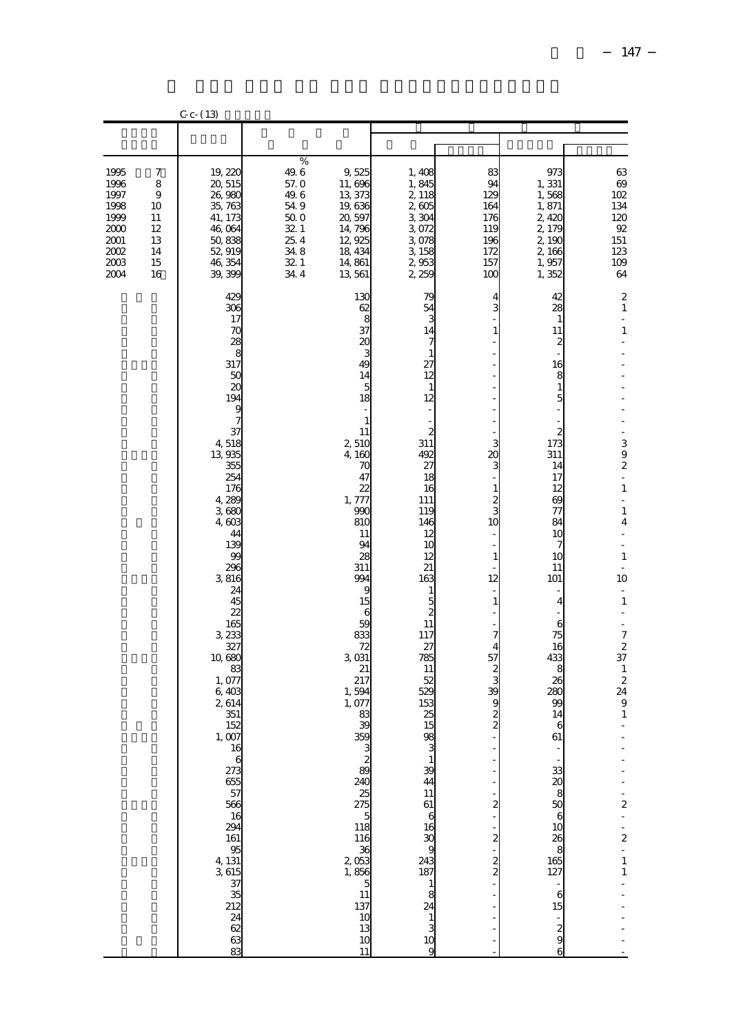C-c-(13)

| | | | | | | | |
|---|---|---|---|---|---|---|---|
| | | % | | | | | |
| 1995 7 | 19,220 | 49.6 | 9,525 | 1,408 | 83 | 973 | 63 |
| 1996 8 | 20,515 | 57.0 | 11,696 | 1,845 | 94 | 1,331 | 69 |
| 1997 9 | 26,980 | 49.6 | 13,373 | 2,118 | 129 | 1,568 | 102 |
| 1998 10 | 35,763 | 54.9 | 19,636 | 2,605 | 164 | 1,871 | 134 |
| 1999 11 | 41,173 | 50.0 | 20,597 | 3,304 | 176 | 2,420 | 120 |
| 2000 12 | 46,064 | 32.1 | 14,796 | 3,072 | 119 | 2,179 | 92 |
| 2001 13 | 50,838 | 25.4 | 12,925 | 3,078 | 196 | 2,190 | 151 |
| 2002 14 | 52,919 | 34.8 | 18,434 | 3,158 | 172 | 2,166 | 123 |
| 2003 15 | 46,354 | 32.1 | 14,861 | 2,953 | 157 | 1,957 | 109 |
| 2004 16 | 39,399 | 34.4 | 13,561 | 2,259 | 100 | 1,352 | 64 |
| | 429 | | 130 | 79 | 4 | 42 | 2 |
| | 306 | | 62 | 54 | 3 | 28 | 1 |
| | 17 | | 8 | 3 | - | 1 | - |
| | 70 | | 37 | 14 | 1 | 11 | 1 |
| | 28 | | 20 | 7 | - | 2 | - |
| | 8 | | 3 | 1 | - | - | - |
| | 317 | | 49 | 27 | - | 16 | - |
| | 50 | | 14 | 12 | - | 8 | - |
| | 20 | | 5 | 1 | - | 1 | - |
| | 194 | | 18 | 12 | - | 5 | - |
| | 9 | | - | - | - | - | - |
| | 7 | | 1 | - | - | - | - |
| | 37 | | 11 | 2 | - | 2 | - |
| | 4,518 | | 2,510 | 311 | 3 | 173 | 3 |
| | 13,935 | | 4,160 | 492 | 20 | 311 | 9 |
| | 355 | | 70 | 27 | 3 | 14 | 2 |
| | 254 | | 47 | 18 | - | 17 | - |
| | 176 | | 22 | 16 | 1 | 12 | 1 |
| | 4,289 | | 1,777 | 111 | 2 | 69 | - |
| | 3,680 | | 990 | 119 | 3 | 77 | 1 |
| | 4,603 | | 810 | 146 | 10 | 84 | 4 |
| | 44 | | 11 | 12 | - | 10 | - |
| | 139 | | 94 | 10 | - | 7 | - |
| | 99 | | 28 | 12 | 1 | 10 | 1 |
| | 296 | | 311 | 21 | - | 11 | - |
| | 3,816 | | 994 | 163 | 12 | 101 | 10 |
| | 24 | | 9 | 1 | - | - | - |
| | 45 | | 15 | 5 | 1 | 4 | 1 |
| | 22 | | 6 | 2 | - | - | - |
| | 165 | | 59 | 11 | - | 6 | - |
| | 3,233 | | 833 | 117 | 7 | 75 | 7 |
| | 327 | | 72 | 27 | 4 | 16 | 2 |
| | 10,680 | | 3,031 | 785 | 57 | 433 | 37 |
| | 83 | | 21 | 11 | 2 | 8 | 1 |
| | 1,077 | | 217 | 52 | 3 | 26 | 2 |
| | 6,403 | | 1,594 | 529 | 39 | 280 | 24 |
| | 2,614 | | 1,077 | 153 | 9 | 99 | 9 |
| | 351 | | 83 | 25 | 2 | 14 | 1 |
| | 152 | | 39 | 15 | 2 | 6 | - |
| | 1,007 | | 359 | 98 | - | 61 | - |
| | 16 | | 3 | 3 | - | - | - |
| | 6 | | 2 | 1 | - | - | - |
| | 273 | | 89 | 39 | - | 33 | - |
| | 655 | | 240 | 44 | - | 20 | - |
| | 57 | | 25 | 11 | - | 8 | - |
| | 566 | | 275 | 61 | 2 | 50 | 2 |
| | 16 | | 5 | 6 | - | 6 | - |
| | 294 | | 118 | 16 | - | 10 | - |
| | 161 | | 116 | 30 | 2 | 26 | 2 |
| | 95 | | 36 | 9 | - | 8 | - |
| | 4,131 | | 2,053 | 243 | 2 | 165 | 1 |
| | 3,615 | | 1,856 | 187 | 2 | 127 | 1 |
| | 37 | | 5 | 1 | - | - | - |
| | 35 | | 11 | 8 | - | 6 | - |
| | 212 | | 137 | 24 | - | 15 | - |
| | 24 | | 10 | 1 | - | - | - |
| | 62 | | 13 | 3 | - | 2 | - |
| | 63 | | 10 | 10 | - | 9 | - |
| | 83 | | 11 | 9 | - | 6 | - |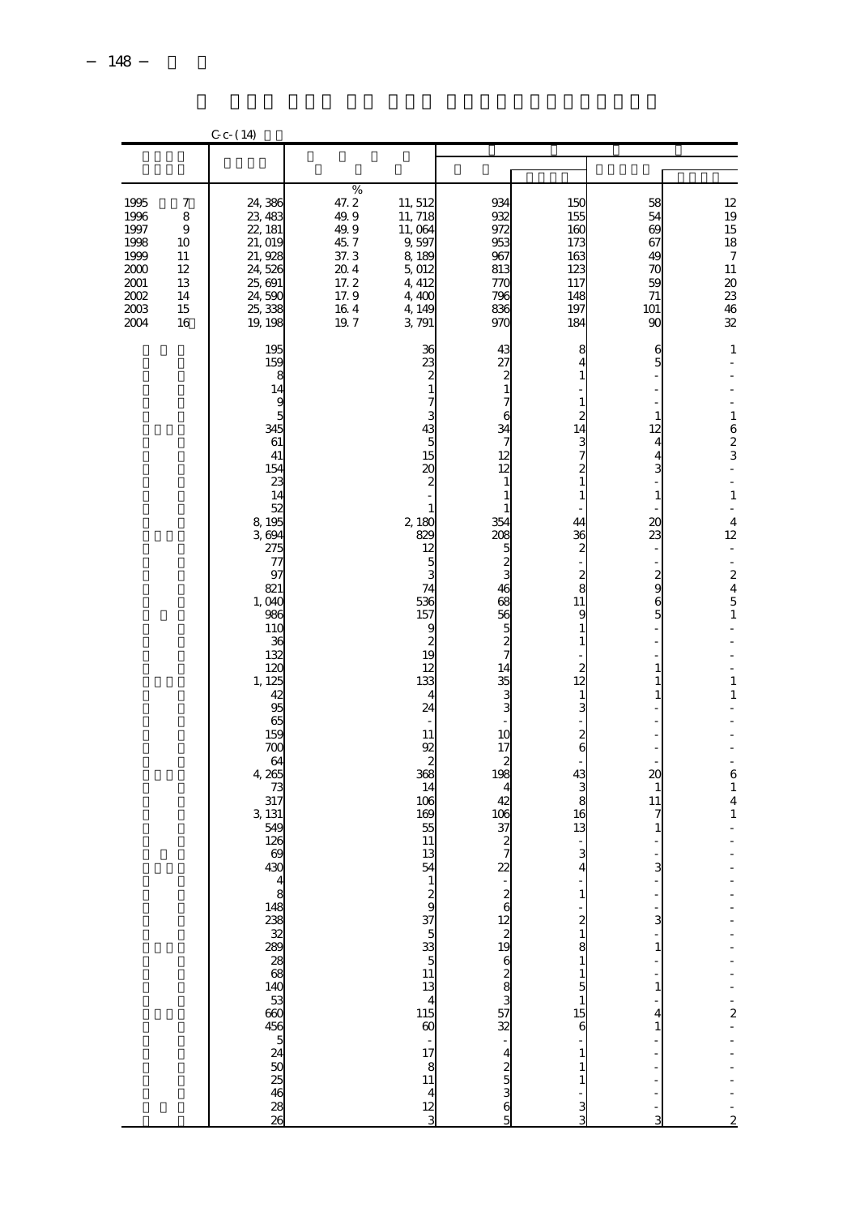C-c-(14)

| | | % | | | | | |
|---|---|---|---|---|---|---|---|
| 1995　7 | 24,386 | 47.2 | 11,512 | 934 | 150 | 58 | 12 |
| 1996　8 | 23,483 | 49.9 | 11,718 | 932 | 155 | 54 | 19 |
| 1997　9 | 22,181 | 49.9 | 11,064 | 972 | 160 | 69 | 15 |
| 1998　10 | 21,019 | 45.7 | 9,597 | 953 | 173 | 67 | 18 |
| 1999　11 | 21,928 | 37.3 | 8,189 | 967 | 163 | 49 | 7 |
| 2000　12 | 24,526 | 20.4 | 5,012 | 813 | 123 | 70 | 11 |
| 2001　13 | 25,691 | 17.2 | 4,412 | 770 | 117 | 59 | 20 |
| 2002　14 | 24,590 | 17.9 | 4,400 | 796 | 148 | 71 | 23 |
| 2003　15 | 25,338 | 16.4 | 4,149 | 836 | 197 | 101 | 46 |
| 2004　16 | 19,198 | 19.7 | 3,791 | 970 | 184 | 90 | 32 |
| | 195 | | 36 | 43 | 8 | 6 | 1 |
| | 159 | | 23 | 27 | 4 | 5 | - |
| | 8 | | 2 | 2 | 1 | - | - |
| | 14 | | 1 | 1 | - | - | - |
| | 9 | | 7 | 7 | 1 | - | - |
| | 5 | | 3 | 6 | 2 | 1 | 1 |
| | 345 | | 43 | 34 | 14 | 12 | 6 |
| | 61 | | 5 | 7 | 3 | 4 | 2 |
| | 41 | | 15 | 12 | 7 | 4 | 3 |
| | 154 | | 20 | 12 | 2 | 3 | - |
| | 23 | | 2 | 1 | 1 | - | - |
| | 14 | | - | 1 | 1 | 1 | 1 |
| | 52 | | 1 | 1 | - | - | - |
| | 8,195 | | 2,180 | 354 | 44 | 20 | 4 |
| | 3,694 | | 829 | 208 | 36 | 23 | 12 |
| | 275 | | 12 | 5 | 2 | - | - |
| | 77 | | 5 | 2 | - | - | - |
| | 97 | | 3 | 3 | 2 | 2 | 2 |
| | 821 | | 74 | 46 | 8 | 9 | 4 |
| | 1,040 | | 536 | 68 | 11 | 6 | 5 |
| | 986 | | 157 | 56 | 9 | 5 | 1 |
| | 110 | | 9 | 5 | 1 | - | - |
| | 36 | | 2 | 2 | 1 | - | - |
| | 132 | | 19 | 7 | - | - | - |
| | 120 | | 12 | 14 | 2 | 1 | - |
| | 1,125 | | 133 | 35 | 12 | 1 | 1 |
| | 42 | | 4 | 3 | 1 | 1 | 1 |
| | 95 | | 24 | 3 | 3 | - | - |
| | 65 | | - | - | - | - | - |
| | 159 | | 11 | 10 | 2 | - | - |
| | 700 | | 92 | 17 | 6 | - | - |
| | 64 | | 2 | 2 | - | - | - |
| | 4,265 | | 368 | 198 | 43 | 20 | 6 |
| | 73 | | 14 | 4 | 3 | 1 | 1 |
| | 317 | | 106 | 42 | 8 | 11 | 4 |
| | 3,131 | | 169 | 106 | 16 | 7 | 1 |
| | 549 | | 55 | 37 | 13 | 1 | - |
| | 126 | | 11 | 2 | - | - | - |
| | 69 | | 13 | 7 | 3 | - | - |
| | 430 | | 54 | 22 | 4 | 3 | - |
| | 4 | | 1 | - | - | - | - |
| | 8 | | 2 | 2 | 1 | - | - |
| | 148 | | 9 | 6 | - | - | - |
| | 238 | | 37 | 12 | 2 | 3 | - |
| | 32 | | 5 | 2 | 1 | - | - |
| | 289 | | 33 | 19 | 8 | 1 | - |
| | 28 | | 5 | 6 | 1 | - | - |
| | 68 | | 11 | 2 | 1 | - | - |
| | 140 | | 13 | 8 | 5 | 1 | - |
| | 53 | | 4 | 3 | 1 | - | - |
| | 660 | | 115 | 57 | 15 | 4 | 2 |
| | 456 | | 60 | 32 | 6 | 1 | - |
| | 5 | | - | - | - | - | - |
| | 24 | | 17 | 4 | 1 | - | - |
| | 50 | | 8 | 2 | 1 | - | - |
| | 25 | | 11 | 5 | 1 | - | - |
| | 46 | | 4 | 3 | - | - | - |
| | 28 | | 12 | 6 | 3 | - | - |
| | 26 | | 3 | 5 | 3 | 3 | 2 |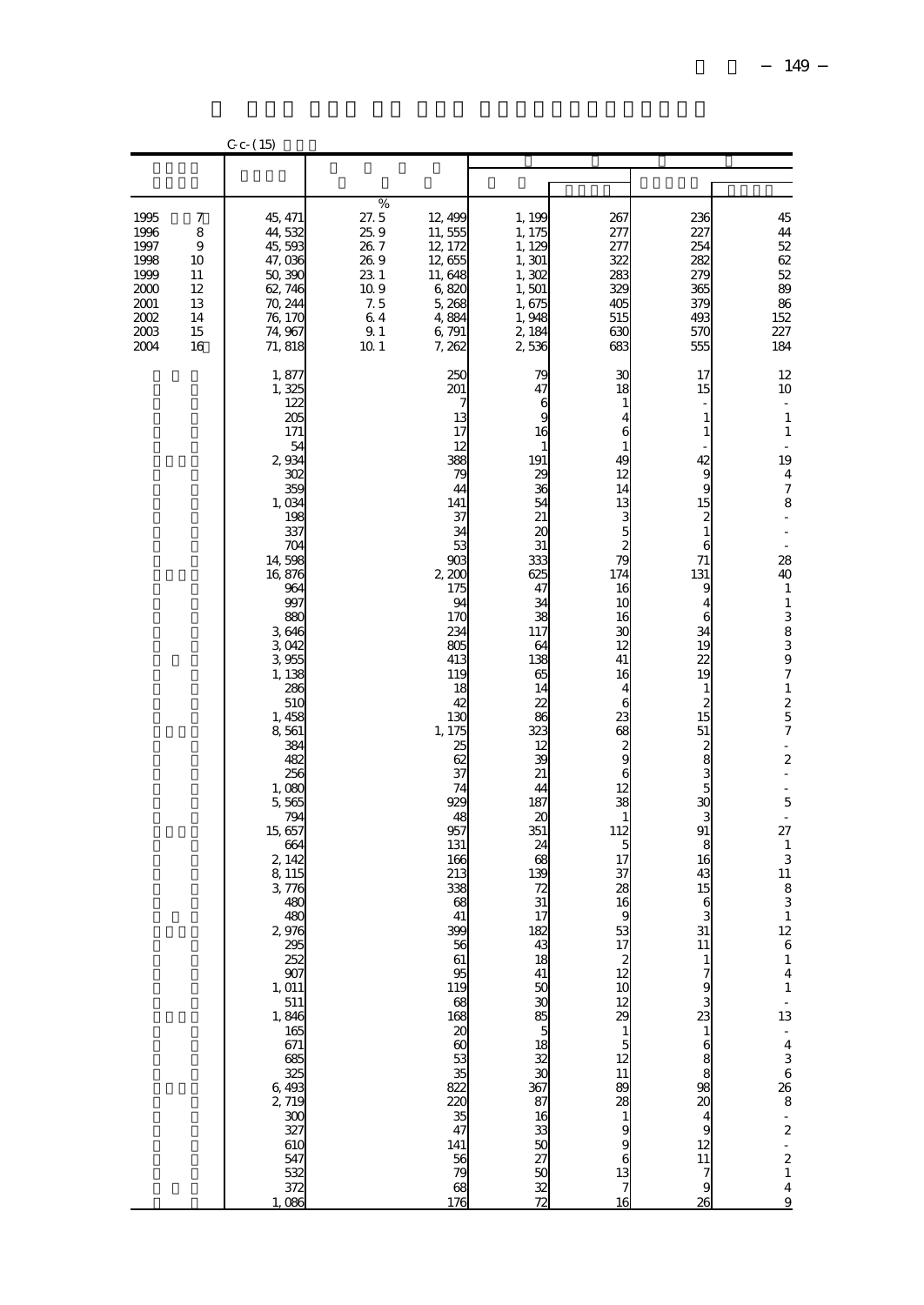C-c-(15)

| | | | | | | | |
|---|---|---|---|---|---|---|---|
| 1995　7 | 45,471 | 27.5 | 12,499 | 1,199 | 267 | 236 | 45 |
| 1996　8 | 44,532 | 25.9 | 11,555 | 1,175 | 277 | 227 | 44 |
| 1997　9 | 45,593 | 26.7 | 12,172 | 1,129 | 277 | 254 | 52 |
| 1998　10 | 47,036 | 26.9 | 12,655 | 1,301 | 322 | 282 | 62 |
| 1999　11 | 50,390 | 23.1 | 11,648 | 1,302 | 283 | 279 | 52 |
| 2000　12 | 62,746 | 10.9 | 6,820 | 1,501 | 329 | 365 | 89 |
| 2001　13 | 70,244 | 7.5 | 5,268 | 1,675 | 405 | 379 | 86 |
| 2002　14 | 76,170 | 6.4 | 4,884 | 1,948 | 515 | 493 | 152 |
| 2003　15 | 74,967 | 9.1 | 6,791 | 2,184 | 630 | 570 | 227 |
| 2004　16 | 71,818 | 10.1 | 7,262 | 2,536 | 683 | 555 | 184 |
| | 1,877 | | 250 | 79 | 30 | 17 | 12 |
| | 1,325 | | 201 | 47 | 18 | 15 | 10 |
| | 122 | | 7 | 6 | 1 | - | - |
| | 205 | | 13 | 9 | 4 | 1 | 1 |
| | 171 | | 17 | 16 | 6 | 1 | 1 |
| | 54 | | 12 | 1 | 1 | - | - |
| | 2,934 | | 388 | 191 | 49 | 42 | 19 |
| | 302 | | 79 | 29 | 12 | 9 | 4 |
| | 359 | | 44 | 36 | 14 | 9 | 7 |
| | 1,034 | | 141 | 54 | 13 | 15 | 8 |
| | 198 | | 37 | 21 | 3 | 2 | - |
| | 337 | | 34 | 20 | 5 | 1 | - |
| | 704 | | 53 | 31 | 2 | 6 | - |
| | 14,598 | | 903 | 333 | 79 | 71 | 28 |
| | 16,876 | | 2,200 | 625 | 174 | 131 | 40 |
| | 964 | | 175 | 47 | 16 | 9 | 1 |
| | 997 | | 94 | 34 | 10 | 4 | 1 |
| | 880 | | 170 | 38 | 16 | 6 | 3 |
| | 3,646 | | 234 | 117 | 30 | 34 | 8 |
| | 3,042 | | 805 | 64 | 12 | 19 | 3 |
| | 3,955 | | 413 | 138 | 41 | 22 | 9 |
| | 1,138 | | 119 | 65 | 16 | 19 | 7 |
| | 286 | | 18 | 14 | 4 | 1 | 1 |
| | 510 | | 42 | 22 | 6 | 2 | 2 |
| | 1,458 | | 130 | 86 | 23 | 15 | 5 |
| | 8,561 | | 1,175 | 323 | 68 | 51 | 7 |
| | 384 | | 25 | 12 | 2 | 2 | - |
| | 482 | | 62 | 39 | 9 | 8 | 2 |
| | 256 | | 37 | 21 | 6 | 3 | - |
| | 1,080 | | 74 | 44 | 12 | 5 | - |
| | 5,565 | | 929 | 187 | 38 | 30 | 5 |
| | 794 | | 48 | 20 | 1 | 3 | - |
| | 15,657 | | 957 | 351 | 112 | 91 | 27 |
| | 664 | | 131 | 24 | 5 | 8 | 1 |
| | 2,142 | | 166 | 68 | 17 | 16 | 3 |
| | 8,115 | | 213 | 139 | 37 | 43 | 11 |
| | 3,776 | | 338 | 72 | 28 | 15 | 8 |
| | 480 | | 68 | 31 | 16 | 6 | 3 |
| | 480 | | 41 | 17 | 9 | 3 | 1 |
| | 2,976 | | 399 | 182 | 53 | 31 | 12 |
| | 295 | | 56 | 43 | 17 | 11 | 6 |
| | 252 | | 61 | 18 | 2 | 1 | 1 |
| | 907 | | 95 | 41 | 12 | 7 | 4 |
| | 1,011 | | 119 | 50 | 10 | 9 | 1 |
| | 511 | | 68 | 30 | 12 | 3 | - |
| | 1,846 | | 168 | 85 | 29 | 23 | 13 |
| | 165 | | 20 | 5 | 1 | 1 | - |
| | 671 | | 60 | 18 | 5 | 6 | 4 |
| | 685 | | 53 | 32 | 12 | 8 | 3 |
| | 325 | | 35 | 30 | 11 | 8 | 6 |
| | 6,493 | | 822 | 367 | 89 | 98 | 26 |
| | 2,719 | | 220 | 87 | 28 | 20 | 8 |
| | 300 | | 35 | 16 | 1 | 4 | - |
| | 327 | | 47 | 33 | 9 | 9 | 2 |
| | 610 | | 141 | 50 | 9 | 12 | - |
| | 547 | | 56 | 27 | 6 | 11 | 2 |
| | 532 | | 79 | 50 | 13 | 7 | 1 |
| | 372 | | 68 | 32 | 7 | 9 | 4 |
| | 1,086 | | 176 | 72 | 16 | 26 | 9 |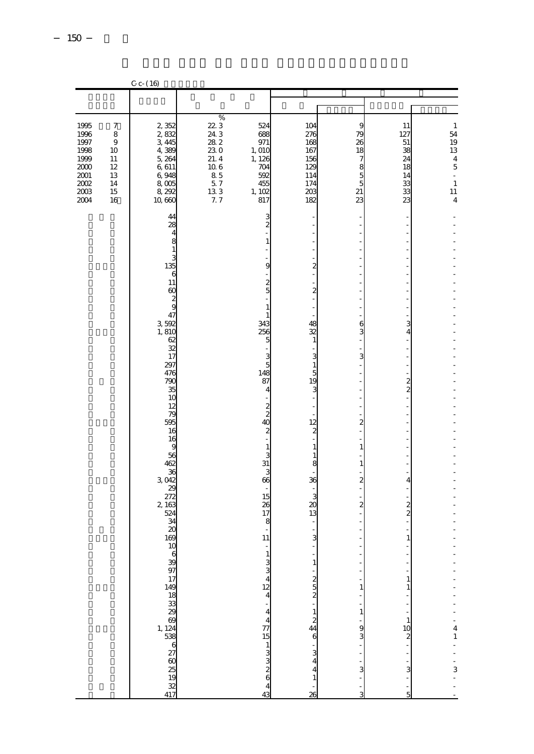C-c-(16)

| | | % | | | | | |
|---|---|---|---|---|---|---|---|
| 1995 7 | 2,352 | 22.3 | 524 | 104 | 9 | 11 | 1 |
| 1996 8 | 2,832 | 24.3 | 688 | 276 | 79 | 127 | 54 |
| 1997 9 | 3,445 | 28.2 | 971 | 168 | 26 | 51 | 19 |
| 1998 10 | 4,389 | 23.0 | 1,010 | 167 | 18 | 38 | 13 |
| 1999 11 | 5,264 | 21.4 | 1,126 | 156 | 7 | 24 | 4 |
| 2000 12 | 6,611 | 10.6 | 704 | 129 | 8 | 18 | 5 |
| 2001 13 | 6,948 | 8.5 | 592 | 114 | 5 | 14 | - |
| 2002 14 | 8,005 | 5.7 | 455 | 174 | 5 | 33 | 1 |
| 2003 15 | 8,292 | 13.3 | 1,102 | 203 | 21 | 33 | 11 |
| 2004 16 | 10,660 | 7.7 | 817 | 182 | 23 | 23 | 4 |
| | 44 | | 3 | - | - | - | - |
| | 28 | | 2 | - | - | - | - |
| | 4 | | - | - | - | - | - |
| | 8 | | 1 | - | - | - | - |
| | 1 | | - | - | - | - | - |
| | 3 | | - | - | - | - | - |
| | 135 | | 9 | 2 | - | - | - |
| | 6 | | - | - | - | - | - |
| | 11 | | 2 | - | - | - | - |
| | 60 | | 5 | 2 | - | - | - |
| | 2 | | - | - | - | - | - |
| | 9 | | 1 | - | - | - | - |
| | 47 | | 1 | - | - | - | - |
| | 3,592 | | 343 | 48 | 6 | 3 | - |
| | 1,810 | | 256 | 32 | 3 | 4 | - |
| | 62 | | 5 | 1 | - | - | - |
| | 32 | | - | - | - | - | - |
| | 17 | | 3 | 3 | 3 | - | - |
| | 297 | | 5 | 1 | - | - | - |
| | 476 | | 148 | 5 | - | - | - |
| | 790 | | 87 | 19 | - | 2 | - |
| | 35 | | 4 | 3 | - | 2 | - |
| | 10 | | - | - | - | - | - |
| | 12 | | 2 | - | - | - | - |
| | 79 | | 2 | - | - | - | - |
| | 595 | | 40 | 12 | 2 | - | - |
| | 16 | | 2 | 2 | - | - | - |
| | 16 | | - | - | - | - | - |
| | 9 | | 1 | 1 | 1 | - | - |
| | 56 | | 3 | 1 | - | - | - |
| | 462 | | 31 | 8 | 1 | - | - |
| | 36 | | 3 | - | - | - | - |
| | 3,042 | | 66 | 36 | 2 | 4 | - |
| | 29 | | - | - | - | - | - |
| | 272 | | 15 | 3 | - | - | - |
| | 2,163 | | 26 | 20 | 2 | 2 | - |
| | 524 | | 17 | 13 | - | 2 | - |
| | 34 | | 8 | - | - | - | - |
| | 20 | | - | - | - | - | - |
| | 169 | | 11 | 3 | - | 1 | - |
| | 10 | | - | - | - | - | - |
| | 6 | | 1 | - | - | - | - |
| | 39 | | 3 | 1 | - | - | - |
| | 97 | | 3 | - | - | - | - |
| | 17 | | 4 | 2 | - | 1 | - |
| | 149 | | 12 | 5 | 1 | 1 | - |
| | 18 | | 4 | 2 | - | - | - |
| | 33 | | - | - | - | - | - |
| | 29 | | 4 | 1 | 1 | - | - |
| | 69 | | 4 | 2 | - | 1 | - |
| | 1,124 | | 77 | 44 | 9 | 10 | 4 |
| | 538 | | 15 | 6 | 3 | 2 | 1 |
| | 6 | | 1 | - | - | - | - |
| | 27 | | 3 | 3 | - | - | - |
| | 60 | | 3 | 4 | - | - | - |
| | 25 | | 2 | 4 | 3 | 3 | 3 |
| | 19 | | 6 | 1 | - | - | - |
| | 32 | | 4 | - | - | - | - |
| | 417 | | 43 | 26 | 3 | 5 | - |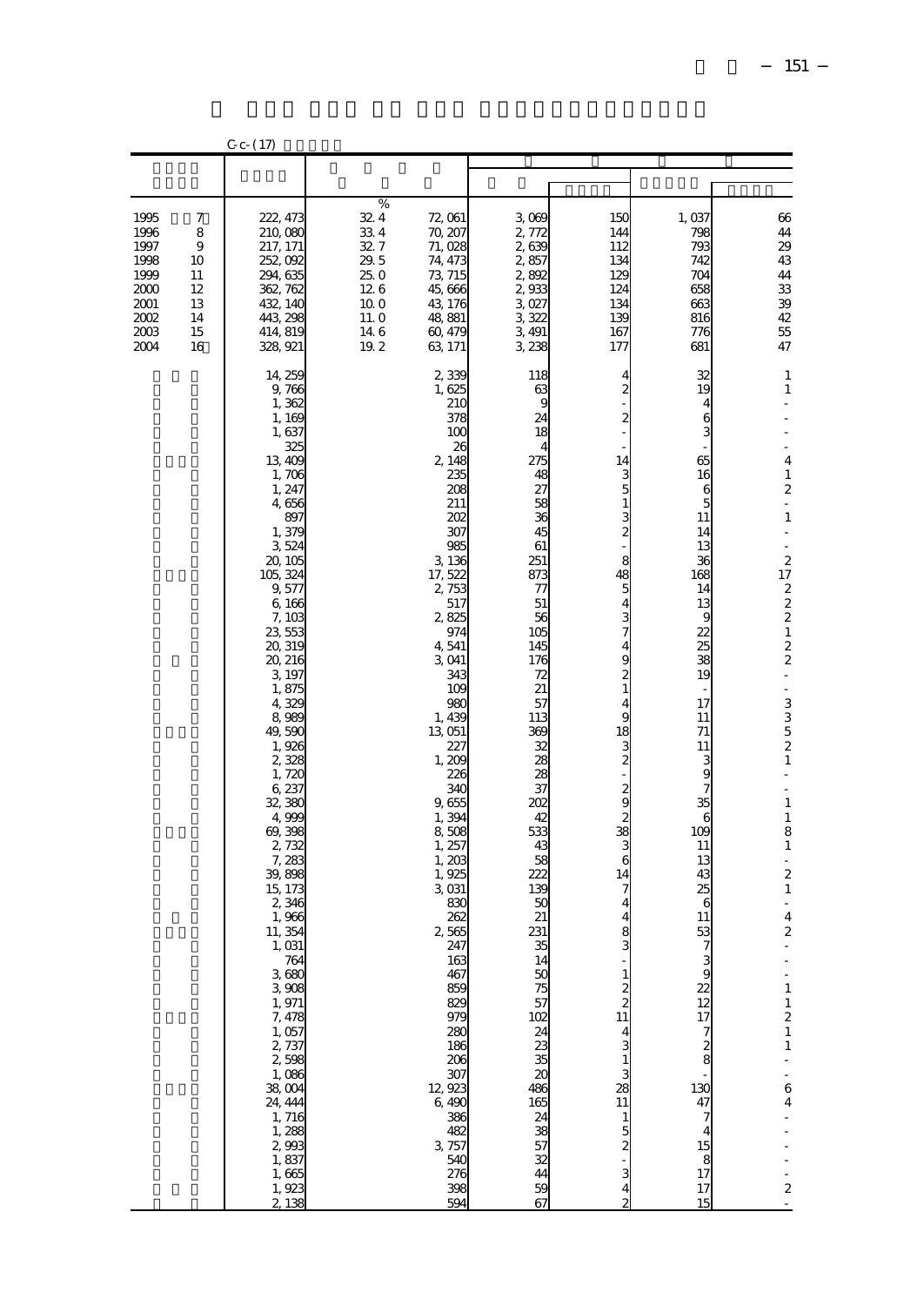C-c-(17)

| | | | | | | | | |
|---|---|---|---|---|---|---|---|---|
| 1995 | 7 | 222,473 | 32.4 | 72,061 | 3,069 | 150 | 1,037 | 66 |
| 1996 | 8 | 210,080 | 33.4 | 70,207 | 2,772 | 144 | 798 | 44 |
| 1997 | 9 | 217,171 | 32.7 | 71,028 | 2,639 | 112 | 793 | 29 |
| 1998 | 10 | 252,092 | 29.5 | 74,473 | 2,857 | 134 | 742 | 43 |
| 1999 | 11 | 294,635 | 25.0 | 73,715 | 2,892 | 129 | 704 | 44 |
| 2000 | 12 | 362,762 | 12.6 | 45,666 | 2,933 | 124 | 658 | 33 |
| 2001 | 13 | 432,140 | 10.0 | 43,176 | 3,027 | 134 | 663 | 39 |
| 2002 | 14 | 443,298 | 11.0 | 48,881 | 3,322 | 139 | 816 | 42 |
| 2003 | 15 | 414,819 | 14.6 | 60,479 | 3,491 | 167 | 776 | 55 |
| 2004 | 16 | 328,921 | 19.2 | 63,171 | 3,238 | 177 | 681 | 47 |
| | | 14,259 | | 2,339 | 118 | 4 | 32 | 1 |
| | | 9,766 | | 1,625 | 63 | 2 | 19 | 1 |
| | | 1,362 | | 210 | 9 | - | 4 | - |
| | | 1,169 | | 378 | 24 | 2 | 6 | - |
| | | 1,637 | | 100 | 18 | - | 3 | - |
| | | 325 | | 26 | 4 | - | - | - |
| | | 13,409 | | 2,148 | 275 | 14 | 65 | 4 |
| | | 1,706 | | 235 | 48 | 3 | 16 | 1 |
| | | 1,247 | | 208 | 27 | 5 | 6 | 2 |
| | | 4,656 | | 211 | 58 | 1 | 5 | - |
| | | 897 | | 202 | 36 | 3 | 11 | 1 |
| | | 1,379 | | 307 | 45 | 2 | 14 | - |
| | | 3,524 | | 985 | 61 | - | 13 | - |
| | | 20,105 | | 3,136 | 251 | 8 | 36 | 2 |
| | | 105,324 | | 17,522 | 873 | 48 | 168 | 17 |
| | | 9,577 | | 2,753 | 77 | 5 | 14 | 2 |
| | | 6,166 | | 517 | 51 | 4 | 13 | 2 |
| | | 7,103 | | 2,825 | 56 | 3 | 9 | 2 |
| | | 23,553 | | 974 | 105 | 7 | 22 | 1 |
| | | 20,319 | | 4,541 | 145 | 4 | 25 | 2 |
| | | 20,216 | | 3,041 | 176 | 9 | 38 | 2 |
| | | 3,197 | | 343 | 72 | 2 | 19 | - |
| | | 1,875 | | 109 | 21 | 1 | - | - |
| | | 4,329 | | 980 | 57 | 4 | 17 | 3 |
| | | 8,989 | | 1,439 | 113 | 9 | 11 | 3 |
| | | 49,590 | | 13,051 | 369 | 18 | 71 | 5 |
| | | 1,926 | | 227 | 32 | 3 | 11 | 2 |
| | | 2,328 | | 1,209 | 28 | 2 | 3 | 1 |
| | | 1,720 | | 226 | 28 | - | 9 | - |
| | | 6,237 | | 340 | 37 | 2 | 7 | - |
| | | 32,380 | | 9,655 | 202 | 9 | 35 | 1 |
| | | 4,999 | | 1,394 | 42 | 2 | 6 | 1 |
| | | 69,398 | | 8,508 | 533 | 38 | 109 | 8 |
| | | 2,732 | | 1,257 | 43 | 3 | 11 | 1 |
| | | 7,283 | | 1,203 | 58 | 6 | 13 | - |
| | | 39,898 | | 1,925 | 222 | 14 | 43 | 2 |
| | | 15,173 | | 3,031 | 139 | 7 | 25 | 1 |
| | | 2,346 | | 830 | 50 | 4 | 6 | - |
| | | 1,966 | | 262 | 21 | 4 | 11 | 4 |
| | | 11,354 | | 2,565 | 231 | 8 | 53 | 2 |
| | | 1,031 | | 247 | 35 | 3 | 7 | - |
| | | 764 | | 163 | 14 | - | 3 | - |
| | | 3,680 | | 467 | 50 | 1 | 9 | - |
| | | 3,908 | | 859 | 75 | 2 | 22 | 1 |
| | | 1,971 | | 829 | 57 | 2 | 12 | 1 |
| | | 7,478 | | 979 | 102 | 11 | 17 | 2 |
| | | 1,057 | | 280 | 24 | 4 | 7 | 1 |
| | | 2,737 | | 186 | 23 | 3 | 2 | 1 |
| | | 2,598 | | 206 | 35 | 1 | 8 | - |
| | | 1,086 | | 307 | 20 | 3 | - | - |
| | | 38,004 | | 12,923 | 486 | 28 | 130 | 6 |
| | | 24,444 | | 6,490 | 165 | 11 | 47 | 4 |
| | | 1,716 | | 386 | 24 | 1 | 7 | - |
| | | 1,288 | | 482 | 38 | 5 | 4 | - |
| | | 2,993 | | 3,757 | 57 | 2 | 15 | - |
| | | 1,837 | | 540 | 32 | - | 8 | - |
| | | 1,665 | | 276 | 44 | 3 | 17 | - |
| | | 1,923 | | 398 | 59 | 4 | 17 | 2 |
| | | 2,138 | | 594 | 67 | 2 | 15 | - |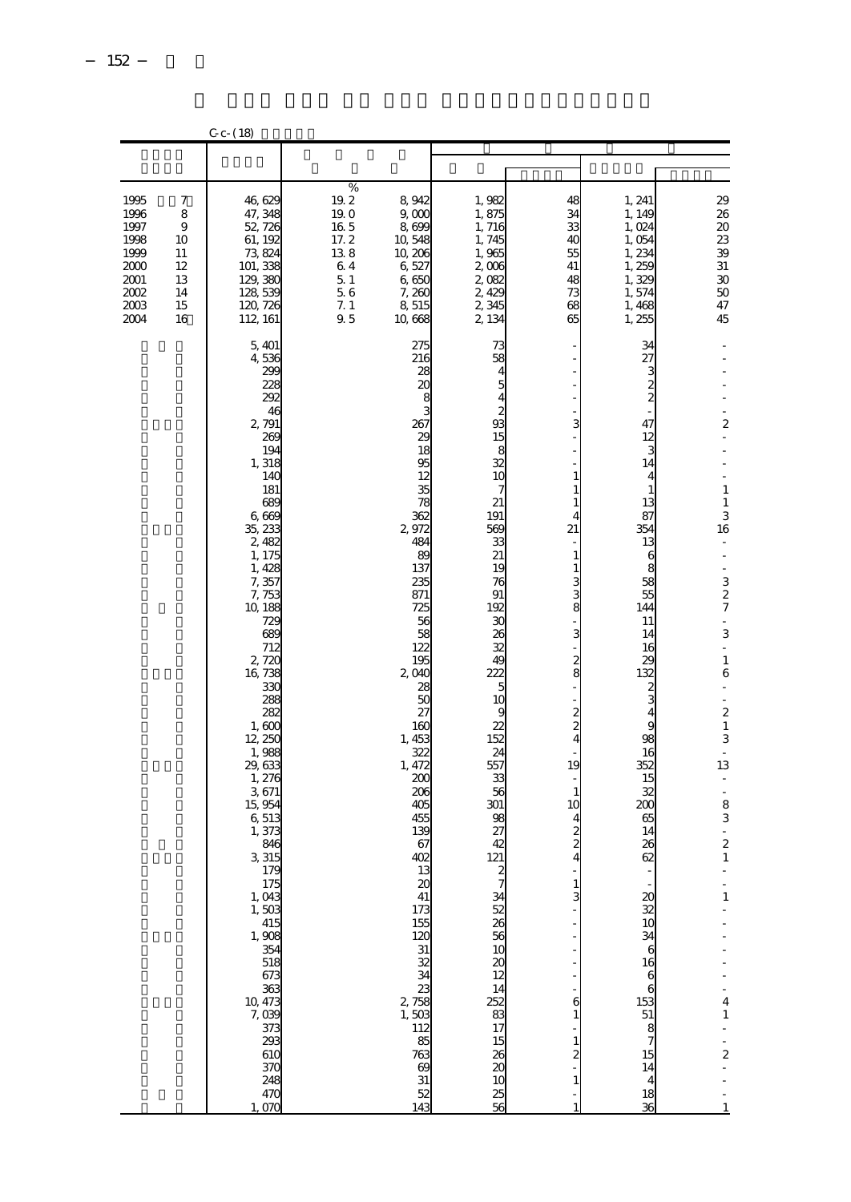C-c-(18)

| | | | | | | | | |
|---|---|---|---|---|---|---|---|---|
| | | | % | | | | | |
| 1995 | 7 | 46,629 | 19.2 | 8,942 | 1,982 | 48 | 1,241 | 29 |
| 1996 | 8 | 47,348 | 19.0 | 9,000 | 1,875 | 34 | 1,149 | 26 |
| 1997 | 9 | 52,726 | 16.5 | 8,699 | 1,716 | 33 | 1,024 | 20 |
| 1998 | 10 | 61,192 | 17.2 | 10,548 | 1,745 | 40 | 1,054 | 23 |
| 1999 | 11 | 73,824 | 13.8 | 10,206 | 1,965 | 55 | 1,234 | 39 |
| 2000 | 12 | 101,338 | 6.4 | 6,527 | 2,006 | 41 | 1,259 | 31 |
| 2001 | 13 | 129,380 | 5.1 | 6,650 | 2,082 | 48 | 1,329 | 30 |
| 2002 | 14 | 128,539 | 5.6 | 7,260 | 2,429 | 73 | 1,574 | 50 |
| 2003 | 15 | 120,726 | 7.1 | 8,515 | 2,345 | 68 | 1,468 | 47 |
| 2004 | 16 | 112,161 | 9.5 | 10,668 | 2,134 | 65 | 1,255 | 45 |
| | | 5,401 | | 275 | 73 | - | 34 | - |
| | | 4,536 | | 216 | 58 | - | 27 | - |
| | | 299 | | 28 | 4 | - | 3 | - |
| | | 228 | | 20 | 5 | - | 2 | - |
| | | 292 | | 8 | 4 | - | 2 | - |
| | | 46 | | 3 | 2 | - | - | - |
| | | 2,791 | | 267 | 93 | 3 | 47 | 2 |
| | | 269 | | 29 | 15 | - | 12 | - |
| | | 194 | | 18 | 8 | - | 3 | - |
| | | 1,318 | | 95 | 32 | - | 14 | - |
| | | 140 | | 12 | 10 | 1 | 4 | - |
| | | 181 | | 35 | 7 | 1 | 1 | 1 |
| | | 689 | | 78 | 21 | 1 | 13 | 1 |
| | | 6,669 | | 362 | 191 | 4 | 87 | 3 |
| | | 35,233 | | 2,972 | 569 | 21 | 354 | 16 |
| | | 2,482 | | 484 | 33 | - | 13 | - |
| | | 1,175 | | 89 | 21 | 1 | 6 | - |
| | | 1,428 | | 137 | 19 | 1 | 8 | - |
| | | 7,357 | | 235 | 76 | 3 | 58 | 3 |
| | | 7,753 | | 871 | 91 | 3 | 55 | 2 |
| | | 10,188 | | 725 | 192 | 8 | 144 | 7 |
| | | 729 | | 56 | 30 | - | 11 | - |
| | | 689 | | 58 | 26 | 3 | 14 | 3 |
| | | 712 | | 122 | 32 | - | 16 | - |
| | | 2,720 | | 195 | 49 | 2 | 29 | 1 |
| | | 16,738 | | 2,040 | 222 | 8 | 132 | 6 |
| | | 330 | | 28 | 5 | - | 2 | - |
| | | 288 | | 50 | 10 | - | 3 | - |
| | | 282 | | 27 | 9 | 2 | 4 | 2 |
| | | 1,600 | | 160 | 22 | 2 | 9 | 1 |
| | | 12,250 | | 1,453 | 152 | 4 | 98 | 3 |
| | | 1,988 | | 322 | 24 | - | 16 | - |
| | | 29,633 | | 1,472 | 557 | 19 | 352 | 13 |
| | | 1,276 | | 200 | 33 | - | 15 | - |
| | | 3,671 | | 206 | 56 | 1 | 32 | - |
| | | 15,954 | | 405 | 301 | 10 | 200 | 8 |
| | | 6,513 | | 455 | 98 | 4 | 65 | 3 |
| | | 1,373 | | 139 | 27 | 2 | 14 | - |
| | | 846 | | 67 | 42 | 2 | 26 | 2 |
| | | 3,315 | | 402 | 121 | 4 | 62 | 1 |
| | | 179 | | 13 | 2 | - | - | - |
| | | 175 | | 20 | 7 | 1 | - | - |
| | | 1,043 | | 41 | 34 | 3 | 20 | 1 |
| | | 1,503 | | 173 | 52 | - | 32 | - |
| | | 415 | | 155 | 26 | - | 10 | - |
| | | 1,908 | | 120 | 56 | - | 34 | - |
| | | 354 | | 31 | 10 | - | 6 | - |
| | | 518 | | 32 | 20 | - | 16 | - |
| | | 673 | | 34 | 12 | - | 6 | - |
| | | 363 | | 23 | 14 | - | 6 | - |
| | | 10,473 | | 2,758 | 252 | 6 | 153 | 4 |
| | | 7,039 | | 1,503 | 83 | 1 | 51 | 1 |
| | | 373 | | 112 | 17 | - | 8 | - |
| | | 293 | | 85 | 15 | 1 | 7 | - |
| | | 610 | | 763 | 26 | 2 | 15 | 2 |
| | | 370 | | 69 | 20 | - | 14 | - |
| | | 248 | | 31 | 10 | 1 | 4 | - |
| | | 470 | | 52 | 25 | - | 18 | - |
| | | 1,070 | | 143 | 56 | 1 | 36 | 1 |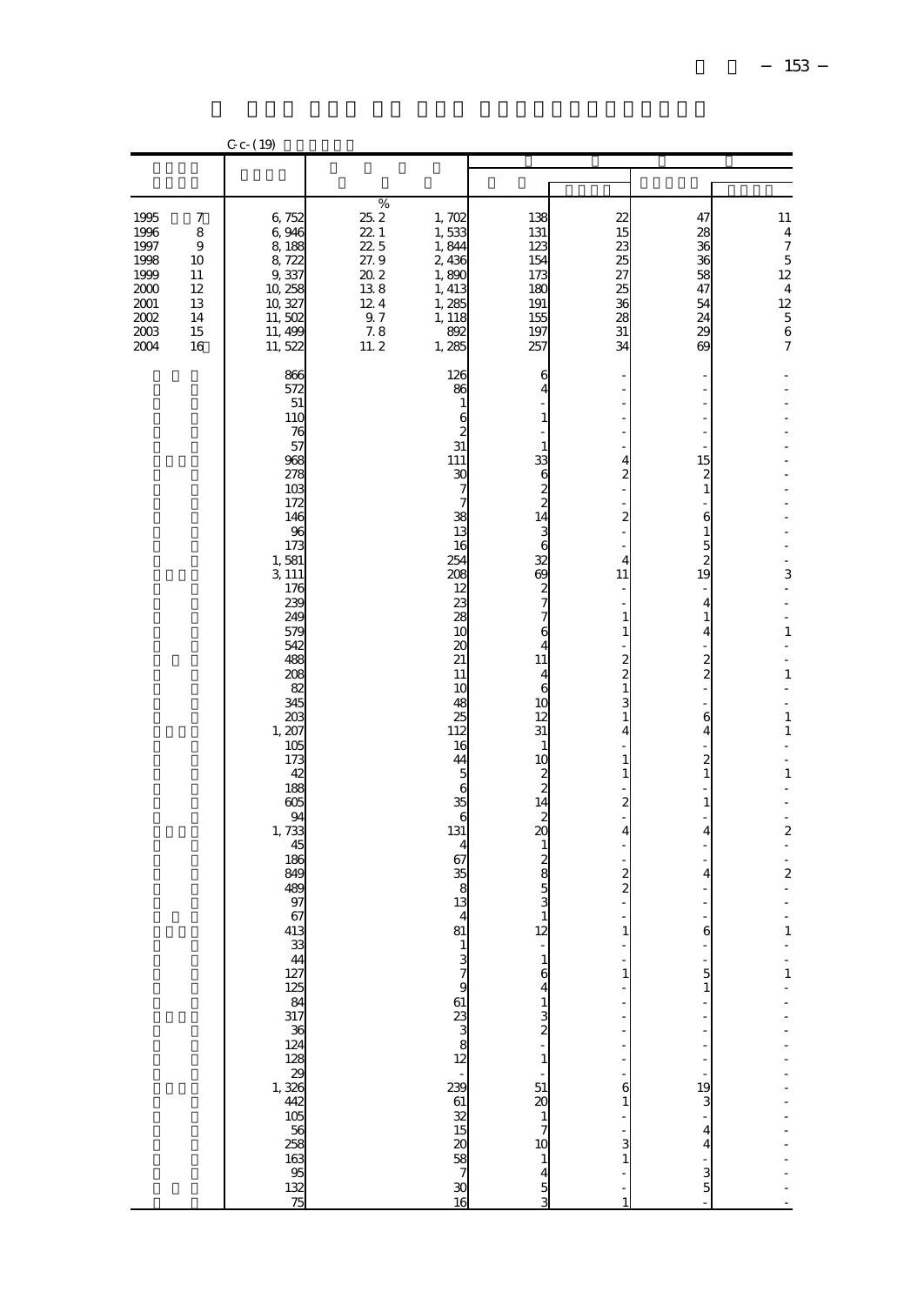C-c-(19)

| | | % | | | | | |
|---|---|---|---|---|---|---|---|
| 1995 7 | 6,752 | 25.2 | 1,702 | 138 | 22 | 47 | 11 |
| 1996 8 | 6,946 | 22.1 | 1,533 | 131 | 15 | 28 | 4 |
| 1997 9 | 8,188 | 22.5 | 1,844 | 123 | 23 | 36 | 7 |
| 1998 10 | 8,722 | 27.9 | 2,436 | 154 | 25 | 36 | 5 |
| 1999 11 | 9,337 | 20.2 | 1,890 | 173 | 27 | 58 | 12 |
| 2000 12 | 10,258 | 13.8 | 1,413 | 180 | 25 | 47 | 4 |
| 2001 13 | 10,327 | 12.4 | 1,285 | 191 | 36 | 54 | 12 |
| 2002 14 | 11,502 | 9.7 | 1,118 | 155 | 28 | 24 | 5 |
| 2003 15 | 11,499 | 7.8 | 892 | 197 | 31 | 29 | 6 |
| 2004 16 | 11,522 | 11.2 | 1,285 | 257 | 34 | 69 | 7 |
| | 866 | | 126 | 6 | - | - | - |
| | 572 | | 86 | 4 | - | - | - |
| | 51 | | 1 | - | - | - | - |
| | 110 | | 6 | 1 | - | - | - |
| | 76 | | 2 | - | - | - | - |
| | 57 | | 31 | 1 | - | - | - |
| | 968 | | 111 | 33 | 4 | 15 | - |
| | 278 | | 30 | 6 | 2 | 2 | - |
| | 103 | | 7 | 2 | - | 1 | - |
| | 172 | | 7 | 2 | - | - | - |
| | 146 | | 38 | 14 | 2 | 6 | - |
| | 96 | | 13 | 3 | - | 1 | - |
| | 173 | | 16 | 6 | - | 5 | - |
| | 1,581 | | 254 | 32 | 4 | 2 | - |
| | 3,111 | | 208 | 69 | 11 | 19 | 3 |
| | 176 | | 12 | 2 | - | - | - |
| | 239 | | 23 | 7 | - | 4 | - |
| | 249 | | 28 | 7 | 1 | 1 | - |
| | 579 | | 10 | 6 | 1 | 4 | 1 |
| | 542 | | 20 | 4 | - | - | - |
| | 488 | | 21 | 11 | 2 | 2 | - |
| | 208 | | 11 | 4 | 2 | 2 | 1 |
| | 82 | | 10 | 6 | 1 | - | - |
| | 345 | | 48 | 10 | 3 | - | - |
| | 203 | | 25 | 12 | 1 | 6 | 1 |
| | 1,207 | | 112 | 31 | 4 | 4 | 1 |
| | 105 | | 16 | 1 | - | - | - |
| | 173 | | 44 | 10 | 1 | 2 | - |
| | 42 | | 5 | 2 | 1 | 1 | 1 |
| | 188 | | 6 | 2 | - | - | - |
| | 605 | | 35 | 14 | 2 | 1 | - |
| | 94 | | 6 | 2 | - | - | - |
| | 1,733 | | 131 | 20 | 4 | 4 | 2 |
| | 45 | | 4 | 1 | - | - | - |
| | 186 | | 67 | 2 | - | - | - |
| | 849 | | 35 | 8 | 2 | 4 | 2 |
| | 489 | | 8 | 5 | 2 | - | - |
| | 97 | | 13 | 3 | - | - | - |
| | 67 | | 4 | 1 | - | - | - |
| | 413 | | 81 | 12 | 1 | 6 | 1 |
| | 33 | | 1 | - | - | - | - |
| | 44 | | 3 | 1 | - | - | - |
| | 127 | | 7 | 6 | 1 | 5 | 1 |
| | 125 | | 9 | 4 | - | 1 | - |
| | 84 | | 61 | 1 | - | - | - |
| | 317 | | 23 | 3 | - | - | - |
| | 36 | | 3 | 2 | - | - | - |
| | 124 | | 8 | - | - | - | - |
| | 128 | | 12 | 1 | - | - | - |
| | 29 | | - | - | - | - | - |
| | 1,326 | | 239 | 51 | 6 | 19 | - |
| | 442 | | 61 | 20 | 1 | 3 | - |
| | 105 | | 32 | 1 | - | - | - |
| | 56 | | 15 | 7 | - | 4 | - |
| | 258 | | 20 | 10 | 3 | 4 | - |
| | 163 | | 58 | 1 | 1 | - | - |
| | 95 | | 7 | 4 | - | 3 | - |
| | 132 | | 30 | 5 | - | 5 | - |
| | 75 | | 16 | 3 | 1 | - | - |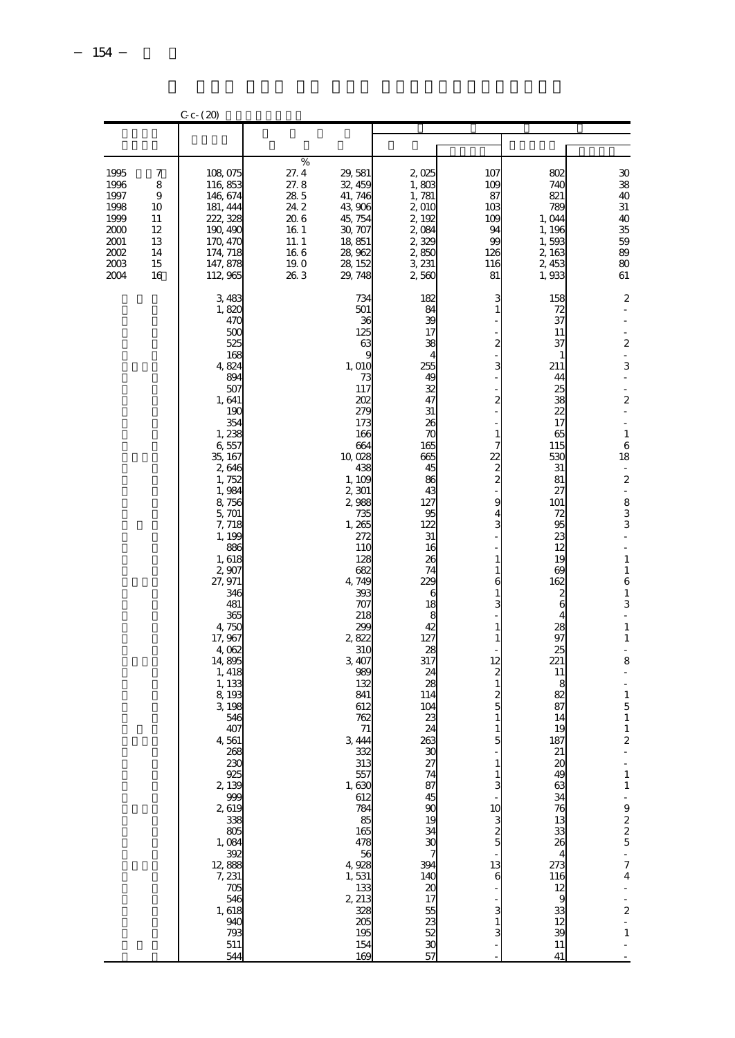C-c-(20)

| | | % | | | | | |
|---|---|---|---|---|---|---|---|
| 1995 7 | 108,075 | 27.4 | 29,581 | 2,025 | 107 | 802 | 30 |
| 1996 8 | 116,853 | 27.8 | 32,459 | 1,803 | 109 | 740 | 38 |
| 1997 9 | 146,674 | 28.5 | 41,746 | 1,781 | 87 | 821 | 40 |
| 1998 10 | 181,444 | 24.2 | 43,906 | 2,010 | 103 | 789 | 31 |
| 1999 11 | 222,328 | 20.6 | 45,754 | 2,192 | 109 | 1,044 | 40 |
| 2000 12 | 190,490 | 16.1 | 30,707 | 2,084 | 94 | 1,196 | 35 |
| 2001 13 | 170,470 | 11.1 | 18,851 | 2,329 | 99 | 1,593 | 59 |
| 2002 14 | 174,718 | 16.6 | 28,962 | 2,850 | 126 | 2,163 | 89 |
| 2003 15 | 147,878 | 19.0 | 28,152 | 3,231 | 116 | 2,453 | 80 |
| 2004 16 | 112,965 | 26.3 | 29,748 | 2,560 | 81 | 1,933 | 61 |
| | 3,483 | | 734 | 182 | 3 | 158 | 2 |
| | 1,820 | | 501 | 84 | 1 | 72 | - |
| | 470 | | 36 | 39 | - | 37 | - |
| | 500 | | 125 | 17 | - | 11 | - |
| | 525 | | 63 | 38 | 2 | 37 | 2 |
| | 168 | | 9 | 4 | - | 1 | - |
| | 4,824 | | 1,010 | 255 | 3 | 211 | 3 |
| | 894 | | 73 | 49 | - | 44 | - |
| | 507 | | 117 | 32 | - | 25 | - |
| | 1,641 | | 202 | 47 | 2 | 38 | 2 |
| | 190 | | 279 | 31 | - | 22 | - |
| | 354 | | 173 | 26 | - | 17 | - |
| | 1,238 | | 166 | 70 | 1 | 65 | 1 |
| | 6,557 | | 664 | 165 | 7 | 115 | 6 |
| | 35,167 | | 10,028 | 665 | 22 | 530 | 18 |
| | 2,646 | | 438 | 45 | 2 | 31 | - |
| | 1,752 | | 1,109 | 86 | 2 | 81 | 2 |
| | 1,984 | | 2,301 | 43 | - | 27 | - |
| | 8,756 | | 2,988 | 127 | 9 | 101 | 8 |
| | 5,701 | | 735 | 95 | 4 | 72 | 3 |
| | 7,718 | | 1,265 | 122 | 3 | 95 | 3 |
| | 1,199 | | 272 | 31 | - | 23 | - |
| | 886 | | 110 | 16 | - | 12 | - |
| | 1,618 | | 128 | 26 | 1 | 19 | 1 |
| | 2,907 | | 682 | 74 | 1 | 69 | 1 |
| | 27,971 | | 4,749 | 229 | 6 | 162 | 6 |
| | 346 | | 393 | 6 | 1 | 2 | 1 |
| | 481 | | 707 | 18 | 3 | 6 | 3 |
| | 365 | | 218 | 8 | - | 4 | - |
| | 4,750 | | 299 | 42 | 1 | 28 | 1 |
| | 17,967 | | 2,822 | 127 | 1 | 97 | 1 |
| | 4,062 | | 310 | 28 | - | 25 | - |
| | 14,895 | | 3,407 | 317 | 12 | 221 | 8 |
| | 1,418 | | 989 | 24 | 2 | 11 | - |
| | 1,133 | | 132 | 28 | 1 | 8 | - |
| | 8,193 | | 841 | 114 | 2 | 82 | 1 |
| | 3,198 | | 612 | 104 | 5 | 87 | 5 |
| | 546 | | 762 | 23 | 1 | 14 | 1 |
| | 407 | | 71 | 24 | 1 | 19 | 1 |
| | 4,561 | | 3,444 | 263 | 5 | 187 | 2 |
| | 268 | | 332 | 30 | - | 21 | - |
| | 230 | | 313 | 27 | 1 | 20 | - |
| | 925 | | 557 | 74 | 1 | 49 | 1 |
| | 2,139 | | 1,630 | 87 | 3 | 63 | 1 |
| | 999 | | 612 | 45 | - | 34 | - |
| | 2,619 | | 784 | 90 | 10 | 76 | 9 |
| | 338 | | 85 | 19 | 3 | 13 | 2 |
| | 805 | | 165 | 34 | 2 | 33 | 2 |
| | 1,084 | | 478 | 30 | 5 | 26 | 5 |
| | 392 | | 56 | 7 | - | 4 | - |
| | 12,888 | | 4,928 | 394 | 13 | 273 | 7 |
| | 7,231 | | 1,531 | 140 | 6 | 116 | 4 |
| | 705 | | 133 | 20 | - | 12 | - |
| | 546 | | 2,213 | 17 | - | 9 | - |
| | 1,618 | | 328 | 55 | 3 | 33 | 2 |
| | 940 | | 205 | 23 | 1 | 12 | - |
| | 793 | | 195 | 52 | 3 | 39 | 1 |
| | 511 | | 154 | 30 | - | 11 | - |
| | 544 | | 169 | 57 | - | 41 | - |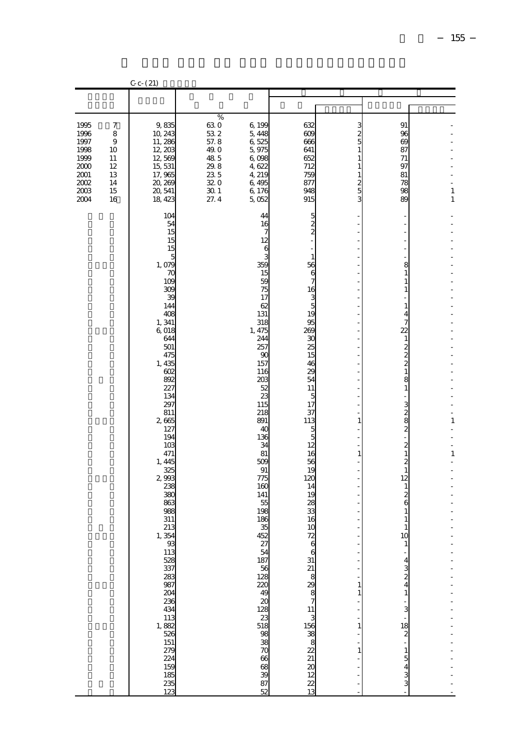C-c-(21)

| | | % | | | | | |
|---|---|---|---|---|---|---|---|
| 1995　7 | 9,835 | 63.0 | 6,199 | 632 | 3 | 91 | - |
| 1996　8 | 10,243 | 53.2 | 5,448 | 609 | 2 | 96 | - |
| 1997　9 | 11,286 | 57.8 | 6,525 | 666 | 5 | 69 | - |
| 1998　10 | 12,203 | 49.0 | 5,975 | 641 | 1 | 87 | - |
| 1999　11 | 12,569 | 48.5 | 6,098 | 652 | 1 | 71 | - |
| 2000　12 | 15,531 | 29.8 | 4,622 | 712 | 1 | 97 | - |
| 2001　13 | 17,965 | 23.5 | 4,219 | 759 | 1 | 81 | - |
| 2002　14 | 20,269 | 32.0 | 6,495 | 877 | 2 | 78 | - |
| 2003　15 | 20,541 | 30.1 | 6,176 | 948 | 5 | 98 | 1 |
| 2004　16 | 18,423 | 27.4 | 5,052 | 915 | 3 | 89 | 1 |
| | 104 | | 44 | 5 | - | - | - |
| | 54 | | 16 | 2 | - | - | - |
| | 15 | | 7 | 2 | - | - | - |
| | 15 | | 12 | - | - | - | - |
| | 15 | | 6 | - | - | - | - |
| | 5 | | 3 | 1 | - | - | - |
| | 1,079 | | 359 | 56 | - | 8 | - |
| | 70 | | 15 | 6 | - | 1 | - |
| | 109 | | 59 | 7 | - | 1 | - |
| | 309 | | 75 | 16 | - | 1 | - |
| | 39 | | 17 | 3 | - | - | - |
| | 144 | | 62 | 5 | - | 1 | - |
| | 408 | | 131 | 19 | - | 4 | - |
| | 1,341 | | 318 | 95 | - | 7 | - |
| | 6,018 | | 1,475 | 269 | - | 22 | - |
| | 644 | | 244 | 30 | - | 1 | - |
| | 501 | | 257 | 25 | - | 2 | - |
| | 475 | | 90 | 15 | - | 2 | - |
| | 1,435 | | 157 | 46 | - | 2 | - |
| | 602 | | 116 | 29 | - | 1 | - |
| | 892 | | 203 | 54 | - | 8 | - |
| | 227 | | 52 | 11 | - | 1 | - |
| | 134 | | 23 | 5 | - | - | - |
| | 297 | | 115 | 17 | - | 3 | - |
| | 811 | | 218 | 37 | - | 2 | - |
| | 2,665 | | 891 | 113 | 1 | 8 | 1 |
| | 127 | | 40 | 5 | - | 2 | - |
| | 194 | | 136 | 5 | - | - | - |
| | 103 | | 34 | 12 | - | 2 | - |
| | 471 | | 81 | 16 | 1 | 1 | 1 |
| | 1,445 | | 509 | 56 | - | 2 | - |
| | 325 | | 91 | 19 | - | 1 | - |
| | 2,993 | | 775 | 120 | - | 12 | - |
| | 238 | | 160 | 14 | - | 1 | - |
| | 380 | | 141 | 19 | - | 2 | - |
| | 863 | | 55 | 28 | - | 6 | - |
| | 988 | | 198 | 33 | - | 1 | - |
| | 311 | | 186 | 16 | - | 1 | - |
| | 213 | | 35 | 10 | - | 1 | - |
| | 1,354 | | 452 | 72 | - | 10 | - |
| | 93 | | 27 | 6 | - | 1 | - |
| | 113 | | 54 | 6 | - | - | - |
| | 528 | | 187 | 31 | - | 4 | - |
| | 337 | | 56 | 21 | - | 3 | - |
| | 283 | | 128 | 8 | - | 2 | - |
| | 987 | | 220 | 29 | 1 | 4 | - |
| | 204 | | 49 | 8 | 1 | 1 | - |
| | 236 | | 20 | 7 | - | - | - |
| | 434 | | 128 | 11 | - | 3 | - |
| | 113 | | 23 | 3 | - | - | - |
| | 1,882 | | 518 | 156 | 1 | 18 | - |
| | 526 | | 98 | 38 | - | 2 | - |
| | 151 | | 38 | 8 | - | - | - |
| | 279 | | 70 | 22 | 1 | 1 | - |
| | 224 | | 66 | 21 | - | 5 | - |
| | 159 | | 68 | 20 | - | 4 | - |
| | 185 | | 39 | 12 | - | 3 | - |
| | 235 | | 87 | 22 | - | 3 | - |
| | 123 | | 52 | 13 | - | - | - |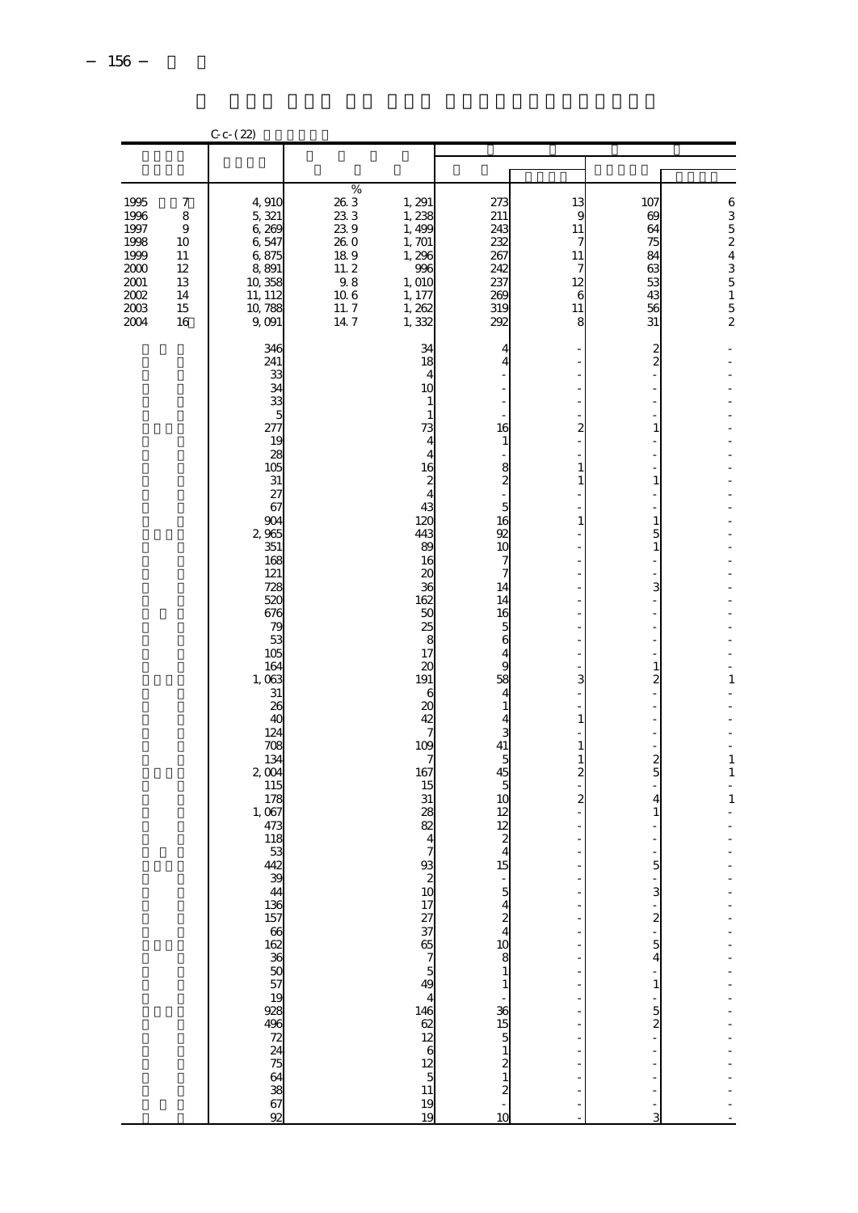C-c-(22)

| | | % | | | | | |
|---|---|---|---|---|---|---|---|
| 1995 7 | 4,910 | 26.3 | 1,291 | 273 | 13 | 107 | 6 |
| 1996 8 | 5,321 | 23.3 | 1,238 | 211 | 9 | 69 | 3 |
| 1997 9 | 6,269 | 23.9 | 1,499 | 243 | 11 | 64 | 5 |
| 1998 10 | 6,547 | 26.0 | 1,701 | 232 | 7 | 75 | 2 |
| 1999 11 | 6,875 | 18.9 | 1,296 | 267 | 11 | 84 | 4 |
| 2000 12 | 8,891 | 11.2 | 996 | 242 | 7 | 63 | 3 |
| 2001 13 | 10,358 | 9.8 | 1,010 | 237 | 12 | 53 | 5 |
| 2002 14 | 11,112 | 10.6 | 1,177 | 269 | 6 | 43 | 1 |
| 2003 15 | 10,788 | 11.7 | 1,262 | 319 | 11 | 56 | 5 |
| 2004 16 | 9,091 | 14.7 | 1,332 | 292 | 8 | 31 | 2 |
| | 346 | | 34 | 4 | - | 2 | - |
| | 241 | | 18 | 4 | - | 2 | - |
| | 33 | | 4 | - | - | - | - |
| | 34 | | 10 | - | - | - | - |
| | 33 | | 1 | - | - | - | - |
| | 5 | | 1 | - | - | - | - |
| | 277 | | 73 | 16 | 2 | 1 | - |
| | 19 | | 4 | 1 | - | - | - |
| | 28 | | 4 | - | - | - | - |
| | 105 | | 16 | 8 | 1 | - | - |
| | 31 | | 2 | 2 | 1 | 1 | - |
| | 27 | | 4 | - | - | - | - |
| | 67 | | 43 | 5 | - | - | - |
| | 904 | | 120 | 16 | 1 | 1 | - |
| | 2,965 | | 443 | 92 | - | 5 | - |
| | 351 | | 89 | 10 | - | 1 | - |
| | 168 | | 16 | 7 | - | - | - |
| | 121 | | 20 | 7 | - | - | - |
| | 728 | | 36 | 14 | - | 3 | - |
| | 520 | | 162 | 14 | - | - | - |
| | 676 | | 50 | 16 | - | - | - |
| | 79 | | 25 | 5 | - | - | - |
| | 53 | | 8 | 6 | - | - | - |
| | 105 | | 17 | 4 | - | - | - |
| | 164 | | 20 | 9 | - | 1 | - |
| | 1,063 | | 191 | 58 | 3 | 2 | 1 |
| | 31 | | 6 | 4 | - | - | - |
| | 26 | | 20 | 1 | - | - | - |
| | 40 | | 42 | 4 | 1 | - | - |
| | 124 | | 7 | 3 | - | - | - |
| | 708 | | 109 | 41 | 1 | - | - |
| | 134 | | 7 | 5 | 1 | 2 | 1 |
| | 2,004 | | 167 | 45 | 2 | 5 | 1 |
| | 115 | | 15 | 5 | - | - | - |
| | 178 | | 31 | 10 | 2 | 4 | 1 |
| | 1,067 | | 28 | 12 | - | 1 | - |
| | 473 | | 82 | 12 | - | - | - |
| | 118 | | 4 | 2 | - | - | - |
| | 53 | | 7 | 4 | - | - | - |
| | 442 | | 93 | 15 | - | 5 | - |
| | 39 | | 2 | - | - | - | - |
| | 44 | | 10 | 5 | - | 3 | - |
| | 136 | | 17 | 4 | - | - | - |
| | 157 | | 27 | 2 | - | 2 | - |
| | 66 | | 37 | 4 | - | - | - |
| | 162 | | 65 | 10 | - | 5 | - |
| | 36 | | 7 | 8 | - | 4 | - |
| | 50 | | 5 | 1 | - | - | - |
| | 57 | | 49 | 1 | - | 1 | - |
| | 19 | | 4 | - | - | - | - |
| | 928 | | 146 | 36 | - | 5 | - |
| | 496 | | 62 | 15 | - | 2 | - |
| | 72 | | 12 | 5 | - | - | - |
| | 24 | | 6 | 1 | - | - | - |
| | 75 | | 12 | 2 | - | - | - |
| | 64 | | 5 | 1 | - | - | - |
| | 38 | | 11 | 2 | - | - | - |
| | 67 | | 19 | - | - | - | - |
| | 92 | | 19 | 10 | - | 3 | - |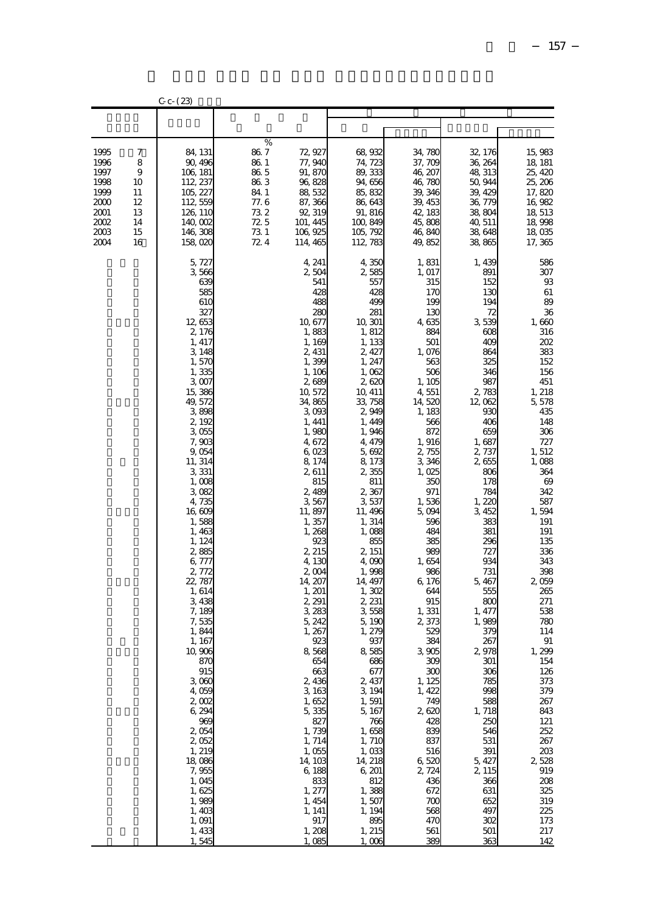C-c-(23)

| | | % | | | | | |
|---|---|---|---|---|---|---|---|
| 1995 7 | 84,131 | 86.7 | 72,927 | 68,932 | 34,780 | 32,176 | 15,983 |
| 1996 8 | 90,496 | 86.1 | 77,940 | 74,723 | 37,709 | 36,264 | 18,181 |
| 1997 9 | 106,181 | 86.5 | 91,870 | 89,333 | 46,207 | 48,313 | 25,420 |
| 1998 10 | 112,237 | 86.3 | 96,828 | 94,656 | 46,780 | 50,944 | 25,206 |
| 1999 11 | 105,227 | 84.1 | 88,532 | 85,832 | 39,346 | 39,429 | 17,820 |
| 2000 12 | 112,559 | 77.6 | 87,366 | 86,643 | 39,453 | 36,779 | 16,982 |
| 2001 13 | 126,110 | 73.2 | 92,319 | 91,816 | 42,183 | 38,804 | 18,513 |
| 2002 14 | 140,002 | 72.5 | 101,445 | 100,849 | 45,808 | 40,511 | 18,998 |
| 2003 15 | 146,308 | 73.1 | 106,925 | 105,792 | 46,840 | 38,648 | 18,035 |
| 2004 16 | 158,020 | 72.4 | 114,465 | 112,783 | 49,852 | 38,865 | 17,365 |
| | 5,727 | | 4,241 | 4,350 | 1,831 | 1,439 | 586 |
| | 3,566 | | 2,504 | 2,585 | 1,017 | 891 | 307 |
| | 639 | | 541 | 557 | 315 | 152 | 93 |
| | 585 | | 428 | 428 | 170 | 130 | 61 |
| | 610 | | 488 | 499 | 199 | 194 | 89 |
| | 327 | | 280 | 281 | 130 | 72 | 36 |
| | 12,653 | | 10,677 | 10,301 | 4,635 | 3,539 | 1,660 |
| | 2,176 | | 1,883 | 1,812 | 884 | 608 | 316 |
| | 1,417 | | 1,169 | 1,133 | 501 | 409 | 202 |
| | 3,148 | | 2,431 | 2,427 | 1,076 | 864 | 383 |
| | 1,570 | | 1,399 | 1,247 | 563 | 325 | 152 |
| | 1,335 | | 1,106 | 1,062 | 506 | 346 | 156 |
| | 3,007 | | 2,689 | 2,620 | 1,105 | 987 | 451 |
| | 15,386 | | 10,572 | 10,411 | 4,551 | 2,783 | 1,218 |
| | 49,572 | | 34,865 | 33,758 | 14,520 | 12,062 | 5,578 |
| | 3,898 | | 3,093 | 2,949 | 1,183 | 930 | 435 |
| | 2,192 | | 1,441 | 1,449 | 566 | 406 | 148 |
| | 3,055 | | 1,980 | 1,946 | 872 | 659 | 306 |
| | 7,903 | | 4,672 | 4,479 | 1,916 | 1,687 | 727 |
| | 9,054 | | 6,023 | 5,692 | 2,755 | 2,737 | 1,512 |
| | 11,314 | | 8,174 | 8,173 | 3,346 | 2,655 | 1,088 |
| | 3,331 | | 2,611 | 2,355 | 1,025 | 806 | 364 |
| | 1,008 | | 815 | 811 | 350 | 178 | 69 |
| | 3,082 | | 2,489 | 2,367 | 971 | 784 | 342 |
| | 4,735 | | 3,567 | 3,537 | 1,536 | 1,220 | 587 |
| | 16,609 | | 11,897 | 11,496 | 5,094 | 3,452 | 1,594 |
| | 1,588 | | 1,357 | 1,314 | 596 | 383 | 191 |
| | 1,463 | | 1,268 | 1,088 | 484 | 381 | 191 |
| | 1,124 | | 923 | 855 | 385 | 296 | 135 |
| | 2,885 | | 2,215 | 2,151 | 989 | 727 | 336 |
| | 6,777 | | 4,130 | 4,090 | 1,654 | 934 | 343 |
| | 2,772 | | 2,004 | 1,998 | 986 | 731 | 398 |
| | 22,787 | | 14,207 | 14,497 | 6,176 | 5,467 | 2,059 |
| | 1,614 | | 1,201 | 1,302 | 644 | 555 | 265 |
| | 3,438 | | 2,291 | 2,231 | 915 | 800 | 271 |
| | 7,189 | | 3,283 | 3,558 | 1,331 | 1,477 | 538 |
| | 7,535 | | 5,242 | 5,190 | 2,373 | 1,989 | 780 |
| | 1,844 | | 1,267 | 1,279 | 529 | 379 | 114 |
| | 1,167 | | 923 | 937 | 384 | 267 | 91 |
| | 10,906 | | 8,568 | 8,585 | 3,905 | 2,978 | 1,299 |
| | 870 | | 654 | 686 | 309 | 301 | 154 |
| | 915 | | 663 | 677 | 300 | 306 | 126 |
| | 3,060 | | 2,436 | 2,437 | 1,125 | 785 | 373 |
| | 4,059 | | 3,163 | 3,194 | 1,422 | 998 | 379 |
| | 2,002 | | 1,652 | 1,591 | 749 | 588 | 267 |
| | 6,294 | | 5,335 | 5,167 | 2,620 | 1,718 | 843 |
| | 969 | | 827 | 766 | 428 | 250 | 121 |
| | 2,054 | | 1,739 | 1,658 | 839 | 546 | 252 |
| | 2,052 | | 1,714 | 1,710 | 837 | 531 | 267 |
| | 1,219 | | 1,055 | 1,033 | 516 | 391 | 203 |
| | 18,086 | | 14,103 | 14,218 | 6,520 | 5,427 | 2,528 |
| | 7,955 | | 6,188 | 6,201 | 2,724 | 2,115 | 919 |
| | 1,045 | | 833 | 812 | 436 | 366 | 208 |
| | 1,625 | | 1,277 | 1,388 | 672 | 631 | 325 |
| | 1,989 | | 1,454 | 1,507 | 700 | 652 | 319 |
| | 1,403 | | 1,141 | 1,194 | 568 | 497 | 225 |
| | 1,091 | | 917 | 895 | 470 | 302 | 173 |
| | 1,433 | | 1,208 | 1,215 | 561 | 501 | 217 |
| | 1,545 | | 1,085 | 1,006 | 389 | 363 | 142 |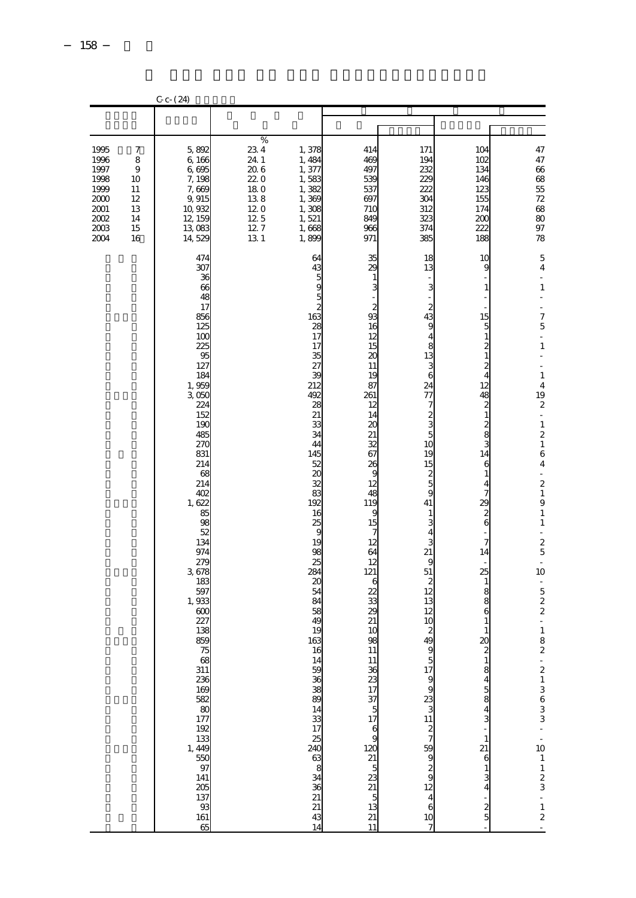C-c-(24)

| | | % | | | | | |
|---|---|---|---|---|---|---|---|
| 1995 7 | 5,892 | 23.4 | 1,378 | 414 | 171 | 104 | 47 |
| 1996 8 | 6,166 | 24.1 | 1,484 | 469 | 194 | 102 | 47 |
| 1997 9 | 6,695 | 20.6 | 1,377 | 497 | 232 | 134 | 66 |
| 1998 10 | 7,198 | 22.0 | 1,583 | 539 | 229 | 146 | 68 |
| 1999 11 | 7,669 | 18.0 | 1,382 | 537 | 222 | 123 | 55 |
| 2000 12 | 9,915 | 13.8 | 1,369 | 697 | 304 | 155 | 72 |
| 2001 13 | 10,932 | 12.0 | 1,308 | 710 | 312 | 174 | 68 |
| 2002 14 | 12,159 | 12.5 | 1,521 | 849 | 323 | 200 | 80 |
| 2003 15 | 13,083 | 12.7 | 1,668 | 966 | 374 | 222 | 97 |
| 2004 16 | 14,529 | 13.1 | 1,899 | 971 | 385 | 188 | 78 |
| | 474 | | 64 | 35 | 18 | 10 | 5 |
| | 307 | | 43 | 29 | 13 | 9 | 4 |
| | 36 | | 5 | 1 | - | - | - |
| | 66 | | 9 | 3 | 3 | 1 | 1 |
| | 48 | | 5 | - | - | - | - |
| | 17 | | 2 | 2 | 2 | - | - |
| | 856 | | 163 | 93 | 43 | 15 | 7 |
| | 125 | | 28 | 16 | 9 | 5 | 5 |
| | 100 | | 17 | 12 | 4 | 1 | - |
| | 225 | | 17 | 15 | 8 | 2 | 1 |
| | 95 | | 35 | 20 | 13 | 1 | - |
| | 127 | | 27 | 11 | 3 | 2 | - |
| | 184 | | 39 | 19 | 6 | 4 | 1 |
| | 1,959 | | 212 | 87 | 24 | 12 | 4 |
| | 3,050 | | 492 | 261 | 77 | 48 | 19 |
| | 224 | | 28 | 12 | 7 | 2 | 2 |
| | 152 | | 21 | 14 | 2 | 1 | - |
| | 190 | | 33 | 20 | 3 | 2 | 1 |
| | 485 | | 34 | 21 | 5 | 8 | 2 |
| | 270 | | 44 | 32 | 10 | 3 | 1 |
| | 831 | | 145 | 67 | 19 | 14 | 6 |
| | 214 | | 52 | 26 | 15 | 6 | 4 |
| | 68 | | 20 | 9 | 2 | 1 | - |
| | 214 | | 32 | 12 | 5 | 4 | 2 |
| | 402 | | 83 | 48 | 9 | 7 | 1 |
| | 1,622 | | 192 | 119 | 41 | 29 | 9 |
| | 85 | | 16 | 9 | 1 | 2 | 1 |
| | 98 | | 25 | 15 | 3 | 6 | 1 |
| | 52 | | 9 | 7 | 4 | - | - |
| | 134 | | 19 | 12 | 3 | 7 | 2 |
| | 974 | | 98 | 64 | 21 | 14 | 5 |
| | 279 | | 25 | 12 | 9 | - | - |
| | 3,678 | | 284 | 121 | 51 | 25 | 10 |
| | 183 | | 20 | 6 | 2 | 1 | - |
| | 597 | | 54 | 22 | 12 | 8 | 5 |
| | 1,933 | | 84 | 33 | 13 | 8 | 2 |
| | 600 | | 58 | 29 | 12 | 6 | 2 |
| | 227 | | 49 | 21 | 10 | 1 | - |
| | 138 | | 19 | 10 | 2 | 1 | 1 |
| | 859 | | 163 | 98 | 49 | 20 | 8 |
| | 75 | | 16 | 11 | 9 | 2 | 2 |
| | 68 | | 14 | 11 | 5 | 1 | - |
| | 311 | | 59 | 36 | 17 | 8 | 2 |
| | 236 | | 36 | 23 | 9 | 4 | 1 |
| | 169 | | 38 | 17 | 9 | 5 | 3 |
| | 582 | | 89 | 37 | 23 | 8 | 6 |
| | 80 | | 14 | 5 | 3 | 4 | 3 |
| | 177 | | 33 | 17 | 11 | 3 | 3 |
| | 192 | | 17 | 6 | 2 | - | - |
| | 133 | | 25 | 9 | 7 | 1 | - |
| | 1,449 | | 240 | 120 | 59 | 21 | 10 |
| | 550 | | 63 | 21 | 9 | 6 | 1 |
| | 97 | | 8 | 5 | 2 | 1 | 1 |
| | 141 | | 34 | 23 | 9 | 3 | 2 |
| | 205 | | 36 | 21 | 12 | 4 | 3 |
| | 137 | | 21 | 5 | 4 | - | - |
| | 93 | | 21 | 13 | 6 | 2 | 1 |
| | 161 | | 43 | 21 | 10 | 5 | 2 |
| | 65 | | 14 | 11 | 7 | - | - |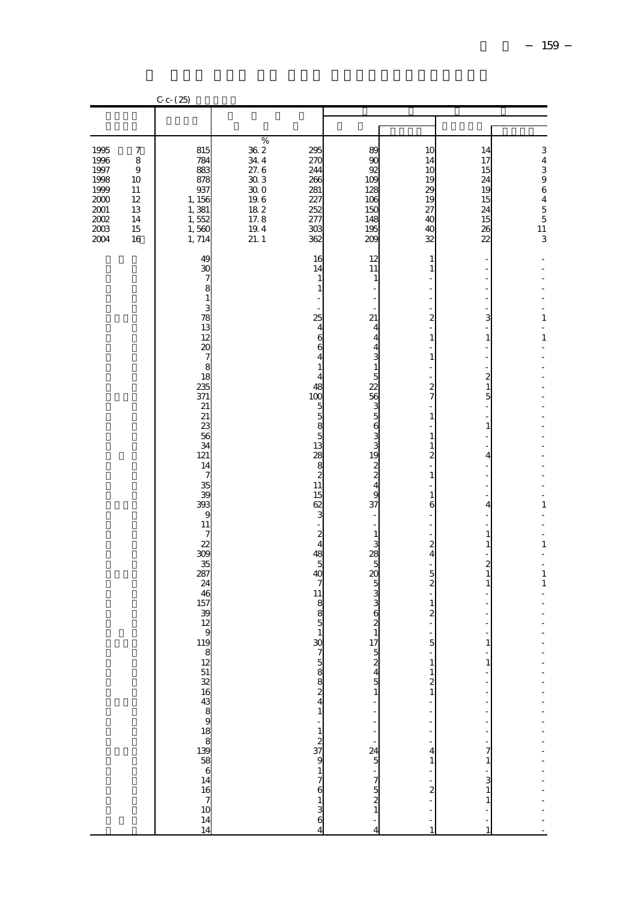C-c-(25)

| | | | % | | | | | |
|---|---|---|---|---|---|---|---|---|
| 1995 | 7 | 815 | 36.2 | 295 | 89 | 10 | 14 | 3 |
| 1996 | 8 | 784 | 34.4 | 270 | 90 | 14 | 17 | 4 |
| 1997 | 9 | 883 | 27.6 | 244 | 92 | 10 | 15 | 3 |
| 1998 | 10 | 878 | 30.3 | 266 | 109 | 19 | 24 | 9 |
| 1999 | 11 | 937 | 30.0 | 281 | 128 | 29 | 19 | 6 |
| 2000 | 12 | 1,156 | 19.6 | 227 | 106 | 19 | 15 | 4 |
| 2001 | 13 | 1,381 | 18.2 | 252 | 150 | 27 | 24 | 5 |
| 2002 | 14 | 1,552 | 17.8 | 277 | 148 | 40 | 15 | 5 |
| 2003 | 15 | 1,560 | 19.4 | 303 | 195 | 40 | 26 | 11 |
| 2004 | 16 | 1,714 | 21.1 | 362 | 209 | 32 | 22 | 3 |
| | | 49 | | 16 | 12 | 1 | - | - |
| | | 30 | | 14 | 11 | 1 | - | - |
| | | 7 | | 1 | 1 | - | - | - |
| | | 8 | | 1 | - | - | - | - |
| | | 1 | | - | - | - | - | - |
| | | 3 | | - | - | - | - | - |
| | | 78 | | 25 | 21 | 2 | 3 | 1 |
| | | 13 | | 4 | 4 | - | - | - |
| | | 12 | | 6 | 4 | 1 | 1 | 1 |
| | | 20 | | 6 | 4 | - | - | - |
| | | 7 | | 4 | 3 | 1 | - | - |
| | | 8 | | 1 | 1 | - | - | - |
| | | 18 | | 4 | 5 | - | 2 | - |
| | | 235 | | 48 | 22 | 2 | 1 | - |
| | | 371 | | 100 | 56 | 7 | 5 | - |
| | | 21 | | 5 | 3 | - | - | - |
| | | 21 | | 5 | 5 | 1 | - | - |
| | | 23 | | 8 | 6 | - | 1 | - |
| | | 56 | | 5 | 3 | 1 | - | - |
| | | 34 | | 13 | 3 | 1 | - | - |
| | | 121 | | 28 | 19 | 2 | 4 | - |
| | | 14 | | 8 | 2 | - | - | - |
| | | 7 | | 2 | 2 | 1 | - | - |
| | | 35 | | 11 | 4 | - | - | - |
| | | 39 | | 15 | 9 | 1 | - | - |
| | | 393 | | 62 | 37 | 6 | 4 | 1 |
| | | 9 | | 3 | - | - | - | - |
| | | 11 | | - | - | - | - | - |
| | | 7 | | 2 | 1 | - | 1 | - |
| | | 22 | | 4 | 3 | 2 | 1 | 1 |
| | | 309 | | 48 | 28 | 4 | - | - |
| | | 35 | | 5 | 5 | - | 2 | - |
| | | 287 | | 40 | 20 | 5 | 1 | 1 |
| | | 24 | | 7 | 5 | 2 | 1 | 1 |
| | | 46 | | 11 | 3 | - | - | - |
| | | 157 | | 8 | 3 | 1 | - | - |
| | | 39 | | 8 | 6 | 2 | - | - |
| | | 12 | | 5 | 2 | - | - | - |
| | | 9 | | 1 | 1 | - | - | - |
| | | 119 | | 30 | 17 | 5 | 1 | - |
| | | 8 | | 7 | 5 | - | - | - |
| | | 12 | | 5 | 2 | 1 | 1 | - |
| | | 51 | | 8 | 4 | 1 | - | - |
| | | 32 | | 8 | 5 | 2 | - | - |
| | | 16 | | 2 | 1 | 1 | - | - |
| | | 43 | | 4 | - | - | - | - |
| | | 8 | | 1 | - | - | - | - |
| | | 9 | | - | - | - | - | - |
| | | 18 | | 1 | - | - | - | - |
| | | 8 | | 2 | - | - | - | - |
| | | 139 | | 37 | 24 | 4 | 7 | - |
| | | 58 | | 9 | 5 | 1 | 1 | - |
| | | 6 | | 1 | - | - | - | - |
| | | 14 | | 7 | 7 | - | 3 | - |
| | | 16 | | 6 | 5 | 2 | 1 | - |
| | | 7 | | 1 | 2 | - | 1 | - |
| | | 10 | | 3 | 1 | - | - | - |
| | | 14 | | 6 | - | - | - | - |
| | | 14 | | 4 | 4 | 1 | 1 | - |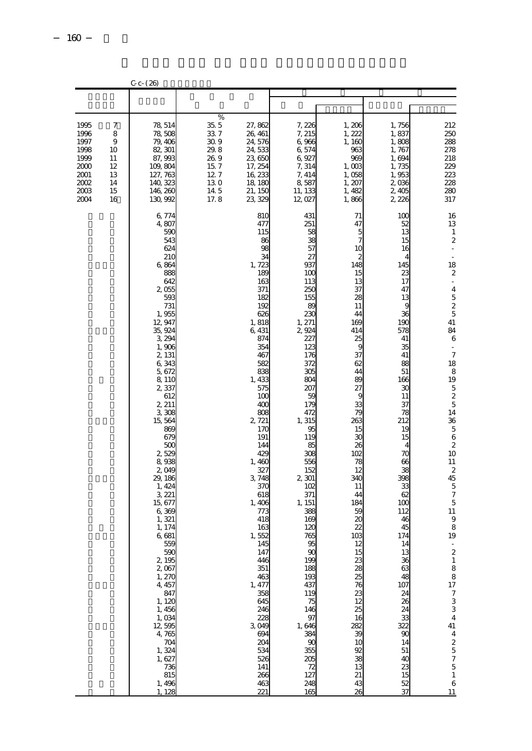C-c-(26)

| | | | | | | | | |
|---|---|---|---|---|---|---|---|---|
| | | | % | | | | | |
| 1995 | 7 | 78,514 | 35.5 | 27,862 | 7,226 | 1,206 | 1,756 | 212 |
| 1996 | 8 | 78,508 | 33.7 | 26,461 | 7,215 | 1,222 | 1,837 | 250 |
| 1997 | 9 | 79,406 | 30.9 | 24,576 | 6,966 | 1,160 | 1,808 | 288 |
| 1998 | 10 | 82,301 | 29.8 | 24,533 | 6,574 | 963 | 1,767 | 278 |
| 1999 | 11 | 87,993 | 26.9 | 23,650 | 6,927 | 969 | 1,694 | 218 |
| 2000 | 12 | 109,804 | 15.7 | 17,254 | 7,314 | 1,003 | 1,735 | 229 |
| 2001 | 13 | 127,763 | 12.7 | 16,233 | 7,414 | 1,058 | 1,953 | 223 |
| 2002 | 14 | 140,323 | 13.0 | 18,180 | 8,587 | 1,207 | 2,036 | 228 |
| 2003 | 15 | 146,260 | 14.5 | 21,150 | 11,133 | 1,482 | 2,405 | 280 |
| 2004 | 16 | 130,992 | 17.8 | 23,329 | 12,027 | 1,866 | 2,226 | 317 |
| | | 6,774 | | 810 | 431 | 71 | 100 | 16 |
| | | 4,807 | | 477 | 251 | 47 | 52 | 13 |
| | | 590 | | 115 | 58 | 5 | 13 | 1 |
| | | 543 | | 86 | 38 | 7 | 15 | 2 |
| | | 624 | | 98 | 57 | 10 | 16 | - |
| | | 210 | | 34 | 27 | 2 | 4 | - |
| | | 6,864 | | 1,723 | 937 | 148 | 145 | 18 |
| | | 888 | | 189 | 100 | 15 | 23 | 2 |
| | | 642 | | 163 | 113 | 13 | 17 | - |
| | | 2,055 | | 371 | 250 | 37 | 47 | 4 |
| | | 593 | | 182 | 155 | 28 | 13 | 5 |
| | | 731 | | 192 | 89 | 11 | 9 | 2 |
| | | 1,955 | | 626 | 230 | 44 | 36 | 5 |
| | | 12,947 | | 1,818 | 1,271 | 169 | 190 | 41 |
| | | 35,924 | | 6,431 | 2,924 | 414 | 578 | 84 |
| | | 3,294 | | 874 | 227 | 25 | 41 | 6 |
| | | 1,906 | | 354 | 123 | 9 | 35 | - |
| | | 2,131 | | 467 | 176 | 37 | 41 | 7 |
| | | 6,343 | | 582 | 372 | 62 | 88 | 18 |
| | | 5,672 | | 838 | 305 | 44 | 51 | 8 |
| | | 8,110 | | 1,433 | 804 | 89 | 166 | 19 |
| | | 2,337 | | 575 | 207 | 27 | 30 | 5 |
| | | 612 | | 100 | 59 | 9 | 11 | 2 |
| | | 2,211 | | 400 | 179 | 33 | 37 | 5 |
| | | 3,308 | | 808 | 472 | 79 | 78 | 14 |
| | | 15,564 | | 2,721 | 1,315 | 263 | 212 | 36 |
| | | 869 | | 170 | 95 | 15 | 19 | 5 |
| | | 679 | | 191 | 119 | 30 | 15 | 6 |
| | | 500 | | 144 | 85 | 26 | 4 | 2 |
| | | 2,529 | | 429 | 308 | 102 | 70 | 10 |
| | | 8,938 | | 1,460 | 556 | 78 | 66 | 11 |
| | | 2,049 | | 327 | 152 | 12 | 38 | 2 |
| | | 29,186 | | 3,748 | 2,301 | 340 | 398 | 45 |
| | | 1,424 | | 370 | 102 | 11 | 33 | 5 |
| | | 3,221 | | 618 | 371 | 44 | 62 | 7 |
| | | 15,677 | | 1,406 | 1,151 | 184 | 100 | 5 |
| | | 6,369 | | 773 | 388 | 59 | 112 | 11 |
| | | 1,321 | | 418 | 169 | 20 | 46 | 9 |
| | | 1,174 | | 163 | 120 | 22 | 45 | 8 |
| | | 6,681 | | 1,552 | 765 | 103 | 174 | 19 |
| | | 559 | | 145 | 95 | 12 | 14 | - |
| | | 590 | | 147 | 90 | 15 | 13 | 2 |
| | | 2,195 | | 446 | 199 | 23 | 36 | 1 |
| | | 2,067 | | 351 | 188 | 28 | 63 | 8 |
| | | 1,270 | | 463 | 193 | 25 | 48 | 8 |
| | | 4,457 | | 1,477 | 437 | 76 | 107 | 17 |
| | | 847 | | 358 | 119 | 23 | 24 | 7 |
| | | 1,120 | | 645 | 75 | 12 | 26 | 3 |
| | | 1,456 | | 246 | 146 | 25 | 24 | 3 |
| | | 1,034 | | 228 | 97 | 16 | 33 | 4 |
| | | 12,595 | | 3,049 | 1,646 | 282 | 322 | 41 |
| | | 4,765 | | 694 | 384 | 39 | 90 | 4 |
| | | 704 | | 204 | 90 | 10 | 14 | 2 |
| | | 1,324 | | 534 | 355 | 92 | 51 | 5 |
| | | 1,627 | | 526 | 205 | 38 | 40 | 7 |
| | | 736 | | 141 | 72 | 13 | 23 | 5 |
| | | 815 | | 266 | 127 | 21 | 15 | 1 |
| | | 1,496 | | 463 | 248 | 43 | 52 | 6 |
| | | 1,128 | | 221 | 165 | 26 | 37 | 11 |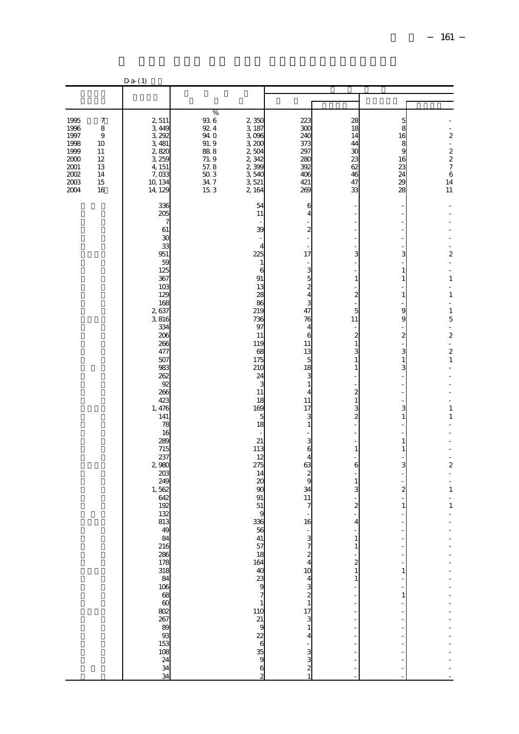D-a-(1)

| | | | | | | | |
|---|---|---|---|---|---|---|---|
| | | % | | | | | |
| 1995 7 | 2, 511 | 93. 6 | 2, 350 | 223 | 28 | 5 | - |
| 1996 8 | 3, 449 | 92. 4 | 3, 187 | 300 | 18 | 8 | - |
| 1997 9 | 3, 292 | 94. 0 | 3, 096 | 240 | 14 | 16 | 2 |
| 1998 10 | 3, 481 | 91. 9 | 3, 200 | 373 | 44 | 8 | - |
| 1999 11 | 2, 820 | 88. 8 | 2, 504 | 297 | 30 | 9 | 2 |
| 2000 12 | 3, 259 | 71. 9 | 2, 342 | 280 | 23 | 16 | 2 |
| 2001 13 | 4, 151 | 57. 8 | 2, 399 | 392 | 62 | 23 | 7 |
| 2002 14 | 7, 033 | 50. 3 | 3, 540 | 406 | 46 | 24 | 6 |
| 2003 15 | 10, 134 | 34. 7 | 3, 521 | 421 | 47 | 29 | 14 |
| 2004 16 | 14, 129 | 15. 3 | 2, 164 | 269 | 33 | 28 | 11 |
| | 336 | | 54 | 6 | - | - | - |
| | 205 | | 11 | 4 | - | - | - |
| | 7 | | - | - | - | - | - |
| | 61 | | 39 | 2 | - | - | - |
| | 30 | | - | - | - | - | - |
| | 33 | | 4 | - | - | - | - |
| | 951 | | 225 | 17 | 3 | 3 | 2 |
| | 59 | | 1 | - | - | - | - |
| | 125 | | 6 | 3 | - | 1 | - |
| | 367 | | 91 | 5 | 1 | 1 | 1 |
| | 103 | | 13 | 2 | - | - | - |
| | 129 | | 28 | 4 | 2 | 1 | 1 |
| | 168 | | 86 | 3 | - | - | - |
| | 2, 637 | | 219 | 47 | 5 | 9 | 1 |
| | 3, 816 | | 736 | 76 | 11 | 9 | 5 |
| | 334 | | 97 | 4 | - | - | - |
| | 206 | | 11 | 6 | 2 | 2 | 2 |
| | 266 | | 119 | 11 | 1 | - | - |
| | 477 | | 68 | 13 | 3 | 3 | 2 |
| | 507 | | 175 | 5 | 1 | 1 | 1 |
| | 983 | | 210 | 18 | 1 | 3 | - |
| | 262 | | 24 | 3 | - | - | - |
| | 92 | | 3 | 1 | - | - | - |
| | 266 | | 11 | 4 | 2 | - | - |
| | 423 | | 18 | 11 | 1 | - | - |
| | 1, 476 | | 169 | 17 | 3 | 3 | 1 |
| | 141 | | 5 | 3 | 2 | 1 | 1 |
| | 78 | | 18 | 1 | - | - | - |
| | 16 | | - | - | - | - | - |
| | 289 | | 21 | 3 | - | 1 | - |
| | 715 | | 113 | 6 | 1 | 1 | - |
| | 237 | | 12 | 4 | - | - | - |
| | 2, 980 | | 275 | 63 | 6 | 3 | 2 |
| | 203 | | 14 | 2 | - | - | - |
| | 249 | | 20 | 9 | 1 | - | - |
| | 1, 562 | | 90 | 34 | 3 | 2 | 1 |
| | 642 | | 91 | 11 | - | - | - |
| | 192 | | 51 | 7 | 2 | 1 | 1 |
| | 132 | | 9 | - | - | - | - |
| | 813 | | 336 | 16 | 4 | - | - |
| | 49 | | 56 | - | - | - | - |
| | 84 | | 41 | 3 | 1 | - | - |
| | 216 | | 57 | 7 | 1 | - | - |
| | 286 | | 18 | 2 | - | - | - |
| | 178 | | 164 | 4 | 2 | - | - |
| | 318 | | 40 | 10 | 1 | 1 | - |
| | 84 | | 23 | 4 | 1 | - | - |
| | 106 | | 9 | 3 | - | - | - |
| | 68 | | 7 | 2 | - | 1 | - |
| | 60 | | 1 | 1 | - | - | - |
| | 802 | | 110 | 17 | - | - | - |
| | 267 | | 21 | 3 | - | - | - |
| | 89 | | 9 | 1 | - | - | - |
| | 93 | | 22 | 4 | - | - | - |
| | 153 | | 6 | - | - | - | - |
| | 108 | | 35 | 3 | - | - | - |
| | 24 | | 9 | 3 | - | - | - |
| | 34 | | 6 | 2 | - | - | - |
| | 34 | | 2 | 1 | - | - | - |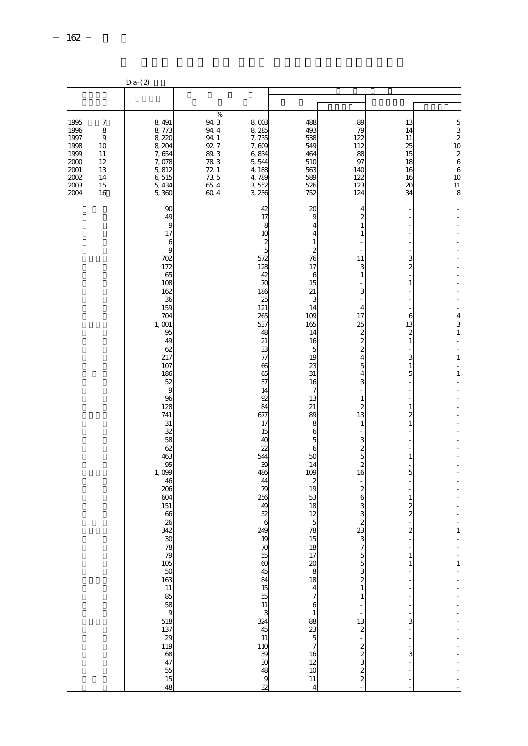D-a-(2)

| | | % | | | | | |
|---|---|---|---|---|---|---|---|
| 1995 7 | 8,491 | 94.3 | 8,003 | 488 | 89 | 13 | 5 |
| 1996 8 | 8,773 | 94.4 | 8,285 | 493 | 79 | 14 | 3 |
| 1997 9 | 8,220 | 94.1 | 7,735 | 538 | 122 | 11 | 2 |
| 1998 10 | 8,204 | 92.7 | 7,609 | 549 | 112 | 25 | 10 |
| 1999 11 | 7,654 | 89.3 | 6,834 | 464 | 88 | 15 | 2 |
| 2000 12 | 7,078 | 78.3 | 5,544 | 510 | 97 | 18 | 6 |
| 2001 13 | 5,812 | 72.1 | 4,188 | 563 | 140 | 16 | 6 |
| 2002 14 | 6,515 | 73.5 | 4,789 | 589 | 122 | 16 | 10 |
| 2003 15 | 5,434 | 65.4 | 3,552 | 526 | 123 | 20 | 11 |
| 2004 16 | 5,360 | 60.4 | 3,236 | 752 | 124 | 34 | 8 |
| | 90 | | 42 | 20 | 4 | - | - |
| | 49 | | 17 | 9 | 2 | - | - |
| | 9 | | 8 | 4 | 1 | - | - |
| | 17 | | 10 | 4 | 1 | - | - |
| | 6 | | 2 | 1 | - | - | - |
| | 9 | | 5 | 2 | - | - | - |
| | 702 | | 572 | 76 | 11 | 3 | - |
| | 172 | | 128 | 17 | 3 | 2 | - |
| | 65 | | 42 | 6 | 1 | - | - |
| | 108 | | 70 | 15 | - | 1 | - |
| | 162 | | 186 | 21 | 3 | - | - |
| | 36 | | 25 | 3 | - | - | - |
| | 159 | | 121 | 14 | 4 | - | - |
| | 704 | | 265 | 109 | 17 | 6 | 4 |
| | 1,001 | | 537 | 165 | 25 | 13 | 3 |
| | 95 | | 48 | 14 | 2 | 2 | 1 |
| | 49 | | 21 | 16 | 2 | 1 | - |
| | 62 | | 33 | 5 | 2 | - | - |
| | 217 | | 77 | 19 | 4 | 3 | 1 |
| | 107 | | 66 | 23 | 5 | 1 | - |
| | 186 | | 65 | 31 | 4 | 5 | 1 |
| | 52 | | 37 | 16 | 3 | - | - |
| | 9 | | 14 | 7 | - | - | - |
| | 96 | | 92 | 13 | 1 | - | - |
| | 128 | | 84 | 21 | 2 | 1 | - |
| | 741 | | 677 | 89 | 13 | 2 | - |
| | 31 | | 17 | 8 | 1 | 1 | - |
| | 32 | | 15 | 6 | - | - | - |
| | 58 | | 40 | 5 | 3 | - | - |
| | 62 | | 22 | 6 | 2 | - | - |
| | 463 | | 544 | 50 | 5 | 1 | - |
| | 95 | | 39 | 14 | 2 | - | - |
| | 1,099 | | 486 | 109 | 16 | 5 | - |
| | 46 | | 44 | 2 | - | - | - |
| | 206 | | 79 | 19 | 2 | - | - |
| | 604 | | 256 | 53 | 6 | 1 | - |
| | 151 | | 49 | 18 | 3 | 2 | - |
| | 66 | | 52 | 12 | 3 | 2 | - |
| | 26 | | 6 | 5 | 2 | - | - |
| | 342 | | 249 | 78 | 23 | 2 | 1 |
| | 30 | | 19 | 15 | 3 | - | - |
| | 78 | | 70 | 18 | 7 | - | - |
| | 79 | | 55 | 17 | 5 | 1 | - |
| | 105 | | 60 | 20 | 5 | 1 | 1 |
| | 50 | | 45 | 8 | 3 | - | - |
| | 163 | | 84 | 18 | 2 | - | - |
| | 11 | | 15 | 4 | 1 | - | - |
| | 85 | | 55 | 7 | 1 | - | - |
| | 58 | | 11 | 6 | - | - | - |
| | 9 | | 3 | 1 | - | - | - |
| | 518 | | 324 | 88 | 13 | 3 | - |
| | 137 | | 45 | 23 | 2 | - | - |
| | 29 | | 11 | 5 | - | - | - |
| | 119 | | 110 | 7 | 2 | - | - |
| | 68 | | 39 | 16 | 2 | 3 | - |
| | 47 | | 30 | 12 | 3 | - | - |
| | 55 | | 48 | 10 | 2 | - | - |
| | 15 | | 9 | 11 | 2 | - | - |
| | 48 | | 32 | 4 | - | - | - |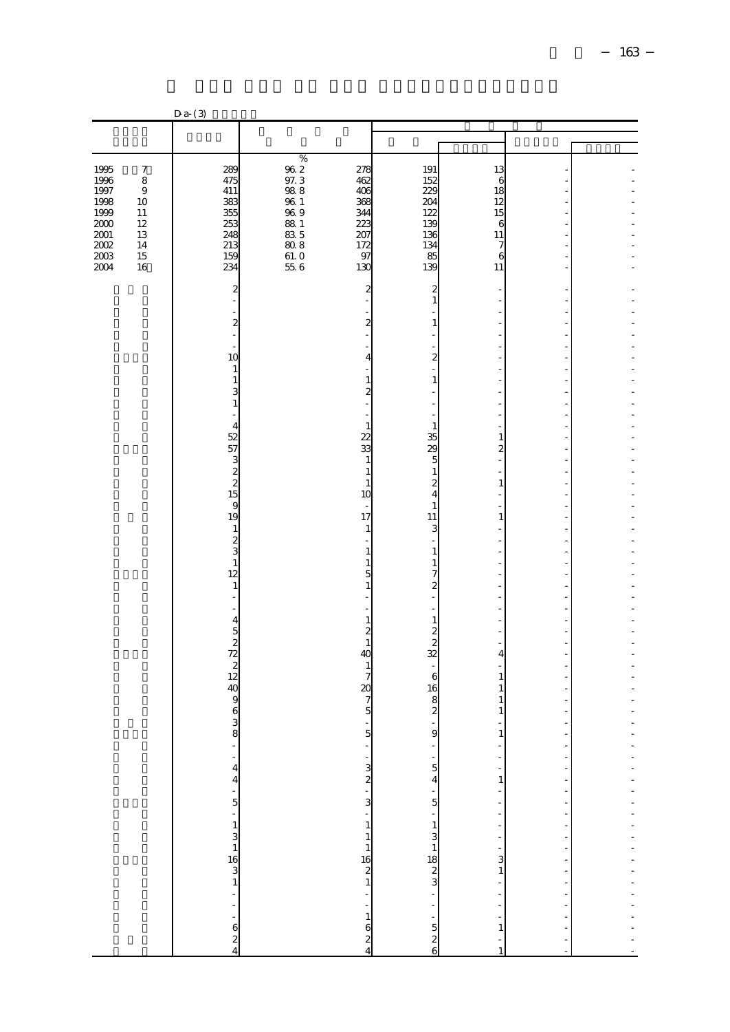D-a-(3)

| | | % | | | | | |
|---|---|---|---|---|---|---|---|
| 1995 7 | 289 | 96.2 | 278 | 191 | 13 | - | - |
| 1996 8 | 475 | 97.3 | 462 | 152 | 6 | - | - |
| 1997 9 | 411 | 98.8 | 406 | 229 | 18 | - | - |
| 1998 10 | 383 | 96.1 | 368 | 204 | 12 | - | - |
| 1999 11 | 355 | 96.9 | 344 | 122 | 15 | - | - |
| 2000 12 | 253 | 88.1 | 223 | 139 | 6 | - | - |
| 2001 13 | 248 | 83.5 | 207 | 136 | 11 | - | - |
| 2002 14 | 213 | 80.8 | 172 | 134 | 7 | - | - |
| 2003 15 | 159 | 61.0 | 97 | 85 | 6 | - | - |
| 2004 16 | 234 | 55.6 | 130 | 139 | 11 | - | - |
| | 2 | | 2 | 2 | - | - | - |
| | - | | - | 1 | - | - | - |
| | - | | - | - | - | - | - |
| | 2 | | 2 | 1 | - | - | - |
| | - | | - | - | - | - | - |
| | - | | - | - | - | - | - |
| | 10 | | 4 | 2 | - | - | - |
| | 1 | | - | - | - | - | - |
| | 1 | | 1 | 1 | - | - | - |
| | 3 | | 2 | - | - | - | - |
| | 1 | | - | - | - | - | - |
| | - | | - | - | - | - | - |
| | 4 | | 1 | 1 | - | - | - |
| | 52 | | 22 | 35 | 1 | - | - |
| | 57 | | 33 | 29 | 2 | - | - |
| | 3 | | 1 | 5 | - | - | - |
| | 2 | | 1 | 1 | - | - | - |
| | 2 | | 1 | 2 | 1 | - | - |
| | 15 | | 10 | 4 | - | - | - |
| | 9 | | - | 1 | - | - | - |
| | 19 | | 17 | 11 | 1 | - | - |
| | 1 | | 1 | 3 | - | - | - |
| | 2 | | - | - | - | - | - |
| | 3 | | 1 | 1 | - | - | - |
| | 1 | | 1 | 1 | - | - | - |
| | 12 | | 5 | 7 | - | - | - |
| | 1 | | 1 | 2 | - | - | - |
| | - | | - | - | - | - | - |
| | - | | - | - | - | - | - |
| | 4 | | 1 | 1 | - | - | - |
| | 5 | | 2 | 2 | - | - | - |
| | 2 | | 1 | 2 | - | - | - |
| | 72 | | 40 | 32 | 4 | - | - |
| | 2 | | 1 | - | - | - | - |
| | 12 | | 7 | 6 | 1 | - | - |
| | 40 | | 20 | 16 | 1 | - | - |
| | 9 | | 7 | 8 | 1 | - | - |
| | 6 | | 5 | 2 | 1 | - | - |
| | 3 | | - | - | - | - | - |
| | 8 | | 5 | 9 | 1 | - | - |
| | - | | - | - | - | - | - |
| | - | | - | - | - | - | - |
| | 4 | | 3 | 5 | - | - | - |
| | 4 | | 2 | 4 | 1 | - | - |
| | - | | - | - | - | - | - |
| | 5 | | 3 | 5 | - | - | - |
| | - | | - | - | - | - | - |
| | 1 | | 1 | 1 | - | - | - |
| | 3 | | 1 | 3 | - | - | - |
| | 1 | | 1 | 1 | - | - | - |
| | 16 | | 16 | 18 | 3 | - | - |
| | 3 | | 2 | 2 | 1 | - | - |
| | 1 | | 1 | 3 | - | - | - |
| | - | | - | - | - | - | - |
| | - | | - | - | - | - | - |
| | - | | 1 | - | - | - | - |
| | 6 | | 6 | 5 | 1 | - | - |
| | 2 | | 2 | 2 | - | - | - |
| | 4 | | 4 | 6 | 1 | - | - |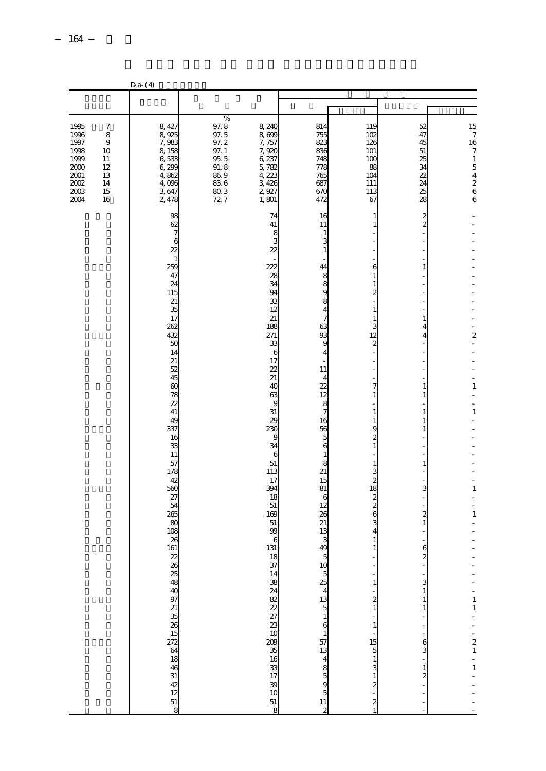D-a-(4)

| | | | | | | | |
|---|---|---|---|---|---|---|---|
| | | % | | | | | |
| 1995　7 | 8,427 | 97.8 | 8,240 | 814 | 119 | 52 | 15 |
| 1996　8 | 8,925 | 97.5 | 8,699 | 755 | 102 | 47 | 7 |
| 1997　9 | 7,983 | 97.2 | 7,757 | 823 | 126 | 45 | 16 |
| 1998　10 | 8,158 | 97.1 | 7,920 | 836 | 101 | 51 | 7 |
| 1999　11 | 6,533 | 95.5 | 6,237 | 748 | 100 | 25 | 1 |
| 2000　12 | 6,299 | 91.8 | 5,782 | 778 | 88 | 34 | 5 |
| 2001　13 | 4,862 | 86.9 | 4,223 | 765 | 104 | 22 | 4 |
| 2002　14 | 4,096 | 83.6 | 3,426 | 687 | 111 | 24 | 2 |
| 2003　15 | 3,647 | 80.3 | 2,927 | 670 | 113 | 25 | 6 |
| 2004　16 | 2,478 | 72.7 | 1,801 | 472 | 67 | 28 | 6 |
| | 98 | | 74 | 16 | 1 | 2 | - |
| | 62 | | 41 | 11 | 1 | 2 | - |
| | 7 | | 8 | 1 | - | - | - |
| | 6 | | 3 | 3 | - | - | - |
| | 22 | | 22 | 1 | - | - | - |
| | 1 | | - | - | - | - | - |
| | 259 | | 222 | 44 | 6 | 1 | - |
| | 47 | | 28 | 8 | 1 | - | - |
| | 24 | | 34 | 8 | 1 | - | - |
| | 115 | | 94 | 9 | 2 | - | - |
| | 21 | | 33 | 8 | - | - | - |
| | 35 | | 12 | 4 | 1 | - | - |
| | 17 | | 21 | 7 | 1 | 1 | - |
| | 262 | | 188 | 63 | 3 | 4 | - |
| | 432 | | 271 | 93 | 12 | 4 | 2 |
| | 50 | | 33 | 9 | 2 | - | - |
| | 14 | | 6 | 4 | - | - | - |
| | 21 | | 17 | - | - | - | - |
| | 52 | | 22 | 11 | - | - | - |
| | 45 | | 21 | 4 | - | - | - |
| | 60 | | 40 | 22 | 7 | 1 | 1 |
| | 78 | | 63 | 12 | 1 | 1 | - |
| | 22 | | 9 | 8 | - | - | - |
| | 41 | | 31 | 7 | 1 | 1 | 1 |
| | 49 | | 29 | 16 | 1 | 1 | - |
| | 337 | | 230 | 56 | 9 | 1 | - |
| | 16 | | 9 | 5 | 2 | - | - |
| | 33 | | 34 | 6 | 1 | - | - |
| | 11 | | 6 | 1 | - | - | - |
| | 57 | | 51 | 8 | 1 | 1 | - |
| | 178 | | 113 | 21 | 3 | - | - |
| | 42 | | 17 | 15 | 2 | - | - |
| | 560 | | 394 | 81 | 18 | 3 | 1 |
| | 27 | | 18 | 6 | 2 | - | - |
| | 54 | | 51 | 12 | 2 | - | - |
| | 265 | | 169 | 26 | 6 | 2 | 1 |
| | 80 | | 51 | 21 | 3 | 1 | - |
| | 108 | | 99 | 13 | 4 | - | - |
| | 26 | | 6 | 3 | 1 | - | - |
| | 161 | | 131 | 49 | 1 | 6 | - |
| | 22 | | 18 | 5 | - | 2 | - |
| | 26 | | 37 | 10 | - | - | - |
| | 25 | | 14 | 5 | - | - | - |
| | 48 | | 38 | 25 | 1 | 3 | - |
| | 40 | | 24 | 4 | - | 1 | - |
| | 97 | | 82 | 13 | 2 | 1 | 1 |
| | 21 | | 22 | 5 | 1 | 1 | 1 |
| | 35 | | 27 | 1 | - | - | - |
| | 26 | | 23 | 6 | 1 | - | - |
| | 15 | | 10 | 1 | - | - | - |
| | 272 | | 209 | 57 | 15 | 6 | 2 |
| | 64 | | 35 | 13 | 5 | 3 | 1 |
| | 18 | | 16 | 4 | 1 | - | - |
| | 46 | | 33 | 8 | 3 | 1 | 1 |
| | 31 | | 17 | 5 | 1 | 2 | - |
| | 42 | | 39 | 9 | 2 | - | - |
| | 12 | | 10 | 5 | - | - | - |
| | 51 | | 51 | 11 | 2 | - | - |
| | 8 | | 8 | 2 | 1 | - | - |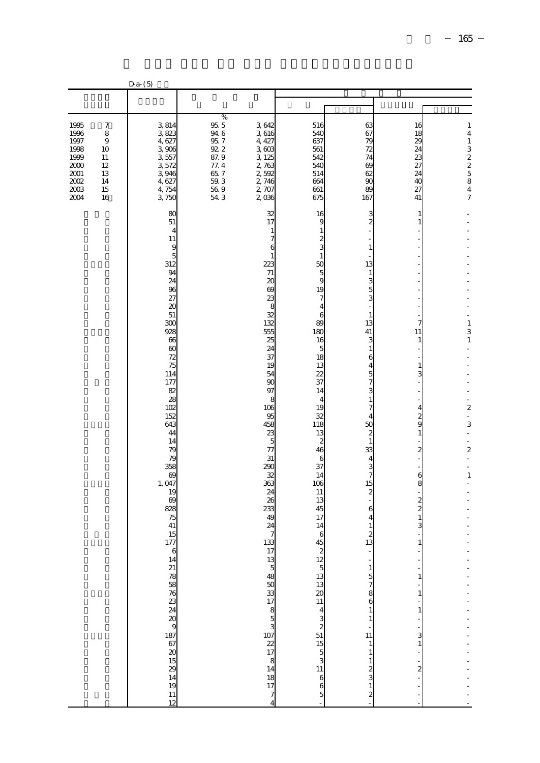D-a-(5)

| | | % | | | | | |
|---|---|---|---|---|---|---|---|
| 1995 7 | 3,814 | 95.5 | 3,642 | 516 | 63 | 16 | 1 |
| 1996 8 | 3,823 | 94.6 | 3,616 | 540 | 67 | 18 | 4 |
| 1997 9 | 4,627 | 95.7 | 4,427 | 637 | 79 | 29 | 1 |
| 1998 10 | 3,906 | 92.2 | 3,603 | 561 | 72 | 24 | 3 |
| 1999 11 | 3,557 | 87.9 | 3,125 | 542 | 74 | 23 | 2 |
| 2000 12 | 3,572 | 77.4 | 2,763 | 540 | 69 | 27 | 2 |
| 2001 13 | 3,946 | 65.7 | 2,592 | 514 | 62 | 24 | 5 |
| 2002 14 | 4,627 | 59.3 | 2,746 | 664 | 90 | 40 | 8 |
| 2003 15 | 4,754 | 56.9 | 2,707 | 661 | 89 | 27 | 4 |
| 2004 16 | 3,750 | 54.3 | 2,036 | 675 | 167 | 41 | 7 |
| | 80 | | 32 | 16 | 3 | 1 | - |
| | 51 | | 17 | 9 | 2 | 1 | - |
| | 4 | | 1 | 1 | - | - | - |
| | 11 | | 7 | 2 | - | - | - |
| | 9 | | 6 | 3 | 1 | - | - |
| | 5 | | 1 | 1 | - | - | - |
| | 312 | | 223 | 50 | 13 | - | - |
| | 94 | | 71 | 5 | 1 | - | - |
| | 24 | | 20 | 9 | 3 | - | - |
| | 96 | | 69 | 19 | 5 | - | - |
| | 27 | | 23 | 7 | 3 | - | - |
| | 20 | | 8 | 4 | - | - | - |
| | 51 | | 32 | 6 | 1 | - | - |
| | 300 | | 132 | 89 | 13 | 7 | 1 |
| | 928 | | 555 | 180 | 41 | 11 | 3 |
| | 66 | | 25 | 16 | 3 | 1 | 1 |
| | 60 | | 24 | 5 | 1 | - | - |
| | 72 | | 37 | 18 | 6 | - | - |
| | 75 | | 19 | 13 | 4 | 1 | - |
| | 114 | | 54 | 22 | 5 | 3 | - |
| | 177 | | 90 | 37 | 7 | - | - |
| | 82 | | 97 | 14 | 3 | - | - |
| | 28 | | 8 | 4 | 1 | - | - |
| | 102 | | 106 | 19 | 7 | 4 | 2 |
| | 152 | | 95 | 32 | 4 | 2 | - |
| | 643 | | 458 | 118 | 50 | 9 | 3 |
| | 44 | | 23 | 13 | 2 | 1 | - |
| | 14 | | 5 | 2 | 1 | - | - |
| | 79 | | 77 | 46 | 33 | 2 | 2 |
| | 79 | | 31 | 6 | 4 | - | - |
| | 358 | | 290 | 37 | 3 | - | - |
| | 69 | | 32 | 14 | 7 | 6 | 1 |
| | 1,047 | | 363 | 106 | 15 | 8 | - |
| | 19 | | 24 | 11 | 2 | - | - |
| | 69 | | 26 | 13 | - | 2 | - |
| | 828 | | 233 | 45 | 6 | 2 | - |
| | 75 | | 49 | 17 | 4 | 1 | - |
| | 41 | | 24 | 14 | 1 | 3 | - |
| | 15 | | 7 | 6 | 2 | - | - |
| | 177 | | 133 | 45 | 13 | 1 | - |
| | 6 | | 17 | 2 | - | - | - |
| | 14 | | 13 | 12 | - | - | - |
| | 21 | | 5 | 5 | 1 | - | - |
| | 78 | | 48 | 13 | 5 | 1 | - |
| | 58 | | 50 | 13 | 7 | - | - |
| | 76 | | 33 | 20 | 8 | 1 | - |
| | 23 | | 17 | 11 | 6 | - | - |
| | 24 | | 8 | 4 | 1 | 1 | - |
| | 20 | | 5 | 3 | 1 | - | - |
| | 9 | | 3 | 2 | - | - | - |
| | 187 | | 107 | 51 | 11 | 3 | - |
| | 67 | | 22 | 15 | 1 | 1 | - |
| | 20 | | 17 | 5 | 1 | - | - |
| | 15 | | 8 | 3 | 1 | - | - |
| | 29 | | 14 | 11 | 2 | 2 | - |
| | 14 | | 18 | 6 | 3 | - | - |
| | 19 | | 17 | 6 | 1 | - | - |
| | 11 | | 7 | 5 | 2 | - | - |
| | 12 | | 4 | - | - | - | - |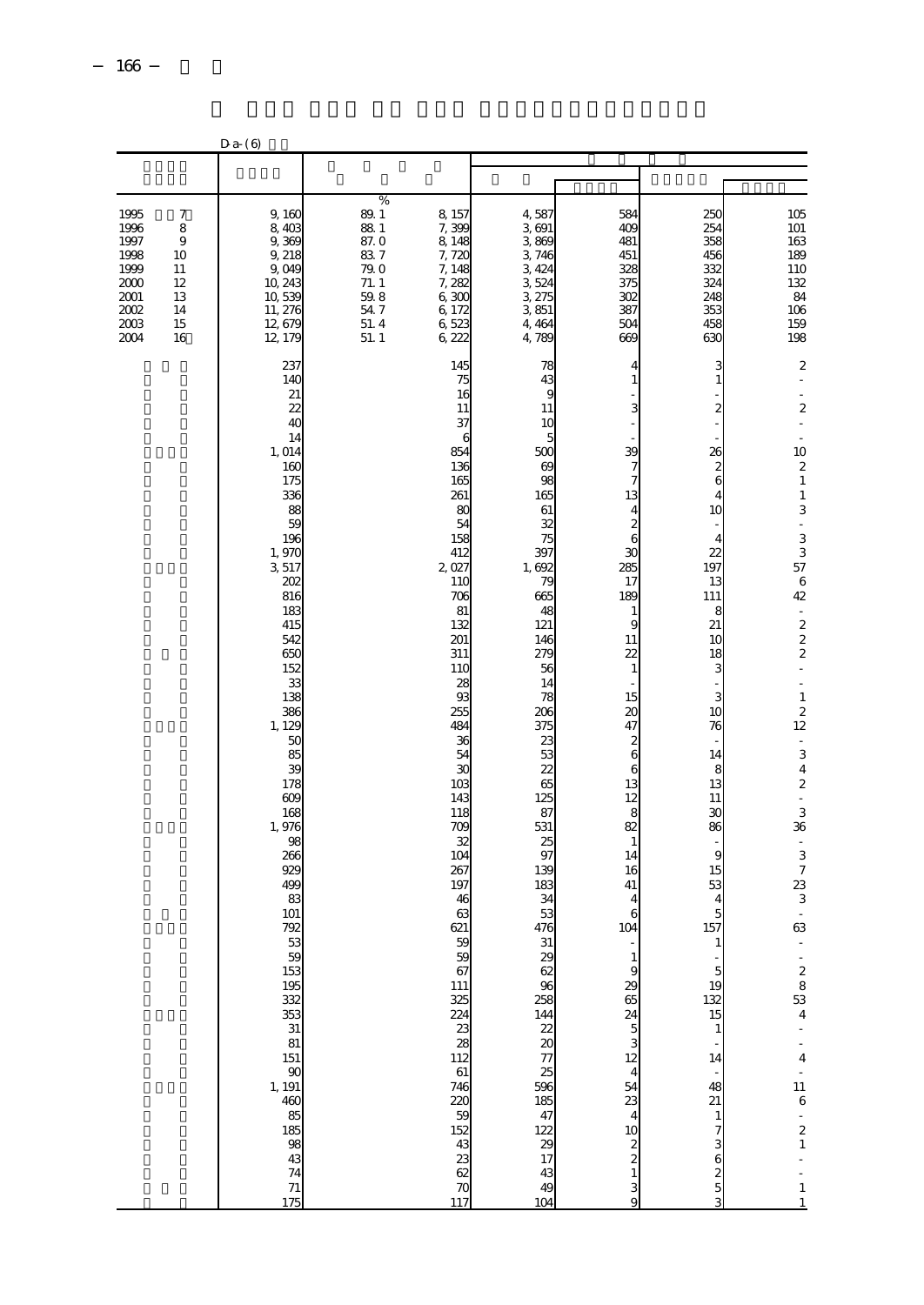D-a-(6)

| | | | | | | | |
|---|---|---|---|---|---|---|---|
| | | % | | | | | |
| 1995 7 | 9,160 | 89.1 | 8,157 | 4,587 | 584 | 250 | 105 |
| 1996 8 | 8,403 | 88.1 | 7,399 | 3,691 | 409 | 254 | 101 |
| 1997 9 | 9,369 | 87.0 | 8,148 | 3,869 | 481 | 358 | 163 |
| 1998 10 | 9,218 | 83.7 | 7,720 | 3,746 | 451 | 456 | 189 |
| 1999 11 | 9,049 | 79.0 | 7,148 | 3,424 | 328 | 332 | 110 |
| 2000 12 | 10,243 | 71.1 | 7,282 | 3,524 | 375 | 324 | 132 |
| 2001 13 | 10,539 | 59.8 | 6,300 | 3,275 | 302 | 248 | 84 |
| 2002 14 | 11,276 | 54.7 | 6,172 | 3,851 | 387 | 353 | 106 |
| 2003 15 | 12,679 | 51.4 | 6,523 | 4,464 | 504 | 458 | 159 |
| 2004 16 | 12,179 | 51.1 | 6,222 | 4,789 | 669 | 630 | 198 |
| | 237 | | 145 | 78 | 4 | 3 | 2 |
| | 140 | | 75 | 43 | 1 | 1 | - |
| | 21 | | 16 | 9 | - | - | - |
| | 22 | | 11 | 11 | 3 | 2 | 2 |
| | 40 | | 37 | 10 | - | - | - |
| | 14 | | 6 | 5 | - | - | - |
| | 1,014 | | 854 | 500 | 39 | 26 | 10 |
| | 160 | | 136 | 69 | 7 | 2 | 2 |
| | 175 | | 165 | 98 | 7 | 6 | 1 |
| | 336 | | 261 | 165 | 13 | 4 | 1 |
| | 88 | | 80 | 61 | 4 | 10 | 3 |
| | 59 | | 54 | 32 | 2 | - | - |
| | 196 | | 158 | 75 | 6 | 4 | 3 |
| | 1,970 | | 412 | 397 | 30 | 22 | 3 |
| | 3,517 | | 2,027 | 1,692 | 285 | 197 | 57 |
| | 202 | | 110 | 79 | 17 | 13 | 6 |
| | 816 | | 706 | 665 | 189 | 111 | 42 |
| | 183 | | 81 | 48 | 1 | 8 | - |
| | 415 | | 132 | 121 | 9 | 21 | 2 |
| | 542 | | 201 | 146 | 11 | 10 | 2 |
| | 650 | | 311 | 279 | 22 | 18 | 2 |
| | 152 | | 110 | 56 | 1 | 3 | - |
| | 33 | | 28 | 14 | - | - | - |
| | 138 | | 93 | 78 | 15 | 3 | 1 |
| | 386 | | 255 | 206 | 20 | 10 | 2 |
| | 1,129 | | 484 | 375 | 47 | 76 | 12 |
| | 50 | | 36 | 23 | 2 | - | - |
| | 85 | | 54 | 53 | 6 | 14 | 3 |
| | 39 | | 30 | 22 | 6 | 8 | 4 |
| | 178 | | 103 | 65 | 13 | 13 | 2 |
| | 609 | | 143 | 125 | 12 | 11 | - |
| | 168 | | 118 | 87 | 8 | 30 | 3 |
| | 1,976 | | 709 | 531 | 82 | 86 | 36 |
| | 98 | | 32 | 25 | 1 | - | - |
| | 266 | | 104 | 97 | 14 | 9 | 3 |
| | 929 | | 267 | 139 | 16 | 15 | 7 |
| | 499 | | 197 | 183 | 41 | 53 | 23 |
| | 83 | | 46 | 34 | 4 | 4 | 3 |
| | 101 | | 63 | 53 | 6 | 5 | - |
| | 792 | | 621 | 476 | 104 | 157 | 63 |
| | 53 | | 59 | 31 | - | 1 | - |
| | 59 | | 59 | 29 | 1 | - | - |
| | 153 | | 67 | 62 | 9 | 5 | 2 |
| | 195 | | 111 | 96 | 29 | 19 | 8 |
| | 332 | | 325 | 258 | 65 | 132 | 53 |
| | 353 | | 224 | 144 | 24 | 15 | 4 |
| | 31 | | 23 | 22 | 5 | 1 | - |
| | 81 | | 28 | 20 | 3 | - | - |
| | 151 | | 112 | 77 | 12 | 14 | 4 |
| | 90 | | 61 | 25 | 4 | - | - |
| | 1,191 | | 746 | 596 | 54 | 48 | 11 |
| | 460 | | 220 | 185 | 23 | 21 | 6 |
| | 85 | | 59 | 47 | 4 | 1 | - |
| | 185 | | 152 | 122 | 10 | 7 | 2 |
| | 98 | | 43 | 29 | 2 | 3 | 1 |
| | 43 | | 23 | 17 | 2 | 6 | - |
| | 74 | | 62 | 43 | 1 | 2 | - |
| | 71 | | 70 | 49 | 3 | 5 | 1 |
| | 175 | | 117 | 104 | 9 | 3 | 1 |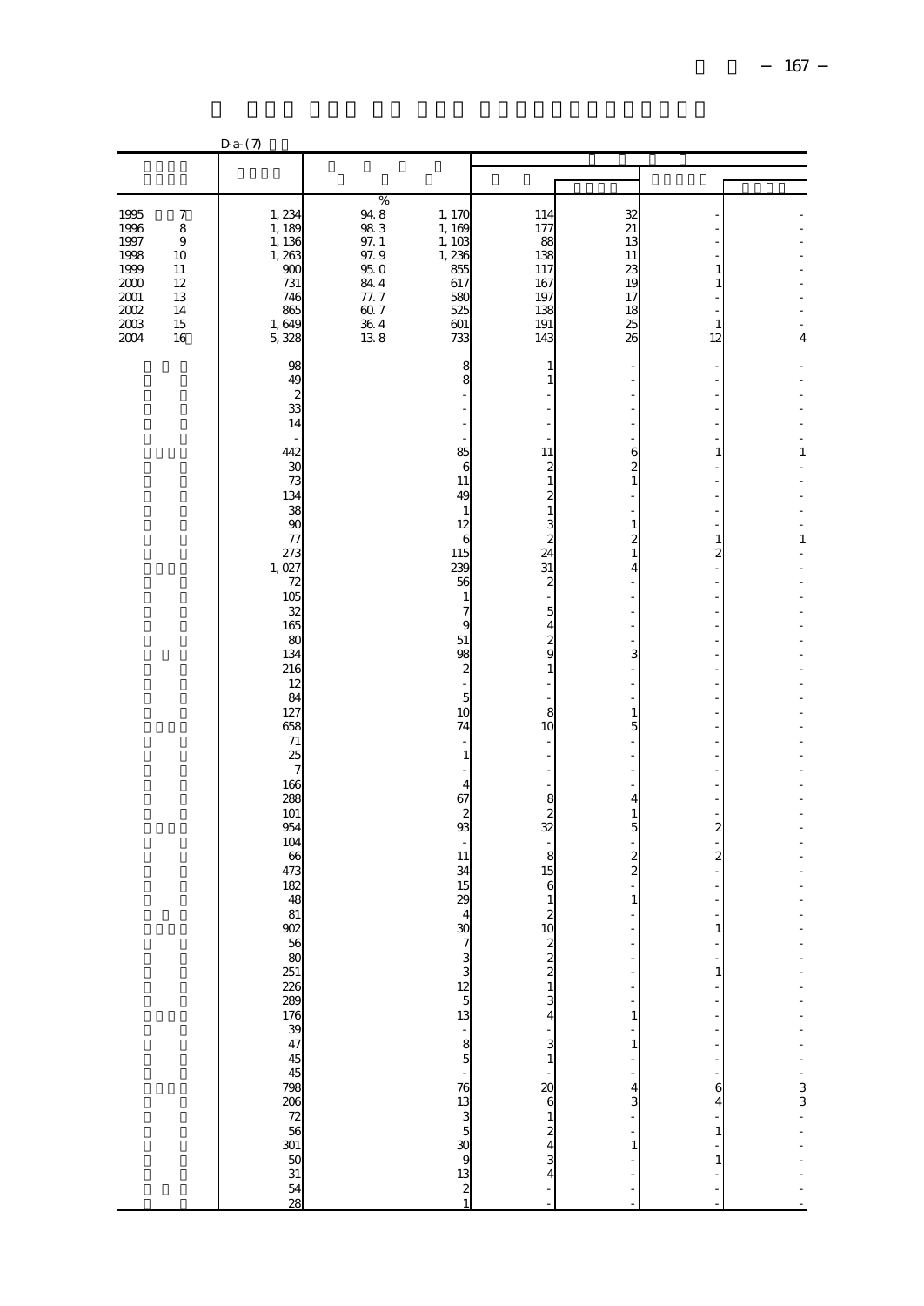D-a-(7)

| | | | | | | | |
|---|---|---|---|---|---|---|---|
| | | % | | | | | |
| 1995 7 | 1,234 | 94.8 | 1,170 | 114 | 32 | - | - |
| 1996 8 | 1,189 | 98.3 | 1,169 | 177 | 21 | - | - |
| 1997 9 | 1,136 | 97.1 | 1,103 | 88 | 13 | - | - |
| 1998 10 | 1,263 | 97.9 | 1,236 | 138 | 11 | - | - |
| 1999 11 | 900 | 95.0 | 855 | 117 | 23 | 1 | - |
| 2000 12 | 731 | 84.4 | 617 | 167 | 19 | 1 | - |
| 2001 13 | 746 | 77.7 | 580 | 197 | 17 | - | - |
| 2002 14 | 865 | 60.7 | 525 | 138 | 18 | - | - |
| 2003 15 | 1,649 | 36.4 | 601 | 191 | 25 | 1 | - |
| 2004 16 | 5,328 | 13.8 | 733 | 143 | 26 | 12 | 4 |
| | 98 | | 8 | 1 | - | - | - |
| | 49 | | 8 | 1 | - | - | - |
| | 2 | | - | - | - | - | - |
| | 33 | | - | - | - | - | - |
| | 14 | | - | - | - | - | - |
| | - | | - | - | - | - | - |
| | 442 | | 85 | 11 | 6 | 1 | 1 |
| | 30 | | 6 | 2 | 2 | - | - |
| | 73 | | 11 | 1 | 1 | - | - |
| | 134 | | 49 | 2 | - | - | - |
| | 38 | | 1 | 1 | - | - | - |
| | 90 | | 12 | 3 | 1 | - | - |
| | 77 | | 6 | 2 | 2 | 1 | 1 |
| | 273 | | 115 | 24 | 1 | 2 | - |
| | 1,027 | | 239 | 31 | 4 | - | - |
| | 72 | | 56 | 2 | - | - | - |
| | 105 | | 1 | - | - | - | - |
| | 32 | | 7 | 5 | - | - | - |
| | 165 | | 9 | 4 | - | - | - |
| | 80 | | 51 | 2 | - | - | - |
| | 134 | | 98 | 9 | 3 | - | - |
| | 216 | | 2 | 1 | - | - | - |
| | 12 | | - | - | - | - | - |
| | 84 | | 5 | - | - | - | - |
| | 127 | | 10 | 8 | 1 | - | - |
| | 658 | | 74 | 10 | 5 | - | - |
| | 71 | | - | - | - | - | - |
| | 25 | | 1 | - | - | - | - |
| | 7 | | - | - | - | - | - |
| | 166 | | 4 | - | - | - | - |
| | 288 | | 67 | 8 | 4 | - | - |
| | 101 | | 2 | 2 | 1 | - | - |
| | 954 | | 93 | 32 | 5 | 2 | - |
| | 104 | | - | - | - | - | - |
| | 66 | | 11 | 8 | 2 | 2 | - |
| | 473 | | 34 | 15 | 2 | - | - |
| | 182 | | 15 | 6 | - | - | - |
| | 48 | | 29 | 1 | 1 | - | - |
| | 81 | | 4 | 2 | - | - | - |
| | 902 | | 30 | 10 | - | 1 | - |
| | 56 | | 7 | 2 | - | - | - |
| | 80 | | 3 | 2 | - | - | - |
| | 251 | | 3 | 2 | - | 1 | - |
| | 226 | | 12 | 1 | - | - | - |
| | 289 | | 5 | 3 | - | - | - |
| | 176 | | 13 | 4 | 1 | - | - |
| | 39 | | - | - | - | - | - |
| | 47 | | 8 | 3 | 1 | - | - |
| | 45 | | 5 | 1 | - | - | - |
| | 45 | | - | - | - | - | - |
| | 798 | | 76 | 20 | 4 | 6 | 3 |
| | 206 | | 13 | 6 | 3 | 4 | 3 |
| | 72 | | 3 | 1 | - | - | - |
| | 56 | | 5 | 2 | - | 1 | - |
| | 301 | | 30 | 4 | 1 | - | - |
| | 50 | | 9 | 3 | - | 1 | - |
| | 31 | | 13 | 4 | - | - | - |
| | 54 | | 2 | - | - | - | - |
| | 28 | | 1 | - | - | - | - |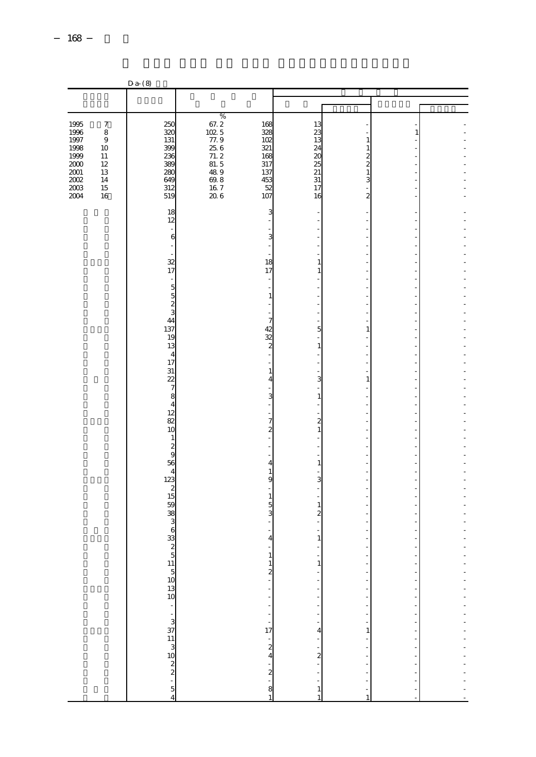D-a-(8)

| | | | | | | | |
|---|---|---|---|---|---|---|---|
| | | % | | | | | |
| 1995 7 | 250 | 67.2 | 168 | 13 | - | - | - |
| 1996 8 | 320 | 102.5 | 328 | 23 | - | 1 | - |
| 1997 9 | 131 | 77.9 | 102 | 13 | 1 | - | - |
| 1998 10 | 399 | 25.6 | 321 | 24 | 1 | - | - |
| 1999 11 | 236 | 71.2 | 168 | 20 | 2 | - | - |
| 2000 12 | 389 | 81.5 | 317 | 25 | 2 | - | - |
| 2001 13 | 280 | 48.9 | 137 | 21 | 1 | - | - |
| 2002 14 | 649 | 69.8 | 453 | 31 | 3 | - | - |
| 2003 15 | 312 | 16.7 | 52 | 17 | - | - | - |
| 2004 16 | 519 | 20.6 | 107 | 16 | 2 | - | - |
| | 18 | | 3 | - | - | - | - |
| | 12 | | - | - | - | - | - |
| | - | | - | - | - | - | - |
| | 6 | | 3 | - | - | - | - |
| | - | | - | - | - | - | - |
| | - | | - | - | - | - | - |
| | 32 | | 18 | 1 | - | - | - |
| | 17 | | 17 | 1 | - | - | - |
| | - | | - | - | - | - | - |
| | 5 | | - | - | - | - | - |
| | 5 | | 1 | - | - | - | - |
| | 2 | | - | - | - | - | - |
| | 3 | | - | - | - | - | - |
| | 44 | | 7 | - | - | - | - |
| | 137 | | 42 | 5 | 1 | - | - |
| | 19 | | 32 | - | - | - | - |
| | 13 | | 2 | 1 | - | - | - |
| | 4 | | - | - | - | - | - |
| | 17 | | - | - | - | - | - |
| | 31 | | 1 | - | - | - | - |
| | 22 | | 4 | 3 | 1 | - | - |
| | 7 | | - | - | - | - | - |
| | 8 | | 3 | 1 | - | - | - |
| | 4 | | - | - | - | - | - |
| | 12 | | - | - | - | - | - |
| | 82 | | 7 | 2 | - | - | - |
| | 10 | | 2 | 1 | - | - | - |
| | 1 | | - | - | - | - | - |
| | 2 | | - | - | - | - | - |
| | 9 | | - | - | - | - | - |
| | 56 | | 4 | 1 | - | - | - |
| | 4 | | 1 | - | - | - | - |
| | 123 | | 9 | 3 | - | - | - |
| | 2 | | - | - | - | - | - |
| | 15 | | 1 | - | - | - | - |
| | 59 | | 5 | 1 | - | - | - |
| | 38 | | 3 | 2 | - | - | - |
| | 3 | | - | - | - | - | - |
| | 6 | | - | - | - | - | - |
| | 33 | | 4 | 1 | - | - | - |
| | 2 | | - | - | - | - | - |
| | 5 | | 1 | - | - | - | - |
| | 11 | | 1 | 1 | - | - | - |
| | 5 | | 2 | - | - | - | - |
| | 10 | | - | - | - | - | - |
| | 13 | | - | - | - | - | - |
| | 10 | | - | - | - | - | - |
| | - | | - | - | - | - | - |
| | - | | - | - | - | - | - |
| | 3 | | - | - | - | - | - |
| | 37 | | 17 | 4 | 1 | - | - |
| | 11 | | - | - | - | - | - |
| | 3 | | 2 | - | - | - | - |
| | 10 | | 4 | 2 | - | - | - |
| | 2 | | - | - | - | - | - |
| | 2 | | 2 | - | - | - | - |
| | - | | - | - | - | - | - |
| | 5 | | 8 | 1 | - | - | - |
| | 4 | | 1 | 1 | 1 | - | - |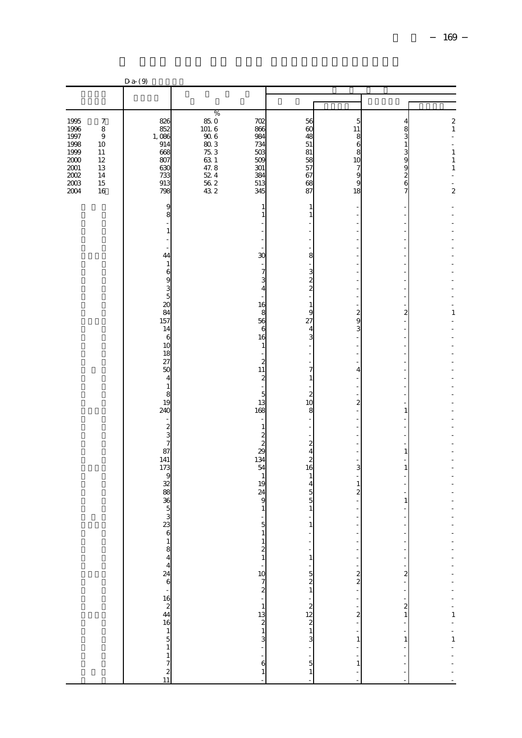D-a-(9)

| | | | | | | | |
|---|---|---|---|---|---|---|---|
| 1995 7 | 826 | 85.0 | 702 | 56 | 5 | 4 | 2 |
| 1996 8 | 852 | 101.6 | 866 | 60 | 11 | 8 | 1 |
| 1997 9 | 1,086 | 90.6 | 984 | 48 | 8 | 3 | - |
| 1998 10 | 914 | 80.3 | 734 | 51 | 6 | 1 | - |
| 1999 11 | 668 | 75.3 | 503 | 81 | 8 | 3 | 1 |
| 2000 12 | 807 | 63.1 | 509 | 58 | 10 | 9 | 1 |
| 2001 13 | 630 | 47.8 | 301 | 57 | 7 | 9 | 1 |
| 2002 14 | 733 | 52.4 | 384 | 67 | 9 | 2 | - |
| 2003 15 | 913 | 56.2 | 513 | 68 | 9 | 6 | - |
| 2004 16 | 798 | 43.2 | 345 | 87 | 18 | 7 | 2 |
| | 9 | | 1 | 1 | - | - | - |
| | 8 | | 1 | 1 | - | - | - |
| | - | | - | - | - | - | - |
| | 1 | | - | - | - | - | - |
| | - | | - | - | - | - | - |
| | - | | - | - | - | - | - |
| | 44 | | 30 | 8 | - | - | - |
| | 1 | | - | - | - | - | - |
| | 6 | | 7 | 3 | - | - | - |
| | 9 | | 3 | 2 | - | - | - |
| | 3 | | 4 | 2 | - | - | - |
| | 5 | | - | - | - | - | - |
| | 20 | | 16 | 1 | - | - | - |
| | 84 | | 8 | 9 | 2 | 2 | 1 |
| | 157 | | 56 | 27 | 9 | - | - |
| | 14 | | 6 | 4 | 3 | - | - |
| | 6 | | 16 | 3 | - | - | - |
| | 10 | | 1 | - | - | - | - |
| | 18 | | - | - | - | - | - |
| | 27 | | 2 | - | - | - | - |
| | 50 | | 11 | 7 | 4 | - | - |
| | 4 | | 2 | 1 | - | - | - |
| | 1 | | - | - | - | - | - |
| | 8 | | 5 | 2 | - | - | - |
| | 19 | | 13 | 10 | 2 | - | - |
| | 240 | | 168 | 8 | - | 1 | - |
| | - | | - | - | - | - | - |
| | 2 | | 1 | - | - | - | - |
| | 3 | | 2 | - | - | - | - |
| | 7 | | 2 | 2 | - | - | - |
| | 87 | | 29 | 4 | - | 1 | - |
| | 141 | | 134 | 2 | - | - | - |
| | 173 | | 54 | 16 | 3 | 1 | - |
| | 9 | | 1 | 1 | - | - | - |
| | 32 | | 19 | 4 | 1 | - | - |
| | 88 | | 24 | 5 | 2 | - | - |
| | 36 | | 9 | 5 | - | 1 | - |
| | 5 | | 1 | 1 | - | - | - |
| | 3 | | - | - | - | - | - |
| | 23 | | 5 | 1 | - | - | - |
| | 6 | | 1 | - | - | - | - |
| | 1 | | 1 | - | - | - | - |
| | 8 | | 2 | - | - | - | - |
| | 4 | | 1 | 1 | - | - | - |
| | 4 | | - | - | - | - | - |
| | 24 | | 10 | 5 | 2 | 2 | - |
| | 6 | | 7 | 2 | 2 | - | - |
| | - | | 2 | 1 | - | - | - |
| | 16 | | - | - | - | - | - |
| | 2 | | 1 | 2 | - | 2 | - |
| | 44 | | 13 | 12 | 2 | 1 | 1 |
| | 16 | | 2 | 2 | - | - | - |
| | 1 | | 1 | 1 | - | - | - |
| | 5 | | 3 | 3 | 1 | 1 | 1 |
| | 1 | | - | - | - | - | - |
| | 1 | | - | - | - | - | - |
| | 7 | | 6 | 5 | 1 | - | - |
| | 2 | | 1 | 1 | - | - | - |
| | 11 | | - | - | - | - | - |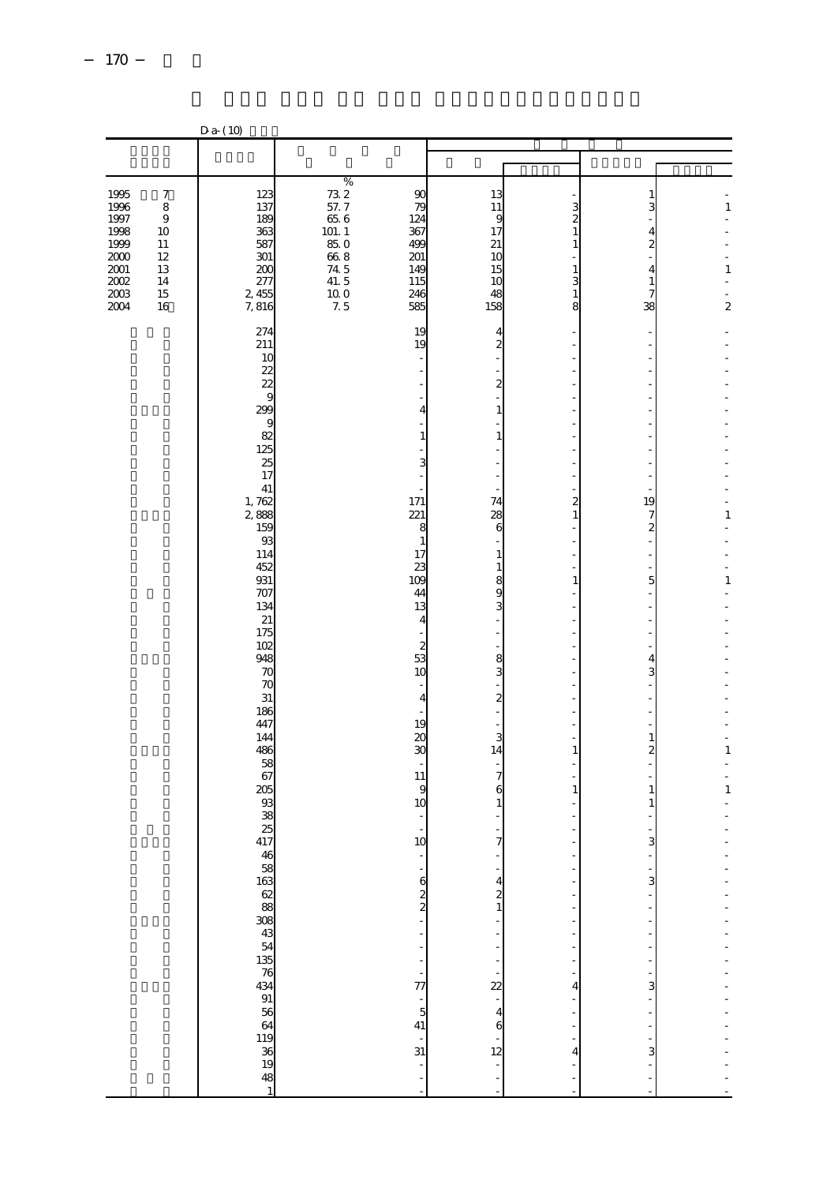D-a-(10)

| | | | | | | | |
|---|---|---|---|---|---|---|---|
| | | % | | | | | |
| 1995 7 | 123 | 73.2 | 90 | 13 | - | 1 | - |
| 1996 8 | 137 | 57.7 | 79 | 11 | 3 | 3 | 1 |
| 1997 9 | 189 | 65.6 | 124 | 9 | 2 | - | - |
| 1998 10 | 363 | 101.1 | 367 | 17 | 1 | 4 | - |
| 1999 11 | 587 | 85.0 | 499 | 21 | 1 | 2 | - |
| 2000 12 | 301 | 66.8 | 201 | 10 | - | - | - |
| 2001 13 | 200 | 74.5 | 149 | 15 | 1 | 4 | 1 |
| 2002 14 | 277 | 41.5 | 115 | 10 | 3 | 1 | - |
| 2003 15 | 2,455 | 10.0 | 246 | 48 | 1 | 7 | - |
| 2004 16 | 7,816 | 7.5 | 585 | 158 | 8 | 38 | 2 |
| | 274 | | 19 | 4 | - | - | - |
| | 211 | | 19 | 2 | - | - | - |
| | 10 | | - | - | - | - | - |
| | 22 | | - | - | - | - | - |
| | 22 | | - | 2 | - | - | - |
| | 9 | | - | - | - | - | - |
| | 299 | | 4 | 1 | - | - | - |
| | 9 | | - | - | - | - | - |
| | 82 | | 1 | 1 | - | - | - |
| | 125 | | - | - | - | - | - |
| | 25 | | 3 | - | - | - | - |
| | 17 | | - | - | - | - | - |
| | 41 | | - | - | - | - | - |
| | 1,762 | | 171 | 74 | 2 | 19 | - |
| | 2,888 | | 221 | 28 | 1 | 7 | 1 |
| | 159 | | 8 | 6 | - | 2 | - |
| | 93 | | 1 | - | - | - | - |
| | 114 | | 17 | 1 | - | - | - |
| | 452 | | 23 | 1 | - | - | - |
| | 931 | | 109 | 8 | 1 | 5 | 1 |
| | 707 | | 44 | 9 | - | - | - |
| | 134 | | 13 | 3 | - | - | - |
| | 21 | | 4 | - | - | - | - |
| | 175 | | - | - | - | - | - |
| | 102 | | 2 | - | - | - | - |
| | 948 | | 53 | 8 | - | 4 | - |
| | 70 | | 10 | 3 | - | 3 | - |
| | 70 | | - | - | - | - | - |
| | 31 | | 4 | 2 | - | - | - |
| | 186 | | - | - | - | - | - |
| | 447 | | 19 | - | - | - | - |
| | 144 | | 20 | 3 | - | 1 | - |
| | 486 | | 30 | 14 | 1 | 2 | 1 |
| | 58 | | - | - | - | - | - |
| | 67 | | 11 | 7 | - | - | - |
| | 205 | | 9 | 6 | 1 | 1 | 1 |
| | 93 | | 10 | 1 | - | 1 | - |
| | 38 | | - | - | - | - | - |
| | 25 | | - | - | - | - | - |
| | 417 | | 10 | 7 | - | 3 | - |
| | 46 | | - | - | - | - | - |
| | 58 | | - | - | - | - | - |
| | 163 | | 6 | 4 | - | 3 | - |
| | 62 | | 2 | 2 | - | - | - |
| | 88 | | 2 | 1 | - | - | - |
| | 308 | | - | - | - | - | - |
| | 43 | | - | - | - | - | - |
| | 54 | | - | - | - | - | - |
| | 135 | | - | - | - | - | - |
| | 76 | | - | - | - | - | - |
| | 434 | | 77 | 22 | 4 | 3 | - |
| | 91 | | - | - | - | - | - |
| | 56 | | 5 | 4 | - | - | - |
| | 64 | | 41 | 6 | - | - | - |
| | 119 | | - | - | - | - | - |
| | 36 | | 31 | 12 | 4 | 3 | - |
| | 19 | | - | - | - | - | - |
| | 48 | | - | - | - | - | - |
| | 1 | | - | - | - | - | - |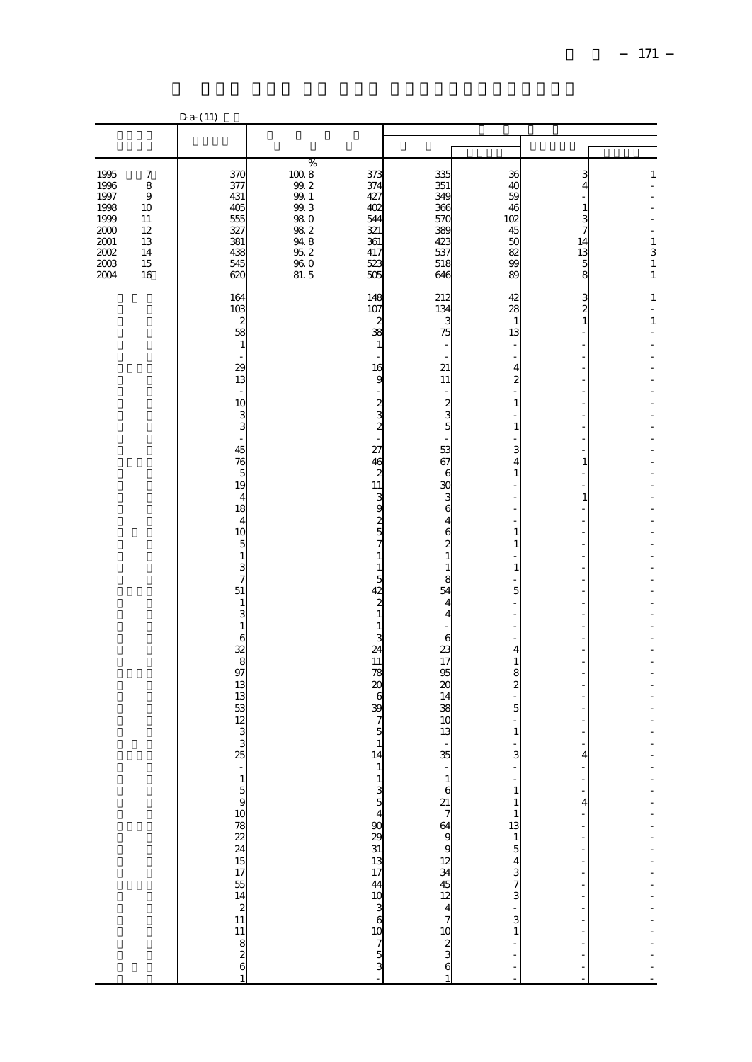D-a-(11)

| | | | | | | | |
|---|---|---|---|---|---|---|---|
| 1995 7 | 370 | % 100.8 | 373 | 335 | 36 | 3 | 1 |
| 1996 8 | 377 | 99.2 | 374 | 351 | 40 | 4 | - |
| 1997 9 | 431 | 99.1 | 427 | 349 | 59 | - | - |
| 1998 10 | 405 | 99.3 | 402 | 366 | 46 | 1 | - |
| 1999 11 | 555 | 98.0 | 544 | 570 | 102 | 3 | - |
| 2000 12 | 327 | 98.2 | 321 | 389 | 45 | 7 | - |
| 2001 13 | 381 | 94.8 | 361 | 423 | 50 | 14 | 1 |
| 2002 14 | 438 | 95.2 | 417 | 537 | 82 | 13 | 3 |
| 2003 15 | 545 | 96.0 | 523 | 518 | 99 | 5 | 1 |
| 2004 16 | 620 | 81.5 | 505 | 646 | 89 | 8 | 1 |
| | 164 | | 148 | 212 | 42 | 3 | 1 |
| | 103 | | 107 | 134 | 28 | 2 | - |
| | 2 | | 2 | 3 | 1 | 1 | 1 |
| | 58 | | 38 | 75 | 13 | - | - |
| | 1 | | 1 | - | - | - | - |
| | - | | - | - | - | - | - |
| | 29 | | 16 | 21 | 4 | - | - |
| | 13 | | 9 | 11 | 2 | - | - |
| | - | | - | - | - | - | - |
| | 10 | | 2 | 2 | 1 | - | - |
| | 3 | | 3 | 3 | - | - | - |
| | 3 | | 2 | 5 | 1 | - | - |
| | - | | - | - | - | - | - |
| | 45 | | 27 | 53 | 3 | - | - |
| | 76 | | 46 | 67 | 4 | 1 | - |
| | 5 | | 2 | 6 | 1 | - | - |
| | 19 | | 11 | 30 | - | - | - |
| | 4 | | 3 | 3 | - | 1 | - |
| | 18 | | 9 | 6 | - | - | - |
| | 4 | | 2 | 4 | - | - | - |
| | 10 | | 5 | 6 | 1 | - | - |
| | 5 | | 7 | 2 | 1 | - | - |
| | 1 | | 1 | 1 | - | - | - |
| | 3 | | 1 | 1 | 1 | - | - |
| | 7 | | 5 | 8 | - | - | - |
| | 51 | | 42 | 54 | 5 | - | - |
| | 1 | | 2 | 4 | - | - | - |
| | 3 | | 1 | 4 | - | - | - |
| | 1 | | 1 | - | - | - | - |
| | 6 | | 3 | 6 | - | - | - |
| | 32 | | 24 | 23 | 4 | - | - |
| | 8 | | 11 | 17 | 1 | - | - |
| | 97 | | 78 | 95 | 8 | - | - |
| | 13 | | 20 | 20 | 2 | - | - |
| | 13 | | 6 | 14 | - | - | - |
| | 53 | | 39 | 38 | 5 | - | - |
| | 12 | | 7 | 10 | - | - | - |
| | 3 | | 5 | 13 | 1 | - | - |
| | 3 | | 1 | - | - | - | - |
| | 25 | | 14 | 35 | 3 | 4 | - |
| | - | | 1 | - | - | - | - |
| | 1 | | 1 | 1 | - | - | - |
| | 5 | | 3 | 6 | 1 | - | - |
| | 9 | | 5 | 21 | 1 | 4 | - |
| | 10 | | 4 | 7 | 1 | - | - |
| | 78 | | 90 | 64 | 13 | - | - |
| | 22 | | 29 | 9 | 1 | - | - |
| | 24 | | 31 | 9 | 5 | - | - |
| | 15 | | 13 | 12 | 4 | - | - |
| | 17 | | 17 | 34 | 3 | - | - |
| | 55 | | 44 | 45 | 7 | - | - |
| | 14 | | 10 | 12 | 3 | - | - |
| | 2 | | 3 | 4 | - | - | - |
| | 11 | | 6 | 7 | 3 | - | - |
| | 11 | | 10 | 10 | 1 | - | - |
| | 8 | | 7 | 2 | - | - | - |
| | 2 | | 5 | 3 | - | - | - |
| | 6 | | 3 | 6 | - | - | - |
| | 1 | | - | 1 | - | - | - |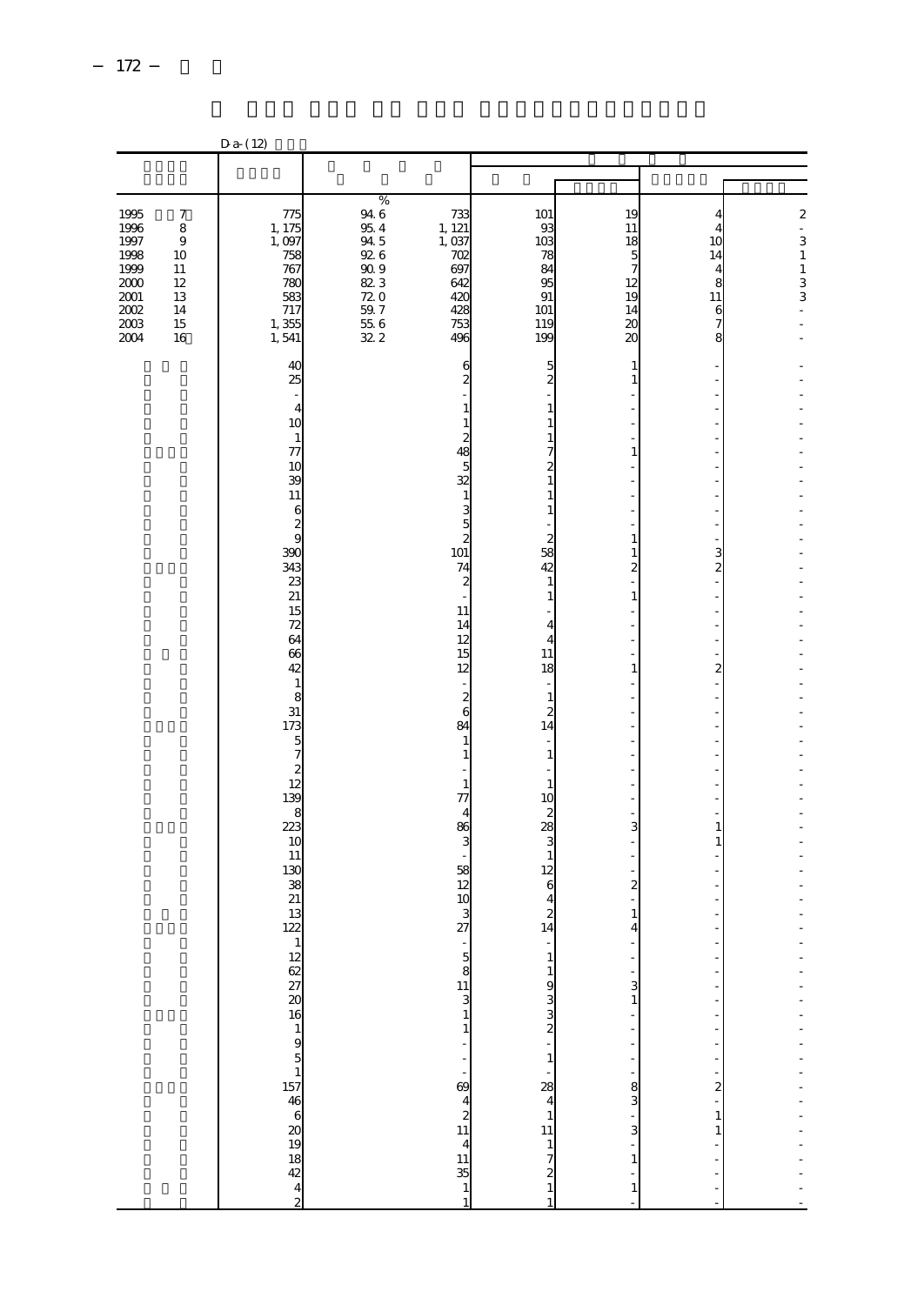D-a-(12)

| | | % | | | | | |
|---|---|---|---|---|---|---|---|
| 1995 7 | 775 | 94.6 | 733 | 101 | 19 | 4 | 2 |
| 1996 8 | 1,175 | 95.4 | 1,121 | 93 | 11 | 4 | - |
| 1997 9 | 1,097 | 94.5 | 1,037 | 103 | 18 | 10 | 3 |
| 1998 10 | 758 | 92.6 | 702 | 78 | 5 | 14 | 1 |
| 1999 11 | 767 | 90.9 | 697 | 84 | 7 | 4 | 1 |
| 2000 12 | 780 | 82.3 | 642 | 95 | 12 | 8 | 3 |
| 2001 13 | 583 | 72.0 | 420 | 91 | 19 | 11 | 3 |
| 2002 14 | 717 | 59.7 | 428 | 101 | 14 | 6 | - |
| 2003 15 | 1,355 | 55.6 | 753 | 119 | 20 | 7 | - |
| 2004 16 | 1,541 | 32.2 | 496 | 199 | 20 | 8 | - |
| | 40 | | 6 | 5 | 1 | - | - |
| | 25 | | 2 | 2 | 1 | - | - |
| | - | | - | - | - | - | - |
| | 4 | | 1 | 1 | - | - | - |
| | 10 | | 1 | 1 | - | - | - |
| | 1 | | 2 | 1 | - | - | - |
| | 77 | | 48 | 7 | 1 | - | - |
| | 10 | | 5 | 2 | - | - | - |
| | 39 | | 32 | 1 | - | - | - |
| | 11 | | 1 | 1 | - | - | - |
| | 6 | | 3 | 1 | - | - | - |
| | 2 | | 5 | - | - | - | - |
| | 9 | | 2 | 2 | 1 | - | - |
| | 390 | | 101 | 58 | 1 | 3 | - |
| | 343 | | 74 | 42 | 2 | 2 | - |
| | 23 | | 2 | 1 | - | - | - |
| | 21 | | - | 1 | 1 | - | - |
| | 15 | | 11 | - | - | - | - |
| | 72 | | 14 | 4 | - | - | - |
| | 64 | | 12 | 4 | - | - | - |
| | 66 | | 15 | 11 | - | - | - |
| | 42 | | 12 | 18 | 1 | 2 | - |
| | 1 | | - | - | - | - | - |
| | 8 | | 2 | 1 | - | - | - |
| | 31 | | 6 | 2 | - | - | - |
| | 173 | | 84 | 14 | - | - | - |
| | 5 | | 1 | - | - | - | - |
| | 7 | | 1 | 1 | - | - | - |
| | 2 | | - | - | - | - | - |
| | 12 | | 1 | 1 | - | - | - |
| | 139 | | 77 | 10 | - | - | - |
| | 8 | | 4 | 2 | - | - | - |
| | 223 | | 86 | 28 | 3 | 1 | - |
| | 10 | | 3 | 3 | - | 1 | - |
| | 11 | | - | 1 | - | - | - |
| | 130 | | 58 | 12 | - | - | - |
| | 38 | | 12 | 6 | 2 | - | - |
| | 21 | | 10 | 4 | - | - | - |
| | 13 | | 3 | 2 | 1 | - | - |
| | 122 | | 27 | 14 | 4 | - | - |
| | 1 | | - | - | - | - | - |
| | 12 | | 5 | 1 | - | - | - |
| | 62 | | 8 | 1 | - | - | - |
| | 27 | | 11 | 9 | 3 | - | - |
| | 20 | | 3 | 3 | 1 | - | - |
| | 16 | | 1 | 3 | - | - | - |
| | 1 | | 1 | 2 | - | - | - |
| | 9 | | - | - | - | - | - |
| | 5 | | - | 1 | - | - | - |
| | 1 | | - | - | - | - | - |
| | 157 | | 69 | 28 | 8 | 2 | - |
| | 46 | | 4 | 4 | 3 | - | - |
| | 6 | | 2 | 1 | - | 1 | - |
| | 20 | | 11 | 11 | 3 | 1 | - |
| | 19 | | 4 | 1 | - | - | - |
| | 18 | | 11 | 7 | 1 | - | - |
| | 42 | | 35 | 2 | - | - | - |
| | 4 | | 1 | 1 | 1 | - | - |
| | 2 | | 1 | 1 | - | - | - |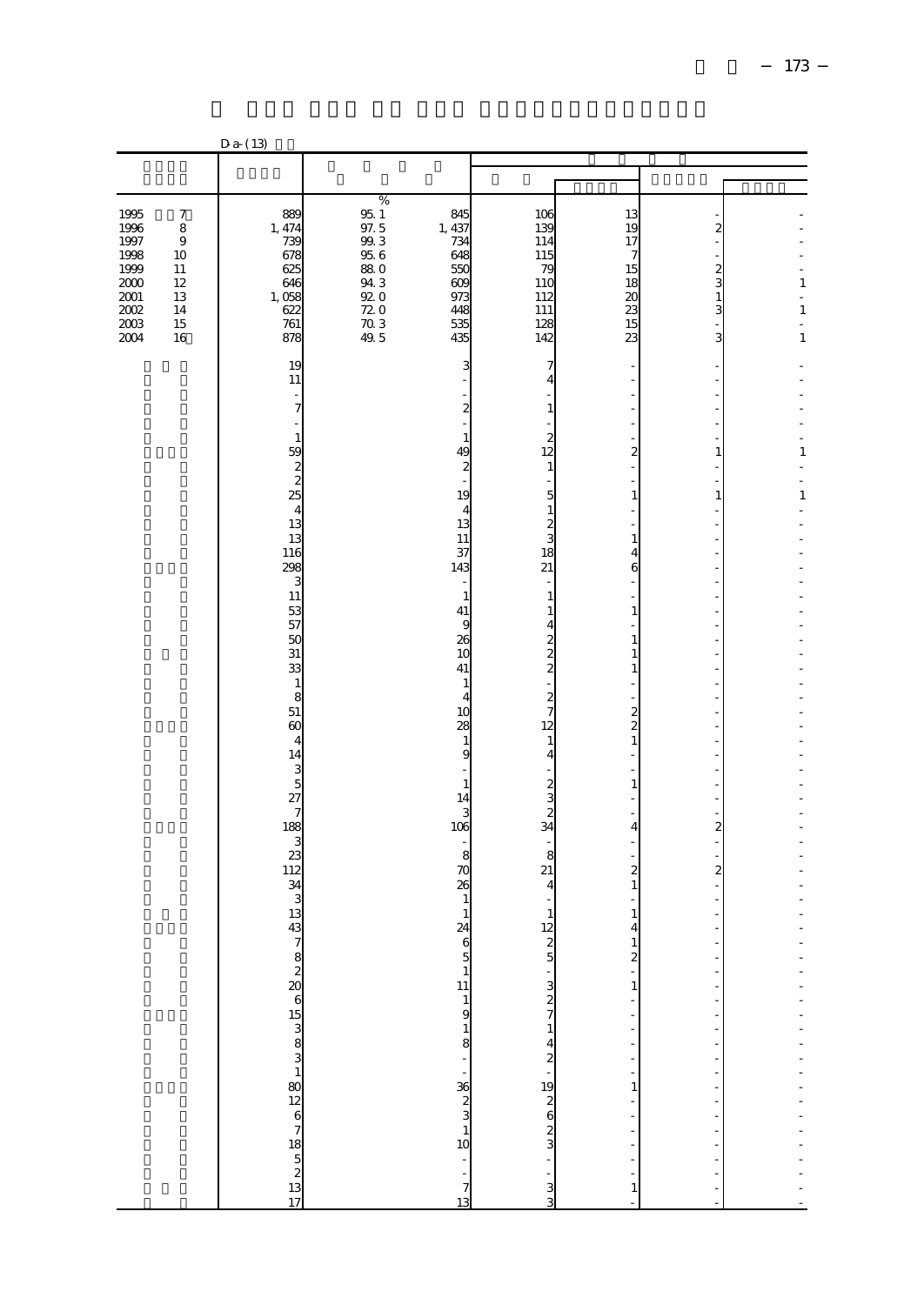D-a-(13)

| | | | | | | | |
|---|---|---|---|---|---|---|---|
| | | % | | | | | |
| 1995 7 | 889 | 95.1 | 845 | 106 | 13 | - | - |
| 1996 8 | 1,474 | 97.5 | 1,437 | 139 | 19 | 2 | - |
| 1997 9 | 739 | 99.3 | 734 | 114 | 17 | - | - |
| 1998 10 | 678 | 95.6 | 648 | 115 | 7 | - | - |
| 1999 11 | 625 | 88.0 | 550 | 79 | 15 | 2 | - |
| 2000 12 | 646 | 94.3 | 609 | 110 | 18 | 3 | 1 |
| 2001 13 | 1,058 | 92.0 | 973 | 112 | 20 | 1 | - |
| 2002 14 | 622 | 72.0 | 448 | 111 | 23 | 3 | 1 |
| 2003 15 | 761 | 70.3 | 535 | 128 | 15 | - | - |
| 2004 16 | 878 | 49.5 | 435 | 142 | 23 | 3 | 1 |
| | 19 | | 3 | 7 | - | - | - |
| | 11 | | - | 4 | - | - | - |
| | - | | - | - | - | - | - |
| | 7 | | 2 | 1 | - | - | - |
| | - | | - | - | - | - | - |
| | 1 | | 1 | 2 | - | - | - |
| | 59 | | 49 | 12 | 2 | 1 | 1 |
| | 2 | | 2 | 1 | - | - | - |
| | 2 | | - | - | - | - | - |
| | 25 | | 19 | 5 | 1 | 1 | 1 |
| | 4 | | 4 | 1 | - | - | - |
| | 13 | | 13 | 2 | - | - | - |
| | 13 | | 11 | 3 | 1 | - | - |
| | 116 | | 37 | 18 | 4 | - | - |
| | 298 | | 143 | 21 | 6 | - | - |
| | 3 | | - | - | - | - | - |
| | 11 | | 1 | 1 | - | - | - |
| | 53 | | 41 | 1 | 1 | - | - |
| | 57 | | 9 | 4 | - | - | - |
| | 50 | | 26 | 2 | 1 | - | - |
| | 31 | | 10 | 2 | 1 | - | - |
| | 33 | | 41 | 2 | 1 | - | - |
| | 1 | | 1 | - | - | - | - |
| | 8 | | 4 | 2 | - | - | - |
| | 51 | | 10 | 7 | 2 | - | - |
| | 60 | | 28 | 12 | 2 | - | - |
| | 4 | | 1 | 1 | 1 | - | - |
| | 14 | | 9 | 4 | - | - | - |
| | 3 | | - | - | - | - | - |
| | 5 | | 1 | 2 | 1 | - | - |
| | 27 | | 14 | 3 | - | - | - |
| | 7 | | 3 | 2 | - | - | - |
| | 188 | | 106 | 34 | 4 | 2 | - |
| | 3 | | - | - | - | - | - |
| | 23 | | 8 | 8 | - | - | - |
| | 112 | | 70 | 21 | 2 | 2 | - |
| | 34 | | 26 | 4 | 1 | - | - |
| | 3 | | 1 | - | - | - | - |
| | 13 | | 1 | 1 | 1 | - | - |
| | 43 | | 24 | 12 | 4 | - | - |
| | 7 | | 6 | 2 | 1 | - | - |
| | 8 | | 5 | 5 | 2 | - | - |
| | 2 | | 1 | - | - | - | - |
| | 20 | | 11 | 3 | 1 | - | - |
| | 6 | | 1 | 2 | - | - | - |
| | 15 | | 9 | 7 | - | - | - |
| | 3 | | 1 | 1 | - | - | - |
| | 8 | | 8 | 4 | - | - | - |
| | 3 | | - | 2 | - | - | - |
| | 1 | | - | - | - | - | - |
| | 80 | | 36 | 19 | 1 | - | - |
| | 12 | | 2 | 2 | - | - | - |
| | 6 | | 3 | 6 | - | - | - |
| | 7 | | 1 | 2 | - | - | - |
| | 18 | | 10 | 3 | - | - | - |
| | 5 | | - | - | - | - | - |
| | 2 | | - | - | - | - | - |
| | 13 | | 7 | 3 | 1 | - | - |
| | 17 | | 13 | 3 | - | - | - |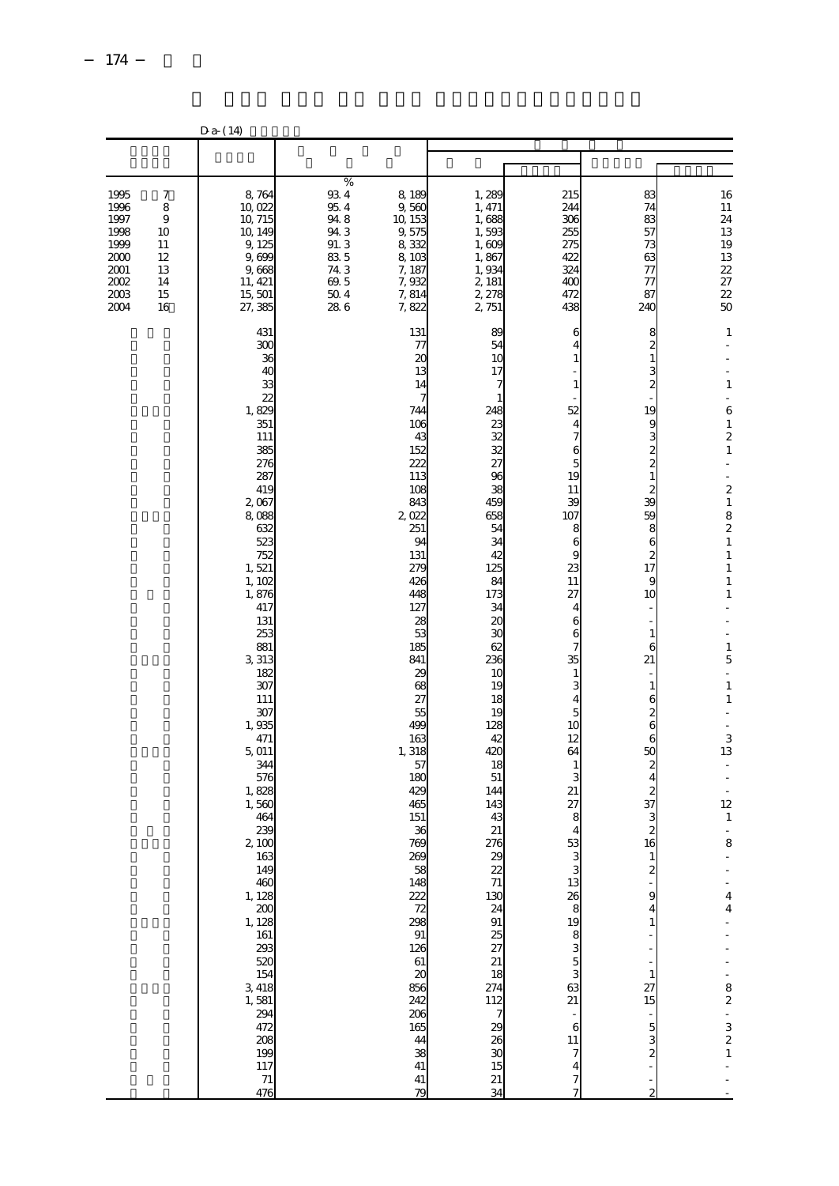D-a-(14)

| | | | | | | | | |
|---|---|---|---|---|---|---|---|---|
| 1995 | 7 | 8,764 | 93.4 | 8,189 | 1,289 | 215 | 83 | 16 |
| 1996 | 8 | 10,022 | 95.4 | 9,560 | 1,471 | 244 | 74 | 11 |
| 1997 | 9 | 10,715 | 94.8 | 10,153 | 1,688 | 306 | 83 | 24 |
| 1998 | 10 | 10,149 | 94.3 | 9,575 | 1,593 | 255 | 57 | 13 |
| 1999 | 11 | 9,125 | 91.3 | 8,332 | 1,609 | 275 | 73 | 19 |
| 2000 | 12 | 9,699 | 83.5 | 8,103 | 1,867 | 422 | 63 | 13 |
| 2001 | 13 | 9,668 | 74.3 | 7,187 | 1,934 | 324 | 77 | 22 |
| 2002 | 14 | 11,421 | 69.5 | 7,932 | 2,181 | 400 | 77 | 27 |
| 2003 | 15 | 15,501 | 50.4 | 7,814 | 2,278 | 472 | 87 | 22 |
| 2004 | 16 | 27,385 | 28.6 | 7,822 | 2,751 | 438 | 240 | 50 |
| | | 431 | | 131 | 89 | 6 | 8 | 1 |
| | | 300 | | 77 | 54 | 4 | 2 | - |
| | | 36 | | 20 | 10 | 1 | 1 | - |
| | | 40 | | 13 | 17 | - | 3 | - |
| | | 33 | | 14 | 7 | 1 | 2 | 1 |
| | | 22 | | 7 | 1 | - | - | - |
| | | 1,829 | | 744 | 248 | 52 | 19 | 6 |
| | | 351 | | 106 | 23 | 4 | 9 | 1 |
| | | 111 | | 43 | 32 | 7 | 3 | 2 |
| | | 385 | | 152 | 32 | 6 | 2 | 1 |
| | | 276 | | 222 | 27 | 5 | 2 | - |
| | | 287 | | 113 | 96 | 19 | 1 | - |
| | | 419 | | 108 | 38 | 11 | 2 | 2 |
| | | 2,067 | | 843 | 459 | 39 | 39 | 1 |
| | | 8,088 | | 2,022 | 658 | 107 | 59 | 8 |
| | | 632 | | 251 | 54 | 8 | 8 | 2 |
| | | 523 | | 94 | 34 | 6 | 6 | 1 |
| | | 752 | | 131 | 42 | 9 | 2 | 1 |
| | | 1,521 | | 279 | 125 | 23 | 17 | 1 |
| | | 1,102 | | 426 | 84 | 11 | 9 | 1 |
| | | 1,876 | | 448 | 173 | 27 | 10 | 1 |
| | | 417 | | 127 | 34 | 4 | - | - |
| | | 131 | | 28 | 20 | 6 | - | - |
| | | 253 | | 53 | 30 | 6 | 1 | - |
| | | 881 | | 185 | 62 | 7 | 6 | 1 |
| | | 3,313 | | 841 | 236 | 35 | 21 | 5 |
| | | 182 | | 29 | 10 | 1 | - | - |
| | | 307 | | 68 | 19 | 3 | 1 | 1 |
| | | 111 | | 27 | 18 | 4 | 6 | 1 |
| | | 307 | | 55 | 19 | 5 | 2 | - |
| | | 1,935 | | 499 | 128 | 10 | 6 | - |
| | | 471 | | 163 | 42 | 12 | 6 | 3 |
| | | 5,011 | | 1,318 | 420 | 64 | 50 | 13 |
| | | 344 | | 57 | 18 | 1 | 2 | - |
| | | 576 | | 180 | 51 | 3 | 4 | - |
| | | 1,828 | | 429 | 144 | 21 | 2 | - |
| | | 1,560 | | 465 | 143 | 27 | 37 | 12 |
| | | 464 | | 151 | 43 | 8 | 3 | 1 |
| | | 239 | | 36 | 21 | 4 | 2 | - |
| | | 2,100 | | 769 | 276 | 53 | 16 | 8 |
| | | 163 | | 269 | 29 | 3 | 1 | - |
| | | 149 | | 58 | 22 | 3 | 2 | - |
| | | 460 | | 148 | 71 | 13 | - | - |
| | | 1,128 | | 222 | 130 | 26 | 9 | 4 |
| | | 200 | | 72 | 24 | 8 | 4 | 4 |
| | | 1,128 | | 298 | 91 | 19 | 1 | - |
| | | 161 | | 91 | 25 | 8 | - | - |
| | | 293 | | 126 | 27 | 3 | - | - |
| | | 520 | | 61 | 21 | 5 | - | - |
| | | 154 | | 20 | 18 | 3 | 1 | - |
| | | 3,418 | | 856 | 274 | 63 | 27 | 8 |
| | | 1,581 | | 242 | 112 | 21 | 15 | 2 |
| | | 294 | | 206 | 7 | - | - | - |
| | | 472 | | 165 | 29 | 6 | 5 | 3 |
| | | 208 | | 44 | 26 | 11 | 3 | 2 |
| | | 199 | | 38 | 30 | 7 | 2 | 1 |
| | | 117 | | 41 | 15 | 4 | - | - |
| | | 71 | | 41 | 21 | 7 | - | - |
| | | 476 | | 79 | 34 | 7 | 2 | - |